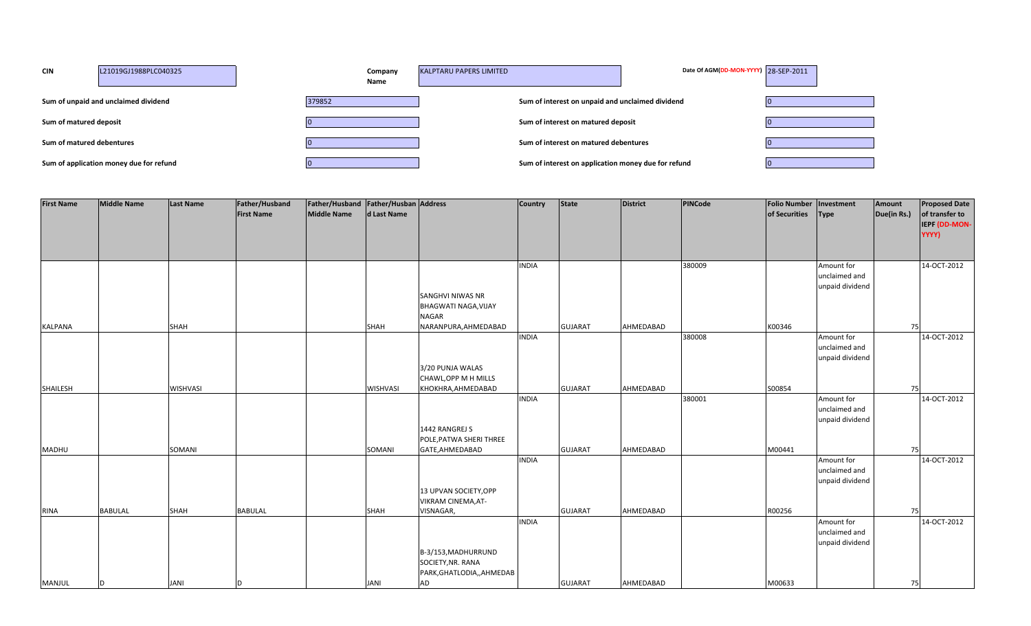| CIN | L21019GJ1988PLC040325 | Company Name | KALPTARU PAPERS LIMITED | Date Of AGM(DD-MON-YYYY) | 28-SEP-2011 |
|---|---|---|---|---|---|

| | | | |
|---|---|---|---|
| Sum of unpaid and unclaimed dividend | 379852 | Sum of interest on unpaid and unclaimed dividend | 0 |
| Sum of matured deposit | 0 | Sum of interest on matured deposit | 0 |
| Sum of matured debentures | 0 | Sum of interest on matured debentures | 0 |
| Sum of application money due for refund | 0 | Sum of interest on application money due for refund | 0 |

| First Name | Middle Name | Last Name | Father/Husband First Name | Father/Husband Middle Name | Father/Husband Last Name | Address | Country | State | District | PINCode | Folio Number of Securities | Investment Type | Amount Due(in Rs.) | Proposed Date of transfer to IEPF (DD-MON-YYYY) |
|---|---|---|---|---|---|---|---|---|---|---|---|---|---|---|
| KALPANA | | SHAH | | | SHAH | SANGHVI NIWAS NR BHAGWATI NAGA,VIJAY NAGAR NARANPURA,AHMEDABAD | INDIA | GUJARAT | AHMEDABAD | 380009 | K00346 | Amount for unclaimed and unpaid dividend | 75 | 14-OCT-2012 |
| SHAILESH | | WISHVASI | | | WISHVASI | 3/20 PUNJA WALAS CHAWL,OPP M H MILLS KHOKHRA,AHMEDABAD | INDIA | GUJARAT | AHMEDABAD | 380008 | S00854 | Amount for unclaimed and unpaid dividend | 75 | 14-OCT-2012 |
| MADHU | | SOMANI | | | SOMANI | 1442 RANGREJ S POLE,PATWA SHERI THREE GATE,AHMEDABAD | INDIA | GUJARAT | AHMEDABAD | 380001 | M00441 | Amount for unclaimed and unpaid dividend | 75 | 14-OCT-2012 |
| RINA | BABULAL | SHAH | BABULAL | | SHAH | 13 UPVAN SOCIETY,OPP VIKRAM CINEMA,AT-VISNAGAR, | INDIA | GUJARAT | AHMEDABAD | | R00256 | Amount for unclaimed and unpaid dividend | 75 | 14-OCT-2012 |
| MANJUL | D | JANI | D | | JANI | B-3/153,MADHURRUND SOCIETY,NR. RANA PARK,GHATLODIA,,AHMEDABAD | INDIA | GUJARAT | AHMEDABAD | | M00633 | Amount for unclaimed and unpaid dividend | 75 | 14-OCT-2012 |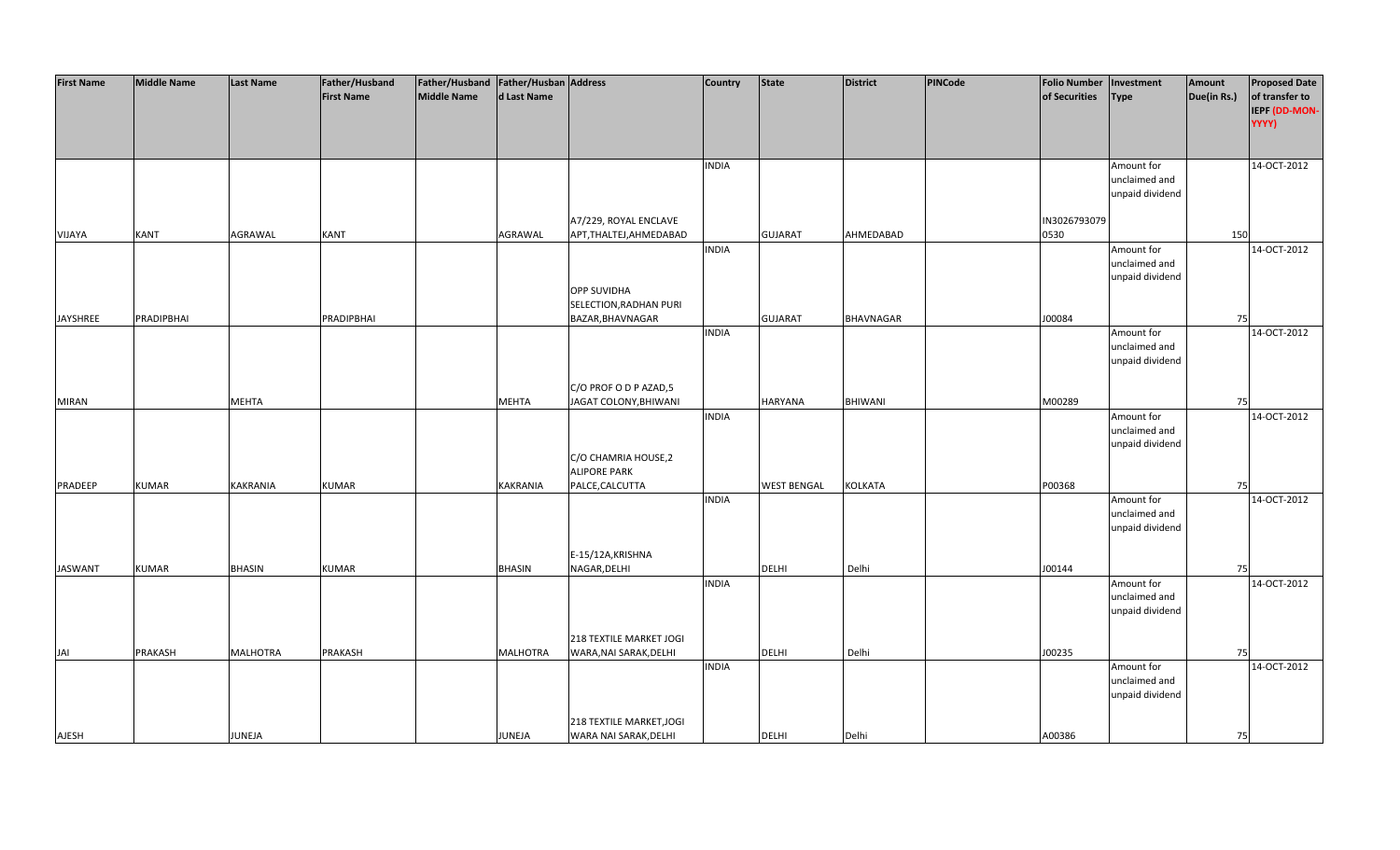| First Name | Middle Name | Last Name | Father/Husband First Name | Father/Husband Middle Name | Father/Husband Last Name | Address | Country | State | District | PINCode | Folio Number of Securities | Investment Type | Amount Due(in Rs.) | Proposed Date of transfer to IEPF (DD-MON-YYYY) |
|---|---|---|---|---|---|---|---|---|---|---|---|---|---|---|
| VIJAYA | KANT | AGRAWAL | KANT | | AGRAWAL | A7/229, ROYAL ENCLAVE APT,THALTEJ,AHMEDABAD | INDIA | GUJARAT | AHMEDABAD | | IN3026793079 0530 | Amount for unclaimed and unpaid dividend | 150 | 14-OCT-2012 |
| JAYSHREE | PRADIPBHAI | | PRADIPBHAI | | | OPP SUVIDHA SELECTION,RADHAN PURI BAZAR,BHAVNAGAR | INDIA | GUJARAT | BHAVNAGAR | | J00084 | Amount for unclaimed and unpaid dividend | 75 | 14-OCT-2012 |
| MIRAN | | MEHTA | | | MEHTA | C/O PROF O D P AZAD,5 JAGAT COLONY,BHIWANI | INDIA | HARYANA | BHIWANI | | M00289 | Amount for unclaimed and unpaid dividend | 75 | 14-OCT-2012 |
| PRADEEP | KUMAR | KAKRANIA | KUMAR | | KAKRANIA | C/O CHAMRIA HOUSE,2 ALIPORE PARK PALCE,CALCUTTA | INDIA | WEST BENGAL | KOLKATA | | P00368 | Amount for unclaimed and unpaid dividend | 75 | 14-OCT-2012 |
| JASWANT | KUMAR | BHASIN | KUMAR | | BHASIN | E-15/12A,KRISHNA NAGAR,DELHI | INDIA | DELHI | Delhi | | J00144 | Amount for unclaimed and unpaid dividend | 75 | 14-OCT-2012 |
| JAI | PRAKASH | MALHOTRA | PRAKASH | | MALHOTRA | 218 TEXTILE MARKET JOGI WARA,NAI SARAK,DELHI | INDIA | DELHI | Delhi | | J00235 | Amount for unclaimed and unpaid dividend | 75 | 14-OCT-2012 |
| AJESH | | JUNEJA | | | JUNEJA | 218 TEXTILE MARKET,JOGI WARA NAI SARAK,DELHI | INDIA | DELHI | Delhi | | A00386 | Amount for unclaimed and unpaid dividend | 75 | 14-OCT-2012 |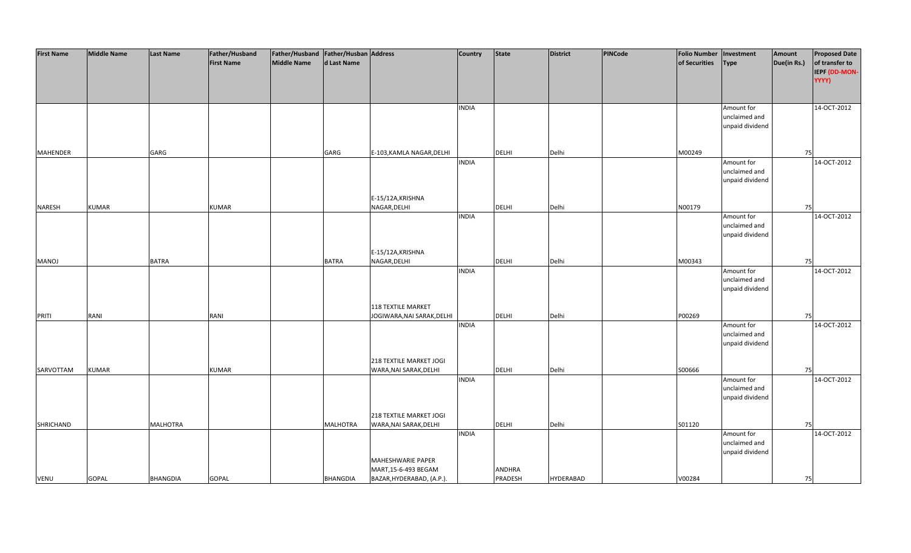| First Name | Middle Name | Last Name | Father/Husband First Name | Father/Husband Middle Name | Father/Husband Last Name | Address | Country | State | District | PINCode | Folio Number of Securities | Investment Type | Amount Due(in Rs.) | Proposed Date of transfer to IEPF (DD-MON-YYYY) |
|---|---|---|---|---|---|---|---|---|---|---|---|---|---|---|
| MAHENDER | | GARG | | | GARG | E-103,KAMLA NAGAR,DELHI | INDIA | DELHI | Delhi | | M00249 | Amount for unclaimed and unpaid dividend | 75 | 14-OCT-2012 |
| NARESH | KUMAR | | KUMAR | | | E-15/12A,KRISHNA NAGAR,DELHI | INDIA | DELHI | Delhi | | N00179 | Amount for unclaimed and unpaid dividend | 75 | 14-OCT-2012 |
| MANOJ | | BATRA | | | BATRA | E-15/12A,KRISHNA NAGAR,DELHI | INDIA | DELHI | Delhi | | M00343 | Amount for unclaimed and unpaid dividend | 75 | 14-OCT-2012 |
| PRITI | RANI | | RANI | | | 118 TEXTILE MARKET JOGIWARA,NAI SARAK,DELHI | INDIA | DELHI | Delhi | | P00269 | Amount for unclaimed and unpaid dividend | 75 | 14-OCT-2012 |
| SARVOTTAM | KUMAR | | KUMAR | | | 218 TEXTILE MARKET JOGI WARA,NAI SARAK,DELHI | INDIA | DELHI | Delhi | | S00666 | Amount for unclaimed and unpaid dividend | 75 | 14-OCT-2012 |
| SHRICHAND | | MALHOTRA | | | MALHOTRA | 218 TEXTILE MARKET JOGI WARA,NAI SARAK,DELHI | INDIA | DELHI | Delhi | | S01120 | Amount for unclaimed and unpaid dividend | 75 | 14-OCT-2012 |
| VENU | GOPAL | BHANGDIA | GOPAL | | BHANGDIA | MAHESHWARIE PAPER MART,15-6-493 BEGAM BAZAR,HYDERABAD, (A.P.). | INDIA | ANDHRA PRADESH | HYDERABAD | | V00284 | Amount for unclaimed and unpaid dividend | 75 | 14-OCT-2012 |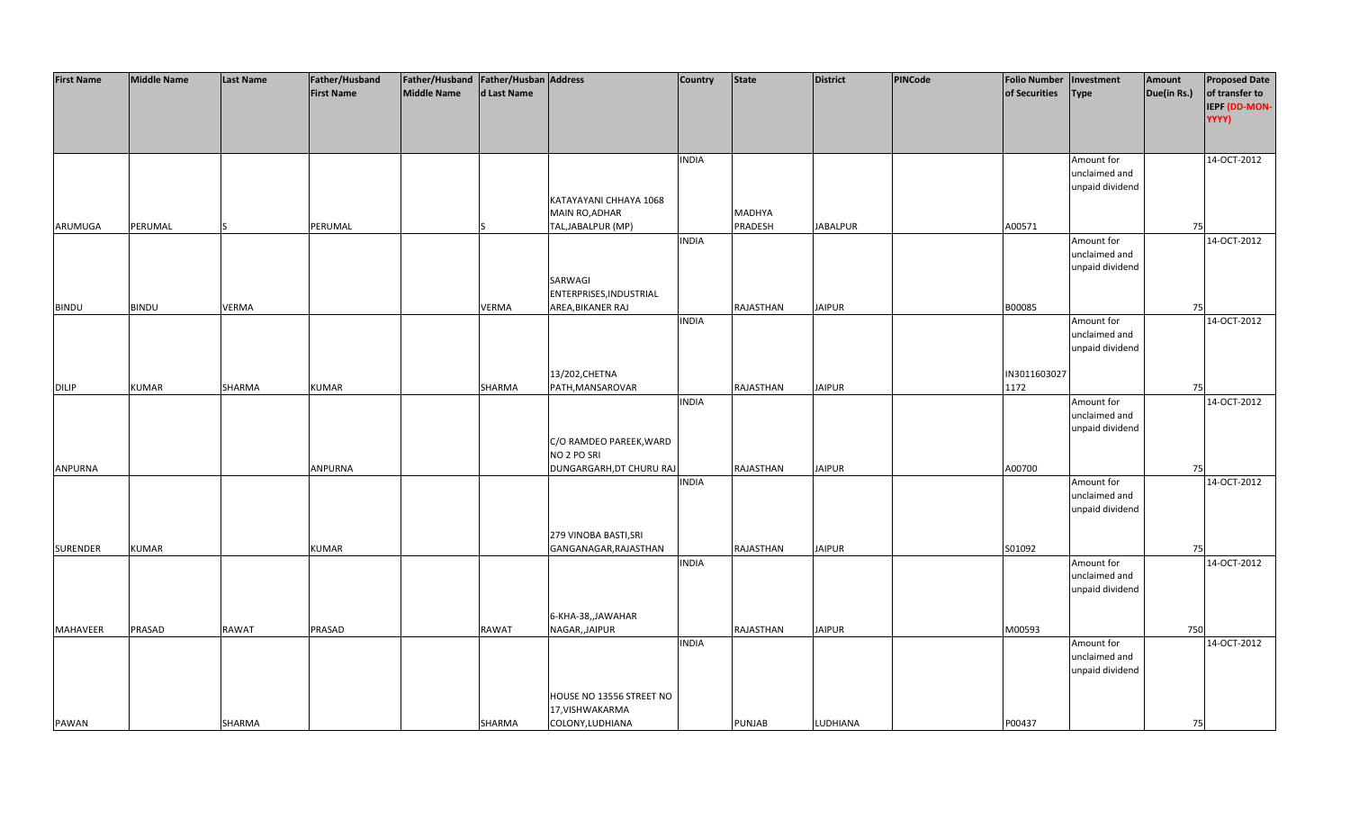| First Name | Middle Name | Last Name | Father/Husband First Name | Father/Husband Middle Name | Father/Husband Last Name | Address | Country | State | District | PINCode | Folio Number of Securities | Investment Type | Amount Due(in Rs.) | Proposed Date of transfer to IEPF (DD-MON-YYYY) |
|---|---|---|---|---|---|---|---|---|---|---|---|---|---|---|
| ARUMUGA | PERUMAL | S | PERUMAL | | S | KATAYAYANI CHHAYA 1068 MAIN RO,ADHAR TAL,JABALPUR (MP) | INDIA | MADHYA PRADESH | JABALPUR | | A00571 | Amount for unclaimed and unpaid dividend | 75 | 14-OCT-2012 |
| BINDU | BINDU | VERMA | | | VERMA | SARWAGI ENTERPRISES,INDUSTRIAL AREA,BIKANER RAJ | INDIA | RAJASTHAN | JAIPUR | | B00085 | Amount for unclaimed and unpaid dividend | 75 | 14-OCT-2012 |
| DILIP | KUMAR | SHARMA | KUMAR | | SHARMA | 13/202,CHETNA PATH,MANSAROVAR | INDIA | RAJASTHAN | JAIPUR | | IN3011603027 1172 | Amount for unclaimed and unpaid dividend | 75 | 14-OCT-2012 |
| ANPURNA | | | ANPURNA | | | C/O RAMDEO PAREEK,WARD NO 2 PO SRI DUNGARGARH,DT CHURU RAJ | INDIA | RAJASTHAN | JAIPUR | | A00700 | Amount for unclaimed and unpaid dividend | 75 | 14-OCT-2012 |
| SURENDER | KUMAR | | KUMAR | | | 279 VINOBA BASTI,SRI GANGANAGAR,RAJASTHAN | INDIA | RAJASTHAN | JAIPUR | | S01092 | Amount for unclaimed and unpaid dividend | 75 | 14-OCT-2012 |
| MAHAVEER | PRASAD | RAWAT | PRASAD | | RAWAT | 6-KHA-38,,JAWAHAR NAGAR,,JAIPUR | INDIA | RAJASTHAN | JAIPUR | | M00593 | Amount for unclaimed and unpaid dividend | 750 | 14-OCT-2012 |
| PAWAN | | SHARMA | | | SHARMA | HOUSE NO 13556 STREET NO 17,VISHWAKARMA COLONY,LUDHIANA | INDIA | PUNJAB | LUDHIANA | | P00437 | Amount for unclaimed and unpaid dividend | 75 | 14-OCT-2012 |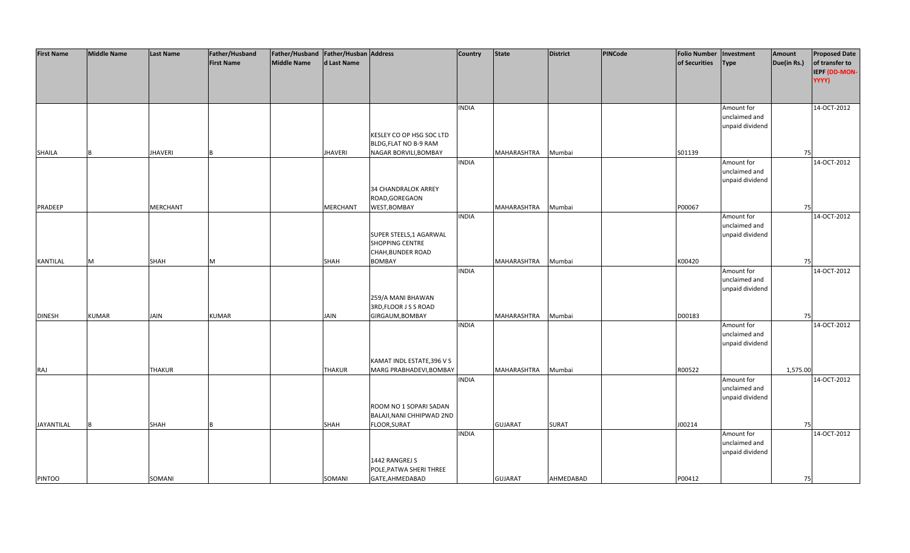| First Name | Middle Name | Last Name | Father/Husband First Name | Father/Husband Middle Name | Father/Husband Last Name | Address | Country | State | District | PINCode | Folio Number of Securities | Investment Type | Amount Due(in Rs.) | Proposed Date of transfer to IEPF (DD-MON-YYYY) |
|---|---|---|---|---|---|---|---|---|---|---|---|---|---|---|
| SHAILA | B | JHAVERI | B | | JHAVERI | KESLEY CO OP HSG SOC LTD BLDG,FLAT NO B-9 RAM NAGAR BORVILI,BOMBAY | INDIA | MAHARASHTRA | Mumbai | | S01139 | Amount for unclaimed and unpaid dividend | 75 | 14-OCT-2012 |
| PRADEEP | | MERCHANT | | | MERCHANT | 34 CHANDRALOK ARREY ROAD,GOREGAON WEST,BOMBAY | INDIA | MAHARASHTRA | Mumbai | | P00067 | Amount for unclaimed and unpaid dividend | 75 | 14-OCT-2012 |
| KANTILAL | M | SHAH | M | | SHAH | SUPER STEELS,1 AGARWAL SHOPPING CENTRE CHAH,BUNDER ROAD BOMBAY | INDIA | MAHARASHTRA | Mumbai | | K00420 | Amount for unclaimed and unpaid dividend | 75 | 14-OCT-2012 |
| DINESH | KUMAR | JAIN | KUMAR | | JAIN | 259/A MANI BHAWAN 3RD,FLOOR J S S ROAD GIRGAUM,BOMBAY | INDIA | MAHARASHTRA | Mumbai | | D00183 | Amount for unclaimed and unpaid dividend | 75 | 14-OCT-2012 |
| RAJ | | THAKUR | | | THAKUR | KAMAT INDL ESTATE,396 V S MARG PRABHADEVI,BOMBAY | INDIA | MAHARASHTRA | Mumbai | | R00522 | Amount for unclaimed and unpaid dividend | 1,575.00 | 14-OCT-2012 |
| JAYANTILAL | B | SHAH | B | | SHAH | ROOM NO 1 SOPARI SADAN BALAJI,NANI CHHIPWAD 2ND FLOOR,SURAT | INDIA | GUJARAT | SURAT | | J00214 | Amount for unclaimed and unpaid dividend | 75 | 14-OCT-2012 |
| PINTOO | | SOMANI | | | SOMANI | 1442 RANGREJ S POLE,PATWA SHERI THREE GATE,AHMEDABAD | INDIA | GUJARAT | AHMEDABAD | | P00412 | Amount for unclaimed and unpaid dividend | 75 | 14-OCT-2012 |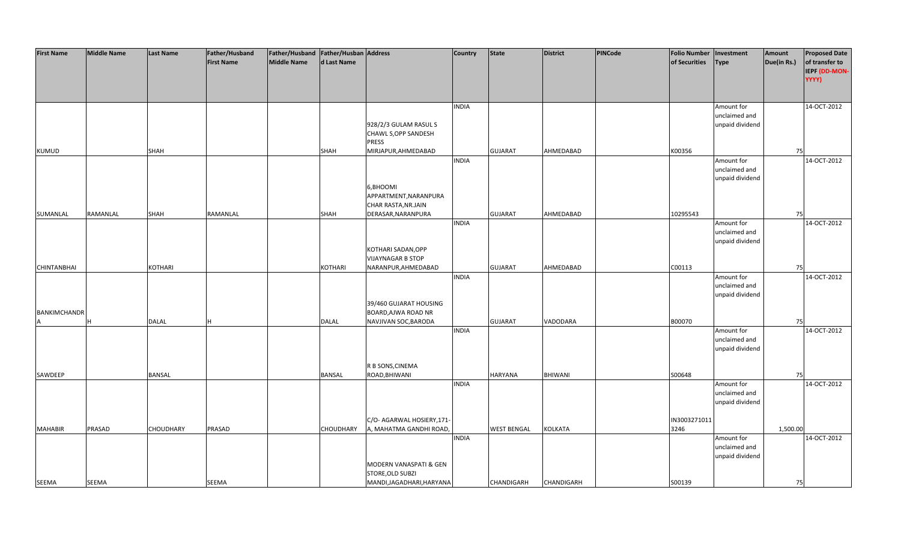| First Name | Middle Name | Last Name | Father/Husband First Name | Father/Husband Middle Name | Father/Husband Last Name | Address | Country | State | District | PINCode | Folio Number of Securities | Investment Type | Amount Due(in Rs.) | Proposed Date of transfer to IEPF (DD-MON-YYYY) |
|---|---|---|---|---|---|---|---|---|---|---|---|---|---|---|
| KUMUD | | SHAH | | | SHAH | 928/2/3 GULAM RASUL S CHAWL S,OPP SANDESH PRESS MIRJAPUR,AHMEDABAD | INDIA | GUJARAT | AHMEDABAD | | K00356 | Amount for unclaimed and unpaid dividend | 75 | 14-OCT-2012 |
| SUMANLAL | RAMANLAL | SHAH | RAMANLAL | | SHAH | 6,BHOOMI APPARTMENT,NARANPURA CHAR RASTA,NR.JAIN DERASAR,NARANPURA | INDIA | GUJARAT | AHMEDABAD | | 10295543 | Amount for unclaimed and unpaid dividend | 75 | 14-OCT-2012 |
| CHINTANBHAI | | KOTHARI | | | KOTHARI | KOTHARI SADAN,OPP VIJAYNAGAR B STOP NARANPUR,AHMEDABAD | INDIA | GUJARAT | AHMEDABAD | | C00113 | Amount for unclaimed and unpaid dividend | 75 | 14-OCT-2012 |
| BANKIMCHANDRA | H | DALAL | H | | DALAL | 39/460 GUJARAT HOUSING BOARD,AJWA ROAD NR NAVJIVAN SOC,BARODA | INDIA | GUJARAT | VADODARA | | B00070 | Amount for unclaimed and unpaid dividend | 75 | 14-OCT-2012 |
| SAWDEEP | | BANSAL | | | BANSAL | R B SONS,CINEMA ROAD,BHIWANI | INDIA | HARYANA | BHIWANI | | S00648 | Amount for unclaimed and unpaid dividend | 75 | 14-OCT-2012 |
| MAHABIR | PRASAD | CHOUDHARY | PRASAD | | CHOUDHARY | C/O- AGARWAL HOSIERY,171-A, MAHATMA GANDHI ROAD, | INDIA | WEST BENGAL | KOLKATA | | IN30032710113246 | Amount for unclaimed and unpaid dividend | 1,500.00 | 14-OCT-2012 |
| SEEMA | SEEMA | | SEEMA | | | MODERN VANASPATI & GEN STORE,OLD SUBZI MANDI,JAGADHARI,HARYANA | INDIA | CHANDIGARH | CHANDIGARH | | S00139 | Amount for unclaimed and unpaid dividend | 75 | 14-OCT-2012 |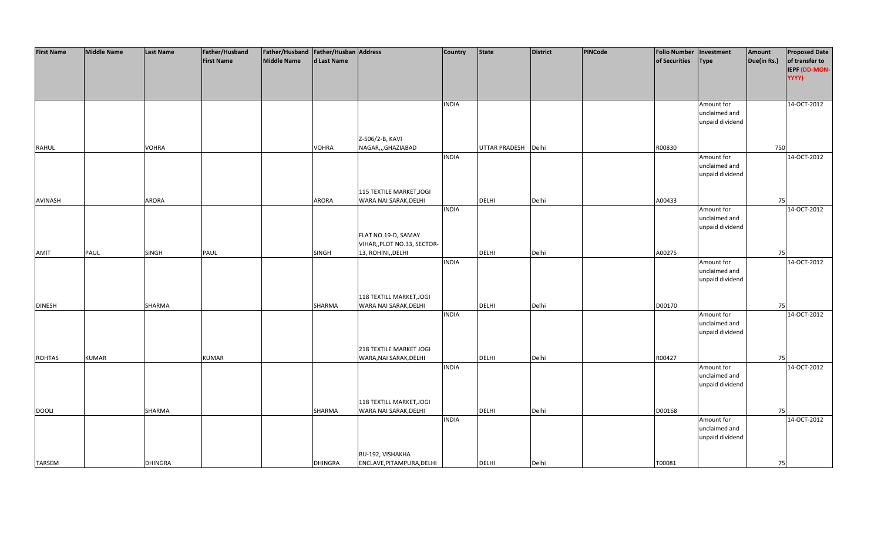| First Name | Middle Name | Last Name | Father/Husband First Name | Father/Husband Middle Name | Father/Husband Last Name | Address | Country | State | District | PINCode | Folio Number of Securities | Investment Type | Amount Due(in Rs.) | Proposed Date of transfer to IEPF (DD-MON-YYYY) |
|---|---|---|---|---|---|---|---|---|---|---|---|---|---|---|
| RAHUL | | VOHRA | | | VOHRA | Z-506/2-B, KAVI NAGAR,,,GHAZIABAD | INDIA | UTTAR PRADESH | Delhi | | R00830 | Amount for unclaimed and unpaid dividend | 750 | 14-OCT-2012 |
| AVINASH | | ARORA | | | ARORA | 115 TEXTILE MARKET,JOGI WARA NAI SARAK,DELHI | INDIA | DELHI | Delhi | | A00433 | Amount for unclaimed and unpaid dividend | 75 | 14-OCT-2012 |
| AMIT | PAUL | SINGH | PAUL | | SINGH | FLAT NO.19-D, SAMAY VIHAR,,PLOT NO.33, SECTOR-13, ROHINI,,DELHI | INDIA | DELHI | Delhi | | A00275 | Amount for unclaimed and unpaid dividend | 75 | 14-OCT-2012 |
| DINESH | | SHARMA | | | SHARMA | 118 TEXTILL MARKET,JOGI WARA NAI SARAK,DELHI | INDIA | DELHI | Delhi | | D00170 | Amount for unclaimed and unpaid dividend | 75 | 14-OCT-2012 |
| ROHTAS | KUMAR | | KUMAR | | | 218 TEXTILE MARKET JOGI WARA,NAI SARAK,DELHI | INDIA | DELHI | Delhi | | R00427 | Amount for unclaimed and unpaid dividend | 75 | 14-OCT-2012 |
| DOOLI | | SHARMA | | | SHARMA | 118 TEXTILL MARKET,JOGI WARA NAI SARAK,DELHI | INDIA | DELHI | Delhi | | D00168 | Amount for unclaimed and unpaid dividend | 75 | 14-OCT-2012 |
| TARSEM | | DHINGRA | | | DHINGRA | BU-192, VISHAKHA ENCLAVE,PITAMPURA,DELHI | INDIA | DELHI | Delhi | | T00081 | Amount for unclaimed and unpaid dividend | 75 | 14-OCT-2012 |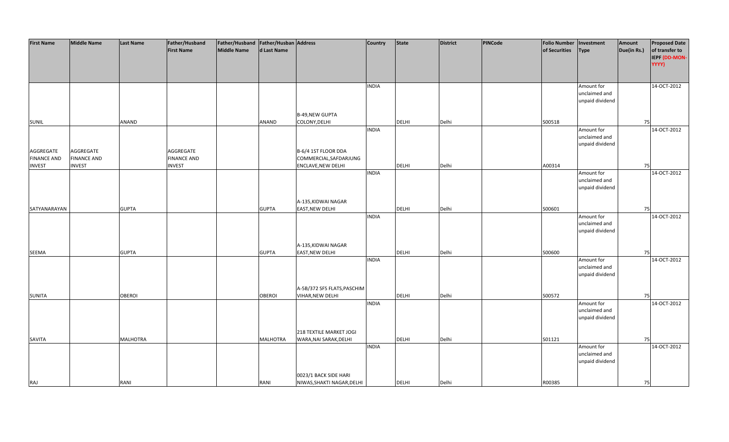| First Name | Middle Name | Last Name | Father/Husband First Name | Father/Husband Middle Name | Father/Husband Last Name | Address | Country | State | District | PINCode | Folio Number of Securities | Investment Type | Amount Due(in Rs.) | Proposed Date of transfer to IEPF (DD-MON-YYYY) |
|---|---|---|---|---|---|---|---|---|---|---|---|---|---|---|
| SUNIL | | ANAND | | | ANAND | B-49,NEW GUPTA COLONY,DELHI | INDIA | DELHI | Delhi | | S00518 | Amount for unclaimed and unpaid dividend | 75 | 14-OCT-2012 |
| AGGREGATE FINANCE AND INVEST | AGGREGATE FINANCE AND INVEST | | AGGREGATE FINANCE AND INVEST | | | B-6/4 1ST FLOOR DDA COMMERCIAL,SAFDARJUNG ENCLAVE,NEW DELHI | INDIA | DELHI | Delhi | | A00314 | Amount for unclaimed and unpaid dividend | 75 | 14-OCT-2012 |
| SATYANARAYAN | | GUPTA | | | GUPTA | A-135,KIDWAI NAGAR EAST,NEW DELHI | INDIA | DELHI | Delhi | | S00601 | Amount for unclaimed and unpaid dividend | 75 | 14-OCT-2012 |
| SEEMA | | GUPTA | | | GUPTA | A-135,KIDWAI NAGAR EAST,NEW DELHI | INDIA | DELHI | Delhi | | S00600 | Amount for unclaimed and unpaid dividend | 75 | 14-OCT-2012 |
| SUNITA | | OBEROI | | | OBEROI | A-5B/372 SFS FLATS,PASCHIM VIHAR,NEW DELHI | INDIA | DELHI | Delhi | | S00572 | Amount for unclaimed and unpaid dividend | 75 | 14-OCT-2012 |
| SAVITA | | MALHOTRA | | | MALHOTRA | 218 TEXTILE MARKET JOGI WARA,NAI SARAK,DELHI | INDIA | DELHI | Delhi | | S01121 | Amount for unclaimed and unpaid dividend | 75 | 14-OCT-2012 |
| RAJ | | RANI | | | RANI | 0023/1 BACK SIDE HARI NIWAS,SHAKTI NAGAR,DELHI | INDIA | DELHI | Delhi | | R00385 | Amount for unclaimed and unpaid dividend | 75 | 14-OCT-2012 |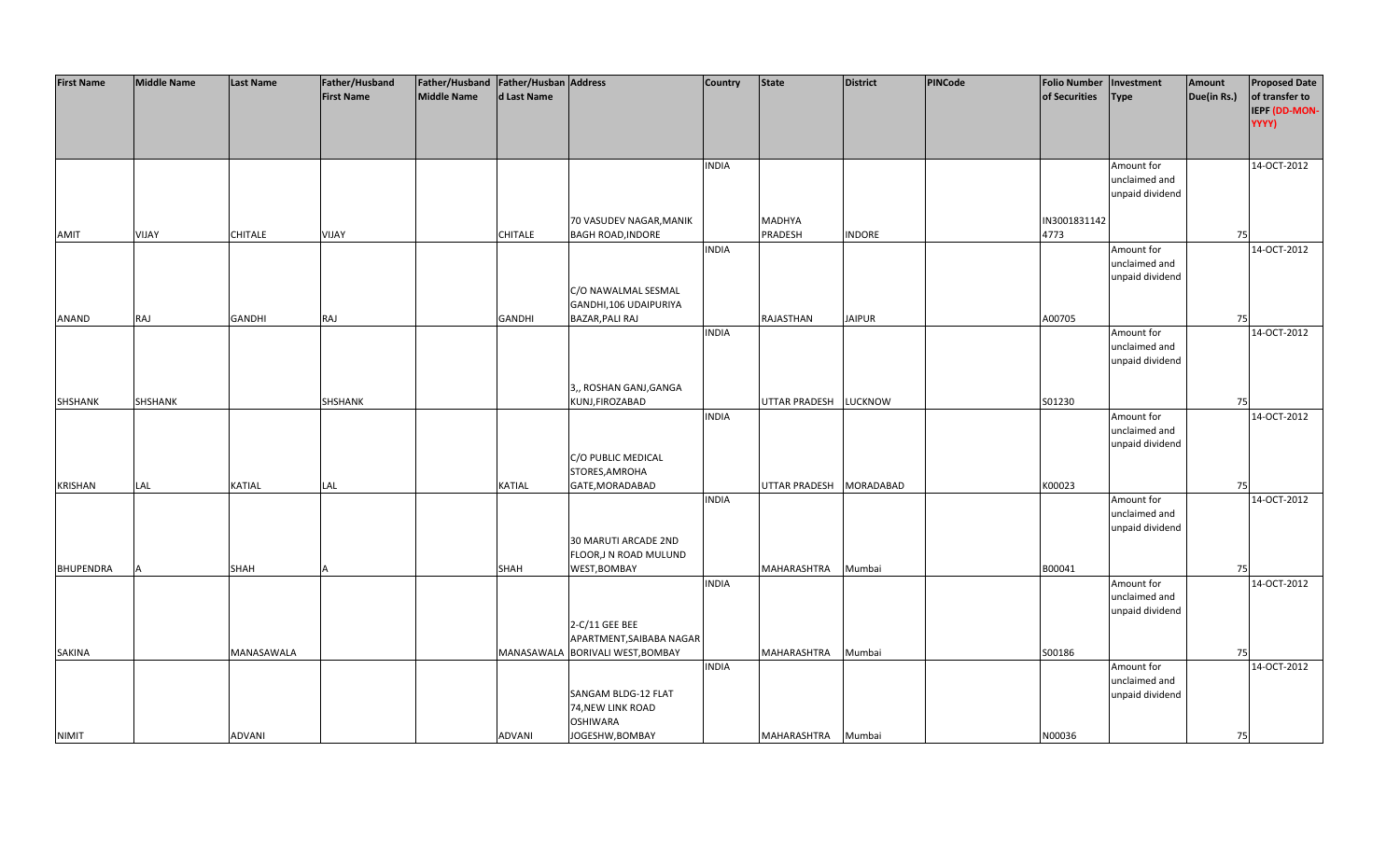| First Name | Middle Name | Last Name | Father/Husband First Name | Father/Husband Middle Name | Father/Husband Last Name | Address | Country | State | District | PINCode | Folio Number of Securities | Investment Type | Amount Due(in Rs.) | Proposed Date of transfer to IEPF (DD-MON-YYYY) |
|---|---|---|---|---|---|---|---|---|---|---|---|---|---|---|
| AMIT | VIJAY | CHITALE | VIJAY | | CHITALE | 70 VASUDEV NAGAR,MANIK BAGH ROAD,INDORE | INDIA | MADHYA PRADESH | INDORE | | IN3001831142 4773 | Amount for unclaimed and unpaid dividend | 75 | 14-OCT-2012 |
| ANAND | RAJ | GANDHI | RAJ | | GANDHI | C/O NAWALMAL SESMAL GANDHI,106 UDAIPURIYA BAZAR,PALI RAJ | INDIA | RAJASTHAN | JAIPUR | | A00705 | Amount for unclaimed and unpaid dividend | 75 | 14-OCT-2012 |
| SHSHANK | SHSHANK | | SHSHANK | | | 3,, ROSHAN GANJ,GANGA KUNJ,FIROZABAD | INDIA | UTTAR PRADESH | LUCKNOW | | S01230 | Amount for unclaimed and unpaid dividend | 75 | 14-OCT-2012 |
| KRISHAN | LAL | KATIAL | LAL | | KATIAL | C/O PUBLIC MEDICAL STORES,AMROHA GATE,MORADABAD | INDIA | UTTAR PRADESH | MORADABAD | | K00023 | Amount for unclaimed and unpaid dividend | 75 | 14-OCT-2012 |
| BHUPENDRA | A | SHAH | A | | SHAH | 30 MARUTI ARCADE 2ND FLOOR,J N ROAD MULUND WEST,BOMBAY | INDIA | MAHARASHTRA | Mumbai | | B00041 | Amount for unclaimed and unpaid dividend | 75 | 14-OCT-2012 |
| SAKINA | | MANASAWALA | | | MANASAWALA | 2-C/11 GEE BEE APARTMENT,SAIBABA NAGAR BORIVALI WEST,BOMBAY | INDIA | MAHARASHTRA | Mumbai | | S00186 | Amount for unclaimed and unpaid dividend | 75 | 14-OCT-2012 |
| NIMIT | | ADVANI | | | ADVANI | SANGAM BLDG-12 FLAT 74,NEW LINK ROAD OSHIWARA JOGESHW,BOMBAY | INDIA | MAHARASHTRA | Mumbai | | N00036 | Amount for unclaimed and unpaid dividend | 75 | 14-OCT-2012 |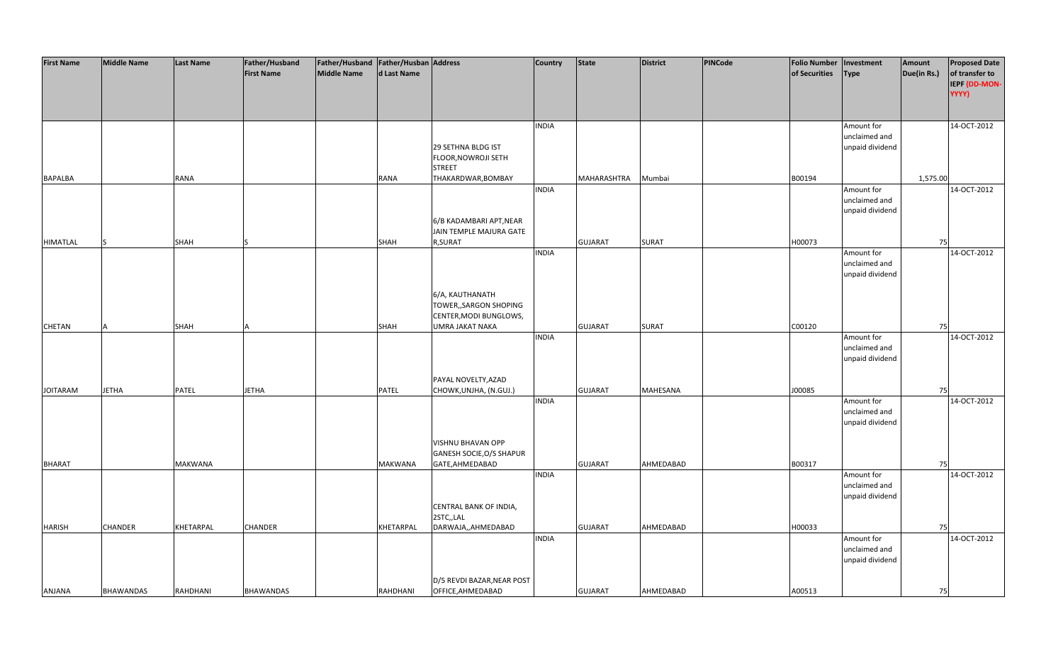| First Name | Middle Name | Last Name | Father/Husband First Name | Father/Husband Middle Name | Father/Husband Last Name | Address | Country | State | District | PINCode | Folio Number of Securities | Investment Type | Amount Due(in Rs.) | Proposed Date of transfer to IEPF (DD-MON-YYYY) |
|---|---|---|---|---|---|---|---|---|---|---|---|---|---|---|
| BAPALBA | | RANA | | | RANA | 29 SETHNA BLDG IST FLOOR,NOWROJI SETH STREET THAKARDWAR,BOMBAY | INDIA | MAHARASHTRA | Mumbai | | B00194 | Amount for unclaimed and unpaid dividend | 1,575.00 | 14-OCT-2012 |
| HIMATLAL | S | SHAH | S | | SHAH | 6/B KADAMBARI APT,NEAR JAIN TEMPLE MAJURA GATE R,SURAT | INDIA | GUJARAT | SURAT | | H00073 | Amount for unclaimed and unpaid dividend | 75 | 14-OCT-2012 |
| CHETAN | A | SHAH | A | | SHAH | 6/A, KAUTHANATH TOWER,,SARGON SHOPING CENTER,MODI BUNGLOWS, UMRA JAKAT NAKA | INDIA | GUJARAT | SURAT | | C00120 | Amount for unclaimed and unpaid dividend | 75 | 14-OCT-2012 |
| JOITARAM | JETHA | PATEL | JETHA | | PATEL | PAYAL NOVELTY,AZAD CHOWK,UNJHA, (N.GUJ.) | INDIA | GUJARAT | MAHESANA | | J00085 | Amount for unclaimed and unpaid dividend | 75 | 14-OCT-2012 |
| BHARAT | | MAKWANA | | | MAKWANA | VISHNU BHAVAN OPP GANESH SOCIE,O/S SHAPUR GATE,AHMEDABAD | INDIA | GUJARAT | AHMEDABAD | | B00317 | Amount for unclaimed and unpaid dividend | 75 | 14-OCT-2012 |
| HARISH | CHANDER | KHETARPAL | CHANDER | | KHETARPAL | CENTRAL BANK OF INDIA, 2STC,,LAL DARWAJA,,AHMEDABAD | INDIA | GUJARAT | AHMEDABAD | | H00033 | Amount for unclaimed and unpaid dividend | 75 | 14-OCT-2012 |
| ANJANA | BHAWANDAS | RAHDHANI | BHAWANDAS | | RAHDHANI | D/5 REVDI BAZAR,NEAR POST OFFICE,AHMEDABAD | INDIA | GUJARAT | AHMEDABAD | | A00513 | Amount for unclaimed and unpaid dividend | 75 | 14-OCT-2012 |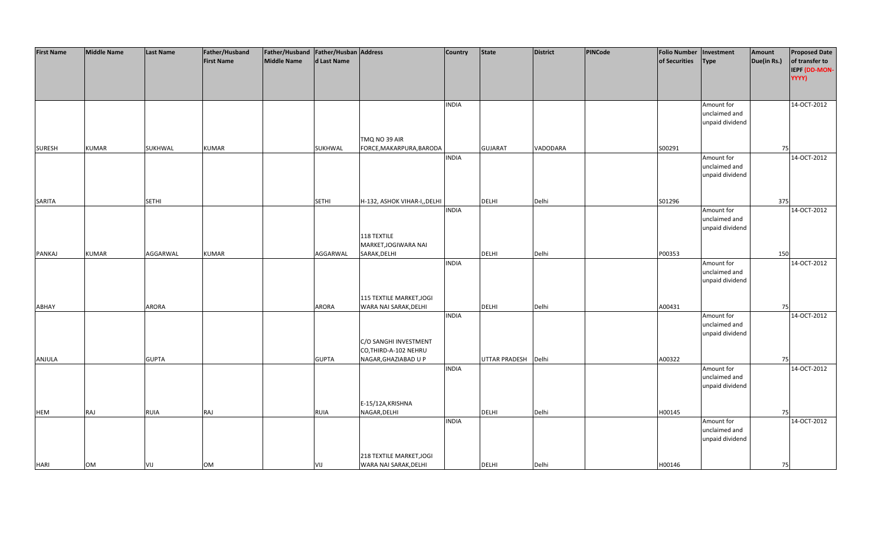| First Name | Middle Name | Last Name | Father/Husband First Name | Father/Husband Middle Name | Father/Husband Last Name | Address | Country | State | District | PINCode | Folio Number of Securities | Investment Type | Amount Due(in Rs.) | Proposed Date of transfer to IEPF (DD-MON-YYYY) |
|---|---|---|---|---|---|---|---|---|---|---|---|---|---|---|
| SURESH | KUMAR | SUKHWAL | KUMAR | | SUKHWAL | TMQ NO 39 AIR FORCE,MAKARPURA,BARODA | INDIA | GUJARAT | VADODARA | | S00291 | Amount for unclaimed and unpaid dividend | 75 | 14-OCT-2012 |
| SARITA | | SETHI | | | SETHI | H-132, ASHOK VIHAR-I,,DELHI | INDIA | DELHI | Delhi | | S01296 | Amount for unclaimed and unpaid dividend | 375 | 14-OCT-2012 |
| PANKAJ | KUMAR | AGGARWAL | KUMAR | | AGGARWAL | 118 TEXTILE MARKET,JOGIWARA NAI SARAK,DELHI | INDIA | DELHI | Delhi | | P00353 | Amount for unclaimed and unpaid dividend | 150 | 14-OCT-2012 |
| ABHAY | | ARORA | | | ARORA | 115 TEXTILE MARKET,JOGI WARA NAI SARAK,DELHI | INDIA | DELHI | Delhi | | A00431 | Amount for unclaimed and unpaid dividend | 75 | 14-OCT-2012 |
| ANJULA | | GUPTA | | | GUPTA | C/O SANGHI INVESTMENT CO,THIRD-A-102 NEHRU NAGAR,GHAZIABAD U P | INDIA | UTTAR PRADESH | Delhi | | A00322 | Amount for unclaimed and unpaid dividend | 75 | 14-OCT-2012 |
| HEM | RAJ | RUIA | RAJ | | RUIA | E-15/12A,KRISHNA NAGAR,DELHI | INDIA | DELHI | Delhi | | H00145 | Amount for unclaimed and unpaid dividend | 75 | 14-OCT-2012 |
| HARI | OM | VIJ | OM | | VIJ | 218 TEXTILE MARKET,JOGI WARA NAI SARAK,DELHI | INDIA | DELHI | Delhi | | H00146 | Amount for unclaimed and unpaid dividend | 75 | 14-OCT-2012 |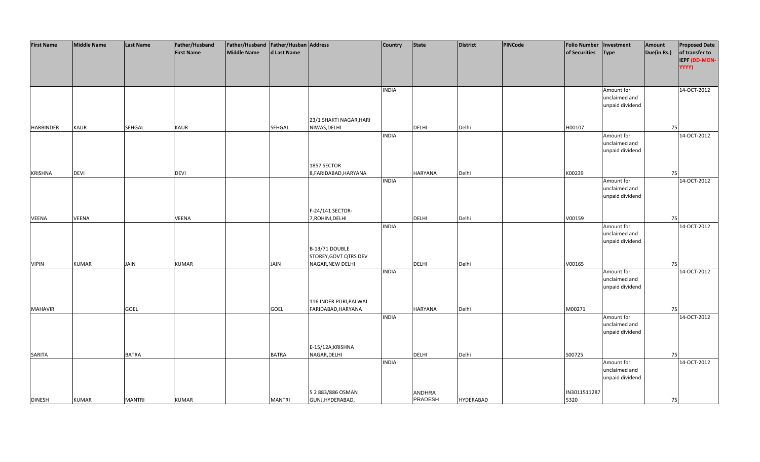| First Name | Middle Name | Last Name | Father/Husband First Name | Father/Husband Middle Name | Father/Husband Last Name | Address | Country | State | District | PINCode | Folio Number of Securities | Investment Type | Amount Due(in Rs.) | Proposed Date of transfer to IEPF (DD-MON-YYYY) |
|---|---|---|---|---|---|---|---|---|---|---|---|---|---|---|
| HARBINDER | KAUR | SEHGAL | KAUR | | SEHGAL | 23/1 SHAKTI NAGAR,HARI NIWAS,DELHI | INDIA | DELHI | Delhi | | H00107 | Amount for unclaimed and unpaid dividend | 75 | 14-OCT-2012 |
| KRISHNA | DEVI | | DEVI | | | 1857 SECTOR 8,FARIDABAD,HARYANA | INDIA | HARYANA | Delhi | | K00239 | Amount for unclaimed and unpaid dividend | 75 | 14-OCT-2012 |
| VEENA | VEENA | | VEENA | | | F-24/141 SECTOR-7,ROHINI,DELHI | INDIA | DELHI | Delhi | | V00159 | Amount for unclaimed and unpaid dividend | 75 | 14-OCT-2012 |
| VIPIN | KUMAR | JAIN | KUMAR | | JAIN | B-13/71 DOUBLE STOREY,GOVT QTRS DEV NAGAR,NEW DELHI | INDIA | DELHI | Delhi | | V00165 | Amount for unclaimed and unpaid dividend | 75 | 14-OCT-2012 |
| MAHAVIR | | GOEL | | | GOEL | 116 INDER PURI,PALWAL FARIDABAD,HARYANA | INDIA | HARYANA | Delhi | | M00271 | Amount for unclaimed and unpaid dividend | 75 | 14-OCT-2012 |
| SARITA | | BATRA | | | BATRA | E-15/12A,KRISHNA NAGAR,DELHI | INDIA | DELHI | Delhi | | S00725 | Amount for unclaimed and unpaid dividend | 75 | 14-OCT-2012 |
| DINESH | KUMAR | MANTRI | KUMAR | | MANTRI | 5 2 883/886 OSMAN GUNJ,HYDERABAD, | INDIA | ANDHRA PRADESH | HYDERABAD | | IN30115112875320 | Amount for unclaimed and unpaid dividend | 75 | 14-OCT-2012 |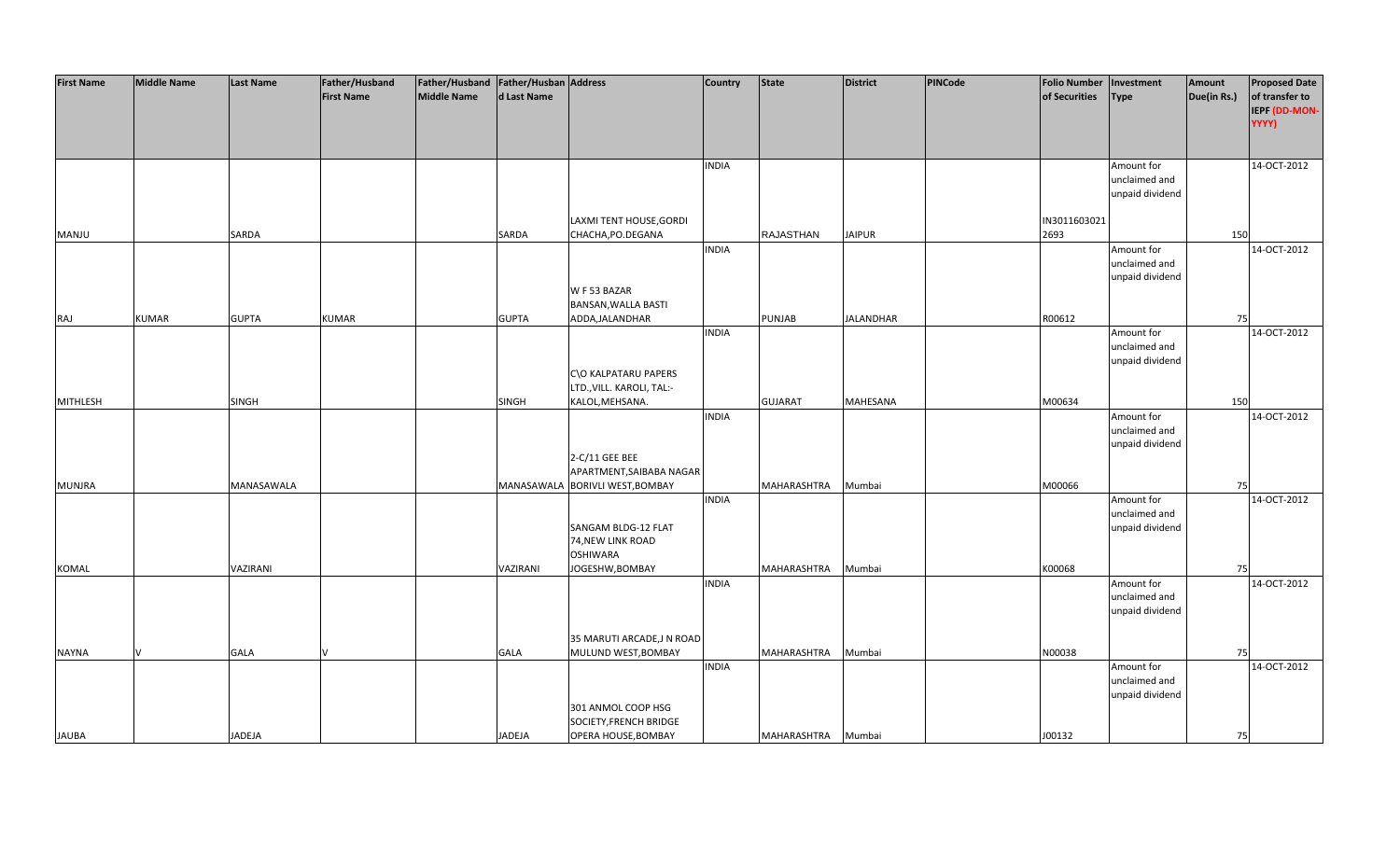| First Name | Middle Name | Last Name | Father/Husband First Name | Father/Husband Middle Name | Father/Husband Last Name | Address | Country | State | District | PINCode | Folio Number of Securities | Investment Type | Amount Due(in Rs.) | Proposed Date of transfer to IEPF (DD-MON-YYYY) |
|---|---|---|---|---|---|---|---|---|---|---|---|---|---|---|
| MANJU | | SARDA | | | SARDA | LAXMI TENT HOUSE,GORDI CHACHA,PO.DEGANA | INDIA | RAJASTHAN | JAIPUR | | IN30116030212693 | Amount for unclaimed and unpaid dividend | 150 | 14-OCT-2012 |
| RAJ | KUMAR | GUPTA | KUMAR | | GUPTA | W F 53 BAZAR BANSAN,WALLA BASTI ADDA,JALANDHAR | INDIA | PUNJAB | JALANDHAR | | R00612 | Amount for unclaimed and unpaid dividend | 75 | 14-OCT-2012 |
| MITHLESH | | SINGH | | | SINGH | C\O KALPATARU PAPERS LTD.,VILL. KAROLI, TAL:- KALOL,MEHSANA. | INDIA | GUJARAT | MAHESANA | | M00634 | Amount for unclaimed and unpaid dividend | 150 | 14-OCT-2012 |
| MUNJRA | | MANASAWALA | | | MANASAWALA | 2-C/11 GEE BEE APARTMENT,SAIBABA NAGAR BORIVLI WEST,BOMBAY | INDIA | MAHARASHTRA | Mumbai | | M00066 | Amount for unclaimed and unpaid dividend | 75 | 14-OCT-2012 |
| KOMAL | | VAZIRANI | | | VAZIRANI | SANGAM BLDG-12 FLAT 74,NEW LINK ROAD OSHIWARA JOGESHW,BOMBAY | INDIA | MAHARASHTRA | Mumbai | | K00068 | Amount for unclaimed and unpaid dividend | 75 | 14-OCT-2012 |
| NAYNA | V | GALA | V | | GALA | 35 MARUTI ARCADE,J N ROAD MULUND WEST,BOMBAY | INDIA | MAHARASHTRA | Mumbai | | N00038 | Amount for unclaimed and unpaid dividend | 75 | 14-OCT-2012 |
| JAUBA | | JADEJA | | | JADEJA | 301 ANMOL COOP HSG SOCIETY,FRENCH BRIDGE OPERA HOUSE,BOMBAY | INDIA | MAHARASHTRA | Mumbai | | J00132 | Amount for unclaimed and unpaid dividend | 75 | 14-OCT-2012 |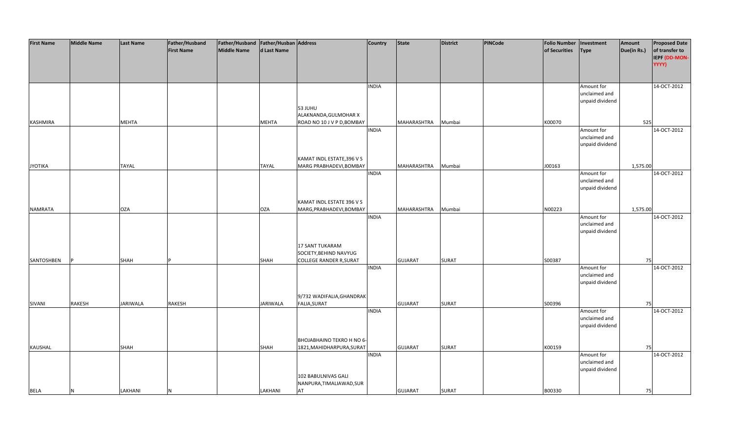| First Name | Middle Name | Last Name | Father/Husband First Name | Father/Husband Middle Name | Father/Husband Last Name | Address | Country | State | District | PINCode | Folio Number of Securities | Investment Type | Amount Due(in Rs.) | Proposed Date of transfer to IEPF (DD-MON-YYYY) |
|---|---|---|---|---|---|---|---|---|---|---|---|---|---|---|
| KASHMIRA | | MEHTA | | | MEHTA | 53 JUHU ALAKNANDA,GULMOHAR X ROAD NO 10 J V P D,BOMBAY | INDIA | MAHARASHTRA | Mumbai | | K00070 | Amount for unclaimed and unpaid dividend | 525 | 14-OCT-2012 |
| JYOTIKA | | TAYAL | | | TAYAL | KAMAT INDL ESTATE,396 V S MARG PRABHADEVI,BOMBAY | INDIA | MAHARASHTRA | Mumbai | | J00163 | Amount for unclaimed and unpaid dividend | 1,575.00 | 14-OCT-2012 |
| NAMRATA | | OZA | | | OZA | KAMAT INDL ESTATE 396 V S MARG,PRABHADEVI,BOMBAY | INDIA | MAHARASHTRA | Mumbai | | N00223 | Amount for unclaimed and unpaid dividend | 1,575.00 | 14-OCT-2012 |
| SANTOSHBEN | P | SHAH | P | | SHAH | 17 SANT TUKARAM SOCIETY,BEHIND NAVYUG COLLEGE RANDER R,SURAT | INDIA | GUJARAT | SURAT | | S00387 | Amount for unclaimed and unpaid dividend | 75 | 14-OCT-2012 |
| SIVANI | RAKESH | JARIWALA | RAKESH | | JARIWALA | 9/732 WADIFALIA,GHANDRAK FALIA,SURAT | INDIA | GUJARAT | SURAT | | S00396 | Amount for unclaimed and unpaid dividend | 75 | 14-OCT-2012 |
| KAUSHAL | | SHAH | | | SHAH | BHOJABHAINO TEKRO H NO 6-1821,MAHIDHARPURA,SURAT | INDIA | GUJARAT | SURAT | | K00159 | Amount for unclaimed and unpaid dividend | 75 | 14-OCT-2012 |
| BELA | N | LAKHANI | N | | LAKHANI | 102 BABULNIVAS GALI NANPURA,TIMALIAWAD,SURAT | INDIA | GUJARAT | SURAT | | B00330 | Amount for unclaimed and unpaid dividend | 75 | 14-OCT-2012 |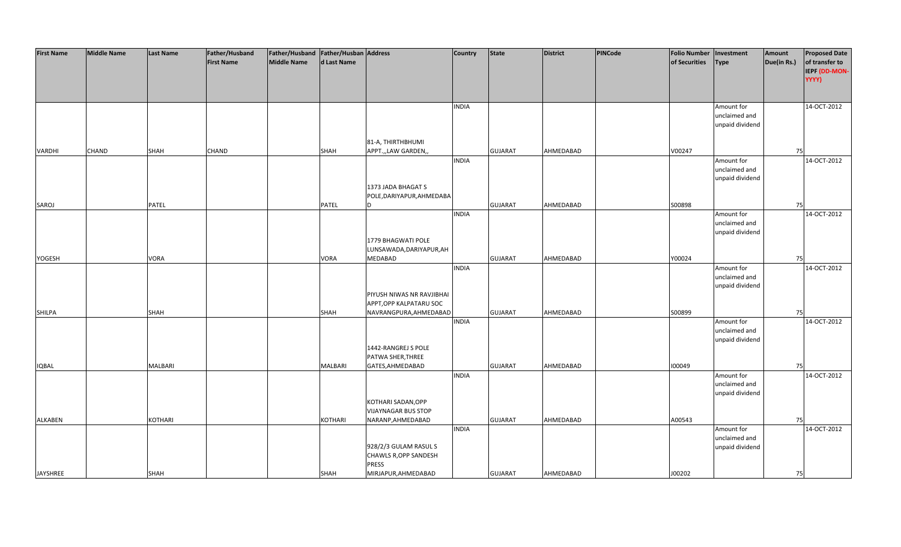| First Name | Middle Name | Last Name | Father/Husband First Name | Father/Husband Middle Name | Father/Husband Last Name | Address | Country | State | District | PINCode | Folio Number of Securities | Investment Type | Amount Due(in Rs.) | Proposed Date of transfer to IEPF (DD-MON-YYYY) |
|---|---|---|---|---|---|---|---|---|---|---|---|---|---|---|
| VARDHI | CHAND | SHAH | CHAND | | SHAH | 81-A, THIRTHBHUMI APPT.,,LAW GARDEN,, | INDIA | GUJARAT | AHMEDABAD | | V00247 | Amount for unclaimed and unpaid dividend | 75 | 14-OCT-2012 |
| SAROJ | | PATEL | | | PATEL | 1373 JADA BHAGAT S POLE,DARIYAPUR,AHMEDABAD | INDIA | GUJARAT | AHMEDABAD | | S00898 | Amount for unclaimed and unpaid dividend | 75 | 14-OCT-2012 |
| YOGESH | | VORA | | | VORA | 1779 BHAGWATI POLE LUNSAWADA,DARIYAPUR,AHMEDABAD | INDIA | GUJARAT | AHMEDABAD | | Y00024 | Amount for unclaimed and unpaid dividend | 75 | 14-OCT-2012 |
| SHILPA | | SHAH | | | SHAH | PIYUSH NIWAS NR RAVJIBHAI APPT,OPP KALPATARU SOC NAVRANGPURA,AHMEDABAD | INDIA | GUJARAT | AHMEDABAD | | S00899 | Amount for unclaimed and unpaid dividend | 75 | 14-OCT-2012 |
| IQBAL | | MALBARI | | | MALBARI | 1442-RANGREJ S POLE PATWA SHER,THREE GATES,AHMEDABAD | INDIA | GUJARAT | AHMEDABAD | | I00049 | Amount for unclaimed and unpaid dividend | 75 | 14-OCT-2012 |
| ALKABEN | | KOTHARI | | | KOTHARI | KOTHARI SADAN,OPP VIJAYNAGAR BUS STOP NARANP,AHMEDABAD | INDIA | GUJARAT | AHMEDABAD | | A00543 | Amount for unclaimed and unpaid dividend | 75 | 14-OCT-2012 |
| JAYSHREE | | SHAH | | | SHAH | 928/2/3 GULAM RASUL S CHAWLS R,OPP SANDESH PRESS MIRJAPUR,AHMEDABAD | INDIA | GUJARAT | AHMEDABAD | | J00202 | Amount for unclaimed and unpaid dividend | 75 | 14-OCT-2012 |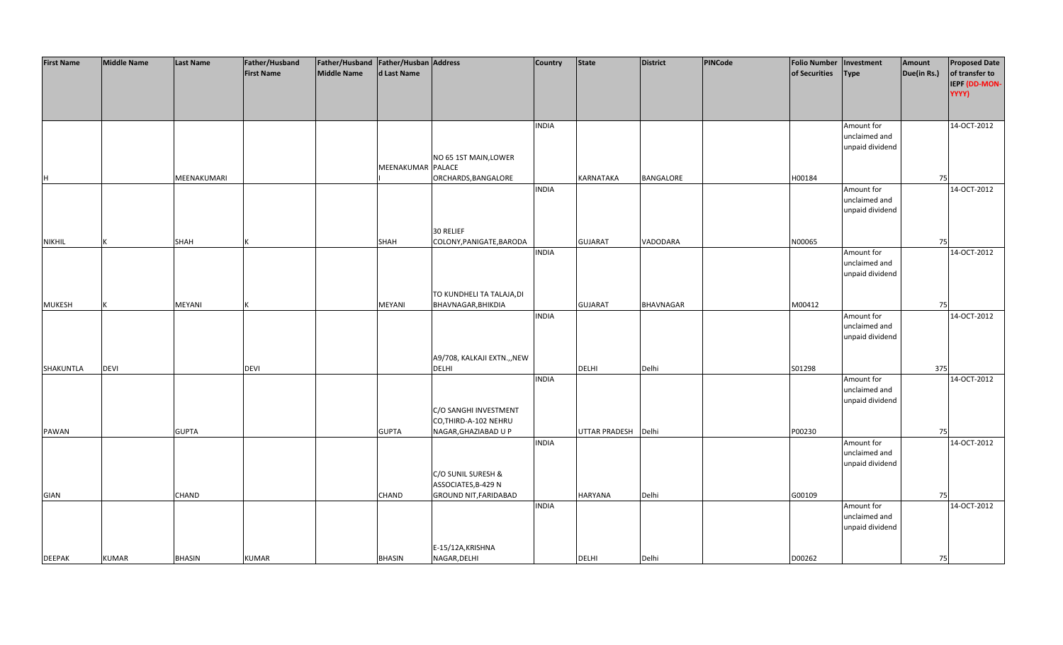| First Name | Middle Name | Last Name | Father/Husband First Name | Father/Husband Middle Name | Father/Husband Last Name | Address | Country | State | District | PINCode | Folio Number of Securities | Investment Type | Amount Due(in Rs.) | Proposed Date of transfer to IEPF (DD-MON-YYYY) |
|---|---|---|---|---|---|---|---|---|---|---|---|---|---|---|
| H | | MEENAKUMARI | | | MEENAKUMARI | NO 65 1ST MAIN,LOWER PALACE ORCHARDS,BANGALORE | INDIA | KARNATAKA | BANGALORE | | H00184 | Amount for unclaimed and unpaid dividend | 75 | 14-OCT-2012 |
| NIKHIL | K | SHAH | K | | SHAH | 30 RELIEF COLONY,PANIGATE,BARODA | INDIA | GUJARAT | VADODARA | | N00065 | Amount for unclaimed and unpaid dividend | 75 | 14-OCT-2012 |
| MUKESH | K | MEYANI | K | | MEYANI | TO KUNDHELI TA TALAJA,DI BHAVNAGAR,BHIKDIA | INDIA | GUJARAT | BHAVNAGAR | | M00412 | Amount for unclaimed and unpaid dividend | 75 | 14-OCT-2012 |
| SHAKUNTLA | DEVI | | DEVI | | | A9/708, KALKAJI EXTN.,,NEW DELHI | INDIA | DELHI | Delhi | | S01298 | Amount for unclaimed and unpaid dividend | 375 | 14-OCT-2012 |
| PAWAN | | GUPTA | | | GUPTA | C/O SANGHI INVESTMENT CO,THIRD-A-102 NEHRU NAGAR,GHAZIABAD U P | INDIA | UTTAR PRADESH | Delhi | | P00230 | Amount for unclaimed and unpaid dividend | 75 | 14-OCT-2012 |
| GIAN | | CHAND | | | CHAND | C/O SUNIL SURESH & ASSOCIATES,B-429 N GROUND NIT,FARIDABAD | INDIA | HARYANA | Delhi | | G00109 | Amount for unclaimed and unpaid dividend | 75 | 14-OCT-2012 |
| DEEPAK | KUMAR | BHASIN | KUMAR | | BHASIN | E-15/12A,KRISHNA NAGAR,DELHI | INDIA | DELHI | Delhi | | D00262 | Amount for unclaimed and unpaid dividend | 75 | 14-OCT-2012 |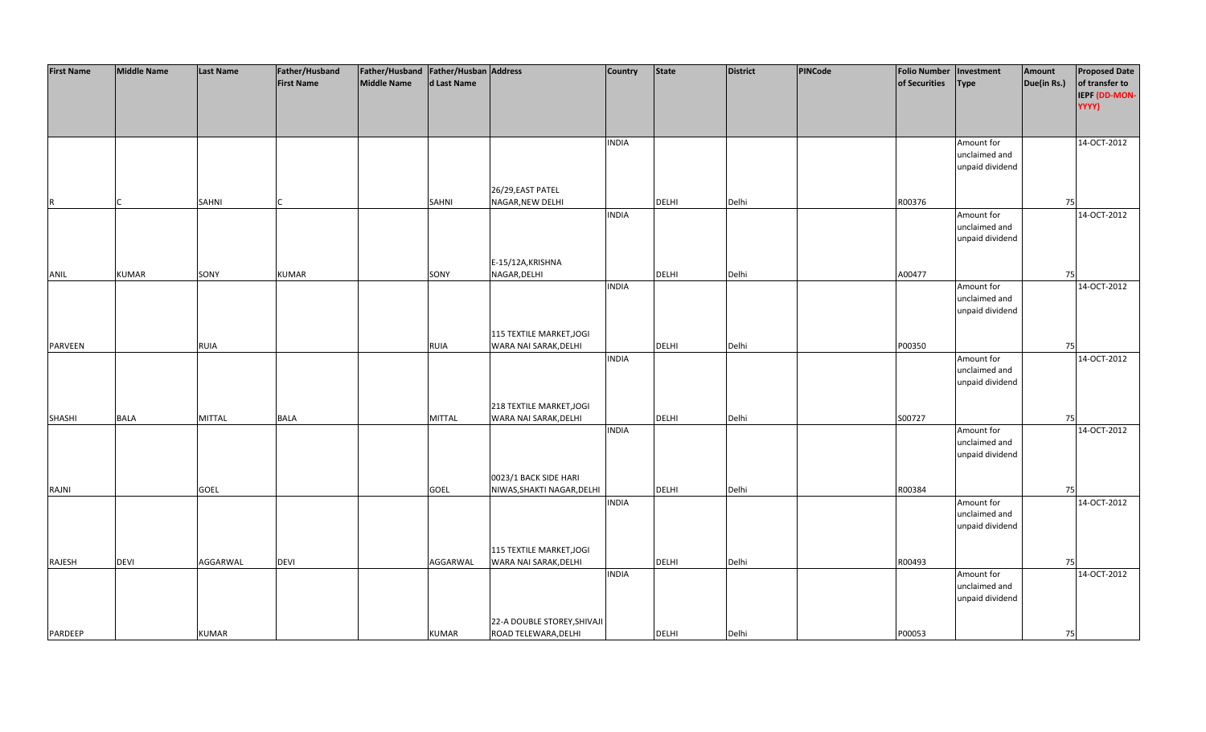| First Name | Middle Name | Last Name | Father/Husband First Name | Father/Husband Middle Name | Father/Husband Last Name | Address | Country | State | District | PINCode | Folio Number of Securities | Investment Type | Amount Due(in Rs.) | Proposed Date of transfer to IEPF (DD-MON-YYYY) |
|---|---|---|---|---|---|---|---|---|---|---|---|---|---|---|
| R | C | SAHNI | C | | SAHNI | 26/29,EAST PATEL NAGAR,NEW DELHI | INDIA | DELHI | Delhi | | R00376 | Amount for unclaimed and unpaid dividend | 75 | 14-OCT-2012 |
| ANIL | KUMAR | SONY | KUMAR | | SONY | E-15/12A,KRISHNA NAGAR,DELHI | INDIA | DELHI | Delhi | | A00477 | Amount for unclaimed and unpaid dividend | 75 | 14-OCT-2012 |
| PARVEEN | | RUIA | | | RUIA | 115 TEXTILE MARKET,JOGI WARA NAI SARAK,DELHI | INDIA | DELHI | Delhi | | P00350 | Amount for unclaimed and unpaid dividend | 75 | 14-OCT-2012 |
| SHASHI | BALA | MITTAL | BALA | | MITTAL | 218 TEXTILE MARKET,JOGI WARA NAI SARAK,DELHI | INDIA | DELHI | Delhi | | S00727 | Amount for unclaimed and unpaid dividend | 75 | 14-OCT-2012 |
| RAJNI | | GOEL | | | GOEL | 0023/1 BACK SIDE HARI NIWAS,SHAKTI NAGAR,DELHI | INDIA | DELHI | Delhi | | R00384 | Amount for unclaimed and unpaid dividend | 75 | 14-OCT-2012 |
| RAJESH | DEVI | AGGARWAL | DEVI | | AGGARWAL | 115 TEXTILE MARKET,JOGI WARA NAI SARAK,DELHI | INDIA | DELHI | Delhi | | R00493 | Amount for unclaimed and unpaid dividend | 75 | 14-OCT-2012 |
| PARDEEP | | KUMAR | | | KUMAR | 22-A DOUBLE STOREY,SHIVAJI ROAD TELEWARA,DELHI | INDIA | DELHI | Delhi | | P00053 | Amount for unclaimed and unpaid dividend | 75 | 14-OCT-2012 |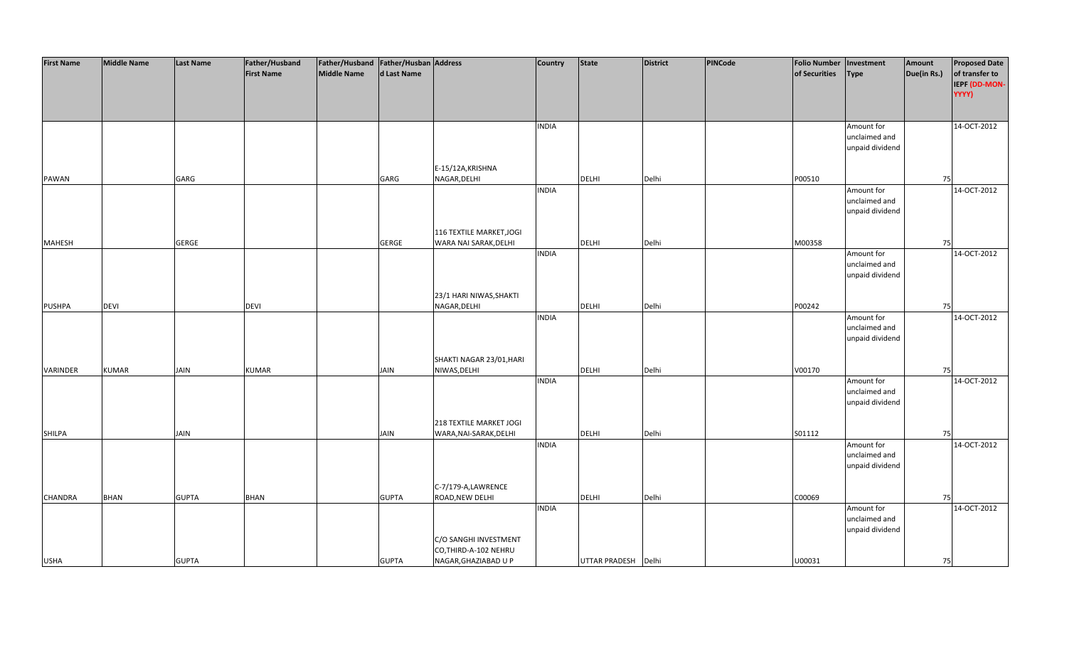| First Name | Middle Name | Last Name | Father/Husband First Name | Father/Husband Middle Name | Father/Husband Last Name | Address | Country | State | District | PINCode | Folio Number of Securities | Investment Type | Amount Due(in Rs.) | Proposed Date of transfer to IEPF (DD-MON-YYYY) |
|---|---|---|---|---|---|---|---|---|---|---|---|---|---|---|
| PAWAN | | GARG | | | GARG | E-15/12A,KRISHNA NAGAR,DELHI | INDIA | DELHI | Delhi | | P00510 | Amount for unclaimed and unpaid dividend | 75 | 14-OCT-2012 |
| MAHESH | | GERGE | | | GERGE | 116 TEXTILE MARKET,JOGI WARA NAI SARAK,DELHI | INDIA | DELHI | Delhi | | M00358 | Amount for unclaimed and unpaid dividend | 75 | 14-OCT-2012 |
| PUSHPA | DEVI | | DEVI | | | 23/1 HARI NIWAS,SHAKTI NAGAR,DELHI | INDIA | DELHI | Delhi | | P00242 | Amount for unclaimed and unpaid dividend | 75 | 14-OCT-2012 |
| VARINDER | KUMAR | JAIN | KUMAR | | JAIN | SHAKTI NAGAR 23/01,HARI NIWAS,DELHI | INDIA | DELHI | Delhi | | V00170 | Amount for unclaimed and unpaid dividend | 75 | 14-OCT-2012 |
| SHILPA | | JAIN | | | JAIN | 218 TEXTILE MARKET JOGI WARA,NAI-SARAK,DELHI | INDIA | DELHI | Delhi | | S01112 | Amount for unclaimed and unpaid dividend | 75 | 14-OCT-2012 |
| CHANDRA | BHAN | GUPTA | BHAN | | GUPTA | C-7/179-A,LAWRENCE ROAD,NEW DELHI | INDIA | DELHI | Delhi | | C00069 | Amount for unclaimed and unpaid dividend | 75 | 14-OCT-2012 |
| USHA | | GUPTA | | | GUPTA | C/O SANGHI INVESTMENT CO,THIRD-A-102 NEHRU NAGAR,GHAZIABAD U P | INDIA | UTTAR PRADESH | Delhi | | U00031 | Amount for unclaimed and unpaid dividend | 75 | 14-OCT-2012 |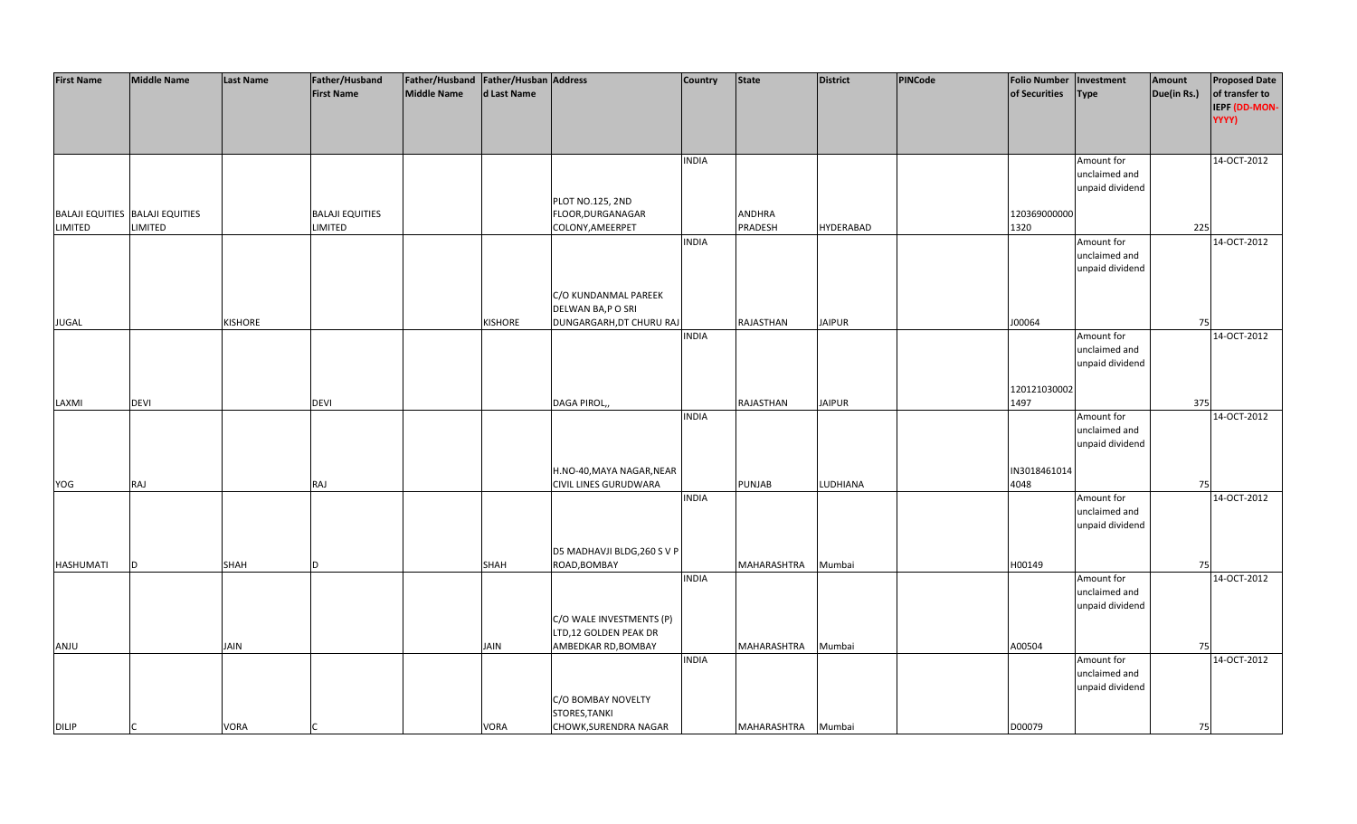| First Name | Middle Name | Last Name | Father/Husband First Name | Father/Husband Middle Name | Father/Husband Last Name | Address | Country | State | District | PINCode | Folio Number of Securities | Investment Type | Amount Due(in Rs.) | Proposed Date of transfer to IEPF (DD-MON-YYYY) |
|---|---|---|---|---|---|---|---|---|---|---|---|---|---|---|
| BALAJI EQUITIES LIMITED | BALAJI EQUITIES LIMITED | | BALAJI EQUITIES LIMITED | | | PLOT NO.125, 2ND FLOOR,DURGANAGAR COLONY,AMEERPET | INDIA | ANDHRA PRADESH | HYDERABAD | | 1203690000001320 | Amount for unclaimed and unpaid dividend | 225 | 14-OCT-2012 |
| JUGAL | | KISHORE | | | KISHORE | C/O KUNDANMAL PAREEK DELWAN BA,P O SRI DUNGARGARH,DT CHURU RAJ | INDIA | RAJASTHAN | JAIPUR | | J00064 | Amount for unclaimed and unpaid dividend | 75 | 14-OCT-2012 |
| LAXMI | DEVI | | DEVI | | | DAGA PIROL,, | INDIA | RAJASTHAN | JAIPUR | | 1201210300021497 | Amount for unclaimed and unpaid dividend | 375 | 14-OCT-2012 |
| YOG | RAJ | | RAJ | | | H.NO-40,MAYA NAGAR,NEAR CIVIL LINES GURUDWARA | INDIA | PUNJAB | LUDHIANA | | IN30184610144048 | Amount for unclaimed and unpaid dividend | 75 | 14-OCT-2012 |
| HASHUMATI | D | SHAH | D | | SHAH | D5 MADHAVJI BLDG,260 S V P ROAD,BOMBAY | INDIA | MAHARASHTRA | Mumbai | | H00149 | Amount for unclaimed and unpaid dividend | 75 | 14-OCT-2012 |
| ANJU | | JAIN | | | JAIN | C/O WALE INVESTMENTS (P) LTD,12 GOLDEN PEAK DR AMBEDKAR RD,BOMBAY | INDIA | MAHARASHTRA | Mumbai | | A00504 | Amount for unclaimed and unpaid dividend | 75 | 14-OCT-2012 |
| DILIP | C | VORA | C | | VORA | C/O BOMBAY NOVELTY STORES,TANKI CHOWK,SURENDRA NAGAR | INDIA | MAHARASHTRA | Mumbai | | D00079 | Amount for unclaimed and unpaid dividend | 75 | 14-OCT-2012 |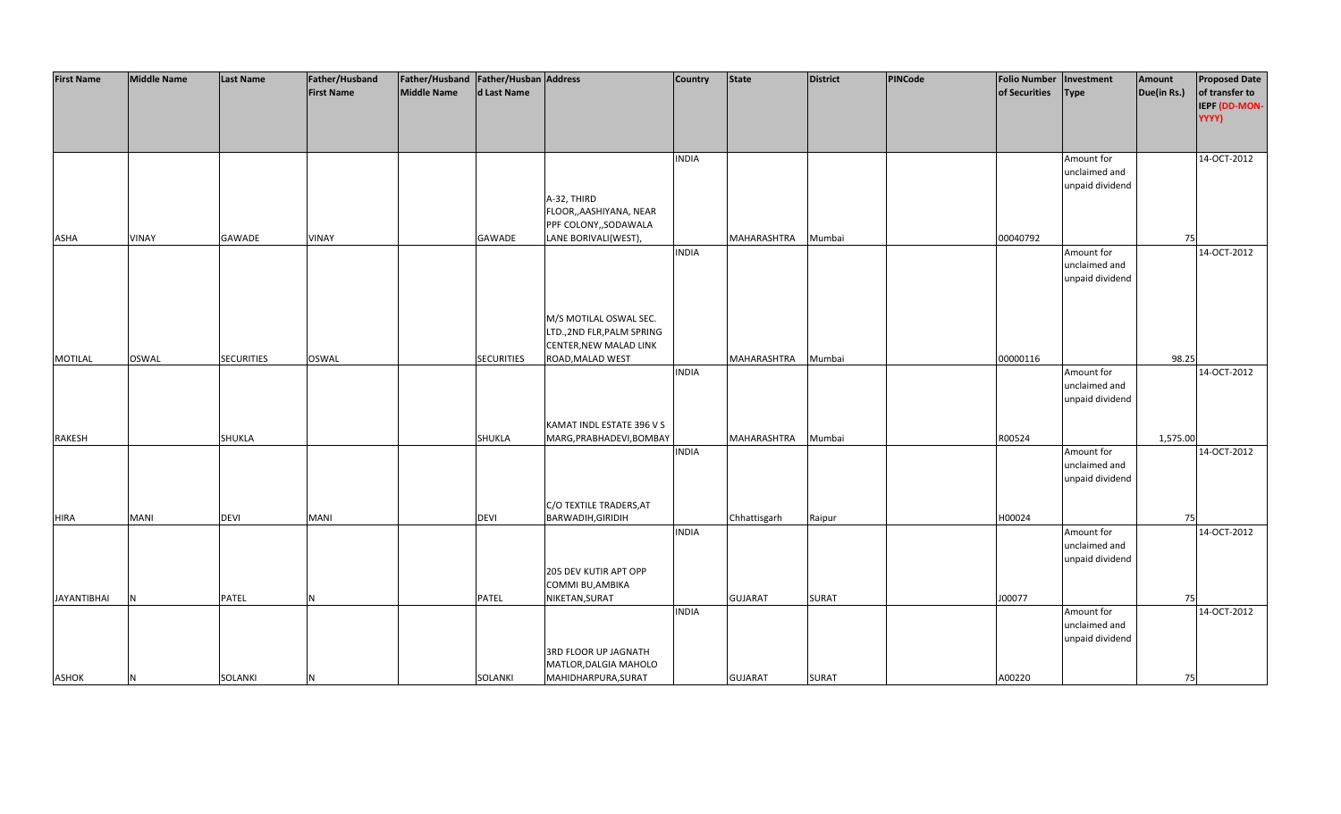| First Name | Middle Name | Last Name | Father/Husband First Name | Father/Husband Middle Name | Father/Husband Last Name | Address | Country | State | District | PINCode | Folio Number of Securities | Investment Type | Amount Due(in Rs.) | Proposed Date of transfer to IEPF (DD-MON-YYYY) |
|---|---|---|---|---|---|---|---|---|---|---|---|---|---|---|
| ASHA | VINAY | GAWADE | VINAY | | GAWADE | A-32, THIRD FLOOR,,AASHIYANA, NEAR PPF COLONY,,SODAWALA LANE BORIVALI(WEST), | INDIA | MAHARASHTRA | Mumbai | | 00040792 | Amount for unclaimed and unpaid dividend | 75 | 14-OCT-2012 |
| MOTILAL | OSWAL | SECURITIES | OSWAL | | SECURITIES | M/S MOTILAL OSWAL SEC. LTD.,2ND FLR,PALM SPRING CENTER,NEW MALAD LINK ROAD,MALAD WEST | INDIA | MAHARASHTRA | Mumbai | | 00000116 | Amount for unclaimed and unpaid dividend | 98.25 | 14-OCT-2012 |
| RAKESH | | SHUKLA | | | SHUKLA | KAMAT INDL ESTATE 396 V S MARG,PRABHADEVI,BOMBAY | INDIA | MAHARASHTRA | Mumbai | | R00524 | Amount for unclaimed and unpaid dividend | 1,575.00 | 14-OCT-2012 |
| HIRA | MANI | DEVI | MANI | | DEVI | C/O TEXTILE TRADERS,AT BARWADIH,GIRIDIH | INDIA | Chhattisgarh | Raipur | | H00024 | Amount for unclaimed and unpaid dividend | 75 | 14-OCT-2012 |
| JAYANTIBHAI | N | PATEL | N | | PATEL | 205 DEV KUTIR APT OPP COMMI BU,AMBIKA NIKETAN,SURAT | INDIA | GUJARAT | SURAT | | J00077 | Amount for unclaimed and unpaid dividend | 75 | 14-OCT-2012 |
| ASHOK | N | SOLANKI | N | | SOLANKI | 3RD FLOOR UP JAGNATH MATLOR,DALGIA MAHOLO MAHIDHARPURA,SURAT | INDIA | GUJARAT | SURAT | | A00220 | Amount for unclaimed and unpaid dividend | 75 | 14-OCT-2012 |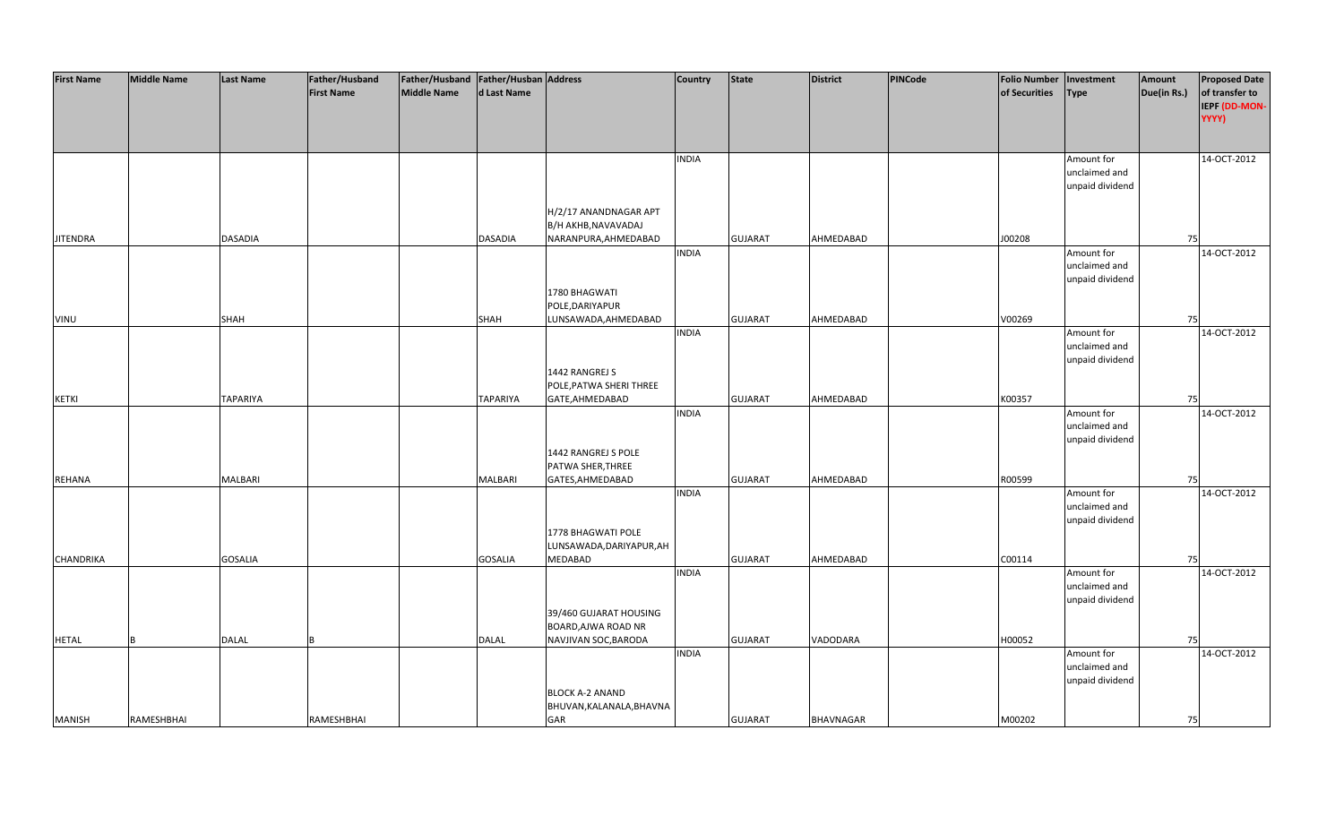| First Name | Middle Name | Last Name | Father/Husband First Name | Father/Husband Middle Name | Father/Husband Last Name | Address | Country | State | District | PINCode | Folio Number of Securities | Investment Type | Amount Due(in Rs.) | Proposed Date of transfer to IEPF (DD-MON-YYYY) |
|---|---|---|---|---|---|---|---|---|---|---|---|---|---|---|
| JITENDRA | | DASADIA | | | DASADIA | H/2/17 ANANDNAGAR APT B/H AKHB,NAVAVADAJ NARANPURA,AHMEDABAD | INDIA | GUJARAT | AHMEDABAD | | J00208 | Amount for unclaimed and unpaid dividend | 75 | 14-OCT-2012 |
| VINU | | SHAH | | | SHAH | 1780 BHAGWATI POLE,DARIYAPUR LUNSAWADA,AHMEDABAD | INDIA | GUJARAT | AHMEDABAD | | V00269 | Amount for unclaimed and unpaid dividend | 75 | 14-OCT-2012 |
| KETKI | | TAPARIYA | | | TAPARIYA | 1442 RANGREJ S POLE,PATWA SHERI THREE GATE,AHMEDABAD | INDIA | GUJARAT | AHMEDABAD | | K00357 | Amount for unclaimed and unpaid dividend | 75 | 14-OCT-2012 |
| REHANA | | MALBARI | | | MALBARI | 1442 RANGREJ S POLE PATWA SHER,THREE GATES,AHMEDABAD | INDIA | GUJARAT | AHMEDABAD | | R00599 | Amount for unclaimed and unpaid dividend | 75 | 14-OCT-2012 |
| CHANDRIKA | | GOSALIA | | | GOSALIA | 1778 BHAGWATI POLE LUNSAWADA,DARIYAPUR,AHMEDABAD | INDIA | GUJARAT | AHMEDABAD | | C00114 | Amount for unclaimed and unpaid dividend | 75 | 14-OCT-2012 |
| HETAL | B | DALAL | B | | DALAL | 39/460 GUJARAT HOUSING BOARD,AJWA ROAD NR NAVJIVAN SOC,BARODA | INDIA | GUJARAT | VADODARA | | H00052 | Amount for unclaimed and unpaid dividend | 75 | 14-OCT-2012 |
| MANISH | RAMESHBHAI | | RAMESHBHAI | | | BLOCK A-2 ANAND BHUVAN,KALANALA,BHAVNAGAR | INDIA | GUJARAT | BHAVNAGAR | | M00202 | Amount for unclaimed and unpaid dividend | 75 | 14-OCT-2012 |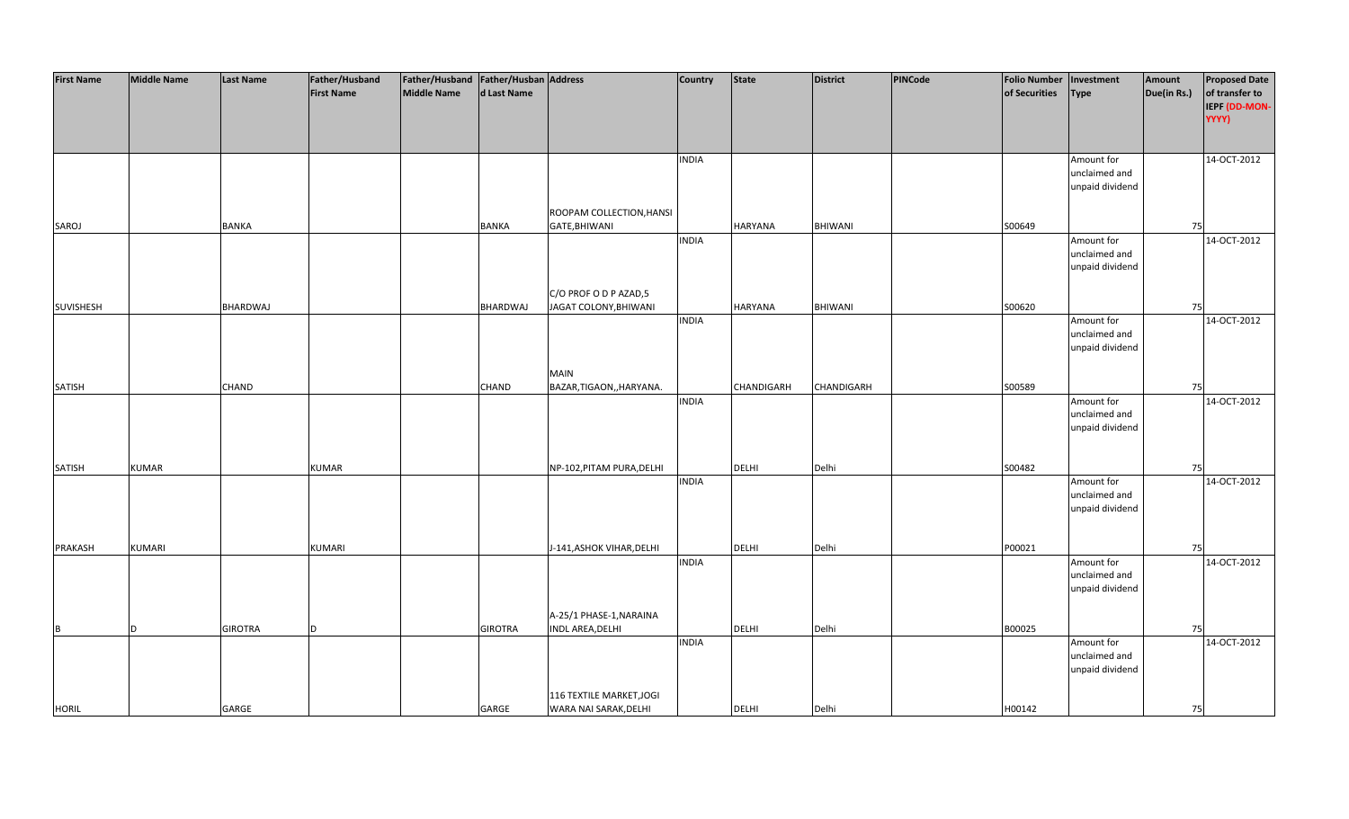| First Name | Middle Name | Last Name | Father/Husband First Name | Father/Husband Middle Name | Father/Husband Last Name | Address | Country | State | District | PINCode | Folio Number of Securities | Investment Type | Amount Due(in Rs.) | Proposed Date of transfer to IEPF (DD-MON-YYYY) |
|---|---|---|---|---|---|---|---|---|---|---|---|---|---|---|
| SAROJ | | BANKA | | | BANKA | ROOPAM COLLECTION,HANSI GATE,BHIWANI | INDIA | HARYANA | BHIWANI | | S00649 | Amount for unclaimed and unpaid dividend | 75 | 14-OCT-2012 |
| SUVISHESH | | BHARDWAJ | | | BHARDWAJ | C/O PROF O D P AZAD,5 JAGAT COLONY,BHIWANI | INDIA | HARYANA | BHIWANI | | S00620 | Amount for unclaimed and unpaid dividend | 75 | 14-OCT-2012 |
| SATISH | | CHAND | | | CHAND | MAIN BAZAR,TIGAON,,HARYANA. | INDIA | CHANDIGARH | CHANDIGARH | | S00589 | Amount for unclaimed and unpaid dividend | 75 | 14-OCT-2012 |
| SATISH | KUMAR | | KUMAR | | | NP-102,PITAM PURA,DELHI | INDIA | DELHI | Delhi | | S00482 | Amount for unclaimed and unpaid dividend | 75 | 14-OCT-2012 |
| PRAKASH | KUMARI | | KUMARI | | | J-141,ASHOK VIHAR,DELHI | INDIA | DELHI | Delhi | | P00021 | Amount for unclaimed and unpaid dividend | 75 | 14-OCT-2012 |
| B | D | GIROTRA | D | | GIROTRA | A-25/1 PHASE-1,NARAINA INDL AREA,DELHI | INDIA | DELHI | Delhi | | B00025 | Amount for unclaimed and unpaid dividend | 75 | 14-OCT-2012 |
| HORIL | | GARGE | | | GARGE | 116 TEXTILE MARKET,JOGI WARA NAI SARAK,DELHI | INDIA | DELHI | Delhi | | H00142 | Amount for unclaimed and unpaid dividend | 75 | 14-OCT-2012 |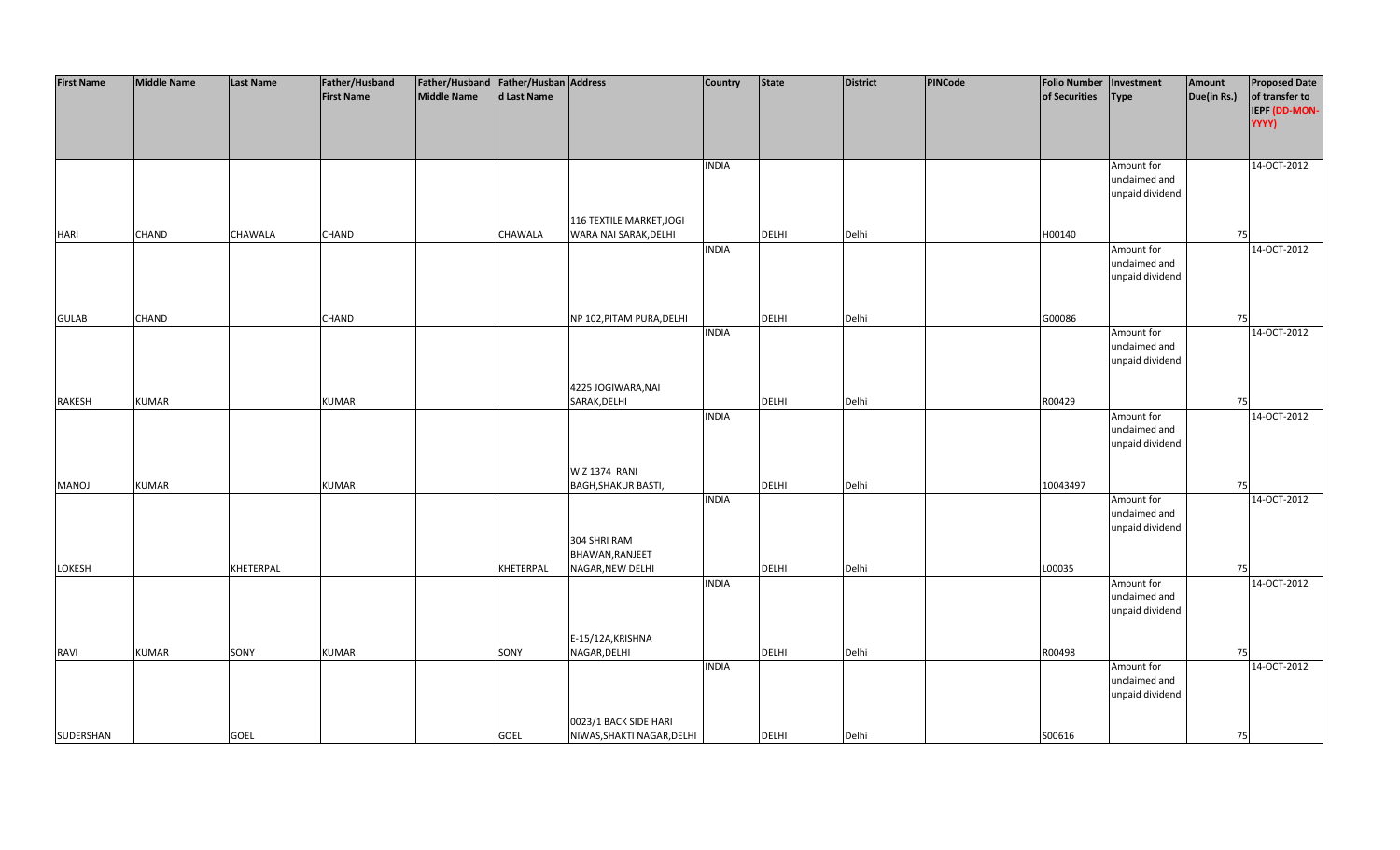| First Name | Middle Name | Last Name | Father/Husband First Name | Father/Husband Middle Name | Father/Husband Last Name | Address | Country | State | District | PINCode | Folio Number of Securities | Investment Type | Amount Due(in Rs.) | Proposed Date of transfer to IEPF (DD-MON-YYYY) |
|---|---|---|---|---|---|---|---|---|---|---|---|---|---|---|
| HARI | CHAND | CHAWALA | CHAND | | CHAWALA | 116 TEXTILE MARKET,JOGI WARA NAI SARAK,DELHI | INDIA | DELHI | Delhi | | H00140 | Amount for unclaimed and unpaid dividend | 75 | 14-OCT-2012 |
| GULAB | CHAND | | CHAND | | | NP 102,PITAM PURA,DELHI | INDIA | DELHI | Delhi | | G00086 | Amount for unclaimed and unpaid dividend | 75 | 14-OCT-2012 |
| RAKESH | KUMAR | | KUMAR | | | 4225 JOGIWARA,NAI SARAK,DELHI | INDIA | DELHI | Delhi | | R00429 | Amount for unclaimed and unpaid dividend | 75 | 14-OCT-2012 |
| MANOJ | KUMAR | | KUMAR | | | W Z 1374 RANI BAGH,SHAKUR BASTI, | INDIA | DELHI | Delhi | | 10043497 | Amount for unclaimed and unpaid dividend | 75 | 14-OCT-2012 |
| LOKESH | | KHETERPAL | | | KHETERPAL | 304 SHRI RAM BHAWAN,RANJEET NAGAR,NEW DELHI | INDIA | DELHI | Delhi | | L00035 | Amount for unclaimed and unpaid dividend | 75 | 14-OCT-2012 |
| RAVI | KUMAR | SONY | KUMAR | | SONY | E-15/12A,KRISHNA NAGAR,DELHI | INDIA | DELHI | Delhi | | R00498 | Amount for unclaimed and unpaid dividend | 75 | 14-OCT-2012 |
| SUDERSHAN | | GOEL | | | GOEL | 0023/1 BACK SIDE HARI NIWAS,SHAKTI NAGAR,DELHI | INDIA | DELHI | Delhi | | S00616 | Amount for unclaimed and unpaid dividend | 75 | 14-OCT-2012 |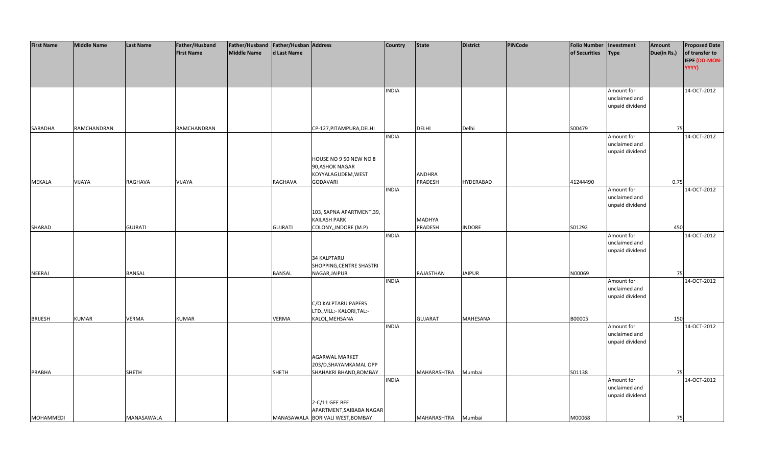| First Name | Middle Name | Last Name | Father/Husband First Name | Father/Husband Middle Name | Father/Husband Last Name | Address | Country | State | District | PINCode | Folio Number of Securities | Investment Type | Amount Due(in Rs.) | Proposed Date of transfer to IEPF (DD-MON-YYYY) |
|---|---|---|---|---|---|---|---|---|---|---|---|---|---|---|
| SARADHA | RAMCHANDRAN | | RAMCHANDRAN | | | CP-127,PITAMPURA,DELHI | INDIA | DELHI | Delhi | | S00479 | Amount for unclaimed and unpaid dividend | 75 | 14-OCT-2012 |
| MEKALA | VIJAYA | RAGHAVA | VIJAYA | | RAGHAVA | HOUSE NO 9 50 NEW NO 8 90,ASHOK NAGAR KOYYALAGUDEM,WEST GODAVARI | INDIA | ANDHRA PRADESH | HYDERABAD | | 41244490 | Amount for unclaimed and unpaid dividend | 0.75 | 14-OCT-2012 |
| SHARAD | | GUJRATI | | | GUJRATI | 103, SAPNA APARTMENT,39, KAILASH PARK COLONY,,INDORE (M.P) | INDIA | MADHYA PRADESH | INDORE | | S01292 | Amount for unclaimed and unpaid dividend | 450 | 14-OCT-2012 |
| NEERAJ | | BANSAL | | | BANSAL | 34 KALPTARU SHOPPING,CENTRE SHASTRI NAGAR,JAIPUR | INDIA | RAJASTHAN | JAIPUR | | N00069 | Amount for unclaimed and unpaid dividend | 75 | 14-OCT-2012 |
| BRIJESH | KUMAR | VERMA | KUMAR | | VERMA | C/O KALPTARU PAPERS LTD.,VILL:- KALORI,TAL:- KALOL,MEHSANA | INDIA | GUJARAT | MAHESANA | | B00005 | Amount for unclaimed and unpaid dividend | 150 | 14-OCT-2012 |
| PRABHA | | SHETH | | | SHETH | AGARWAL MARKET 203/D,SHAYAMKAMAL OPP SHAHAKRI BHAND,BOMBAY | INDIA | MAHARASHTRA | Mumbai | | S01138 | Amount for unclaimed and unpaid dividend | 75 | 14-OCT-2012 |
| MOHAMMEDI | | MANASAWALA | | | MANASAWALA | 2-C/11 GEE BEE APARTMENT,SAIBABA NAGAR BORIVALI WEST,BOMBAY | INDIA | MAHARASHTRA | Mumbai | | M00068 | Amount for unclaimed and unpaid dividend | 75 | 14-OCT-2012 |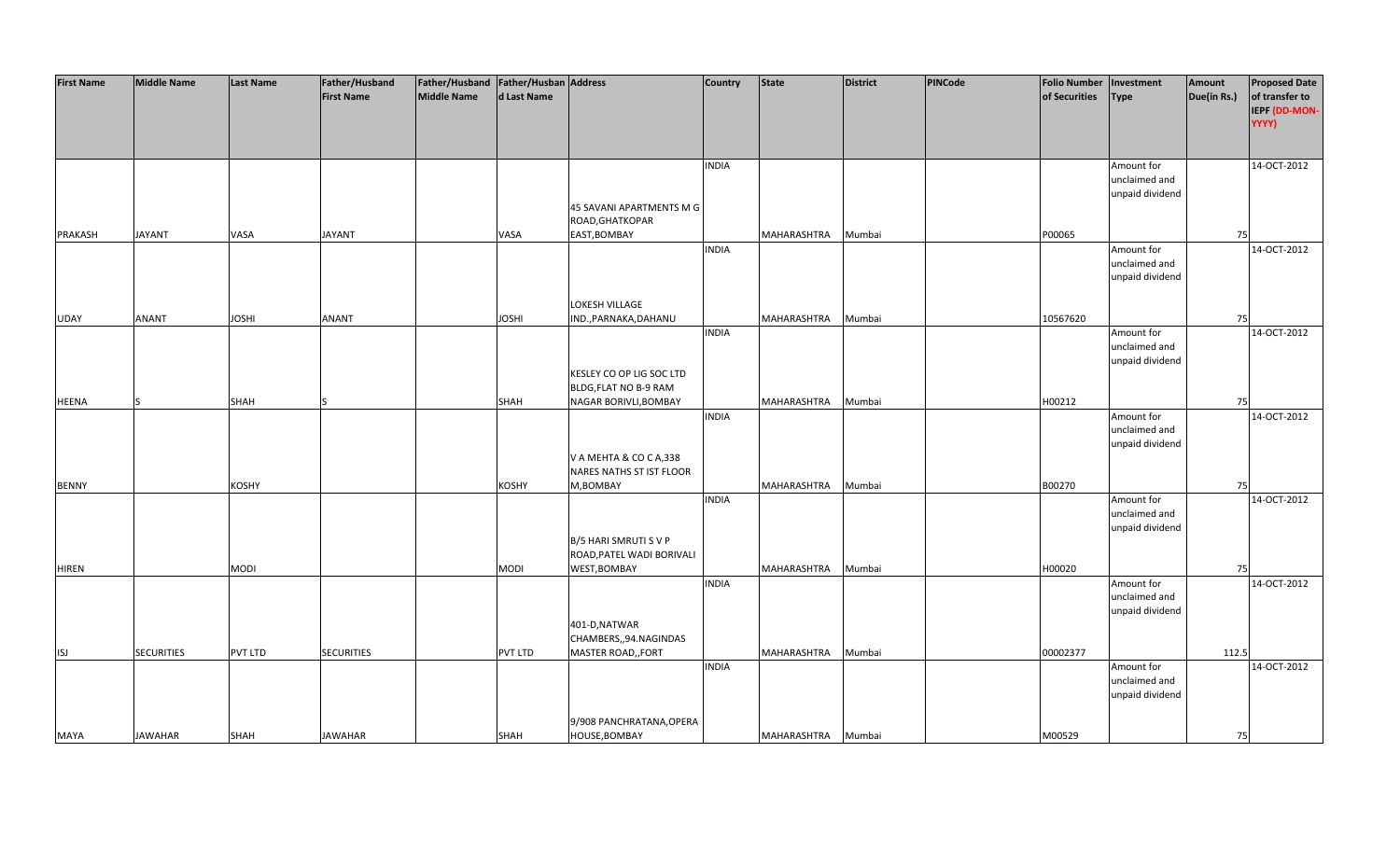| First Name | Middle Name | Last Name | Father/Husband First Name | Father/Husband Middle Name | Father/Husband Last Name | Address | Country | State | District | PINCode | Folio Number of Securities | Investment Type | Amount Due(in Rs.) | Proposed Date of transfer to IEPF (DD-MON-YYYY) |
|---|---|---|---|---|---|---|---|---|---|---|---|---|---|---|
| PRAKASH | JAYANT | VASA | JAYANT | | VASA | 45 SAVANI APARTMENTS M G ROAD,GHATKOPAR EAST,BOMBAY | INDIA | MAHARASHTRA | Mumbai | | P00065 | Amount for unclaimed and unpaid dividend | 75 | 14-OCT-2012 |
| UDAY | ANANT | JOSHI | ANANT | | JOSHI | LOKESH VILLAGE IND.,PARNAKA,DAHANU | INDIA | MAHARASHTRA | Mumbai | | 10567620 | Amount for unclaimed and unpaid dividend | 75 | 14-OCT-2012 |
| HEENA | S | SHAH | S | | SHAH | KESLEY CO OP LIG SOC LTD BLDG,FLAT NO B-9 RAM NAGAR BORIVLI,BOMBAY | INDIA | MAHARASHTRA | Mumbai | | H00212 | Amount for unclaimed and unpaid dividend | 75 | 14-OCT-2012 |
| BENNY | | KOSHY | | | KOSHY | V A MEHTA & CO C A,338 NARES NATHS ST IST FLOOR M,BOMBAY | INDIA | MAHARASHTRA | Mumbai | | B00270 | Amount for unclaimed and unpaid dividend | 75 | 14-OCT-2012 |
| HIREN | | MODI | | | MODI | B/5 HARI SMRUTI S V P ROAD,PATEL WADI BORIVALI WEST,BOMBAY | INDIA | MAHARASHTRA | Mumbai | | H00020 | Amount for unclaimed and unpaid dividend | 75 | 14-OCT-2012 |
| ISJ | SECURITIES | PVT LTD | SECURITIES | | PVT LTD | 401-D,NATWAR CHAMBERS,,94.NAGINDAS MASTER ROAD,,FORT | INDIA | MAHARASHTRA | Mumbai | | 00002377 | Amount for unclaimed and unpaid dividend | 112.5 | 14-OCT-2012 |
| MAYA | JAWAHAR | SHAH | JAWAHAR | | SHAH | 9/908 PANCHRATANA,OPERA HOUSE,BOMBAY | INDIA | MAHARASHTRA | Mumbai | | M00529 | Amount for unclaimed and unpaid dividend | 75 | 14-OCT-2012 |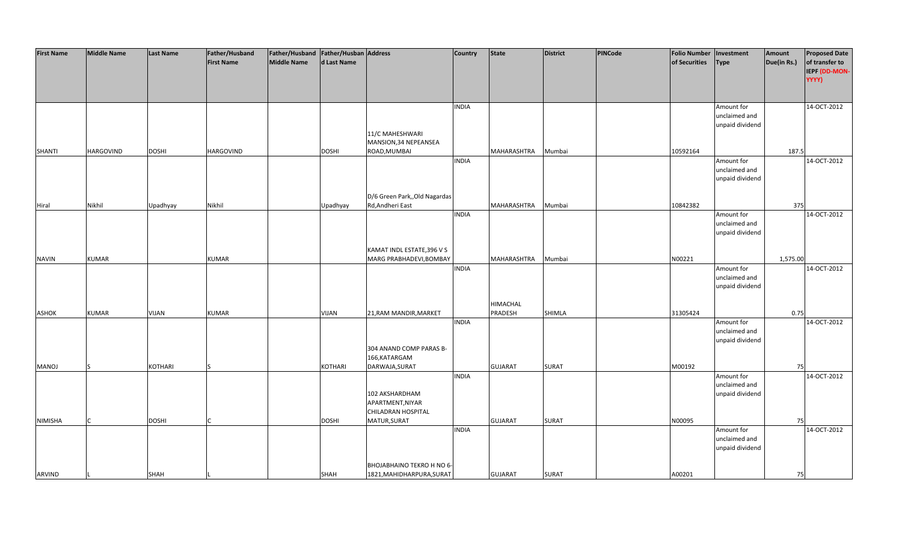| First Name | Middle Name | Last Name | Father/Husband First Name | Father/Husband Middle Name | Father/Husband Last Name | Address | Country | State | District | PINCode | Folio Number of Securities | Investment Type | Amount Due(in Rs.) | Proposed Date of transfer to IEPF (DD-MON-YYYY) |
|---|---|---|---|---|---|---|---|---|---|---|---|---|---|---|
| SHANTI | HARGOVIND | DOSHI | HARGOVIND | | DOSHI | 11/C MAHESHWARI MANSION,34 NEPEANSEA ROAD,MUMBAI | INDIA | MAHARASHTRA | Mumbai | | 10592164 | Amount for unclaimed and unpaid dividend | 187.5 | 14-OCT-2012 |
| Hiral | Nikhil | Upadhyay | Nikhil | | Upadhyay | D/6 Green Park,,Old Nagardas Rd,Andheri East | INDIA | MAHARASHTRA | Mumbai | | 10842382 | Amount for unclaimed and unpaid dividend | 375 | 14-OCT-2012 |
| NAVIN | KUMAR | | KUMAR | | | KAMAT INDL ESTATE,396 V S MARG PRABHADEVI,BOMBAY | INDIA | MAHARASHTRA | Mumbai | | N00221 | Amount for unclaimed and unpaid dividend | 1,575.00 | 14-OCT-2012 |
| ASHOK | KUMAR | VIJAN | KUMAR | | VIJAN | 21,RAM MANDIR,MARKET | INDIA | HIMACHAL PRADESH | SHIMLA | | 31305424 | Amount for unclaimed and unpaid dividend | 0.75 | 14-OCT-2012 |
| MANOJ | S | KOTHARI | S | | KOTHARI | 304 ANAND COMP PARAS B-166,KATARGAM DARWAJA,SURAT | INDIA | GUJARAT | SURAT | | M00192 | Amount for unclaimed and unpaid dividend | 75 | 14-OCT-2012 |
| NIMISHA | C | DOSHI | C | | DOSHI | 102 AKSHARDHAM APARTMENT,NIYAR CHILADRAN HOSPITAL MATUR,SURAT | INDIA | GUJARAT | SURAT | | N00095 | Amount for unclaimed and unpaid dividend | 75 | 14-OCT-2012 |
| ARVIND | L | SHAH | L | | SHAH | BHOJABHAINO TEKRO H NO 6-1821,MAHIDHARPURA,SURAT | INDIA | GUJARAT | SURAT | | A00201 | Amount for unclaimed and unpaid dividend | 75 | 14-OCT-2012 |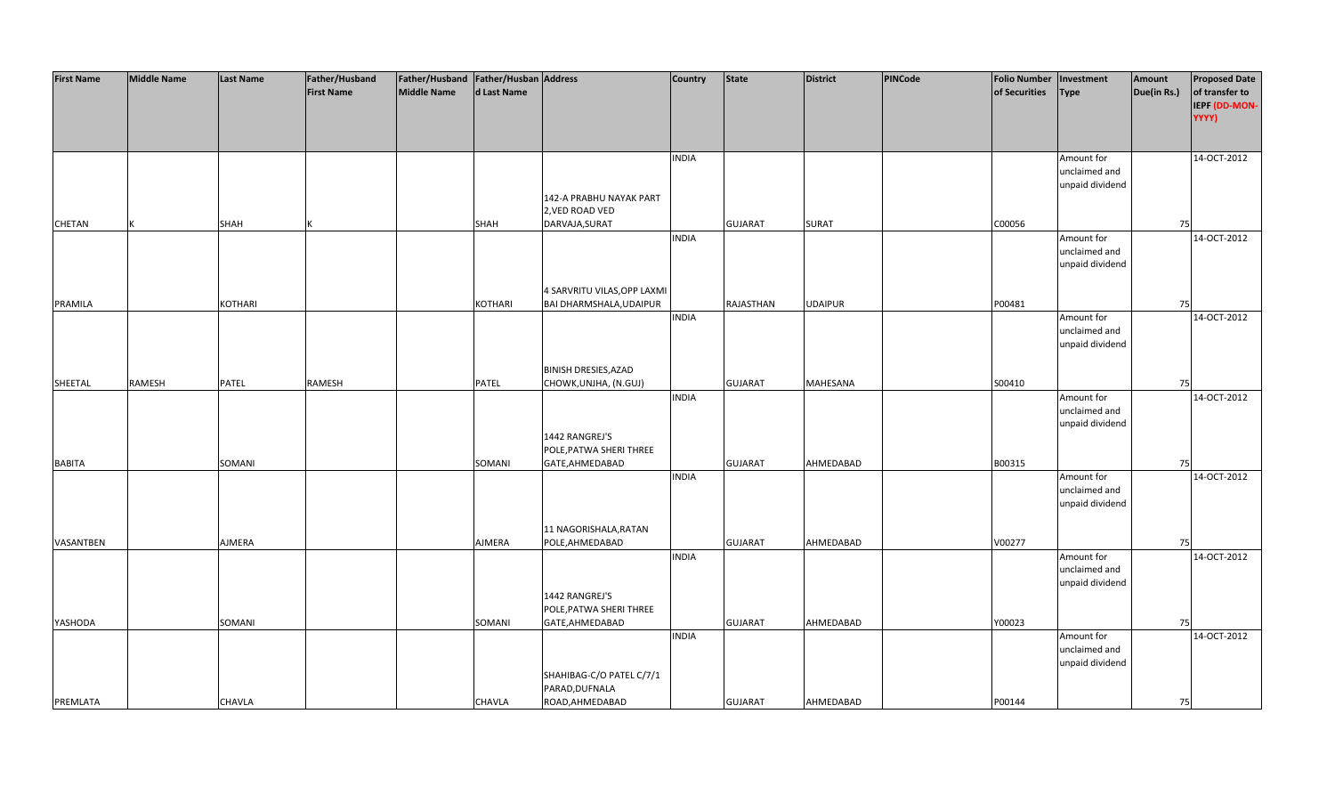| First Name | Middle Name | Last Name | Father/Husband First Name | Father/Husband Middle Name | Father/Husband Last Name | Address | Country | State | District | PINCode | Folio Number of Securities | Investment Type | Amount Due(in Rs.) | Proposed Date of transfer to IEPF (DD-MON-YYYY) |
|---|---|---|---|---|---|---|---|---|---|---|---|---|---|---|
| CHETAN | K | SHAH | K | | SHAH | 142-A PRABHU NAYAK PART 2,VED ROAD VED DARVAJA,SURAT | INDIA | GUJARAT | SURAT | | C00056 | Amount for unclaimed and unpaid dividend | 75 | 14-OCT-2012 |
| PRAMILA | | KOTHARI | | | KOTHARI | 4 SARVRITU VILAS,OPP LAXMI BAI DHARMSHALA,UDAIPUR | INDIA | RAJASTHAN | UDAIPUR | | P00481 | Amount for unclaimed and unpaid dividend | 75 | 14-OCT-2012 |
| SHEETAL | RAMESH | PATEL | RAMESH | | PATEL | BINISH DRESIES,AZAD CHOWK,UNJHA, (N.GUJ) | INDIA | GUJARAT | MAHESANA | | S00410 | Amount for unclaimed and unpaid dividend | 75 | 14-OCT-2012 |
| BABITA | | SOMANI | | | SOMANI | 1442 RANGREJ'S POLE,PATWA SHERI THREE GATE,AHMEDABAD | INDIA | GUJARAT | AHMEDABAD | | B00315 | Amount for unclaimed and unpaid dividend | 75 | 14-OCT-2012 |
| VASANTBEN | | AJMERA | | | AJMERA | 11 NAGORISHALA,RATAN POLE,AHMEDABAD | INDIA | GUJARAT | AHMEDABAD | | V00277 | Amount for unclaimed and unpaid dividend | 75 | 14-OCT-2012 |
| YASHODA | | SOMANI | | | SOMANI | 1442 RANGREJ'S POLE,PATWA SHERI THREE GATE,AHMEDABAD | INDIA | GUJARAT | AHMEDABAD | | Y00023 | Amount for unclaimed and unpaid dividend | 75 | 14-OCT-2012 |
| PREMLATA | | CHAVLA | | | CHAVLA | SHAHIBAG-C/O PATEL C/7/1 PARAD,DUFNALA ROAD,AHMEDABAD | INDIA | GUJARAT | AHMEDABAD | | P00144 | Amount for unclaimed and unpaid dividend | 75 | 14-OCT-2012 |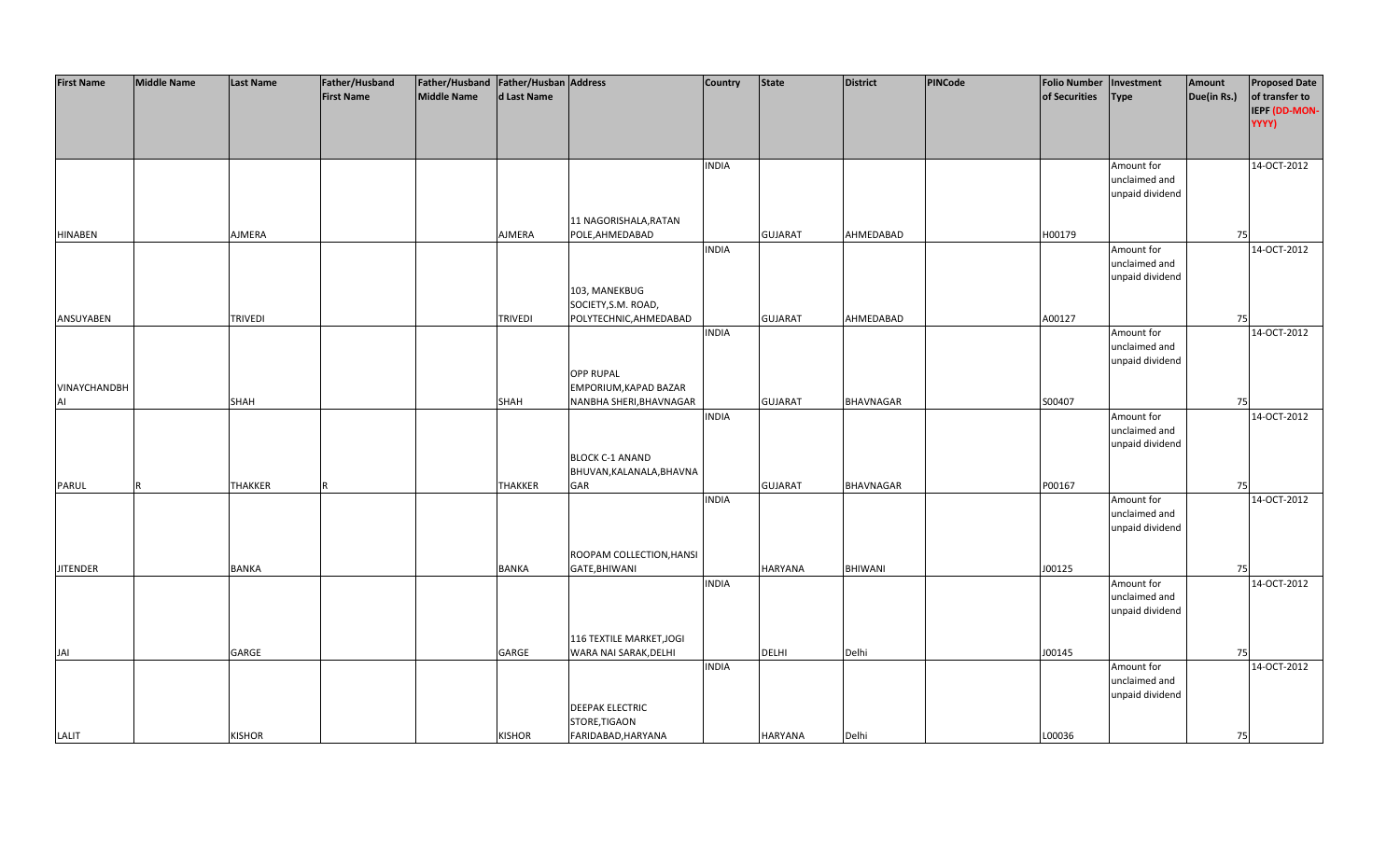| First Name | Middle Name | Last Name | Father/Husband First Name | Father/Husband Middle Name | Father/Husband Last Name | Address | Country | State | District | PINCode | Folio Number of Securities | Investment Type | Amount Due(in Rs.) | Proposed Date of transfer to IEPF (DD-MON-YYYY) |
|---|---|---|---|---|---|---|---|---|---|---|---|---|---|---|
| HINABEN | | AJMERA | | | AJMERA | 11 NAGORISHALA,RATAN POLE,AHMEDABAD | INDIA | GUJARAT | AHMEDABAD | | H00179 | Amount for unclaimed and unpaid dividend | 75 | 14-OCT-2012 |
| ANSUYABEN | | TRIVEDI | | | TRIVEDI | 103, MANEKBUG SOCIETY,S.M. ROAD, POLYTECHNIC,AHMEDABAD | INDIA | GUJARAT | AHMEDABAD | | A00127 | Amount for unclaimed and unpaid dividend | 75 | 14-OCT-2012 |
| VINAYCHANDBHAI | | SHAH | | | SHAH | OPP RUPAL EMPORIUM,KAPAD BAZAR NANBHA SHERI,BHAVNAGAR | INDIA | GUJARAT | BHAVNAGAR | | S00407 | Amount for unclaimed and unpaid dividend | 75 | 14-OCT-2012 |
| PARUL | R | THAKKER | R | | THAKKER | BLOCK C-1 ANAND BHUVAN,KALANALA,BHAVNAGAR | INDIA | GUJARAT | BHAVNAGAR | | P00167 | Amount for unclaimed and unpaid dividend | 75 | 14-OCT-2012 |
| JITENDER | | BANKA | | | BANKA | ROOPAM COLLECTION,HANSI GATE,BHIWANI | INDIA | HARYANA | BHIWANI | | J00125 | Amount for unclaimed and unpaid dividend | 75 | 14-OCT-2012 |
| JAI | | GARGE | | | GARGE | 116 TEXTILE MARKET,JOGI WARA NAI SARAK,DELHI | INDIA | DELHI | Delhi | | J00145 | Amount for unclaimed and unpaid dividend | 75 | 14-OCT-2012 |
| LALIT | | KISHOR | | | KISHOR | DEEPAK ELECTRIC STORE,TIGAON FARIDABAD,HARYANA | INDIA | HARYANA | Delhi | | L00036 | Amount for unclaimed and unpaid dividend | 75 | 14-OCT-2012 |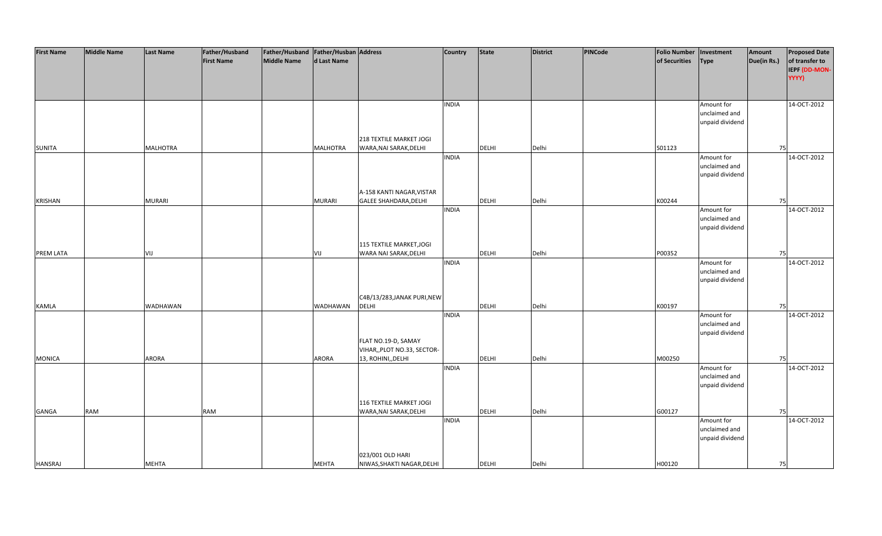| First Name | Middle Name | Last Name | Father/Husband First Name | Father/Husband Middle Name | Father/Husband Last Name | Address | Country | State | District | PINCode | Folio Number of Securities | Investment Type | Amount Due(in Rs.) | Proposed Date of transfer to IEPF (DD-MON-YYYY) |
|---|---|---|---|---|---|---|---|---|---|---|---|---|---|---|
| SUNITA | | MALHOTRA | | | MALHOTRA | 218 TEXTILE MARKET JOGI WARA,NAI SARAK,DELHI | INDIA | DELHI | Delhi | | S01123 | Amount for unclaimed and unpaid dividend | 75 | 14-OCT-2012 |
| KRISHAN | | MURARI | | | MURARI | A-158 KANTI NAGAR,VISTAR GALEE SHAHDARA,DELHI | INDIA | DELHI | Delhi | | K00244 | Amount for unclaimed and unpaid dividend | 75 | 14-OCT-2012 |
| PREM LATA | | VIJ | | | VIJ | 115 TEXTILE MARKET,JOGI WARA NAI SARAK,DELHI | INDIA | DELHI | Delhi | | P00352 | Amount for unclaimed and unpaid dividend | 75 | 14-OCT-2012 |
| KAMLA | | WADHAWAN | | | WADHAWAN | C4B/13/283,JANAK PURI,NEW DELHI | INDIA | DELHI | Delhi | | K00197 | Amount for unclaimed and unpaid dividend | 75 | 14-OCT-2012 |
| MONICA | | ARORA | | | ARORA | FLAT NO.19-D, SAMAY VIHAR,,PLOT NO.33, SECTOR-13, ROHINI,,DELHI | INDIA | DELHI | Delhi | | M00250 | Amount for unclaimed and unpaid dividend | 75 | 14-OCT-2012 |
| GANGA | RAM | | RAM | | | 116 TEXTILE MARKET JOGI WARA,NAI SARAK,DELHI | INDIA | DELHI | Delhi | | G00127 | Amount for unclaimed and unpaid dividend | 75 | 14-OCT-2012 |
| HANSRAJ | | MEHTA | | | MEHTA | 023/001 OLD HARI NIWAS,SHAKTI NAGAR,DELHI | INDIA | DELHI | Delhi | | H00120 | Amount for unclaimed and unpaid dividend | 75 | 14-OCT-2012 |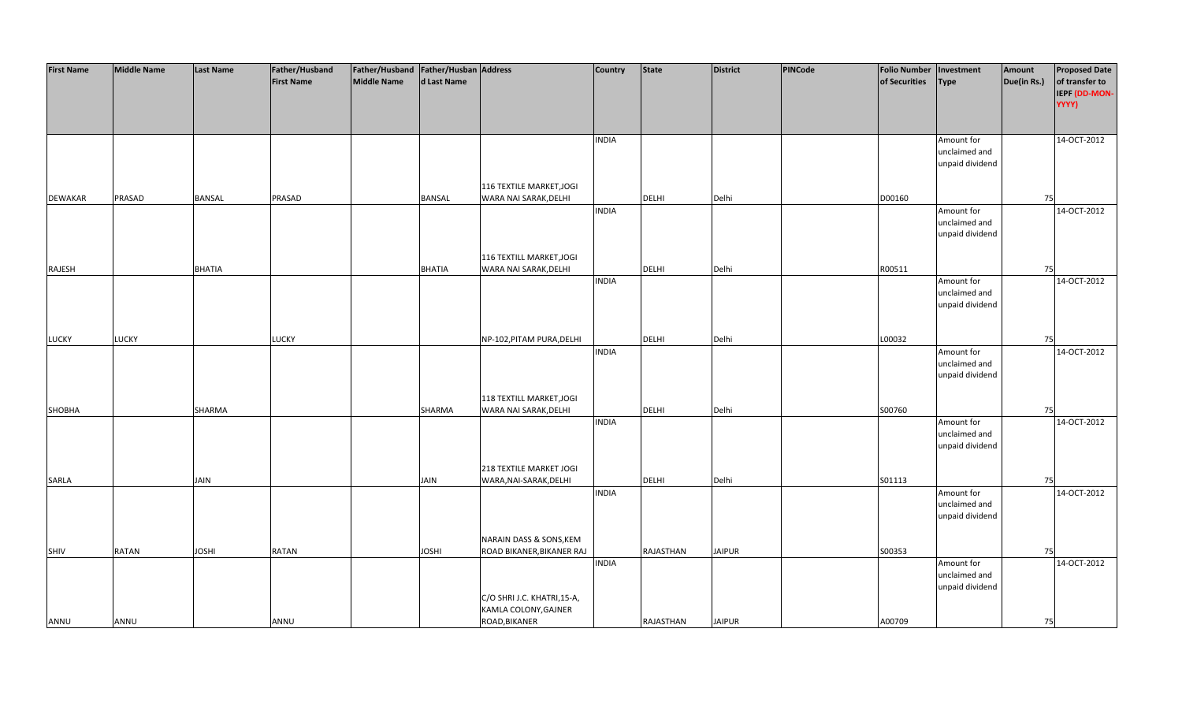| First Name | Middle Name | Last Name | Father/Husband First Name | Father/Husband Middle Name | Father/Husband Last Name | Address | Country | State | District | PINCode | Folio Number of Securities | Investment Type | Amount Due(in Rs.) | Proposed Date of transfer to IEPF (DD-MON-YYYY) |
|---|---|---|---|---|---|---|---|---|---|---|---|---|---|---|
| DEWAKAR | PRASAD | BANSAL | PRASAD | | BANSAL | 116 TEXTILE MARKET,JOGI WARA NAI SARAK,DELHI | INDIA | DELHI | Delhi | | D00160 | Amount for unclaimed and unpaid dividend | 75 | 14-OCT-2012 |
| RAJESH | | BHATIA | | | BHATIA | 116 TEXTILL MARKET,JOGI WARA NAI SARAK,DELHI | INDIA | DELHI | Delhi | | R00511 | Amount for unclaimed and unpaid dividend | 75 | 14-OCT-2012 |
| LUCKY | LUCKY | | LUCKY | | | NP-102,PITAM PURA,DELHI | INDIA | DELHI | Delhi | | L00032 | Amount for unclaimed and unpaid dividend | 75 | 14-OCT-2012 |
| SHOBHA | | SHARMA | | | SHARMA | 118 TEXTILL MARKET,JOGI WARA NAI SARAK,DELHI | INDIA | DELHI | Delhi | | S00760 | Amount for unclaimed and unpaid dividend | 75 | 14-OCT-2012 |
| SARLA | | JAIN | | | JAIN | 218 TEXTILE MARKET JOGI WARA,NAI-SARAK,DELHI | INDIA | DELHI | Delhi | | S01113 | Amount for unclaimed and unpaid dividend | 75 | 14-OCT-2012 |
| SHIV | RATAN | JOSHI | RATAN | | JOSHI | NARAIN DASS & SONS,KEM ROAD BIKANER,BIKANER RAJ | INDIA | RAJASTHAN | JAIPUR | | S00353 | Amount for unclaimed and unpaid dividend | 75 | 14-OCT-2012 |
| ANNU | ANNU | | ANNU | | | C/O SHRI J.C. KHATRI,15-A, KAMLA COLONY,GAJNER ROAD,BIKANER | INDIA | RAJASTHAN | JAIPUR | | A00709 | Amount for unclaimed and unpaid dividend | 75 | 14-OCT-2012 |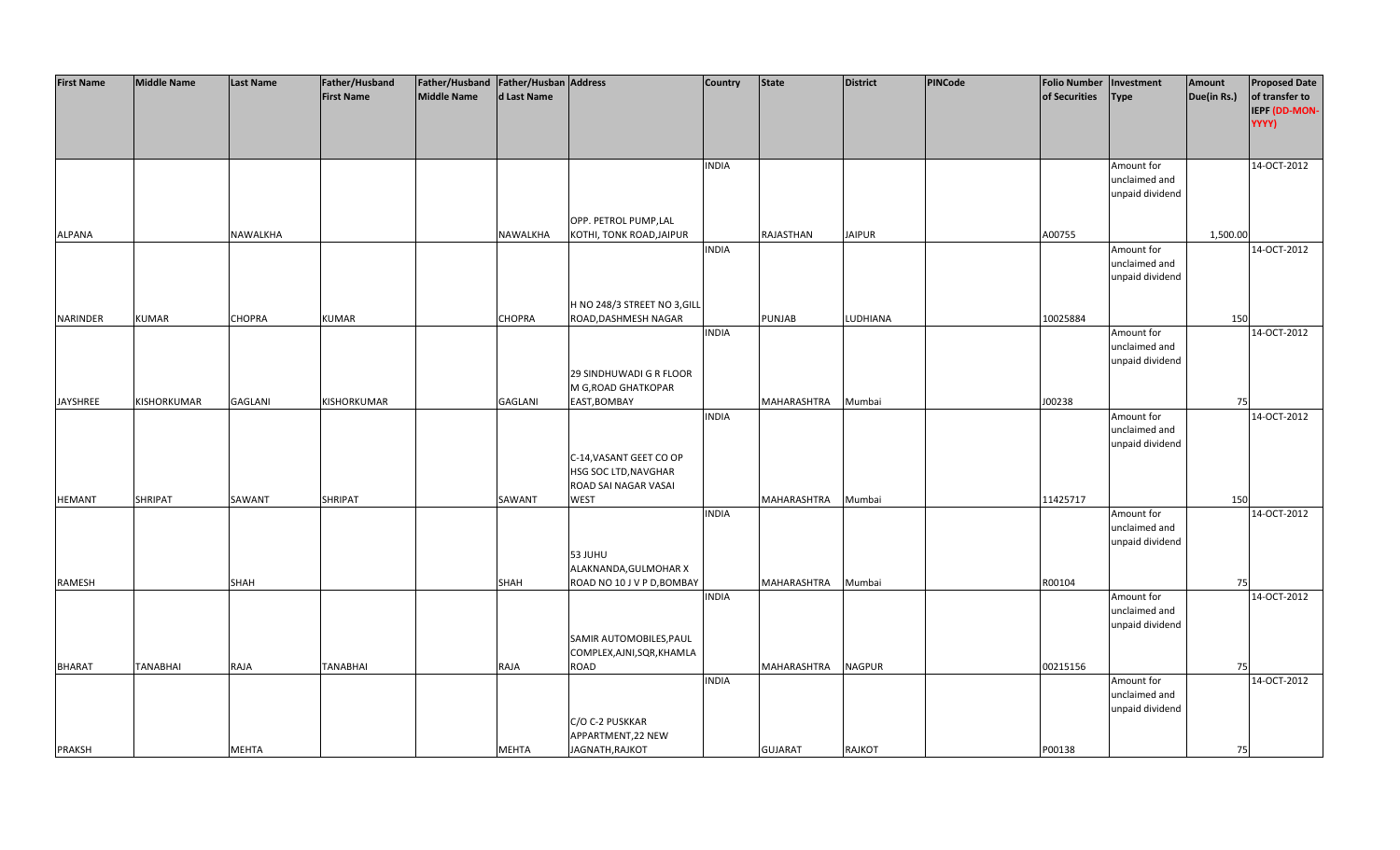| First Name | Middle Name | Last Name | Father/Husband First Name | Father/Husband Middle Name | Father/Husband Last Name | Address | Country | State | District | PINCode | Folio Number of Securities | Investment Type | Amount Due(in Rs.) | Proposed Date of transfer to IEPF (DD-MON-YYYY) |
|---|---|---|---|---|---|---|---|---|---|---|---|---|---|---|
| ALPANA | | NAWALKHA | | | NAWALKHA | OPP. PETROL PUMP,LAL KOTHI, TONK ROAD,JAIPUR | INDIA | RAJASTHAN | JAIPUR | | A00755 | Amount for unclaimed and unpaid dividend | 1,500.00 | 14-OCT-2012 |
| NARINDER | KUMAR | CHOPRA | KUMAR | | CHOPRA | H NO 248/3 STREET NO 3,GILL ROAD,DASHMESH NAGAR | INDIA | PUNJAB | LUDHIANA | | 10025884 | Amount for unclaimed and unpaid dividend | 150 | 14-OCT-2012 |
| JAYSHREE | KISHORKUMAR | GAGLANI | KISHORKUMAR | | GAGLANI | 29 SINDHUWADI G R FLOOR M G,ROAD GHATKOPAR EAST,BOMBAY | INDIA | MAHARASHTRA | Mumbai | | J00238 | Amount for unclaimed and unpaid dividend | 75 | 14-OCT-2012 |
| HEMANT | SHRIPAT | SAWANT | SHRIPAT | | SAWANT | C-14,VASANT GEET CO OP HSG SOC LTD,NAVGHAR ROAD SAI NAGAR VASAI WEST | INDIA | MAHARASHTRA | Mumbai | | 11425717 | Amount for unclaimed and unpaid dividend | 150 | 14-OCT-2012 |
| RAMESH | | SHAH | | | SHAH | 53 JUHU ALAKNANDA,GULMOHAR X ROAD NO 10 J V P D,BOMBAY | INDIA | MAHARASHTRA | Mumbai | | R00104 | Amount for unclaimed and unpaid dividend | 75 | 14-OCT-2012 |
| BHARAT | TANABHAI | RAJA | TANABHAI | | RAJA | SAMIR AUTOMOBILES,PAUL COMPLEX,AJNI,SQR,KHAMLA ROAD | INDIA | MAHARASHTRA | NAGPUR | | 00215156 | Amount for unclaimed and unpaid dividend | 75 | 14-OCT-2012 |
| PRAKSH | | MEHTA | | | MEHTA | C/O C-2 PUSKKAR APPARTMENT,22 NEW JAGNATH,RAJKOT | INDIA | GUJARAT | RAJKOT | | P00138 | Amount for unclaimed and unpaid dividend | 75 | 14-OCT-2012 |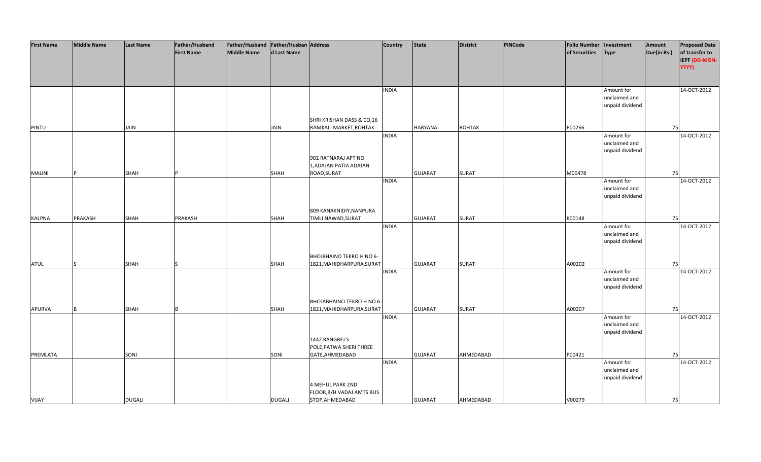| First Name | Middle Name | Last Name | Father/Husband First Name | Father/Husband Middle Name | Father/Husband Last Name | Address | Country | State | District | PINCode | Folio Number of Securities | Investment Type | Amount Due(in Rs.) | Proposed Date of transfer to IEPF (DD-MON-YYYY) |
|---|---|---|---|---|---|---|---|---|---|---|---|---|---|---|
| PINTU | | JAIN | | | JAIN | SHRI KRISHAN DASS & CO,16 RAMKALI MARKET,ROHTAK | INDIA | HARYANA | ROHTAK | | P00266 | Amount for unclaimed and unpaid dividend | 75 | 14-OCT-2012 |
| MALINI | P | SHAH | P | | SHAH | 902 RATNARAJ APT NO 1,ADAJAN PATIA ADAJAN ROAD,SURAT | INDIA | GUJARAT | SURAT | | M00478 | Amount for unclaimed and unpaid dividend | 75 | 14-OCT-2012 |
| KALPNA | PRAKASH | SHAH | PRAKASH | | SHAH | 809 KANAKNIDIY,NANPURA TIMLI NAWAD,SURAT | INDIA | GUJARAT | SURAT | | K00148 | Amount for unclaimed and unpaid dividend | 75 | 14-OCT-2012 |
| ATUL | S | SHAH | S | | SHAH | BHOJBHAINO TEKRO H NO 6-1821,MAHIDHARPURA,SURAT | INDIA | GUJARAT | SURAT | | A00202 | Amount for unclaimed and unpaid dividend | 75 | 14-OCT-2012 |
| APURVA | B | SHAH | B | | SHAH | BHOJABHAINO TEKRO H NO 6-1821,MAHIDHARPURA,SURAT | INDIA | GUJARAT | SURAT | | A00207 | Amount for unclaimed and unpaid dividend | 75 | 14-OCT-2012 |
| PREMLATA | | SONI | | | SONI | 1442 RANGREJ S POLE,PATWA SHERI THREE GATE,AHMEDABAD | INDIA | GUJARAT | AHMEDABAD | | P00421 | Amount for unclaimed and unpaid dividend | 75 | 14-OCT-2012 |
| VIJAY | | DUGALI | | | DUGALI | 4 MEHUL PARK 2ND FLOOR,B/H VADAJ AMTS BUS STOP,AHMEDABAD | INDIA | GUJARAT | AHMEDABAD | | V00279 | Amount for unclaimed and unpaid dividend | 75 | 14-OCT-2012 |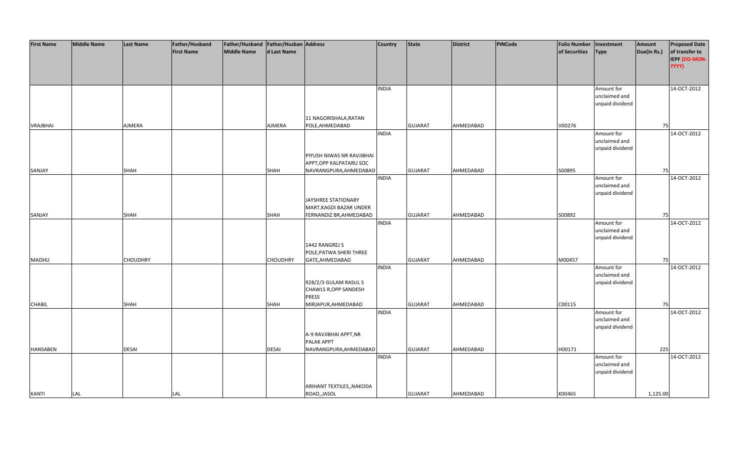| First Name | Middle Name | Last Name | Father/Husband First Name | Father/Husband Middle Name | Father/Husband Last Name | Address | Country | State | District | PINCode | Folio Number of Securities | Investment Type | Amount Due(in Rs.) | Proposed Date of transfer to IEPF (DD-MON-YYYY) |
|---|---|---|---|---|---|---|---|---|---|---|---|---|---|---|
| VRAJBHAI | | AJMERA | | | AJMERA | 11 NAGORISHALA,RATAN POLE,AHMEDABAD | INDIA | GUJARAT | AHMEDABAD | | V00276 | Amount for unclaimed and unpaid dividend | 75 | 14-OCT-2012 |
| SANJAY | | SHAH | | | SHAH | PIYUSH NIWAS NR RAVJIBHAI APPT,OPP KALPATARU SOC NAVRANGPURA,AHMEDABAD | INDIA | GUJARAT | AHMEDABAD | | S00895 | Amount for unclaimed and unpaid dividend | 75 | 14-OCT-2012 |
| SANJAY | | SHAH | | | SHAH | JAYSHREE STATIONARY MART,KAGDI BAZAR UNDER FERNANDIZ BR,AHMEDABAD | INDIA | GUJARAT | AHMEDABAD | | S00892 | Amount for unclaimed and unpaid dividend | 75 | 14-OCT-2012 |
| MADHU | | CHOUDHRY | | | CHOUDHRY | 1442 RANGREJ S POLE,PATWA SHERI THREE GATE,AHMEDABAD | INDIA | GUJARAT | AHMEDABAD | | M00457 | Amount for unclaimed and unpaid dividend | 75 | 14-OCT-2012 |
| CHABIL | | SHAH | | | SHAH | 928/2/3 GULAM RASUL S CHAWLS R,OPP SANDESH PRESS MIRJAPUR,AHMEDABAD | INDIA | GUJARAT | AHMEDABAD | | C00115 | Amount for unclaimed and unpaid dividend | 75 | 14-OCT-2012 |
| HANSABEN | | DESAI | | | DESAI | A-9 RAVJIBHAI APPT,NR PALAK APPT NAVRANGPURA,AHMEDABAD | INDIA | GUJARAT | AHMEDABAD | | H00171 | Amount for unclaimed and unpaid dividend | 225 | 14-OCT-2012 |
| KANTI | LAL | | LAL | | | ARIHANT TEXTILES,,NAKODA ROAD,,JASOL | INDIA | GUJARAT | AHMEDABAD | | K00465 | Amount for unclaimed and unpaid dividend | 1,125.00 | 14-OCT-2012 |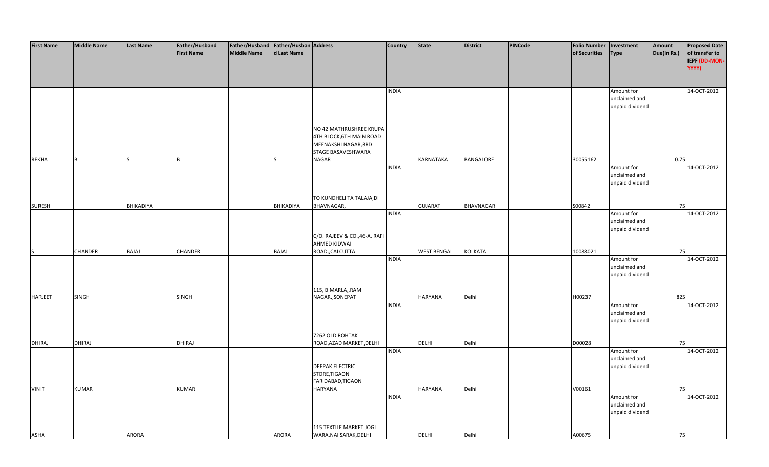| First Name | Middle Name | Last Name | Father/Husband First Name | Father/Husband Middle Name | Father/Husband Last Name | Address | Country | State | District | PINCode | Folio Number of Securities | Investment Type | Amount Due(in Rs.) | Proposed Date of transfer to IEPF (DD-MON-YYYY) |
|---|---|---|---|---|---|---|---|---|---|---|---|---|---|---|
| REKHA | B | S | B | | S | NO 42 MATHRUSHREE KRUPA 4TH BLOCK,6TH MAIN ROAD MEENAKSHI NAGAR,3RD STAGE BASAVESHWARA NAGAR | INDIA | KARNATAKA | BANGALORE | | 30055162 | Amount for unclaimed and unpaid dividend | 0.75 | 14-OCT-2012 |
| SURESH | | BHIKADIYA | | | BHIKADIYA | TO KUNDHELI TA TALAJA,DI BHAVNAGAR, | INDIA | GUJARAT | BHAVNAGAR | | S00842 | Amount for unclaimed and unpaid dividend | 75 | 14-OCT-2012 |
| S | CHANDER | BAJAJ | CHANDER | | BAJAJ | C/O. RAJEEV & CO.,46-A, RAFI AHMED KIDWAI ROAD,,CALCUTTA | INDIA | WEST BENGAL | KOLKATA | | 10088021 | Amount for unclaimed and unpaid dividend | 75 | 14-OCT-2012 |
| HARJEET | SINGH | | SINGH | | | 115, B MARLA,,RAM NAGAR,,SONEPAT | INDIA | HARYANA | Delhi | | H00237 | Amount for unclaimed and unpaid dividend | 825 | 14-OCT-2012 |
| DHIRAJ | DHIRAJ | | DHIRAJ | | | 7262 OLD ROHTAK ROAD,AZAD MARKET,DELHI | INDIA | DELHI | Delhi | | D00028 | Amount for unclaimed and unpaid dividend | 75 | 14-OCT-2012 |
| VINIT | KUMAR | | KUMAR | | | DEEPAK ELECTRIC STORE,TIGAON FARIDABAD,TIGAON HARYANA | INDIA | HARYANA | Delhi | | V00161 | Amount for unclaimed and unpaid dividend | 75 | 14-OCT-2012 |
| ASHA | | ARORA | | | ARORA | 115 TEXTILE MARKET JOGI WARA,NAI SARAK,DELHI | INDIA | DELHI | Delhi | | A00675 | Amount for unclaimed and unpaid dividend | 75 | 14-OCT-2012 |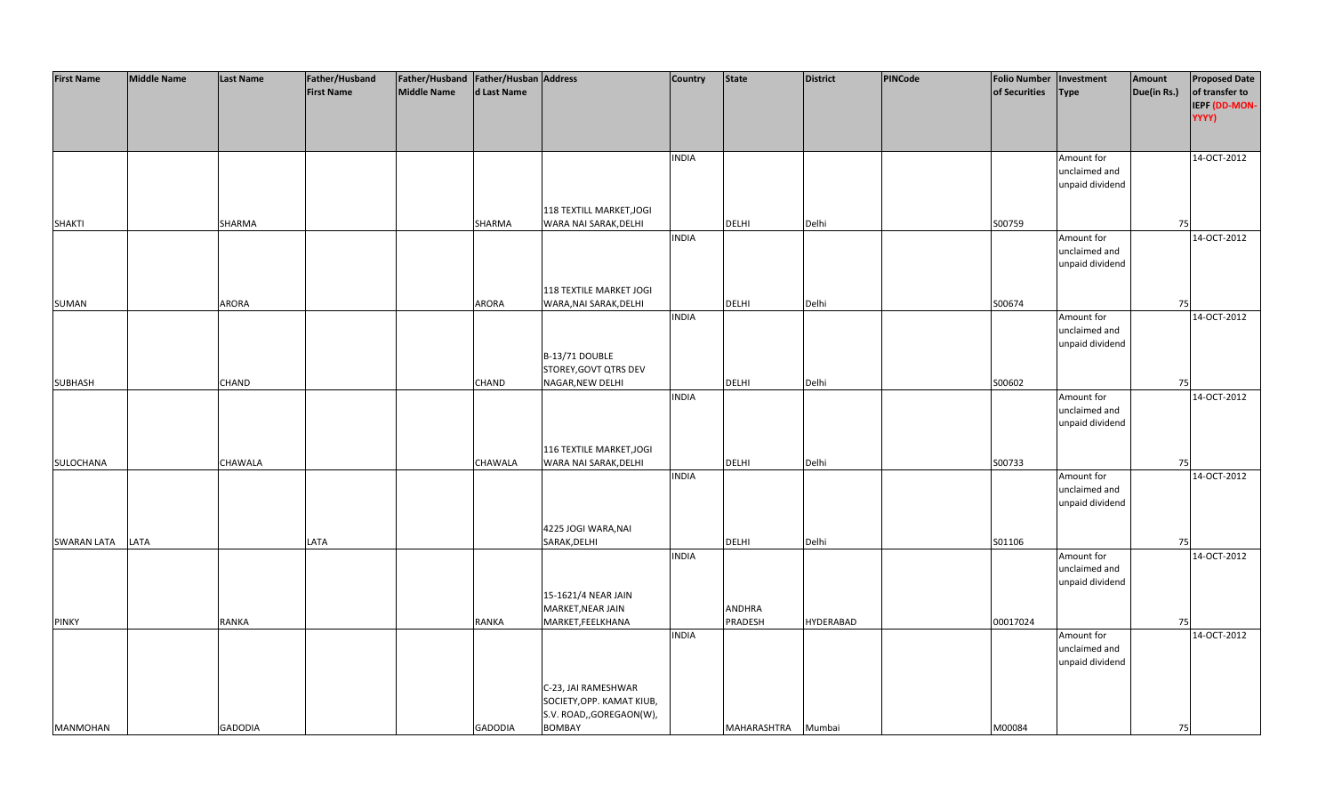| First Name | Middle Name | Last Name | Father/Husband First Name | Father/Husband Middle Name | Father/Husband Last Name | Address | Country | State | District | PINCode | Folio Number of Securities | Investment Type | Amount Due(in Rs.) | Proposed Date of transfer to IEPF (DD-MON-YYYY) |
|---|---|---|---|---|---|---|---|---|---|---|---|---|---|---|
| SHAKTI | | SHARMA | | | SHARMA | 118 TEXTILL MARKET,JOGI WARA NAI SARAK,DELHI | INDIA | DELHI | Delhi | | S00759 | Amount for unclaimed and unpaid dividend | 75 | 14-OCT-2012 |
| SUMAN | | ARORA | | | ARORA | 118 TEXTILE MARKET JOGI WARA,NAI SARAK,DELHI | INDIA | DELHI | Delhi | | S00674 | Amount for unclaimed and unpaid dividend | 75 | 14-OCT-2012 |
| SUBHASH | | CHAND | | | CHAND | B-13/71 DOUBLE STOREY,GOVT QTRS DEV NAGAR,NEW DELHI | INDIA | DELHI | Delhi | | S00602 | Amount for unclaimed and unpaid dividend | 75 | 14-OCT-2012 |
| SULOCHANA | | CHAWALA | | | CHAWALA | 116 TEXTILE MARKET,JOGI WARA NAI SARAK,DELHI | INDIA | DELHI | Delhi | | S00733 | Amount for unclaimed and unpaid dividend | 75 | 14-OCT-2012 |
| SWARAN LATA | LATA | | LATA | | | 4225 JOGI WARA,NAI SARAK,DELHI | INDIA | DELHI | Delhi | | S01106 | Amount for unclaimed and unpaid dividend | 75 | 14-OCT-2012 |
| PINKY | | RANKA | | | RANKA | 15-1621/4 NEAR JAIN MARKET,NEAR JAIN MARKET,FEELKHANA | INDIA | ANDHRA PRADESH | HYDERABAD | | 00017024 | Amount for unclaimed and unpaid dividend | 75 | 14-OCT-2012 |
| MANMOHAN | | GADODIA | | | GADODIA | C-23, JAI RAMESHWAR SOCIETY,OPP. KAMAT KIUB, S.V. ROAD,,GOREGAON(W), BOMBAY | INDIA | MAHARASHTRA | Mumbai | | M00084 | Amount for unclaimed and unpaid dividend | 75 | 14-OCT-2012 |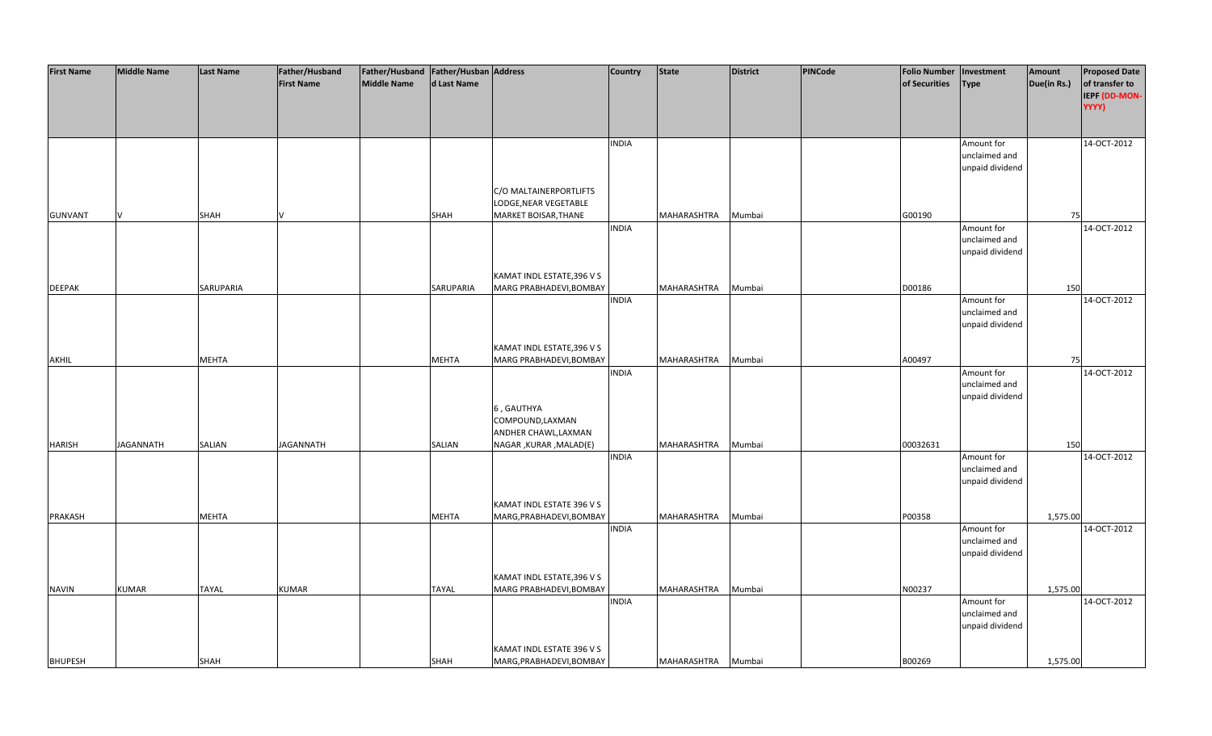| First Name | Middle Name | Last Name | Father/Husband First Name | Father/Husband Middle Name | Father/Husband Last Name | Address | Country | State | District | PINCode | Folio Number of Securities | Investment Type | Amount Due(in Rs.) | Proposed Date of transfer to IEPF (DD-MON-YYYY) |
|---|---|---|---|---|---|---|---|---|---|---|---|---|---|---|
| GUNVANT | V | SHAH | V | | SHAH | C/O MALTAINERPORTLIFTS LODGE,NEAR VEGETABLE MARKET BOISAR,THANE | INDIA | MAHARASHTRA | Mumbai | | G00190 | Amount for unclaimed and unpaid dividend | 75 | 14-OCT-2012 |
| DEEPAK | | SARUPARIA | | | SARUPARIA | KAMAT INDL ESTATE,396 V S MARG PRABHADEVI,BOMBAY | INDIA | MAHARASHTRA | Mumbai | | D00186 | Amount for unclaimed and unpaid dividend | 150 | 14-OCT-2012 |
| AKHIL | | MEHTA | | | MEHTA | KAMAT INDL ESTATE,396 V S MARG PRABHADEVI,BOMBAY | INDIA | MAHARASHTRA | Mumbai | | A00497 | Amount for unclaimed and unpaid dividend | 75 | 14-OCT-2012 |
| HARISH | JAGANNATH | SALIAN | JAGANNATH | | SALIAN | 6 , GAUTHYA COMPOUND,LAXMAN ANDHER CHAWL,LAXMAN NAGAR ,KURAR ,MALAD(E) | INDIA | MAHARASHTRA | Mumbai | | 00032631 | Amount for unclaimed and unpaid dividend | 150 | 14-OCT-2012 |
| PRAKASH | | MEHTA | | | MEHTA | KAMAT INDL ESTATE 396 V S MARG,PRABHADEVI,BOMBAY | INDIA | MAHARASHTRA | Mumbai | | P00358 | Amount for unclaimed and unpaid dividend | 1,575.00 | 14-OCT-2012 |
| NAVIN | KUMAR | TAYAL | KUMAR | | TAYAL | KAMAT INDL ESTATE,396 V S MARG PRABHADEVI,BOMBAY | INDIA | MAHARASHTRA | Mumbai | | N00237 | Amount for unclaimed and unpaid dividend | 1,575.00 | 14-OCT-2012 |
| BHUPESH | | SHAH | | | SHAH | KAMAT INDL ESTATE 396 V S MARG,PRABHADEVI,BOMBAY | INDIA | MAHARASHTRA | Mumbai | | B00269 | Amount for unclaimed and unpaid dividend | 1,575.00 | 14-OCT-2012 |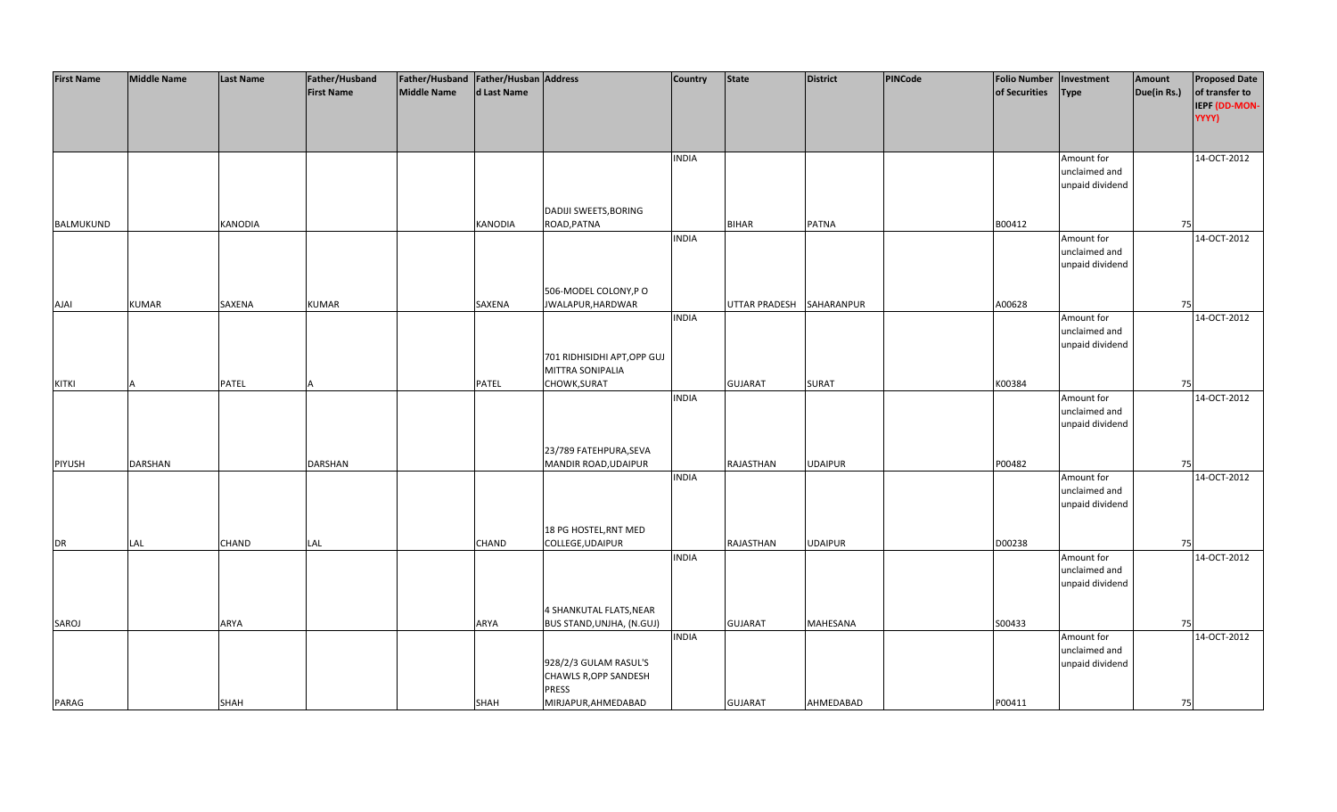| First Name | Middle Name | Last Name | Father/Husband First Name | Father/Husband Middle Name | Father/Husband Last Name | Address | Country | State | District | PINCode | Folio Number of Securities | Investment Type | Amount Due(in Rs.) | Proposed Date of transfer to IEPF (DD-MON-YYYY) |
|---|---|---|---|---|---|---|---|---|---|---|---|---|---|---|
| BALMUKUND | | KANODIA | | | KANODIA | DADIJI SWEETS,BORING ROAD,PATNA | INDIA | BIHAR | PATNA | | B00412 | Amount for unclaimed and unpaid dividend | 75 | 14-OCT-2012 |
| AJAI | KUMAR | SAXENA | KUMAR | | SAXENA | 506-MODEL COLONY,P O JWALAPUR,HARDWAR | INDIA | UTTAR PRADESH | SAHARANPUR | | A00628 | Amount for unclaimed and unpaid dividend | 75 | 14-OCT-2012 |
| KITKI | A | PATEL | A | | PATEL | 701 RIDHISIDHI APT,OPP GUJ MITTRA SONIPALIA CHOWK,SURAT | INDIA | GUJARAT | SURAT | | K00384 | Amount for unclaimed and unpaid dividend | 75 | 14-OCT-2012 |
| PIYUSH | DARSHAN | | DARSHAN | | | 23/789 FATEHPURA,SEVA MANDIR ROAD,UDAIPUR | INDIA | RAJASTHAN | UDAIPUR | | P00482 | Amount for unclaimed and unpaid dividend | 75 | 14-OCT-2012 |
| DR | LAL | CHAND | LAL | | CHAND | 18 PG HOSTEL,RNT MED COLLEGE,UDAIPUR | INDIA | RAJASTHAN | UDAIPUR | | D00238 | Amount for unclaimed and unpaid dividend | 75 | 14-OCT-2012 |
| SAROJ | | ARYA | | | ARYA | 4 SHANKUTAL FLATS,NEAR BUS STAND,UNJHA, (N.GUJ) | INDIA | GUJARAT | MAHESANA | | S00433 | Amount for unclaimed and unpaid dividend | 75 | 14-OCT-2012 |
| PARAG | | SHAH | | | SHAH | 928/2/3 GULAM RASUL'S CHAWLS R,OPP SANDESH PRESS MIRJAPUR,AHMEDABAD | INDIA | GUJARAT | AHMEDABAD | | P00411 | Amount for unclaimed and unpaid dividend | 75 | 14-OCT-2012 |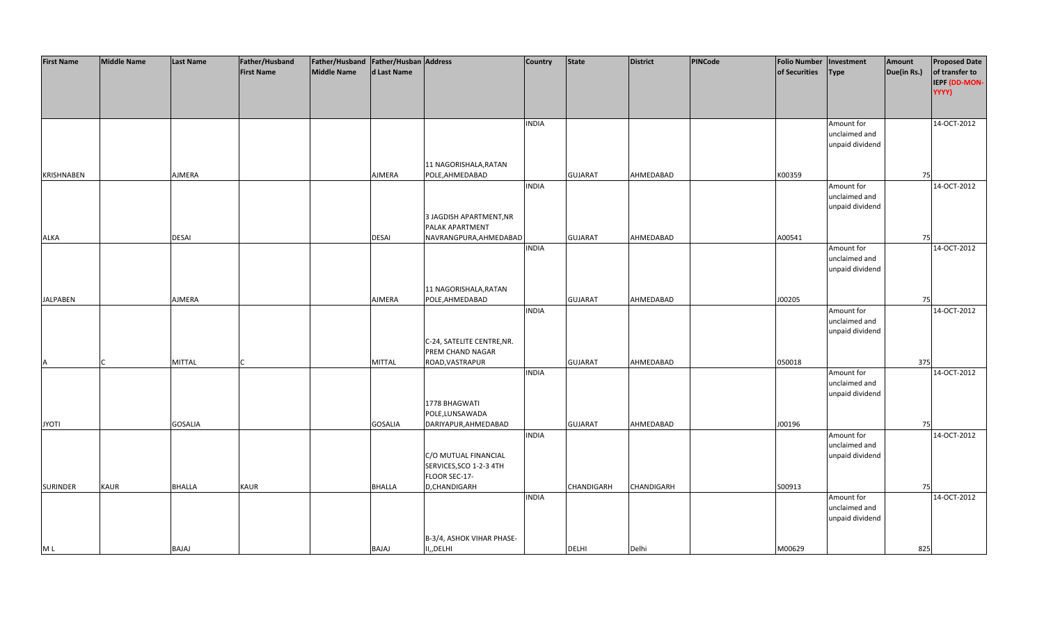| First Name | Middle Name | Last Name | Father/Husband First Name | Father/Husband Middle Name | Father/Husband Last Name | Address | Country | State | District | PINCode | Folio Number of Securities | Investment Type | Amount Due(in Rs.) | Proposed Date of transfer to IEPF (DD-MON-YYYY) |
|---|---|---|---|---|---|---|---|---|---|---|---|---|---|---|
| KRISHNABEN | | AJMERA | | | AJMERA | 11 NAGORISHALA,RATAN POLE,AHMEDABAD | INDIA | GUJARAT | AHMEDABAD | | K00359 | Amount for unclaimed and unpaid dividend | 75 | 14-OCT-2012 |
| ALKA | | DESAI | | | DESAI | 3 JAGDISH APARTMENT,NR PALAK APARTMENT NAVRANGPURA,AHMEDABAD | INDIA | GUJARAT | AHMEDABAD | | A00541 | Amount for unclaimed and unpaid dividend | 75 | 14-OCT-2012 |
| JALPABEN | | AJMERA | | | AJMERA | 11 NAGORISHALA,RATAN POLE,AHMEDABAD | INDIA | GUJARAT | AHMEDABAD | | J00205 | Amount for unclaimed and unpaid dividend | 75 | 14-OCT-2012 |
| A | C | MITTAL | C | | MITTAL | C-24, SATELITE CENTRE,NR. PREM CHAND NAGAR ROAD,VASTRAPUR | INDIA | GUJARAT | AHMEDABAD | | 050018 | Amount for unclaimed and unpaid dividend | 375 | 14-OCT-2012 |
| JYOTI | | GOSALIA | | | GOSALIA | 1778 BHAGWATI POLE,LUNSAWADA DARIYAPUR,AHMEDABAD | INDIA | GUJARAT | AHMEDABAD | | J00196 | Amount for unclaimed and unpaid dividend | 75 | 14-OCT-2012 |
| SURINDER | KAUR | BHALLA | KAUR | | BHALLA | C/O MUTUAL FINANCIAL SERVICES,SCO 1-2-3 4TH FLOOR SEC-17-D,CHANDIGARH | INDIA | CHANDIGARH | CHANDIGARH | | S00913 | Amount for unclaimed and unpaid dividend | 75 | 14-OCT-2012 |
| M L | | BAJAJ | | | BAJAJ | B-3/4, ASHOK VIHAR PHASE-II,,DELHI | INDIA | DELHI | Delhi | | M00629 | Amount for unclaimed and unpaid dividend | 825 | 14-OCT-2012 |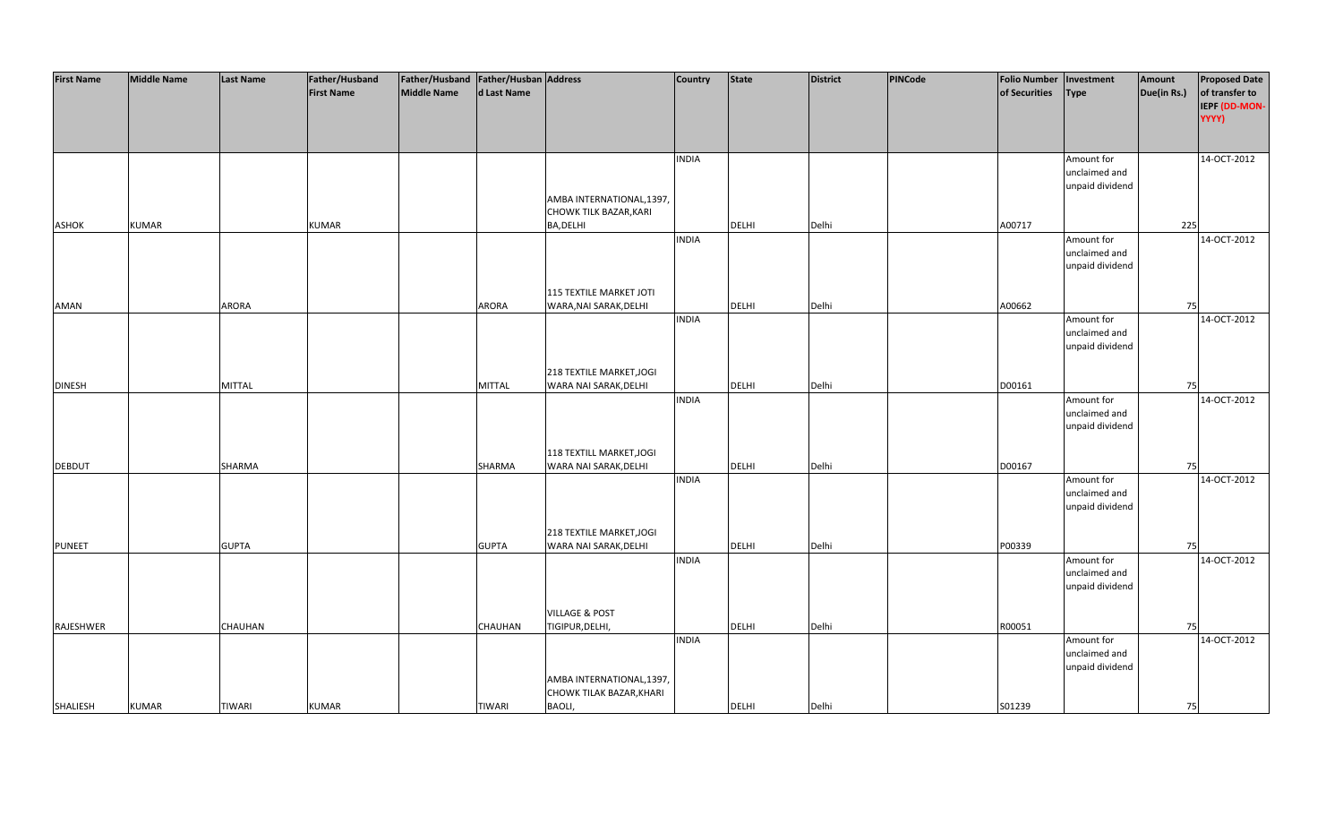| First Name | Middle Name | Last Name | Father/Husband First Name | Father/Husband Middle Name | Father/Husband Last Name | Address | Country | State | District | PINCode | Folio Number of Securities | Investment Type | Amount Due(in Rs.) | Proposed Date of transfer to IEPF (DD-MON-YYYY) |
|---|---|---|---|---|---|---|---|---|---|---|---|---|---|---|
| ASHOK | KUMAR | | KUMAR | | | AMBA INTERNATIONAL,1397, CHOWK TILK BAZAR,KARI BA,DELHI | INDIA | DELHI | Delhi | | A00717 | Amount for unclaimed and unpaid dividend | 225 | 14-OCT-2012 |
| AMAN | | ARORA | | | ARORA | 115 TEXTILE MARKET JOTI WARA,NAI SARAK,DELHI | INDIA | DELHI | Delhi | | A00662 | Amount for unclaimed and unpaid dividend | 75 | 14-OCT-2012 |
| DINESH | | MITTAL | | | MITTAL | 218 TEXTILE MARKET,JOGI WARA NAI SARAK,DELHI | INDIA | DELHI | Delhi | | D00161 | Amount for unclaimed and unpaid dividend | 75 | 14-OCT-2012 |
| DEBDUT | | SHARMA | | | SHARMA | 118 TEXTILL MARKET,JOGI WARA NAI SARAK,DELHI | INDIA | DELHI | Delhi | | D00167 | Amount for unclaimed and unpaid dividend | 75 | 14-OCT-2012 |
| PUNEET | | GUPTA | | | GUPTA | 218 TEXTILE MARKET,JOGI WARA NAI SARAK,DELHI | INDIA | DELHI | Delhi | | P00339 | Amount for unclaimed and unpaid dividend | 75 | 14-OCT-2012 |
| RAJESHWER | | CHAUHAN | | | CHAUHAN | VILLAGE & POST TIGIPUR,DELHI, | INDIA | DELHI | Delhi | | R00051 | Amount for unclaimed and unpaid dividend | 75 | 14-OCT-2012 |
| SHALIESH | KUMAR | TIWARI | KUMAR | | TIWARI | AMBA INTERNATIONAL,1397, CHOWK TILAK BAZAR,KHARI BAOLI, | INDIA | DELHI | Delhi | | S01239 | Amount for unclaimed and unpaid dividend | 75 | 14-OCT-2012 |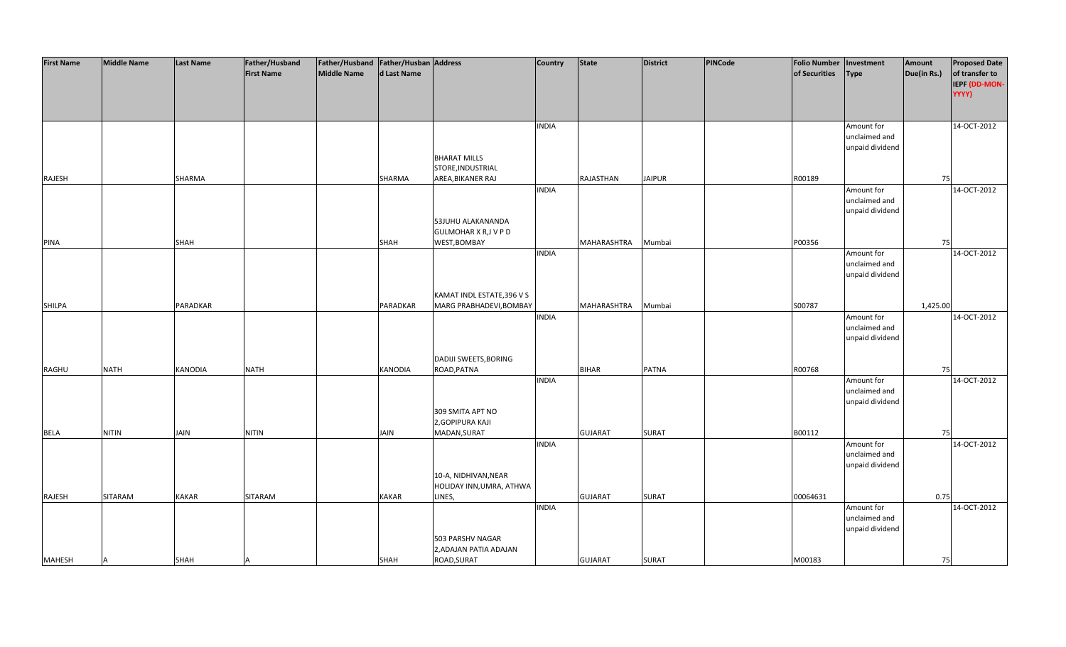| First Name | Middle Name | Last Name | Father/Husband First Name | Father/Husband Middle Name | Father/Husband Last Name | Address | Country | State | District | PINCode | Folio Number of Securities | Investment Type | Amount Due(in Rs.) | Proposed Date of transfer to IEPF (DD-MON-YYYY) |
|---|---|---|---|---|---|---|---|---|---|---|---|---|---|---|
| RAJESH | | SHARMA | | | SHARMA | BHARAT MILLS STORE,INDUSTRIAL AREA,BIKANER RAJ | INDIA | RAJASTHAN | JAIPUR | | R00189 | Amount for unclaimed and unpaid dividend | 75 | 14-OCT-2012 |
| PINA | | SHAH | | | SHAH | 53JUHU ALAKANANDA GULMOHAR X R,J V P D WEST,BOMBAY | INDIA | MAHARASHTRA | Mumbai | | P00356 | Amount for unclaimed and unpaid dividend | 75 | 14-OCT-2012 |
| SHILPA | | PARADKAR | | | PARADKAR | KAMAT INDL ESTATE,396 V S MARG PRABHADEVI,BOMBAY | INDIA | MAHARASHTRA | Mumbai | | S00787 | Amount for unclaimed and unpaid dividend | 1,425.00 | 14-OCT-2012 |
| RAGHU | NATH | KANODIA | NATH | | KANODIA | DADIJI SWEETS,BORING ROAD,PATNA | INDIA | BIHAR | PATNA | | R00768 | Amount for unclaimed and unpaid dividend | 75 | 14-OCT-2012 |
| BELA | NITIN | JAIN | NITIN | | JAIN | 309 SMITA APT NO 2,GOPIPURA KAJI MADAN,SURAT | INDIA | GUJARAT | SURAT | | B00112 | Amount for unclaimed and unpaid dividend | 75 | 14-OCT-2012 |
| RAJESH | SITARAM | KAKAR | SITARAM | | KAKAR | 10-A, NIDHIVAN,NEAR HOLIDAY INN,UMRA, ATHWA LINES, | INDIA | GUJARAT | SURAT | | 00064631 | Amount for unclaimed and unpaid dividend | 0.75 | 14-OCT-2012 |
| MAHESH | A | SHAH | A | | SHAH | 503 PARSHV NAGAR 2,ADAJAN PATIA ADAJAN ROAD,SURAT | INDIA | GUJARAT | SURAT | | M00183 | Amount for unclaimed and unpaid dividend | 75 | 14-OCT-2012 |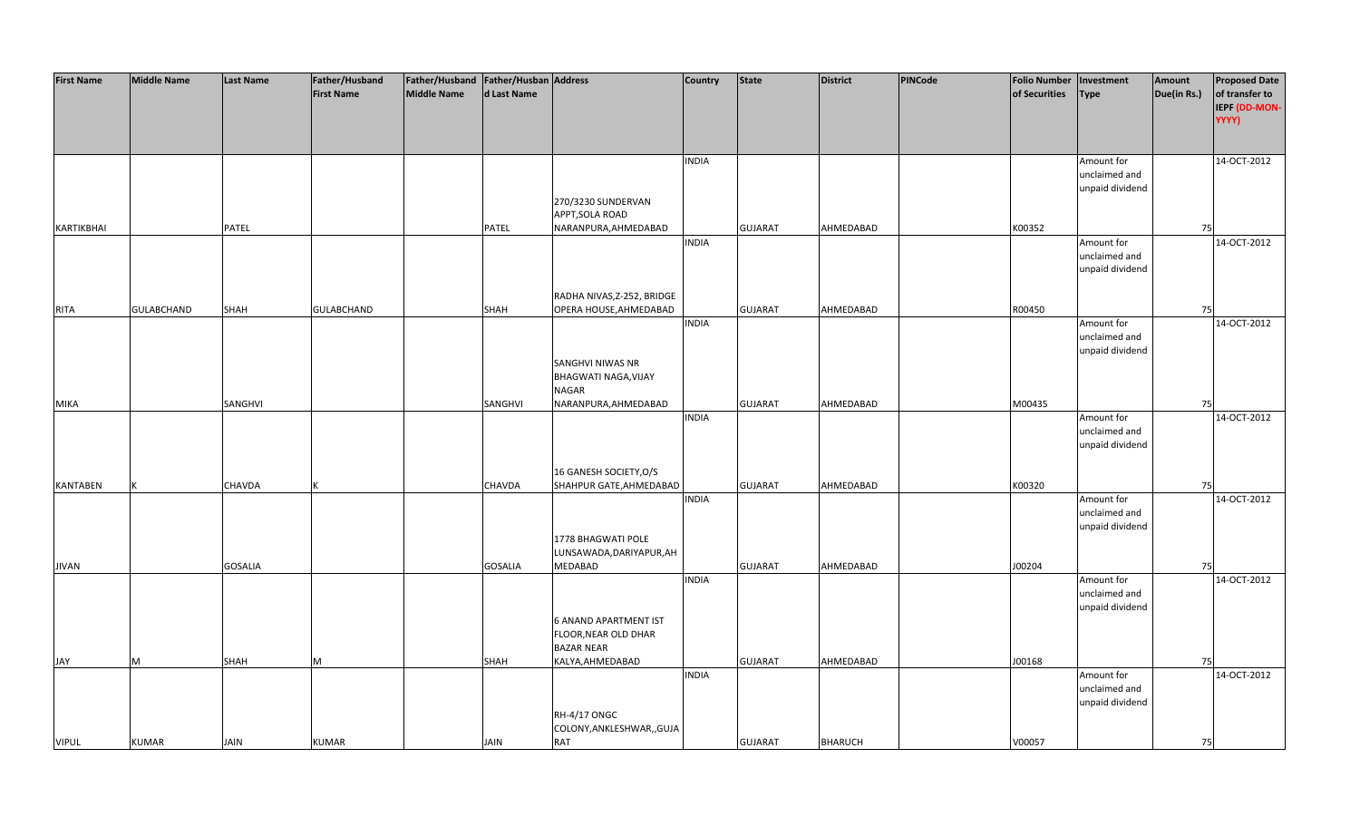| First Name | Middle Name | Last Name | Father/Husband First Name | Father/Husband Middle Name | Father/Husband Last Name | Address | Country | State | District | PINCode | Folio Number of Securities | Investment Type | Amount Due(in Rs.) | Proposed Date of transfer to IEPF (DD-MON-YYYY) |
|---|---|---|---|---|---|---|---|---|---|---|---|---|---|---|
| KARTIKBHAI | | PATEL | | | PATEL | 270/3230 SUNDERVAN APPT,SOLA ROAD NARANPURA,AHMEDABAD | INDIA | GUJARAT | AHMEDABAD | | K00352 | Amount for unclaimed and unpaid dividend | 75 | 14-OCT-2012 |
| RITA | GULABCHAND | SHAH | GULABCHAND | | SHAH | RADHA NIVAS,Z-252, BRIDGE OPERA HOUSE,AHMEDABAD | INDIA | GUJARAT | AHMEDABAD | | R00450 | Amount for unclaimed and unpaid dividend | 75 | 14-OCT-2012 |
| MIKA | | SANGHVI | | | SANGHVI | SANGHVI NIWAS NR BHAGWATI NAGA,VIJAY NAGAR NARANPURA,AHMEDABAD | INDIA | GUJARAT | AHMEDABAD | | M00435 | Amount for unclaimed and unpaid dividend | 75 | 14-OCT-2012 |
| KANTABEN | K | CHAVDA | K | | CHAVDA | 16 GANESH SOCIETY,O/S SHAHPUR GATE,AHMEDABAD | INDIA | GUJARAT | AHMEDABAD | | K00320 | Amount for unclaimed and unpaid dividend | 75 | 14-OCT-2012 |
| JIVAN | | GOSALIA | | | GOSALIA | 1778 BHAGWATI POLE LUNSAWADA,DARIYAPUR,AHMEDABAD | INDIA | GUJARAT | AHMEDABAD | | J00204 | Amount for unclaimed and unpaid dividend | 75 | 14-OCT-2012 |
| JAY | M | SHAH | M | | SHAH | 6 ANAND APARTMENT IST FLOOR,NEAR OLD DHAR BAZAR NEAR KALYA,AHMEDABAD | INDIA | GUJARAT | AHMEDABAD | | J00168 | Amount for unclaimed and unpaid dividend | 75 | 14-OCT-2012 |
| VIPUL | KUMAR | JAIN | KUMAR | | JAIN | RH-4/17 ONGC COLONY,ANKLESHWAR,,GUJARAT | INDIA | GUJARAT | BHARUCH | | V00057 | Amount for unclaimed and unpaid dividend | 75 | 14-OCT-2012 |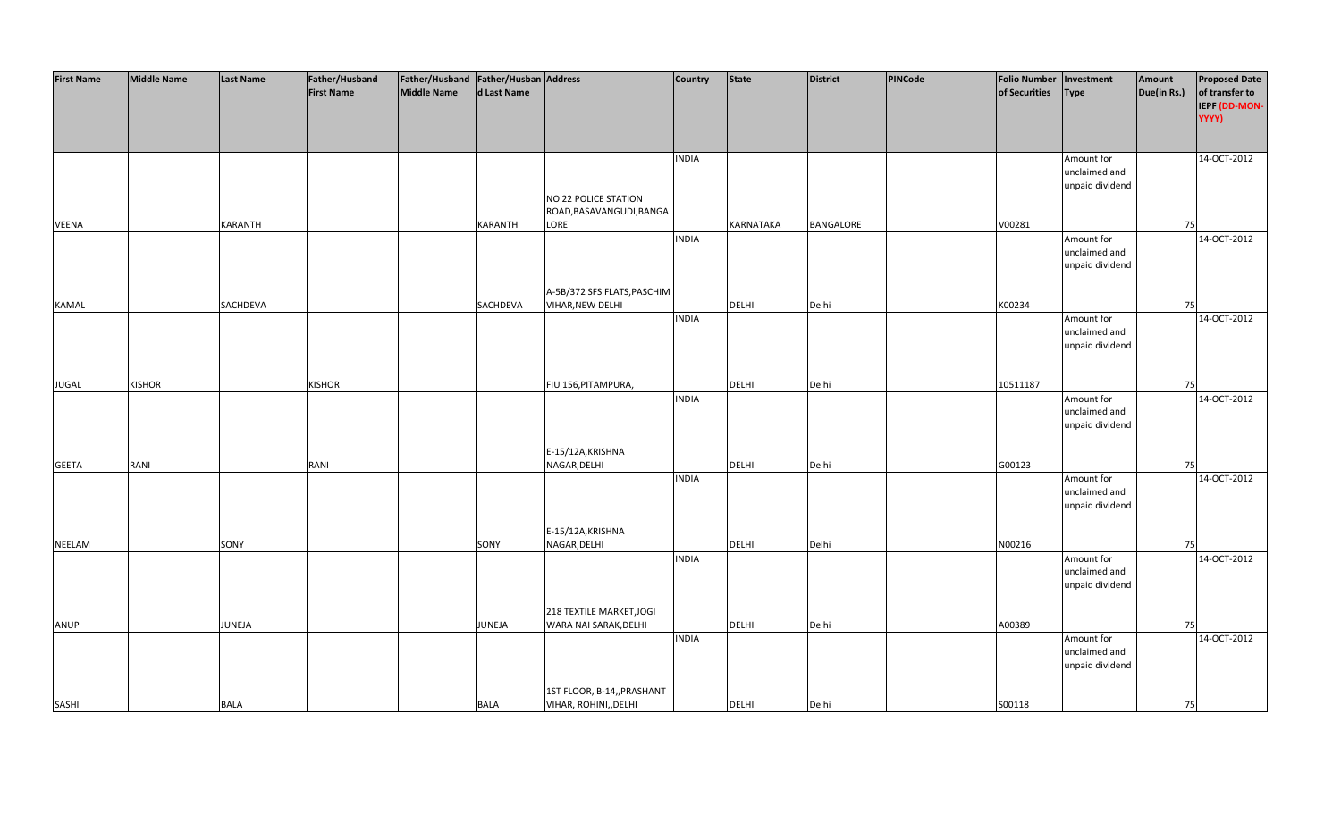| First Name | Middle Name | Last Name | Father/Husband First Name | Father/Husband Middle Name | Father/Husband Last Name | Address | Country | State | District | PINCode | Folio Number of Securities | Investment Type | Amount Due(in Rs.) | Proposed Date of transfer to IEPF (DD-MON-YYYY) |
|---|---|---|---|---|---|---|---|---|---|---|---|---|---|---|
| VEENA | | KARANTH | | | KARANTH | NO 22 POLICE STATION ROAD,BASAVANGUDI,BANGALORE | INDIA | KARNATAKA | BANGALORE | | V00281 | Amount for unclaimed and unpaid dividend | 75 | 14-OCT-2012 |
| KAMAL | | SACHDEVA | | | SACHDEVA | A-5B/372 SFS FLATS,PASCHIM VIHAR,NEW DELHI | INDIA | DELHI | Delhi | | K00234 | Amount for unclaimed and unpaid dividend | 75 | 14-OCT-2012 |
| JUGAL | KISHOR | | KISHOR | | | FIU 156,PITAMPURA, | INDIA | DELHI | Delhi | | 10511187 | Amount for unclaimed and unpaid dividend | 75 | 14-OCT-2012 |
| GEETA | RANI | | RANI | | | E-15/12A,KRISHNA NAGAR,DELHI | INDIA | DELHI | Delhi | | G00123 | Amount for unclaimed and unpaid dividend | 75 | 14-OCT-2012 |
| NEELAM | | SONY | | | SONY | E-15/12A,KRISHNA NAGAR,DELHI | INDIA | DELHI | Delhi | | N00216 | Amount for unclaimed and unpaid dividend | 75 | 14-OCT-2012 |
| ANUP | | JUNEJA | | | JUNEJA | 218 TEXTILE MARKET,JOGI WARA NAI SARAK,DELHI | INDIA | DELHI | Delhi | | A00389 | Amount for unclaimed and unpaid dividend | 75 | 14-OCT-2012 |
| SASHI | | BALA | | | BALA | 1ST FLOOR, B-14,,PRASHANT VIHAR, ROHINI,,DELHI | INDIA | DELHI | Delhi | | S00118 | Amount for unclaimed and unpaid dividend | 75 | 14-OCT-2012 |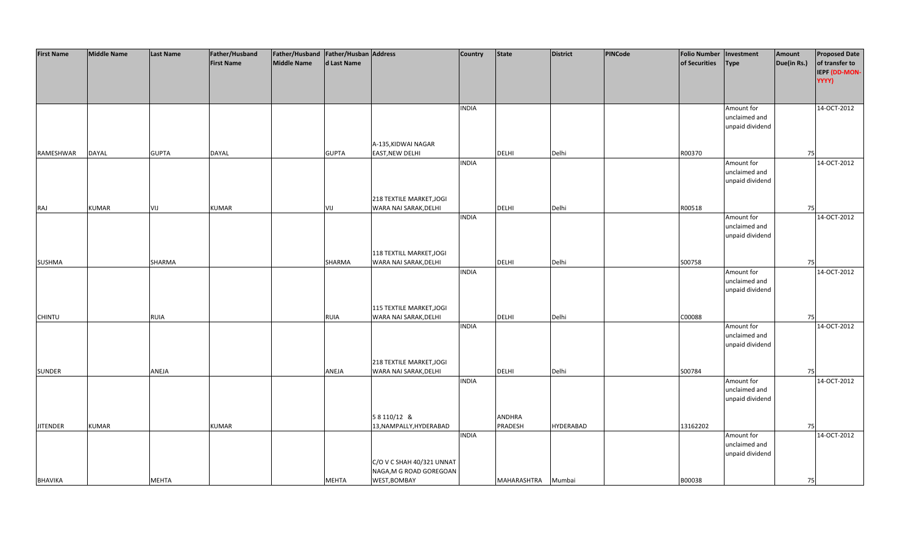| First Name | Middle Name | Last Name | Father/Husband First Name | Father/Husband Middle Name | Father/Husband Last Name | Address | Country | State | District | PINCode | Folio Number of Securities | Investment Type | Amount Due(in Rs.) | Proposed Date of transfer to IEPF (DD-MON-YYYY) |
|---|---|---|---|---|---|---|---|---|---|---|---|---|---|---|
| RAMESHWAR | DAYAL | GUPTA | DAYAL | | GUPTA | A-135,KIDWAI NAGAR EAST,NEW DELHI | INDIA | DELHI | Delhi | | R00370 | Amount for unclaimed and unpaid dividend | 75 | 14-OCT-2012 |
| RAJ | KUMAR | VIJ | KUMAR | | VIJ | 218 TEXTILE MARKET,JOGI WARA NAI SARAK,DELHI | INDIA | DELHI | Delhi | | R00518 | Amount for unclaimed and unpaid dividend | 75 | 14-OCT-2012 |
| SUSHMA | | SHARMA | | | SHARMA | 118 TEXTILL MARKET,JOGI WARA NAI SARAK,DELHI | INDIA | DELHI | Delhi | | S00758 | Amount for unclaimed and unpaid dividend | 75 | 14-OCT-2012 |
| CHINTU | | RUIA | | | RUIA | 115 TEXTILE MARKET,JOGI WARA NAI SARAK,DELHI | INDIA | DELHI | Delhi | | C00088 | Amount for unclaimed and unpaid dividend | 75 | 14-OCT-2012 |
| SUNDER | | ANEJA | | | ANEJA | 218 TEXTILE MARKET,JOGI WARA NAI SARAK,DELHI | INDIA | DELHI | Delhi | | S00784 | Amount for unclaimed and unpaid dividend | 75 | 14-OCT-2012 |
| JITENDER | KUMAR | | KUMAR | | | 5 8 110/12 & 13,NAMPALLY,HYDERABAD | INDIA | ANDHRA PRADESH | HYDERABAD | | 13162202 | Amount for unclaimed and unpaid dividend | 75 | 14-OCT-2012 |
| BHAVIKA | | MEHTA | | | MEHTA | C/O V C SHAH 40/321 UNNAT NAGA,M G ROAD GOREGOAN WEST,BOMBAY | INDIA | MAHARASHTRA | Mumbai | | B00038 | Amount for unclaimed and unpaid dividend | 75 | 14-OCT-2012 |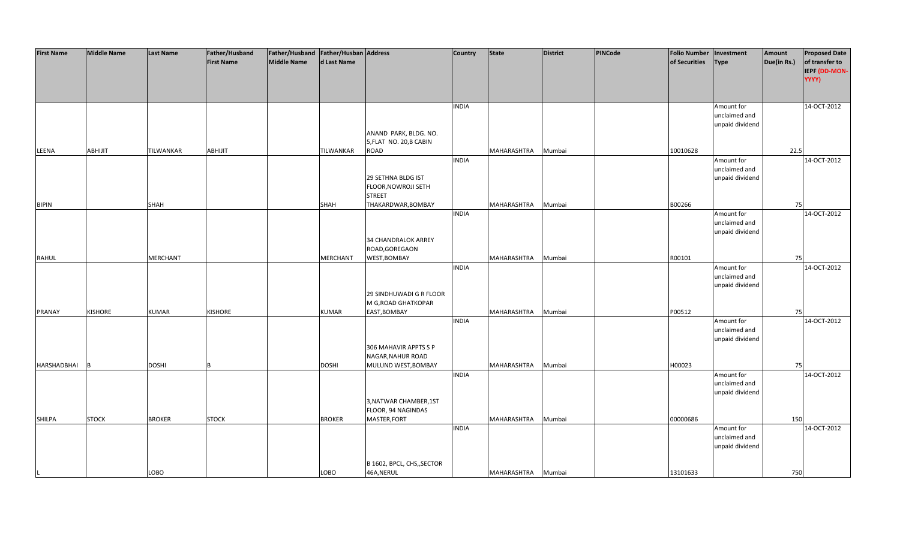| First Name | Middle Name | Last Name | Father/Husband First Name | Father/Husband Middle Name | Father/Husband Last Name | Address | Country | State | District | PINCode | Folio Number of Securities | Investment Type | Amount Due(in Rs.) | Proposed Date of transfer to IEPF (DD-MON-YYYY) |
|---|---|---|---|---|---|---|---|---|---|---|---|---|---|---|
| LEENA | ABHIJIT | TILWANKAR | ABHIJIT | | TILWANKAR | ANAND PARK, BLDG. NO. 5,FLAT NO. 20,B CABIN ROAD | INDIA | MAHARASHTRA | Mumbai | | 10010628 | Amount for unclaimed and unpaid dividend | 22.5 | 14-OCT-2012 |
| BIPIN | | SHAH | | | SHAH | 29 SETHNA BLDG IST FLOOR,NOWROJI SETH STREET THAKARDWAR,BOMBAY | INDIA | MAHARASHTRA | Mumbai | | B00266 | Amount for unclaimed and unpaid dividend | 75 | 14-OCT-2012 |
| RAHUL | | MERCHANT | | | MERCHANT | 34 CHANDRALOK ARREY ROAD,GOREGAON WEST,BOMBAY | INDIA | MAHARASHTRA | Mumbai | | R00101 | Amount for unclaimed and unpaid dividend | 75 | 14-OCT-2012 |
| PRANAY | KISHORE | KUMAR | KISHORE | | KUMAR | 29 SINDHUWADI G R FLOOR M G,ROAD GHATKOPAR EAST,BOMBAY | INDIA | MAHARASHTRA | Mumbai | | P00512 | Amount for unclaimed and unpaid dividend | 75 | 14-OCT-2012 |
| HARSHADBHAI | B | DOSHI | B | | DOSHI | 306 MAHAVIR APPTS S P NAGAR,NAHUR ROAD MULUND WEST,BOMBAY | INDIA | MAHARASHTRA | Mumbai | | H00023 | Amount for unclaimed and unpaid dividend | 75 | 14-OCT-2012 |
| SHILPA | STOCK | BROKER | STOCK | | BROKER | 3,NATWAR CHAMBER,1ST FLOOR, 94 NAGINDAS MASTER,FORT | INDIA | MAHARASHTRA | Mumbai | | 00000686 | Amount for unclaimed and unpaid dividend | 150 | 14-OCT-2012 |
| L | | LOBO | | | LOBO | B 1602, BPCL, CHS,,SECTOR 46A,NERUL | INDIA | MAHARASHTRA | Mumbai | | 13101633 | Amount for unclaimed and unpaid dividend | 750 | 14-OCT-2012 |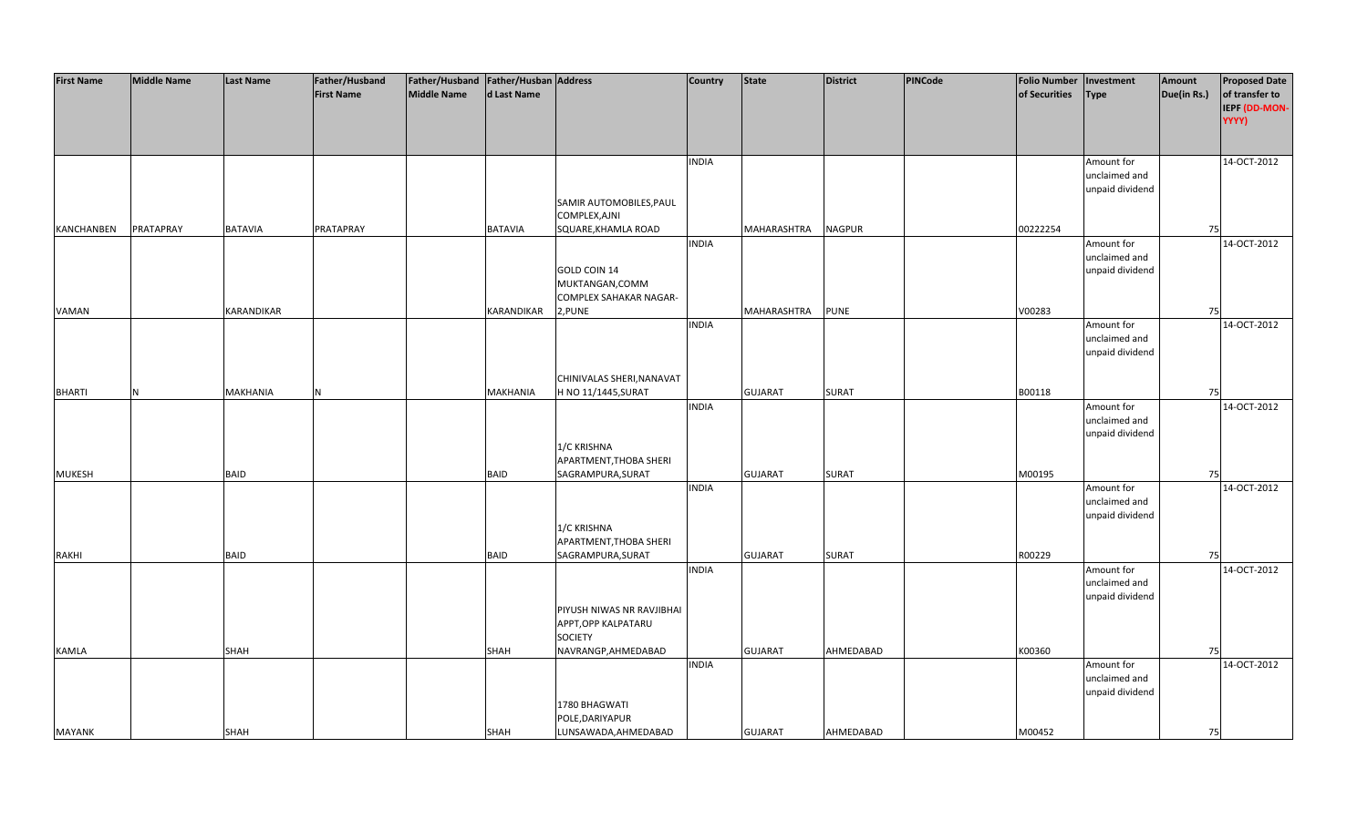| First Name | Middle Name | Last Name | Father/Husband First Name | Father/Husband Middle Name | Father/Husband Last Name | Address | Country | State | District | PINCode | Folio Number of Securities | Investment Type | Amount Due(in Rs.) | Proposed Date of transfer to IEPF (DD-MON-YYYY) |
|---|---|---|---|---|---|---|---|---|---|---|---|---|---|---|
| KANCHANBEN | PRATAPRAY | BATAVIA | PRATAPRAY | | BATAVIA | SAMIR AUTOMOBILES,PAUL COMPLEX,AJNI SQUARE,KHAMLA ROAD | INDIA | MAHARASHTRA | NAGPUR | | 00222254 | Amount for unclaimed and unpaid dividend | 75 | 14-OCT-2012 |
| VAMAN | | KARANDIKAR | | | KARANDIKAR | GOLD COIN 14 MUKTANGAN,COMM COMPLEX SAHAKAR NAGAR-2,PUNE | INDIA | MAHARASHTRA | PUNE | | V00283 | Amount for unclaimed and unpaid dividend | 75 | 14-OCT-2012 |
| BHARTI | N | MAKHANIA | N | | MAKHANIA | CHINIVALAS SHERI,NANAVAT H NO 11/1445,SURAT | INDIA | GUJARAT | SURAT | | B00118 | Amount for unclaimed and unpaid dividend | 75 | 14-OCT-2012 |
| MUKESH | | BAID | | | BAID | 1/C KRISHNA APARTMENT,THOBA SHERI SAGRAMPURA,SURAT | INDIA | GUJARAT | SURAT | | M00195 | Amount for unclaimed and unpaid dividend | 75 | 14-OCT-2012 |
| RAKHI | | BAID | | | BAID | 1/C KRISHNA APARTMENT,THOBA SHERI SAGRAMPURA,SURAT | INDIA | GUJARAT | SURAT | | R00229 | Amount for unclaimed and unpaid dividend | 75 | 14-OCT-2012 |
| KAMLA | | SHAH | | | SHAH | PIYUSH NIWAS NR RAVJIBHAI APPT,OPP KALPATARU SOCIETY NAVRANGP,AHMEDABAD | INDIA | GUJARAT | AHMEDABAD | | K00360 | Amount for unclaimed and unpaid dividend | 75 | 14-OCT-2012 |
| MAYANK | | SHAH | | | SHAH | 1780 BHAGWATI POLE,DARIYAPUR LUNSAWADA,AHMEDABAD | INDIA | GUJARAT | AHMEDABAD | | M00452 | Amount for unclaimed and unpaid dividend | 75 | 14-OCT-2012 |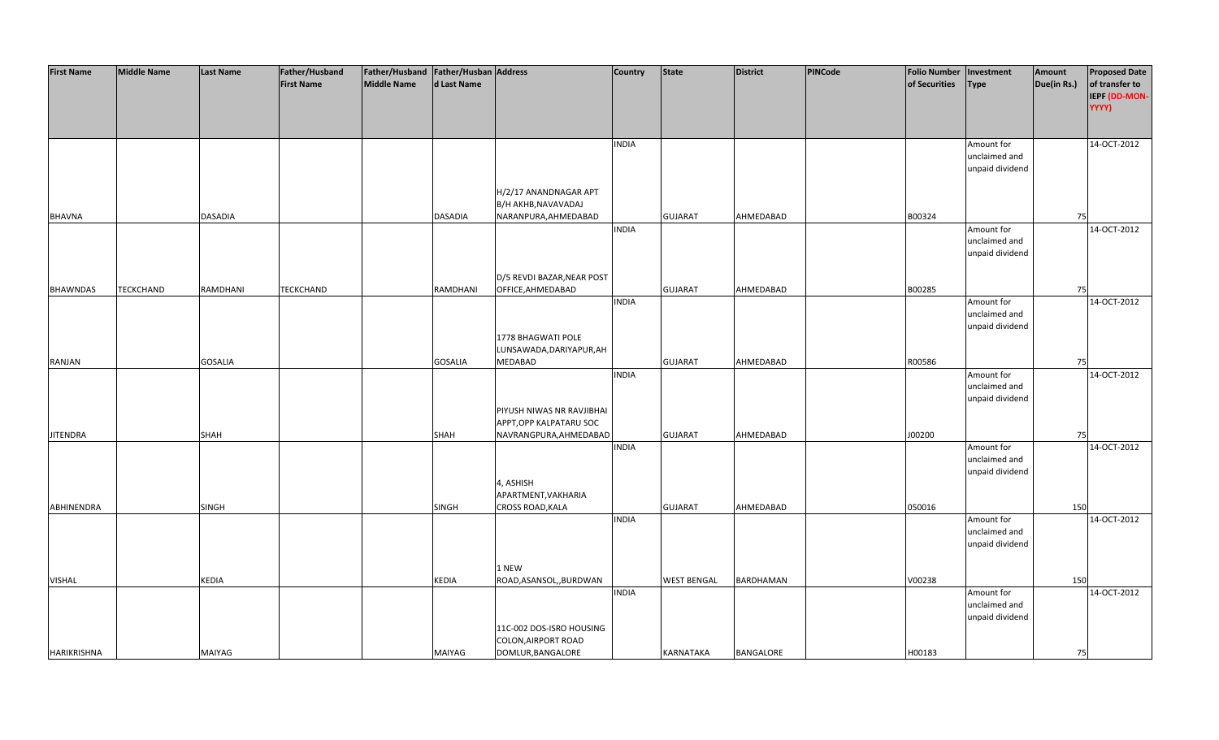| First Name | Middle Name | Last Name | Father/Husband First Name | Father/Husband Middle Name | Father/Husband Last Name | Address | Country | State | District | PINCode | Folio Number of Securities | Investment Type | Amount Due(in Rs.) | Proposed Date of transfer to IEPF (DD-MON-YYYY) |
|---|---|---|---|---|---|---|---|---|---|---|---|---|---|---|
| BHAVNA | | DASADIA | | | DASADIA | H/2/17 ANANDNAGAR APT B/H AKHB,NAVAVADAJ NARANPURA,AHMEDABAD | INDIA | GUJARAT | AHMEDABAD | | B00324 | Amount for unclaimed and unpaid dividend | 75 | 14-OCT-2012 |
| BHAWNDAS | TECKCHAND | RAMDHANI | TECKCHAND | | RAMDHANI | D/5 REVDI BAZAR,NEAR POST OFFICE,AHMEDABAD | INDIA | GUJARAT | AHMEDABAD | | B00285 | Amount for unclaimed and unpaid dividend | 75 | 14-OCT-2012 |
| RANJAN | | GOSALIA | | | GOSALIA | 1778 BHAGWATI POLE LUNSAWADA,DARIYAPUR,AH MEDABAD | INDIA | GUJARAT | AHMEDABAD | | R00586 | Amount for unclaimed and unpaid dividend | 75 | 14-OCT-2012 |
| JITENDRA | | SHAH | | | SHAH | PIYUSH NIWAS NR RAVJIBHAI APPT,OPP KALPATARU SOC NAVRANGPURA,AHMEDABAD | INDIA | GUJARAT | AHMEDABAD | | J00200 | Amount for unclaimed and unpaid dividend | 75 | 14-OCT-2012 |
| ABHINENDRA | | SINGH | | | SINGH | 4, ASHISH APARTMENT,VAKHARIA CROSS ROAD,KALA | INDIA | GUJARAT | AHMEDABAD | | 050016 | Amount for unclaimed and unpaid dividend | 150 | 14-OCT-2012 |
| VISHAL | | KEDIA | | | KEDIA | 1 NEW ROAD,ASANSOL,,BURDWAN | INDIA | WEST BENGAL | BARDHAMAN | | V00238 | Amount for unclaimed and unpaid dividend | 150 | 14-OCT-2012 |
| HARIKRISHNA | | MAIYAG | | | MAIYAG | 11C-002 DOS-ISRO HOUSING COLON,AIRPORT ROAD DOMLUR,BANGALORE | INDIA | KARNATAKA | BANGALORE | | H00183 | Amount for unclaimed and unpaid dividend | 75 | 14-OCT-2012 |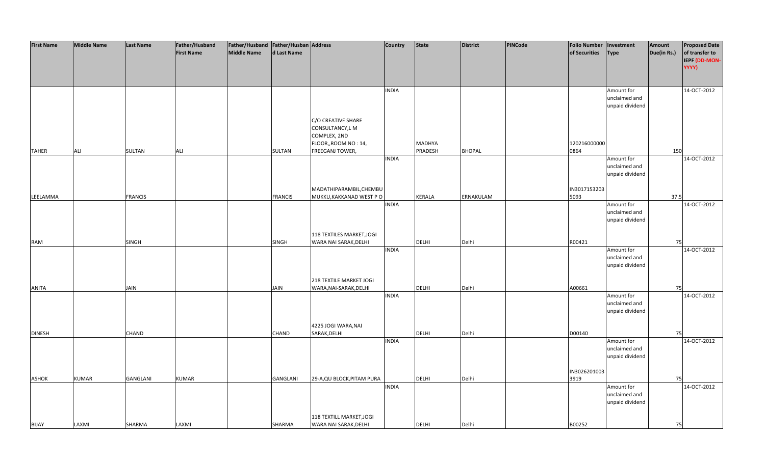| First Name | Middle Name | Last Name | Father/Husband First Name | Father/Husband Middle Name | Father/Husband Last Name | Address | Country | State | District | PINCode | Folio Number of Securities | Investment Type | Amount Due(in Rs.) | Proposed Date of transfer to IEPF (DD-MON-YYYY) |
|---|---|---|---|---|---|---|---|---|---|---|---|---|---|---|
| TAHER | ALI | SULTAN | ALI | | SULTAN | C/O CREATIVE SHARE CONSULTANCY,L M COMPLEX, 2ND FLOOR,,ROOM NO : 14, FREEGANJ TOWER, | INDIA | MADHYA PRADESH | BHOPAL | | 120216000000 0864 | Amount for unclaimed and unpaid dividend | 150 | 14-OCT-2012 |
| LEELAMMA | | FRANCIS | | | FRANCIS | MADATHIPARAMBIL,CHEMBU MUKKU,KAKKANAD WEST P O | INDIA | KERALA | ERNAKULAM | | IN3017153203 5093 | Amount for unclaimed and unpaid dividend | 37.5 | 14-OCT-2012 |
| RAM | | SINGH | | | SINGH | 118 TEXTILES MARKET,JOGI WARA NAI SARAK,DELHI | INDIA | DELHI | Delhi | | R00421 | Amount for unclaimed and unpaid dividend | 75 | 14-OCT-2012 |
| ANITA | | JAIN | | | JAIN | 218 TEXTILE MARKET JOGI WARA,NAI-SARAK,DELHI | INDIA | DELHI | Delhi | | A00661 | Amount for unclaimed and unpaid dividend | 75 | 14-OCT-2012 |
| DINESH | | CHAND | | | CHAND | 4225 JOGI WARA,NAI SARAK,DELHI | INDIA | DELHI | Delhi | | D00140 | Amount for unclaimed and unpaid dividend | 75 | 14-OCT-2012 |
| ASHOK | KUMAR | GANGLANI | KUMAR | | GANGLANI | 29-A,QU BLOCK,PITAM PURA | INDIA | DELHI | Delhi | | IN3026201003 3919 | Amount for unclaimed and unpaid dividend | 75 | 14-OCT-2012 |
| BIJAY | LAXMI | SHARMA | LAXMI | | SHARMA | 118 TEXTILL MARKET,JOGI WARA NAI SARAK,DELHI | INDIA | DELHI | Delhi | | B00252 | Amount for unclaimed and unpaid dividend | 75 | 14-OCT-2012 |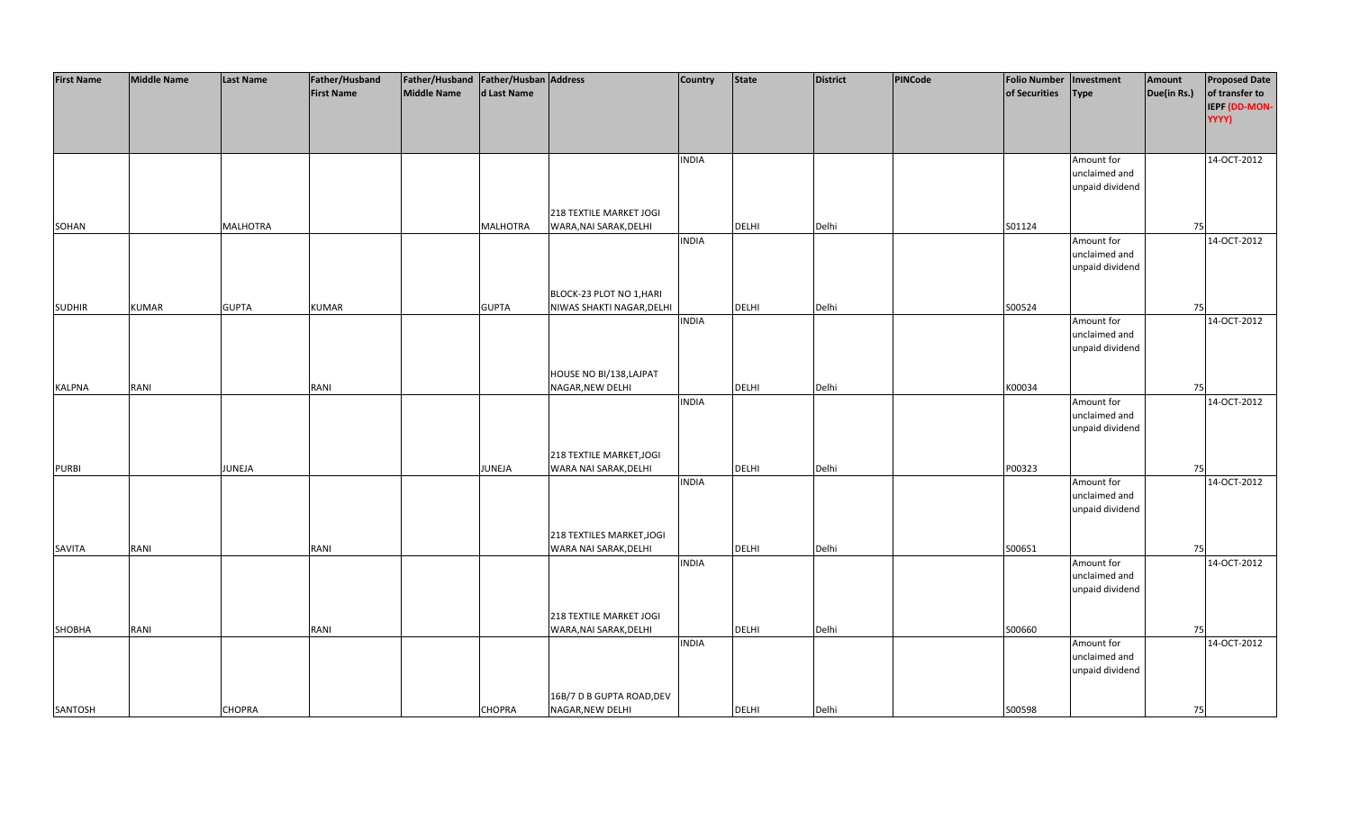| First Name | Middle Name | Last Name | Father/Husband First Name | Father/Husband Middle Name | Father/Husband Last Name | Address | Country | State | District | PINCode | Folio Number of Securities | Investment Type | Amount Due(in Rs.) | Proposed Date of transfer to IEPF (DD-MON-YYYY) |
|---|---|---|---|---|---|---|---|---|---|---|---|---|---|---|
| SOHAN | | MALHOTRA | | | MALHOTRA | 218 TEXTILE MARKET JOGI WARA,NAI SARAK,DELHI | INDIA | DELHI | Delhi | | S01124 | Amount for unclaimed and unpaid dividend | 75 | 14-OCT-2012 |
| SUDHIR | KUMAR | GUPTA | KUMAR | | GUPTA | BLOCK-23 PLOT NO 1,HARI NIWAS SHAKTI NAGAR,DELHI | INDIA | DELHI | Delhi | | S00524 | Amount for unclaimed and unpaid dividend | 75 | 14-OCT-2012 |
| KALPNA | RANI | | RANI | | | HOUSE NO BI/138,LAJPAT NAGAR,NEW DELHI | INDIA | DELHI | Delhi | | K00034 | Amount for unclaimed and unpaid dividend | 75 | 14-OCT-2012 |
| PURBI | | JUNEJA | | | JUNEJA | 218 TEXTILE MARKET,JOGI WARA NAI SARAK,DELHI | INDIA | DELHI | Delhi | | P00323 | Amount for unclaimed and unpaid dividend | 75 | 14-OCT-2012 |
| SAVITA | RANI | | RANI | | | 218 TEXTILES MARKET,JOGI WARA NAI SARAK,DELHI | INDIA | DELHI | Delhi | | S00651 | Amount for unclaimed and unpaid dividend | 75 | 14-OCT-2012 |
| SHOBHA | RANI | | RANI | | | 218 TEXTILE MARKET JOGI WARA,NAI SARAK,DELHI | INDIA | DELHI | Delhi | | S00660 | Amount for unclaimed and unpaid dividend | 75 | 14-OCT-2012 |
| SANTOSH | | CHOPRA | | | CHOPRA | 16B/7 D B GUPTA ROAD,DEV NAGAR,NEW DELHI | INDIA | DELHI | Delhi | | S00598 | Amount for unclaimed and unpaid dividend | 75 | 14-OCT-2012 |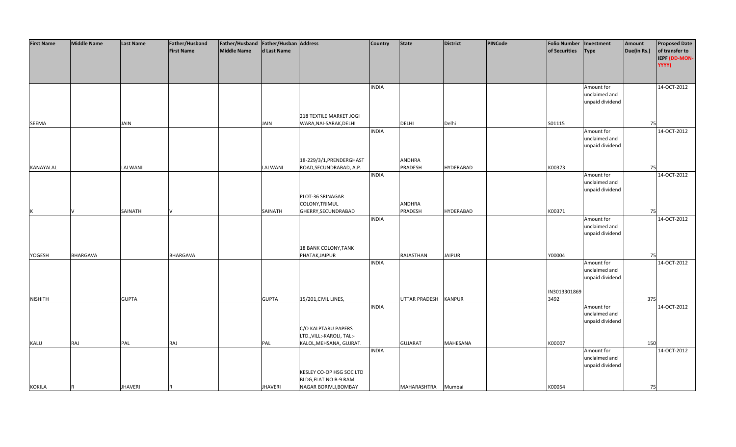| First Name | Middle Name | Last Name | Father/Husband First Name | Father/Husband Middle Name | Father/Husband Last Name | Address | Country | State | District | PINCode | Folio Number of Securities | Investment Type | Amount Due(in Rs.) | Proposed Date of transfer to IEPF (DD-MON-YYYY) |
|---|---|---|---|---|---|---|---|---|---|---|---|---|---|---|
| SEEMA | | JAIN | | | JAIN | 218 TEXTILE MARKET JOGI WARA,NAI-SARAK,DELHI | INDIA | DELHI | Delhi | | S01115 | Amount for unclaimed and unpaid dividend | 75 | 14-OCT-2012 |
| KANAYALAL | | LALWANI | | | LALWANI | 18-229/3/1,PRENDERGHAST ROAD,SECUNDRABAD, A.P. | INDIA | ANDHRA PRADESH | HYDERABAD | | K00373 | Amount for unclaimed and unpaid dividend | 75 | 14-OCT-2012 |
| K | V | SAINATH | V | | SAINATH | PLOT-36 SRINAGAR COLONY,TRIMUL GHERRY,SECUNDRABAD | INDIA | ANDHRA PRADESH | HYDERABAD | | K00371 | Amount for unclaimed and unpaid dividend | 75 | 14-OCT-2012 |
| YOGESH | BHARGAVA | | BHARGAVA | | | 18 BANK COLONY,TANK PHATAK,JAIPUR | INDIA | RAJASTHAN | JAIPUR | | Y00004 | Amount for unclaimed and unpaid dividend | 75 | 14-OCT-2012 |
| NISHITH | | GUPTA | | | GUPTA | 15/201,CIVIL LINES, | INDIA | UTTAR PRADESH | KANPUR | | IN30133018693492 | Amount for unclaimed and unpaid dividend | 375 | 14-OCT-2012 |
| KALU | RAJ | PAL | RAJ | | PAL | C/O KALPTARU PAPERS LTD.,VILL:-KAROLI, TAL:-KALOL,MEHSANA, GUJRAT. | INDIA | GUJARAT | MAHESANA | | K00007 | Amount for unclaimed and unpaid dividend | 150 | 14-OCT-2012 |
| KOKILA | R | JHAVERI | R | | JHAVERI | KESLEY CO-OP HSG SOC LTD BLDG,FLAT NO B-9 RAM NAGAR BORIVLI,BOMBAY | INDIA | MAHARASHTRA | Mumbai | | K00054 | Amount for unclaimed and unpaid dividend | 75 | 14-OCT-2012 |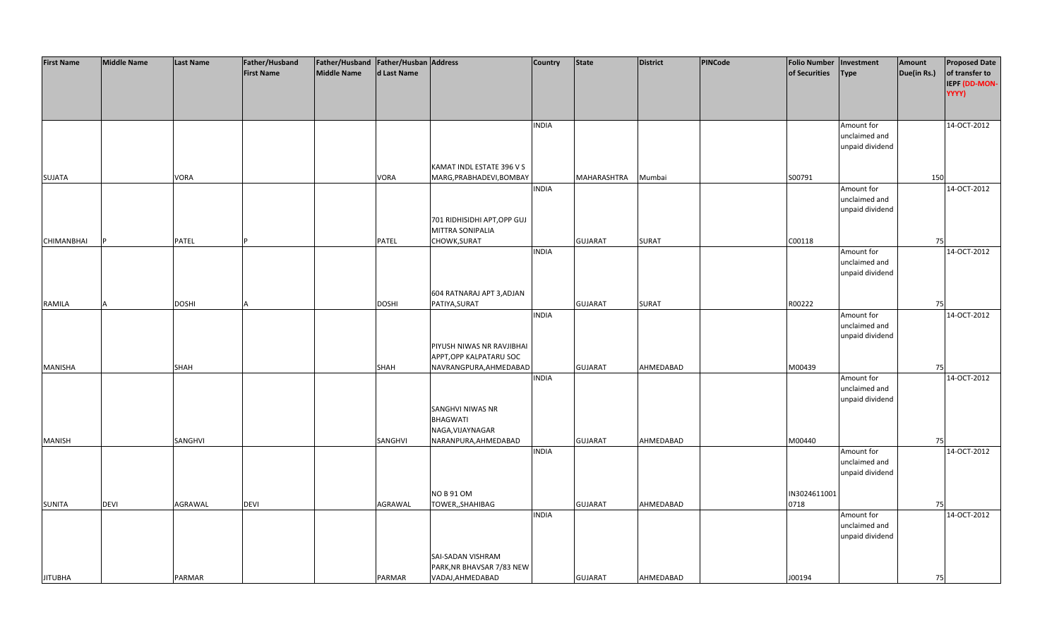| First Name | Middle Name | Last Name | Father/Husband First Name | Father/Husband Middle Name | Father/Husband Last Name | Address | Country | State | District | PINCode | Folio Number of Securities | Investment Type | Amount Due(in Rs.) | Proposed Date of transfer to IEPF (DD-MON-YYYY) |
|---|---|---|---|---|---|---|---|---|---|---|---|---|---|---|
| SUJATA | | VORA | | | VORA | KAMAT INDL ESTATE 396 V S MARG,PRABHADEVI,BOMBAY | INDIA | MAHARASHTRA | Mumbai | | S00791 | Amount for unclaimed and unpaid dividend | 150 | 14-OCT-2012 |
| CHIMANBHAI | P | PATEL | P | | PATEL | 701 RIDHISIDHI APT,OPP GUJ MITTRA SONIPALIA CHOWK,SURAT | INDIA | GUJARAT | SURAT | | C00118 | Amount for unclaimed and unpaid dividend | 75 | 14-OCT-2012 |
| RAMILA | A | DOSHI | A | | DOSHI | 604 RATNARAJ APT 3,ADJAN PATIYA,SURAT | INDIA | GUJARAT | SURAT | | R00222 | Amount for unclaimed and unpaid dividend | 75 | 14-OCT-2012 |
| MANISHA | | SHAH | | | SHAH | PIYUSH NIWAS NR RAVJIBHAI APPT,OPP KALPATARU SOC NAVRANGPURA,AHMEDABAD | INDIA | GUJARAT | AHMEDABAD | | M00439 | Amount for unclaimed and unpaid dividend | 75 | 14-OCT-2012 |
| MANISH | | SANGHVI | | | SANGHVI | SANGHVI NIWAS NR BHAGWATI NAGA,VIJAYNAGAR NARANPURA,AHMEDABAD | INDIA | GUJARAT | AHMEDABAD | | M00440 | Amount for unclaimed and unpaid dividend | 75 | 14-OCT-2012 |
| SUNITA | DEVI | AGRAWAL | DEVI | | AGRAWAL | NO B 91 OM TOWER,,SHAHIBAG | INDIA | GUJARAT | AHMEDABAD | | IN3024611001 0718 | Amount for unclaimed and unpaid dividend | 75 | 14-OCT-2012 |
| JITUBHA | | PARMAR | | | PARMAR | SAI-SADAN VISHRAM PARK,NR BHAVSAR 7/83 NEW VADAJ,AHMEDABAD | INDIA | GUJARAT | AHMEDABAD | | J00194 | Amount for unclaimed and unpaid dividend | 75 | 14-OCT-2012 |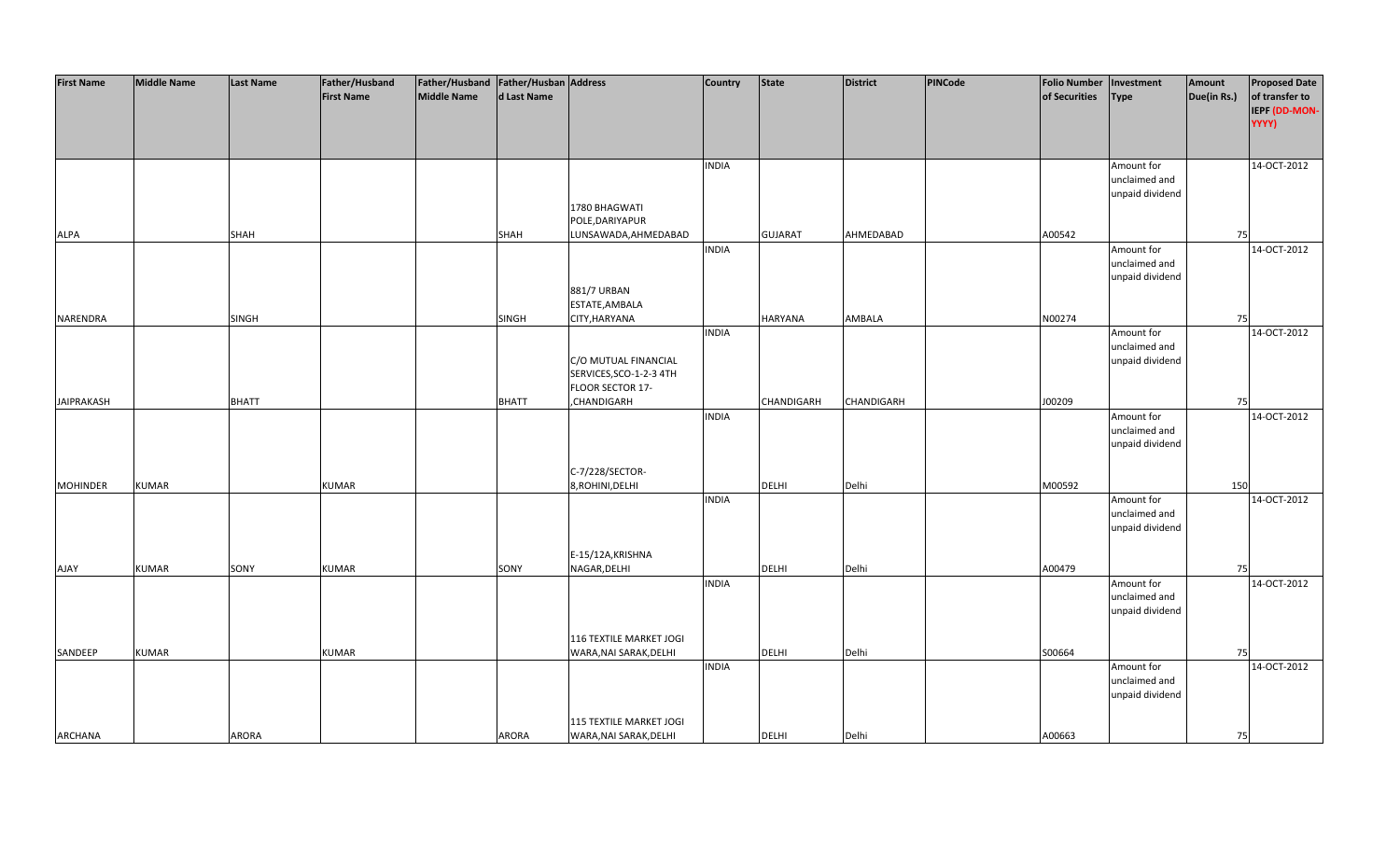| First Name | Middle Name | Last Name | Father/Husband First Name | Father/Husband Middle Name | Father/Husband Last Name | Address | Country | State | District | PINCode | Folio Number of Securities | Investment Type | Amount Due(in Rs.) | Proposed Date of transfer to IEPF (DD-MON-YYYY) |
|---|---|---|---|---|---|---|---|---|---|---|---|---|---|---|
| ALPA | | SHAH | | | SHAH | 1780 BHAGWATI POLE,DARIYAPUR LUNSAWADA,AHMEDABAD | INDIA | GUJARAT | AHMEDABAD | | A00542 | Amount for unclaimed and unpaid dividend | 75 | 14-OCT-2012 |
| NARENDRA | | SINGH | | | SINGH | 881/7 URBAN ESTATE,AMBALA CITY,HARYANA | INDIA | HARYANA | AMBALA | | N00274 | Amount for unclaimed and unpaid dividend | 75 | 14-OCT-2012 |
| JAIPRAKASH | | BHATT | | | BHATT | C/O MUTUAL FINANCIAL SERVICES,SCO-1-2-3 4TH FLOOR SECTOR 17-,CHANDIGARH | INDIA | CHANDIGARH | CHANDIGARH | | J00209 | Amount for unclaimed and unpaid dividend | 75 | 14-OCT-2012 |
| MOHINDER | KUMAR | | KUMAR | | | C-7/228/SECTOR-8,ROHINI,DELHI | INDIA | DELHI | Delhi | | M00592 | Amount for unclaimed and unpaid dividend | 150 | 14-OCT-2012 |
| AJAY | KUMAR | SONY | KUMAR | | SONY | E-15/12A,KRISHNA NAGAR,DELHI | INDIA | DELHI | Delhi | | A00479 | Amount for unclaimed and unpaid dividend | 75 | 14-OCT-2012 |
| SANDEEP | KUMAR | | KUMAR | | | 116 TEXTILE MARKET JOGI WARA,NAI SARAK,DELHI | INDIA | DELHI | Delhi | | S00664 | Amount for unclaimed and unpaid dividend | 75 | 14-OCT-2012 |
| ARCHANA | | ARORA | | | ARORA | 115 TEXTILE MARKET JOGI WARA,NAI SARAK,DELHI | INDIA | DELHI | Delhi | | A00663 | Amount for unclaimed and unpaid dividend | 75 | 14-OCT-2012 |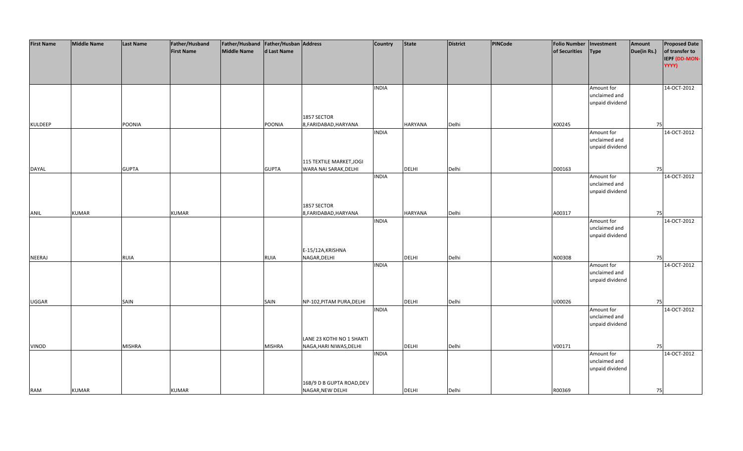| First Name | Middle Name | Last Name | Father/Husband First Name | Father/Husband Middle Name | Father/Husband Last Name | Address | Country | State | District | PINCode | Folio Number of Securities | Investment Type | Amount Due(in Rs.) | Proposed Date of transfer to IEPF (DD-MON-YYYY) |
|---|---|---|---|---|---|---|---|---|---|---|---|---|---|---|
| KULDEEP | | POONIA | | | POONIA | 1857 SECTOR 8,FARIDABAD,HARYANA | INDIA | HARYANA | Delhi | | K00245 | Amount for unclaimed and unpaid dividend | 75 | 14-OCT-2012 |
| DAYAL | | GUPTA | | | GUPTA | 115 TEXTILE MARKET,JOGI WARA NAI SARAK,DELHI | INDIA | DELHI | Delhi | | D00163 | Amount for unclaimed and unpaid dividend | 75 | 14-OCT-2012 |
| ANIL | KUMAR | | KUMAR | | | 1857 SECTOR 8,FARIDABAD,HARYANA | INDIA | HARYANA | Delhi | | A00317 | Amount for unclaimed and unpaid dividend | 75 | 14-OCT-2012 |
| NEERAJ | | RUIA | | | RUIA | E-15/12A,KRISHNA NAGAR,DELHI | INDIA | DELHI | Delhi | | N00308 | Amount for unclaimed and unpaid dividend | 75 | 14-OCT-2012 |
| UGGAR | | SAIN | | | SAIN | NP-102,PITAM PURA,DELHI | INDIA | DELHI | Delhi | | U00026 | Amount for unclaimed and unpaid dividend | 75 | 14-OCT-2012 |
| VINOD | | MISHRA | | | MISHRA | LANE 23 KOTHI NO 1 SHAKTI NAGA,HARI NIWAS,DELHI | INDIA | DELHI | Delhi | | V00171 | Amount for unclaimed and unpaid dividend | 75 | 14-OCT-2012 |
| RAM | KUMAR | | KUMAR | | | 16B/9 D B GUPTA ROAD,DEV NAGAR,NEW DELHI | INDIA | DELHI | Delhi | | R00369 | Amount for unclaimed and unpaid dividend | 75 | 14-OCT-2012 |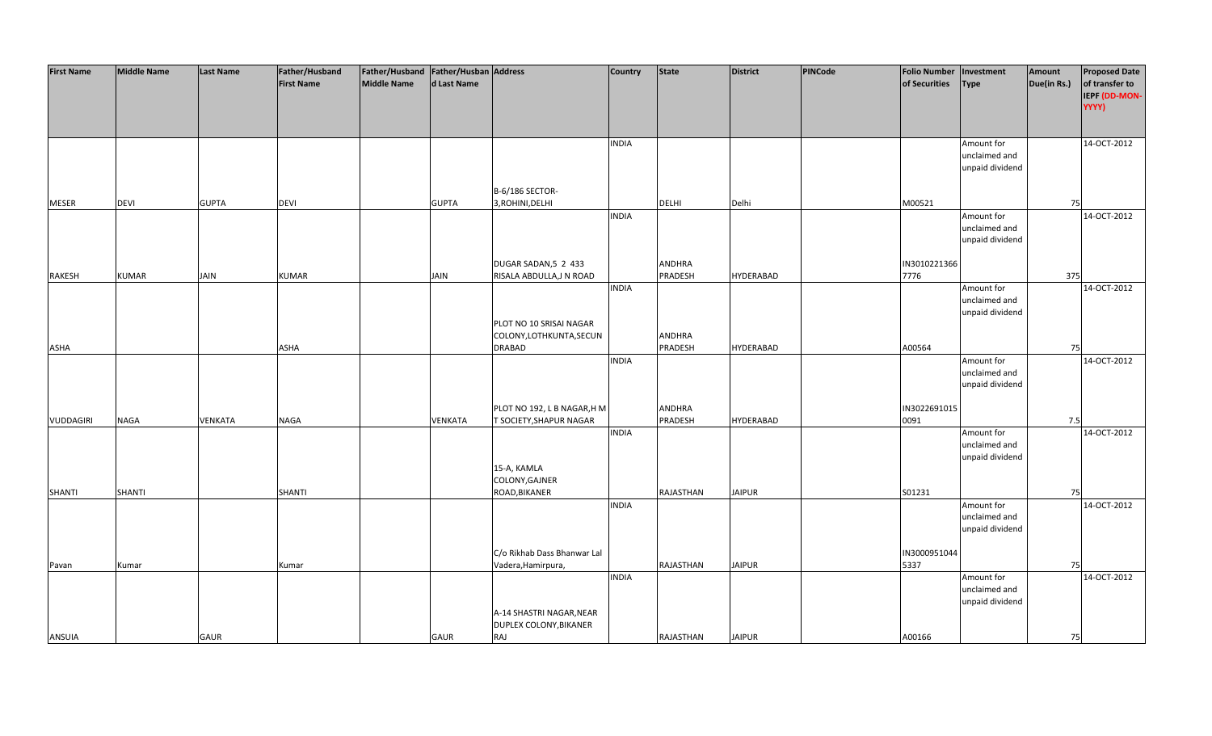| First Name | Middle Name | Last Name | Father/Husband First Name | Father/Husband Middle Name | Father/Husband Last Name | Address | Country | State | District | PINCode | Folio Number of Securities | Investment Type | Amount Due(in Rs.) | Proposed Date of transfer to IEPF (DD-MON-YYYY) |
|---|---|---|---|---|---|---|---|---|---|---|---|---|---|---|
| MESER | DEVI | GUPTA | DEVI | | GUPTA | B-6/186 SECTOR-3,ROHINI,DELHI | INDIA | DELHI | Delhi | | M00521 | Amount for unclaimed and unpaid dividend | 75 | 14-OCT-2012 |
| RAKESH | KUMAR | JAIN | KUMAR | | JAIN | DUGAR SADAN,5 2 433 RISALA ABDULLA,J N ROAD | INDIA | ANDHRA PRADESH | HYDERABAD | | IN30102213667776 | Amount for unclaimed and unpaid dividend | 375 | 14-OCT-2012 |
| ASHA | | | ASHA | | | PLOT NO 10 SRISAI NAGAR COLONY,LOTHKUNTA,SECUNDRABAD | INDIA | ANDHRA PRADESH | HYDERABAD | | A00564 | Amount for unclaimed and unpaid dividend | 75 | 14-OCT-2012 |
| VUDDAGIRI | NAGA | VENKATA | NAGA | | VENKATA | PLOT NO 192, L B NAGAR,H M T SOCIETY,SHAPUR NAGAR | INDIA | ANDHRA PRADESH | HYDERABAD | | IN30226910150091 | Amount for unclaimed and unpaid dividend | 7.5 | 14-OCT-2012 |
| SHANTI | SHANTI | | SHANTI | | | 15-A, KAMLA COLONY,GAJNER ROAD,BIKANER | INDIA | RAJASTHAN | JAIPUR | | S01231 | Amount for unclaimed and unpaid dividend | 75 | 14-OCT-2012 |
| Pavan | Kumar | | Kumar | | | C/o Rikhab Dass Bhanwar Lal Vadera,Hamirpura, | INDIA | RAJASTHAN | JAIPUR | | IN30009510445337 | Amount for unclaimed and unpaid dividend | 75 | 14-OCT-2012 |
| ANSUIA | | GAUR | | | GAUR | A-14 SHASTRI NAGAR,NEAR DUPLEX COLONY,BIKANER RAJ | INDIA | RAJASTHAN | JAIPUR | | A00166 | Amount for unclaimed and unpaid dividend | 75 | 14-OCT-2012 |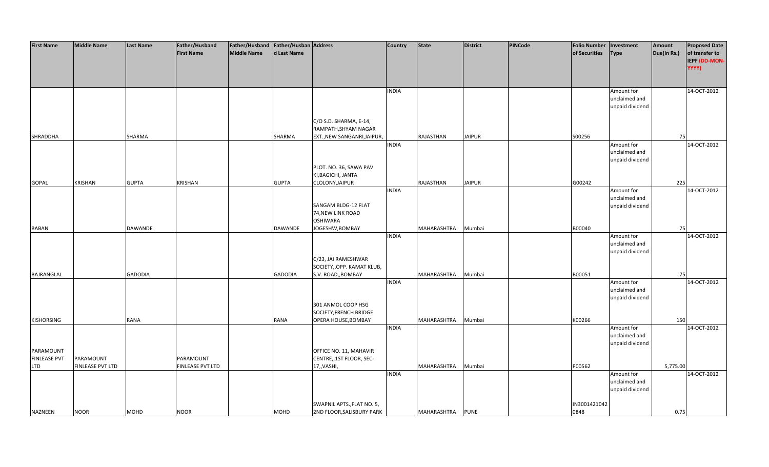| First Name | Middle Name | Last Name | Father/Husband First Name | Father/Husband Middle Name | Father/Husband Last Name | Address | Country | State | District | PINCode | Folio Number of Securities | Investment Type | Amount Due(in Rs.) | Proposed Date of transfer to IEPF (DD-MON-YYYY) |
|---|---|---|---|---|---|---|---|---|---|---|---|---|---|---|
| SHRADDHA | | SHARMA | | | SHARMA | C/O S.D. SHARMA, E-14, RAMPATH,SHYAM NAGAR EXT.,NEW SANGANRI,JAIPUR, | INDIA | RAJASTHAN | JAIPUR | | S00256 | Amount for unclaimed and unpaid dividend | 75 | 14-OCT-2012 |
| GOPAL | KRISHAN | GUPTA | KRISHAN | | GUPTA | PLOT. NO. 36, SAWA PAV KI,BAGICHI, JANTA CLOLONY,JAIPUR | INDIA | RAJASTHAN | JAIPUR | | G00242 | Amount for unclaimed and unpaid dividend | 225 | 14-OCT-2012 |
| BABAN | | DAWANDE | | | DAWANDE | SANGAM BLDG-12 FLAT 74,NEW LINK ROAD OSHIWARA JOGESHW,BOMBAY | INDIA | MAHARASHTRA | Mumbai | | B00040 | Amount for unclaimed and unpaid dividend | 75 | 14-OCT-2012 |
| BAJRANGLAL | | GADODIA | | | GADODIA | C/23, JAI RAMESHWAR SOCIETY,,OPP. KAMAT KLUB, S.V. ROAD,,BOMBAY | INDIA | MAHARASHTRA | Mumbai | | B00051 | Amount for unclaimed and unpaid dividend | 75 | 14-OCT-2012 |
| KISHORSING | | RANA | | | RANA | 301 ANMOL COOP HSG SOCIETY,FRENCH BRIDGE OPERA HOUSE,BOMBAY | INDIA | MAHARASHTRA | Mumbai | | K00266 | Amount for unclaimed and unpaid dividend | 150 | 14-OCT-2012 |
| PARAMOUNT FINLEASE PVT LTD | PARAMOUNT FINLEASE PVT LTD | | PARAMOUNT FINLEASE PVT LTD | | | OFFICE NO. 11, MAHAVIR CENTRE,,1ST FLOOR, SEC-17,,VASHI, | INDIA | MAHARASHTRA | Mumbai | | P00562 | Amount for unclaimed and unpaid dividend | 5,775.00 | 14-OCT-2012 |
| NAZNEEN | NOOR | MOHD | NOOR | | MOHD | SWAPNIL APTS.,FLAT NO. 5, 2ND FLOOR,SALISBURY PARK | INDIA | MAHARASHTRA | PUNE | | IN30014210420848 | Amount for unclaimed and unpaid dividend | 0.75 | 14-OCT-2012 |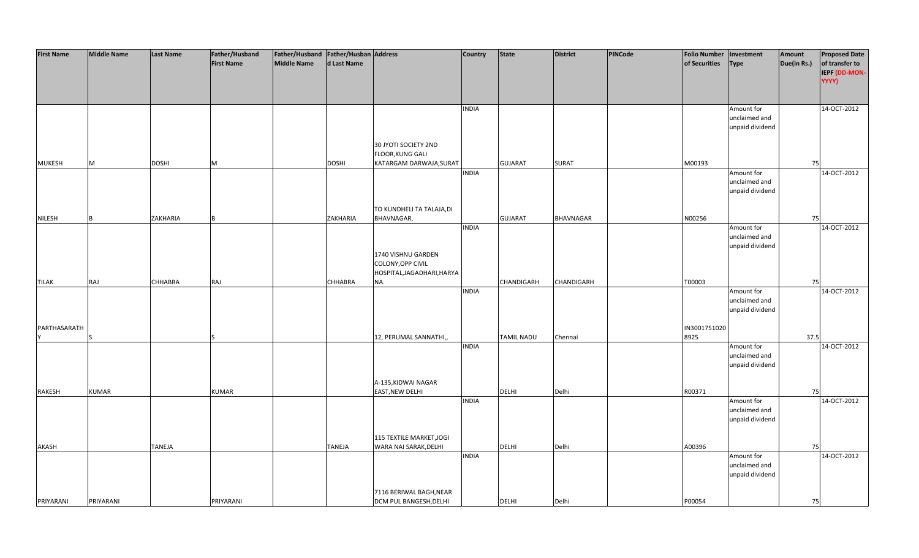| First Name | Middle Name | Last Name | Father/Husband First Name | Father/Husband Middle Name | Father/Husband Last Name | Address | Country | State | District | PINCode | Folio Number of Securities | Investment Type | Amount Due(in Rs.) | Proposed Date of transfer to IEPF (DD-MON-YYYY) |
|---|---|---|---|---|---|---|---|---|---|---|---|---|---|---|
| MUKESH | M | DOSHI | M | | DOSHI | 30 JYOTI SOCIETY 2ND FLOOR,KUNG GALI KATARGAM DARWAJA,SURAT | INDIA | GUJARAT | SURAT | | M00193 | Amount for unclaimed and unpaid dividend | 75 | 14-OCT-2012 |
| NILESH | B | ZAKHARIA | B | | ZAKHARIA | TO KUNDHELI TA TALAJA,DI BHAVNAGAR, | INDIA | GUJARAT | BHAVNAGAR | | N00256 | Amount for unclaimed and unpaid dividend | 75 | 14-OCT-2012 |
| TILAK | RAJ | CHHABRA | RAJ | | CHHABRA | 1740 VISHNU GARDEN COLONY,OPP CIVIL HOSPITAL,JAGADHARI,HARYANA. | INDIA | CHANDIGARH | CHANDIGARH | | T00003 | Amount for unclaimed and unpaid dividend | 75 | 14-OCT-2012 |
| PARTHASARATHY | S | | S | | | 12, PERUMAL SANNATHI,, | INDIA | TAMIL NADU | Chennai | | IN30017510208925 | Amount for unclaimed and unpaid dividend | 37.5 | 14-OCT-2012 |
| RAKESH | KUMAR | | KUMAR | | | A-135,KIDWAI NAGAR EAST,NEW DELHI | INDIA | DELHI | Delhi | | R00371 | Amount for unclaimed and unpaid dividend | 75 | 14-OCT-2012 |
| AKASH | | TANEJA | | | TANEJA | 115 TEXTILE MARKET,JOGI WARA NAI SARAK,DELHI | INDIA | DELHI | Delhi | | A00396 | Amount for unclaimed and unpaid dividend | 75 | 14-OCT-2012 |
| PRIYARANI | PRIYARANI | | PRIYARANI | | | 7116 BERIWAL BAGH,NEAR DCM PUL BANGESH,DELHI | INDIA | DELHI | Delhi | | P00054 | Amount for unclaimed and unpaid dividend | 75 | 14-OCT-2012 |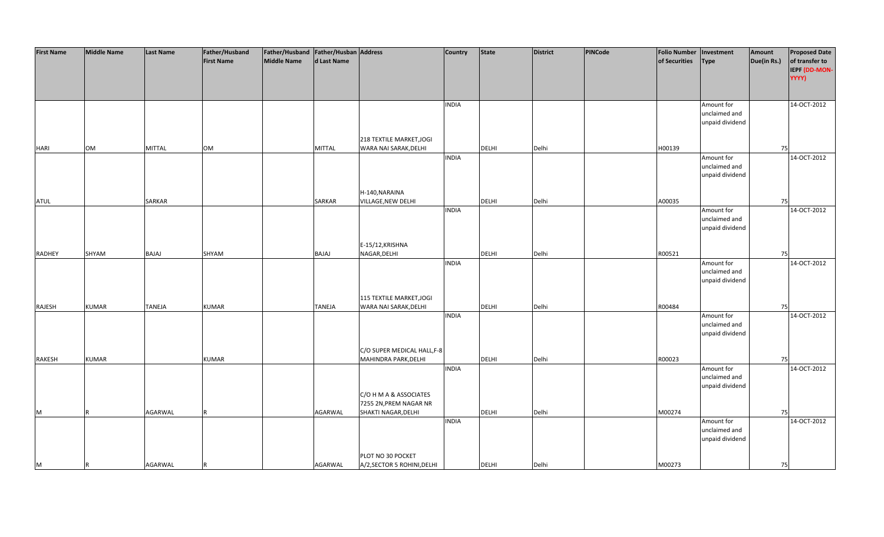| First Name | Middle Name | Last Name | Father/Husband First Name | Father/Husband Middle Name | Father/Husband Last Name | Address | Country | State | District | PINCode | Folio Number of Securities | Investment Type | Amount Due(in Rs.) | Proposed Date of transfer to IEPF (DD-MON-YYYY) |
|---|---|---|---|---|---|---|---|---|---|---|---|---|---|---|
| HARI | OM | MITTAL | OM | | MITTAL | 218 TEXTILE MARKET,JOGI WARA NAI SARAK,DELHI | INDIA | DELHI | Delhi | | H00139 | Amount for unclaimed and unpaid dividend | 75 | 14-OCT-2012 |
| ATUL | | SARKAR | | | SARKAR | H-140,NARAINA VILLAGE,NEW DELHI | INDIA | DELHI | Delhi | | A00035 | Amount for unclaimed and unpaid dividend | 75 | 14-OCT-2012 |
| RADHEY | SHYAM | BAJAJ | SHYAM | | BAJAJ | E-15/12,KRISHNA NAGAR,DELHI | INDIA | DELHI | Delhi | | R00521 | Amount for unclaimed and unpaid dividend | 75 | 14-OCT-2012 |
| RAJESH | KUMAR | TANEJA | KUMAR | | TANEJA | 115 TEXTILE MARKET,JOGI WARA NAI SARAK,DELHI | INDIA | DELHI | Delhi | | R00484 | Amount for unclaimed and unpaid dividend | 75 | 14-OCT-2012 |
| RAKESH | KUMAR | | KUMAR | | | C/O SUPER MEDICAL HALL,F-8 MAHINDRA PARK,DELHI | INDIA | DELHI | Delhi | | R00023 | Amount for unclaimed and unpaid dividend | 75 | 14-OCT-2012 |
| M | R | AGARWAL | R | | AGARWAL | C/O H M A & ASSOCIATES 7255 2N,PREM NAGAR NR SHAKTI NAGAR,DELHI | INDIA | DELHI | Delhi | | M00274 | Amount for unclaimed and unpaid dividend | 75 | 14-OCT-2012 |
| M | R | AGARWAL | R | | AGARWAL | PLOT NO 30 POCKET A/2,SECTOR 5 ROHINI,DELHI | INDIA | DELHI | Delhi | | M00273 | Amount for unclaimed and unpaid dividend | 75 | 14-OCT-2012 |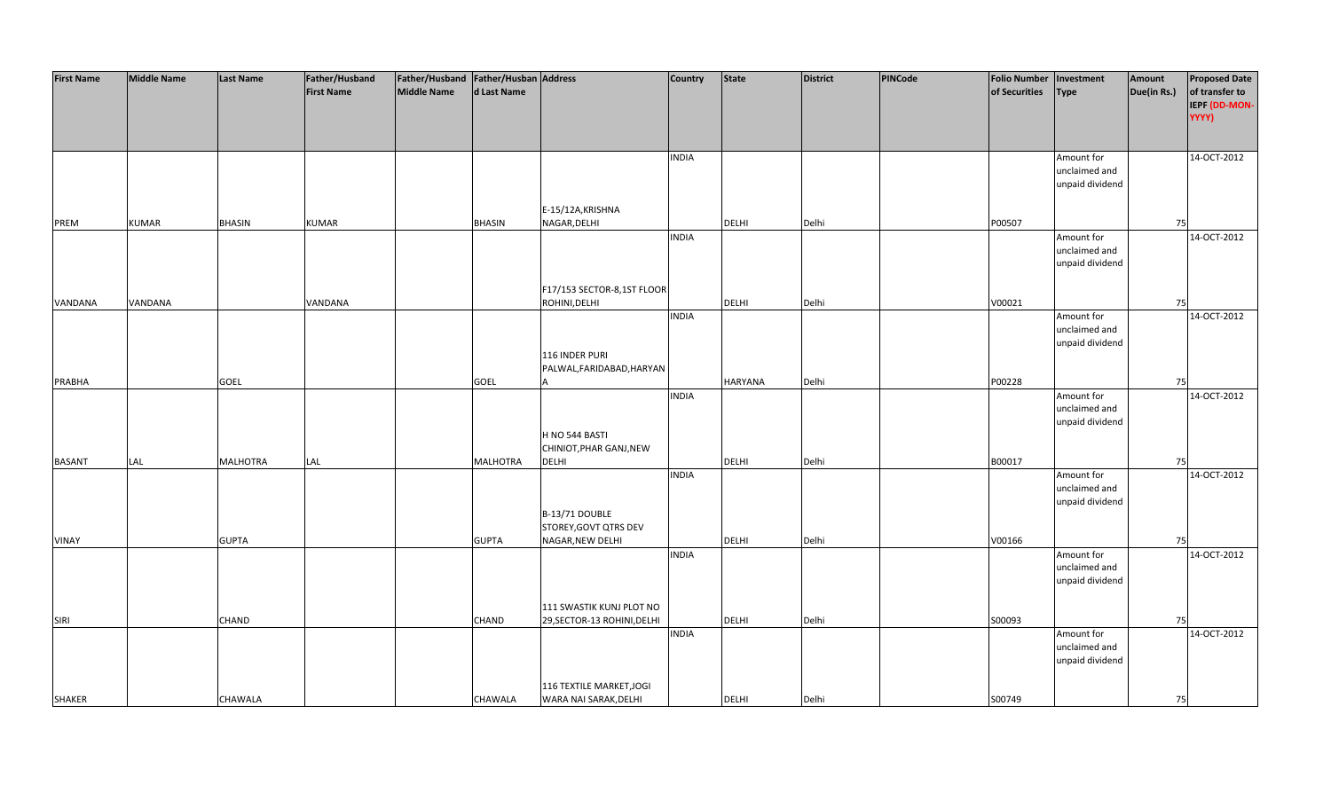| First Name | Middle Name | Last Name | Father/Husband First Name | Father/Husband Middle Name | Father/Husband Last Name | Address | Country | State | District | PINCode | Folio Number of Securities | Investment Type | Amount Due(in Rs.) | Proposed Date of transfer to IEPF (DD-MON-YYYY) |
|---|---|---|---|---|---|---|---|---|---|---|---|---|---|---|
| PREM | KUMAR | BHASIN | KUMAR | | BHASIN | E-15/12A,KRISHNA NAGAR,DELHI | INDIA | DELHI | Delhi | | P00507 | Amount for unclaimed and unpaid dividend | 75 | 14-OCT-2012 |
| VANDANA | VANDANA | | VANDANA | | | F17/153 SECTOR-8,1ST FLOOR ROHINI,DELHI | INDIA | DELHI | Delhi | | V00021 | Amount for unclaimed and unpaid dividend | 75 | 14-OCT-2012 |
| PRABHA | | GOEL | | | GOEL | 116 INDER PURI PALWAL,FARIDABAD,HARYANA | INDIA | HARYANA | Delhi | | P00228 | Amount for unclaimed and unpaid dividend | 75 | 14-OCT-2012 |
| BASANT | LAL | MALHOTRA | LAL | | MALHOTRA | H NO 544 BASTI CHINIOT,PHAR GANJ,NEW DELHI | INDIA | DELHI | Delhi | | B00017 | Amount for unclaimed and unpaid dividend | 75 | 14-OCT-2012 |
| VINAY | | GUPTA | | | GUPTA | B-13/71 DOUBLE STOREY,GOVT QTRS DEV NAGAR,NEW DELHI | INDIA | DELHI | Delhi | | V00166 | Amount for unclaimed and unpaid dividend | 75 | 14-OCT-2012 |
| SIRI | | CHAND | | | CHAND | 111 SWASTIK KUNJ PLOT NO 29,SECTOR-13 ROHINI,DELHI | INDIA | DELHI | Delhi | | S00093 | Amount for unclaimed and unpaid dividend | 75 | 14-OCT-2012 |
| SHAKER | | CHAWALA | | | CHAWALA | 116 TEXTILE MARKET,JOGI WARA NAI SARAK,DELHI | INDIA | DELHI | Delhi | | S00749 | Amount for unclaimed and unpaid dividend | 75 | 14-OCT-2012 |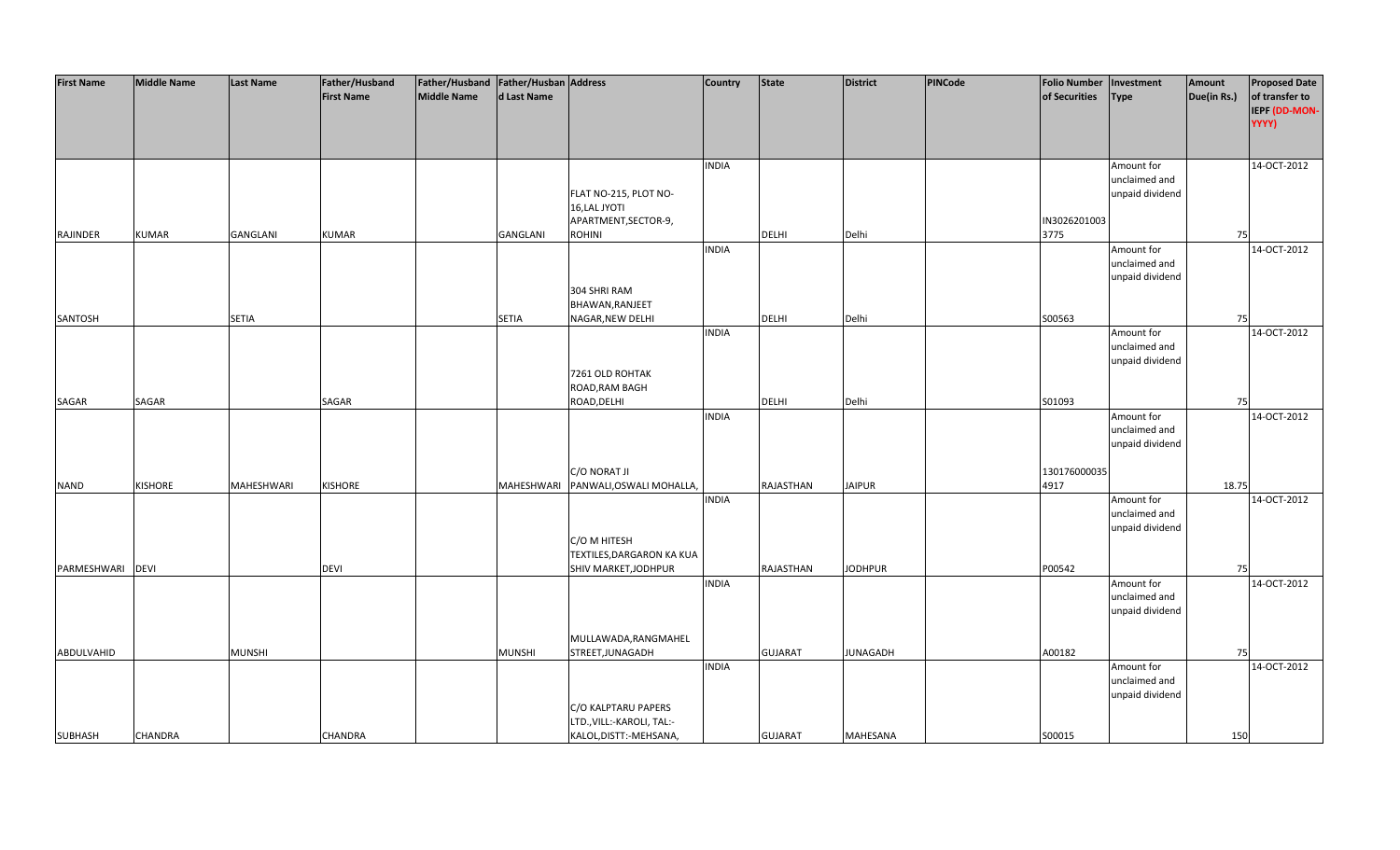| First Name | Middle Name | Last Name | Father/Husband First Name | Father/Husband Middle Name | Father/Husband Last Name | Address | Country | State | District | PINCode | Folio Number of Securities | Investment Type | Amount Due(in Rs.) | Proposed Date of transfer to IEPF (DD-MON-YYYY) |
|---|---|---|---|---|---|---|---|---|---|---|---|---|---|---|
| RAJINDER | KUMAR | GANGLANI | KUMAR | | GANGLANI | FLAT NO-215, PLOT NO-16,LAL JYOTI APARTMENT,SECTOR-9, ROHINI | INDIA | DELHI | Delhi | | IN30262010033775 | Amount for unclaimed and unpaid dividend | 75 | 14-OCT-2012 |
| SANTOSH | | SETIA | | | SETIA | 304 SHRI RAM BHAWAN,RANJEET NAGAR,NEW DELHI | INDIA | DELHI | Delhi | | S00563 | Amount for unclaimed and unpaid dividend | 75 | 14-OCT-2012 |
| SAGAR | SAGAR | | SAGAR | | | 7261 OLD ROHTAK ROAD,RAM BAGH ROAD,DELHI | INDIA | DELHI | Delhi | | S01093 | Amount for unclaimed and unpaid dividend | 75 | 14-OCT-2012 |
| NAND | KISHORE | MAHESHWARI | KISHORE | | MAHESHWARI | C/O NORAT JI PANWALI,OSWALI MOHALLA, | INDIA | RAJASTHAN | JAIPUR | | 1301760000354917 | Amount for unclaimed and unpaid dividend | 18.75 | 14-OCT-2012 |
| PARMESHWARI | DEVI | | DEVI | | | C/O M HITESH TEXTILES,DARGARON KA KUA SHIV MARKET,JODHPUR | INDIA | RAJASTHAN | JODHPUR | | P00542 | Amount for unclaimed and unpaid dividend | 75 | 14-OCT-2012 |
| ABDULVAHID | | MUNSHI | | | MUNSHI | MULLAWADA,RANGMAHEL STREET,JUNAGADH | INDIA | GUJARAT | JUNAGADH | | A00182 | Amount for unclaimed and unpaid dividend | 75 | 14-OCT-2012 |
| SUBHASH | CHANDRA | | CHANDRA | | | C/O KALPTARU PAPERS LTD.,VILL:-KAROLI, TAL:-KALOL,DISTT:-MEHSANA, | INDIA | GUJARAT | MAHESANA | | S00015 | Amount for unclaimed and unpaid dividend | 150 | 14-OCT-2012 |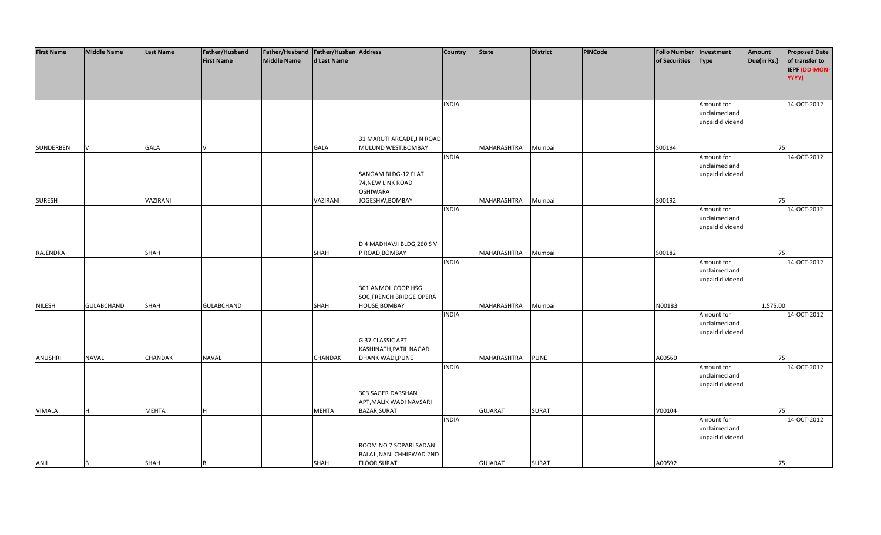| First Name | Middle Name | Last Name | Father/Husband First Name | Father/Husband Middle Name | Father/Husband Last Name | Address | Country | State | District | PINCode | Folio Number of Securities | Investment Type | Amount Due(in Rs.) | Proposed Date of transfer to IEPF (DD-MON-YYYY) |
|---|---|---|---|---|---|---|---|---|---|---|---|---|---|---|
| SUNDERBEN | V | GALA | V | | GALA | 31 MARUTI ARCADE,J N ROAD MULUND WEST,BOMBAY | INDIA | MAHARASHTRA | Mumbai | | S00194 | Amount for unclaimed and unpaid dividend | 75 | 14-OCT-2012 |
| SURESH | | VAZIRANI | | | VAZIRANI | SANGAM BLDG-12 FLAT 74,NEW LINK ROAD OSHIWARA JOGESHW,BOMBAY | INDIA | MAHARASHTRA | Mumbai | | S00192 | Amount for unclaimed and unpaid dividend | 75 | 14-OCT-2012 |
| RAJENDRA | | SHAH | | | SHAH | D 4 MADHAVJI BLDG,260 S V P ROAD,BOMBAY | INDIA | MAHARASHTRA | Mumbai | | S00182 | Amount for unclaimed and unpaid dividend | 75 | 14-OCT-2012 |
| NILESH | GULABCHAND | SHAH | GULABCHAND | | SHAH | 301 ANMOL COOP HSG SOC,FRENCH BRIDGE OPERA HOUSE,BOMBAY | INDIA | MAHARASHTRA | Mumbai | | N00183 | Amount for unclaimed and unpaid dividend | 1,575.00 | 14-OCT-2012 |
| ANUSHRI | NAVAL | CHANDAK | NAVAL | | CHANDAK | G 37 CLASSIC APT KASHINATH,PATIL NAGAR DHANK WADI,PUNE | INDIA | MAHARASHTRA | PUNE | | A00560 | Amount for unclaimed and unpaid dividend | 75 | 14-OCT-2012 |
| VIMALA | H | MEHTA | H | | MEHTA | 303 SAGER DARSHAN APT,MALIK WADI NAVSARI BAZAR,SURAT | INDIA | GUJARAT | SURAT | | V00104 | Amount for unclaimed and unpaid dividend | 75 | 14-OCT-2012 |
| ANIL | B | SHAH | B | | SHAH | ROOM NO 7 SOPARI SADAN BALAJI,NANI CHHIPWAD 2ND FLOOR,SURAT | INDIA | GUJARAT | SURAT | | A00592 | Amount for unclaimed and unpaid dividend | 75 | 14-OCT-2012 |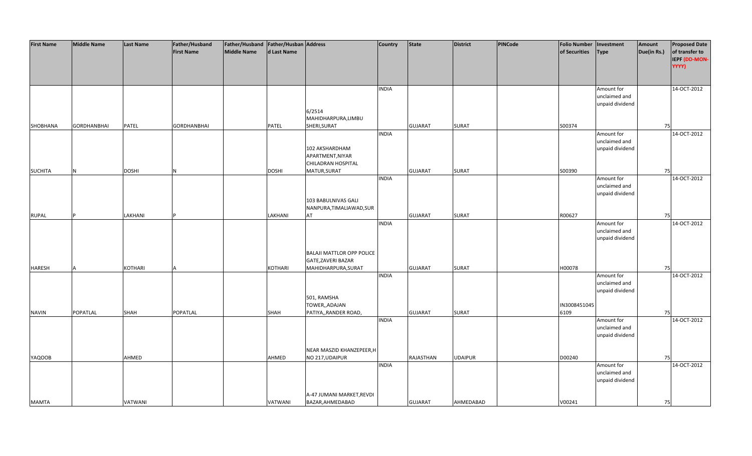| First Name | Middle Name | Last Name | Father/Husband First Name | Father/Husband Middle Name | Father/Husband Last Name | Address | Country | State | District | PINCode | Folio Number of Securities | Investment Type | Amount Due(in Rs.) | Proposed Date of transfer to IEPF (DD-MON-YYYY) |
|---|---|---|---|---|---|---|---|---|---|---|---|---|---|---|
| SHOBHANA | GORDHANBHAI | PATEL | GORDHANBHAI | | PATEL | 6/2514 MAHIDHARPURA,LIMBU SHERI,SURAT | INDIA | GUJARAT | SURAT | | S00374 | Amount for unclaimed and unpaid dividend | 75 | 14-OCT-2012 |
| SUCHITA | N | DOSHI | N | | DOSHI | 102 AKSHARDHAM APARTMENT,NIYAR CHILADRAN HOSPITAL MATUR,SURAT | INDIA | GUJARAT | SURAT | | S00390 | Amount for unclaimed and unpaid dividend | 75 | 14-OCT-2012 |
| RUPAL | P | LAKHANI | P | | LAKHANI | 103 BABULNIVAS GALI NANPURA,TIMALIAWAD,SURAT | INDIA | GUJARAT | SURAT | | R00627 | Amount for unclaimed and unpaid dividend | 75 | 14-OCT-2012 |
| HARESH | A | KOTHARI | A | | KOTHARI | BALAJI MATTLOR OPP POLICE GATE,ZAVERI BAZAR MAHIDHARPURA,SURAT | INDIA | GUJARAT | SURAT | | H00078 | Amount for unclaimed and unpaid dividend | 75 | 14-OCT-2012 |
| NAVIN | POPATLAL | SHAH | POPATLAL | | SHAH | 501, RAMSHA TOWER,,ADAJAN PATIYA,,RANDER ROAD, | INDIA | GUJARAT | SURAT | | IN30084510456109 | Amount for unclaimed and unpaid dividend | 75 | 14-OCT-2012 |
| YAQOOB | | AHMED | | | AHMED | NEAR MASZID KHANZEPEER,H NO 217,UDAIPUR | INDIA | RAJASTHAN | UDAIPUR | | D00240 | Amount for unclaimed and unpaid dividend | 75 | 14-OCT-2012 |
| MAMTA | | VATWANI | | | VATWANI | A-47 JUMANI MARKET,REVDI BAZAR,AHMEDABAD | INDIA | GUJARAT | AHMEDABAD | | V00241 | Amount for unclaimed and unpaid dividend | 75 | 14-OCT-2012 |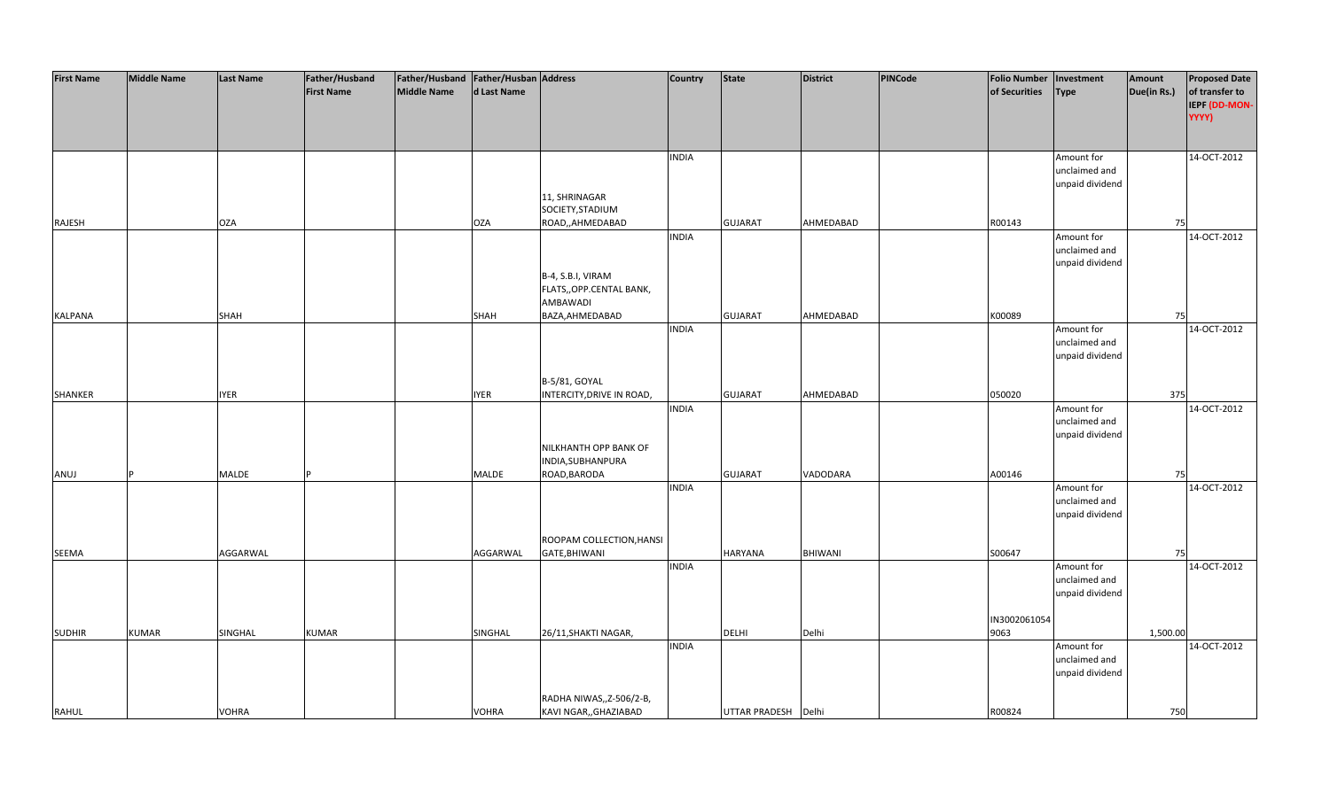| First Name | Middle Name | Last Name | Father/Husband First Name | Father/Husband Middle Name | Father/Husband Last Name | Address | Country | State | District | PINCode | Folio Number of Securities | Investment Type | Amount Due(in Rs.) | Proposed Date of transfer to IEPF (DD-MON-YYYY) |
|---|---|---|---|---|---|---|---|---|---|---|---|---|---|---|
| RAJESH | | OZA | | | OZA | 11, SHRINAGAR SOCIETY,STADIUM ROAD,,AHMEDABAD | INDIA | GUJARAT | AHMEDABAD | | R00143 | Amount for unclaimed and unpaid dividend | 75 | 14-OCT-2012 |
| KALPANA | | SHAH | | | SHAH | B-4, S.B.I, VIRAM FLATS,,OPP.CENTAL BANK, AMBAWADI BAZA,AHMEDABAD | INDIA | GUJARAT | AHMEDABAD | | K00089 | Amount for unclaimed and unpaid dividend | 75 | 14-OCT-2012 |
| SHANKER | | IYER | | | IYER | B-5/81, GOYAL INTERCITY,DRIVE IN ROAD, | INDIA | GUJARAT | AHMEDABAD | | 050020 | Amount for unclaimed and unpaid dividend | 375 | 14-OCT-2012 |
| ANUJ | P | MALDE | P | | MALDE | NILKHANTH OPP BANK OF INDIA,SUBHANPURA ROAD,BARODA | INDIA | GUJARAT | VADODARA | | A00146 | Amount for unclaimed and unpaid dividend | 75 | 14-OCT-2012 |
| SEEMA | | AGGARWAL | | | AGGARWAL | ROOPAM COLLECTION,HANSI GATE,BHIWANI | INDIA | HARYANA | BHIWANI | | S00647 | Amount for unclaimed and unpaid dividend | 75 | 14-OCT-2012 |
| SUDHIR | KUMAR | SINGHAL | KUMAR | | SINGHAL | 26/11,SHAKTI NAGAR, | INDIA | DELHI | Delhi | | IN3002061054 9063 | Amount for unclaimed and unpaid dividend | 1,500.00 | 14-OCT-2012 |
| RAHUL | | VOHRA | | | VOHRA | RADHA NIWAS,,Z-506/2-B, KAVI NGAR,,GHAZIABAD | INDIA | UTTAR PRADESH | Delhi | | R00824 | Amount for unclaimed and unpaid dividend | 750 | 14-OCT-2012 |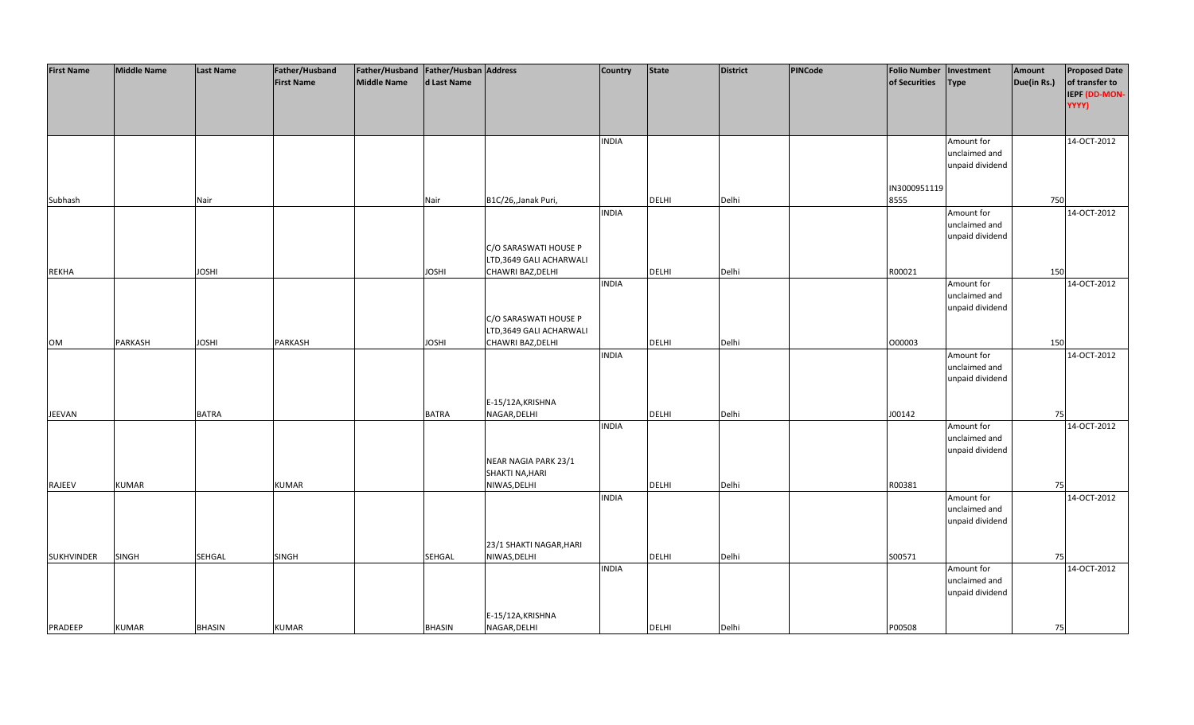| First Name | Middle Name | Last Name | Father/Husband First Name | Father/Husband Middle Name | Father/Husband Last Name | Address | Country | State | District | PINCode | Folio Number of Securities | Investment Type | Amount Due(in Rs.) | Proposed Date of transfer to IEPF (DD-MON-YYYY) |
|---|---|---|---|---|---|---|---|---|---|---|---|---|---|---|
| Subhash | | Nair | | | Nair | B1C/26,,Janak Puri, | INDIA | DELHI | Delhi | | IN30009511198555 | Amount for unclaimed and unpaid dividend | 750 | 14-OCT-2012 |
| REKHA | | JOSHI | | | JOSHI | C/O SARASWATI HOUSE P LTD,3649 GALI ACHARWALI CHAWRI BAZ,DELHI | INDIA | DELHI | Delhi | | R00021 | Amount for unclaimed and unpaid dividend | 150 | 14-OCT-2012 |
| OM | PARKASH | JOSHI | PARKASH | | JOSHI | C/O SARASWATI HOUSE P LTD,3649 GALI ACHARWALI CHAWRI BAZ,DELHI | INDIA | DELHI | Delhi | | O00003 | Amount for unclaimed and unpaid dividend | 150 | 14-OCT-2012 |
| JEEVAN | | BATRA | | | BATRA | E-15/12A,KRISHNA NAGAR,DELHI | INDIA | DELHI | Delhi | | J00142 | Amount for unclaimed and unpaid dividend | 75 | 14-OCT-2012 |
| RAJEEV | KUMAR | | KUMAR | | | NEAR NAGIA PARK 23/1 SHAKTI NA,HARI NIWAS,DELHI | INDIA | DELHI | Delhi | | R00381 | Amount for unclaimed and unpaid dividend | 75 | 14-OCT-2012 |
| SUKHVINDER | SINGH | SEHGAL | SINGH | | SEHGAL | 23/1 SHAKTI NAGAR,HARI NIWAS,DELHI | INDIA | DELHI | Delhi | | S00571 | Amount for unclaimed and unpaid dividend | 75 | 14-OCT-2012 |
| PRADEEP | KUMAR | BHASIN | KUMAR | | BHASIN | E-15/12A,KRISHNA NAGAR,DELHI | INDIA | DELHI | Delhi | | P00508 | Amount for unclaimed and unpaid dividend | 75 | 14-OCT-2012 |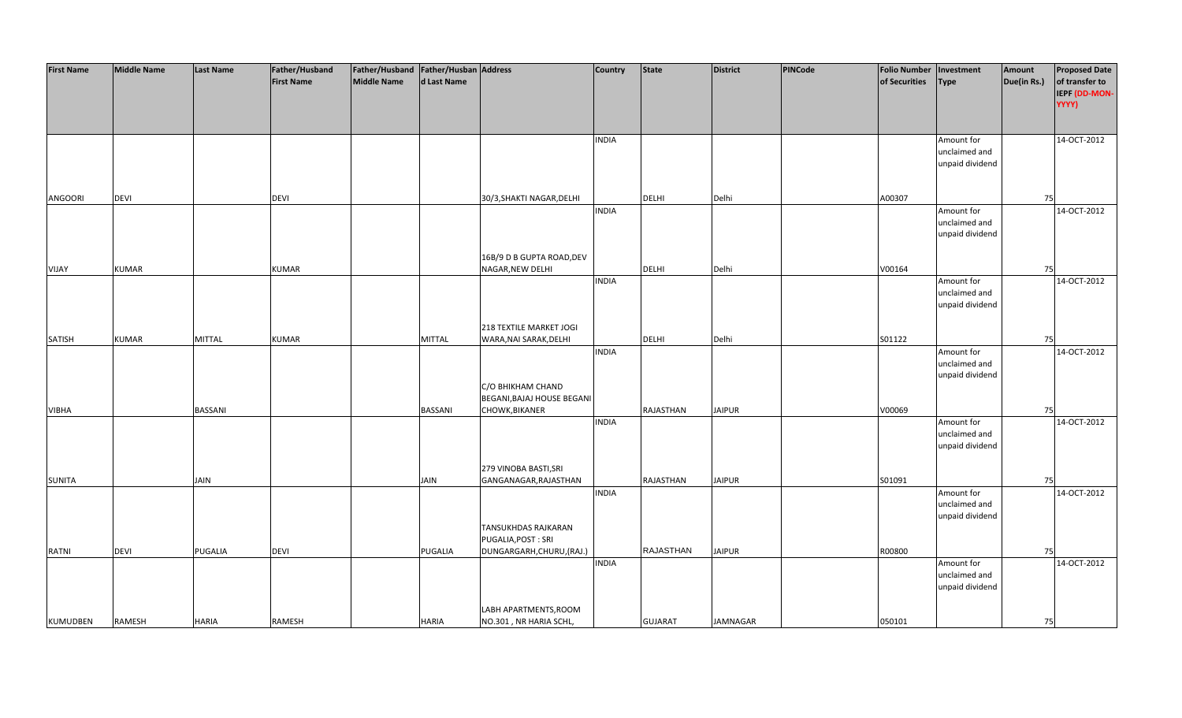| First Name | Middle Name | Last Name | Father/Husband First Name | Father/Husband Middle Name | Father/Husband Last Name | Address | Country | State | District | PINCode | Folio Number of Securities | Investment Type | Amount Due(in Rs.) | Proposed Date of transfer to IEPF (DD-MON-YYYY) |
|---|---|---|---|---|---|---|---|---|---|---|---|---|---|---|
| ANGOORI | DEVI | | DEVI | | | 30/3,SHAKTI NAGAR,DELHI | INDIA | DELHI | Delhi | | A00307 | Amount for unclaimed and unpaid dividend | 75 | 14-OCT-2012 |
| VIJAY | KUMAR | | KUMAR | | | 16B/9 D B GUPTA ROAD,DEV NAGAR,NEW DELHI | INDIA | DELHI | Delhi | | V00164 | Amount for unclaimed and unpaid dividend | 75 | 14-OCT-2012 |
| SATISH | KUMAR | MITTAL | KUMAR | | MITTAL | 218 TEXTILE MARKET JOGI WARA,NAI SARAK,DELHI | INDIA | DELHI | Delhi | | S01122 | Amount for unclaimed and unpaid dividend | 75 | 14-OCT-2012 |
| VIBHA | | BASSANI | | | BASSANI | C/O BHIKHAM CHAND BEGANI,BAJAJ HOUSE BEGANI CHOWK,BIKANER | INDIA | RAJASTHAN | JAIPUR | | V00069 | Amount for unclaimed and unpaid dividend | 75 | 14-OCT-2012 |
| SUNITA | | JAIN | | | JAIN | 279 VINOBA BASTI,SRI GANGANAGAR,RAJASTHAN | INDIA | RAJASTHAN | JAIPUR | | S01091 | Amount for unclaimed and unpaid dividend | 75 | 14-OCT-2012 |
| RATNI | DEVI | PUGALIA | DEVI | | PUGALIA | TANSUKHDAS RAJKARAN PUGALIA,POST : SRI DUNGARGARH,CHURU,(RAJ.) | INDIA | RAJASTHAN | JAIPUR | | R00800 | Amount for unclaimed and unpaid dividend | 75 | 14-OCT-2012 |
| KUMUDBEN | RAMESH | HARIA | RAMESH | | HARIA | LABH APARTMENTS,ROOM NO.301 , NR HARIA SCHL, | INDIA | GUJARAT | JAMNAGAR | | 050101 | Amount for unclaimed and unpaid dividend | 75 | 14-OCT-2012 |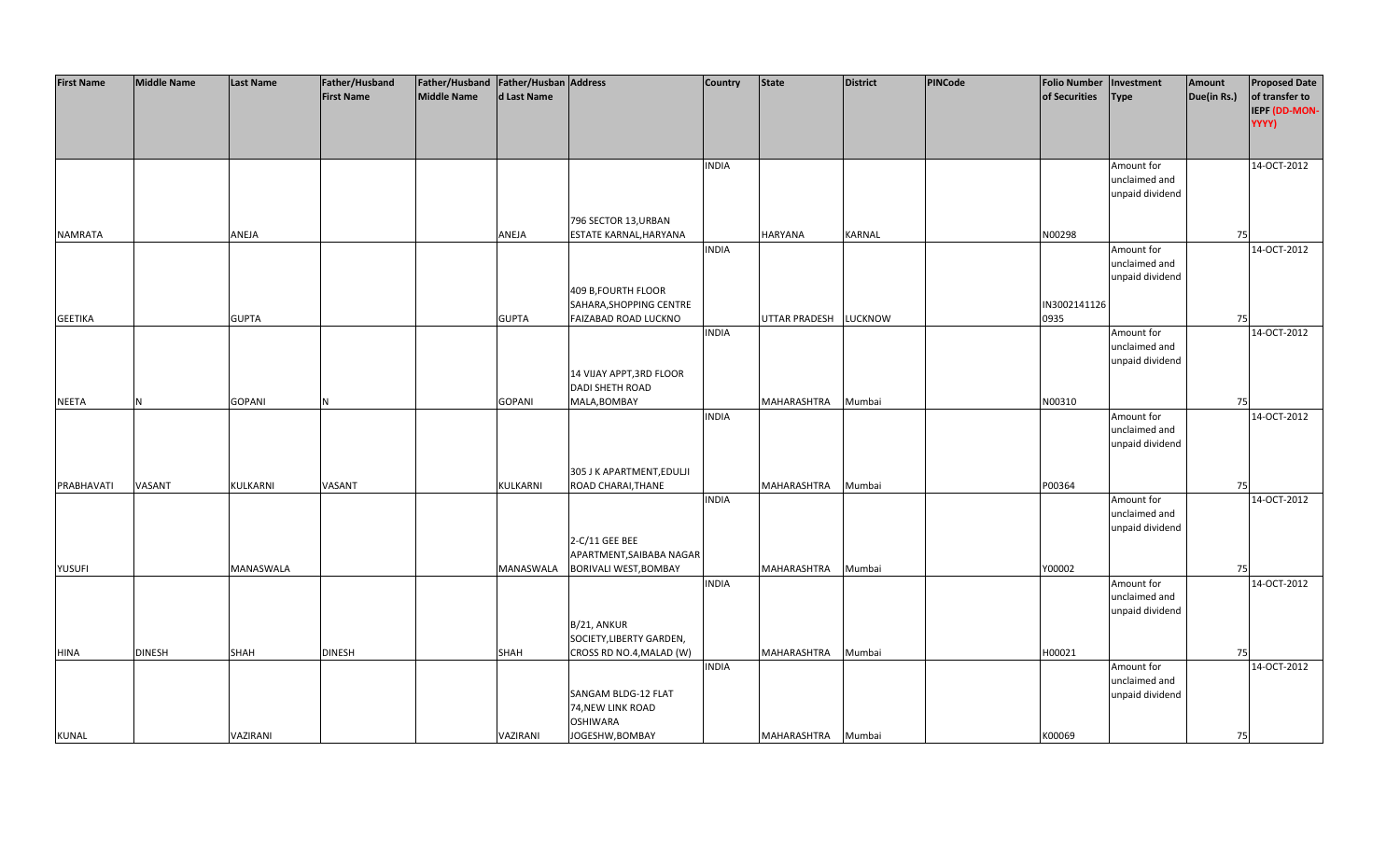| First Name | Middle Name | Last Name | Father/Husband First Name | Father/Husband Middle Name | Father/Husband Last Name | Address | Country | State | District | PINCode | Folio Number of Securities | Investment Type | Amount Due(in Rs.) | Proposed Date of transfer to IEPF (DD-MON-YYYY) |
|---|---|---|---|---|---|---|---|---|---|---|---|---|---|---|
| NAMRATA | | ANEJA | | | ANEJA | 796 SECTOR 13,URBAN ESTATE KARNAL,HARYANA | INDIA | HARYANA | KARNAL | | N00298 | Amount for unclaimed and unpaid dividend | 75 | 14-OCT-2012 |
| GEETIKA | | GUPTA | | | GUPTA | 409 B,FOURTH FLOOR SAHARA,SHOPPING CENTRE FAIZABAD ROAD LUCKNO | INDIA | UTTAR PRADESH | LUCKNOW | | IN3002141126 0935 | Amount for unclaimed and unpaid dividend | 75 | 14-OCT-2012 |
| NEETA | N | GOPANI | N | | GOPANI | 14 VIJAY APPT,3RD FLOOR DADI SHETH ROAD MALA,BOMBAY | INDIA | MAHARASHTRA | Mumbai | | N00310 | Amount for unclaimed and unpaid dividend | 75 | 14-OCT-2012 |
| PRABHAVATI | VASANT | KULKARNI | VASANT | | KULKARNI | 305 J K APARTMENT,EDULJI ROAD CHARAI,THANE | INDIA | MAHARASHTRA | Mumbai | | P00364 | Amount for unclaimed and unpaid dividend | 75 | 14-OCT-2012 |
| YUSUFI | | MANASWALA | | | MANASWALA | 2-C/11 GEE BEE APARTMENT,SAIBABA NAGAR BORIVALI WEST,BOMBAY | INDIA | MAHARASHTRA | Mumbai | | Y00002 | Amount for unclaimed and unpaid dividend | 75 | 14-OCT-2012 |
| HINA | DINESH | SHAH | DINESH | | SHAH | B/21, ANKUR SOCIETY,LIBERTY GARDEN, CROSS RD NO.4,MALAD (W) | INDIA | MAHARASHTRA | Mumbai | | H00021 | Amount for unclaimed and unpaid dividend | 75 | 14-OCT-2012 |
| KUNAL | | VAZIRANI | | | VAZIRANI | SANGAM BLDG-12 FLAT 74,NEW LINK ROAD OSHIWARA JOGESHW,BOMBAY | INDIA | MAHARASHTRA | Mumbai | | K00069 | Amount for unclaimed and unpaid dividend | 75 | 14-OCT-2012 |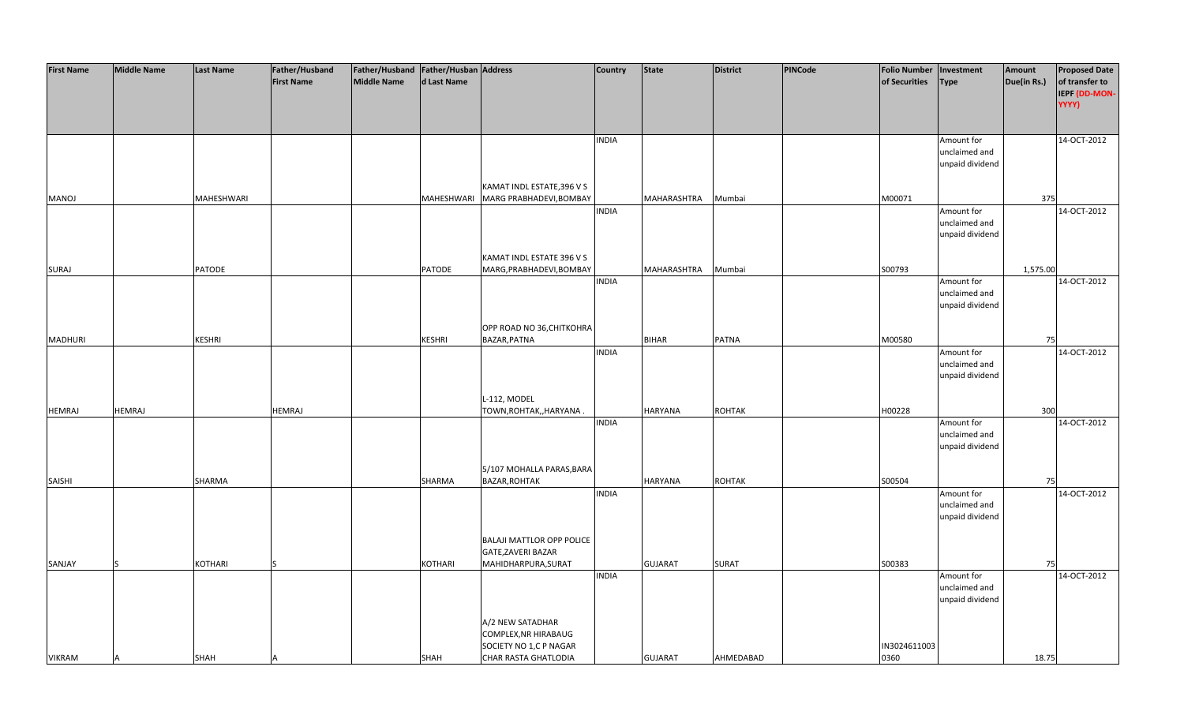| First Name | Middle Name | Last Name | Father/Husband First Name | Father/Husband Middle Name | Father/Husband Last Name | Address | Country | State | District | PINCode | Folio Number of Securities | Investment Type | Amount Due(in Rs.) | Proposed Date of transfer to IEPF (DD-MON-YYYY) |
|---|---|---|---|---|---|---|---|---|---|---|---|---|---|---|
| MANOJ | | MAHESHWARI | | | MAHESHWARI | KAMAT INDL ESTATE,396 V S MARG PRABHADEVI,BOMBAY | INDIA | MAHARASHTRA | Mumbai | | M00071 | Amount for unclaimed and unpaid dividend | 375 | 14-OCT-2012 |
| SURAJ | | PATODE | | | PATODE | KAMAT INDL ESTATE 396 V S MARG,PRABHADEVI,BOMBAY | INDIA | MAHARASHTRA | Mumbai | | S00793 | Amount for unclaimed and unpaid dividend | 1,575.00 | 14-OCT-2012 |
| MADHURI | | KESHRI | | | KESHRI | OPP ROAD NO 36,CHITKOHRA BAZAR,PATNA | INDIA | BIHAR | PATNA | | M00580 | Amount for unclaimed and unpaid dividend | 75 | 14-OCT-2012 |
| HEMRAJ | HEMRAJ | | HEMRAJ | | | L-112, MODEL TOWN,ROHTAK,,HARYANA . | INDIA | HARYANA | ROHTAK | | H00228 | Amount for unclaimed and unpaid dividend | 300 | 14-OCT-2012 |
| SAISHI | | SHARMA | | | SHARMA | 5/107 MOHALLA PARAS,BARA BAZAR,ROHTAK | INDIA | HARYANA | ROHTAK | | S00504 | Amount for unclaimed and unpaid dividend | 75 | 14-OCT-2012 |
| SANJAY | S | KOTHARI | S | | KOTHARI | BALAJI MATTLOR OPP POLICE GATE,ZAVERI BAZAR MAHIDHARPURA,SURAT | INDIA | GUJARAT | SURAT | | S00383 | Amount for unclaimed and unpaid dividend | 75 | 14-OCT-2012 |
| VIKRAM | A | SHAH | A | | SHAH | A/2 NEW SATADHAR COMPLEX,NR HIRABAUG SOCIETY NO 1,C P NAGAR CHAR RASTA GHATLODIA | INDIA | GUJARAT | AHMEDABAD | | IN3024611003 0360 | Amount for unclaimed and unpaid dividend | 18.75 | 14-OCT-2012 |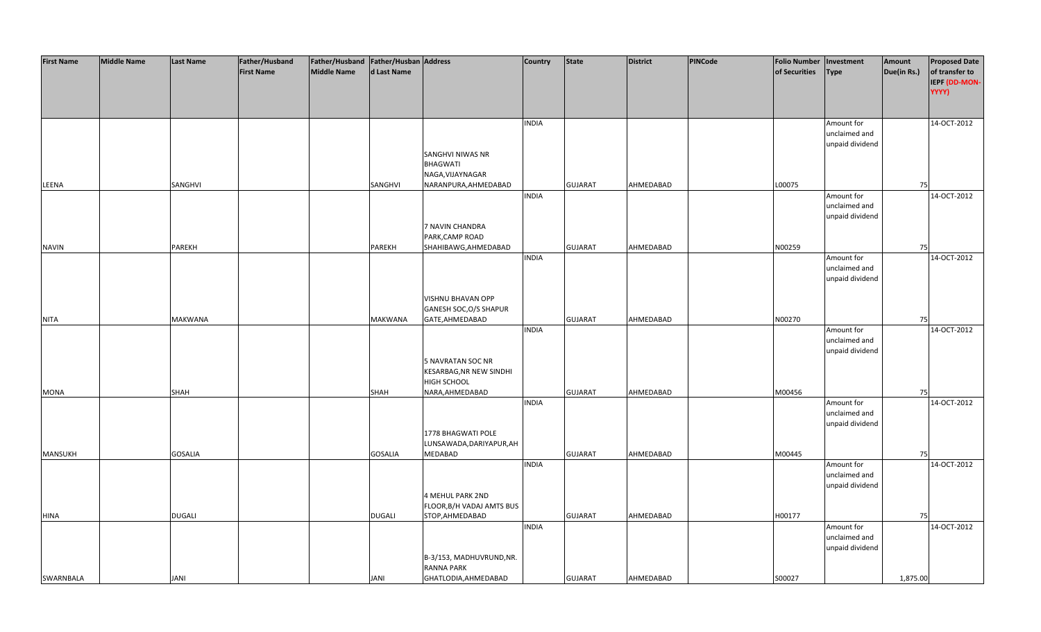| First Name | Middle Name | Last Name | Father/Husband First Name | Father/Husband Middle Name | Father/Husband Last Name | Address | Country | State | District | PINCode | Folio Number of Securities | Investment Type | Amount Due(in Rs.) | Proposed Date of transfer to IEPF (DD-MON-YYYY) |
|---|---|---|---|---|---|---|---|---|---|---|---|---|---|---|
| LEENA | | SANGHVI | | | SANGHVI | SANGHVI NIWAS NR BHAGWATI NAGA,VIJAYNAGAR NARANPURA,AHMEDABAD | INDIA | GUJARAT | AHMEDABAD | | L00075 | Amount for unclaimed and unpaid dividend | 75 | 14-OCT-2012 |
| NAVIN | | PAREKH | | | PAREKH | 7 NAVIN CHANDRA PARK,CAMP ROAD SHAHIBAWG,AHMEDABAD | INDIA | GUJARAT | AHMEDABAD | | N00259 | Amount for unclaimed and unpaid dividend | 75 | 14-OCT-2012 |
| NITA | | MAKWANA | | | MAKWANA | VISHNU BHAVAN OPP GANESH SOC,O/S SHAPUR GATE,AHMEDABAD | INDIA | GUJARAT | AHMEDABAD | | N00270 | Amount for unclaimed and unpaid dividend | 75 | 14-OCT-2012 |
| MONA | | SHAH | | | SHAH | 5 NAVRATAN SOC NR KESARBAG,NR NEW SINDHI HIGH SCHOOL NARA,AHMEDABAD | INDIA | GUJARAT | AHMEDABAD | | M00456 | Amount for unclaimed and unpaid dividend | 75 | 14-OCT-2012 |
| MANSUKH | | GOSALIA | | | GOSALIA | 1778 BHAGWATI POLE LUNSAWADA,DARIYAPUR,AHMEDABAD | INDIA | GUJARAT | AHMEDABAD | | M00445 | Amount for unclaimed and unpaid dividend | 75 | 14-OCT-2012 |
| HINA | | DUGALI | | | DUGALI | 4 MEHUL PARK 2ND FLOOR,B/H VADAJ AMTS BUS STOP,AHMEDABAD | INDIA | GUJARAT | AHMEDABAD | | H00177 | Amount for unclaimed and unpaid dividend | 75 | 14-OCT-2012 |
| SWARNBALA | | JANI | | | JANI | B-3/153, MADHUVRUND,NR. RANNA PARK GHATLODIA,AHMEDABAD | INDIA | GUJARAT | AHMEDABAD | | S00027 | Amount for unclaimed and unpaid dividend | 1,875.00 | 14-OCT-2012 |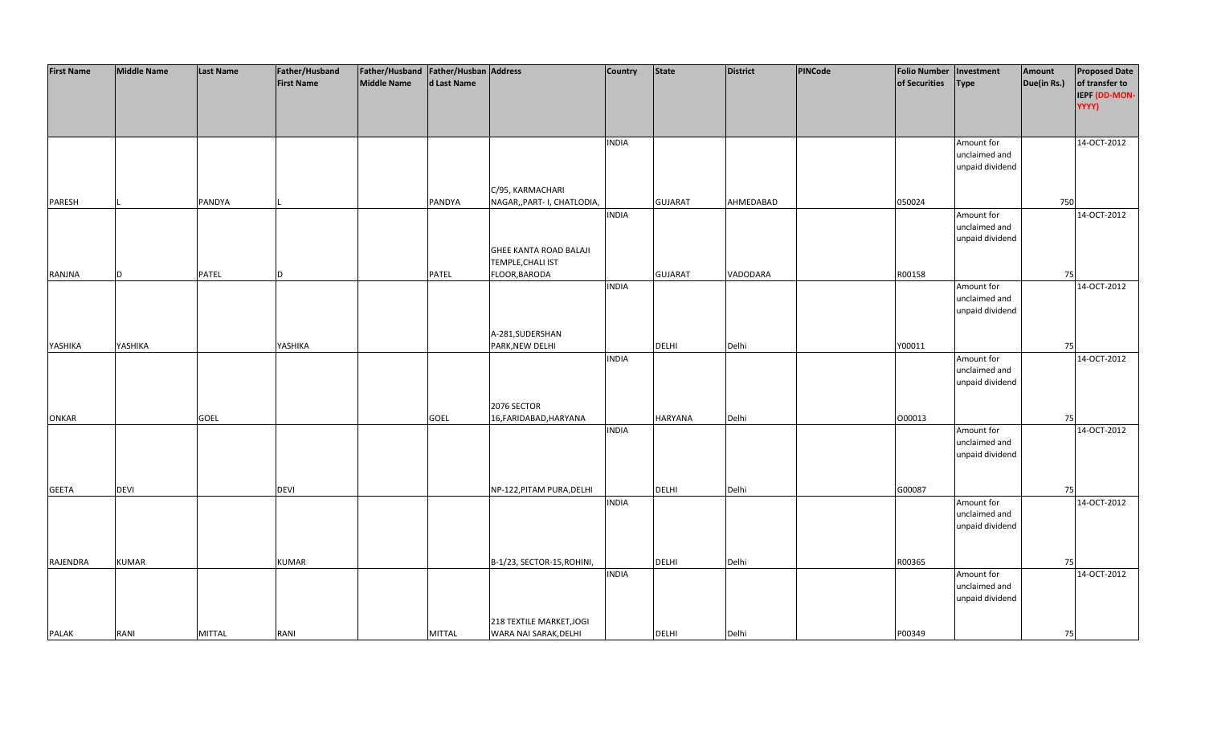| First Name | Middle Name | Last Name | Father/Husband First Name | Father/Husband Middle Name | Father/Husband Last Name | Address | Country | State | District | PINCode | Folio Number of Securities | Investment Type | Amount Due(in Rs.) | Proposed Date of transfer to IEPF (DD-MON-YYYY) |
|---|---|---|---|---|---|---|---|---|---|---|---|---|---|---|
| PARESH | L | PANDYA | L | | PANDYA | C/95, KARMACHARI NAGAR,,PART- I, CHATLODIA, | INDIA | GUJARAT | AHMEDABAD | | 050024 | Amount for unclaimed and unpaid dividend | 750 | 14-OCT-2012 |
| RANJNA | D | PATEL | D | | PATEL | GHEE KANTA ROAD BALAJI TEMPLE,CHALI IST FLOOR,BARODA | INDIA | GUJARAT | VADODARA | | R00158 | Amount for unclaimed and unpaid dividend | 75 | 14-OCT-2012 |
| YASHIKA | YASHIKA | | YASHIKA | | | A-281,SUDERSHAN PARK,NEW DELHI | INDIA | DELHI | Delhi | | Y00011 | Amount for unclaimed and unpaid dividend | 75 | 14-OCT-2012 |
| ONKAR | | GOEL | | | GOEL | 2076 SECTOR 16,FARIDABAD,HARYANA | INDIA | HARYANA | Delhi | | O00013 | Amount for unclaimed and unpaid dividend | 75 | 14-OCT-2012 |
| GEETA | DEVI | | DEVI | | | NP-122,PITAM PURA,DELHI | INDIA | DELHI | Delhi | | G00087 | Amount for unclaimed and unpaid dividend | 75 | 14-OCT-2012 |
| RAJENDRA | KUMAR | | KUMAR | | | B-1/23, SECTOR-15,ROHINI, | INDIA | DELHI | Delhi | | R00365 | Amount for unclaimed and unpaid dividend | 75 | 14-OCT-2012 |
| PALAK | RANI | MITTAL | RANI | | MITTAL | 218 TEXTILE MARKET,JOGI WARA NAI SARAK,DELHI | INDIA | DELHI | Delhi | | P00349 | Amount for unclaimed and unpaid dividend | 75 | 14-OCT-2012 |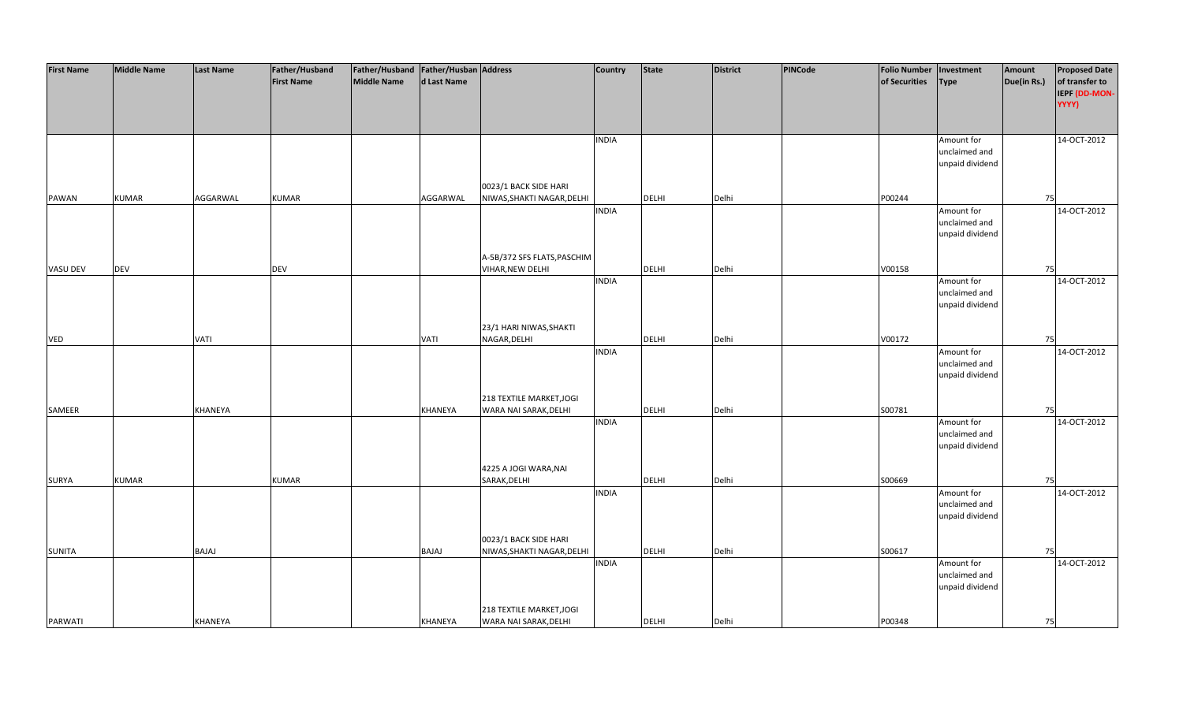| First Name | Middle Name | Last Name | Father/Husband First Name | Father/Husband Middle Name | Father/Husband Last Name | Address | Country | State | District | PINCode | Folio Number of Securities | Investment Type | Amount Due(in Rs.) | Proposed Date of transfer to IEPF (DD-MON-YYYY) |
|---|---|---|---|---|---|---|---|---|---|---|---|---|---|---|
| PAWAN | KUMAR | AGGARWAL | KUMAR | | AGGARWAL | 0023/1 BACK SIDE HARI NIWAS,SHAKTI NAGAR,DELHI | INDIA | DELHI | Delhi | | P00244 | Amount for unclaimed and unpaid dividend | 75 | 14-OCT-2012 |
| VASU DEV | DEV | | DEV | | | A-5B/372 SFS FLATS,PASCHIM VIHAR,NEW DELHI | INDIA | DELHI | Delhi | | V00158 | Amount for unclaimed and unpaid dividend | 75 | 14-OCT-2012 |
| VED | | VATI | | | VATI | 23/1 HARI NIWAS,SHAKTI NAGAR,DELHI | INDIA | DELHI | Delhi | | V00172 | Amount for unclaimed and unpaid dividend | 75 | 14-OCT-2012 |
| SAMEER | | KHANEYA | | | KHANEYA | 218 TEXTILE MARKET,JOGI WARA NAI SARAK,DELHI | INDIA | DELHI | Delhi | | S00781 | Amount for unclaimed and unpaid dividend | 75 | 14-OCT-2012 |
| SURYA | KUMAR | | KUMAR | | | 4225 A JOGI WARA,NAI SARAK,DELHI | INDIA | DELHI | Delhi | | S00669 | Amount for unclaimed and unpaid dividend | 75 | 14-OCT-2012 |
| SUNITA | | BAJAJ | | | BAJAJ | 0023/1 BACK SIDE HARI NIWAS,SHAKTI NAGAR,DELHI | INDIA | DELHI | Delhi | | S00617 | Amount for unclaimed and unpaid dividend | 75 | 14-OCT-2012 |
| PARWATI | | KHANEYA | | | KHANEYA | 218 TEXTILE MARKET,JOGI WARA NAI SARAK,DELHI | INDIA | DELHI | Delhi | | P00348 | Amount for unclaimed and unpaid dividend | 75 | 14-OCT-2012 |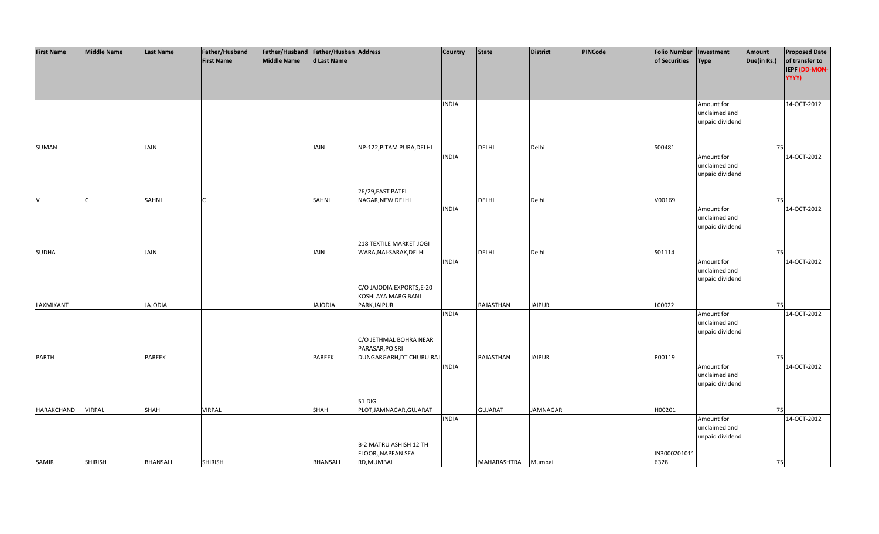| First Name | Middle Name | Last Name | Father/Husband First Name | Father/Husband Middle Name | Father/Husband Last Name | Address | Country | State | District | PINCode | Folio Number of Securities | Investment Type | Amount Due(in Rs.) | Proposed Date of transfer to IEPF (DD-MON-YYYY) |
|---|---|---|---|---|---|---|---|---|---|---|---|---|---|---|
| SUMAN | | JAIN | | | JAIN | NP-122,PITAM PURA,DELHI | INDIA | DELHI | Delhi | | S00481 | Amount for unclaimed and unpaid dividend | 75 | 14-OCT-2012 |
| V | C | SAHNI | C | | SAHNI | 26/29,EAST PATEL NAGAR,NEW DELHI | INDIA | DELHI | Delhi | | V00169 | Amount for unclaimed and unpaid dividend | 75 | 14-OCT-2012 |
| SUDHA | | JAIN | | | JAIN | 218 TEXTILE MARKET JOGI WARA,NAI-SARAK,DELHI | INDIA | DELHI | Delhi | | S01114 | Amount for unclaimed and unpaid dividend | 75 | 14-OCT-2012 |
| LAXMIKANT | | JAJODIA | | | JAJODIA | C/O JAJODIA EXPORTS,E-20 KOSHLAYA MARG BANI PARK,JAIPUR | INDIA | RAJASTHAN | JAIPUR | | L00022 | Amount for unclaimed and unpaid dividend | 75 | 14-OCT-2012 |
| PARTH | | PAREEK | | | PAREEK | C/O JETHMAL BOHRA NEAR PARASAR,PO SRI DUNGARGARH,DT CHURU RAJ | INDIA | RAJASTHAN | JAIPUR | | P00119 | Amount for unclaimed and unpaid dividend | 75 | 14-OCT-2012 |
| HARAKCHAND | VIRPAL | SHAH | VIRPAL | | SHAH | 51 DIG PLOT,JAMNAGAR,GUJARAT | INDIA | GUJARAT | JAMNAGAR | | H00201 | Amount for unclaimed and unpaid dividend | 75 | 14-OCT-2012 |
| SAMIR | SHIRISH | BHANSALI | SHIRISH | | BHANSALI | B-2 MATRU ASHISH 12 TH FLOOR,,NAPEAN SEA RD,MUMBAI | INDIA | MAHARASHTRA | Mumbai | | IN30002010116328 | Amount for unclaimed and unpaid dividend | 75 | 14-OCT-2012 |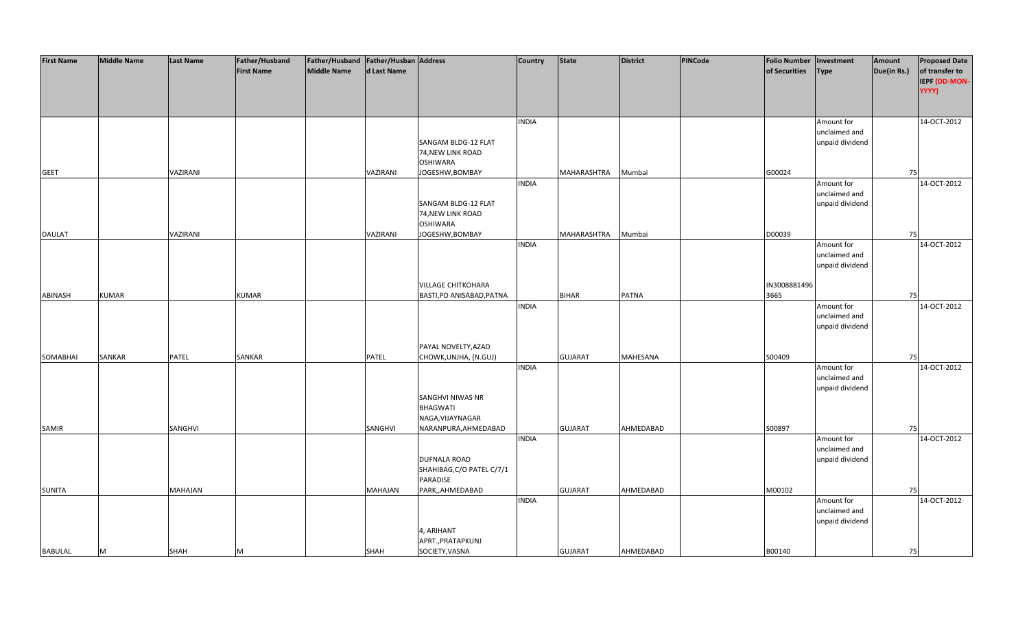| First Name | Middle Name | Last Name | Father/Husband First Name | Father/Husband Middle Name | Father/Husband Last Name | Address | Country | State | District | PINCode | Folio Number of Securities | Investment Type | Amount Due(in Rs.) | Proposed Date of transfer to IEPF (DD-MON-YYYY) |
|---|---|---|---|---|---|---|---|---|---|---|---|---|---|---|
| GEET | | VAZIRANI | | | VAZIRANI | SANGAM BLDG-12 FLAT 74,NEW LINK ROAD OSHIWARA JOGESHW,BOMBAY | INDIA | MAHARASHTRA | Mumbai | | G00024 | Amount for unclaimed and unpaid dividend | 75 | 14-OCT-2012 |
| DAULAT | | VAZIRANI | | | VAZIRANI | SANGAM BLDG-12 FLAT 74,NEW LINK ROAD OSHIWARA JOGESHW,BOMBAY | INDIA | MAHARASHTRA | Mumbai | | D00039 | Amount for unclaimed and unpaid dividend | 75 | 14-OCT-2012 |
| ABINASH | KUMAR | | KUMAR | | | VILLAGE CHITKOHARA BASTI,PO ANISABAD,PATNA | INDIA | BIHAR | PATNA | | IN30088814963665 | Amount for unclaimed and unpaid dividend | 75 | 14-OCT-2012 |
| SOMABHAI | SANKAR | PATEL | SANKAR | | PATEL | PAYAL NOVELTY,AZAD CHOWK,UNJHA, (N.GUJ) | INDIA | GUJARAT | MAHESANA | | S00409 | Amount for unclaimed and unpaid dividend | 75 | 14-OCT-2012 |
| SAMIR | | SANGHVI | | | SANGHVI | SANGHVI NIWAS NR BHAGWATI NAGA,VIJAYNAGAR NARANPURA,AHMEDABAD | INDIA | GUJARAT | AHMEDABAD | | S00897 | Amount for unclaimed and unpaid dividend | 75 | 14-OCT-2012 |
| SUNITA | | MAHAJAN | | | MAHAJAN | DUFNALA ROAD SHAHIBAG,C/O PATEL C/7/1 PARADISE PARK,,AHMEDABAD | INDIA | GUJARAT | AHMEDABAD | | M00102 | Amount for unclaimed and unpaid dividend | 75 | 14-OCT-2012 |
| BABULAL | M | SHAH | M | | SHAH | 4, ARIHANT APRT.,PRATAPKUNJ SOCIETY,VASNA | INDIA | GUJARAT | AHMEDABAD | | B00140 | Amount for unclaimed and unpaid dividend | 75 | 14-OCT-2012 |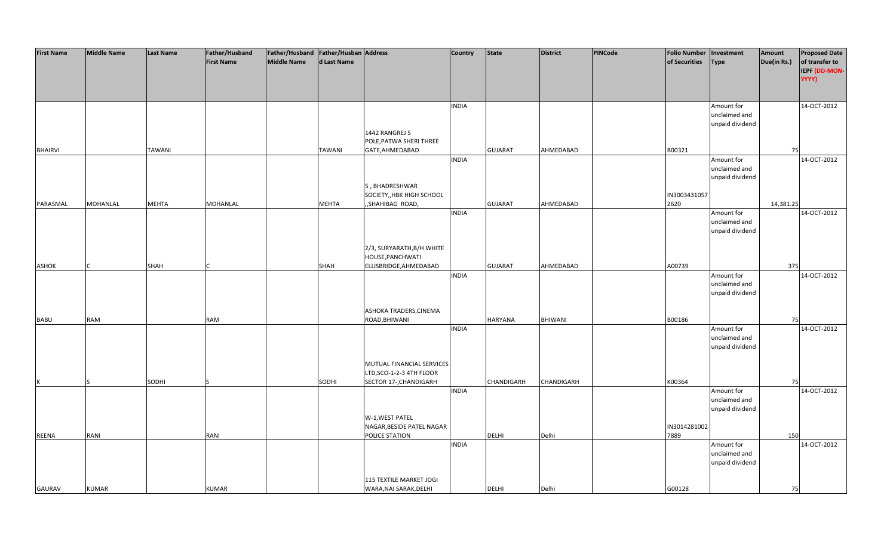| First Name | Middle Name | Last Name | Father/Husband First Name | Father/Husband Middle Name | Father/Husband Last Name | Address | Country | State | District | PINCode | Folio Number of Securities | Investment Type | Amount Due(in Rs.) | Proposed Date of transfer to IEPF (DD-MON-YYYY) |
|---|---|---|---|---|---|---|---|---|---|---|---|---|---|---|
| BHAIRVI | | TAWANI | | | TAWANI | 1442 RANGREJ S POLE,PATWA SHERI THREE GATE,AHMEDABAD | INDIA | GUJARAT | AHMEDABAD | | B00321 | Amount for unclaimed and unpaid dividend | 75 | 14-OCT-2012 |
| PARASMAL | MOHANLAL | MEHTA | MOHANLAL | | MEHTA | 5 , BHADRESHWAR SOCIETY,,HBK HIGH SCHOOL ,,SHAHIBAG ROAD, | INDIA | GUJARAT | AHMEDABAD | | IN3003431057 2620 | Amount for unclaimed and unpaid dividend | 14,381.25 | 14-OCT-2012 |
| ASHOK | C | SHAH | C | | SHAH | 2/3, SURYARATH,B/H WHITE HOUSE,PANCHWATI ELLISBRIDGE,AHMEDABAD | INDIA | GUJARAT | AHMEDABAD | | A00739 | Amount for unclaimed and unpaid dividend | 375 | 14-OCT-2012 |
| BABU | RAM | | RAM | | | ASHOKA TRADERS,CINEMA ROAD,BHIWANI | INDIA | HARYANA | BHIWANI | | B00186 | Amount for unclaimed and unpaid dividend | 75 | 14-OCT-2012 |
| K | S | SODHI | S | | SODHI | MUTUAL FINANCIAL SERVICES LTD,SCO-1-2-3 4TH FLOOR SECTOR 17-,CHANDIGARH | INDIA | CHANDIGARH | CHANDIGARH | | K00364 | Amount for unclaimed and unpaid dividend | 75 | 14-OCT-2012 |
| REENA | RANI | | RANI | | | W-1,WEST PATEL NAGAR,BESIDE PATEL NAGAR POLICE STATION | INDIA | DELHI | Delhi | | IN3014281002 7889 | Amount for unclaimed and unpaid dividend | 150 | 14-OCT-2012 |
| GAURAV | KUMAR | | KUMAR | | | 115 TEXTILE MARKET JOGI WARA,NAI SARAK,DELHI | INDIA | DELHI | Delhi | | G00128 | Amount for unclaimed and unpaid dividend | 75 | 14-OCT-2012 |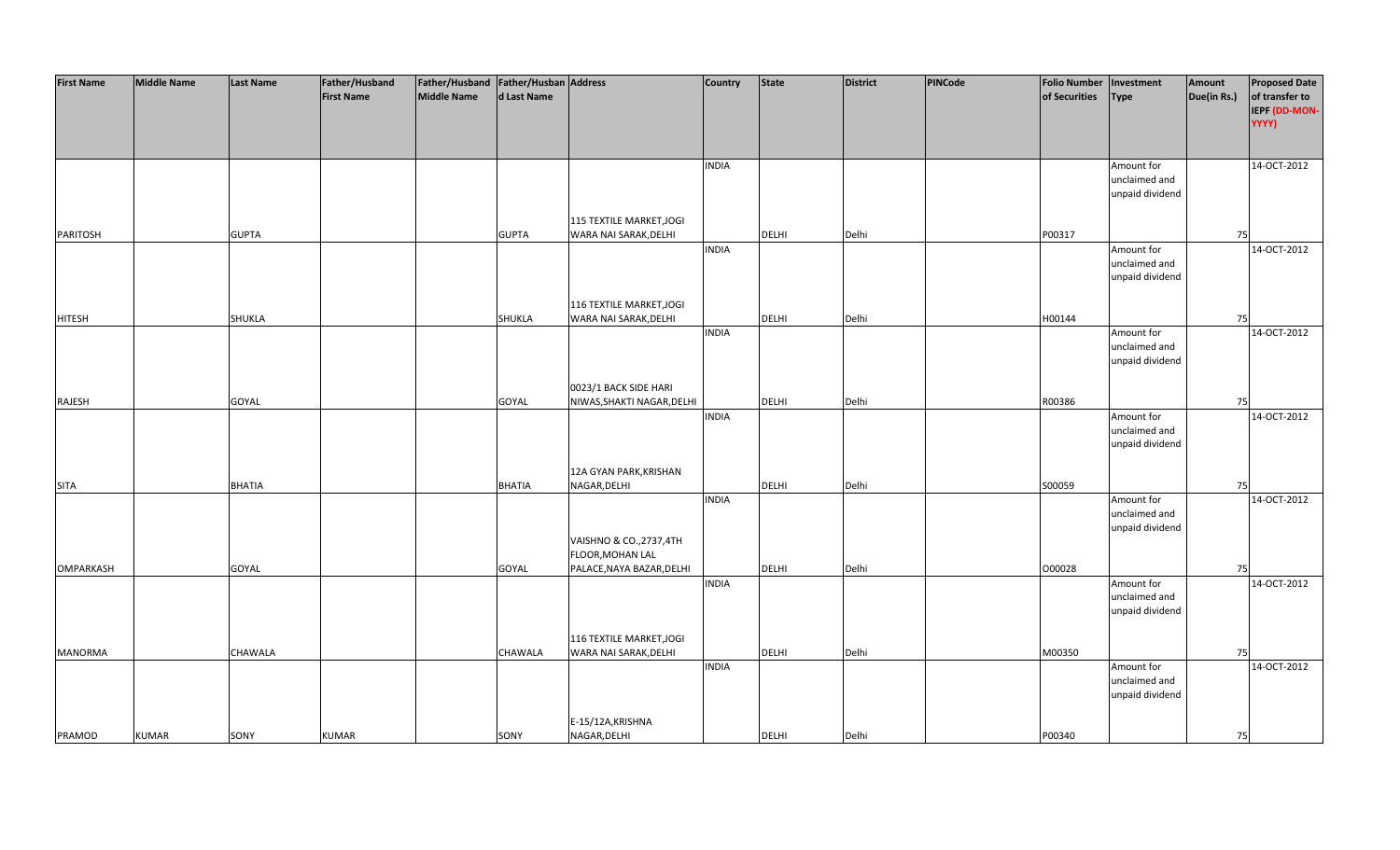| First Name | Middle Name | Last Name | Father/Husband First Name | Father/Husband Middle Name | Father/Husband Last Name | Address | Country | State | District | PINCode | Folio Number of Securities | Investment Type | Amount Due(in Rs.) | Proposed Date of transfer to IEPF (DD-MON-YYYY) |
|---|---|---|---|---|---|---|---|---|---|---|---|---|---|---|
| PARITOSH | | GUPTA | | | GUPTA | 115 TEXTILE MARKET,JOGI WARA NAI SARAK,DELHI | INDIA | DELHI | Delhi | | P00317 | Amount for unclaimed and unpaid dividend | 75 | 14-OCT-2012 |
| HITESH | | SHUKLA | | | SHUKLA | 116 TEXTILE MARKET,JOGI WARA NAI SARAK,DELHI | INDIA | DELHI | Delhi | | H00144 | Amount for unclaimed and unpaid dividend | 75 | 14-OCT-2012 |
| RAJESH | | GOYAL | | | GOYAL | 0023/1 BACK SIDE HARI NIWAS,SHAKTI NAGAR,DELHI | INDIA | DELHI | Delhi | | R00386 | Amount for unclaimed and unpaid dividend | 75 | 14-OCT-2012 |
| SITA | | BHATIA | | | BHATIA | 12A GYAN PARK,KRISHAN NAGAR,DELHI | INDIA | DELHI | Delhi | | S00059 | Amount for unclaimed and unpaid dividend | 75 | 14-OCT-2012 |
| OMPARKASH | | GOYAL | | | GOYAL | VAISHNO & CO.,2737,4TH FLOOR,MOHAN LAL PALACE,NAYA BAZAR,DELHI | INDIA | DELHI | Delhi | | O00028 | Amount for unclaimed and unpaid dividend | 75 | 14-OCT-2012 |
| MANORMA | | CHAWALA | | | CHAWALA | 116 TEXTILE MARKET,JOGI WARA NAI SARAK,DELHI | INDIA | DELHI | Delhi | | M00350 | Amount for unclaimed and unpaid dividend | 75 | 14-OCT-2012 |
| PRAMOD | KUMAR | SONY | KUMAR | | SONY | E-15/12A,KRISHNA NAGAR,DELHI | INDIA | DELHI | Delhi | | P00340 | Amount for unclaimed and unpaid dividend | 75 | 14-OCT-2012 |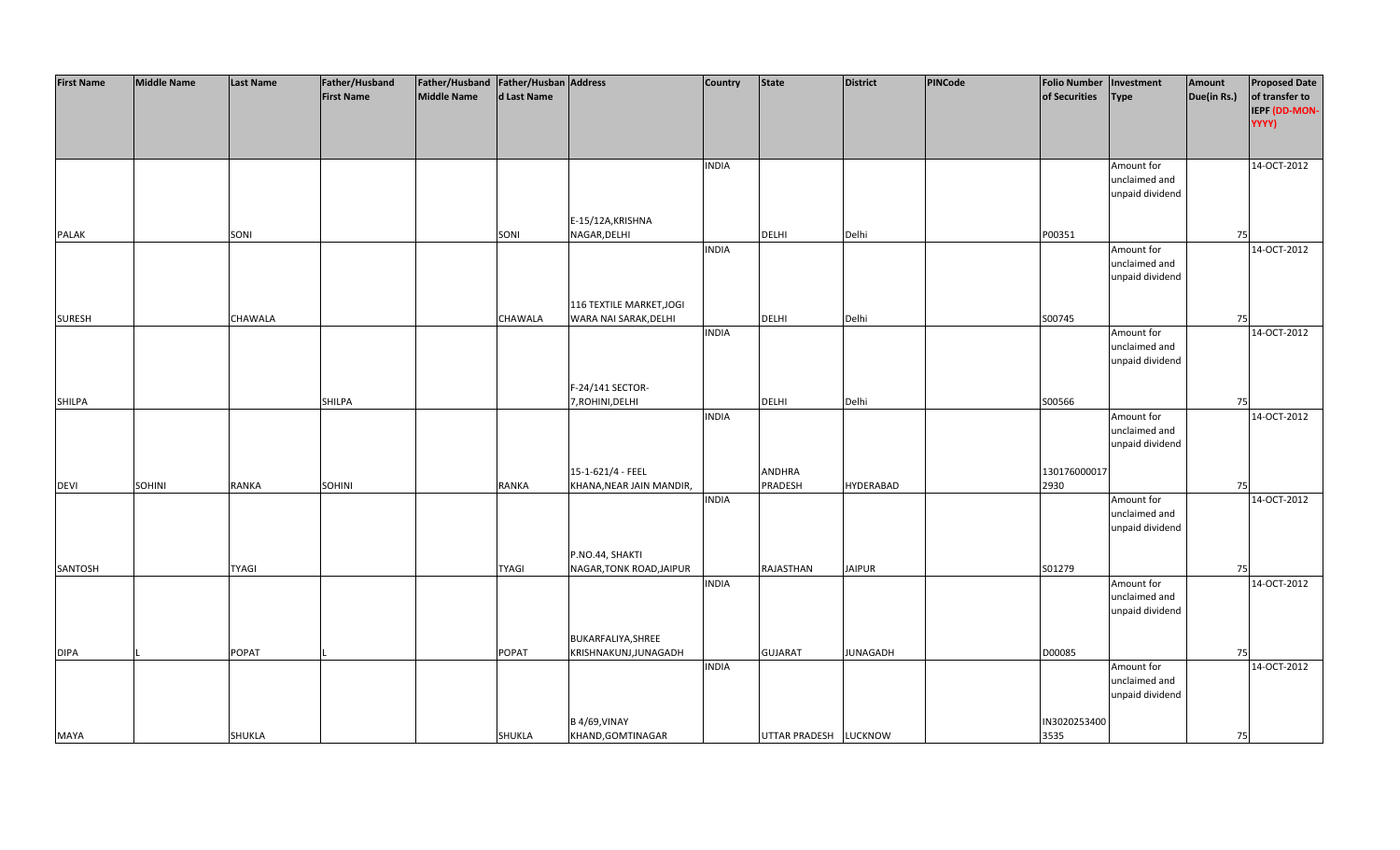| First Name | Middle Name | Last Name | Father/Husband First Name | Father/Husband Middle Name | Father/Husband Last Name | Address | Country | State | District | PINCode | Folio Number of Securities | Investment Type | Amount Due(in Rs.) | Proposed Date of transfer to IEPF (DD-MON-YYYY) |
|---|---|---|---|---|---|---|---|---|---|---|---|---|---|---|
| PALAK | | SONI | | | SONI | E-15/12A,KRISHNA NAGAR,DELHI | INDIA | DELHI | Delhi | | P00351 | Amount for unclaimed and unpaid dividend | 75 | 14-OCT-2012 |
| SURESH | | CHAWALA | | | CHAWALA | 116 TEXTILE MARKET,JOGI WARA NAI SARAK,DELHI | INDIA | DELHI | Delhi | | S00745 | Amount for unclaimed and unpaid dividend | 75 | 14-OCT-2012 |
| SHILPA | | | SHILPA | | | F-24/141 SECTOR-7,ROHINI,DELHI | INDIA | DELHI | Delhi | | S00566 | Amount for unclaimed and unpaid dividend | 75 | 14-OCT-2012 |
| DEVI | SOHINI | RANKA | SOHINI | | RANKA | 15-1-621/4 - FEEL KHANA,NEAR JAIN MANDIR, | INDIA | ANDHRA PRADESH | HYDERABAD | | 1301760000172930 | Amount for unclaimed and unpaid dividend | 75 | 14-OCT-2012 |
| SANTOSH | | TYAGI | | | TYAGI | P.NO.44, SHAKTI NAGAR,TONK ROAD,JAIPUR | INDIA | RAJASTHAN | JAIPUR | | S01279 | Amount for unclaimed and unpaid dividend | 75 | 14-OCT-2012 |
| DIPA | L | POPAT | L | | POPAT | BUKARFALIYA,SHREE KRISHNAKUNJ,JUNAGADH | INDIA | GUJARAT | JUNAGADH | | D00085 | Amount for unclaimed and unpaid dividend | 75 | 14-OCT-2012 |
| MAYA | | SHUKLA | | | SHUKLA | B 4/69,VINAY KHAND,GOMTINAGAR | INDIA | UTTAR PRADESH | LUCKNOW | | IN30202534003535 | Amount for unclaimed and unpaid dividend | 75 | 14-OCT-2012 |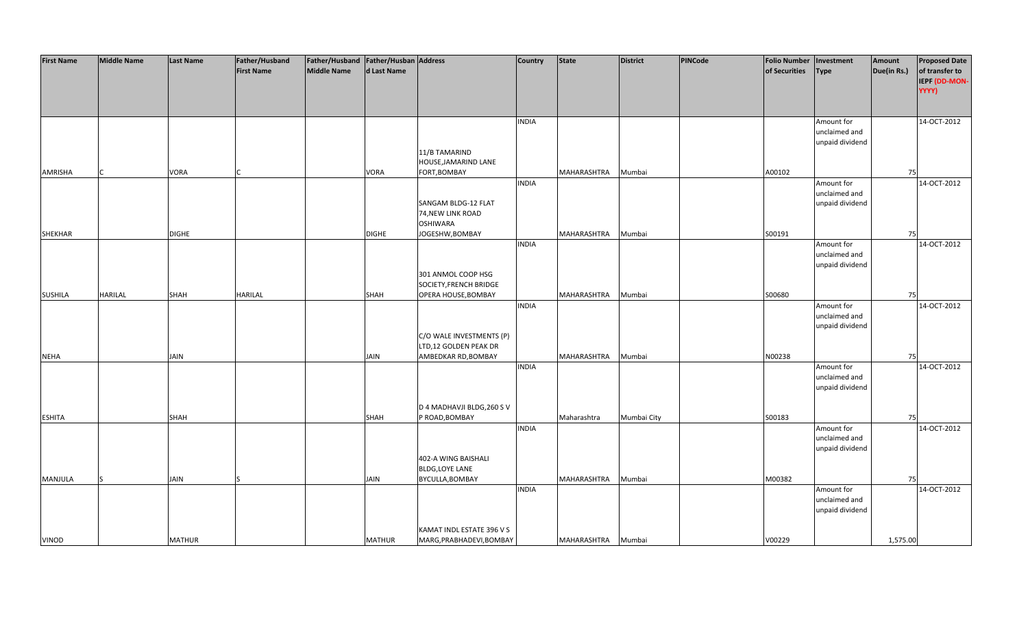| First Name | Middle Name | Last Name | Father/Husband First Name | Father/Husband Middle Name | Father/Husband Last Name | Address | Country | State | District | PINCode | Folio Number of Securities | Investment Type | Amount Due(in Rs.) | Proposed Date of transfer to IEPF (DD-MON-YYYY) |
|---|---|---|---|---|---|---|---|---|---|---|---|---|---|---|
| AMRISHA | C | VORA | C | | VORA | 11/B TAMARIND HOUSE,JAMARIND LANE FORT,BOMBAY | INDIA | MAHARASHTRA | Mumbai | | A00102 | Amount for unclaimed and unpaid dividend | 75 | 14-OCT-2012 |
| SHEKHAR | | DIGHE | | | DIGHE | SANGAM BLDG-12 FLAT 74,NEW LINK ROAD OSHIWARA JOGESHW,BOMBAY | INDIA | MAHARASHTRA | Mumbai | | S00191 | Amount for unclaimed and unpaid dividend | 75 | 14-OCT-2012 |
| SUSHILA | HARILAL | SHAH | HARILAL | | SHAH | 301 ANMOL COOP HSG SOCIETY,FRENCH BRIDGE OPERA HOUSE,BOMBAY | INDIA | MAHARASHTRA | Mumbai | | S00680 | Amount for unclaimed and unpaid dividend | 75 | 14-OCT-2012 |
| NEHA | | JAIN | | | JAIN | C/O WALE INVESTMENTS (P) LTD,12 GOLDEN PEAK DR AMBEDKAR RD,BOMBAY | INDIA | MAHARASHTRA | Mumbai | | N00238 | Amount for unclaimed and unpaid dividend | 75 | 14-OCT-2012 |
| ESHITA | | SHAH | | | SHAH | D 4 MADHAVJI BLDG,260 S V P ROAD,BOMBAY | INDIA | Maharashtra | Mumbai City | | S00183 | Amount for unclaimed and unpaid dividend | 75 | 14-OCT-2012 |
| MANJULA | S | JAIN | S | | JAIN | 402-A WING BAISHALI BLDG,LOYE LANE BYCULLA,BOMBAY | INDIA | MAHARASHTRA | Mumbai | | M00382 | Amount for unclaimed and unpaid dividend | 75 | 14-OCT-2012 |
| VINOD | | MATHUR | | | MATHUR | KAMAT INDL ESTATE 396 V S MARG,PRABHADEVI,BOMBAY | INDIA | MAHARASHTRA | Mumbai | | V00229 | Amount for unclaimed and unpaid dividend | 1,575.00 | 14-OCT-2012 |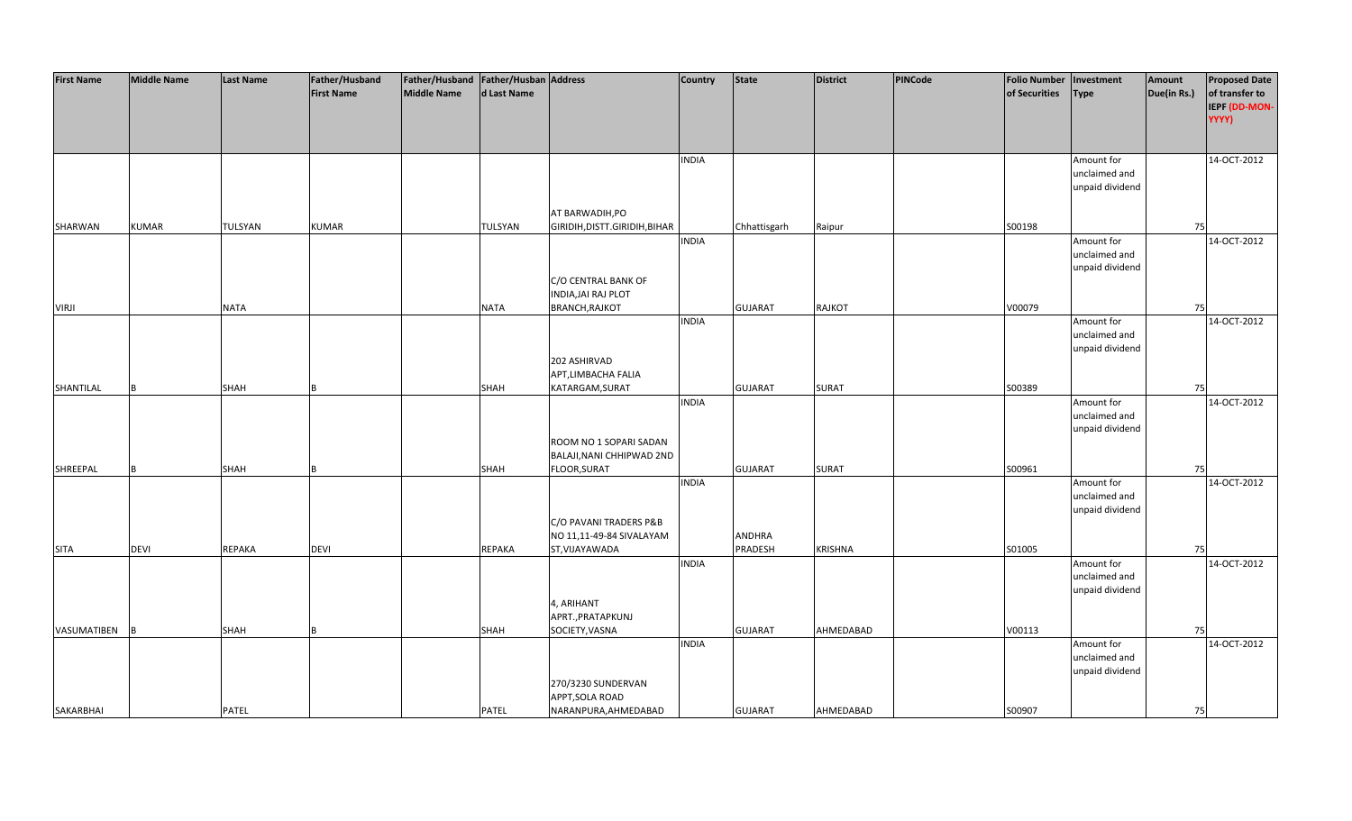| First Name | Middle Name | Last Name | Father/Husband First Name | Father/Husband Middle Name | Father/Husband Last Name | Address | Country | State | District | PINCode | Folio Number of Securities | Investment Type | Amount Due(in Rs.) | Proposed Date of transfer to IEPF (DD-MON-YYYY) |
|---|---|---|---|---|---|---|---|---|---|---|---|---|---|---|
| SHARWAN | KUMAR | TULSYAN | KUMAR | | TULSYAN | AT BARWADIH,PO GIRIDIH,DISTT.GIRIDIH,BIHAR | INDIA | Chhattisgarh | Raipur | | S00198 | Amount for unclaimed and unpaid dividend | 75 | 14-OCT-2012 |
| VIRJI | | NATA | | | NATA | C/O CENTRAL BANK OF INDIA,JAI RAJ PLOT BRANCH,RAJKOT | INDIA | GUJARAT | RAJKOT | | V00079 | Amount for unclaimed and unpaid dividend | 75 | 14-OCT-2012 |
| SHANTILAL | B | SHAH | B | | SHAH | 202 ASHIRVAD APT,LIMBACHA FALIA KATARGAM,SURAT | INDIA | GUJARAT | SURAT | | S00389 | Amount for unclaimed and unpaid dividend | 75 | 14-OCT-2012 |
| SHREEPAL | B | SHAH | B | | SHAH | ROOM NO 1 SOPARI SADAN BALAJI,NANI CHHIPWAD 2ND FLOOR,SURAT | INDIA | GUJARAT | SURAT | | S00961 | Amount for unclaimed and unpaid dividend | 75 | 14-OCT-2012 |
| SITA | DEVI | REPAKA | DEVI | | REPAKA | C/O PAVANI TRADERS P&B NO 11,11-49-84 SIVALAYAM ST,VIJAYAWADA | INDIA | ANDHRA PRADESH | KRISHNA | | S01005 | Amount for unclaimed and unpaid dividend | 75 | 14-OCT-2012 |
| VASUMATIBEN | B | SHAH | B | | SHAH | 4, ARIHANT APRT.,PRATAPKUNJ SOCIETY,VASNA | INDIA | GUJARAT | AHMEDABAD | | V00113 | Amount for unclaimed and unpaid dividend | 75 | 14-OCT-2012 |
| SAKARBHAI | | PATEL | | | PATEL | 270/3230 SUNDERVAN APPT,SOLA ROAD NARANPURA,AHMEDABAD | INDIA | GUJARAT | AHMEDABAD | | S00907 | Amount for unclaimed and unpaid dividend | 75 | 14-OCT-2012 |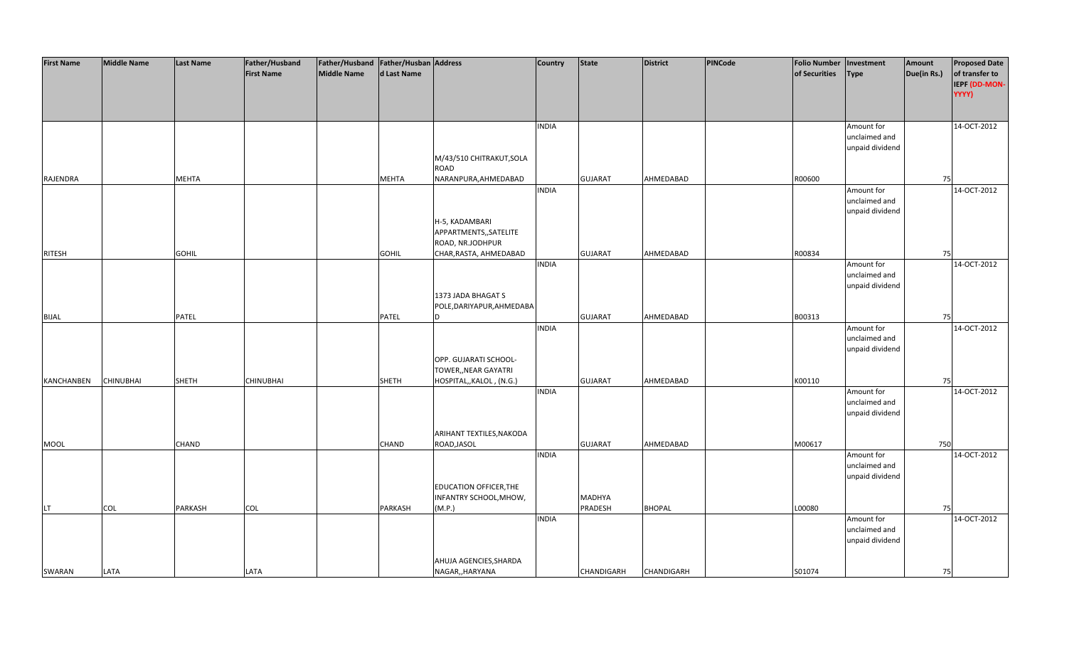| First Name | Middle Name | Last Name | Father/Husband First Name | Father/Husband Middle Name | Father/Husband Last Name | Address | Country | State | District | PINCode | Folio Number of Securities | Investment Type | Amount Due(in Rs.) | Proposed Date of transfer to IEPF (DD-MON-YYYY) |
|---|---|---|---|---|---|---|---|---|---|---|---|---|---|---|
| RAJENDRA | | MEHTA | | | MEHTA | M/43/510 CHITRAKUT,SOLA ROAD NARANPURA,AHMEDABAD | INDIA | GUJARAT | AHMEDABAD | | R00600 | Amount for unclaimed and unpaid dividend | 75 | 14-OCT-2012 |
| RITESH | | GOHIL | | | GOHIL | H-5, KADAMBARI APPARTMENTS,,SATELITE ROAD, NR.JODHPUR CHAR,RASTA, AHMEDABAD | INDIA | GUJARAT | AHMEDABAD | | R00834 | Amount for unclaimed and unpaid dividend | 75 | 14-OCT-2012 |
| BIJAL | | PATEL | | | PATEL | 1373 JADA BHAGAT S POLE,DARIYAPUR,AHMEDABAD | INDIA | GUJARAT | AHMEDABAD | | B00313 | Amount for unclaimed and unpaid dividend | 75 | 14-OCT-2012 |
| KANCHANBEN | CHINUBHAI | SHETH | CHINUBHAI | | SHETH | OPP. GUJARATI SCHOOL-TOWER,,NEAR GAYATRI HOSPITAL,,KALOL , (N.G.) | INDIA | GUJARAT | AHMEDABAD | | K00110 | Amount for unclaimed and unpaid dividend | 75 | 14-OCT-2012 |
| MOOL | | CHAND | | | CHAND | ARIHANT TEXTILES,NAKODA ROAD,JASOL | INDIA | GUJARAT | AHMEDABAD | | M00617 | Amount for unclaimed and unpaid dividend | 750 | 14-OCT-2012 |
| LT | COL | PARKASH | COL | | PARKASH | EDUCATION OFFICER,THE INFANTRY SCHOOL,MHOW, (M.P.) | INDIA | MADHYA PRADESH | BHOPAL | | L00080 | Amount for unclaimed and unpaid dividend | 75 | 14-OCT-2012 |
| SWARAN | LATA | | LATA | | | AHUJA AGENCIES,SHARDA NAGAR,,HARYANA | INDIA | CHANDIGARH | CHANDIGARH | | S01074 | Amount for unclaimed and unpaid dividend | 75 | 14-OCT-2012 |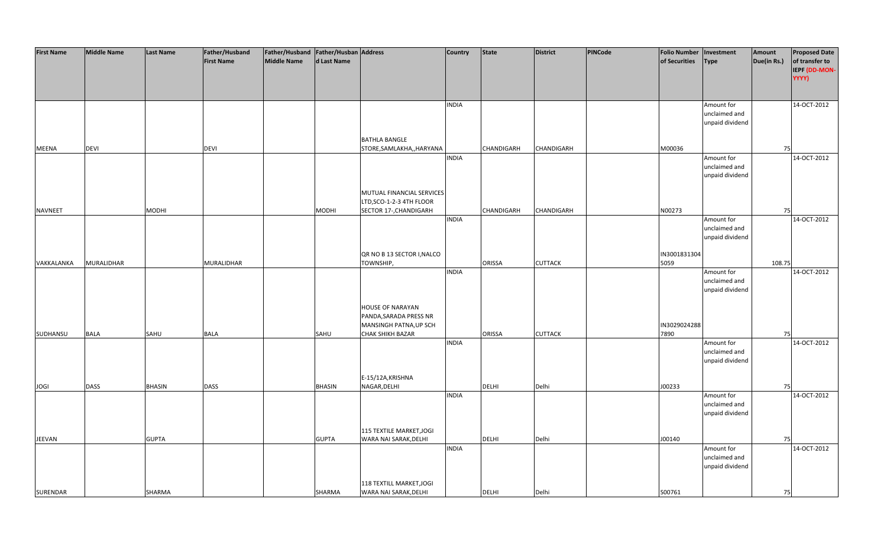| First Name | Middle Name | Last Name | Father/Husband First Name | Father/Husband Middle Name | Father/Husband Last Name | Address | Country | State | District | PINCode | Folio Number of Securities | Investment Type | Amount Due(in Rs.) | Proposed Date of transfer to IEPF (DD-MON-YYYY) |
|---|---|---|---|---|---|---|---|---|---|---|---|---|---|---|
| MEENA | DEVI | | DEVI | | | BATHLA BANGLE STORE,SAMLAKHA,,HARYANA | INDIA | CHANDIGARH | CHANDIGARH | | M00036 | Amount for unclaimed and unpaid dividend | 75 | 14-OCT-2012 |
| NAVNEET | | MODHI | | | MODHI | MUTUAL FINANCIAL SERVICES LTD,SCO-1-2-3 4TH FLOOR SECTOR 17-,CHANDIGARH | INDIA | CHANDIGARH | CHANDIGARH | | N00273 | Amount for unclaimed and unpaid dividend | 75 | 14-OCT-2012 |
| VAKKALANKA | MURALIDHAR | | MURALIDHAR | | | QR NO B 13 SECTOR I,NALCO TOWNSHIP, | INDIA | ORISSA | CUTTACK | | IN30018313045059 | Amount for unclaimed and unpaid dividend | 108.75 | 14-OCT-2012 |
| SUDHANSU | BALA | SAHU | BALA | | SAHU | HOUSE OF NARAYAN PANDA,SARADA PRESS NR MANSINGH PATNA,UP SCH CHAK SHIKH BAZAR | INDIA | ORISSA | CUTTACK | | IN30290242887890 | Amount for unclaimed and unpaid dividend | 75 | 14-OCT-2012 |
| JOGI | DASS | BHASIN | DASS | | BHASIN | E-15/12A,KRISHNA NAGAR,DELHI | INDIA | DELHI | Delhi | | J00233 | Amount for unclaimed and unpaid dividend | 75 | 14-OCT-2012 |
| JEEVAN | | GUPTA | | | GUPTA | 115 TEXTILE MARKET,JOGI WARA NAI SARAK,DELHI | INDIA | DELHI | Delhi | | J00140 | Amount for unclaimed and unpaid dividend | 75 | 14-OCT-2012 |
| SURENDAR | | SHARMA | | | SHARMA | 118 TEXTILL MARKET,JOGI WARA NAI SARAK,DELHI | INDIA | DELHI | Delhi | | S00761 | Amount for unclaimed and unpaid dividend | 75 | 14-OCT-2012 |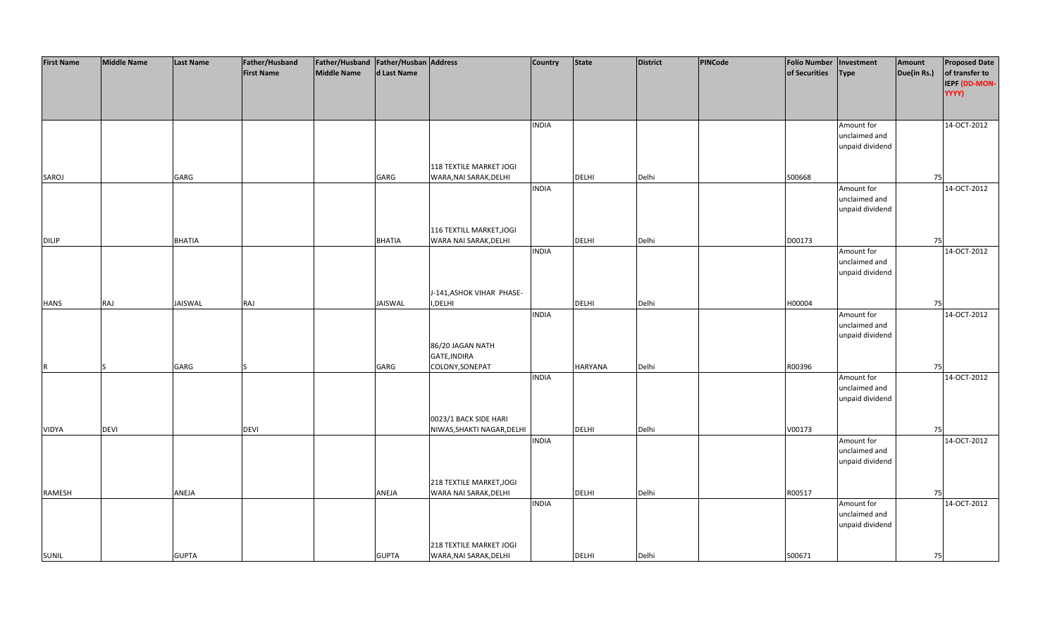| First Name | Middle Name | Last Name | Father/Husband First Name | Father/Husband Middle Name | Father/Husband Last Name | Address | Country | State | District | PINCode | Folio Number of Securities | Investment Type | Amount Due(in Rs.) | Proposed Date of transfer to IEPF (DD-MON-YYYY) |
|---|---|---|---|---|---|---|---|---|---|---|---|---|---|---|
| SAROJ | | GARG | | | GARG | 118 TEXTILE MARKET JOGI WARA,NAI SARAK,DELHI | INDIA | DELHI | Delhi | | S00668 | Amount for unclaimed and unpaid dividend | 75 | 14-OCT-2012 |
| DILIP | | BHATIA | | | BHATIA | 116 TEXTILL MARKET,JOGI WARA NAI SARAK,DELHI | INDIA | DELHI | Delhi | | D00173 | Amount for unclaimed and unpaid dividend | 75 | 14-OCT-2012 |
| HANS | RAJ | JAISWAL | RAJ | | JAISWAL | J-141,ASHOK VIHAR PHASE-I,DELHI | INDIA | DELHI | Delhi | | H00004 | Amount for unclaimed and unpaid dividend | 75 | 14-OCT-2012 |
| R | S | GARG | S | | GARG | 86/20 JAGAN NATH GATE,INDIRA COLONY,SONEPAT | INDIA | HARYANA | Delhi | | R00396 | Amount for unclaimed and unpaid dividend | 75 | 14-OCT-2012 |
| VIDYA | DEVI | | DEVI | | | 0023/1 BACK SIDE HARI NIWAS,SHAKTI NAGAR,DELHI | INDIA | DELHI | Delhi | | V00173 | Amount for unclaimed and unpaid dividend | 75 | 14-OCT-2012 |
| RAMESH | | ANEJA | | | ANEJA | 218 TEXTILE MARKET,JOGI WARA NAI SARAK,DELHI | INDIA | DELHI | Delhi | | R00517 | Amount for unclaimed and unpaid dividend | 75 | 14-OCT-2012 |
| SUNIL | | GUPTA | | | GUPTA | 218 TEXTILE MARKET JOGI WARA,NAI SARAK,DELHI | INDIA | DELHI | Delhi | | S00671 | Amount for unclaimed and unpaid dividend | 75 | 14-OCT-2012 |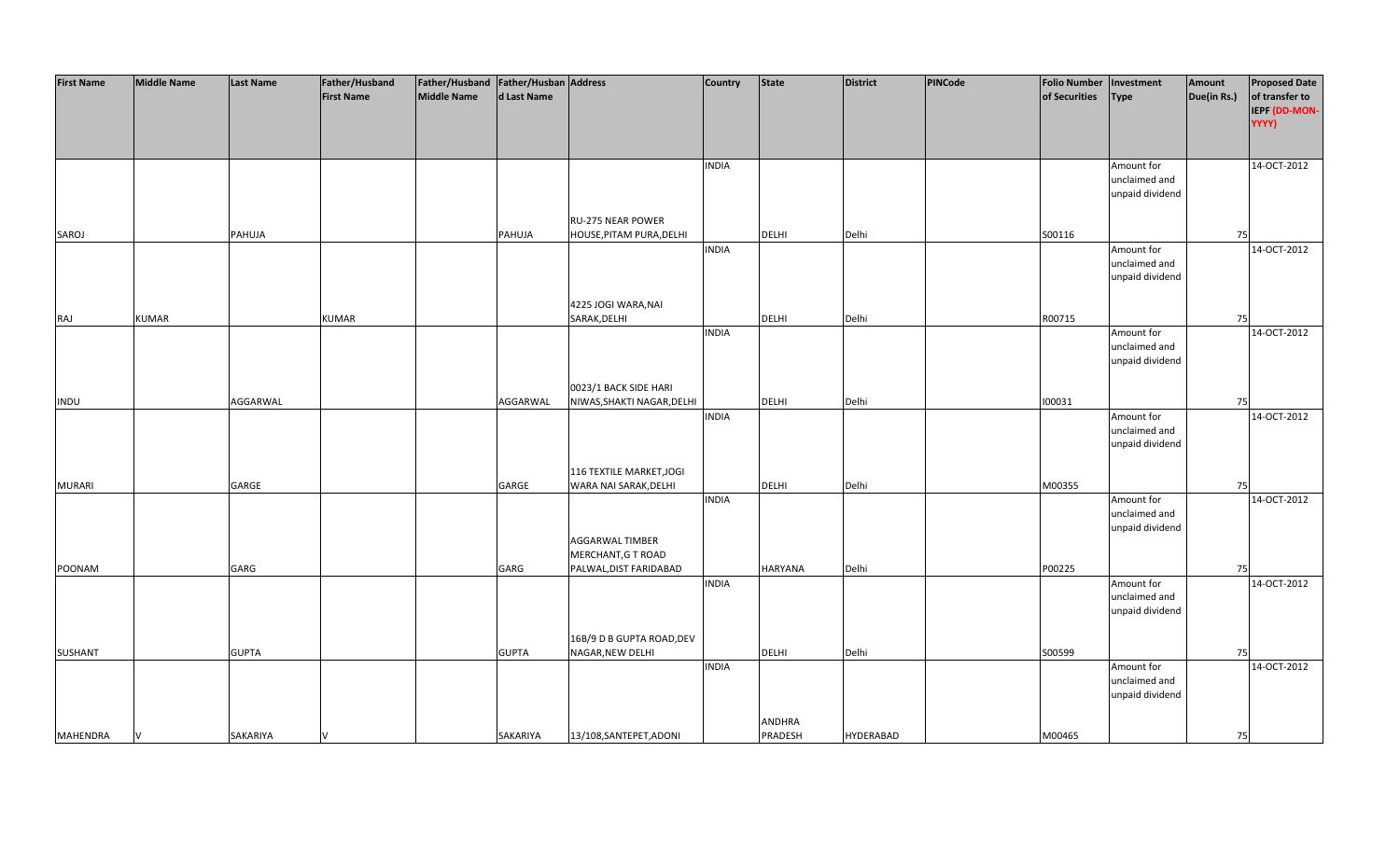| First Name | Middle Name | Last Name | Father/Husband First Name | Father/Husband Middle Name | Father/Husband Last Name | Address | Country | State | District | PINCode | Folio Number of Securities | Investment Type | Amount Due(in Rs.) | Proposed Date of transfer to IEPF (DD-MON-YYYY) |
|---|---|---|---|---|---|---|---|---|---|---|---|---|---|---|
| SAROJ | | PAHUJA | | | PAHUJA | RU-275 NEAR POWER HOUSE,PITAM PURA,DELHI | INDIA | DELHI | Delhi | | S00116 | Amount for unclaimed and unpaid dividend | 75 | 14-OCT-2012 |
| RAJ | KUMAR | | KUMAR | | | 4225 JOGI WARA,NAI SARAK,DELHI | INDIA | DELHI | Delhi | | R00715 | Amount for unclaimed and unpaid dividend | 75 | 14-OCT-2012 |
| INDU | | AGGARWAL | | | AGGARWAL | 0023/1 BACK SIDE HARI NIWAS,SHAKTI NAGAR,DELHI | INDIA | DELHI | Delhi | | I00031 | Amount for unclaimed and unpaid dividend | 75 | 14-OCT-2012 |
| MURARI | | GARGE | | | GARGE | 116 TEXTILE MARKET,JOGI WARA NAI SARAK,DELHI | INDIA | DELHI | Delhi | | M00355 | Amount for unclaimed and unpaid dividend | 75 | 14-OCT-2012 |
| POONAM | | GARG | | | GARG | AGGARWAL TIMBER MERCHANT,G T ROAD PALWAL,DIST FARIDABAD | INDIA | HARYANA | Delhi | | P00225 | Amount for unclaimed and unpaid dividend | 75 | 14-OCT-2012 |
| SUSHANT | | GUPTA | | | GUPTA | 16B/9 D B GUPTA ROAD,DEV NAGAR,NEW DELHI | INDIA | DELHI | Delhi | | S00599 | Amount for unclaimed and unpaid dividend | 75 | 14-OCT-2012 |
| MAHENDRA | V | SAKARIYA | V | | SAKARIYA | 13/108,SANTEPET,ADONI | INDIA | ANDHRA PRADESH | HYDERABAD | | M00465 | Amount for unclaimed and unpaid dividend | 75 | 14-OCT-2012 |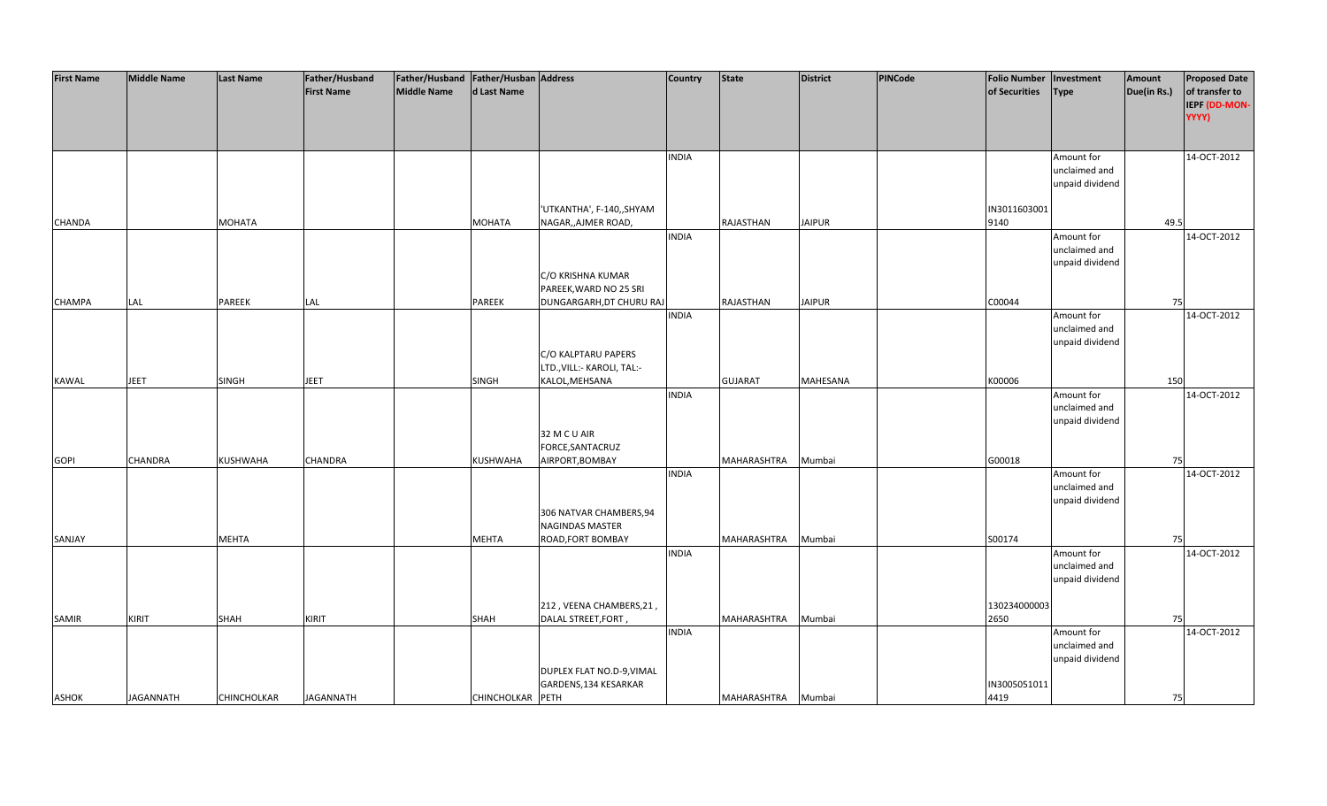| First Name | Middle Name | Last Name | Father/Husband First Name | Father/Husband Middle Name | Father/Husband Last Name | Address | Country | State | District | PINCode | Folio Number of Securities | Investment Type | Amount Due(in Rs.) | Proposed Date of transfer to IEPF (DD-MON-YYYY) |
|---|---|---|---|---|---|---|---|---|---|---|---|---|---|---|
| CHANDA | | MOHATA | | | MOHATA | 'UTKANTHA', F-140,,SHYAM NAGAR,,AJMER ROAD, | INDIA | RAJASTHAN | JAIPUR | | IN30116030019140 | Amount for unclaimed and unpaid dividend | 49.5 | 14-OCT-2012 |
| CHAMPA | LAL | PAREEK | LAL | | PAREEK | C/O KRISHNA KUMAR PAREEK,WARD NO 25 SRI DUNGARGARH,DT CHURU RAJ | INDIA | RAJASTHAN | JAIPUR | | C00044 | Amount for unclaimed and unpaid dividend | 75 | 14-OCT-2012 |
| KAWAL | JEET | SINGH | JEET | | SINGH | C/O KALPTARU PAPERS LTD.,VILL:- KAROLI, TAL:- KALOL,MEHSANA | INDIA | GUJARAT | MAHESANA | | K00006 | Amount for unclaimed and unpaid dividend | 150 | 14-OCT-2012 |
| GOPI | CHANDRA | KUSHWAHA | CHANDRA | | KUSHWAHA | 32 M C U AIR FORCE,SANTACRUZ AIRPORT,BOMBAY | INDIA | MAHARASHTRA | Mumbai | | G00018 | Amount for unclaimed and unpaid dividend | 75 | 14-OCT-2012 |
| SANJAY | | MEHTA | | | MEHTA | 306 NATVAR CHAMBERS,94 NAGINDAS MASTER ROAD,FORT BOMBAY | INDIA | MAHARASHTRA | Mumbai | | S00174 | Amount for unclaimed and unpaid dividend | 75 | 14-OCT-2012 |
| SAMIR | KIRIT | SHAH | KIRIT | | SHAH | 212 , VEENA CHAMBERS,21 , DALAL STREET,FORT , | INDIA | MAHARASHTRA | Mumbai | | 1302340000032650 | Amount for unclaimed and unpaid dividend | 75 | 14-OCT-2012 |
| ASHOK | JAGANNATH | CHINCHOLKAR | JAGANNATH | | CHINCHOLKAR | DUPLEX FLAT NO.D-9,VIMAL GARDENS,134 KESARKAR PETH | INDIA | MAHARASHTRA | Mumbai | | IN30050510114419 | Amount for unclaimed and unpaid dividend | 75 | 14-OCT-2012 |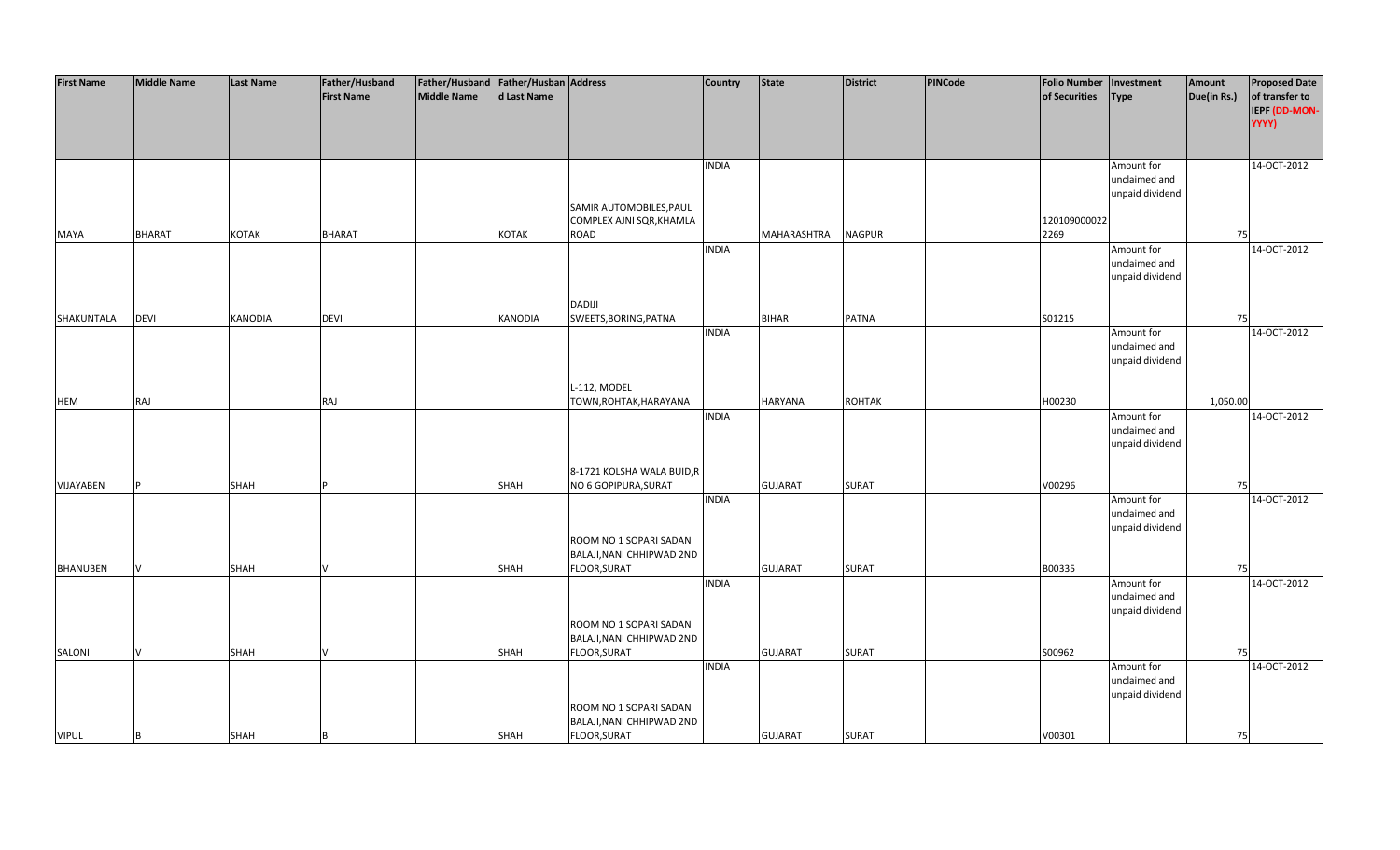| First Name | Middle Name | Last Name | Father/Husband First Name | Father/Husband Middle Name | Father/Husband Last Name | Address | Country | State | District | PINCode | Folio Number of Securities | Investment Type | Amount Due(in Rs.) | Proposed Date of transfer to IEPF (DD-MON-YYYY) |
|---|---|---|---|---|---|---|---|---|---|---|---|---|---|---|
| MAYA | BHARAT | KOTAK | BHARAT | | KOTAK | SAMIR AUTOMOBILES,PAUL COMPLEX AJNI SQR,KHAMLA ROAD | INDIA | MAHARASHTRA | NAGPUR | | 1201090000222269 | Amount for unclaimed and unpaid dividend | 75 | 14-OCT-2012 |
| SHAKUNTALA | DEVI | KANODIA | DEVI | | KANODIA | DADIJI SWEETS,BORING,PATNA | INDIA | BIHAR | PATNA | | S01215 | Amount for unclaimed and unpaid dividend | 75 | 14-OCT-2012 |
| HEM | RAJ | | RAJ | | | L-112, MODEL TOWN,ROHTAK,HARAYANA | INDIA | HARYANA | ROHTAK | | H00230 | Amount for unclaimed and unpaid dividend | 1,050.00 | 14-OCT-2012 |
| VIJAYABEN | P | SHAH | P | | SHAH | 8-1721 KOLSHA WALA BUID,R NO 6 GOPIPURA,SURAT | INDIA | GUJARAT | SURAT | | V00296 | Amount for unclaimed and unpaid dividend | 75 | 14-OCT-2012 |
| BHANUBEN | V | SHAH | V | | SHAH | ROOM NO 1 SOPARI SADAN BALAJI,NANI CHHIPWAD 2ND FLOOR,SURAT | INDIA | GUJARAT | SURAT | | B00335 | Amount for unclaimed and unpaid dividend | 75 | 14-OCT-2012 |
| SALONI | V | SHAH | V | | SHAH | ROOM NO 1 SOPARI SADAN BALAJI,NANI CHHIPWAD 2ND FLOOR,SURAT | INDIA | GUJARAT | SURAT | | S00962 | Amount for unclaimed and unpaid dividend | 75 | 14-OCT-2012 |
| VIPUL | B | SHAH | B | | SHAH | ROOM NO 1 SOPARI SADAN BALAJI,NANI CHHIPWAD 2ND FLOOR,SURAT | INDIA | GUJARAT | SURAT | | V00301 | Amount for unclaimed and unpaid dividend | 75 | 14-OCT-2012 |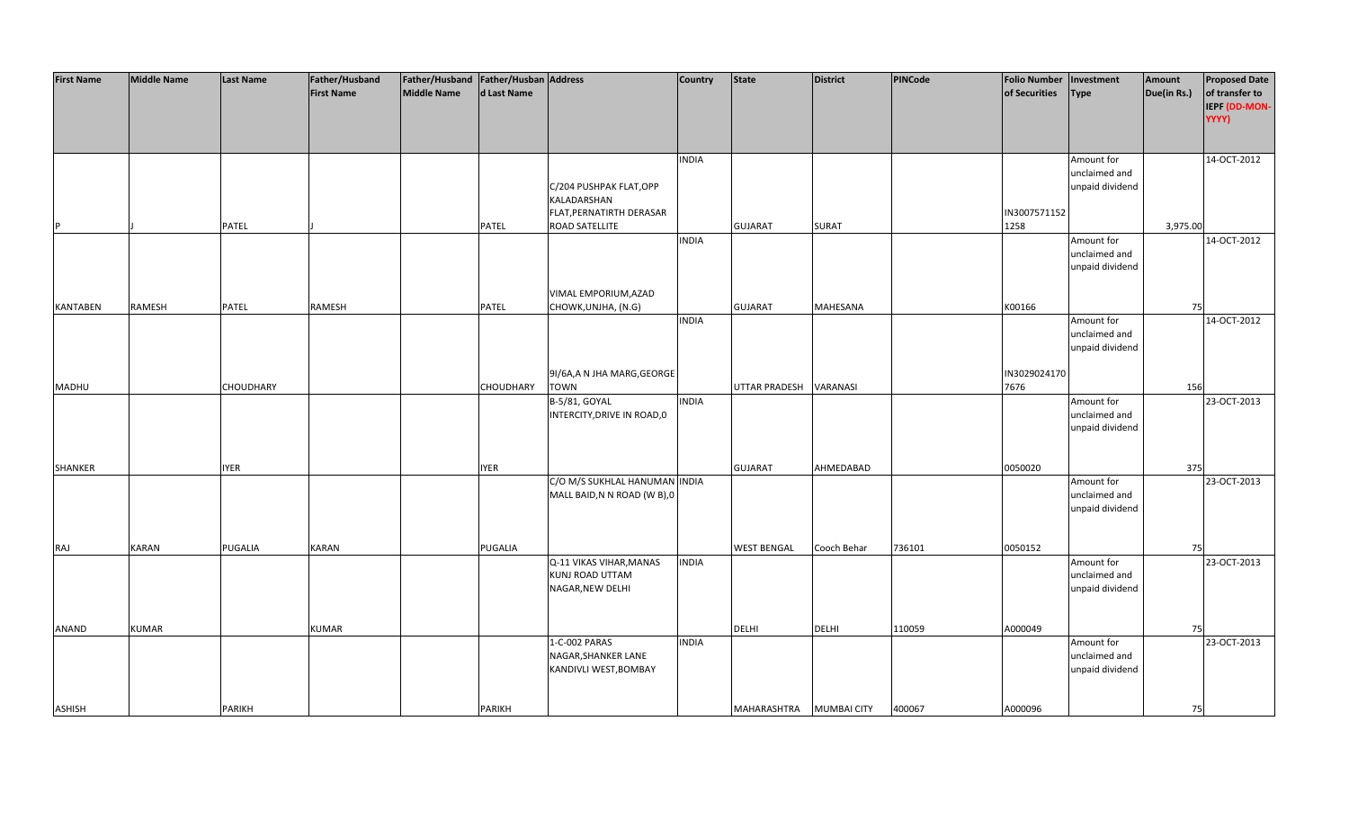| First Name | Middle Name | Last Name | Father/Husband First Name | Father/Husband Middle Name | Father/Husband Last Name | Address | Country | State | District | PINCode | Folio Number of Securities | Investment Type | Amount Due(in Rs.) | Proposed Date of transfer to IEPF (DD-MON-YYYY) |
|---|---|---|---|---|---|---|---|---|---|---|---|---|---|---|
| P | J | PATEL | J | | PATEL | C/204 PUSHPAK FLAT,OPP KALADARSHAN FLAT,PERNATIRTH DERASAR ROAD SATELLITE | INDIA | GUJARAT | SURAT | | IN3007571152 1258 | Amount for unclaimed and unpaid dividend | 3,975.00 | 14-OCT-2012 |
| KANTABEN | RAMESH | PATEL | RAMESH | | PATEL | VIMAL EMPORIUM,AZAD CHOWK,UNJHA, (N.G) | INDIA | GUJARAT | MAHESANA | | K00166 | Amount for unclaimed and unpaid dividend | 75 | 14-OCT-2012 |
| MADHU | | CHOUDHARY | | | CHOUDHARY | 9I/6A,A N JHA MARG,GEORGE TOWN | INDIA | UTTAR PRADESH | VARANASI | | IN3029024170 7676 | Amount for unclaimed and unpaid dividend | 156 | 14-OCT-2012 |
| SHANKER | | IYER | | | IYER | B-5/81, GOYAL INTERCITY,DRIVE IN ROAD,0 | INDIA | GUJARAT | AHMEDABAD | | 0050020 | Amount for unclaimed and unpaid dividend | 375 | 23-OCT-2013 |
| RAJ | KARAN | PUGALIA | KARAN | | PUGALIA | C/O M/S SUKHLAL HANUMAN MALL BAID,N N ROAD (W B),0 | INDIA | WEST BENGAL | Cooch Behar | 736101 | 0050152 | Amount for unclaimed and unpaid dividend | 75 | 23-OCT-2013 |
| ANAND | KUMAR | | KUMAR | | | Q-11 VIKAS VIHAR,MANAS KUNJ ROAD UTTAM NAGAR,NEW DELHI | INDIA | DELHI | DELHI | 110059 | A000049 | Amount for unclaimed and unpaid dividend | 75 | 23-OCT-2013 |
| ASHISH | | PARIKH | | | PARIKH | 1-C-002 PARAS NAGAR,SHANKER LANE KANDIVLI WEST,BOMBAY | INDIA | MAHARASHTRA | MUMBAI CITY | 400067 | A000096 | Amount for unclaimed and unpaid dividend | 75 | 23-OCT-2013 |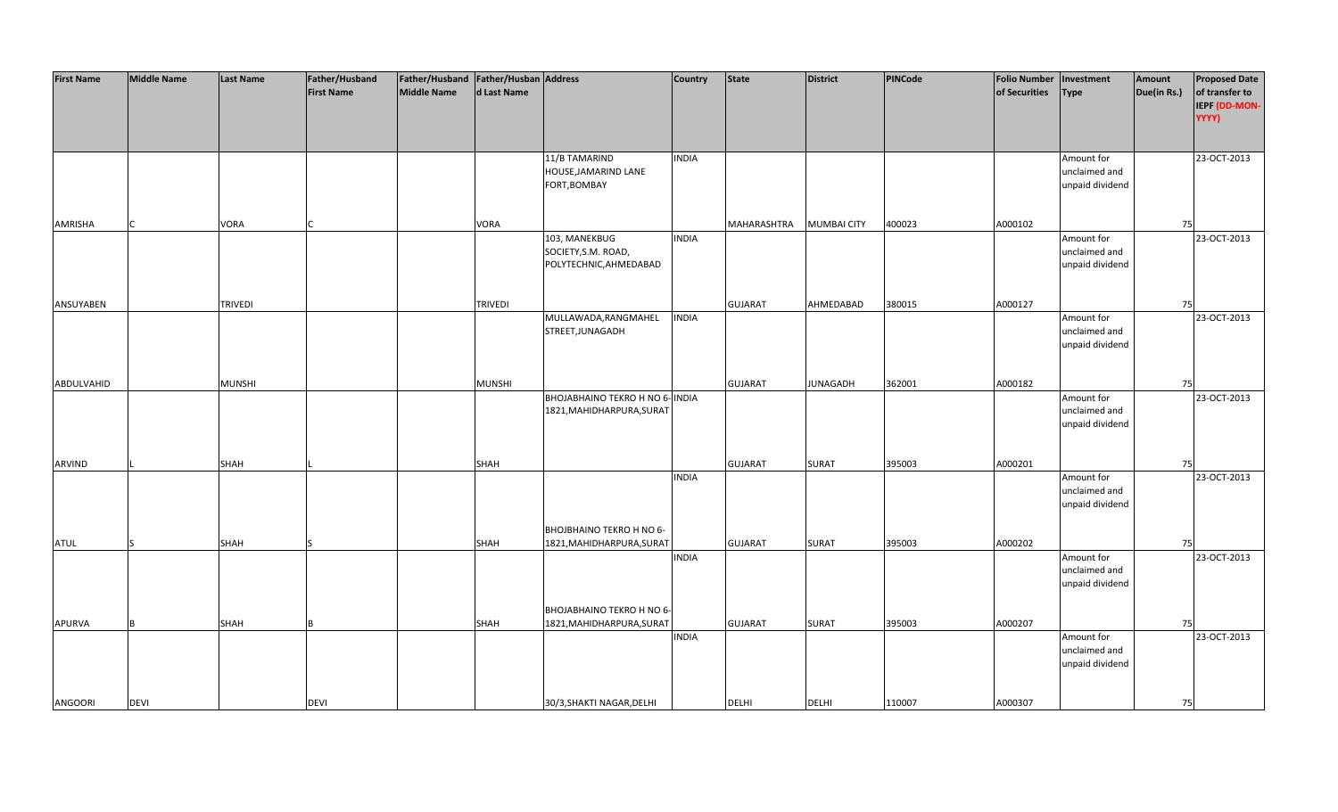| First Name | Middle Name | Last Name | Father/Husband First Name | Father/Husband Middle Name | Father/Husband Last Name | Address | Country | State | District | PINCode | Folio Number of Securities | Investment Type | Amount Due(in Rs.) | Proposed Date of transfer to IEPF (DD-MON-YYYY) |
|---|---|---|---|---|---|---|---|---|---|---|---|---|---|---|
| AMRISHA | C | VORA | C | | VORA | 11/B TAMARIND HOUSE,JAMARIND LANE FORT,BOMBAY | INDIA | MAHARASHTRA | MUMBAI CITY | 400023 | A000102 | Amount for unclaimed and unpaid dividend | 75 | 23-OCT-2013 |
| ANSUYABEN | | TRIVEDI | | | TRIVEDI | 103, MANEKBUG SOCIETY,S.M. ROAD, POLYTECHNIC,AHMEDABAD | INDIA | GUJARAT | AHMEDABAD | 380015 | A000127 | Amount for unclaimed and unpaid dividend | 75 | 23-OCT-2013 |
| ABDULVAHID | | MUNSHI | | | MUNSHI | MULLAWADA,RANGMAHEL STREET,JUNAGADH | INDIA | GUJARAT | JUNAGADH | 362001 | A000182 | Amount for unclaimed and unpaid dividend | 75 | 23-OCT-2013 |
| ARVIND | L | SHAH | L | | SHAH | BHOJABHAINO TEKRO H NO 6-1821,MAHIDHARPURA,SURAT | INDIA | GUJARAT | SURAT | 395003 | A000201 | Amount for unclaimed and unpaid dividend | 75 | 23-OCT-2013 |
| ATUL | S | SHAH | S | | SHAH | BHOJBHAINO TEKRO H NO 6-1821,MAHIDHARPURA,SURAT | INDIA | GUJARAT | SURAT | 395003 | A000202 | Amount for unclaimed and unpaid dividend | 75 | 23-OCT-2013 |
| APURVA | B | SHAH | B | | SHAH | BHOJABHAINO TEKRO H NO 6-1821,MAHIDHARPURA,SURAT | INDIA | GUJARAT | SURAT | 395003 | A000207 | Amount for unclaimed and unpaid dividend | 75 | 23-OCT-2013 |
| ANGOORI | DEVI | | DEVI | | | 30/3,SHAKTI NAGAR,DELHI | INDIA | DELHI | DELHI | 110007 | A000307 | Amount for unclaimed and unpaid dividend | 75 | 23-OCT-2013 |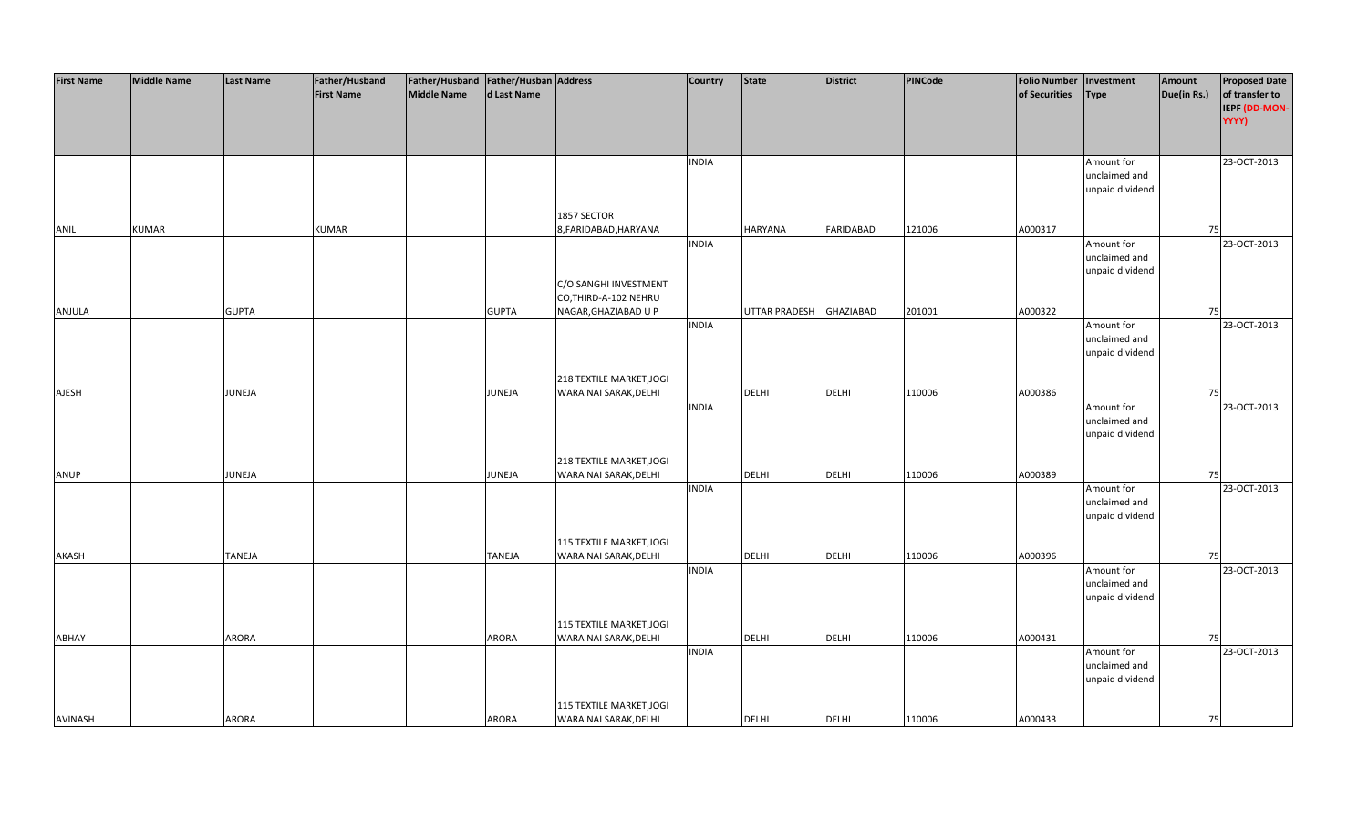| First Name | Middle Name | Last Name | Father/Husband First Name | Father/Husband Middle Name | Father/Husband Last Name | Address | Country | State | District | PINCode | Folio Number of Securities | Investment Type | Amount Due(in Rs.) | Proposed Date of transfer to IEPF (DD-MON-YYYY) |
|---|---|---|---|---|---|---|---|---|---|---|---|---|---|---|
| ANIL | KUMAR | | KUMAR | | | 1857 SECTOR 8,FARIDABAD,HARYANA | INDIA | HARYANA | FARIDABAD | 121006 | A000317 | Amount for unclaimed and unpaid dividend | 75 | 23-OCT-2013 |
| ANJULA | | GUPTA | | | GUPTA | C/O SANGHI INVESTMENT CO,THIRD-A-102 NEHRU NAGAR,GHAZIABAD U P | INDIA | UTTAR PRADESH | GHAZIABAD | 201001 | A000322 | Amount for unclaimed and unpaid dividend | 75 | 23-OCT-2013 |
| AJESH | | JUNEJA | | | JUNEJA | 218 TEXTILE MARKET,JOGI WARA NAI SARAK,DELHI | INDIA | DELHI | DELHI | 110006 | A000386 | Amount for unclaimed and unpaid dividend | 75 | 23-OCT-2013 |
| ANUP | | JUNEJA | | | JUNEJA | 218 TEXTILE MARKET,JOGI WARA NAI SARAK,DELHI | INDIA | DELHI | DELHI | 110006 | A000389 | Amount for unclaimed and unpaid dividend | 75 | 23-OCT-2013 |
| AKASH | | TANEJA | | | TANEJA | 115 TEXTILE MARKET,JOGI WARA NAI SARAK,DELHI | INDIA | DELHI | DELHI | 110006 | A000396 | Amount for unclaimed and unpaid dividend | 75 | 23-OCT-2013 |
| ABHAY | | ARORA | | | ARORA | 115 TEXTILE MARKET,JOGI WARA NAI SARAK,DELHI | INDIA | DELHI | DELHI | 110006 | A000431 | Amount for unclaimed and unpaid dividend | 75 | 23-OCT-2013 |
| AVINASH | | ARORA | | | ARORA | 115 TEXTILE MARKET,JOGI WARA NAI SARAK,DELHI | INDIA | DELHI | DELHI | 110006 | A000433 | Amount for unclaimed and unpaid dividend | 75 | 23-OCT-2013 |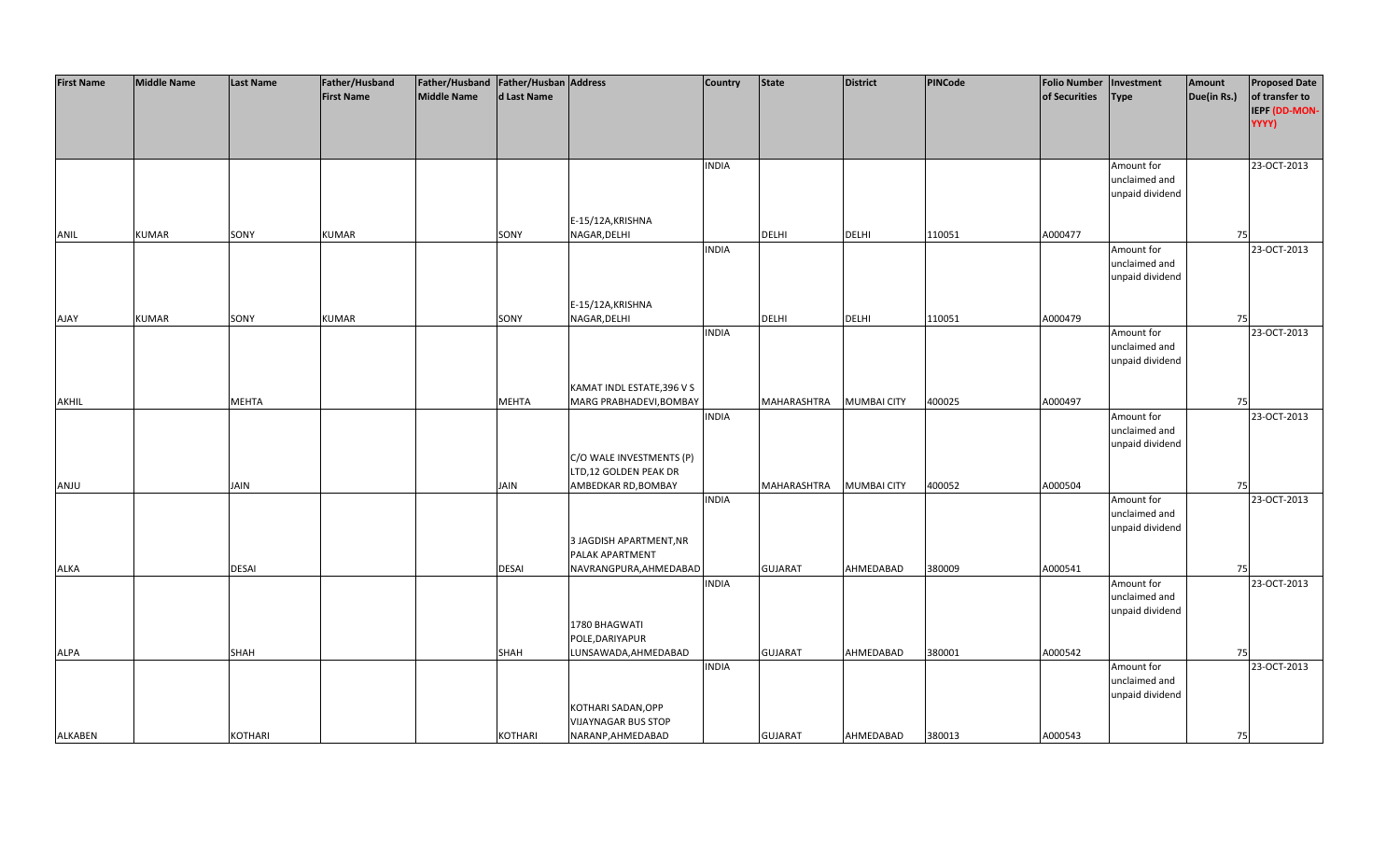| First Name | Middle Name | Last Name | Father/Husband First Name | Father/Husband Middle Name | Father/Husband Last Name | Address | Country | State | District | PINCode | Folio Number of Securities | Investment Type | Amount Due(in Rs.) | Proposed Date of transfer to IEPF (DD-MON-YYYY) |
|---|---|---|---|---|---|---|---|---|---|---|---|---|---|---|
| ANIL | KUMAR | SONY | KUMAR | | SONY | E-15/12A,KRISHNA NAGAR,DELHI | INDIA | DELHI | DELHI | 110051 | A000477 | Amount for unclaimed and unpaid dividend | 75 | 23-OCT-2013 |
| AJAY | KUMAR | SONY | KUMAR | | SONY | E-15/12A,KRISHNA NAGAR,DELHI | INDIA | DELHI | DELHI | 110051 | A000479 | Amount for unclaimed and unpaid dividend | 75 | 23-OCT-2013 |
| AKHIL | | MEHTA | | | MEHTA | KAMAT INDL ESTATE,396 V S MARG PRABHADEVI,BOMBAY | INDIA | MAHARASHTRA | MUMBAI CITY | 400025 | A000497 | Amount for unclaimed and unpaid dividend | 75 | 23-OCT-2013 |
| ANJU | | JAIN | | | JAIN | C/O WALE INVESTMENTS (P) LTD,12 GOLDEN PEAK DR AMBEDKAR RD,BOMBAY | INDIA | MAHARASHTRA | MUMBAI CITY | 400052 | A000504 | Amount for unclaimed and unpaid dividend | 75 | 23-OCT-2013 |
| ALKA | | DESAI | | | DESAI | 3 JAGDISH APARTMENT,NR PALAK APARTMENT NAVRANGPURA,AHMEDABAD | INDIA | GUJARAT | AHMEDABAD | 380009 | A000541 | Amount for unclaimed and unpaid dividend | 75 | 23-OCT-2013 |
| ALPA | | SHAH | | | SHAH | 1780 BHAGWATI POLE,DARIYAPUR LUNSAWADA,AHMEDABAD | INDIA | GUJARAT | AHMEDABAD | 380001 | A000542 | Amount for unclaimed and unpaid dividend | 75 | 23-OCT-2013 |
| ALKABEN | | KOTHARI | | | KOTHARI | KOTHARI SADAN,OPP VIJAYNAGAR BUS STOP NARANP,AHMEDABAD | INDIA | GUJARAT | AHMEDABAD | 380013 | A000543 | Amount for unclaimed and unpaid dividend | 75 | 23-OCT-2013 |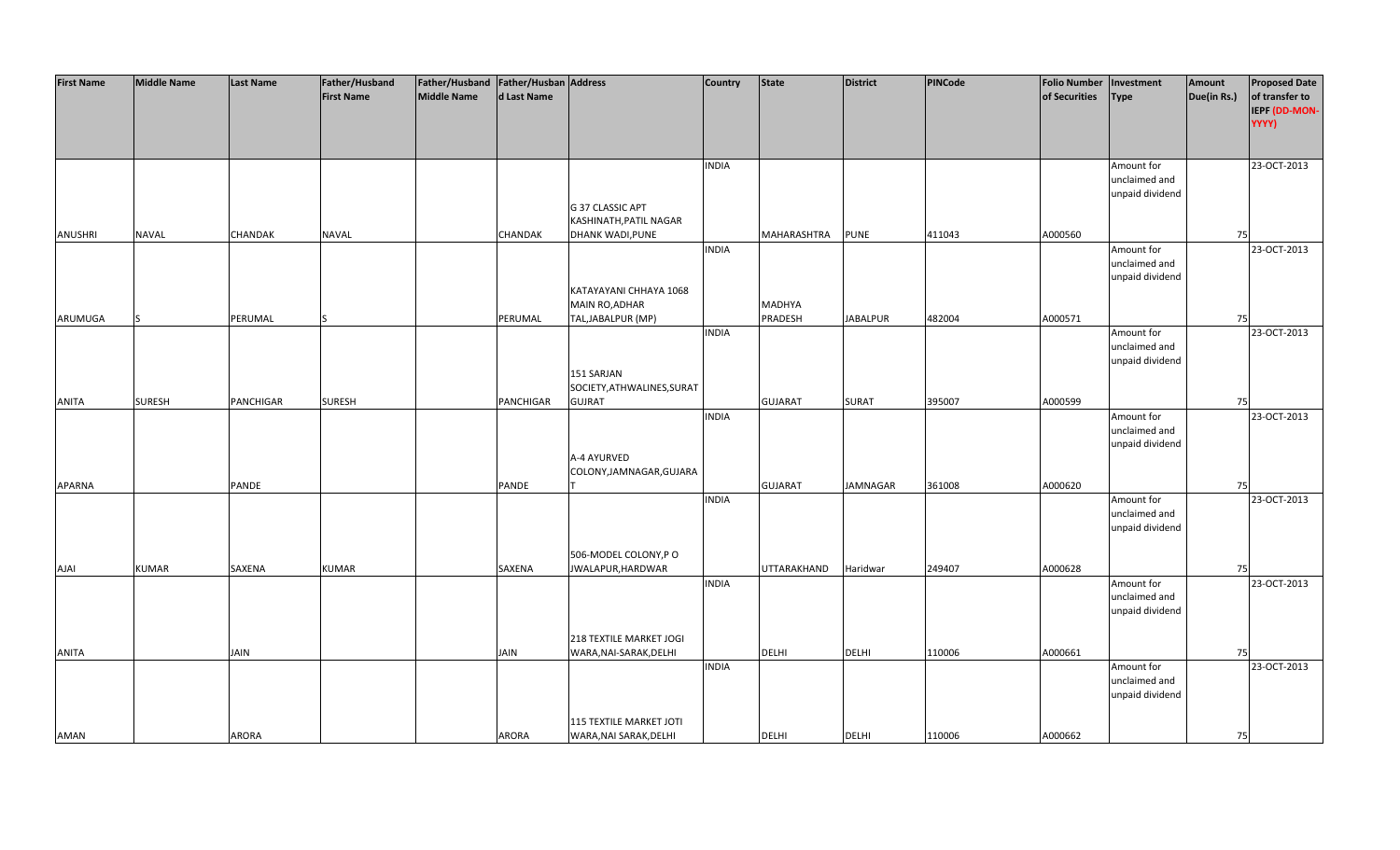| First Name | Middle Name | Last Name | Father/Husband First Name | Father/Husband Middle Name | Father/Husband Last Name | Address | Country | State | District | PINCode | Folio Number of Securities | Investment Type | Amount Due(in Rs.) | Proposed Date of transfer to IEPF (DD-MON-YYYY) |
|---|---|---|---|---|---|---|---|---|---|---|---|---|---|---|
| ANUSHRI | NAVAL | CHANDAK | NAVAL | | CHANDAK | G 37 CLASSIC APT KASHINATH,PATIL NAGAR DHANK WADI,PUNE | INDIA | MAHARASHTRA | PUNE | 411043 | A000560 | Amount for unclaimed and unpaid dividend | 75 | 23-OCT-2013 |
| ARUMUGA | S | PERUMAL | S | | PERUMAL | KATAYAYANI CHHAYA 1068 MAIN RO,ADHAR TAL,JABALPUR (MP) | INDIA | MADHYA PRADESH | JABALPUR | 482004 | A000571 | Amount for unclaimed and unpaid dividend | 75 | 23-OCT-2013 |
| ANITA | SURESH | PANCHIGAR | SURESH | | PANCHIGAR | 151 SARJAN SOCIETY,ATHWALINES,SURAT GUJRAT | INDIA | GUJARAT | SURAT | 395007 | A000599 | Amount for unclaimed and unpaid dividend | 75 | 23-OCT-2013 |
| APARNA | | PANDE | | | PANDE | A-4 AYURVED COLONY,JAMNAGAR,GUJARAT | INDIA | GUJARAT | JAMNAGAR | 361008 | A000620 | Amount for unclaimed and unpaid dividend | 75 | 23-OCT-2013 |
| AJAI | KUMAR | SAXENA | KUMAR | | SAXENA | 506-MODEL COLONY,P O JWALAPUR,HARDWAR | INDIA | UTTARAKHAND | Haridwar | 249407 | A000628 | Amount for unclaimed and unpaid dividend | 75 | 23-OCT-2013 |
| ANITA | | JAIN | | | JAIN | 218 TEXTILE MARKET JOGI WARA,NAI-SARAK,DELHI | INDIA | DELHI | DELHI | 110006 | A000661 | Amount for unclaimed and unpaid dividend | 75 | 23-OCT-2013 |
| AMAN | | ARORA | | | ARORA | 115 TEXTILE MARKET JOTI WARA,NAI SARAK,DELHI | INDIA | DELHI | DELHI | 110006 | A000662 | Amount for unclaimed and unpaid dividend | 75 | 23-OCT-2013 |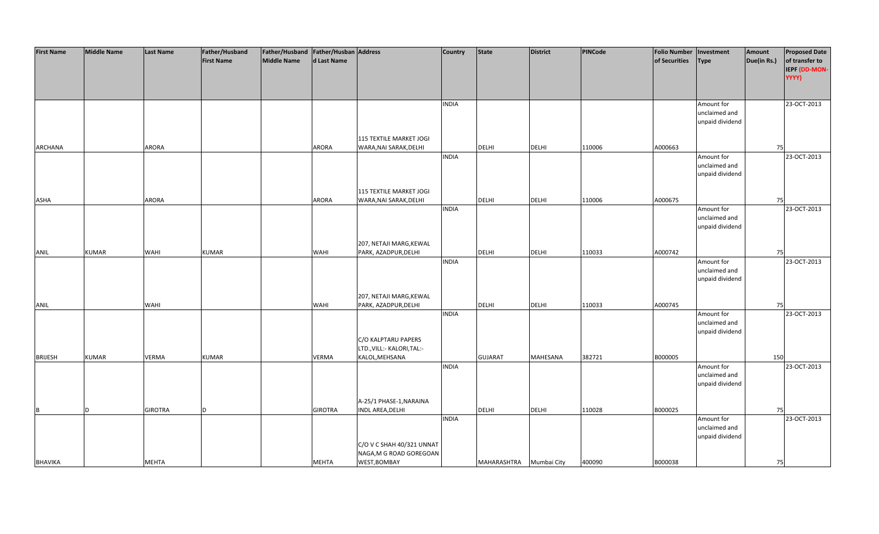| First Name | Middle Name | Last Name | Father/Husband First Name | Father/Husband Middle Name | Father/Husband Last Name | Address | Country | State | District | PINCode | Folio Number of Securities | Investment Type | Amount Due(in Rs.) | Proposed Date of transfer to IEPF (DD-MON-YYYY) |
|---|---|---|---|---|---|---|---|---|---|---|---|---|---|---|
| ARCHANA | | ARORA | | | ARORA | 115 TEXTILE MARKET JOGI WARA,NAI SARAK,DELHI | INDIA | DELHI | DELHI | 110006 | A000663 | Amount for unclaimed and unpaid dividend | 75 | 23-OCT-2013 |
| ASHA | | ARORA | | | ARORA | 115 TEXTILE MARKET JOGI WARA,NAI SARAK,DELHI | INDIA | DELHI | DELHI | 110006 | A000675 | Amount for unclaimed and unpaid dividend | 75 | 23-OCT-2013 |
| ANIL | KUMAR | WAHI | KUMAR | | WAHI | 207, NETAJI MARG,KEWAL PARK, AZADPUR,DELHI | INDIA | DELHI | DELHI | 110033 | A000742 | Amount for unclaimed and unpaid dividend | 75 | 23-OCT-2013 |
| ANIL | | WAHI | | | WAHI | 207, NETAJI MARG,KEWAL PARK, AZADPUR,DELHI | INDIA | DELHI | DELHI | 110033 | A000745 | Amount for unclaimed and unpaid dividend | 75 | 23-OCT-2013 |
| BRIJESH | KUMAR | VERMA | KUMAR | | VERMA | C/O KALPTARU PAPERS LTD.,VILL:- KALORI,TAL:- KALOL,MEHSANA | INDIA | GUJARAT | MAHESANA | 382721 | B000005 | Amount for unclaimed and unpaid dividend | 150 | 23-OCT-2013 |
| B | D | GIROTRA | D | | GIROTRA | A-25/1 PHASE-1,NARAINA INDL AREA,DELHI | INDIA | DELHI | DELHI | 110028 | B000025 | Amount for unclaimed and unpaid dividend | 75 | 23-OCT-2013 |
| BHAVIKA | | MEHTA | | | MEHTA | C/O V C SHAH 40/321 UNNAT NAGA,M G ROAD GOREGOAN WEST,BOMBAY | INDIA | MAHARASHTRA | Mumbai City | 400090 | B000038 | Amount for unclaimed and unpaid dividend | 75 | 23-OCT-2013 |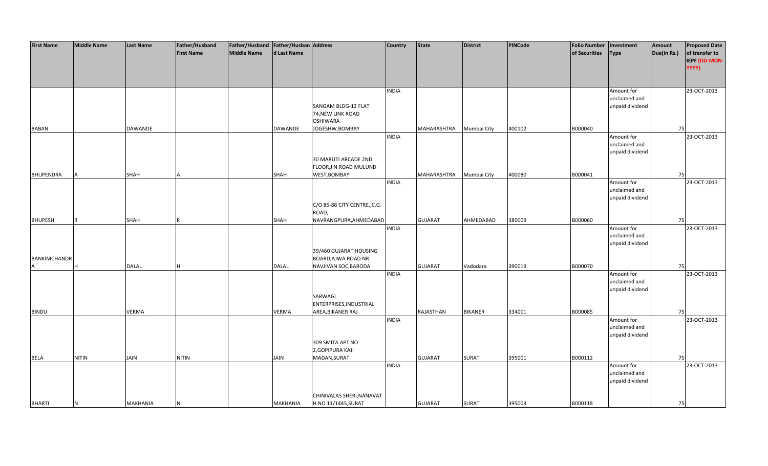| First Name | Middle Name | Last Name | Father/Husband First Name | Father/Husband Middle Name | Father/Husband Last Name | Address | Country | State | District | PINCode | Folio Number of Securities | Investment Type | Amount Due(in Rs.) | Proposed Date of transfer to IEPF (DD-MON-YYYY) |
|---|---|---|---|---|---|---|---|---|---|---|---|---|---|---|
| BABAN | | DAWANDE | | | DAWANDE | SANGAM BLDG-12 FLAT 74,NEW LINK ROAD OSHIWARA JOGESHW,BOMBAY | INDIA | MAHARASHTRA | Mumbai City | 400102 | B000040 | Amount for unclaimed and unpaid dividend | 75 | 23-OCT-2013 |
| BHUPENDRA | A | SHAH | A | | SHAH | 30 MARUTI ARCADE 2ND FLOOR,J N ROAD MULUND WEST,BOMBAY | INDIA | MAHARASHTRA | Mumbai City | 400080 | B000041 | Amount for unclaimed and unpaid dividend | 75 | 23-OCT-2013 |
| BHUPESH | R | SHAH | R | | SHAH | C/O 85-88 CITY CENTRE,,C.G. ROAD, NAVRANGPURA,AHMEDABAD | INDIA | GUJARAT | AHMEDABAD | 380009 | B000060 | Amount for unclaimed and unpaid dividend | 75 | 23-OCT-2013 |
| BANKIMCHANDRA | H | DALAL | H | | DALAL | 39/460 GUJARAT HOUSING BOARD,AJWA ROAD NR NAVJIVAN SOC,BARODA | INDIA | GUJARAT | Vadodara | 390019 | B000070 | Amount for unclaimed and unpaid dividend | 75 | 23-OCT-2013 |
| BINDU | | VERMA | | | VERMA | SARWAGI ENTERPRISES,INDUSTRIAL AREA,BIKANER RAJ | INDIA | RAJASTHAN | BIKANER | 334001 | B000085 | Amount for unclaimed and unpaid dividend | 75 | 23-OCT-2013 |
| BELA | NITIN | JAIN | NITIN | | JAIN | 309 SMITA APT NO 2,GOPIPURA KAJI MADAN,SURAT | INDIA | GUJARAT | SURAT | 395001 | B000112 | Amount for unclaimed and unpaid dividend | 75 | 23-OCT-2013 |
| BHARTI | N | MAKHANIA | N | | MAKHANIA | CHINIVALAS SHERI,NANAVAT H NO 11/1445,SURAT | INDIA | GUJARAT | SURAT | 395003 | B000118 | Amount for unclaimed and unpaid dividend | 75 | 23-OCT-2013 |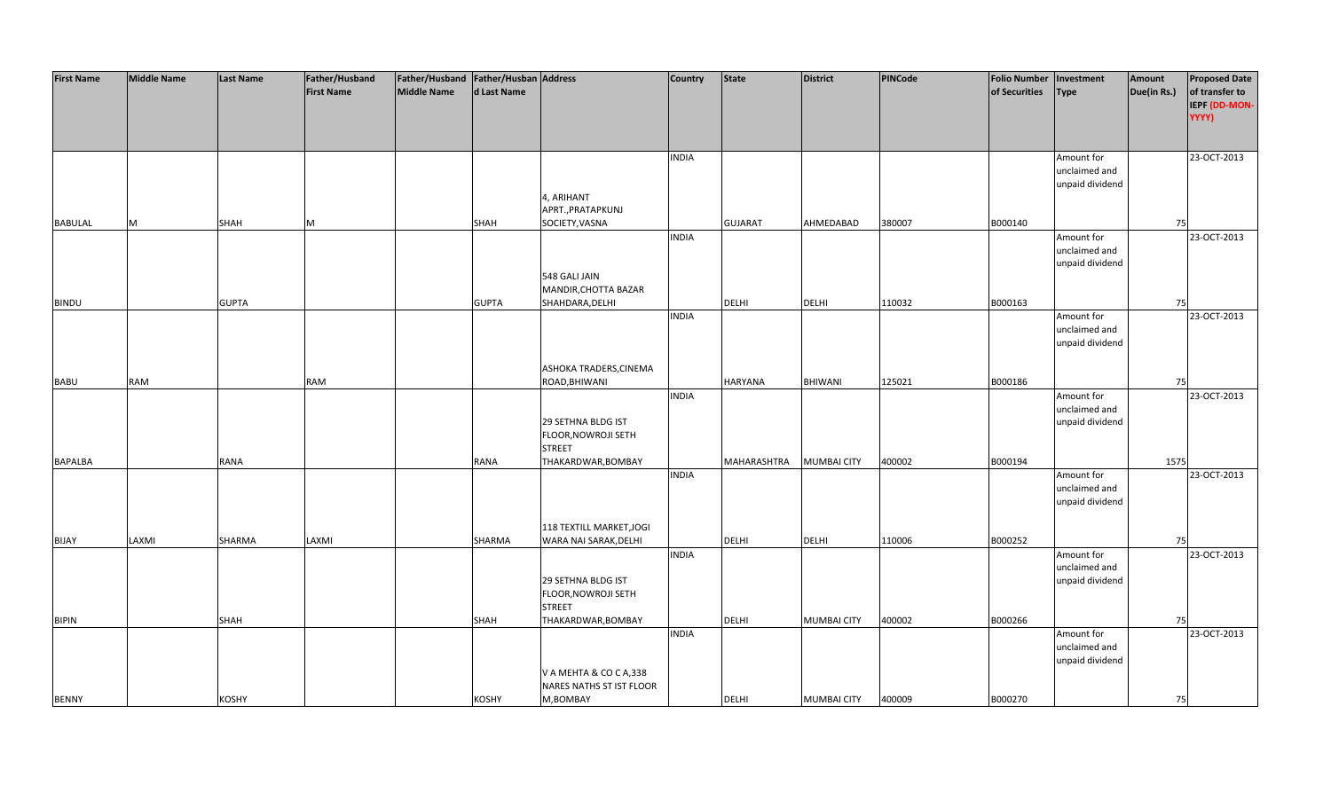| First Name | Middle Name | Last Name | Father/Husband First Name | Father/Husband Middle Name | Father/Husband Last Name | Address | Country | State | District | PINCode | Folio Number of Securities | Investment Type | Amount Due(in Rs.) | Proposed Date of transfer to IEPF (DD-MON-YYYY) |
|---|---|---|---|---|---|---|---|---|---|---|---|---|---|---|
| BABULAL | M | SHAH | M | | SHAH | 4, ARIHANT APRT.,PRATAPKUNJ SOCIETY,VASNA | INDIA | GUJARAT | AHMEDABAD | 380007 | B000140 | Amount for unclaimed and unpaid dividend | 75 | 23-OCT-2013 |
| BINDU | | GUPTA | | | GUPTA | 548 GALI JAIN MANDIR,CHOTTA BAZAR SHAHDARA,DELHI | INDIA | DELHI | DELHI | 110032 | B000163 | Amount for unclaimed and unpaid dividend | 75 | 23-OCT-2013 |
| BABU | RAM | | RAM | | | ASHOKA TRADERS,CINEMA ROAD,BHIWANI | INDIA | HARYANA | BHIWANI | 125021 | B000186 | Amount for unclaimed and unpaid dividend | 75 | 23-OCT-2013 |
| BAPALBA | | RANA | | | RANA | 29 SETHNA BLDG IST FLOOR,NOWROJI SETH STREET THAKARDWAR,BOMBAY | INDIA | MAHARASHTRA | MUMBAI CITY | 400002 | B000194 | Amount for unclaimed and unpaid dividend | 1575 | 23-OCT-2013 |
| BIJAY | LAXMI | SHARMA | LAXMI | | SHARMA | 118 TEXTILL MARKET,JOGI WARA NAI SARAK,DELHI | INDIA | DELHI | DELHI | 110006 | B000252 | Amount for unclaimed and unpaid dividend | 75 | 23-OCT-2013 |
| BIPIN | | SHAH | | | SHAH | 29 SETHNA BLDG IST FLOOR,NOWROJI SETH STREET THAKARDWAR,BOMBAY | INDIA | DELHI | MUMBAI CITY | 400002 | B000266 | Amount for unclaimed and unpaid dividend | 75 | 23-OCT-2013 |
| BENNY | | KOSHY | | | KOSHY | V A MEHTA & CO C A,338 NARES NATHS ST IST FLOOR M,BOMBAY | INDIA | DELHI | MUMBAI CITY | 400009 | B000270 | Amount for unclaimed and unpaid dividend | 75 | 23-OCT-2013 |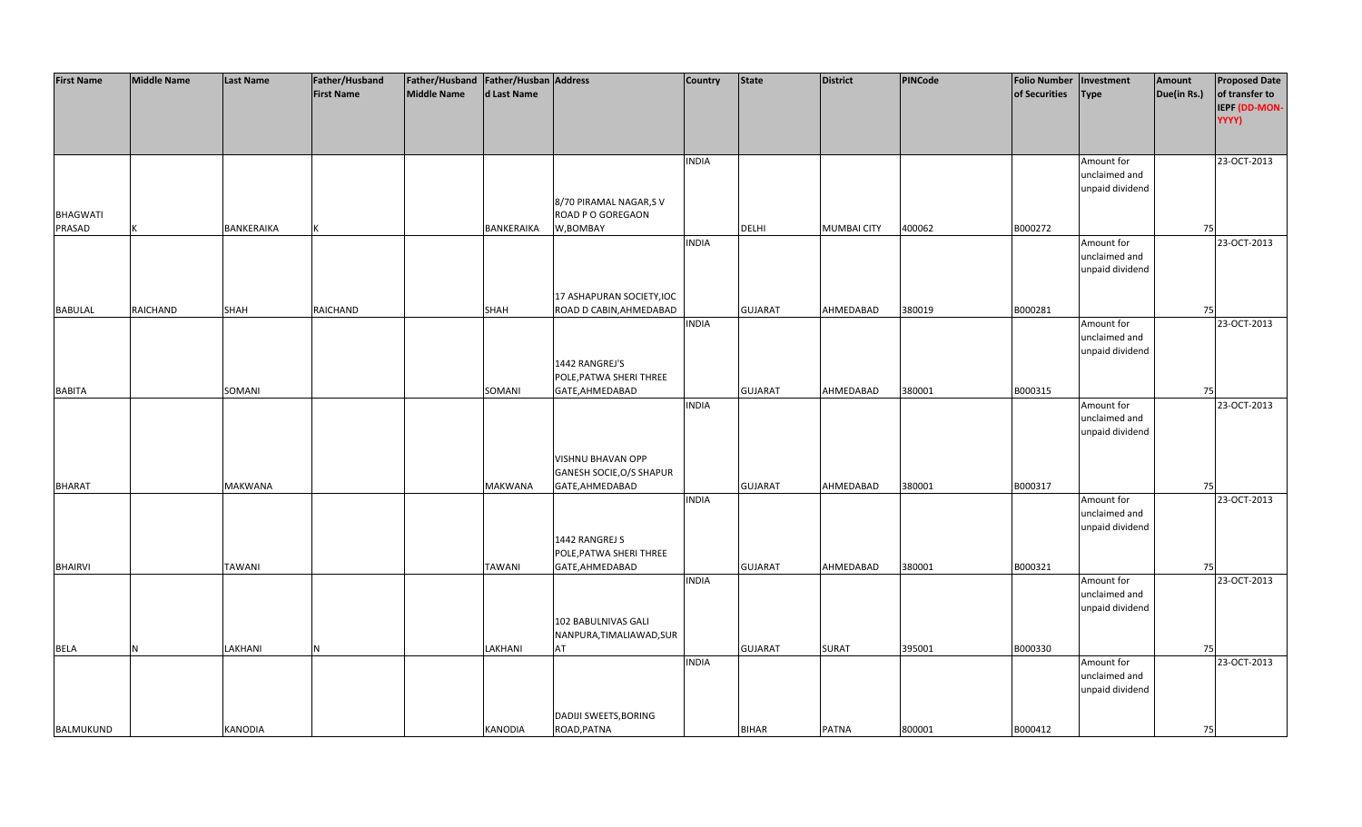| First Name | Middle Name | Last Name | Father/Husband First Name | Father/Husband Middle Name | Father/Husband Last Name | Address | Country | State | District | PINCode | Folio Number of Securities | Investment Type | Amount Due(in Rs.) | Proposed Date of transfer to IEPF (DD-MON-YYYY) |
|---|---|---|---|---|---|---|---|---|---|---|---|---|---|---|
| BHAGWATI PRASAD | K | BANKERAIKA | K | | BANKERAIKA | 8/70 PIRAMAL NAGAR,S V ROAD P O GOREGAON W,BOMBAY | INDIA | DELHI | MUMBAI CITY | 400062 | B000272 | Amount for unclaimed and unpaid dividend | 75 | 23-OCT-2013 |
| BABULAL | RAICHAND | SHAH | RAICHAND | | SHAH | 17 ASHAPURAN SOCIETY,IOC ROAD D CABIN,AHMEDABAD | INDIA | GUJARAT | AHMEDABAD | 380019 | B000281 | Amount for unclaimed and unpaid dividend | 75 | 23-OCT-2013 |
| BABITA | | SOMANI | | | SOMANI | 1442 RANGREJ'S POLE,PATWA SHERI THREE GATE,AHMEDABAD | INDIA | GUJARAT | AHMEDABAD | 380001 | B000315 | Amount for unclaimed and unpaid dividend | 75 | 23-OCT-2013 |
| BHARAT | | MAKWANA | | | MAKWANA | VISHNU BHAVAN OPP GANESH SOCIE,O/S SHAPUR GATE,AHMEDABAD | INDIA | GUJARAT | AHMEDABAD | 380001 | B000317 | Amount for unclaimed and unpaid dividend | 75 | 23-OCT-2013 |
| BHAIRVI | | TAWANI | | | TAWANI | 1442 RANGREJ S POLE,PATWA SHERI THREE GATE,AHMEDABAD | INDIA | GUJARAT | AHMEDABAD | 380001 | B000321 | Amount for unclaimed and unpaid dividend | 75 | 23-OCT-2013 |
| BELA | N | LAKHANI | N | | LAKHANI | 102 BABULNIVAS GALI NANPURA,TIMALIAWAD,SURAT | INDIA | GUJARAT | SURAT | 395001 | B000330 | Amount for unclaimed and unpaid dividend | 75 | 23-OCT-2013 |
| BALMUKUND | | KANODIA | | | KANODIA | DADIJI SWEETS,BORING ROAD,PATNA | INDIA | BIHAR | PATNA | 800001 | B000412 | Amount for unclaimed and unpaid dividend | 75 | 23-OCT-2013 |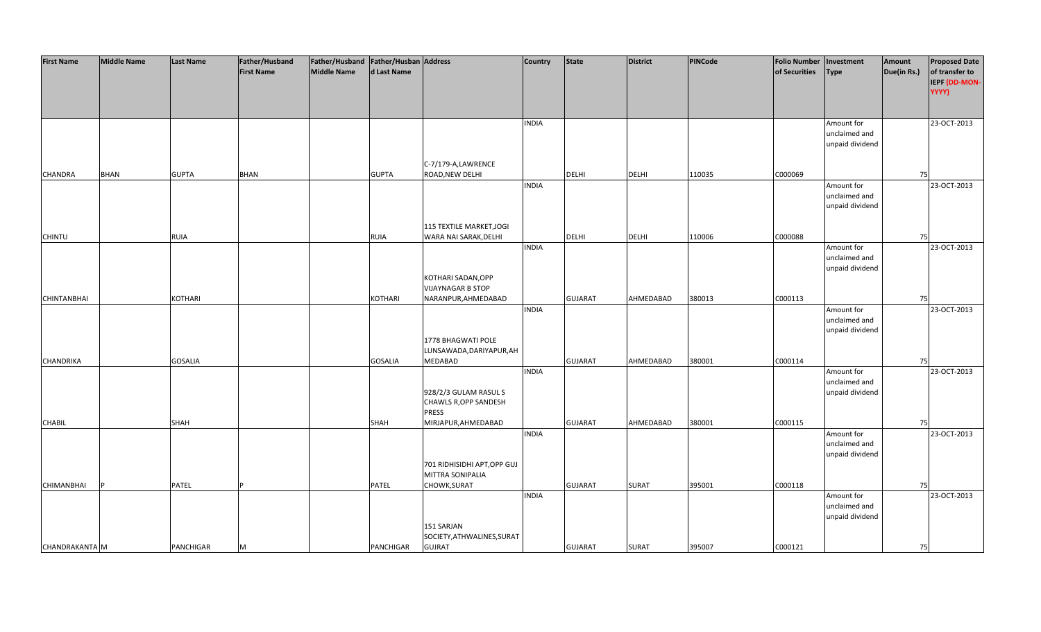| First Name | Middle Name | Last Name | Father/Husband First Name | Father/Husband Middle Name | Father/Husband Last Name | Address | Country | State | District | PINCode | Folio Number of Securities | Investment Type | Amount Due(in Rs.) | Proposed Date of transfer to IEPF (DD-MON-YYYY) |
|---|---|---|---|---|---|---|---|---|---|---|---|---|---|---|
| CHANDRA | BHAN | GUPTA | BHAN | | GUPTA | C-7/179-A,LAWRENCE ROAD,NEW DELHI | INDIA | DELHI | DELHI | 110035 | C000069 | Amount for unclaimed and unpaid dividend | 75 | 23-OCT-2013 |
| CHINTU | | RUIA | | | RUIA | 115 TEXTILE MARKET,JOGI WARA NAI SARAK,DELHI | INDIA | DELHI | DELHI | 110006 | C000088 | Amount for unclaimed and unpaid dividend | 75 | 23-OCT-2013 |
| CHINTANBHAI | | KOTHARI | | | KOTHARI | KOTHARI SADAN,OPP VIJAYNAGAR B STOP NARANPUR,AHMEDABAD | INDIA | GUJARAT | AHMEDABAD | 380013 | C000113 | Amount for unclaimed and unpaid dividend | 75 | 23-OCT-2013 |
| CHANDRIKA | | GOSALIA | | | GOSALIA | 1778 BHAGWATI POLE LUNSAWADA,DARIYAPUR,AHMEDABAD | INDIA | GUJARAT | AHMEDABAD | 380001 | C000114 | Amount for unclaimed and unpaid dividend | 75 | 23-OCT-2013 |
| CHABIL | | SHAH | | | SHAH | 928/2/3 GULAM RASUL S CHAWLS R,OPP SANDESH PRESS MIRJAPUR,AHMEDABAD | INDIA | GUJARAT | AHMEDABAD | 380001 | C000115 | Amount for unclaimed and unpaid dividend | 75 | 23-OCT-2013 |
| CHIMANBHAI | P | PATEL | P | | PATEL | 701 RIDHISIDHI APT,OPP GUJ MITTRA SONIPALIA CHOWK,SURAT | INDIA | GUJARAT | SURAT | 395001 | C000118 | Amount for unclaimed and unpaid dividend | 75 | 23-OCT-2013 |
| CHANDRAKANTA | M | PANCHIGAR | M | | PANCHIGAR | 151 SARJAN SOCIETY,ATHWALINES,SURAT GUJRAT | INDIA | GUJARAT | SURAT | 395007 | C000121 | Amount for unclaimed and unpaid dividend | 75 | 23-OCT-2013 |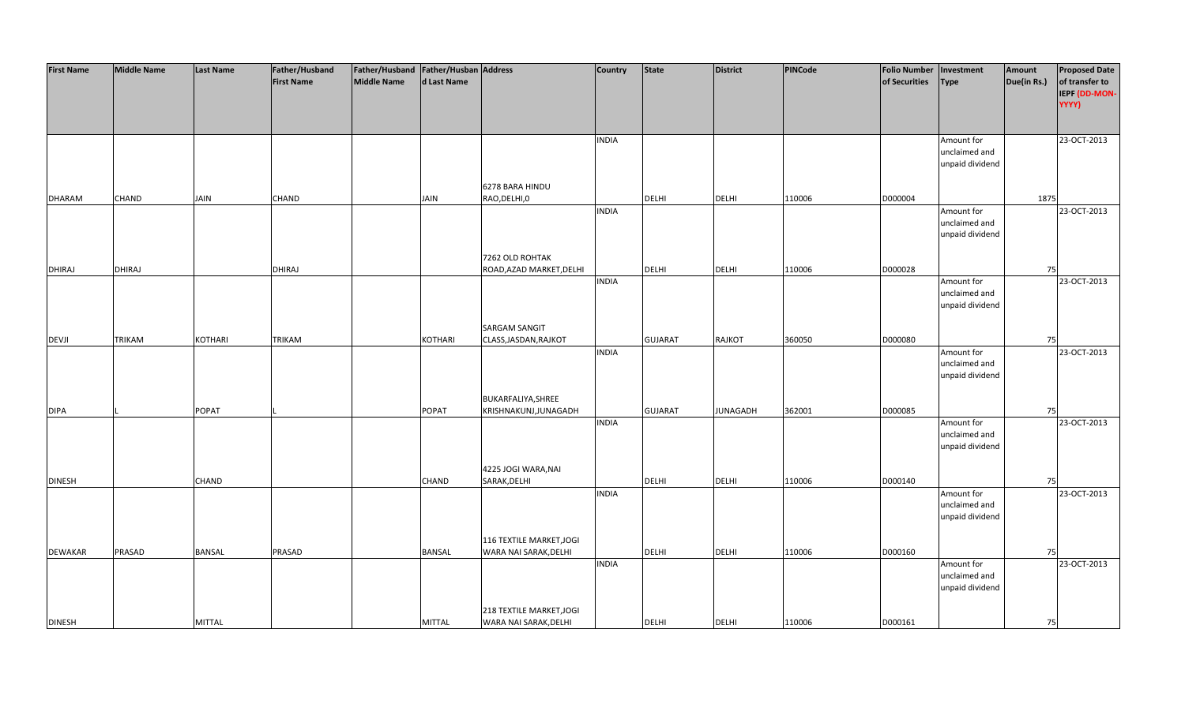| First Name | Middle Name | Last Name | Father/Husband First Name | Father/Husband Middle Name | Father/Husband Last Name | Address | Country | State | District | PINCode | Folio Number of Securities | Investment Type | Amount Due(in Rs.) | Proposed Date of transfer to IEPF (DD-MON-YYYY) |
|---|---|---|---|---|---|---|---|---|---|---|---|---|---|---|
| DHARAM | CHAND | JAIN | CHAND | | JAIN | 6278 BARA HINDU RAO,DELHI,0 | INDIA | DELHI | DELHI | 110006 | D000004 | Amount for unclaimed and unpaid dividend | 1875 | 23-OCT-2013 |
| DHIRAJ | DHIRAJ | | DHIRAJ | | | 7262 OLD ROHTAK ROAD,AZAD MARKET,DELHI | INDIA | DELHI | DELHI | 110006 | D000028 | Amount for unclaimed and unpaid dividend | 75 | 23-OCT-2013 |
| DEVJI | TRIKAM | KOTHARI | TRIKAM | | KOTHARI | SARGAM SANGIT CLASS,JASDAN,RAJKOT | INDIA | GUJARAT | RAJKOT | 360050 | D000080 | Amount for unclaimed and unpaid dividend | 75 | 23-OCT-2013 |
| DIPA | L | POPAT | L | | POPAT | BUKARFALIYA,SHREE KRISHNAKUNJ,JUNAGADH | INDIA | GUJARAT | JUNAGADH | 362001 | D000085 | Amount for unclaimed and unpaid dividend | 75 | 23-OCT-2013 |
| DINESH | | CHAND | | | CHAND | 4225 JOGI WARA,NAI SARAK,DELHI | INDIA | DELHI | DELHI | 110006 | D000140 | Amount for unclaimed and unpaid dividend | 75 | 23-OCT-2013 |
| DEWAKAR | PRASAD | BANSAL | PRASAD | | BANSAL | 116 TEXTILE MARKET,JOGI WARA NAI SARAK,DELHI | INDIA | DELHI | DELHI | 110006 | D000160 | Amount for unclaimed and unpaid dividend | 75 | 23-OCT-2013 |
| DINESH | | MITTAL | | | MITTAL | 218 TEXTILE MARKET,JOGI WARA NAI SARAK,DELHI | INDIA | DELHI | DELHI | 110006 | D000161 | Amount for unclaimed and unpaid dividend | 75 | 23-OCT-2013 |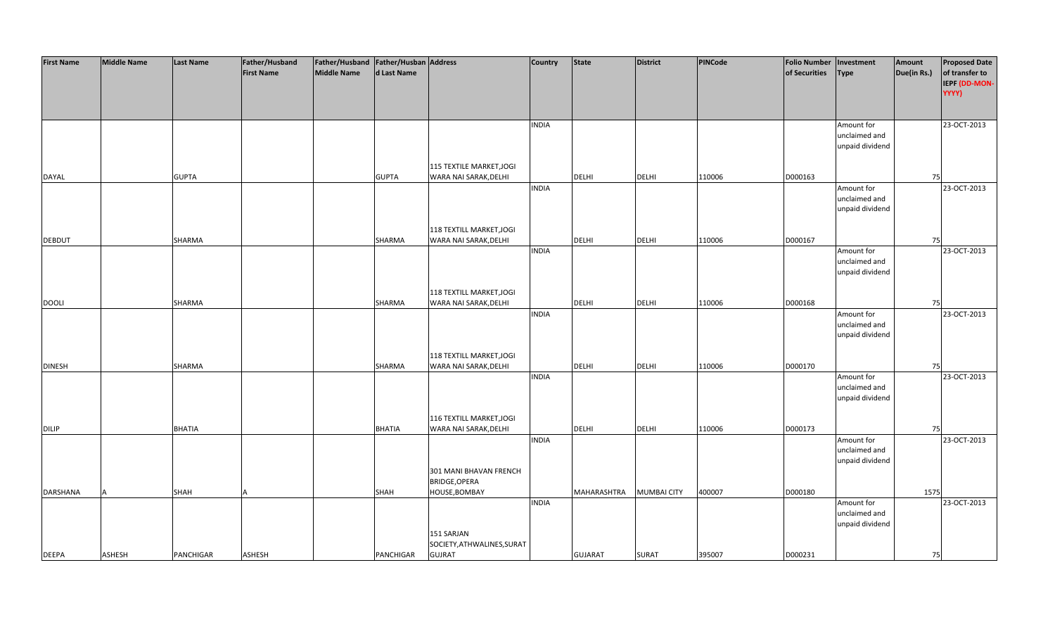| First Name | Middle Name | Last Name | Father/Husband First Name | Father/Husband Middle Name | Father/Husband Last Name | Address | Country | State | District | PINCode | Folio Number of Securities | Investment Type | Amount Due(in Rs.) | Proposed Date of transfer to IEPF (DD-MON-YYYY) |
|---|---|---|---|---|---|---|---|---|---|---|---|---|---|---|
| DAYAL | | GUPTA | | | GUPTA | 115 TEXTILE MARKET,JOGI WARA NAI SARAK,DELHI | INDIA | DELHI | DELHI | 110006 | D000163 | Amount for unclaimed and unpaid dividend | 75 | 23-OCT-2013 |
| DEBDUT | | SHARMA | | | SHARMA | 118 TEXTILL MARKET,JOGI WARA NAI SARAK,DELHI | INDIA | DELHI | DELHI | 110006 | D000167 | Amount for unclaimed and unpaid dividend | 75 | 23-OCT-2013 |
| DOOLI | | SHARMA | | | SHARMA | 118 TEXTILL MARKET,JOGI WARA NAI SARAK,DELHI | INDIA | DELHI | DELHI | 110006 | D000168 | Amount for unclaimed and unpaid dividend | 75 | 23-OCT-2013 |
| DINESH | | SHARMA | | | SHARMA | 118 TEXTILL MARKET,JOGI WARA NAI SARAK,DELHI | INDIA | DELHI | DELHI | 110006 | D000170 | Amount for unclaimed and unpaid dividend | 75 | 23-OCT-2013 |
| DILIP | | BHATIA | | | BHATIA | 116 TEXTILL MARKET,JOGI WARA NAI SARAK,DELHI | INDIA | DELHI | DELHI | 110006 | D000173 | Amount for unclaimed and unpaid dividend | 75 | 23-OCT-2013 |
| DARSHANA | A | SHAH | A | | SHAH | 301 MANI BHAVAN FRENCH BRIDGE,OPERA HOUSE,BOMBAY | INDIA | MAHARASHTRA | MUMBAI CITY | 400007 | D000180 | Amount for unclaimed and unpaid dividend | 1575 | 23-OCT-2013 |
| DEEPA | ASHESH | PANCHIGAR | ASHESH | | PANCHIGAR | 151 SARJAN SOCIETY,ATHWALINES,SURAT GUJRAT | INDIA | GUJARAT | SURAT | 395007 | D000231 | Amount for unclaimed and unpaid dividend | 75 | 23-OCT-2013 |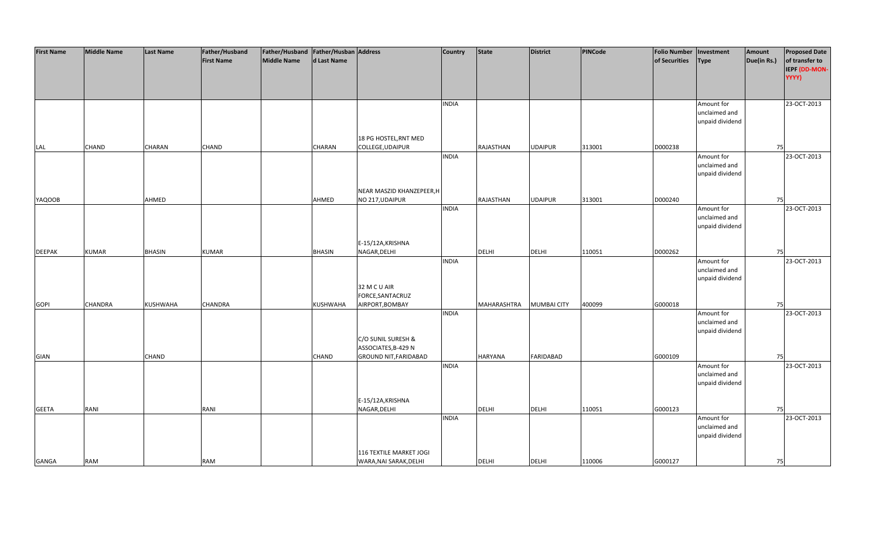| First Name | Middle Name | Last Name | Father/Husband First Name | Father/Husband Middle Name | Father/Husband Last Name | Address | Country | State | District | PINCode | Folio Number of Securities | Investment Type | Amount Due(in Rs.) | Proposed Date of transfer to IEPF (DD-MON-YYYY) |
|---|---|---|---|---|---|---|---|---|---|---|---|---|---|---|
| LAL | CHAND | CHARAN | CHAND | | CHARAN | 18 PG HOSTEL,RNT MED COLLEGE,UDAIPUR | INDIA | RAJASTHAN | UDAIPUR | 313001 | D000238 | Amount for unclaimed and unpaid dividend | 75 | 23-OCT-2013 |
| YAQOOB | | AHMED | | | AHMED | NEAR MASZID KHANZEPEER,H NO 217,UDAIPUR | INDIA | RAJASTHAN | UDAIPUR | 313001 | D000240 | Amount for unclaimed and unpaid dividend | 75 | 23-OCT-2013 |
| DEEPAK | KUMAR | BHASIN | KUMAR | | BHASIN | E-15/12A,KRISHNA NAGAR,DELHI | INDIA | DELHI | DELHI | 110051 | D000262 | Amount for unclaimed and unpaid dividend | 75 | 23-OCT-2013 |
| GOPI | CHANDRA | KUSHWAHA | CHANDRA | | KUSHWAHA | 32 M C U AIR FORCE,SANTACRUZ AIRPORT,BOMBAY | INDIA | MAHARASHTRA | MUMBAI CITY | 400099 | G000018 | Amount for unclaimed and unpaid dividend | 75 | 23-OCT-2013 |
| GIAN | | CHAND | | | CHAND | C/O SUNIL SURESH & ASSOCIATES,B-429 N GROUND NIT,FARIDABAD | INDIA | HARYANA | FARIDABAD | | G000109 | Amount for unclaimed and unpaid dividend | 75 | 23-OCT-2013 |
| GEETA | RANI | | RANI | | | E-15/12A,KRISHNA NAGAR,DELHI | INDIA | DELHI | DELHI | 110051 | G000123 | Amount for unclaimed and unpaid dividend | 75 | 23-OCT-2013 |
| GANGA | RAM | | RAM | | | 116 TEXTILE MARKET JOGI WARA,NAI SARAK,DELHI | INDIA | DELHI | DELHI | 110006 | G000127 | Amount for unclaimed and unpaid dividend | 75 | 23-OCT-2013 |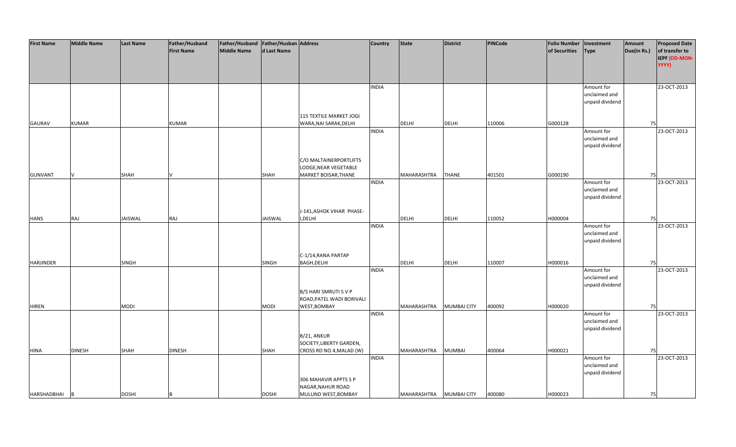| First Name | Middle Name | Last Name | Father/Husband First Name | Father/Husband Middle Name | Father/Husband Last Name | Address | Country | State | District | PINCode | Folio Number of Securities | Investment Type | Amount Due(in Rs.) | Proposed Date of transfer to IEPF (DD-MON-YYYY) |
|---|---|---|---|---|---|---|---|---|---|---|---|---|---|---|
| GAURAV | KUMAR | | KUMAR | | | 115 TEXTILE MARKET JOGI WARA,NAI SARAK,DELHI | INDIA | DELHI | DELHI | 110006 | G000128 | Amount for unclaimed and unpaid dividend | 75 | 23-OCT-2013 |
| GUNVANT | V | SHAH | V | | SHAH | C/O MALTAINERPORTLIFTS LODGE,NEAR VEGETABLE MARKET BOISAR,THANE | INDIA | MAHARASHTRA | THANE | 401501 | G000190 | Amount for unclaimed and unpaid dividend | 75 | 23-OCT-2013 |
| HANS | RAJ | JAISWAL | RAJ | | JAISWAL | J-141,ASHOK VIHAR PHASE-I,DELHI | INDIA | DELHI | DELHI | 110052 | H000004 | Amount for unclaimed and unpaid dividend | 75 | 23-OCT-2013 |
| HARJINDER | | SINGH | | | SINGH | C-1/14,RANA PARTAP BAGH,DELHI | INDIA | DELHI | DELHI | 110007 | H000016 | Amount for unclaimed and unpaid dividend | 75 | 23-OCT-2013 |
| HIREN | | MODI | | | MODI | B/5 HARI SMRUTI S V P ROAD,PATEL WADI BORIVALI WEST,BOMBAY | INDIA | MAHARASHTRA | MUMBAI CITY | 400092 | H000020 | Amount for unclaimed and unpaid dividend | 75 | 23-OCT-2013 |
| HINA | DINESH | SHAH | DINESH | | SHAH | B/21, ANKUR SOCIETY,LIBERTY GARDEN, CROSS RD NO.4,MALAD (W) | INDIA | MAHARASHTRA | MUMBAI | 400064 | H000021 | Amount for unclaimed and unpaid dividend | 75 | 23-OCT-2013 |
| HARSHADBHAI | B | DOSHI | B | | DOSHI | 306 MAHAVIR APPTS S P NAGAR,NAHUR ROAD MULUND WEST,BOMBAY | INDIA | MAHARASHTRA | MUMBAI CITY | 400080 | H000023 | Amount for unclaimed and unpaid dividend | 75 | 23-OCT-2013 |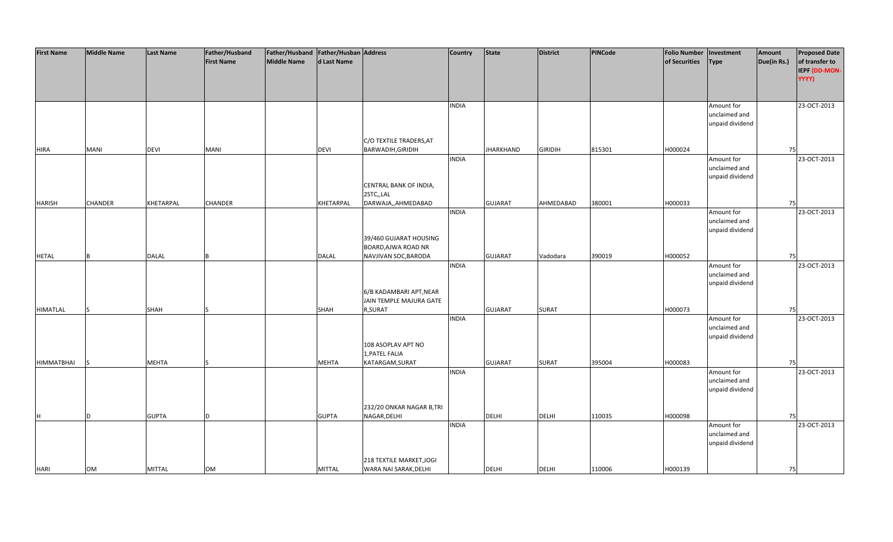| First Name | Middle Name | Last Name | Father/Husband First Name | Father/Husband Middle Name | Father/Husband Last Name | Address | Country | State | District | PINCode | Folio Number of Securities | Investment Type | Amount Due(in Rs.) | Proposed Date of transfer to IEPF (DD-MON-YYYY) |
|---|---|---|---|---|---|---|---|---|---|---|---|---|---|---|
| HIRA | MANI | DEVI | MANI | | DEVI | C/O TEXTILE TRADERS,AT BARWADIH,GIRIDIH | INDIA | JHARKHAND | GIRIDIH | 815301 | H000024 | Amount for unclaimed and unpaid dividend | 75 | 23-OCT-2013 |
| HARISH | CHANDER | KHETARPAL | CHANDER | | KHETARPAL | CENTRAL BANK OF INDIA, 2STC,,LAL DARWAJA,,AHMEDABAD | INDIA | GUJARAT | AHMEDABAD | 380001 | H000033 | Amount for unclaimed and unpaid dividend | 75 | 23-OCT-2013 |
| HETAL | B | DALAL | B | | DALAL | 39/460 GUJARAT HOUSING BOARD,AJWA ROAD NR NAVJIVAN SOC,BARODA | INDIA | GUJARAT | Vadodara | 390019 | H000052 | Amount for unclaimed and unpaid dividend | 75 | 23-OCT-2013 |
| HIMATLAL | S | SHAH | S | | SHAH | 6/B KADAMBARI APT,NEAR JAIN TEMPLE MAJURA GATE R,SURAT | INDIA | GUJARAT | SURAT | | H000073 | Amount for unclaimed and unpaid dividend | 75 | 23-OCT-2013 |
| HIMMATBHAI | S | MEHTA | S | | MEHTA | 108 ASOPLAV APT NO 1,PATEL FALIA KATARGAM,SURAT | INDIA | GUJARAT | SURAT | 395004 | H000083 | Amount for unclaimed and unpaid dividend | 75 | 23-OCT-2013 |
| H | D | GUPTA | D | | GUPTA | 232/20 ONKAR NAGAR B,TRI NAGAR,DELHI | INDIA | DELHI | DELHI | 110035 | H000098 | Amount for unclaimed and unpaid dividend | 75 | 23-OCT-2013 |
| HARI | OM | MITTAL | OM | | MITTAL | 218 TEXTILE MARKET,JOGI WARA NAI SARAK,DELHI | INDIA | DELHI | DELHI | 110006 | H000139 | Amount for unclaimed and unpaid dividend | 75 | 23-OCT-2013 |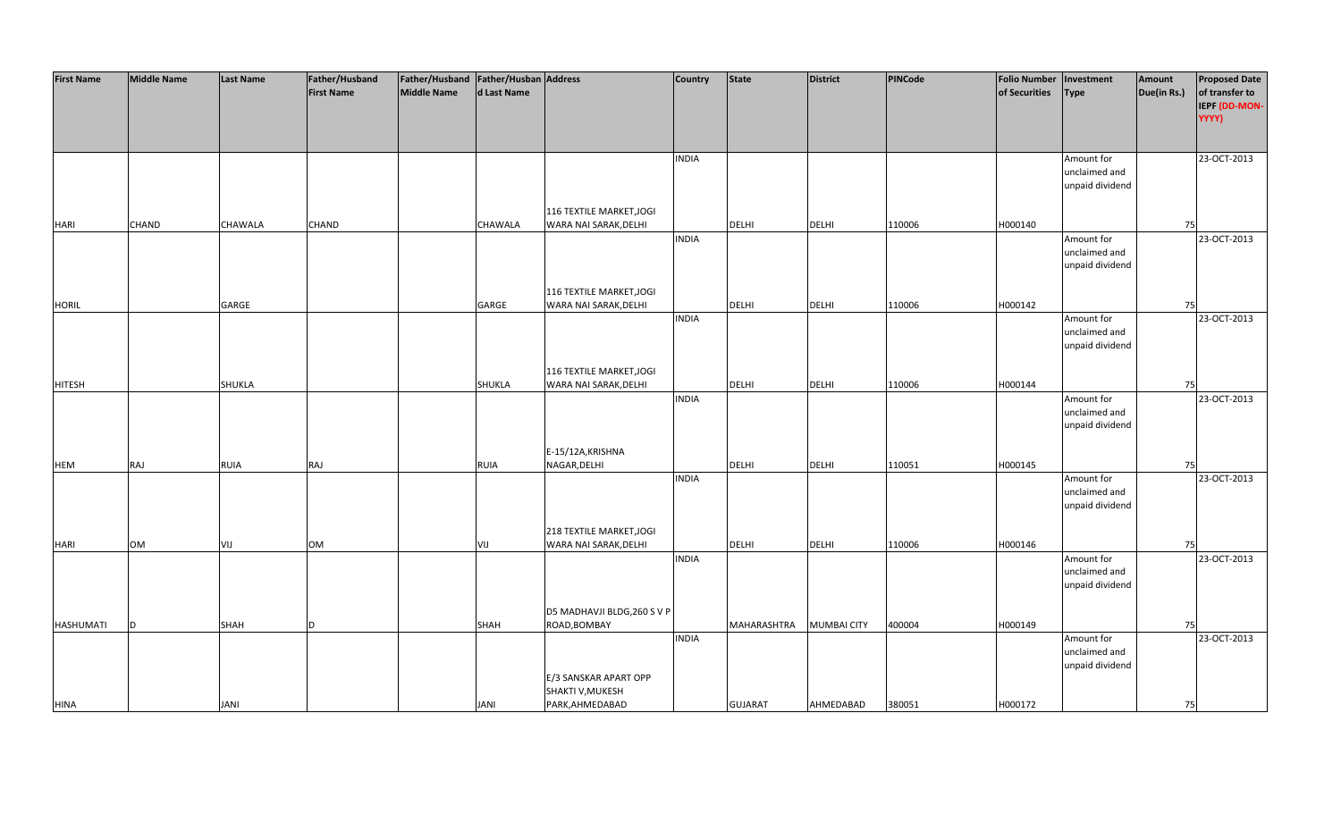| First Name | Middle Name | Last Name | Father/Husband First Name | Father/Husband Middle Name | Father/Husband Last Name | Address | Country | State | District | PINCode | Folio Number of Securities | Investment Type | Amount Due(in Rs.) | Proposed Date of transfer to IEPF (DD-MON-YYYY) |
|---|---|---|---|---|---|---|---|---|---|---|---|---|---|---|
| HARI | CHAND | CHAWALA | CHAND | | CHAWALA | 116 TEXTILE MARKET,JOGI WARA NAI SARAK,DELHI | INDIA | DELHI | DELHI | 110006 | H000140 | Amount for unclaimed and unpaid dividend | 75 | 23-OCT-2013 |
| HORIL | | GARGE | | | GARGE | 116 TEXTILE MARKET,JOGI WARA NAI SARAK,DELHI | INDIA | DELHI | DELHI | 110006 | H000142 | Amount for unclaimed and unpaid dividend | 75 | 23-OCT-2013 |
| HITESH | | SHUKLA | | | SHUKLA | 116 TEXTILE MARKET,JOGI WARA NAI SARAK,DELHI | INDIA | DELHI | DELHI | 110006 | H000144 | Amount for unclaimed and unpaid dividend | 75 | 23-OCT-2013 |
| HEM | RAJ | RUIA | RAJ | | RUIA | E-15/12A,KRISHNA NAGAR,DELHI | INDIA | DELHI | DELHI | 110051 | H000145 | Amount for unclaimed and unpaid dividend | 75 | 23-OCT-2013 |
| HARI | OM | VIJ | OM | | VIJ | 218 TEXTILE MARKET,JOGI WARA NAI SARAK,DELHI | INDIA | DELHI | DELHI | 110006 | H000146 | Amount for unclaimed and unpaid dividend | 75 | 23-OCT-2013 |
| HASHUMATI | D | SHAH | D | | SHAH | D5 MADHAVJI BLDG,260 S V P ROAD,BOMBAY | INDIA | MAHARASHTRA | MUMBAI CITY | 400004 | H000149 | Amount for unclaimed and unpaid dividend | 75 | 23-OCT-2013 |
| HINA | | JANI | | | JANI | E/3 SANSKAR APART OPP SHAKTI V,MUKESH PARK,AHMEDABAD | INDIA | GUJARAT | AHMEDABAD | 380051 | H000172 | Amount for unclaimed and unpaid dividend | 75 | 23-OCT-2013 |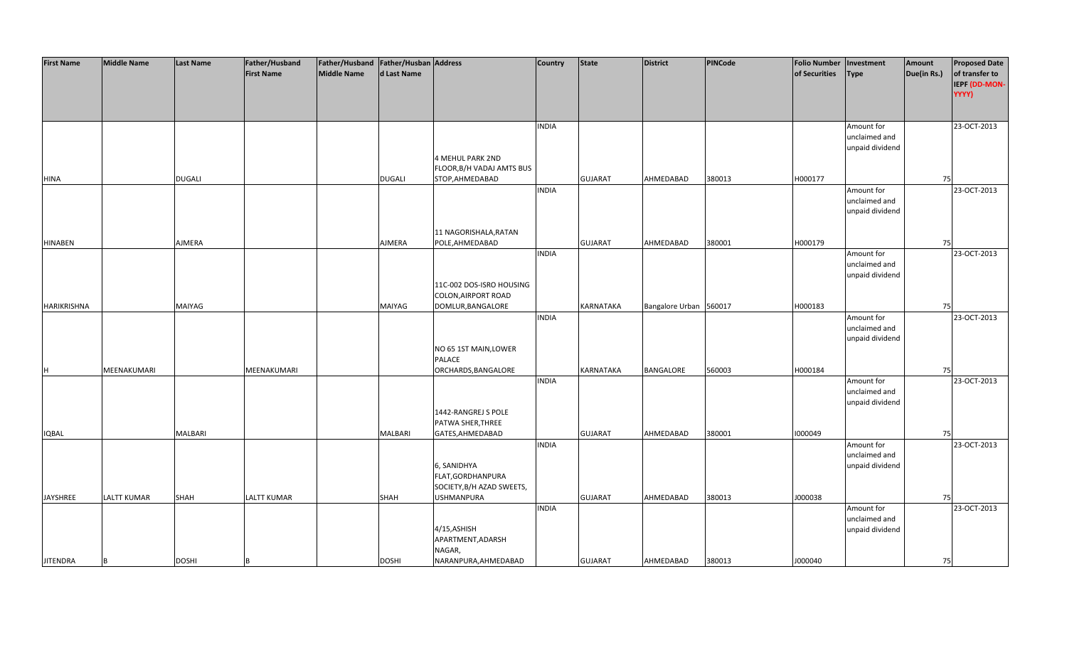| First Name | Middle Name | Last Name | Father/Husband First Name | Father/Husband Middle Name | Father/Husband Last Name | Address | Country | State | District | PINCode | Folio Number of Securities | Investment Type | Amount Due(in Rs.) | Proposed Date of transfer to IEPF (DD-MON-YYYY) |
|---|---|---|---|---|---|---|---|---|---|---|---|---|---|---|
| HINA | | DUGALI | | | DUGALI | 4 MEHUL PARK 2ND FLOOR,B/H VADAJ AMTS BUS STOP,AHMEDABAD | INDIA | GUJARAT | AHMEDABAD | 380013 | H000177 | Amount for unclaimed and unpaid dividend | 75 | 23-OCT-2013 |
| HINABEN | | AJMERA | | | AJMERA | 11 NAGORISHALA,RATAN POLE,AHMEDABAD | INDIA | GUJARAT | AHMEDABAD | 380001 | H000179 | Amount for unclaimed and unpaid dividend | 75 | 23-OCT-2013 |
| HARIKRISHNA | | MAIYAG | | | MAIYAG | 11C-002 DOS-ISRO HOUSING COLON,AIRPORT ROAD DOMLUR,BANGALORE | INDIA | KARNATAKA | Bangalore Urban | 560017 | H000183 | Amount for unclaimed and unpaid dividend | 75 | 23-OCT-2013 |
| H | MEENAKUMARI | | MEENAKUMARI | | | NO 65 1ST MAIN,LOWER PALACE ORCHARDS,BANGALORE | INDIA | KARNATAKA | BANGALORE | 560003 | H000184 | Amount for unclaimed and unpaid dividend | 75 | 23-OCT-2013 |
| IQBAL | | MALBARI | | | MALBARI | 1442-RANGREJ S POLE PATWA SHER,THREE GATES,AHMEDABAD | INDIA | GUJARAT | AHMEDABAD | 380001 | I000049 | Amount for unclaimed and unpaid dividend | 75 | 23-OCT-2013 |
| JAYSHREE | LALTT KUMAR | SHAH | LALTT KUMAR | | SHAH | 6, SANIDHYA FLAT,GORDHANPURA SOCIETY,B/H AZAD SWEETS, USHMANPURA | INDIA | GUJARAT | AHMEDABAD | 380013 | J000038 | Amount for unclaimed and unpaid dividend | 75 | 23-OCT-2013 |
| JITENDRA | B | DOSHI | B | | DOSHI | 4/15,ASHISH APARTMENT,ADARSH NAGAR, NARANPURA,AHMEDABAD | INDIA | GUJARAT | AHMEDABAD | 380013 | J000040 | Amount for unclaimed and unpaid dividend | 75 | 23-OCT-2013 |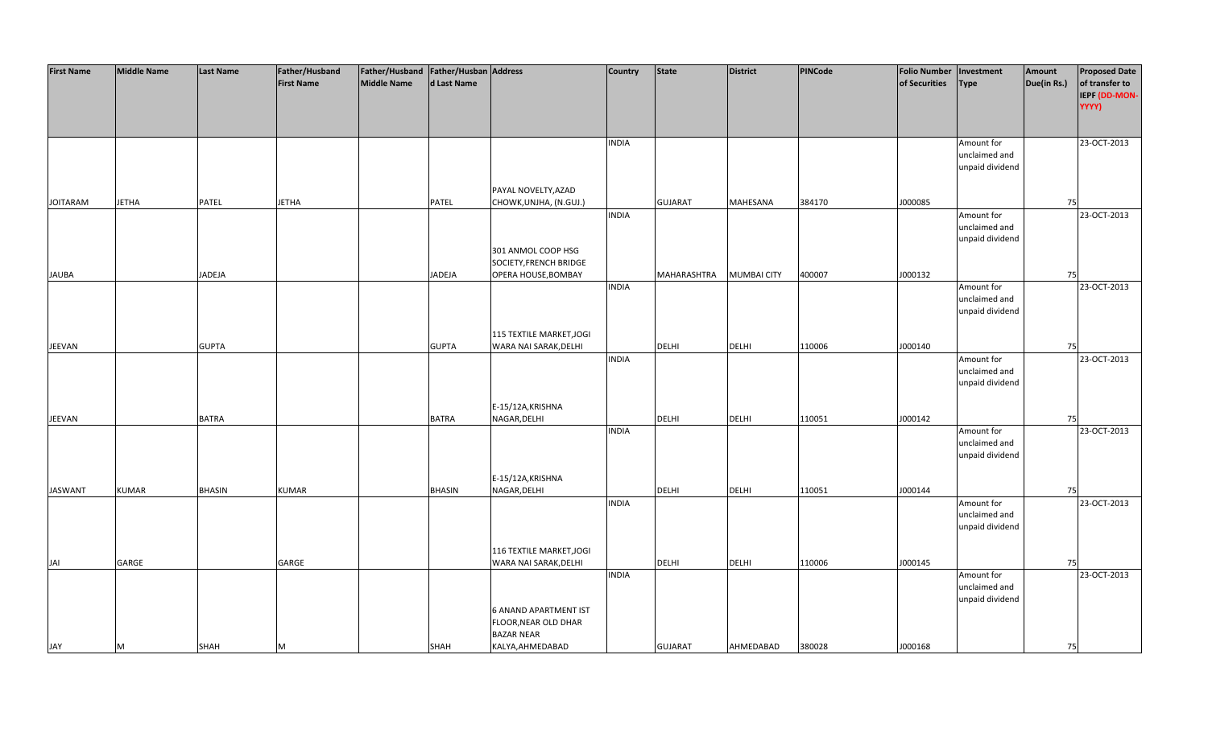| First Name | Middle Name | Last Name | Father/Husband First Name | Father/Husband Middle Name | Father/Husband Last Name | Address | Country | State | District | PINCode | Folio Number of Securities | Investment Type | Amount Due(in Rs.) | Proposed Date of transfer to IEPF (DD-MON-YYYY) |
|---|---|---|---|---|---|---|---|---|---|---|---|---|---|---|
| JOITARAM | JETHA | PATEL | JETHA | | PATEL | PAYAL NOVELTY,AZAD CHOWK,UNJHA, (N.GUJ.) | INDIA | GUJARAT | MAHESANA | 384170 | J000085 | Amount for unclaimed and unpaid dividend | 75 | 23-OCT-2013 |
| JAUBA | | JADEJA | | | JADEJA | 301 ANMOL COOP HSG SOCIETY,FRENCH BRIDGE OPERA HOUSE,BOMBAY | INDIA | MAHARASHTRA | MUMBAI CITY | 400007 | J000132 | Amount for unclaimed and unpaid dividend | 75 | 23-OCT-2013 |
| JEEVAN | | GUPTA | | | GUPTA | 115 TEXTILE MARKET,JOGI WARA NAI SARAK,DELHI | INDIA | DELHI | DELHI | 110006 | J000140 | Amount for unclaimed and unpaid dividend | 75 | 23-OCT-2013 |
| JEEVAN | | BATRA | | | BATRA | E-15/12A,KRISHNA NAGAR,DELHI | INDIA | DELHI | DELHI | 110051 | J000142 | Amount for unclaimed and unpaid dividend | 75 | 23-OCT-2013 |
| JASWANT | KUMAR | BHASIN | KUMAR | | BHASIN | E-15/12A,KRISHNA NAGAR,DELHI | INDIA | DELHI | DELHI | 110051 | J000144 | Amount for unclaimed and unpaid dividend | 75 | 23-OCT-2013 |
| JAI | GARGE | | GARGE | | | 116 TEXTILE MARKET,JOGI WARA NAI SARAK,DELHI | INDIA | DELHI | DELHI | 110006 | J000145 | Amount for unclaimed and unpaid dividend | 75 | 23-OCT-2013 |
| JAY | M | SHAH | M | | SHAH | 6 ANAND APARTMENT IST FLOOR,NEAR OLD DHAR BAZAR NEAR KALYA,AHMEDABAD | INDIA | GUJARAT | AHMEDABAD | 380028 | J000168 | Amount for unclaimed and unpaid dividend | 75 | 23-OCT-2013 |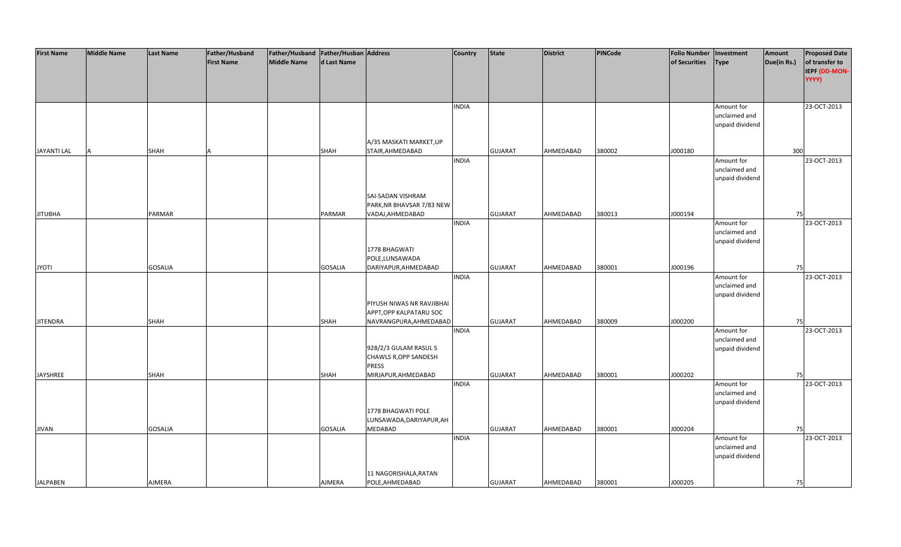| First Name | Middle Name | Last Name | Father/Husband First Name | Father/Husband Middle Name | Father/Husband Last Name | Address | Country | State | District | PINCode | Folio Number of Securities | Investment Type | Amount Due(in Rs.) | Proposed Date of transfer to IEPF (DD-MON-YYYY) |
|---|---|---|---|---|---|---|---|---|---|---|---|---|---|---|
| JAYANTI LAL | A | SHAH | A | | SHAH | A/35 MASKATI MARKET,UP STAIR,AHMEDABAD | INDIA | GUJARAT | AHMEDABAD | 380002 | J000180 | Amount for unclaimed and unpaid dividend | 300 | 23-OCT-2013 |
| JITUBHA | | PARMAR | | | PARMAR | SAI-SADAN VISHRAM PARK,NR BHAVSAR 7/83 NEW VADAJ,AHMEDABAD | INDIA | GUJARAT | AHMEDABAD | 380013 | J000194 | Amount for unclaimed and unpaid dividend | 75 | 23-OCT-2013 |
| JYOTI | | GOSALIA | | | GOSALIA | 1778 BHAGWATI POLE,LUNSAWADA DARIYAPUR,AHMEDABAD | INDIA | GUJARAT | AHMEDABAD | 380001 | J000196 | Amount for unclaimed and unpaid dividend | 75 | 23-OCT-2013 |
| JITENDRA | | SHAH | | | SHAH | PIYUSH NIWAS NR RAVJIBHAI APPT,OPP KALPATARU SOC NAVRANGPURA,AHMEDABAD | INDIA | GUJARAT | AHMEDABAD | 380009 | J000200 | Amount for unclaimed and unpaid dividend | 75 | 23-OCT-2013 |
| JAYSHREE | | SHAH | | | SHAH | 928/2/3 GULAM RASUL S CHAWLS R,OPP SANDESH PRESS MIRJAPUR,AHMEDABAD | INDIA | GUJARAT | AHMEDABAD | 380001 | J000202 | Amount for unclaimed and unpaid dividend | 75 | 23-OCT-2013 |
| JIVAN | | GOSALIA | | | GOSALIA | 1778 BHAGWATI POLE LUNSAWADA,DARIYAPUR,AHMEDABAD | INDIA | GUJARAT | AHMEDABAD | 380001 | J000204 | Amount for unclaimed and unpaid dividend | 75 | 23-OCT-2013 |
| JALPABEN | | AJMERA | | | AJMERA | 11 NAGORISHALA,RATAN POLE,AHMEDABAD | INDIA | GUJARAT | AHMEDABAD | 380001 | J000205 | Amount for unclaimed and unpaid dividend | 75 | 23-OCT-2013 |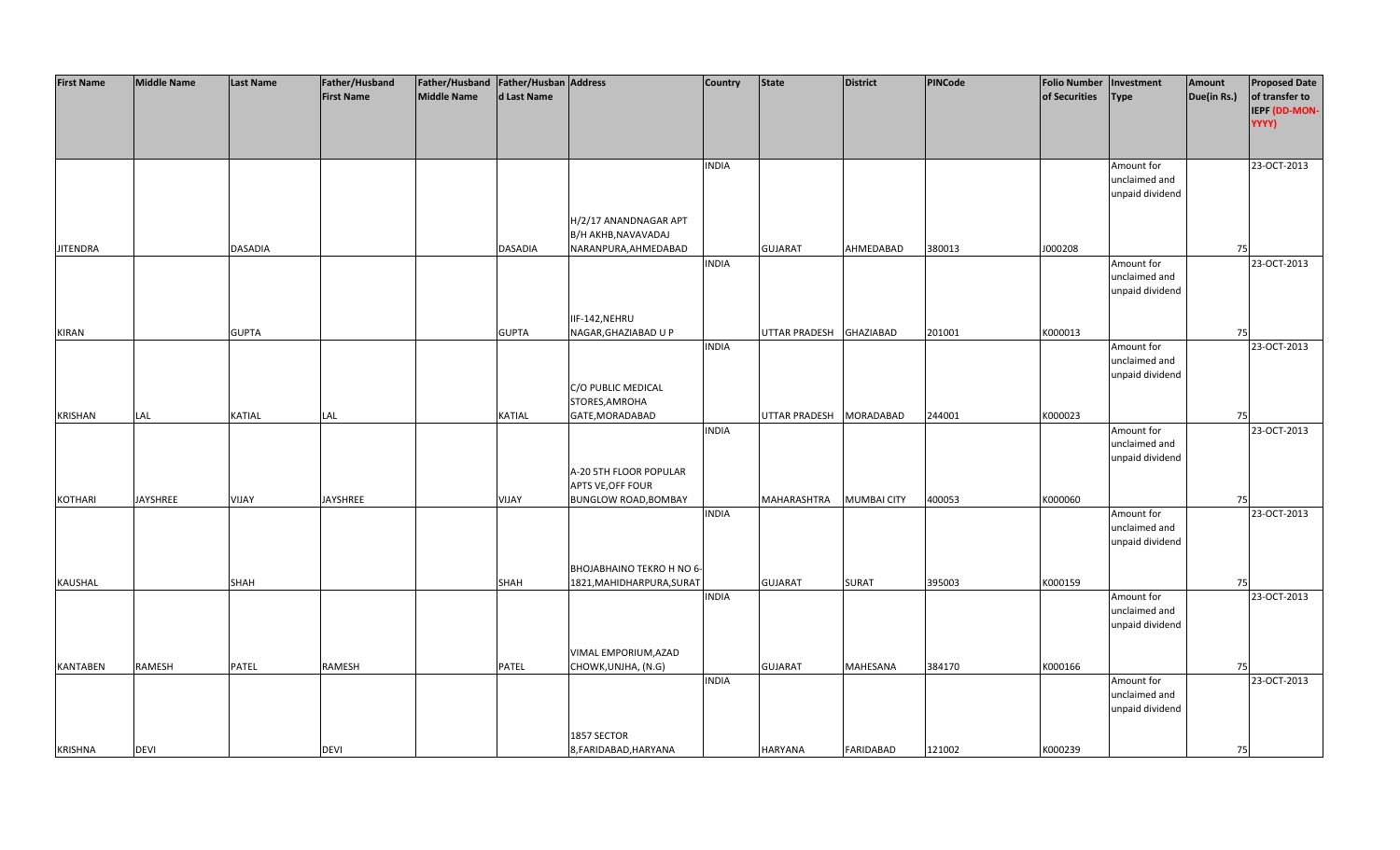| First Name | Middle Name | Last Name | Father/Husband First Name | Father/Husband Middle Name | Father/Husband Last Name | Address | Country | State | District | PINCode | Folio Number of Securities | Investment Type | Amount Due(in Rs.) | Proposed Date of transfer to IEPF (DD-MON-YYYY) |
|---|---|---|---|---|---|---|---|---|---|---|---|---|---|---|
| JITENDRA | | DASADIA | | | DASADIA | H/2/17 ANANDNAGAR APT B/H AKHB,NAVAVADAJ NARANPURA,AHMEDABAD | INDIA | GUJARAT | AHMEDABAD | 380013 | J000208 | Amount for unclaimed and unpaid dividend | 75 | 23-OCT-2013 |
| KIRAN | | GUPTA | | | GUPTA | IIF-142,NEHRU NAGAR,GHAZIABAD U P | INDIA | UTTAR PRADESH | GHAZIABAD | 201001 | K000013 | Amount for unclaimed and unpaid dividend | 75 | 23-OCT-2013 |
| KRISHAN | LAL | KATIAL | LAL | | KATIAL | C/O PUBLIC MEDICAL STORES,AMROHA GATE,MORADABAD | INDIA | UTTAR PRADESH | MORADABAD | 244001 | K000023 | Amount for unclaimed and unpaid dividend | 75 | 23-OCT-2013 |
| KOTHARI | JAYSHREE | VIJAY | JAYSHREE | | VIJAY | A-20 5TH FLOOR POPULAR APTS VE,OFF FOUR BUNGLOW ROAD,BOMBAY | INDIA | MAHARASHTRA | MUMBAI CITY | 400053 | K000060 | Amount for unclaimed and unpaid dividend | 75 | 23-OCT-2013 |
| KAUSHAL | | SHAH | | | SHAH | BHOJABHAINO TEKRO H NO 6-1821,MAHIDHARPURA,SURAT | INDIA | GUJARAT | SURAT | 395003 | K000159 | Amount for unclaimed and unpaid dividend | 75 | 23-OCT-2013 |
| KANTABEN | RAMESH | PATEL | RAMESH | | PATEL | VIMAL EMPORIUM,AZAD CHOWK,UNJHA, (N.G) | INDIA | GUJARAT | MAHESANA | 384170 | K000166 | Amount for unclaimed and unpaid dividend | 75 | 23-OCT-2013 |
| KRISHNA | DEVI | | DEVI | | | 1857 SECTOR 8,FARIDABAD,HARYANA | INDIA | HARYANA | FARIDABAD | 121002 | K000239 | Amount for unclaimed and unpaid dividend | 75 | 23-OCT-2013 |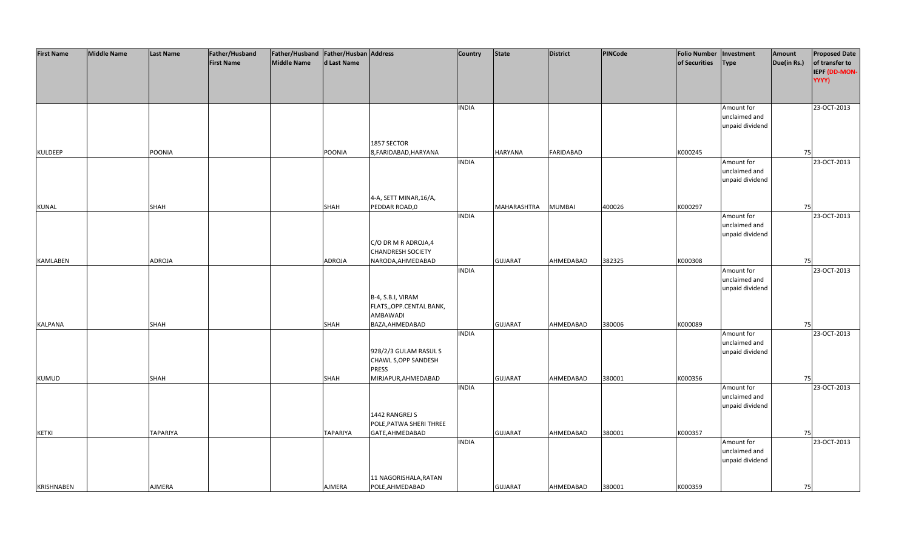| First Name | Middle Name | Last Name | Father/Husband First Name | Father/Husband Middle Name | Father/Husband Last Name | Address | Country | State | District | PINCode | Folio Number of Securities | Investment Type | Amount Due(in Rs.) | Proposed Date of transfer to IEPF (DD-MON-YYYY) |
|---|---|---|---|---|---|---|---|---|---|---|---|---|---|---|
| KULDEEP | | POONIA | | | POONIA | 1857 SECTOR 8,FARIDABAD,HARYANA | INDIA | HARYANA | FARIDABAD | | K000245 | Amount for unclaimed and unpaid dividend | 75 | 23-OCT-2013 |
| KUNAL | | SHAH | | | SHAH | 4-A, SETT MINAR,16/A, PEDDAR ROAD,0 | INDIA | MAHARASHTRA | MUMBAI | 400026 | K000297 | Amount for unclaimed and unpaid dividend | 75 | 23-OCT-2013 |
| KAMLABEN | | ADROJA | | | ADROJA | C/O DR M R ADROJA,4 CHANDRESH SOCIETY NARODA,AHMEDABAD | INDIA | GUJARAT | AHMEDABAD | 382325 | K000308 | Amount for unclaimed and unpaid dividend | 75 | 23-OCT-2013 |
| KALPANA | | SHAH | | | SHAH | B-4, S.B.I, VIRAM FLATS,,OPP.CENTAL BANK, AMBAWADI BAZA,AHMEDABAD | INDIA | GUJARAT | AHMEDABAD | 380006 | K000089 | Amount for unclaimed and unpaid dividend | 75 | 23-OCT-2013 |
| KUMUD | | SHAH | | | SHAH | 928/2/3 GULAM RASUL S CHAWL S,OPP SANDESH PRESS MIRJAPUR,AHMEDABAD | INDIA | GUJARAT | AHMEDABAD | 380001 | K000356 | Amount for unclaimed and unpaid dividend | 75 | 23-OCT-2013 |
| KETKI | | TAPARIYA | | | TAPARIYA | 1442 RANGREJ S POLE,PATWA SHERI THREE GATE,AHMEDABAD | INDIA | GUJARAT | AHMEDABAD | 380001 | K000357 | Amount for unclaimed and unpaid dividend | 75 | 23-OCT-2013 |
| KRISHNABEN | | AJMERA | | | AJMERA | 11 NAGORISHALA,RATAN POLE,AHMEDABAD | INDIA | GUJARAT | AHMEDABAD | 380001 | K000359 | Amount for unclaimed and unpaid dividend | 75 | 23-OCT-2013 |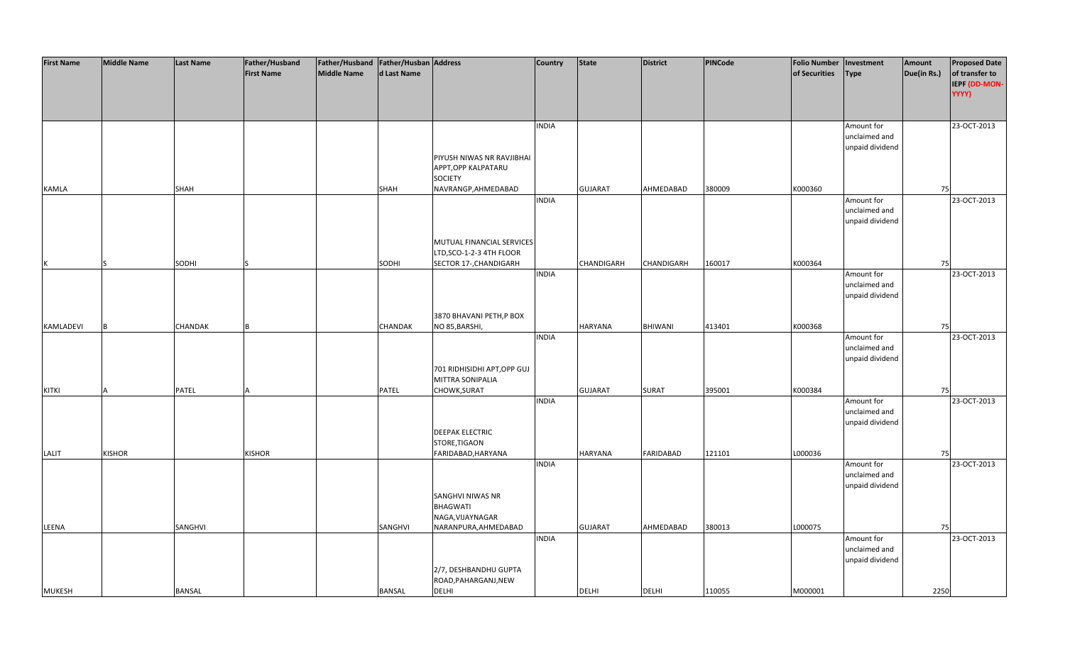| First Name | Middle Name | Last Name | Father/Husband First Name | Father/Husband Middle Name | Father/Husband Last Name | Address | Country | State | District | PINCode | Folio Number of Securities | Investment Type | Amount Due(in Rs.) | Proposed Date of transfer to IEPF (DD-MON-YYYY) |
|---|---|---|---|---|---|---|---|---|---|---|---|---|---|---|
| KAMLA | | SHAH | | | SHAH | PIYUSH NIWAS NR RAVJIBHAI APPT,OPP KALPATARU SOCIETY NAVRANGP,AHMEDABAD | INDIA | GUJARAT | AHMEDABAD | 380009 | K000360 | Amount for unclaimed and unpaid dividend | 75 | 23-OCT-2013 |
| K | S | SODHI | S | | SODHI | MUTUAL FINANCIAL SERVICES LTD,SCO-1-2-3 4TH FLOOR SECTOR 17-,CHANDIGARH | INDIA | CHANDIGARH | CHANDIGARH | 160017 | K000364 | Amount for unclaimed and unpaid dividend | 75 | 23-OCT-2013 |
| KAMLADEVI | B | CHANDAK | B | | CHANDAK | 3870 BHAVANI PETH,P BOX NO 85,BARSHI, | INDIA | HARYANA | BHIWANI | 413401 | K000368 | Amount for unclaimed and unpaid dividend | 75 | 23-OCT-2013 |
| KITKI | A | PATEL | A | | PATEL | 701 RIDHISIDHI APT,OPP GUJ MITTRA SONIPALIA CHOWK,SURAT | INDIA | GUJARAT | SURAT | 395001 | K000384 | Amount for unclaimed and unpaid dividend | 75 | 23-OCT-2013 |
| LALIT | KISHOR | | KISHOR | | | DEEPAK ELECTRIC STORE,TIGAON FARIDABAD,HARYANA | INDIA | HARYANA | FARIDABAD | 121101 | L000036 | Amount for unclaimed and unpaid dividend | 75 | 23-OCT-2013 |
| LEENA | | SANGHVI | | | SANGHVI | SANGHVI NIWAS NR BHAGWATI NAGA,VIJAYNAGAR NARANPURA,AHMEDABAD | INDIA | GUJARAT | AHMEDABAD | 380013 | L000075 | Amount for unclaimed and unpaid dividend | 75 | 23-OCT-2013 |
| MUKESH | | BANSAL | | | BANSAL | 2/7, DESHBANDHU GUPTA ROAD,PAHARGANJ,NEW DELHI | INDIA | DELHI | DELHI | 110055 | M000001 | Amount for unclaimed and unpaid dividend | 2250 | 23-OCT-2013 |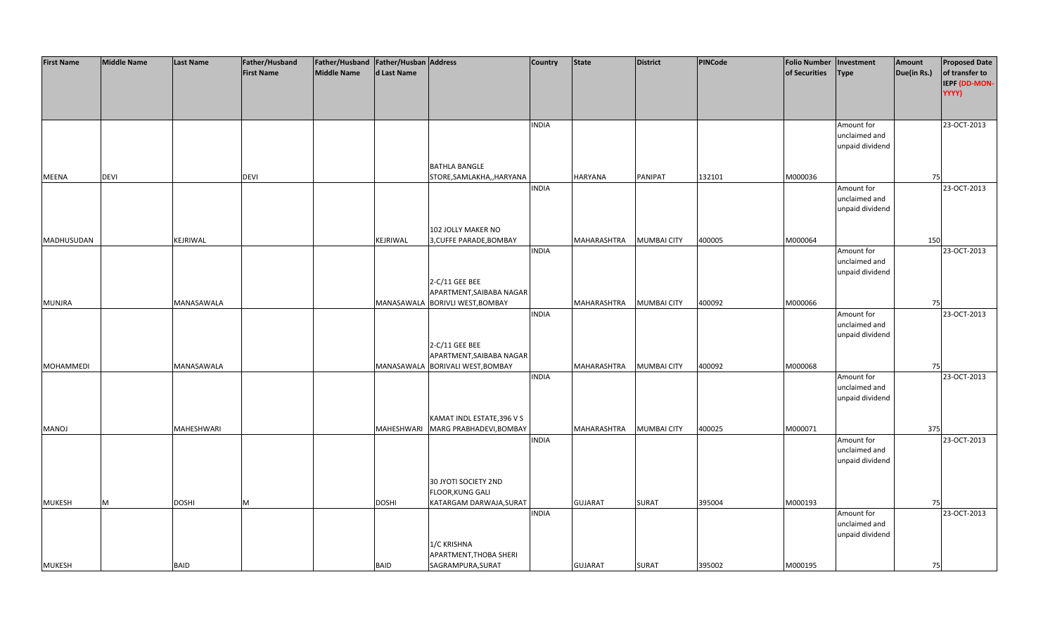| First Name | Middle Name | Last Name | Father/Husband First Name | Father/Husband Middle Name | Father/Husband Last Name | Address | Country | State | District | PINCode | Folio Number of Securities | Investment Type | Amount Due(in Rs.) | Proposed Date of transfer to IEPF (DD-MON-YYYY) |
|---|---|---|---|---|---|---|---|---|---|---|---|---|---|---|
| MEENA | DEVI | | DEVI | | | BATHLA BANGLE STORE,SAMLAKHA,,HARYANA | INDIA | HARYANA | PANIPAT | 132101 | M000036 | Amount for unclaimed and unpaid dividend | 75 | 23-OCT-2013 |
| MADHUSUDAN | | KEJRIWAL | | | KEJRIWAL | 102 JOLLY MAKER NO 3,CUFFE PARADE,BOMBAY | INDIA | MAHARASHTRA | MUMBAI CITY | 400005 | M000064 | Amount for unclaimed and unpaid dividend | 150 | 23-OCT-2013 |
| MUNJRA | | MANASAWALA | | | MANASAWALA | 2-C/11 GEE BEE APARTMENT,SAIBABA NAGAR BORIVLI WEST,BOMBAY | INDIA | MAHARASHTRA | MUMBAI CITY | 400092 | M000066 | Amount for unclaimed and unpaid dividend | 75 | 23-OCT-2013 |
| MOHAMMEDI | | MANASAWALA | | | MANASAWALA | 2-C/11 GEE BEE APARTMENT,SAIBABA NAGAR BORIVALI WEST,BOMBAY | INDIA | MAHARASHTRA | MUMBAI CITY | 400092 | M000068 | Amount for unclaimed and unpaid dividend | 75 | 23-OCT-2013 |
| MANOJ | | MAHESHWARI | | | MAHESHWARI | KAMAT INDL ESTATE,396 V S MARG PRABHADEVI,BOMBAY | INDIA | MAHARASHTRA | MUMBAI CITY | 400025 | M000071 | Amount for unclaimed and unpaid dividend | 375 | 23-OCT-2013 |
| MUKESH | M | DOSHI | M | | DOSHI | 30 JYOTI SOCIETY 2ND FLOOR,KUNG GALI KATARGAM DARWAJA,SURAT | INDIA | GUJARAT | SURAT | 395004 | M000193 | Amount for unclaimed and unpaid dividend | 75 | 23-OCT-2013 |
| MUKESH | | BAID | | | BAID | 1/C KRISHNA APARTMENT,THOBA SHERI SAGRAMPURA,SURAT | INDIA | GUJARAT | SURAT | 395002 | M000195 | Amount for unclaimed and unpaid dividend | 75 | 23-OCT-2013 |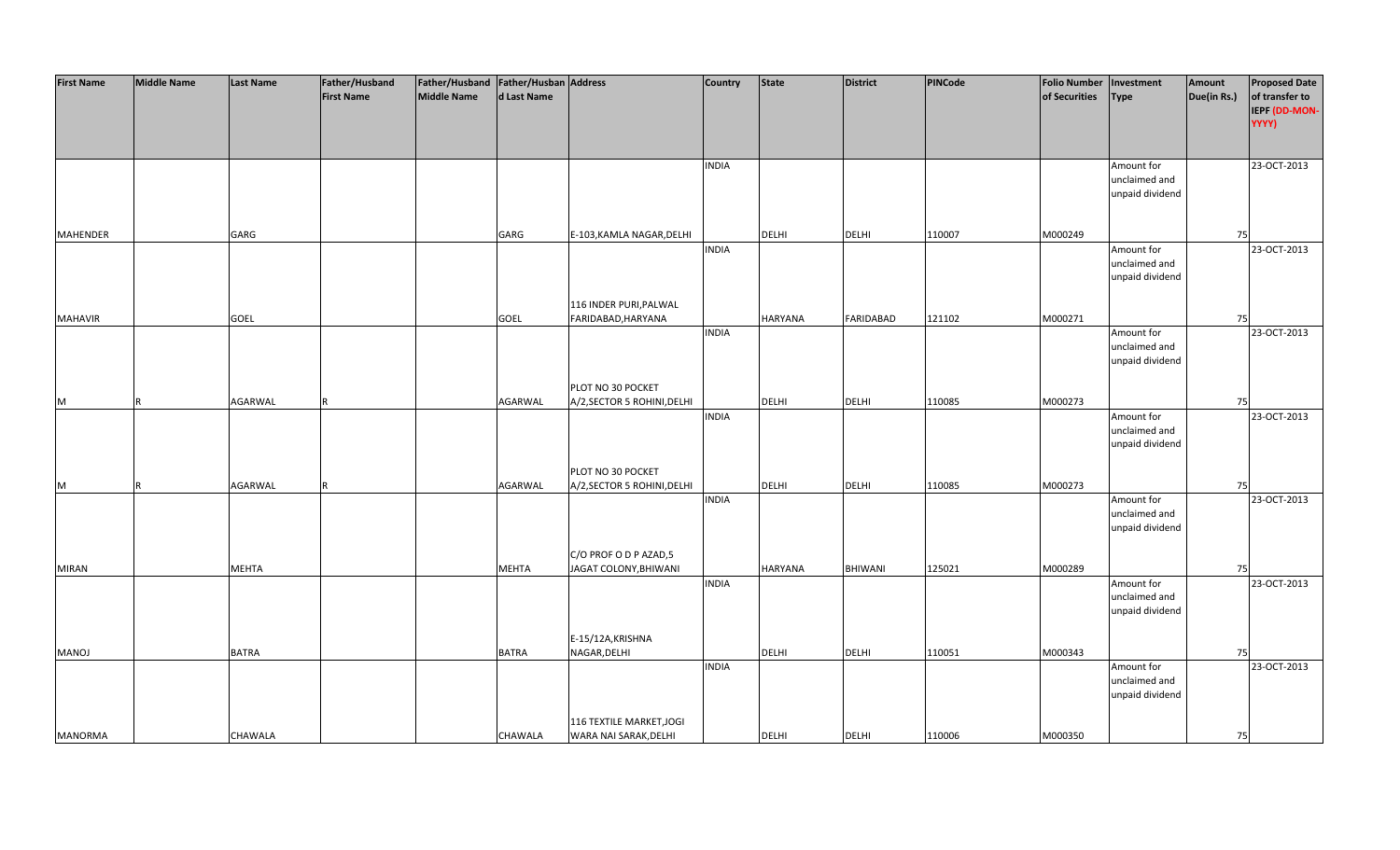| First Name | Middle Name | Last Name | Father/Husband First Name | Father/Husband Middle Name | Father/Husband Last Name | Address | Country | State | District | PINCode | Folio Number of Securities | Investment Type | Amount Due(in Rs.) | Proposed Date of transfer to IEPF (DD-MON-YYYY) |
|---|---|---|---|---|---|---|---|---|---|---|---|---|---|---|
| MAHENDER | | GARG | | | GARG | E-103,KAMLA NAGAR,DELHI | INDIA | DELHI | DELHI | 110007 | M000249 | Amount for unclaimed and unpaid dividend | 75 | 23-OCT-2013 |
| MAHAVIR | | GOEL | | | GOEL | 116 INDER PURI,PALWAL FARIDABAD,HARYANA | INDIA | HARYANA | FARIDABAD | 121102 | M000271 | Amount for unclaimed and unpaid dividend | 75 | 23-OCT-2013 |
| M | R | AGARWAL | R | | AGARWAL | PLOT NO 30 POCKET A/2,SECTOR 5 ROHINI,DELHI | INDIA | DELHI | DELHI | 110085 | M000273 | Amount for unclaimed and unpaid dividend | 75 | 23-OCT-2013 |
| M | R | AGARWAL | R | | AGARWAL | PLOT NO 30 POCKET A/2,SECTOR 5 ROHINI,DELHI | INDIA | DELHI | DELHI | 110085 | M000273 | Amount for unclaimed and unpaid dividend | 75 | 23-OCT-2013 |
| MIRAN | | MEHTA | | | MEHTA | C/O PROF O D P AZAD,5 JAGAT COLONY,BHIWANI | INDIA | HARYANA | BHIWANI | 125021 | M000289 | Amount for unclaimed and unpaid dividend | 75 | 23-OCT-2013 |
| MANOJ | | BATRA | | | BATRA | E-15/12A,KRISHNA NAGAR,DELHI | INDIA | DELHI | DELHI | 110051 | M000343 | Amount for unclaimed and unpaid dividend | 75 | 23-OCT-2013 |
| MANORMA | | CHAWALA | | | CHAWALA | 116 TEXTILE MARKET,JOGI WARA NAI SARAK,DELHI | INDIA | DELHI | DELHI | 110006 | M000350 | Amount for unclaimed and unpaid dividend | 75 | 23-OCT-2013 |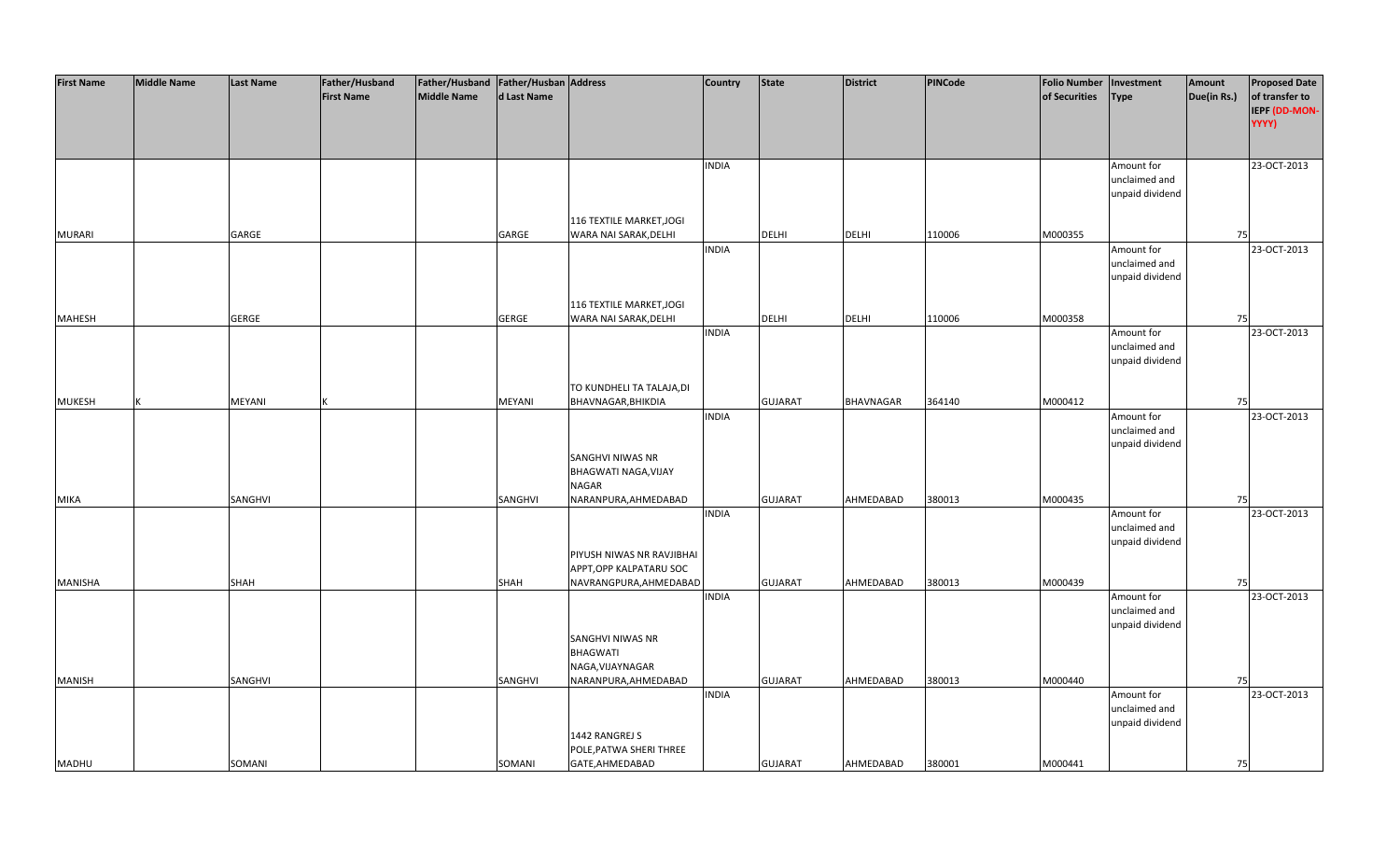| First Name | Middle Name | Last Name | Father/Husband First Name | Father/Husband Middle Name | Father/Husband Last Name | Address | Country | State | District | PINCode | Folio Number of Securities | Investment Type | Amount Due(in Rs.) | Proposed Date of transfer to IEPF (DD-MON-YYYY) |
|---|---|---|---|---|---|---|---|---|---|---|---|---|---|---|
| MURARI | | GARGE | | | GARGE | 116 TEXTILE MARKET,JOGI WARA NAI SARAK,DELHI | INDIA | DELHI | DELHI | 110006 | M000355 | Amount for unclaimed and unpaid dividend | 75 | 23-OCT-2013 |
| MAHESH | | GERGE | | | GERGE | 116 TEXTILE MARKET,JOGI WARA NAI SARAK,DELHI | INDIA | DELHI | DELHI | 110006 | M000358 | Amount for unclaimed and unpaid dividend | 75 | 23-OCT-2013 |
| MUKESH | K | MEYANI | K | | MEYANI | TO KUNDHELI TA TALAJA,DI BHAVNAGAR,BHIKDIA | INDIA | GUJARAT | BHAVNAGAR | 364140 | M000412 | Amount for unclaimed and unpaid dividend | 75 | 23-OCT-2013 |
| MIKA | | SANGHVI | | | SANGHVI | SANGHVI NIWAS NR BHAGWATI NAGA,VIJAY NAGAR NARANPURA,AHMEDABAD | INDIA | GUJARAT | AHMEDABAD | 380013 | M000435 | Amount for unclaimed and unpaid dividend | 75 | 23-OCT-2013 |
| MANISHA | | SHAH | | | SHAH | PIYUSH NIWAS NR RAVJIBHAI APPT,OPP KALPATARU SOC NAVRANGPURA,AHMEDABAD | INDIA | GUJARAT | AHMEDABAD | 380013 | M000439 | Amount for unclaimed and unpaid dividend | 75 | 23-OCT-2013 |
| MANISH | | SANGHVI | | | SANGHVI | SANGHVI NIWAS NR BHAGWATI NAGA,VIJAYNAGAR NARANPURA,AHMEDABAD | INDIA | GUJARAT | AHMEDABAD | 380013 | M000440 | Amount for unclaimed and unpaid dividend | 75 | 23-OCT-2013 |
| MADHU | | SOMANI | | | SOMANI | 1442 RANGREJ S POLE,PATWA SHERI THREE GATE,AHMEDABAD | INDIA | GUJARAT | AHMEDABAD | 380001 | M000441 | Amount for unclaimed and unpaid dividend | 75 | 23-OCT-2013 |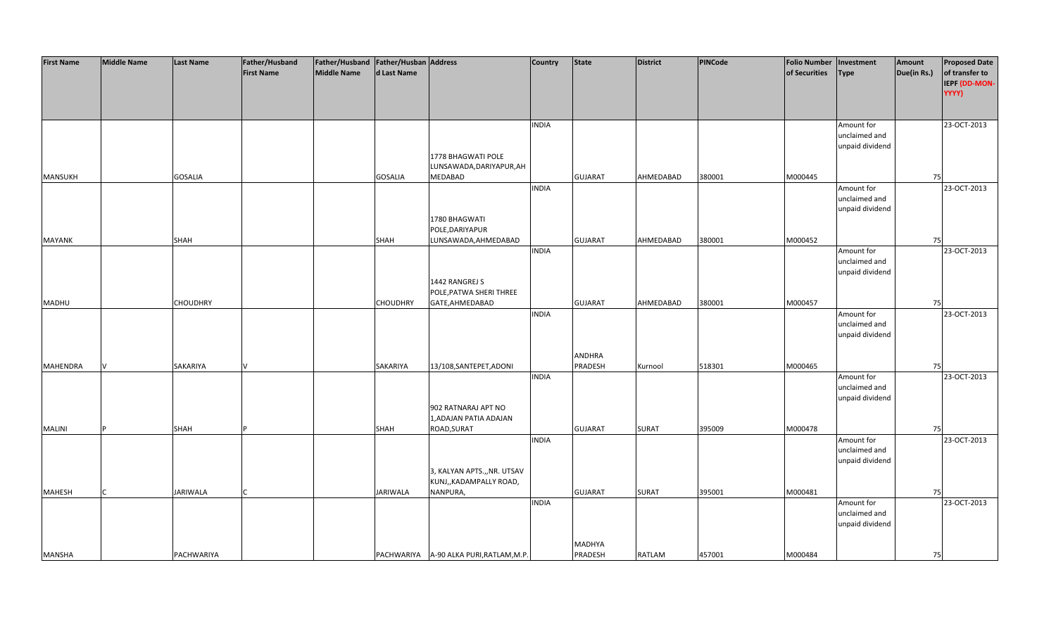| First Name | Middle Name | Last Name | Father/Husband First Name | Father/Husband Middle Name | Father/Husband Last Name | Address | Country | State | District | PINCode | Folio Number of Securities | Investment Type | Amount Due(in Rs.) | Proposed Date of transfer to IEPF (DD-MON-YYYY) |
|---|---|---|---|---|---|---|---|---|---|---|---|---|---|---|
| MANSUKH | | GOSALIA | | | GOSALIA | 1778 BHAGWATI POLE LUNSAWADA,DARIYAPUR,AHMEDABAD | INDIA | GUJARAT | AHMEDABAD | 380001 | M000445 | Amount for unclaimed and unpaid dividend | 75 | 23-OCT-2013 |
| MAYANK | | SHAH | | | SHAH | 1780 BHAGWATI POLE,DARIYAPUR LUNSAWADA,AHMEDABAD | INDIA | GUJARAT | AHMEDABAD | 380001 | M000452 | Amount for unclaimed and unpaid dividend | 75 | 23-OCT-2013 |
| MADHU | | CHOUDHRY | | | CHOUDHRY | 1442 RANGREJ S POLE,PATWA SHERI THREE GATE,AHMEDABAD | INDIA | GUJARAT | AHMEDABAD | 380001 | M000457 | Amount for unclaimed and unpaid dividend | 75 | 23-OCT-2013 |
| MAHENDRA | V | SAKARIYA | V | | SAKARIYA | 13/108,SANTEPET,ADONI | INDIA | ANDHRA PRADESH | Kurnool | 518301 | M000465 | Amount for unclaimed and unpaid dividend | 75 | 23-OCT-2013 |
| MALINI | P | SHAH | P | | SHAH | 902 RATNARAJ APT NO 1,ADAJAN PATIA ADAJAN ROAD,SURAT | INDIA | GUJARAT | SURAT | 395009 | M000478 | Amount for unclaimed and unpaid dividend | 75 | 23-OCT-2013 |
| MAHESH | C | JARIWALA | C | | JARIWALA | 3, KALYAN APTS.,,NR. UTSAV KUNJ,,KADAMPALLY ROAD, NANPURA, | INDIA | GUJARAT | SURAT | 395001 | M000481 | Amount for unclaimed and unpaid dividend | 75 | 23-OCT-2013 |
| MANSHA | | PACHWARIYA | | | PACHWARIYA | A-90 ALKA PURI,RATLAM,M.P. | INDIA | MADHYA PRADESH | RATLAM | 457001 | M000484 | Amount for unclaimed and unpaid dividend | 75 | 23-OCT-2013 |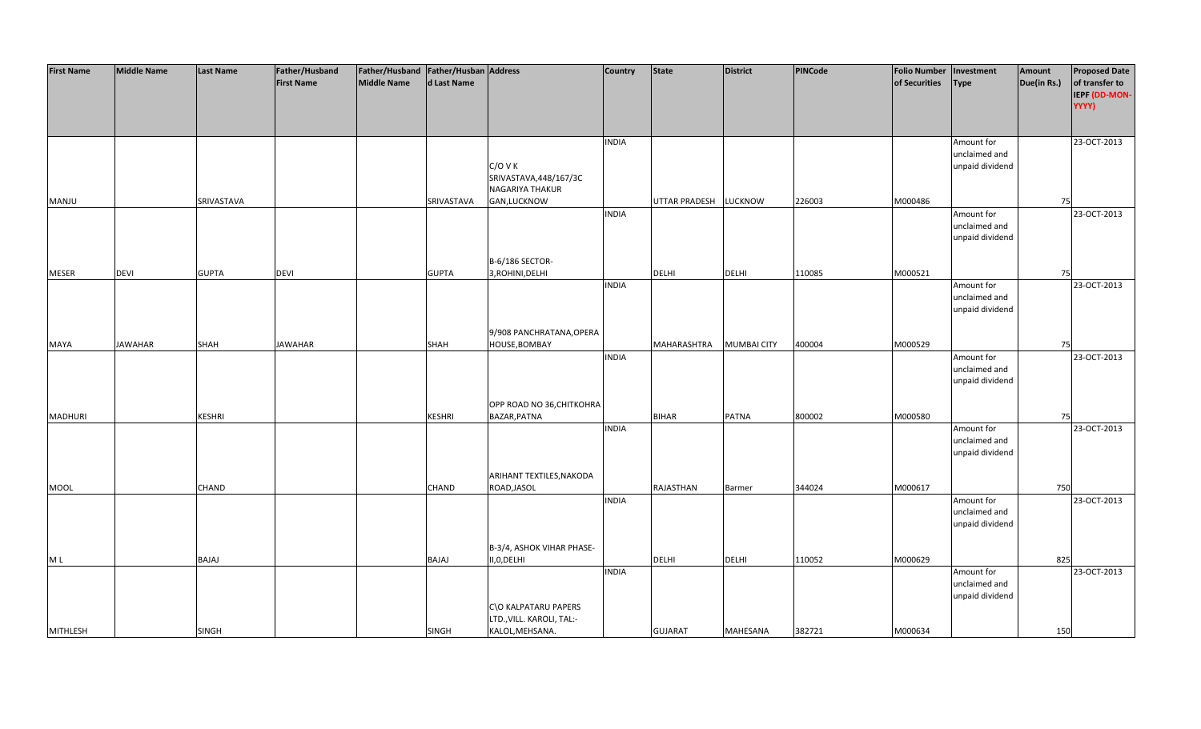| First Name | Middle Name | Last Name | Father/Husband First Name | Father/Husband Middle Name | Father/Husband Last Name | Address | Country | State | District | PINCode | Folio Number of Securities | Investment Type | Amount Due(in Rs.) | Proposed Date of transfer to IEPF (DD-MON-YYYY) |
|---|---|---|---|---|---|---|---|---|---|---|---|---|---|---|
| MANJU | | SRIVASTAVA | | | SRIVASTAVA | C/O V K SRIVASTAVA,448/167/3C NAGARIYA THAKUR GAN,LUCKNOW | INDIA | UTTAR PRADESH | LUCKNOW | 226003 | M000486 | Amount for unclaimed and unpaid dividend | 75 | 23-OCT-2013 |
| MESER | DEVI | GUPTA | DEVI | | GUPTA | B-6/186 SECTOR-3,ROHINI,DELHI | INDIA | DELHI | DELHI | 110085 | M000521 | Amount for unclaimed and unpaid dividend | 75 | 23-OCT-2013 |
| MAYA | JAWAHAR | SHAH | JAWAHAR | | SHAH | 9/908 PANCHRATANA,OPERA HOUSE,BOMBAY | INDIA | MAHARASHTRA | MUMBAI CITY | 400004 | M000529 | Amount for unclaimed and unpaid dividend | 75 | 23-OCT-2013 |
| MADHURI | | KESHRI | | | KESHRI | OPP ROAD NO 36,CHITKOHRA BAZAR,PATNA | INDIA | BIHAR | PATNA | 800002 | M000580 | Amount for unclaimed and unpaid dividend | 75 | 23-OCT-2013 |
| MOOL | | CHAND | | | CHAND | ARIHANT TEXTILES,NAKODA ROAD,JASOL | INDIA | RAJASTHAN | Barmer | 344024 | M000617 | Amount for unclaimed and unpaid dividend | 750 | 23-OCT-2013 |
| M L | | BAJAJ | | | BAJAJ | B-3/4, ASHOK VIHAR PHASE-II,0,DELHI | INDIA | DELHI | DELHI | 110052 | M000629 | Amount for unclaimed and unpaid dividend | 825 | 23-OCT-2013 |
| MITHLESH | | SINGH | | | SINGH | C\O KALPATARU PAPERS LTD.,VILL. KAROLI, TAL:-KALOL,MEHSANA. | INDIA | GUJARAT | MAHESANA | 382721 | M000634 | Amount for unclaimed and unpaid dividend | 150 | 23-OCT-2013 |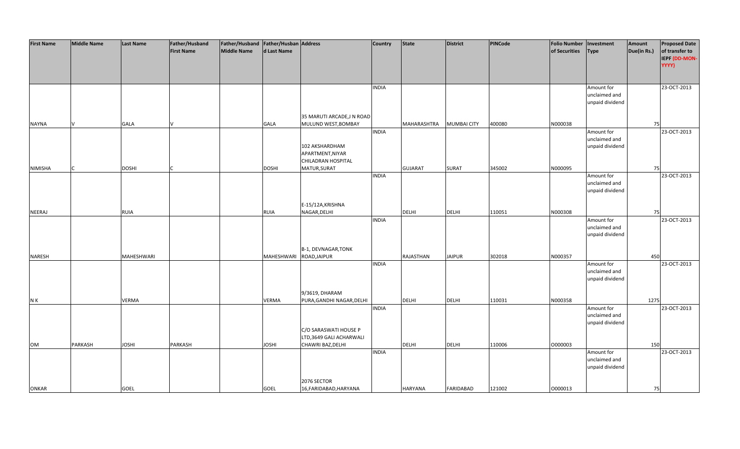| First Name | Middle Name | Last Name | Father/Husband First Name | Father/Husband Middle Name | Father/Husband Last Name | Address | Country | State | District | PINCode | Folio Number of Securities | Investment Type | Amount Due(in Rs.) | Proposed Date of transfer to IEPF (DD-MON-YYYY) |
|---|---|---|---|---|---|---|---|---|---|---|---|---|---|---|
| NAYNA | V | GALA | V | | GALA | 35 MARUTI ARCADE,J N ROAD MULUND WEST,BOMBAY | INDIA | MAHARASHTRA | MUMBAI CITY | 400080 | N000038 | Amount for unclaimed and unpaid dividend | 75 | 23-OCT-2013 |
| NIMISHA | C | DOSHI | C | | DOSHI | 102 AKSHARDHAM APARTMENT,NIYAR CHILADRAN HOSPITAL MATUR,SURAT | INDIA | GUJARAT | SURAT | 345002 | N000095 | Amount for unclaimed and unpaid dividend | 75 | 23-OCT-2013 |
| NEERAJ | | RUIA | | | RUIA | E-15/12A,KRISHNA NAGAR,DELHI | INDIA | DELHI | DELHI | 110051 | N000308 | Amount for unclaimed and unpaid dividend | 75 | 23-OCT-2013 |
| NARESH | | MAHESHWARI | | | MAHESHWARI | B-1, DEVNAGAR,TONK ROAD,JAIPUR | INDIA | RAJASTHAN | JAIPUR | 302018 | N000357 | Amount for unclaimed and unpaid dividend | 450 | 23-OCT-2013 |
| N K | | VERMA | | | VERMA | 9/3619, DHARAM PURA,GANDHI NAGAR,DELHI | INDIA | DELHI | DELHI | 110031 | N000358 | Amount for unclaimed and unpaid dividend | 1275 | 23-OCT-2013 |
| OM | PARKASH | JOSHI | PARKASH | | JOSHI | C/O SARASWATI HOUSE P LTD,3649 GALI ACHARWALI CHAWRI BAZ,DELHI | INDIA | DELHI | DELHI | 110006 | O000003 | Amount for unclaimed and unpaid dividend | 150 | 23-OCT-2013 |
| ONKAR | | GOEL | | | GOEL | 2076 SECTOR 16,FARIDABAD,HARYANA | INDIA | HARYANA | FARIDABAD | 121002 | O000013 | Amount for unclaimed and unpaid dividend | 75 | 23-OCT-2013 |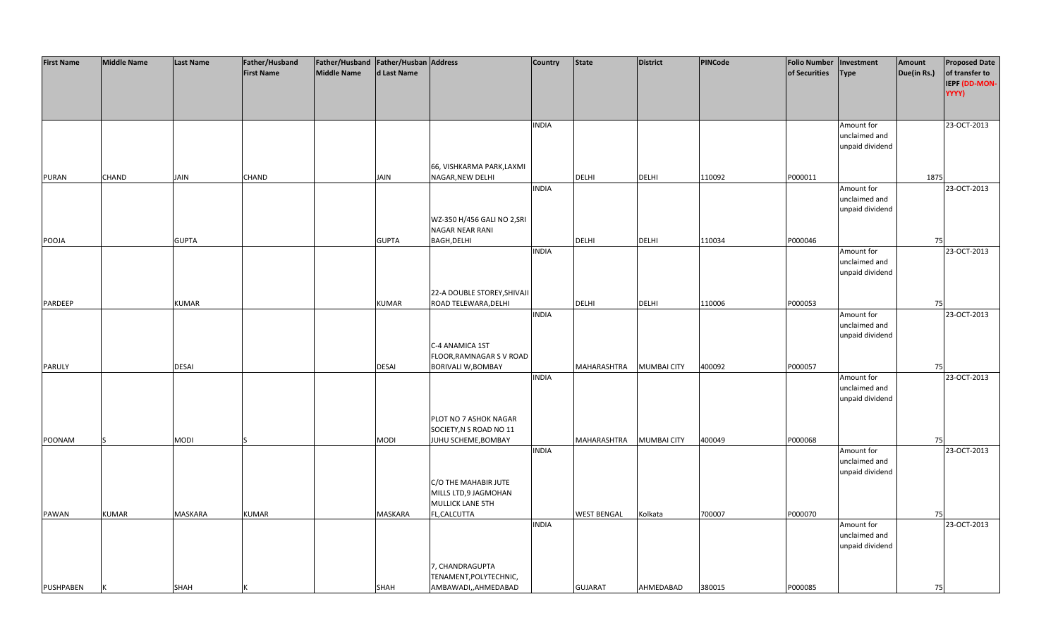| First Name | Middle Name | Last Name | Father/Husband First Name | Father/Husband Middle Name | Father/Husband Last Name | Address | Country | State | District | PINCode | Folio Number of Securities | Investment Type | Amount Due(in Rs.) | Proposed Date of transfer to IEPF (DD-MON-YYYY) |
|---|---|---|---|---|---|---|---|---|---|---|---|---|---|---|
| PURAN | CHAND | JAIN | CHAND | | JAIN | 66, VISHKARMA PARK,LAXMI NAGAR,NEW DELHI | INDIA | DELHI | DELHI | 110092 | P000011 | Amount for unclaimed and unpaid dividend | 1875 | 23-OCT-2013 |
| POOJA | | GUPTA | | | GUPTA | WZ-350 H/456 GALI NO 2,SRI NAGAR NEAR RANI BAGH,DELHI | INDIA | DELHI | DELHI | 110034 | P000046 | Amount for unclaimed and unpaid dividend | 75 | 23-OCT-2013 |
| PARDEEP | | KUMAR | | | KUMAR | 22-A DOUBLE STOREY,SHIVAJI ROAD TELEWARA,DELHI | INDIA | DELHI | DELHI | 110006 | P000053 | Amount for unclaimed and unpaid dividend | 75 | 23-OCT-2013 |
| PARULY | | DESAI | | | DESAI | C-4 ANAMICA 1ST FLOOR,RAMNAGAR S V ROAD BORIVALI W,BOMBAY | INDIA | MAHARASHTRA | MUMBAI CITY | 400092 | P000057 | Amount for unclaimed and unpaid dividend | 75 | 23-OCT-2013 |
| POONAM | S | MODI | S | | MODI | PLOT NO 7 ASHOK NAGAR SOCIETY,N S ROAD NO 11 JUHU SCHEME,BOMBAY | INDIA | MAHARASHTRA | MUMBAI CITY | 400049 | P000068 | Amount for unclaimed and unpaid dividend | 75 | 23-OCT-2013 |
| PAWAN | KUMAR | MASKARA | KUMAR | | MASKARA | C/O THE MAHABIR JUTE MILLS LTD,9 JAGMOHAN MULLICK LANE 5TH FL,CALCUTTA | INDIA | WEST BENGAL | Kolkata | 700007 | P000070 | Amount for unclaimed and unpaid dividend | 75 | 23-OCT-2013 |
| PUSHPABEN | K | SHAH | K | | SHAH | 7, CHANDRAGUPTA TENAMENT,POLYTECHNIC, AMBAWADI,,AHMEDABAD | INDIA | GUJARAT | AHMEDABAD | 380015 | P000085 | Amount for unclaimed and unpaid dividend | 75 | 23-OCT-2013 |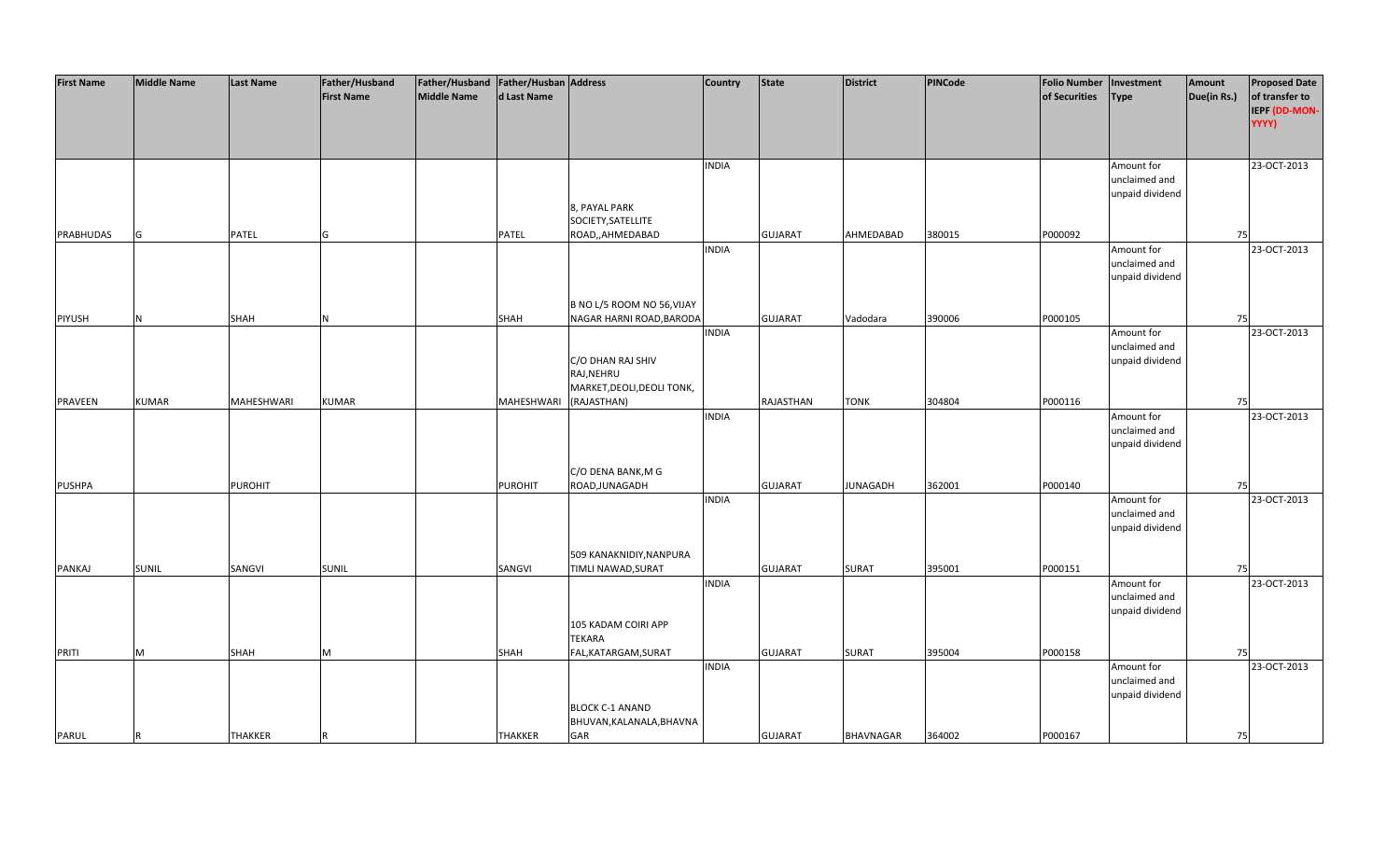| First Name | Middle Name | Last Name | Father/Husband First Name | Father/Husband Middle Name | Father/Husband Last Name | Address | Country | State | District | PINCode | Folio Number of Securities | Investment Type | Amount Due(in Rs.) | Proposed Date of transfer to IEPF (DD-MON-YYYY) |
|---|---|---|---|---|---|---|---|---|---|---|---|---|---|---|
| PRABHUDAS | G | PATEL | G | | PATEL | 8, PAYAL PARK SOCIETY,SATELLITE ROAD,,AHMEDABAD | INDIA | GUJARAT | AHMEDABAD | 380015 | P000092 | Amount for unclaimed and unpaid dividend | 75 | 23-OCT-2013 |
| PIYUSH | N | SHAH | N | | SHAH | B NO L/5 ROOM NO 56,VIJAY NAGAR HARNI ROAD,BARODA | INDIA | GUJARAT | Vadodara | 390006 | P000105 | Amount for unclaimed and unpaid dividend | 75 | 23-OCT-2013 |
| PRAVEEN | KUMAR | MAHESHWARI | KUMAR | | MAHESHWARI | C/O DHAN RAJ SHIV RAJ,NEHRU MARKET,DEOLI,DEOLI TONK, (RAJASTHAN) | INDIA | RAJASTHAN | TONK | 304804 | P000116 | Amount for unclaimed and unpaid dividend | 75 | 23-OCT-2013 |
| PUSHPA | | PUROHIT | | | PUROHIT | C/O DENA BANK,M G ROAD,JUNAGADH | INDIA | GUJARAT | JUNAGADH | 362001 | P000140 | Amount for unclaimed and unpaid dividend | 75 | 23-OCT-2013 |
| PANKAJ | SUNIL | SANGVI | SUNIL | | SANGVI | 509 KANAKNIDIY,NANPURA TIMLI NAWAD,SURAT | INDIA | GUJARAT | SURAT | 395001 | P000151 | Amount for unclaimed and unpaid dividend | 75 | 23-OCT-2013 |
| PRITI | M | SHAH | M | | SHAH | 105 KADAM COIRI APP TEKARA FAL,KATARGAM,SURAT | INDIA | GUJARAT | SURAT | 395004 | P000158 | Amount for unclaimed and unpaid dividend | 75 | 23-OCT-2013 |
| PARUL | R | THAKKER | R | | THAKKER | BLOCK C-1 ANAND BHUVAN,KALANALA,BHAVNA GAR | INDIA | GUJARAT | BHAVNAGAR | 364002 | P000167 | Amount for unclaimed and unpaid dividend | 75 | 23-OCT-2013 |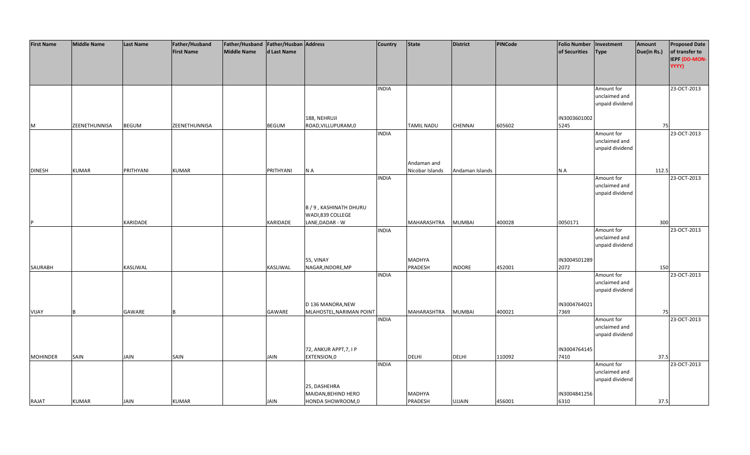| First Name | Middle Name | Last Name | Father/Husband First Name | Father/Husband Middle Name | Father/Husband Last Name | Address | Country | State | District | PINCode | Folio Number of Securities | Investment Type | Amount Due(in Rs.) | Proposed Date of transfer to IEPF (DD-MON-YYYY) |
|---|---|---|---|---|---|---|---|---|---|---|---|---|---|---|
| M | ZEENETHUNNISA | BEGUM | ZEENETHUNNISA | | BEGUM | 188, NEHRUJI ROAD,VILLUPURAM,0 | INDIA | TAMIL NADU | CHENNAI | 605602 | IN30036010025245 | Amount for unclaimed and unpaid dividend | 75 | 23-OCT-2013 |
| DINESH | KUMAR | PRITHYANI | KUMAR | | PRITHYANI | N A | INDIA | Andaman and Nicobar Islands | Andaman Islands | | N A | Amount for unclaimed and unpaid dividend | 112.5 | 23-OCT-2013 |
| P | | KARIDADE | | | KARIDADE | B / 9 , KASHINATH DHURU WADI,839 COLLEGE LANE,DADAR - W | INDIA | MAHARASHTRA | MUMBAI | 400028 | 0050171 | Amount for unclaimed and unpaid dividend | 300 | 23-OCT-2013 |
| SAURABH | | KASLIWAL | | | KASLIWAL | 55, VINAY NAGAR,INDORE,MP | INDIA | MADHYA PRADESH | INDORE | 452001 | IN30045012892072 | Amount for unclaimed and unpaid dividend | 150 | 23-OCT-2013 |
| VIJAY | B | GAWARE | B | | GAWARE | D 136 MANORA,NEW MLAHOSTEL,NARIMAN POINT | INDIA | MAHARASHTRA | MUMBAI | 400021 | IN30047640217369 | Amount for unclaimed and unpaid dividend | 75 | 23-OCT-2013 |
| MOHINDER | SAIN | JAIN | SAIN | | JAIN | 72, ANKUR APPT,7, I P EXTENSION,0 | INDIA | DELHI | DELHI | 110092 | IN30047641457410 | Amount for unclaimed and unpaid dividend | 37.5 | 23-OCT-2013 |
| RAJAT | KUMAR | JAIN | KUMAR | | JAIN | 25, DASHEHRA MAIDAN,BEHIND HERO HONDA SHOWROOM,0 | INDIA | MADHYA PRADESH | UJJAIN | 456001 | IN30048412566310 | Amount for unclaimed and unpaid dividend | 37.5 | 23-OCT-2013 |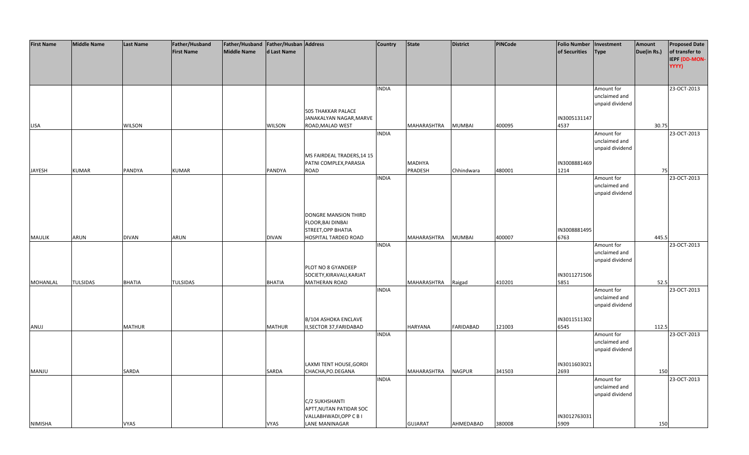| First Name | Middle Name | Last Name | Father/Husband First Name | Father/Husband Middle Name | Father/Husband Last Name | Address | Country | State | District | PINCode | Folio Number of Securities | Investment Type | Amount Due(in Rs.) | Proposed Date of transfer to IEPF (DD-MON-YYYY) |
|---|---|---|---|---|---|---|---|---|---|---|---|---|---|---|
| LISA | | WILSON | | | WILSON | 505 THAKKAR PALACE JANAKALYAN NAGAR,MARVE ROAD,MALAD WEST | INDIA | MAHARASHTRA | MUMBAI | 400095 | IN30051311474537 | Amount for unclaimed and unpaid dividend | 30.75 | 23-OCT-2013 |
| JAYESH | KUMAR | PANDYA | KUMAR | | PANDYA | MS FAIRDEAL TRADERS,14 15 PATNI COMPLEX,PARASIA ROAD | INDIA | MADHYA PRADESH | Chhindwara | 480001 | IN30088814691214 | Amount for unclaimed and unpaid dividend | 75 | 23-OCT-2013 |
| MAULIK | ARUN | DIVAN | ARUN | | DIVAN | DONGRE MANSION THIRD FLOOR,BAI DINBAI STREET,OPP BHATIA HOSPITAL TARDEO ROAD | INDIA | MAHARASHTRA | MUMBAI | 400007 | IN30088814956763 | Amount for unclaimed and unpaid dividend | 445.5 | 23-OCT-2013 |
| MOHANLAL | TULSIDAS | BHATIA | TULSIDAS | | BHATIA | PLOT NO 8 GYANDEEP SOCIETY,KIRAVALI,KARJAT MATHERAN ROAD | INDIA | MAHARASHTRA | Raigad | 410201 | IN30112715065851 | Amount for unclaimed and unpaid dividend | 52.5 | 23-OCT-2013 |
| ANUJ | | MATHUR | | | MATHUR | B/104 ASHOKA ENCLAVE II,SECTOR 37,FARIDABAD | INDIA | HARYANA | FARIDABAD | 121003 | IN30115113026545 | Amount for unclaimed and unpaid dividend | 112.5 | 23-OCT-2013 |
| MANJU | | SARDA | | | SARDA | LAXMI TENT HOUSE,GORDI CHACHA,PO.DEGANA | INDIA | MAHARASHTRA | NAGPUR | 341503 | IN30116030212693 | Amount for unclaimed and unpaid dividend | 150 | 23-OCT-2013 |
| NIMISHA | | VYAS | | | VYAS | C/2 SUKHSHANTI APTT,NUTAN PATIDAR SOC VALLABHWADI,OPP C B I LANE MANINAGAR | INDIA | GUJARAT | AHMEDABAD | 380008 | IN30127630315909 | Amount for unclaimed and unpaid dividend | 150 | 23-OCT-2013 |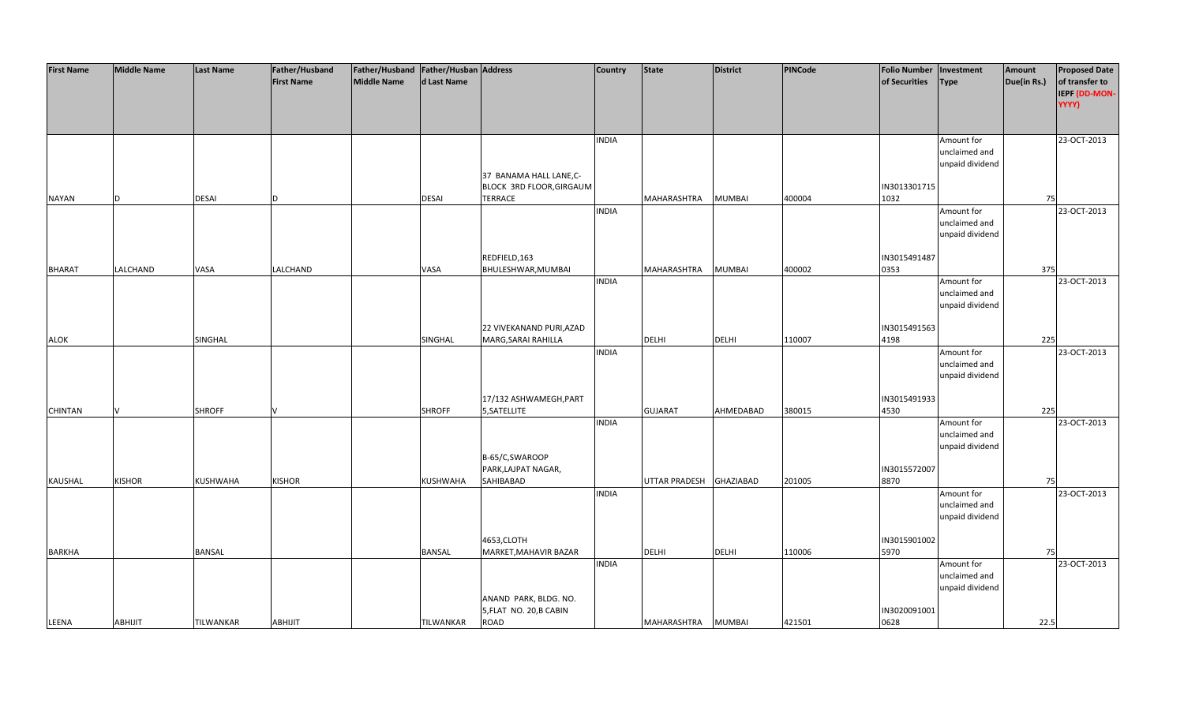| First Name | Middle Name | Last Name | Father/Husband First Name | Father/Husband Middle Name | Father/Husband Last Name | Address | Country | State | District | PINCode | Folio Number of Securities | Investment Type | Amount Due(in Rs.) | Proposed Date of transfer to IEPF (DD-MON-YYYY) |
|---|---|---|---|---|---|---|---|---|---|---|---|---|---|---|
| NAYAN | D | DESAI | D | | DESAI | 37 BANAMA HALL LANE,C-BLOCK 3RD FLOOR,GIRGAUM TERRACE | INDIA | MAHARASHTRA | MUMBAI | 400004 | IN30133017151032 | Amount for unclaimed and unpaid dividend | 75 | 23-OCT-2013 |
| BHARAT | LALCHAND | VASA | LALCHAND | | VASA | REDFIELD,163 BHULESHWAR,MUMBAI | INDIA | MAHARASHTRA | MUMBAI | 400002 | IN30154914870353 | Amount for unclaimed and unpaid dividend | 375 | 23-OCT-2013 |
| ALOK | | SINGHAL | | | SINGHAL | 22 VIVEKANAND PURI,AZAD MARG,SARAI RAHILLA | INDIA | DELHI | DELHI | 110007 | IN30154915634198 | Amount for unclaimed and unpaid dividend | 225 | 23-OCT-2013 |
| CHINTAN | V | SHROFF | V | | SHROFF | 17/132 ASHWAMEGH,PART 5,SATELLITE | INDIA | GUJARAT | AHMEDABAD | 380015 | IN30154919334530 | Amount for unclaimed and unpaid dividend | 225 | 23-OCT-2013 |
| KAUSHAL | KISHOR | KUSHWAHA | KISHOR | | KUSHWAHA | B-65/C,SWAROOP PARK,LAJPAT NAGAR, SAHIBABAD | INDIA | UTTAR PRADESH | GHAZIABAD | 201005 | IN30155720078870 | Amount for unclaimed and unpaid dividend | 75 | 23-OCT-2013 |
| BARKHA | | BANSAL | | | BANSAL | 4653,CLOTH MARKET,MAHAVIR BAZAR | INDIA | DELHI | DELHI | 110006 | IN30159010025970 | Amount for unclaimed and unpaid dividend | 75 | 23-OCT-2013 |
| LEENA | ABHIJIT | TILWANKAR | ABHIJIT | | TILWANKAR | ANAND PARK, BLDG. NO. 5,FLAT NO. 20,B CABIN ROAD | INDIA | MAHARASHTRA | MUMBAI | 421501 | IN30200910010628 | Amount for unclaimed and unpaid dividend | 22.5 | 23-OCT-2013 |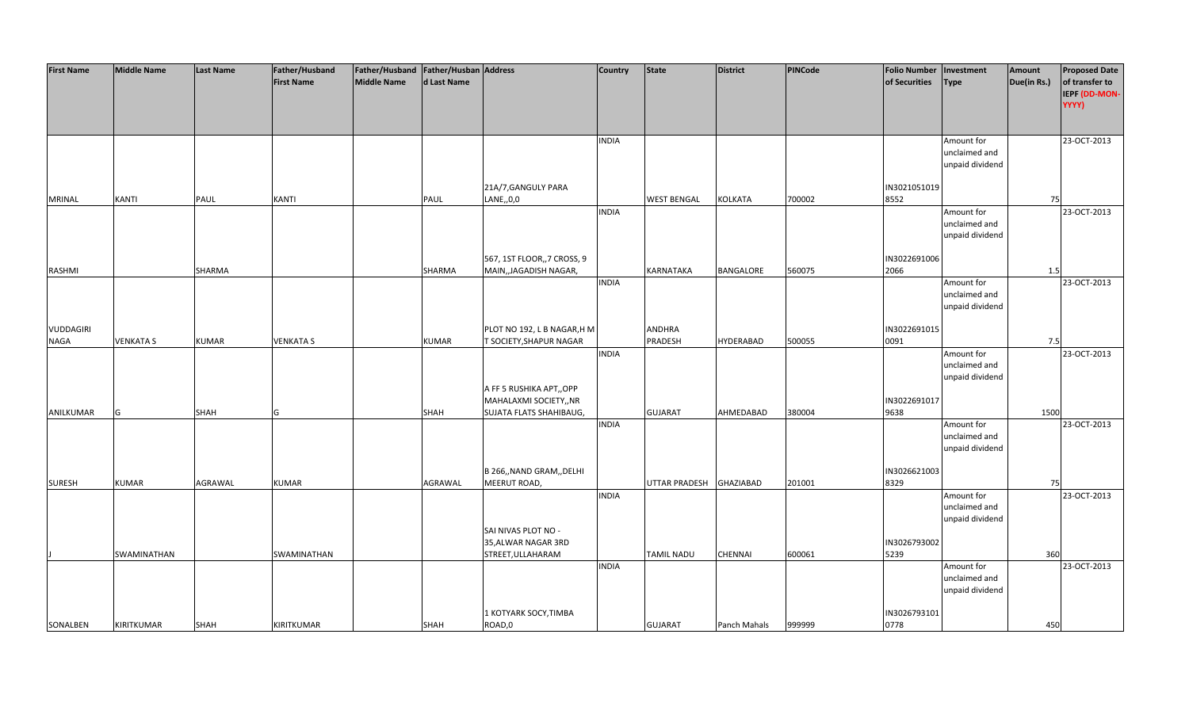| First Name | Middle Name | Last Name | Father/Husband First Name | Father/Husband Middle Name | Father/Husband Last Name | Address | Country | State | District | PINCode | Folio Number of Securities | Investment Type | Amount Due(in Rs.) | Proposed Date of transfer to IEPF (DD-MON-YYYY) |
|---|---|---|---|---|---|---|---|---|---|---|---|---|---|---|
| MRINAL | KANTI | PAUL | KANTI | | PAUL | 21A/7,GANGULY PARA LANE,,0,0 | INDIA | WEST BENGAL | KOLKATA | 700002 | IN30210510198552 | Amount for unclaimed and unpaid dividend | 75 | 23-OCT-2013 |
| RASHMI | | SHARMA | | | SHARMA | 567, 1ST FLOOR,,7 CROSS, 9 MAIN,,JAGADISH NAGAR, | INDIA | KARNATAKA | BANGALORE | 560075 | IN30226910062066 | Amount for unclaimed and unpaid dividend | 1.5 | 23-OCT-2013 |
| VUDDAGIRI NAGA | VENKATA S | KUMAR | VENKATA S | | KUMAR | PLOT NO 192, L B NAGAR,H M T SOCIETY,SHAPUR NAGAR | INDIA | ANDHRA PRADESH | HYDERABAD | 500055 | IN30226910150091 | Amount for unclaimed and unpaid dividend | 7.5 | 23-OCT-2013 |
| ANILKUMAR | G | SHAH | G | | SHAH | A FF 5 RUSHIKA APT,,OPP MAHALAXMI SOCIETY,,NR SUJATA FLATS SHAHIBAUG, | INDIA | GUJARAT | AHMEDABAD | 380004 | IN30226910179638 | Amount for unclaimed and unpaid dividend | 1500 | 23-OCT-2013 |
| SURESH | KUMAR | AGRAWAL | KUMAR | | AGRAWAL | B 266,,NAND GRAM,,DELHI MEERUT ROAD, | INDIA | UTTAR PRADESH | GHAZIABAD | 201001 | IN30266210038329 | Amount for unclaimed and unpaid dividend | 75 | 23-OCT-2013 |
| J | SWAMINATHAN | | SWAMINATHAN | | | SAI NIVAS PLOT NO - 35,ALWAR NAGAR 3RD STREET,ULLAHARAM | INDIA | TAMIL NADU | CHENNAI | 600061 | IN30267930025239 | Amount for unclaimed and unpaid dividend | 360 | 23-OCT-2013 |
| SONALBEN | KIRITKUMAR | SHAH | KIRITKUMAR | | SHAH | 1 KOTYARK SOCY,TIMBA ROAD,0 | INDIA | GUJARAT | Panch Mahals | 999999 | IN30267931010778 | Amount for unclaimed and unpaid dividend | 450 | 23-OCT-2013 |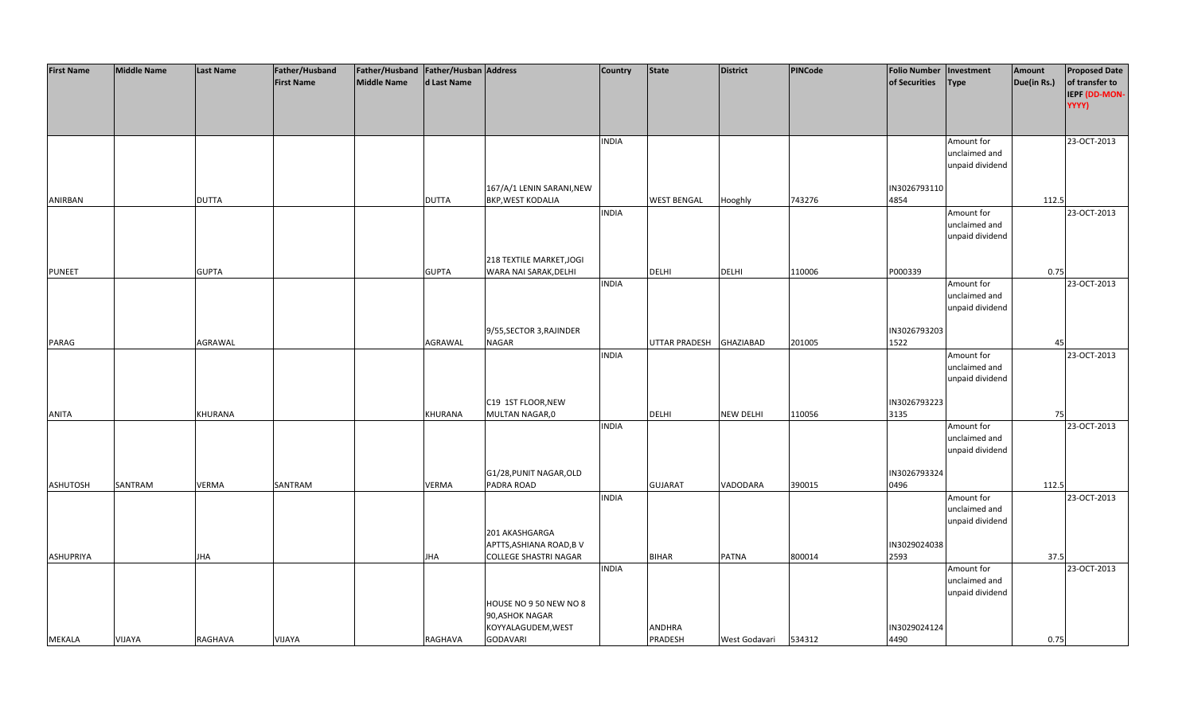| First Name | Middle Name | Last Name | Father/Husband First Name | Father/Husband Middle Name | Father/Husband Last Name | Address | Country | State | District | PINCode | Folio Number of Securities | Investment Type | Amount Due(in Rs.) | Proposed Date of transfer to IEPF (DD-MON-YYYY) |
|---|---|---|---|---|---|---|---|---|---|---|---|---|---|---|
| ANIRBAN | | DUTTA | | | DUTTA | 167/A/1 LENIN SARANI,NEW BKP,WEST KODALIA | INDIA | WEST BENGAL | Hooghly | 743276 | IN30267931104854 | Amount for unclaimed and unpaid dividend | 112.5 | 23-OCT-2013 |
| PUNEET | | GUPTA | | | GUPTA | 218 TEXTILE MARKET,JOGI WARA NAI SARAK,DELHI | INDIA | DELHI | DELHI | 110006 | P000339 | Amount for unclaimed and unpaid dividend | 0.75 | 23-OCT-2013 |
| PARAG | | AGRAWAL | | | AGRAWAL | 9/55,SECTOR 3,RAJINDER NAGAR | INDIA | UTTAR PRADESH | GHAZIABAD | 201005 | IN30267932031522 | Amount for unclaimed and unpaid dividend | 45 | 23-OCT-2013 |
| ANITA | | KHURANA | | | KHURANA | C19 1ST FLOOR,NEW MULTAN NAGAR,0 | INDIA | DELHI | NEW DELHI | 110056 | IN30267932233135 | Amount for unclaimed and unpaid dividend | 75 | 23-OCT-2013 |
| ASHUTOSH | SANTRAM | VERMA | SANTRAM | | VERMA | G1/28,PUNIT NAGAR,OLD PADRA ROAD | INDIA | GUJARAT | VADODARA | 390015 | IN30267933240496 | Amount for unclaimed and unpaid dividend | 112.5 | 23-OCT-2013 |
| ASHUPRIYA | | JHA | | | JHA | 201 AKASHGARGA APTTS,ASHIANA ROAD,B V COLLEGE SHASTRI NAGAR | INDIA | BIHAR | PATNA | 800014 | IN30290240382593 | Amount for unclaimed and unpaid dividend | 37.5 | 23-OCT-2013 |
| MEKALA | VIJAYA | RAGHAVA | VIJAYA | | RAGHAVA | HOUSE NO 9 50 NEW NO 8 90,ASHOK NAGAR KOYYALAGUDEM,WEST GODAVARI | INDIA | ANDHRA PRADESH | West Godavari | 534312 | IN30290241244490 | Amount for unclaimed and unpaid dividend | 0.75 | 23-OCT-2013 |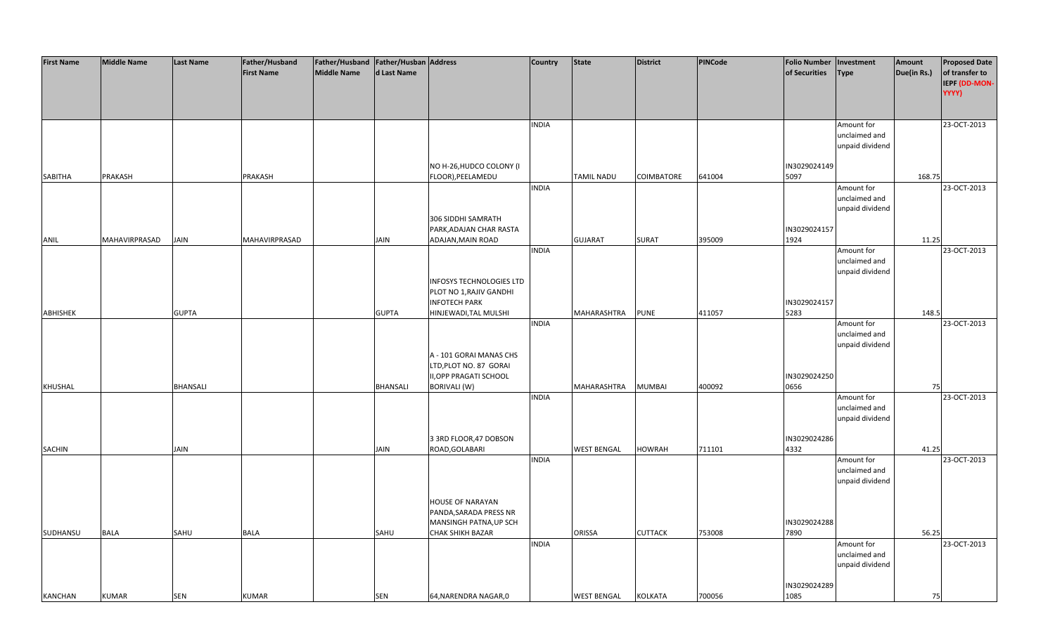| First Name | Middle Name | Last Name | Father/Husband First Name | Father/Husband Middle Name | Father/Husband Last Name | Address | Country | State | District | PINCode | Folio Number of Securities | Investment Type | Amount Due(in Rs.) | Proposed Date of transfer to IEPF (DD-MON-YYYY) |
|---|---|---|---|---|---|---|---|---|---|---|---|---|---|---|
| SABITHA | PRAKASH | | PRAKASH | | | NO H-26,HUDCO COLONY (I FLOOR),PEELAMEDU | INDIA | TAMIL NADU | COIMBATORE | 641004 | IN30290241495097 | Amount for unclaimed and unpaid dividend | 168.75 | 23-OCT-2013 |
| ANIL | MAHAVIRPRASAD | JAIN | MAHAVIRPRASAD | | JAIN | 306 SIDDHI SAMRATH PARK,ADAJAN CHAR RASTA ADAJAN,MAIN ROAD | INDIA | GUJARAT | SURAT | 395009 | IN30290241571924 | Amount for unclaimed and unpaid dividend | 11.25 | 23-OCT-2013 |
| ABHISHEK | | GUPTA | | | GUPTA | INFOSYS TECHNOLOGIES LTD PLOT NO 1,RAJIV GANDHI INFOTECH PARK HINJEWADI,TAL MULSHI | INDIA | MAHARASHTRA | PUNE | 411057 | IN30290241575283 | Amount for unclaimed and unpaid dividend | 148.5 | 23-OCT-2013 |
| KHUSHAL | | BHANSALI | | | BHANSALI | A - 101 GORAI MANAS CHS LTD,PLOT NO. 87 GORAI II,OPP PRAGATI SCHOOL BORIVALI (W) | INDIA | MAHARASHTRA | MUMBAI | 400092 | IN30290242500656 | Amount for unclaimed and unpaid dividend | 75 | 23-OCT-2013 |
| SACHIN | | JAIN | | | JAIN | 3 3RD FLOOR,47 DOBSON ROAD,GOLABARI | INDIA | WEST BENGAL | HOWRAH | 711101 | IN30290242864332 | Amount for unclaimed and unpaid dividend | 41.25 | 23-OCT-2013 |
| SUDHANSU | BALA | SAHU | BALA | | SAHU | HOUSE OF NARAYAN PANDA,SARADA PRESS NR MANSINGH PATNA,UP SCH CHAK SHIKH BAZAR | INDIA | ORISSA | CUTTACK | 753008 | IN30290242887890 | Amount for unclaimed and unpaid dividend | 56.25 | 23-OCT-2013 |
| KANCHAN | KUMAR | SEN | KUMAR | | SEN | 64,NARENDRA NAGAR,0 | INDIA | WEST BENGAL | KOLKATA | 700056 | IN30290242891085 | Amount for unclaimed and unpaid dividend | 75 | 23-OCT-2013 |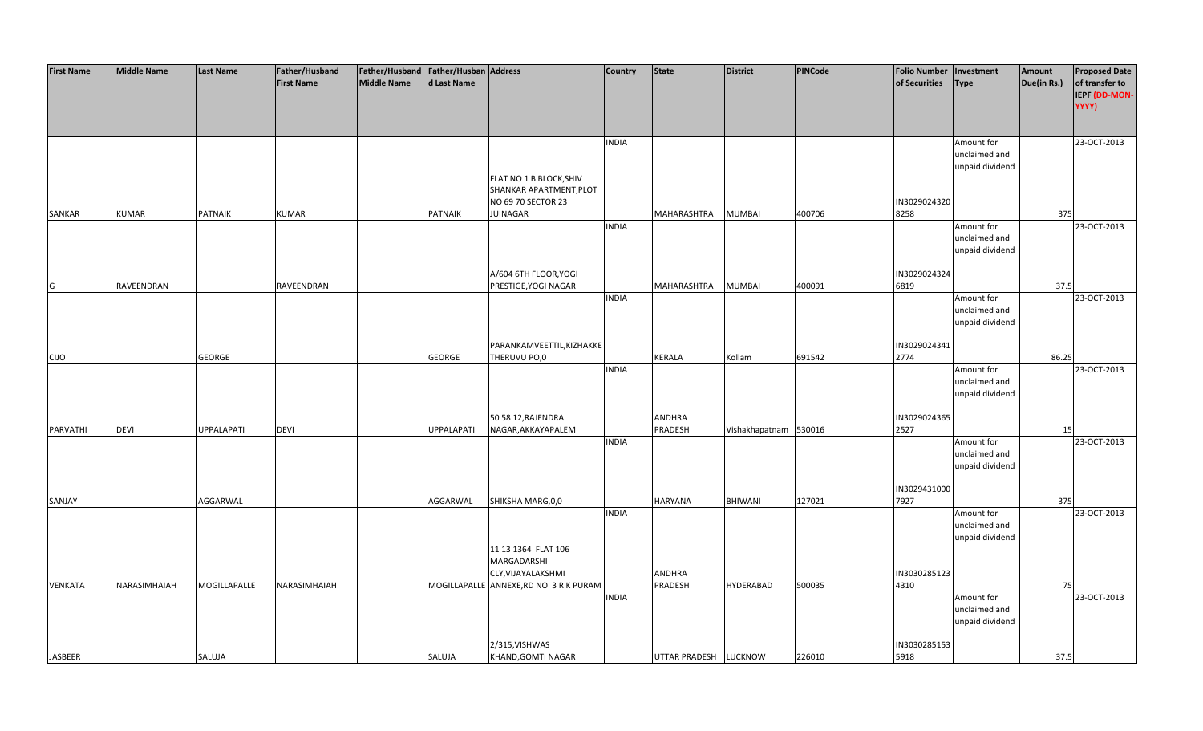| First Name | Middle Name | Last Name | Father/Husband First Name | Father/Husband Middle Name | Father/Husband Last Name | Address | Country | State | District | PINCode | Folio Number of Securities | Investment Type | Amount Due(in Rs.) | Proposed Date of transfer to IEPF (DD-MON-YYYY) |
|---|---|---|---|---|---|---|---|---|---|---|---|---|---|---|
| SANKAR | KUMAR | PATNAIK | KUMAR | | PATNAIK | FLAT NO 1 B BLOCK,SHIV SHANKAR APARTMENT,PLOT NO 69 70 SECTOR 23 JUINAGAR | INDIA | MAHARASHTRA | MUMBAI | 400706 | IN30290243208258 | Amount for unclaimed and unpaid dividend | 375 | 23-OCT-2013 |
| G | RAVEENDRAN | | RAVEENDRAN | | | A/604 6TH FLOOR,YOGI PRESTIGE,YOGI NAGAR | INDIA | MAHARASHTRA | MUMBAI | 400091 | IN30290243246819 | Amount for unclaimed and unpaid dividend | 37.5 | 23-OCT-2013 |
| CIJO | | GEORGE | | | GEORGE | PARANKAMVEETTIL,KIZHAKKE THERUVU PO,0 | INDIA | KERALA | Kollam | 691542 | IN30290243412774 | Amount for unclaimed and unpaid dividend | 86.25 | 23-OCT-2013 |
| PARVATHI | DEVI | UPPALAPATI | DEVI | | UPPALAPATI | 50 58 12,RAJENDRA NAGAR,AKKAYAPALEM | INDIA | ANDHRA PRADESH | Vishakhapatnam | 530016 | IN30290243652527 | Amount for unclaimed and unpaid dividend | 15 | 23-OCT-2013 |
| SANJAY | | AGGARWAL | | | AGGARWAL | SHIKSHA MARG,0,0 | INDIA | HARYANA | BHIWANI | 127021 | IN30294310007927 | Amount for unclaimed and unpaid dividend | 375 | 23-OCT-2013 |
| VENKATA | NARASIMHAIAH | MOGILLAPALLE | NARASIMHAIAH | | MOGILLAPALLE | 11 13 1364 FLAT 106 MARGADARSHI CLY,VIJAYALAKSHMI ANNEXE,RD NO 3 R K PURAM | INDIA | ANDHRA PRADESH | HYDERABAD | 500035 | IN30302851234310 | Amount for unclaimed and unpaid dividend | 75 | 23-OCT-2013 |
| JASBEER | | SALUJA | | | SALUJA | 2/315,VISHWAS KHAND,GOMTI NAGAR | INDIA | UTTAR PRADESH | LUCKNOW | 226010 | IN30302851535918 | Amount for unclaimed and unpaid dividend | 37.5 | 23-OCT-2013 |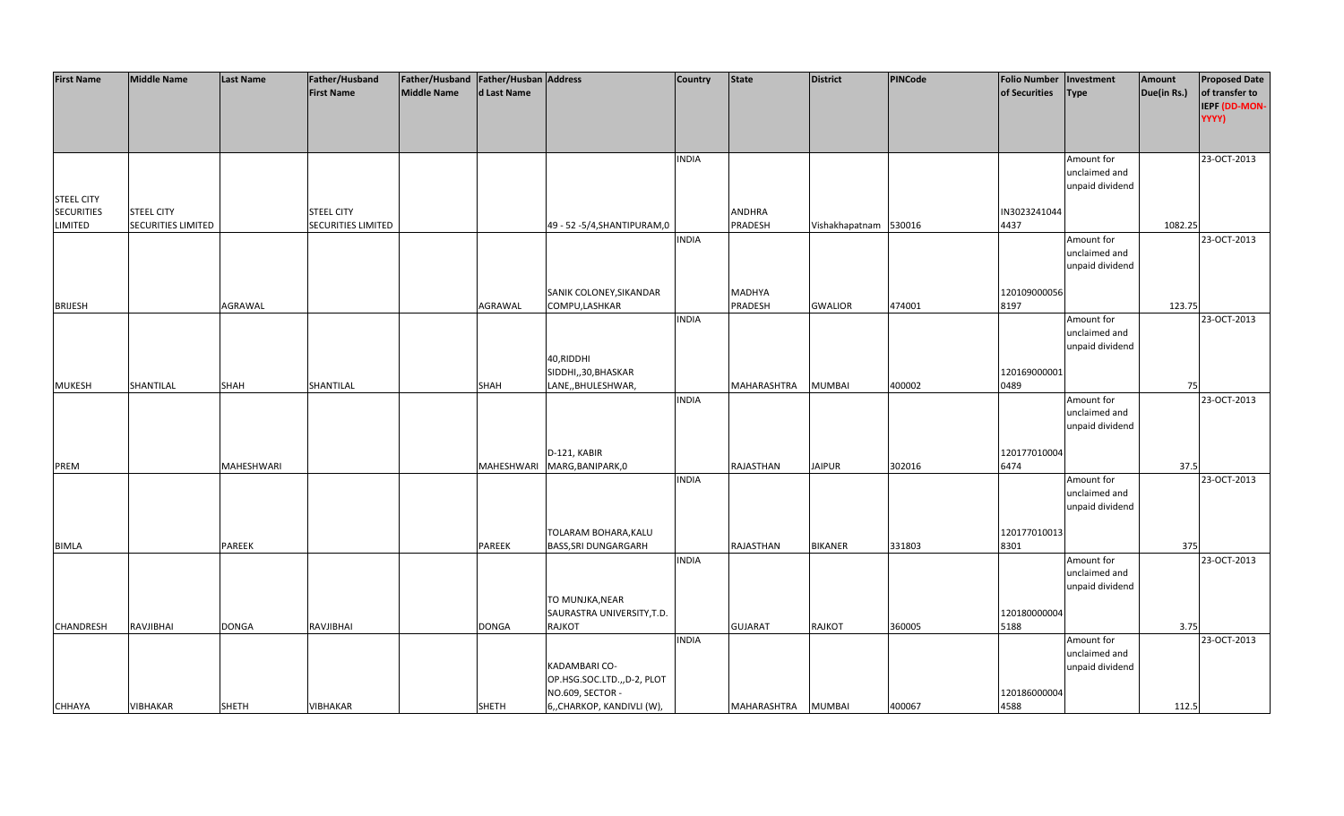| First Name | Middle Name | Last Name | Father/Husband First Name | Father/Husband Middle Name | Father/Husband Last Name | Address | Country | State | District | PINCode | Folio Number of Securities | Investment Type | Amount Due(in Rs.) | Proposed Date of transfer to IEPF (DD-MON-YYYY) |
|---|---|---|---|---|---|---|---|---|---|---|---|---|---|---|
| STEEL CITY SECURITIES LIMITED | STEEL CITY SECURITIES LIMITED | | STEEL CITY SECURITIES LIMITED | | | 49 - 52 -5/4,SHANTIPURAM,0 | INDIA | ANDHRA PRADESH | Vishakhapatnam | 530016 | IN30232410444437 | Amount for unclaimed and unpaid dividend | 1082.25 | 23-OCT-2013 |
| BRIJESH | | AGRAWAL | | | AGRAWAL | SANIK COLONEY,SIKANDAR COMPU,LASHKAR | INDIA | MADHYA PRADESH | GWALIOR | 474001 | 1201090000568197 | Amount for unclaimed and unpaid dividend | 123.75 | 23-OCT-2013 |
| MUKESH | SHANTILAL | SHAH | SHANTILAL | | SHAH | 40,RIDDHI SIDDHI,,30,BHASKAR LANE,,BHULESHWAR, | INDIA | MAHARASHTRA | MUMBAI | 400002 | 1201690000010489 | Amount for unclaimed and unpaid dividend | 75 | 23-OCT-2013 |
| PREM | | MAHESHWARI | | | MAHESHWARI | D-121, KABIR MARG,BANIPARK,0 | INDIA | RAJASTHAN | JAIPUR | 302016 | 1201770100046474 | Amount for unclaimed and unpaid dividend | 37.5 | 23-OCT-2013 |
| BIMLA | | PAREEK | | | PAREEK | TOLARAM BOHARA,KALU BASS,SRI DUNGARGARH | INDIA | RAJASTHAN | BIKANER | 331803 | 1201770100138301 | Amount for unclaimed and unpaid dividend | 375 | 23-OCT-2013 |
| CHANDRESH | RAVJIBHAI | DONGA | RAVJIBHAI | | DONGA | TO MUNJKA,NEAR SAURASTRA UNIVERSITY,T.D. RAJKOT | INDIA | GUJARAT | RAJKOT | 360005 | 1201800000045188 | Amount for unclaimed and unpaid dividend | 3.75 | 23-OCT-2013 |
| CHHAYA | VIBHAKAR | SHETH | VIBHAKAR | | SHETH | KADAMBARI CO-OP.HSG.SOC.LTD.,,D-2, PLOT NO.609, SECTOR - 6,,CHARKOP, KANDIVLI (W), | INDIA | MAHARASHTRA | MUMBAI | 400067 | 1201860000044588 | Amount for unclaimed and unpaid dividend | 112.5 | 23-OCT-2013 |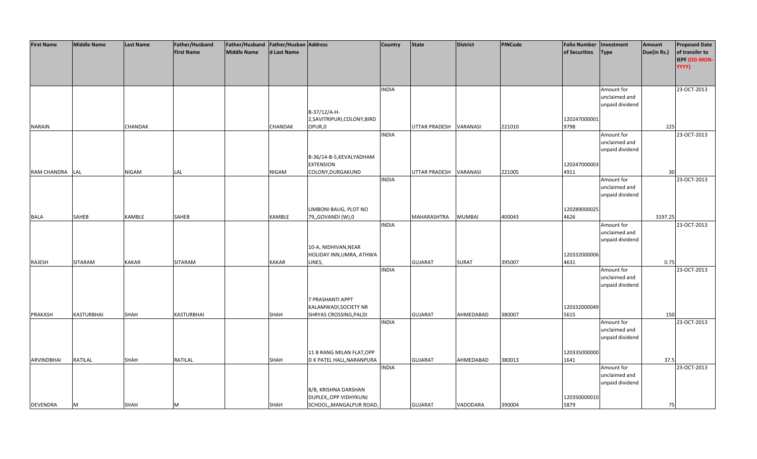| First Name | Middle Name | Last Name | Father/Husband First Name | Father/Husband Middle Name | Father/Husband Last Name | Address | Country | State | District | PINCode | Folio Number of Securities | Investment Type | Amount Due(in Rs.) | Proposed Date of transfer to IEPF (DD-MON-YYYY) |
|---|---|---|---|---|---|---|---|---|---|---|---|---|---|---|
| NARAIN | | CHANDAK | | | CHANDAK | B-37/12/A-H-2,SAVITRIPURI,COLONY,BIRDOPUR,0 | INDIA | UTTAR PRADESH | VARANASI | 221010 | 1202470000019798 | Amount for unclaimed and unpaid dividend | 225 | 23-OCT-2013 |
| RAM CHANDRA | LAL | NIGAM | LAL | | NIGAM | B-36/14-B-5,KEVALYADHAM EXTENSION COLONY,DURGAKUND | INDIA | UTTAR PRADESH | VARANASI | 221005 | 1202470000034911 | Amount for unclaimed and unpaid dividend | 30 | 23-OCT-2013 |
| BALA | SAHEB | KAMBLE | SAHEB | | KAMBLE | LIMBONI BAUG, PLOT NO 79,,GOVANDI (W),0 | INDIA | MAHARASHTRA | MUMBAI | 400043 | 1202890000254626 | Amount for unclaimed and unpaid dividend | 3197.25 | 23-OCT-2013 |
| RAJESH | SITARAM | KAKAR | SITARAM | | KAKAR | 10-A, NIDHIVAN,NEAR HOLIDAY INN,UMRA, ATHWA LINES, | INDIA | GUJARAT | SURAT | 395007 | 1203320000064631 | Amount for unclaimed and unpaid dividend | 0.75 | 23-OCT-2013 |
| PRAKASH | KASTURBHAI | SHAH | KASTURBHAI | | SHAH | 7 PRASHANTI APPT KALAMWADI,SOCIETY NR SHRYAS CROSSING,PALDI | INDIA | GUJARAT | AHMEDABAD | 380007 | 1203320000495615 | Amount for unclaimed and unpaid dividend | 150 | 23-OCT-2013 |
| ARVINDBHAI | RATILAL | SHAH | RATILAL | | SHAH | 11 B RANG MILAN FLAT,OPP D K PATEL HALL,NARANPURA | INDIA | GUJARAT | AHMEDABAD | 380013 | 1203350000001641 | Amount for unclaimed and unpaid dividend | 37.5 | 23-OCT-2013 |
| DEVENDRA | M | SHAH | M | | SHAH | 8/B, KRISHNA DARSHAN DUPLEX,,OPP VIDHYKUNJ SCHOOL,,MANGALPUR ROAD, | INDIA | GUJARAT | VADODARA | 390004 | 1203500000105879 | Amount for unclaimed and unpaid dividend | 75 | 23-OCT-2013 |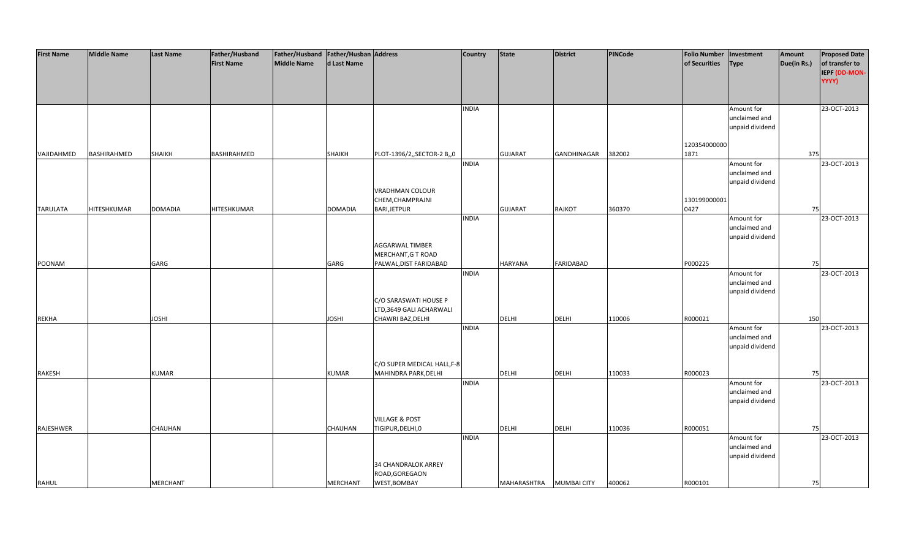| First Name | Middle Name | Last Name | Father/Husband First Name | Father/Husband Middle Name | Father/Husband Last Name | Address | Country | State | District | PINCode | Folio Number of Securities | Investment Type | Amount Due(in Rs.) | Proposed Date of transfer to IEPF (DD-MON-YYYY) |
|---|---|---|---|---|---|---|---|---|---|---|---|---|---|---|
| VAJIDAHMED | BASHIRAHMED | SHAIKH | BASHIRAHMED | | SHAIKH | PLOT-1396/2,,SECTOR-2 B,,0 | INDIA | GUJARAT | GANDHINAGAR | 382002 | 1203540000001871 | Amount for unclaimed and unpaid dividend | 375 | 23-OCT-2013 |
| TARULATA | HITESHKUMAR | DOMADIA | HITESHKUMAR | | DOMADIA | VRADHMAN COLOUR CHEM,CHAMPRAJNI BARI,JETPUR | INDIA | GUJARAT | RAJKOT | 360370 | 1301990000010427 | Amount for unclaimed and unpaid dividend | 75 | 23-OCT-2013 |
| POONAM | | GARG | | | GARG | AGGARWAL TIMBER MERCHANT,G T ROAD PALWAL,DIST FARIDABAD | INDIA | HARYANA | FARIDABAD | | P000225 | Amount for unclaimed and unpaid dividend | 75 | 23-OCT-2013 |
| REKHA | | JOSHI | | | JOSHI | C/O SARASWATI HOUSE P LTD,3649 GALI ACHARWALI CHAWRI BAZ,DELHI | INDIA | DELHI | DELHI | 110006 | R000021 | Amount for unclaimed and unpaid dividend | 150 | 23-OCT-2013 |
| RAKESH | | KUMAR | | | KUMAR | C/O SUPER MEDICAL HALL,F-8 MAHINDRA PARK,DELHI | INDIA | DELHI | DELHI | 110033 | R000023 | Amount for unclaimed and unpaid dividend | 75 | 23-OCT-2013 |
| RAJESHWER | | CHAUHAN | | | CHAUHAN | VILLAGE & POST TIGIPUR,DELHI,0 | INDIA | DELHI | DELHI | 110036 | R000051 | Amount for unclaimed and unpaid dividend | 75 | 23-OCT-2013 |
| RAHUL | | MERCHANT | | | MERCHANT | 34 CHANDRALOK ARREY ROAD,GOREGAON WEST,BOMBAY | INDIA | MAHARASHTRA | MUMBAI CITY | 400062 | R000101 | Amount for unclaimed and unpaid dividend | 75 | 23-OCT-2013 |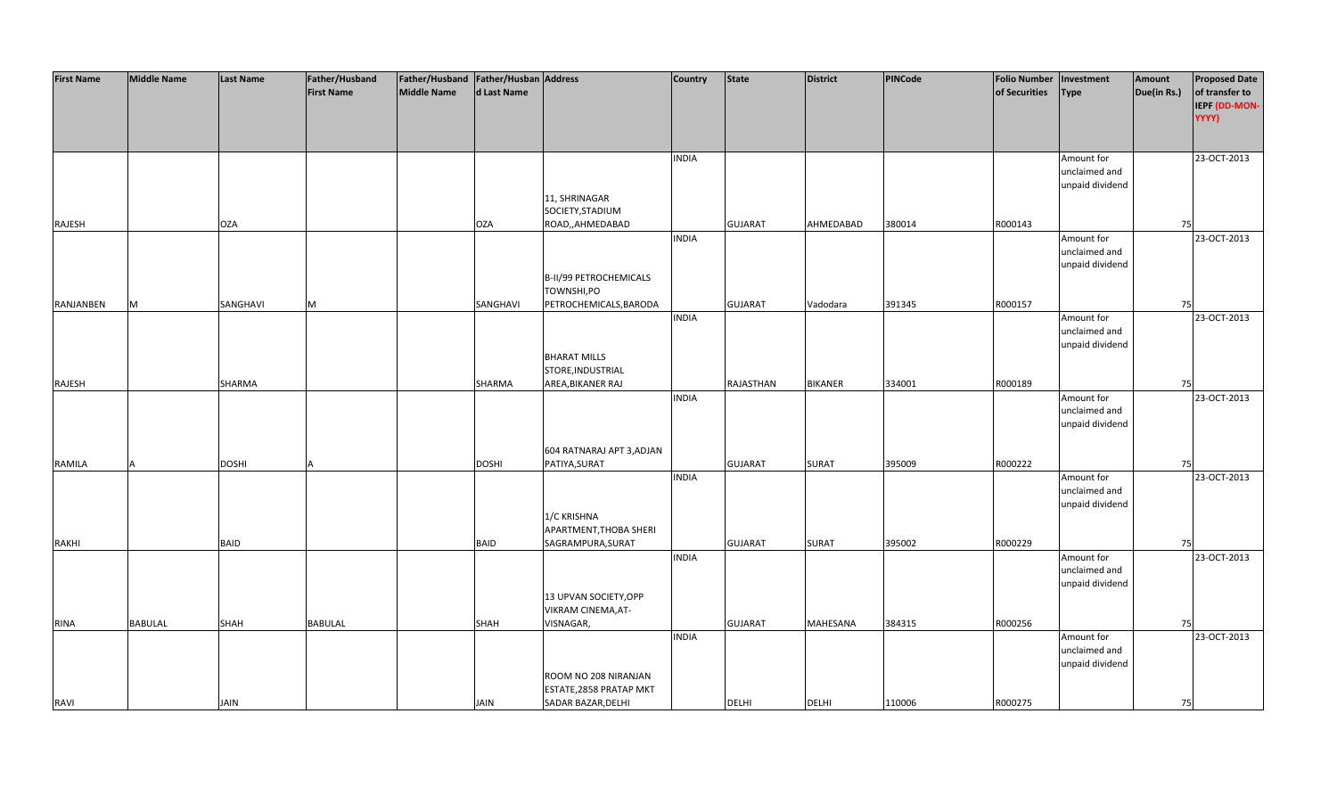| First Name | Middle Name | Last Name | Father/Husband First Name | Father/Husband Middle Name | Father/Husband Last Name | Address | Country | State | District | PINCode | Folio Number of Securities | Investment Type | Amount Due(in Rs.) | Proposed Date of transfer to IEPF (DD-MON-YYYY) |
|---|---|---|---|---|---|---|---|---|---|---|---|---|---|---|
| RAJESH | | OZA | | | OZA | 11, SHRINAGAR SOCIETY,STADIUM ROAD,,AHMEDABAD | INDIA | GUJARAT | AHMEDABAD | 380014 | R000143 | Amount for unclaimed and unpaid dividend | 75 | 23-OCT-2013 |
| RANJANBEN | M | SANGHAVI | M | | SANGHAVI | B-II/99 PETROCHEMICALS TOWNSHI,PO PETROCHEMICALS,BARODA | INDIA | GUJARAT | Vadodara | 391345 | R000157 | Amount for unclaimed and unpaid dividend | 75 | 23-OCT-2013 |
| RAJESH | | SHARMA | | | SHARMA | BHARAT MILLS STORE,INDUSTRIAL AREA,BIKANER RAJ | INDIA | RAJASTHAN | BIKANER | 334001 | R000189 | Amount for unclaimed and unpaid dividend | 75 | 23-OCT-2013 |
| RAMILA | A | DOSHI | A | | DOSHI | 604 RATNARAJ APT 3,ADJAN PATIYA,SURAT | INDIA | GUJARAT | SURAT | 395009 | R000222 | Amount for unclaimed and unpaid dividend | 75 | 23-OCT-2013 |
| RAKHI | | BAID | | | BAID | 1/C KRISHNA APARTMENT,THOBA SHERI SAGRAMPURA,SURAT | INDIA | GUJARAT | SURAT | 395002 | R000229 | Amount for unclaimed and unpaid dividend | 75 | 23-OCT-2013 |
| RINA | BABULAL | SHAH | BABULAL | | SHAH | 13 UPVAN SOCIETY,OPP VIKRAM CINEMA,AT-VISNAGAR, | INDIA | GUJARAT | MAHESANA | 384315 | R000256 | Amount for unclaimed and unpaid dividend | 75 | 23-OCT-2013 |
| RAVI | | JAIN | | | JAIN | ROOM NO 208 NIRANJAN ESTATE,2858 PRATAP MKT SADAR BAZAR,DELHI | INDIA | DELHI | DELHI | 110006 | R000275 | Amount for unclaimed and unpaid dividend | 75 | 23-OCT-2013 |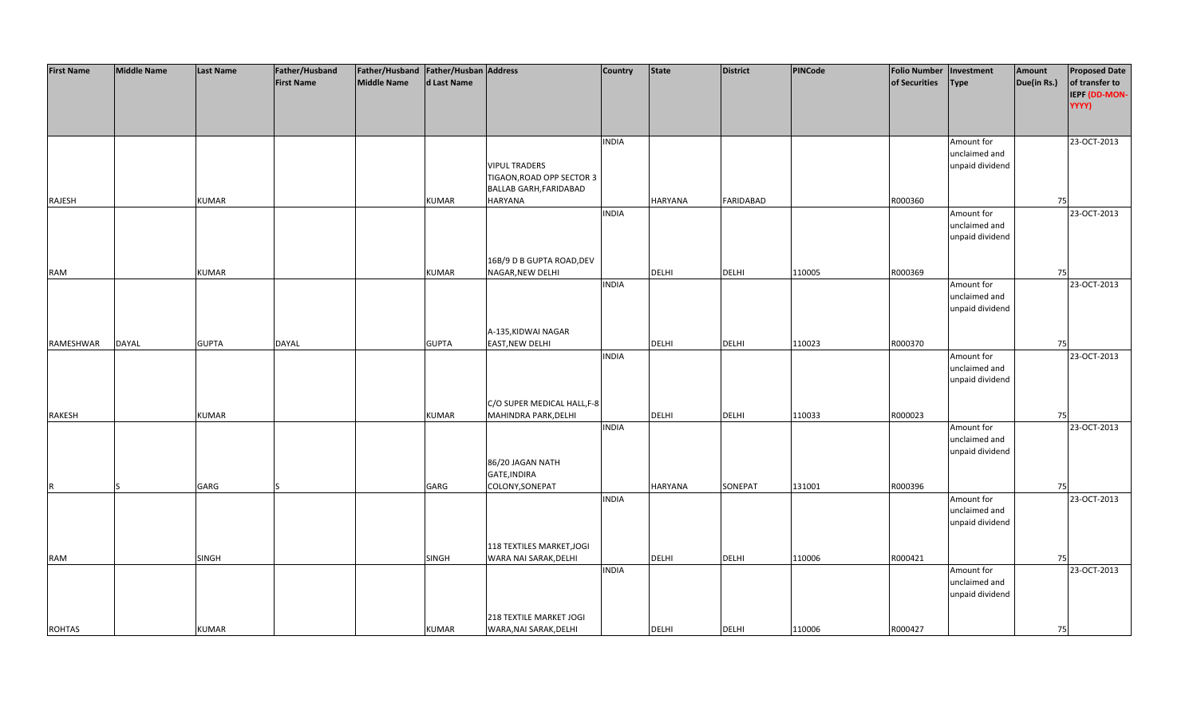| First Name | Middle Name | Last Name | Father/Husband First Name | Father/Husband Middle Name | Father/Husband Last Name | Address | Country | State | District | PINCode | Folio Number of Securities | Investment Type | Amount Due(in Rs.) | Proposed Date of transfer to IEPF (DD-MON-YYYY) |
|---|---|---|---|---|---|---|---|---|---|---|---|---|---|---|
| RAJESH | | KUMAR | | | KUMAR | VIPUL TRADERS TIGAON,ROAD OPP SECTOR 3 BALLAB GARH,FARIDABAD HARYANA | INDIA | HARYANA | FARIDABAD | | R000360 | Amount for unclaimed and unpaid dividend | 75 | 23-OCT-2013 |
| RAM | | KUMAR | | | KUMAR | 16B/9 D B GUPTA ROAD,DEV NAGAR,NEW DELHI | INDIA | DELHI | DELHI | 110005 | R000369 | Amount for unclaimed and unpaid dividend | 75 | 23-OCT-2013 |
| RAMESHWAR | DAYAL | GUPTA | DAYAL | | GUPTA | A-135,KIDWAI NAGAR EAST,NEW DELHI | INDIA | DELHI | DELHI | 110023 | R000370 | Amount for unclaimed and unpaid dividend | 75 | 23-OCT-2013 |
| RAKESH | | KUMAR | | | KUMAR | C/O SUPER MEDICAL HALL,F-8 MAHINDRA PARK,DELHI | INDIA | DELHI | DELHI | 110033 | R000023 | Amount for unclaimed and unpaid dividend | 75 | 23-OCT-2013 |
| R | S | GARG | S | | GARG | 86/20 JAGAN NATH GATE,INDIRA COLONY,SONEPAT | INDIA | HARYANA | SONEPAT | 131001 | R000396 | Amount for unclaimed and unpaid dividend | 75 | 23-OCT-2013 |
| RAM | | SINGH | | | SINGH | 118 TEXTILES MARKET,JOGI WARA NAI SARAK,DELHI | INDIA | DELHI | DELHI | 110006 | R000421 | Amount for unclaimed and unpaid dividend | 75 | 23-OCT-2013 |
| ROHTAS | | KUMAR | | | KUMAR | 218 TEXTILE MARKET JOGI WARA,NAI SARAK,DELHI | INDIA | DELHI | DELHI | 110006 | R000427 | Amount for unclaimed and unpaid dividend | 75 | 23-OCT-2013 |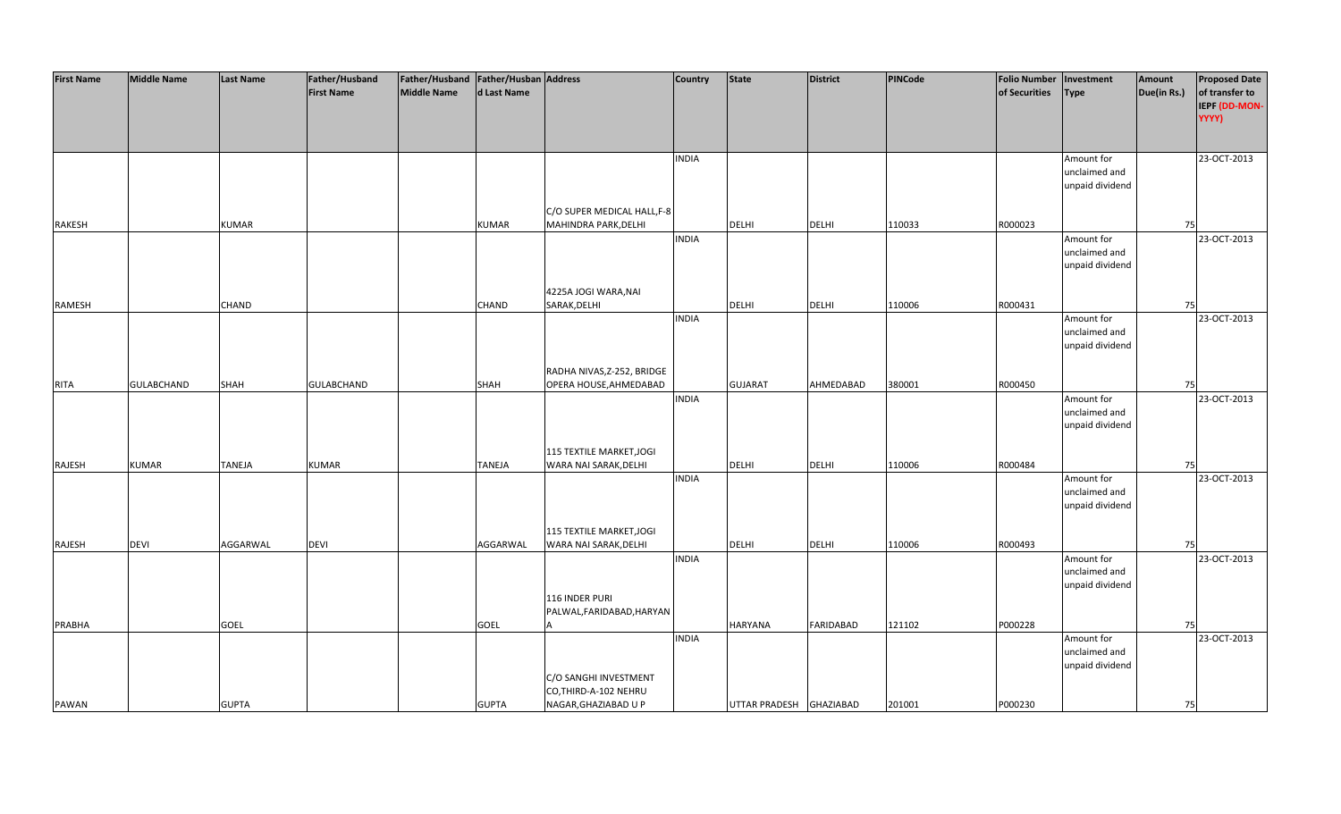| First Name | Middle Name | Last Name | Father/Husband First Name | Father/Husband Middle Name | Father/Husband Last Name | Address | Country | State | District | PINCode | Folio Number of Securities | Investment Type | Amount Due(in Rs.) | Proposed Date of transfer to IEPF (DD-MON-YYYY) |
|---|---|---|---|---|---|---|---|---|---|---|---|---|---|---|
| RAKESH | | KUMAR | | | KUMAR | C/O SUPER MEDICAL HALL,F-8 MAHINDRA PARK,DELHI | INDIA | DELHI | DELHI | 110033 | R000023 | Amount for unclaimed and unpaid dividend | 75 | 23-OCT-2013 |
| RAMESH | | CHAND | | | CHAND | 4225A JOGI WARA,NAI SARAK,DELHI | INDIA | DELHI | DELHI | 110006 | R000431 | Amount for unclaimed and unpaid dividend | 75 | 23-OCT-2013 |
| RITA | GULABCHAND | SHAH | GULABCHAND | | SHAH | RADHA NIVAS,Z-252, BRIDGE OPERA HOUSE,AHMEDABAD | INDIA | GUJARAT | AHMEDABAD | 380001 | R000450 | Amount for unclaimed and unpaid dividend | 75 | 23-OCT-2013 |
| RAJESH | KUMAR | TANEJA | KUMAR | | TANEJA | 115 TEXTILE MARKET,JOGI WARA NAI SARAK,DELHI | INDIA | DELHI | DELHI | 110006 | R000484 | Amount for unclaimed and unpaid dividend | 75 | 23-OCT-2013 |
| RAJESH | DEVI | AGGARWAL | DEVI | | AGGARWAL | 115 TEXTILE MARKET,JOGI WARA NAI SARAK,DELHI | INDIA | DELHI | DELHI | 110006 | R000493 | Amount for unclaimed and unpaid dividend | 75 | 23-OCT-2013 |
| PRABHA | | GOEL | | | GOEL | 116 INDER PURI PALWAL,FARIDABAD,HARYANA | INDIA | HARYANA | FARIDABAD | 121102 | P000228 | Amount for unclaimed and unpaid dividend | 75 | 23-OCT-2013 |
| PAWAN | | GUPTA | | | GUPTA | C/O SANGHI INVESTMENT CO,THIRD-A-102 NEHRU NAGAR,GHAZIABAD U P | INDIA | UTTAR PRADESH | GHAZIABAD | 201001 | P000230 | Amount for unclaimed and unpaid dividend | 75 | 23-OCT-2013 |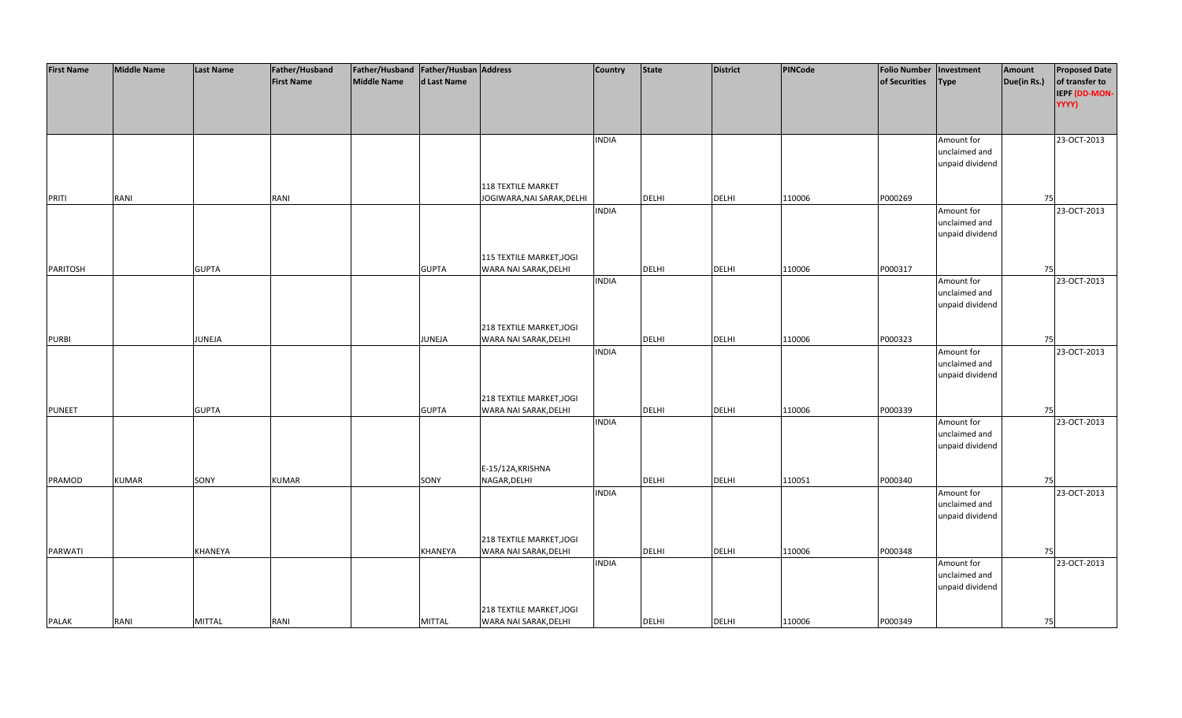| First Name | Middle Name | Last Name | Father/Husband First Name | Father/Husband Middle Name | Father/Husband Last Name | Address | Country | State | District | PINCode | Folio Number of Securities | Investment Type | Amount Due(in Rs.) | Proposed Date of transfer to IEPF (DD-MON-YYYY) |
|---|---|---|---|---|---|---|---|---|---|---|---|---|---|---|
| PRITI | RANI | | RANI | | | 118 TEXTILE MARKET JOGIWARA,NAI SARAK,DELHI | INDIA | DELHI | DELHI | 110006 | P000269 | Amount for unclaimed and unpaid dividend | 75 | 23-OCT-2013 |
| PARITOSH | | GUPTA | | | GUPTA | 115 TEXTILE MARKET,JOGI WARA NAI SARAK,DELHI | INDIA | DELHI | DELHI | 110006 | P000317 | Amount for unclaimed and unpaid dividend | 75 | 23-OCT-2013 |
| PURBI | | JUNEJA | | | JUNEJA | 218 TEXTILE MARKET,JOGI WARA NAI SARAK,DELHI | INDIA | DELHI | DELHI | 110006 | P000323 | Amount for unclaimed and unpaid dividend | 75 | 23-OCT-2013 |
| PUNEET | | GUPTA | | | GUPTA | 218 TEXTILE MARKET,JOGI WARA NAI SARAK,DELHI | INDIA | DELHI | DELHI | 110006 | P000339 | Amount for unclaimed and unpaid dividend | 75 | 23-OCT-2013 |
| PRAMOD | KUMAR | SONY | KUMAR | | SONY | E-15/12A,KRISHNA NAGAR,DELHI | INDIA | DELHI | DELHI | 110051 | P000340 | Amount for unclaimed and unpaid dividend | 75 | 23-OCT-2013 |
| PARWATI | | KHANEYA | | | KHANEYA | 218 TEXTILE MARKET,JOGI WARA NAI SARAK,DELHI | INDIA | DELHI | DELHI | 110006 | P000348 | Amount for unclaimed and unpaid dividend | 75 | 23-OCT-2013 |
| PALAK | RANI | MITTAL | RANI | | MITTAL | 218 TEXTILE MARKET,JOGI WARA NAI SARAK,DELHI | INDIA | DELHI | DELHI | 110006 | P000349 | Amount for unclaimed and unpaid dividend | 75 | 23-OCT-2013 |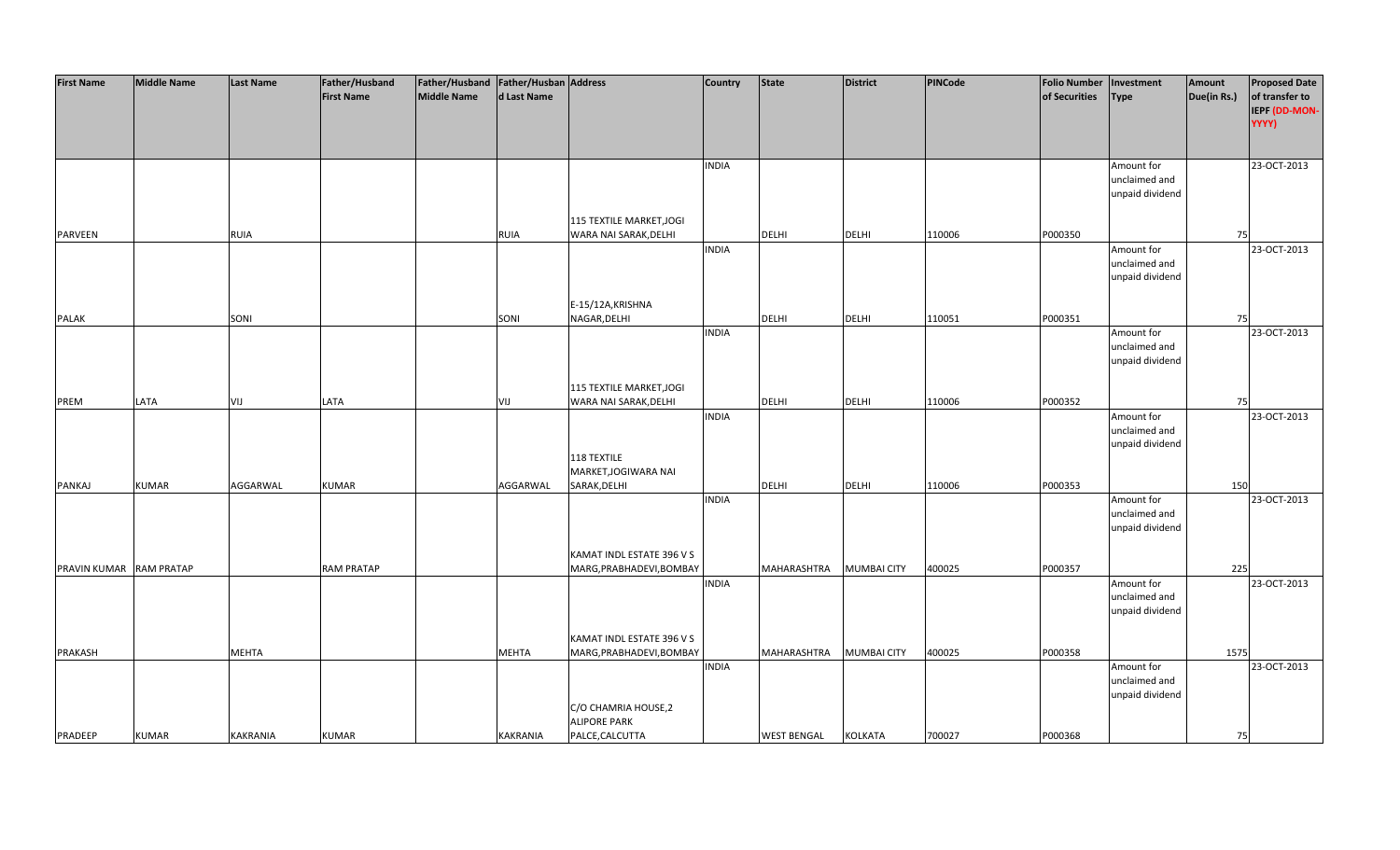| First Name | Middle Name | Last Name | Father/Husband First Name | Father/Husband Middle Name | Father/Husband Last Name | Address | Country | State | District | PINCode | Folio Number of Securities | Investment Type | Amount Due(in Rs.) | Proposed Date of transfer to IEPF (DD-MON-YYYY) |
|---|---|---|---|---|---|---|---|---|---|---|---|---|---|---|
| PARVEEN | | RUIA | | | RUIA | 115 TEXTILE MARKET,JOGI WARA NAI SARAK,DELHI | INDIA | DELHI | DELHI | 110006 | P000350 | Amount for unclaimed and unpaid dividend | 75 | 23-OCT-2013 |
| PALAK | | SONI | | | SONI | E-15/12A,KRISHNA NAGAR,DELHI | INDIA | DELHI | DELHI | 110051 | P000351 | Amount for unclaimed and unpaid dividend | 75 | 23-OCT-2013 |
| PREM | LATA | VIJ | LATA | | VIJ | 115 TEXTILE MARKET,JOGI WARA NAI SARAK,DELHI | INDIA | DELHI | DELHI | 110006 | P000352 | Amount for unclaimed and unpaid dividend | 75 | 23-OCT-2013 |
| PANKAJ | KUMAR | AGGARWAL | KUMAR | | AGGARWAL | 118 TEXTILE MARKET,JOGIWARA NAI SARAK,DELHI | INDIA | DELHI | DELHI | 110006 | P000353 | Amount for unclaimed and unpaid dividend | 150 | 23-OCT-2013 |
| PRAVIN KUMAR | RAM PRATAP | | RAM PRATAP | | | KAMAT INDL ESTATE 396 V S MARG,PRABHADEVI,BOMBAY | INDIA | MAHARASHTRA | MUMBAI CITY | 400025 | P000357 | Amount for unclaimed and unpaid dividend | 225 | 23-OCT-2013 |
| PRAKASH | | MEHTA | | | MEHTA | KAMAT INDL ESTATE 396 V S MARG,PRABHADEVI,BOMBAY | INDIA | MAHARASHTRA | MUMBAI CITY | 400025 | P000358 | Amount for unclaimed and unpaid dividend | 1575 | 23-OCT-2013 |
| PRADEEP | KUMAR | KAKRANIA | KUMAR | | KAKRANIA | C/O CHAMRIA HOUSE,2 ALIPORE PARK PALCE,CALCUTTA | INDIA | WEST BENGAL | KOLKATA | 700027 | P000368 | Amount for unclaimed and unpaid dividend | 75 | 23-OCT-2013 |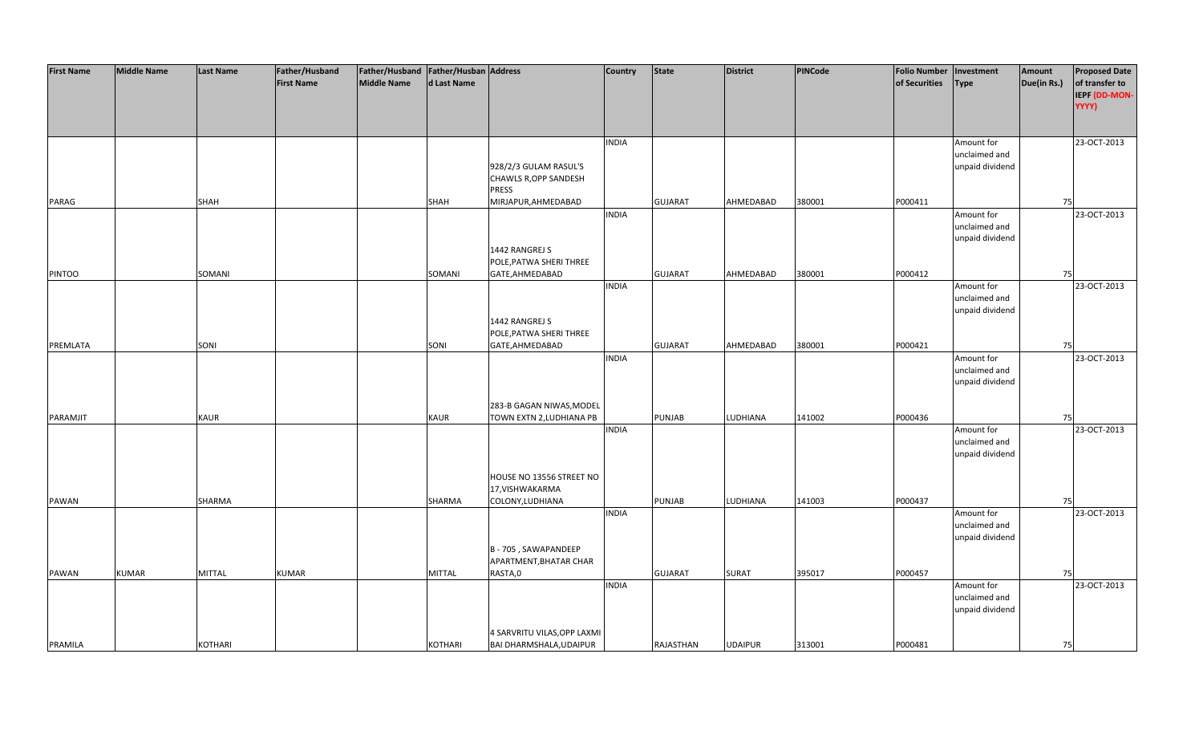| First Name | Middle Name | Last Name | Father/Husband First Name | Father/Husband Middle Name | Father/Husband Last Name | Address | Country | State | District | PINCode | Folio Number of Securities | Investment Type | Amount Due(in Rs.) | Proposed Date of transfer to IEPF (DD-MON-YYYY) |
|---|---|---|---|---|---|---|---|---|---|---|---|---|---|---|
| PARAG | | SHAH | | | SHAH | 928/2/3 GULAM RASUL'S CHAWLS R,OPP SANDESH PRESS MIRJAPUR,AHMEDABAD | INDIA | GUJARAT | AHMEDABAD | 380001 | P000411 | Amount for unclaimed and unpaid dividend | 75 | 23-OCT-2013 |
| PINTOO | | SOMANI | | | SOMANI | 1442 RANGREJ S POLE,PATWA SHERI THREE GATE,AHMEDABAD | INDIA | GUJARAT | AHMEDABAD | 380001 | P000412 | Amount for unclaimed and unpaid dividend | 75 | 23-OCT-2013 |
| PREMLATA | | SONI | | | SONI | 1442 RANGREJ S POLE,PATWA SHERI THREE GATE,AHMEDABAD | INDIA | GUJARAT | AHMEDABAD | 380001 | P000421 | Amount for unclaimed and unpaid dividend | 75 | 23-OCT-2013 |
| PARAMJIT | | KAUR | | | KAUR | 283-B GAGAN NIWAS,MODEL TOWN EXTN 2,LUDHIANA PB | INDIA | PUNJAB | LUDHIANA | 141002 | P000436 | Amount for unclaimed and unpaid dividend | 75 | 23-OCT-2013 |
| PAWAN | | SHARMA | | | SHARMA | HOUSE NO 13556 STREET NO 17,VISHWAKARMA COLONY,LUDHIANA | INDIA | PUNJAB | LUDHIANA | 141003 | P000437 | Amount for unclaimed and unpaid dividend | 75 | 23-OCT-2013 |
| PAWAN | KUMAR | MITTAL | KUMAR | | MITTAL | B - 705 , SAWAPANDEEP APARTMENT,BHATAR CHAR RASTA,0 | INDIA | GUJARAT | SURAT | 395017 | P000457 | Amount for unclaimed and unpaid dividend | 75 | 23-OCT-2013 |
| PRAMILA | | KOTHARI | | | KOTHARI | 4 SARVRITU VILAS,OPP LAXMI BAI DHARMSHALA,UDAIPUR | INDIA | RAJASTHAN | UDAIPUR | 313001 | P000481 | Amount for unclaimed and unpaid dividend | 75 | 23-OCT-2013 |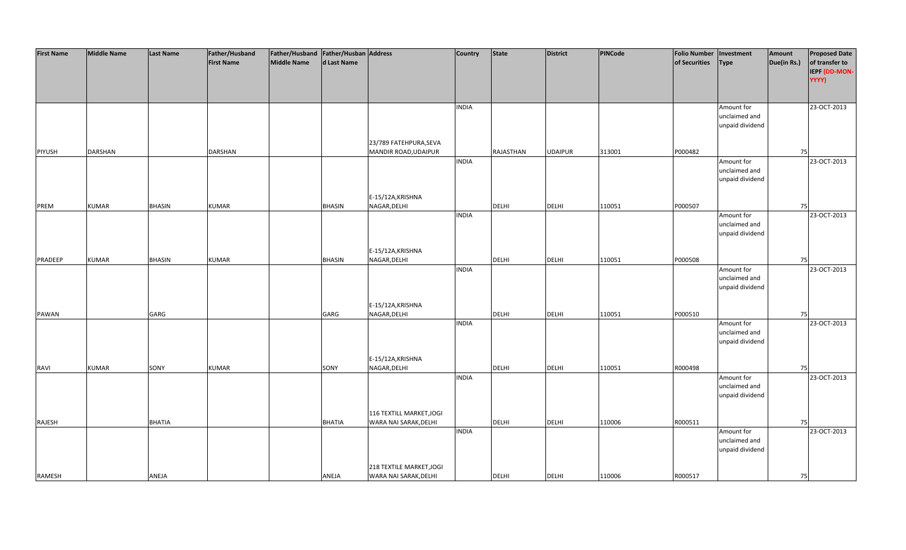| First Name | Middle Name | Last Name | Father/Husband First Name | Father/Husband Middle Name | Father/Husband Last Name | Address | Country | State | District | PINCode | Folio Number of Securities | Investment Type | Amount Due(in Rs.) | Proposed Date of transfer to IEPF (DD-MON-YYYY) |
|---|---|---|---|---|---|---|---|---|---|---|---|---|---|---|
| PIYUSH | DARSHAN | | DARSHAN | | | 23/789 FATEHPURA,SEVA MANDIR ROAD,UDAIPUR | INDIA | RAJASTHAN | UDAIPUR | 313001 | P000482 | Amount for unclaimed and unpaid dividend | 75 | 23-OCT-2013 |
| PREM | KUMAR | BHASIN | KUMAR | | BHASIN | E-15/12A,KRISHNA NAGAR,DELHI | INDIA | DELHI | DELHI | 110051 | P000507 | Amount for unclaimed and unpaid dividend | 75 | 23-OCT-2013 |
| PRADEEP | KUMAR | BHASIN | KUMAR | | BHASIN | E-15/12A,KRISHNA NAGAR,DELHI | INDIA | DELHI | DELHI | 110051 | P000508 | Amount for unclaimed and unpaid dividend | 75 | 23-OCT-2013 |
| PAWAN | | GARG | | | GARG | E-15/12A,KRISHNA NAGAR,DELHI | INDIA | DELHI | DELHI | 110051 | P000510 | Amount for unclaimed and unpaid dividend | 75 | 23-OCT-2013 |
| RAVI | KUMAR | SONY | KUMAR | | SONY | E-15/12A,KRISHNA NAGAR,DELHI | INDIA | DELHI | DELHI | 110051 | R000498 | Amount for unclaimed and unpaid dividend | 75 | 23-OCT-2013 |
| RAJESH | | BHATIA | | | BHATIA | 116 TEXTILL MARKET,JOGI WARA NAI SARAK,DELHI | INDIA | DELHI | DELHI | 110006 | R000511 | Amount for unclaimed and unpaid dividend | 75 | 23-OCT-2013 |
| RAMESH | | ANEJA | | | ANEJA | 218 TEXTILE MARKET,JOGI WARA NAI SARAK,DELHI | INDIA | DELHI | DELHI | 110006 | R000517 | Amount for unclaimed and unpaid dividend | 75 | 23-OCT-2013 |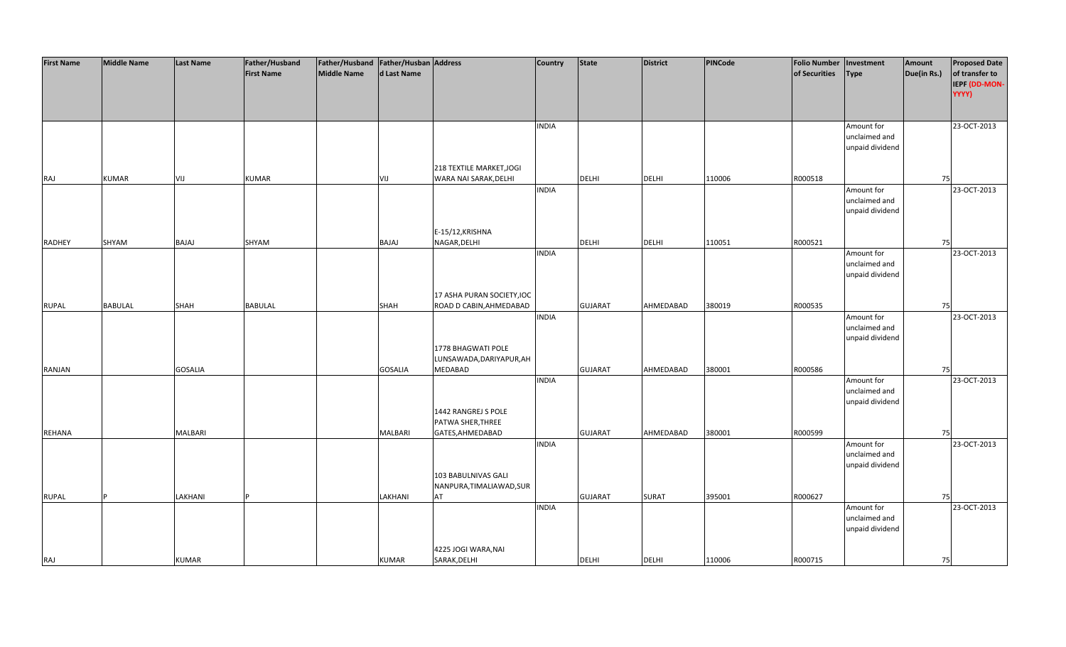| First Name | Middle Name | Last Name | Father/Husband First Name | Father/Husband Middle Name | Father/Husband Last Name | Address | Country | State | District | PINCode | Folio Number of Securities | Investment Type | Amount Due(in Rs.) | Proposed Date of transfer to IEPF (DD-MON-YYYY) |
|---|---|---|---|---|---|---|---|---|---|---|---|---|---|---|
| RAJ | KUMAR | VIJ | KUMAR | | VIJ | 218 TEXTILE MARKET,JOGI WARA NAI SARAK,DELHI | INDIA | DELHI | DELHI | 110006 | R000518 | Amount for unclaimed and unpaid dividend | 75 | 23-OCT-2013 |
| RADHEY | SHYAM | BAJAJ | SHYAM | | BAJAJ | E-15/12,KRISHNA NAGAR,DELHI | INDIA | DELHI | DELHI | 110051 | R000521 | Amount for unclaimed and unpaid dividend | 75 | 23-OCT-2013 |
| RUPAL | BABULAL | SHAH | BABULAL | | SHAH | 17 ASHA PURAN SOCIETY,IOC ROAD D CABIN,AHMEDABAD | INDIA | GUJARAT | AHMEDABAD | 380019 | R000535 | Amount for unclaimed and unpaid dividend | 75 | 23-OCT-2013 |
| RANJAN | | GOSALIA | | | GOSALIA | 1778 BHAGWATI POLE LUNSAWADA,DARIYAPUR,AHMEDABAD | INDIA | GUJARAT | AHMEDABAD | 380001 | R000586 | Amount for unclaimed and unpaid dividend | 75 | 23-OCT-2013 |
| REHANA | | MALBARI | | | MALBARI | 1442 RANGREJ S POLE PATWA SHER,THREE GATES,AHMEDABAD | INDIA | GUJARAT | AHMEDABAD | 380001 | R000599 | Amount for unclaimed and unpaid dividend | 75 | 23-OCT-2013 |
| RUPAL | P | LAKHANI | P | | LAKHANI | 103 BABULNIVAS GALI NANPURA,TIMALIAWAD,SURAT | INDIA | GUJARAT | SURAT | 395001 | R000627 | Amount for unclaimed and unpaid dividend | 75 | 23-OCT-2013 |
| RAJ | | KUMAR | | | KUMAR | 4225 JOGI WARA,NAI SARAK,DELHI | INDIA | DELHI | DELHI | 110006 | R000715 | Amount for unclaimed and unpaid dividend | 75 | 23-OCT-2013 |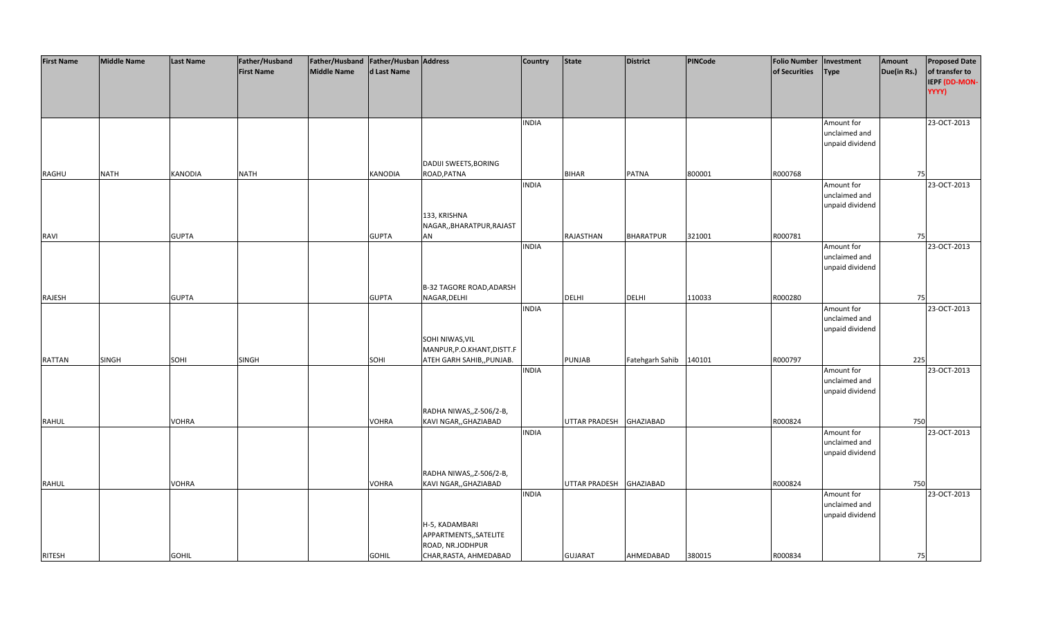| First Name | Middle Name | Last Name | Father/Husband First Name | Father/Husband Middle Name | Father/Husband Last Name | Address | Country | State | District | PINCode | Folio Number of Securities | Investment Type | Amount Due(in Rs.) | Proposed Date of transfer to IEPF (DD-MON-YYYY) |
|---|---|---|---|---|---|---|---|---|---|---|---|---|---|---|
| RAGHU | NATH | KANODIA | NATH | | KANODIA | DADIJI SWEETS,BORING ROAD,PATNA | INDIA | BIHAR | PATNA | 800001 | R000768 | Amount for unclaimed and unpaid dividend | 75 | 23-OCT-2013 |
| RAVI | | GUPTA | | | GUPTA | 133, KRISHNA NAGAR,,BHARATPUR,RAJASTAN | INDIA | RAJASTHAN | BHARATPUR | 321001 | R000781 | Amount for unclaimed and unpaid dividend | 75 | 23-OCT-2013 |
| RAJESH | | GUPTA | | | GUPTA | B-32 TAGORE ROAD,ADARSH NAGAR,DELHI | INDIA | DELHI | DELHI | 110033 | R000280 | Amount for unclaimed and unpaid dividend | 75 | 23-OCT-2013 |
| RATTAN | SINGH | SOHI | SINGH | | SOHI | SOHI NIWAS,VIL MANPUR,P.O.KHANT,DISTT.FATEH GARH SAHIB,,PUNJAB. | INDIA | PUNJAB | Fatehgarh Sahib | 140101 | R000797 | Amount for unclaimed and unpaid dividend | 225 | 23-OCT-2013 |
| RAHUL | | VOHRA | | | VOHRA | RADHA NIWAS,,Z-506/2-B, KAVI NGAR,,GHAZIABAD | INDIA | UTTAR PRADESH | GHAZIABAD | | R000824 | Amount for unclaimed and unpaid dividend | 750 | 23-OCT-2013 |
| RAHUL | | VOHRA | | | VOHRA | RADHA NIWAS,,Z-506/2-B, KAVI NGAR,,GHAZIABAD | INDIA | UTTAR PRADESH | GHAZIABAD | | R000824 | Amount for unclaimed and unpaid dividend | 750 | 23-OCT-2013 |
| RITESH | | GOHIL | | | GOHIL | H-5, KADAMBARI APPARTMENTS,,SATELITE ROAD, NR.JODHPUR CHAR,RASTA, AHMEDABAD | INDIA | GUJARAT | AHMEDABAD | 380015 | R000834 | Amount for unclaimed and unpaid dividend | 75 | 23-OCT-2013 |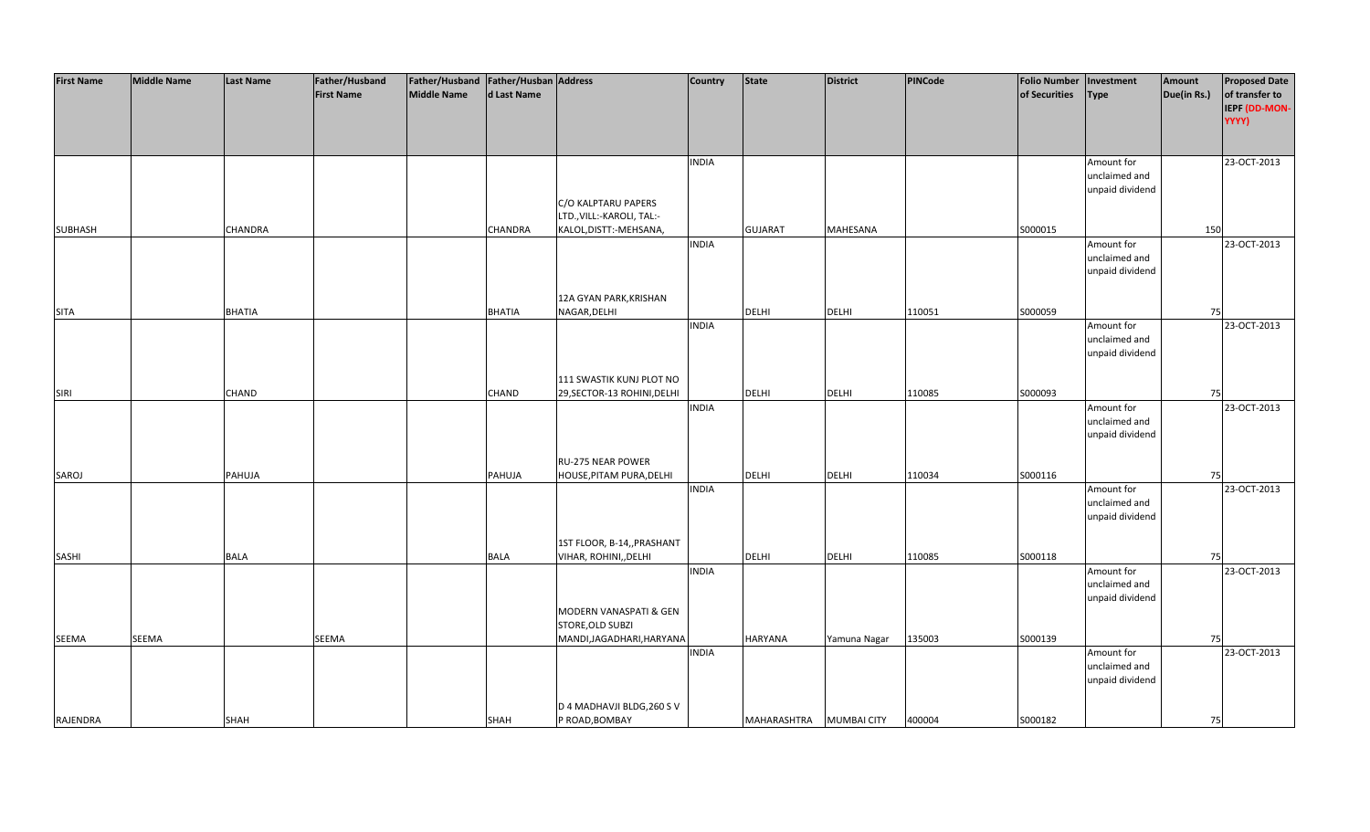| First Name | Middle Name | Last Name | Father/Husband First Name | Father/Husband Middle Name | Father/Husband Last Name | Address | Country | State | District | PINCode | Folio Number of Securities | Investment Type | Amount Due(in Rs.) | Proposed Date of transfer to IEPF (DD-MON-YYYY) |
|---|---|---|---|---|---|---|---|---|---|---|---|---|---|---|
| SUBHASH | | CHANDRA | | | CHANDRA | C/O KALPTARU PAPERS LTD.,VILL:-KAROLI, TAL:-KALOL,DISTT:-MEHSANA, | INDIA | GUJARAT | MAHESANA | | S000015 | Amount for unclaimed and unpaid dividend | 150 | 23-OCT-2013 |
| SITA | | BHATIA | | | BHATIA | 12A GYAN PARK,KRISHAN NAGAR,DELHI | INDIA | DELHI | DELHI | 110051 | S000059 | Amount for unclaimed and unpaid dividend | 75 | 23-OCT-2013 |
| SIRI | | CHAND | | | CHAND | 111 SWASTIK KUNJ PLOT NO 29,SECTOR-13 ROHINI,DELHI | INDIA | DELHI | DELHI | 110085 | S000093 | Amount for unclaimed and unpaid dividend | 75 | 23-OCT-2013 |
| SAROJ | | PAHUJA | | | PAHUJA | RU-275 NEAR POWER HOUSE,PITAM PURA,DELHI | INDIA | DELHI | DELHI | 110034 | S000116 | Amount for unclaimed and unpaid dividend | 75 | 23-OCT-2013 |
| SASHI | | BALA | | | BALA | 1ST FLOOR, B-14,,PRASHANT VIHAR, ROHINI,,DELHI | INDIA | DELHI | DELHI | 110085 | S000118 | Amount for unclaimed and unpaid dividend | 75 | 23-OCT-2013 |
| SEEMA | SEEMA | | SEEMA | | | MODERN VANASPATI & GEN STORE,OLD SUBZI MANDI,JAGADHARI,HARYANA | INDIA | HARYANA | Yamuna Nagar | 135003 | S000139 | Amount for unclaimed and unpaid dividend | 75 | 23-OCT-2013 |
| RAJENDRA | | SHAH | | | SHAH | D 4 MADHAVJI BLDG,260 S V P ROAD,BOMBAY | INDIA | MAHARASHTRA | MUMBAI CITY | 400004 | S000182 | Amount for unclaimed and unpaid dividend | 75 | 23-OCT-2013 |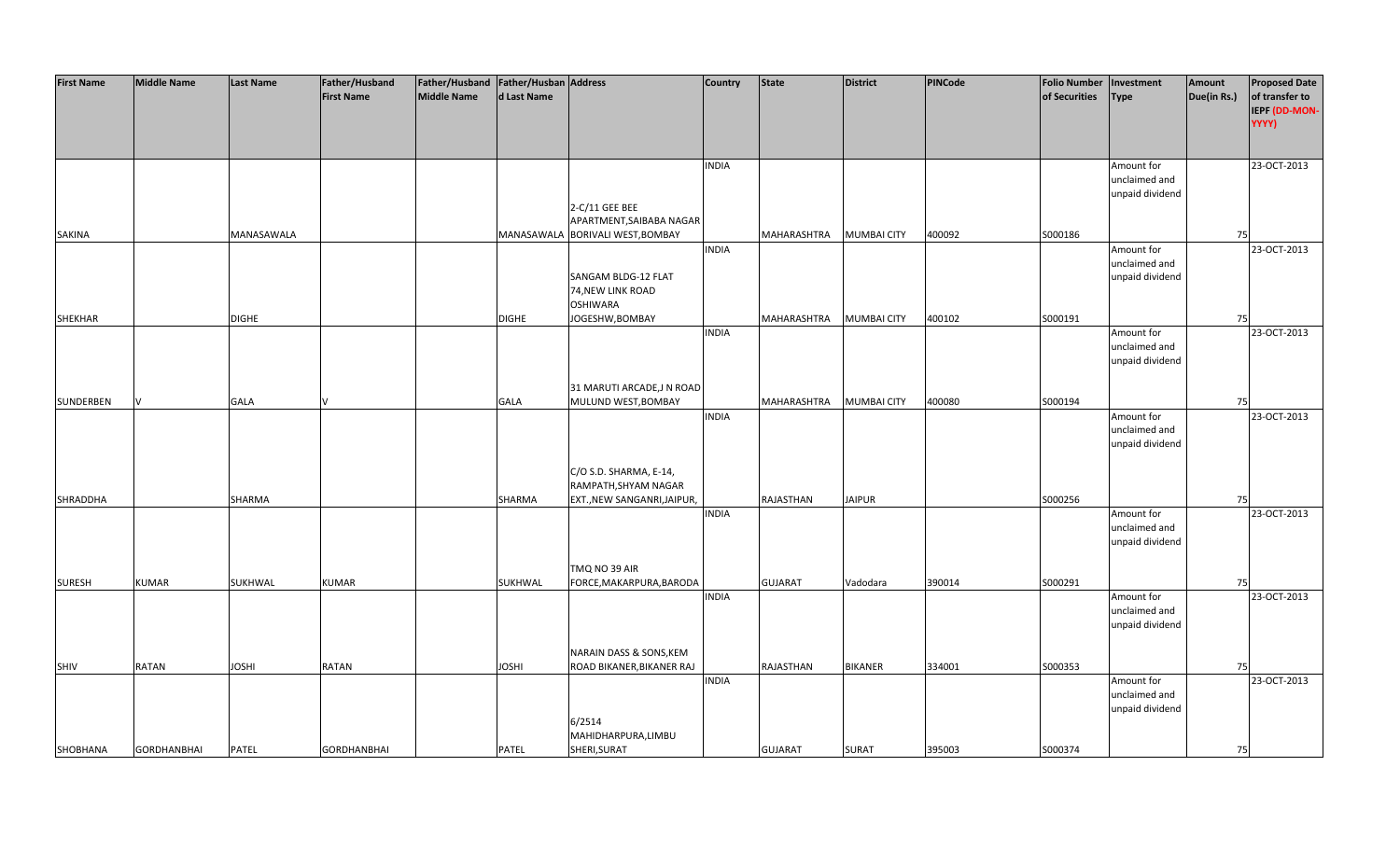| First Name | Middle Name | Last Name | Father/Husband First Name | Father/Husband Middle Name | Father/Husband Last Name | Address | Country | State | District | PINCode | Folio Number of Securities | Investment Type | Amount Due(in Rs.) | Proposed Date of transfer to IEPF (DD-MON-YYYY) |
|---|---|---|---|---|---|---|---|---|---|---|---|---|---|---|
| SAKINA | | MANASAWALA | | | MANASAWALA | 2-C/11 GEE BEE APARTMENT,SAIBABA NAGAR BORIVALI WEST,BOMBAY | INDIA | MAHARASHTRA | MUMBAI CITY | 400092 | S000186 | Amount for unclaimed and unpaid dividend | 75 | 23-OCT-2013 |
| SHEKHAR | | DIGHE | | | DIGHE | SANGAM BLDG-12 FLAT 74,NEW LINK ROAD OSHIWARA JOGESHW,BOMBAY | INDIA | MAHARASHTRA | MUMBAI CITY | 400102 | S000191 | Amount for unclaimed and unpaid dividend | 75 | 23-OCT-2013 |
| SUNDERBEN | V | GALA | V | | GALA | 31 MARUTI ARCADE,J N ROAD MULUND WEST,BOMBAY | INDIA | MAHARASHTRA | MUMBAI CITY | 400080 | S000194 | Amount for unclaimed and unpaid dividend | 75 | 23-OCT-2013 |
| SHRADDHA | | SHARMA | | | SHARMA | C/O S.D. SHARMA, E-14, RAMPATH,SHYAM NAGAR EXT.,NEW SANGANRI,JAIPUR, | INDIA | RAJASTHAN | JAIPUR | | S000256 | Amount for unclaimed and unpaid dividend | 75 | 23-OCT-2013 |
| SURESH | KUMAR | SUKHWAL | KUMAR | | SUKHWAL | TMQ NO 39 AIR FORCE,MAKARPURA,BARODA | INDIA | GUJARAT | Vadodara | 390014 | S000291 | Amount for unclaimed and unpaid dividend | 75 | 23-OCT-2013 |
| SHIV | RATAN | JOSHI | RATAN | | JOSHI | NARAIN DASS & SONS,KEM ROAD BIKANER,BIKANER RAJ | INDIA | RAJASTHAN | BIKANER | 334001 | S000353 | Amount for unclaimed and unpaid dividend | 75 | 23-OCT-2013 |
| SHOBHANA | GORDHANBHAI | PATEL | GORDHANBHAI | | PATEL | 6/2514 MAHIDHARPURA,LIMBU SHERI,SURAT | INDIA | GUJARAT | SURAT | 395003 | S000374 | Amount for unclaimed and unpaid dividend | 75 | 23-OCT-2013 |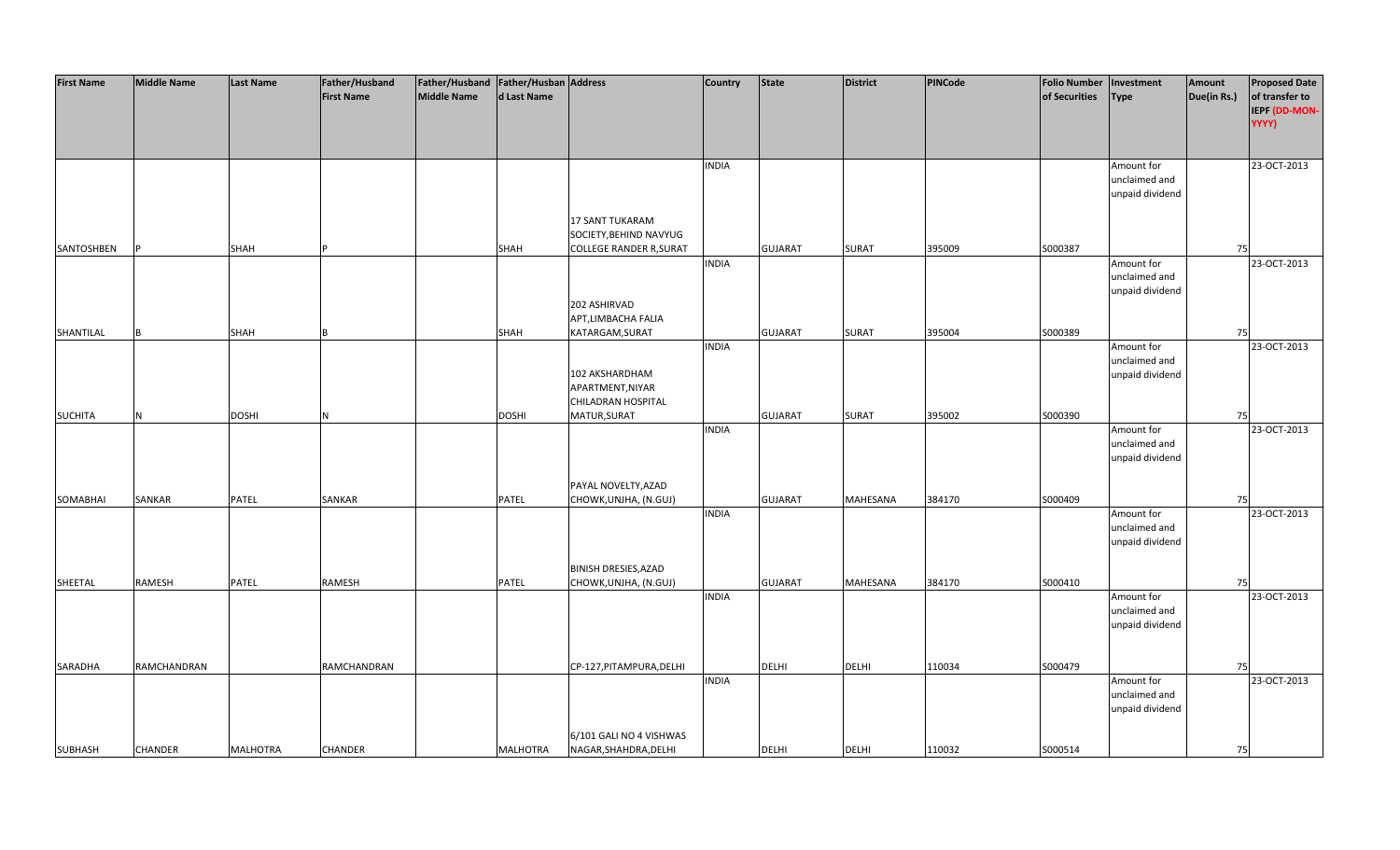| First Name | Middle Name | Last Name | Father/Husband First Name | Father/Husband Middle Name | Father/Husband Last Name | Address | Country | State | District | PINCode | Folio Number of Securities | Investment Type | Amount Due(in Rs.) | Proposed Date of transfer to IEPF (DD-MON-YYYY) |
|---|---|---|---|---|---|---|---|---|---|---|---|---|---|---|
| SANTOSHBEN | P | SHAH | P | | SHAH | 17 SANT TUKARAM SOCIETY,BEHIND NAVYUG COLLEGE RANDER R,SURAT | INDIA | GUJARAT | SURAT | 395009 | S000387 | Amount for unclaimed and unpaid dividend | 75 | 23-OCT-2013 |
| SHANTILAL | B | SHAH | B | | SHAH | 202 ASHIRVAD APT,LIMBACHA FALIA KATARGAM,SURAT | INDIA | GUJARAT | SURAT | 395004 | S000389 | Amount for unclaimed and unpaid dividend | 75 | 23-OCT-2013 |
| SUCHITA | N | DOSHI | N | | DOSHI | 102 AKSHARDHAM APARTMENT,NIYAR CHILADRAN HOSPITAL MATUR,SURAT | INDIA | GUJARAT | SURAT | 395002 | S000390 | Amount for unclaimed and unpaid dividend | 75 | 23-OCT-2013 |
| SOMABHAI | SANKAR | PATEL | SANKAR | | PATEL | PAYAL NOVELTY,AZAD CHOWK,UNJHA, (N.GUJ) | INDIA | GUJARAT | MAHESANA | 384170 | S000409 | Amount for unclaimed and unpaid dividend | 75 | 23-OCT-2013 |
| SHEETAL | RAMESH | PATEL | RAMESH | | PATEL | BINISH DRESIES,AZAD CHOWK,UNJHA, (N.GUJ) | INDIA | GUJARAT | MAHESANA | 384170 | S000410 | Amount for unclaimed and unpaid dividend | 75 | 23-OCT-2013 |
| SARADHA | RAMCHANDRAN | | RAMCHANDRAN | | | CP-127,PITAMPURA,DELHI | INDIA | DELHI | DELHI | 110034 | S000479 | Amount for unclaimed and unpaid dividend | 75 | 23-OCT-2013 |
| SUBHASH | CHANDER | MALHOTRA | CHANDER | | MALHOTRA | 6/101 GALI NO 4 VISHWAS NAGAR,SHAHDRA,DELHI | INDIA | DELHI | DELHI | 110032 | S000514 | Amount for unclaimed and unpaid dividend | 75 | 23-OCT-2013 |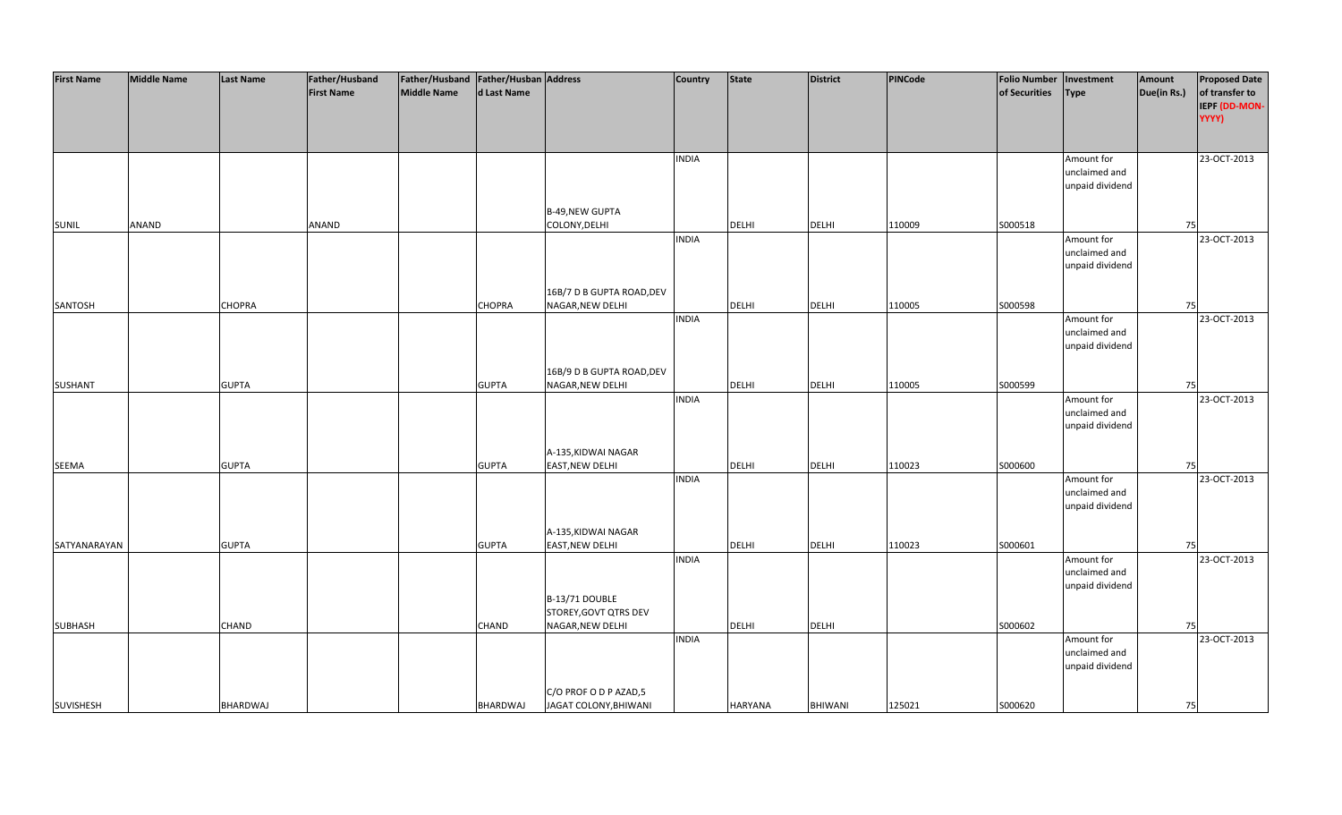| First Name | Middle Name | Last Name | Father/Husband First Name | Father/Husband Middle Name | Father/Husband Last Name | Address | Country | State | District | PINCode | Folio Number of Securities | Investment Type | Amount Due(in Rs.) | Proposed Date of transfer to IEPF (DD-MON-YYYY) |
|---|---|---|---|---|---|---|---|---|---|---|---|---|---|---|
| SUNIL | ANAND | | ANAND | | | B-49,NEW GUPTA COLONY,DELHI | INDIA | DELHI | DELHI | 110009 | S000518 | Amount for unclaimed and unpaid dividend | 75 | 23-OCT-2013 |
| SANTOSH | | CHOPRA | | | CHOPRA | 16B/7 D B GUPTA ROAD,DEV NAGAR,NEW DELHI | INDIA | DELHI | DELHI | 110005 | S000598 | Amount for unclaimed and unpaid dividend | 75 | 23-OCT-2013 |
| SUSHANT | | GUPTA | | | GUPTA | 16B/9 D B GUPTA ROAD,DEV NAGAR,NEW DELHI | INDIA | DELHI | DELHI | 110005 | S000599 | Amount for unclaimed and unpaid dividend | 75 | 23-OCT-2013 |
| SEEMA | | GUPTA | | | GUPTA | A-135,KIDWAI NAGAR EAST,NEW DELHI | INDIA | DELHI | DELHI | 110023 | S000600 | Amount for unclaimed and unpaid dividend | 75 | 23-OCT-2013 |
| SATYANARAYAN | | GUPTA | | | GUPTA | A-135,KIDWAI NAGAR EAST,NEW DELHI | INDIA | DELHI | DELHI | 110023 | S000601 | Amount for unclaimed and unpaid dividend | 75 | 23-OCT-2013 |
| SUBHASH | | CHAND | | | CHAND | B-13/71 DOUBLE STOREY,GOVT QTRS DEV NAGAR,NEW DELHI | INDIA | DELHI | DELHI | | S000602 | Amount for unclaimed and unpaid dividend | 75 | 23-OCT-2013 |
| SUVISHESH | | BHARDWAJ | | | BHARDWAJ | C/O PROF O D P AZAD,5 JAGAT COLONY,BHIWANI | INDIA | HARYANA | BHIWANI | 125021 | S000620 | Amount for unclaimed and unpaid dividend | 75 | 23-OCT-2013 |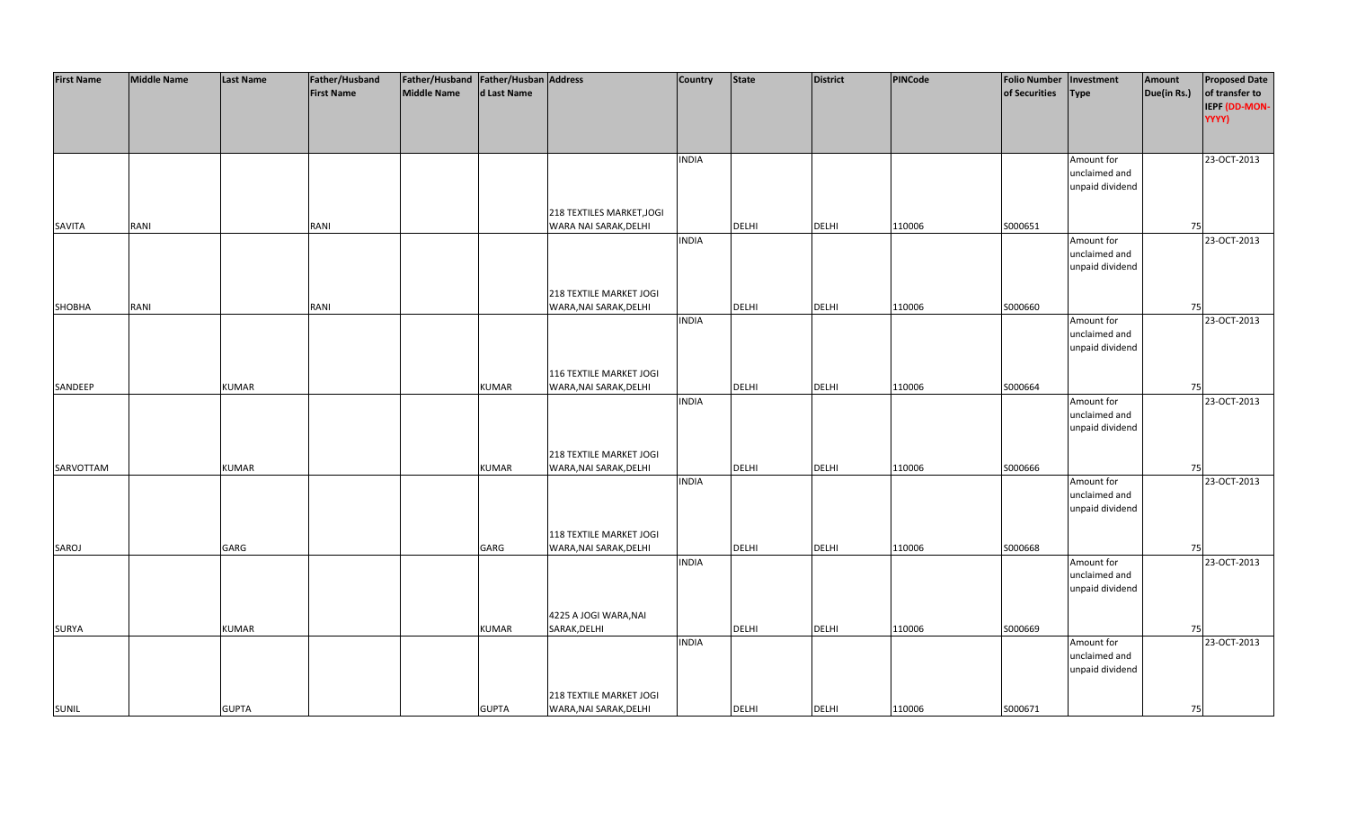| First Name | Middle Name | Last Name | Father/Husband First Name | Father/Husband Middle Name | Father/Husband Last Name | Address | Country | State | District | PINCode | Folio Number of Securities | Investment Type | Amount Due(in Rs.) | Proposed Date of transfer to IEPF (DD-MON-YYYY) |
|---|---|---|---|---|---|---|---|---|---|---|---|---|---|---|
| SAVITA | RANI | | RANI | | | 218 TEXTILES MARKET,JOGI WARA NAI SARAK,DELHI | INDIA | DELHI | DELHI | 110006 | S000651 | Amount for unclaimed and unpaid dividend | 75 | 23-OCT-2013 |
| SHOBHA | RANI | | RANI | | | 218 TEXTILE MARKET JOGI WARA,NAI SARAK,DELHI | INDIA | DELHI | DELHI | 110006 | S000660 | Amount for unclaimed and unpaid dividend | 75 | 23-OCT-2013 |
| SANDEEP | | KUMAR | | | KUMAR | 116 TEXTILE MARKET JOGI WARA,NAI SARAK,DELHI | INDIA | DELHI | DELHI | 110006 | S000664 | Amount for unclaimed and unpaid dividend | 75 | 23-OCT-2013 |
| SARVOTTAM | | KUMAR | | | KUMAR | 218 TEXTILE MARKET JOGI WARA,NAI SARAK,DELHI | INDIA | DELHI | DELHI | 110006 | S000666 | Amount for unclaimed and unpaid dividend | 75 | 23-OCT-2013 |
| SAROJ | | GARG | | | GARG | 118 TEXTILE MARKET JOGI WARA,NAI SARAK,DELHI | INDIA | DELHI | DELHI | 110006 | S000668 | Amount for unclaimed and unpaid dividend | 75 | 23-OCT-2013 |
| SURYA | | KUMAR | | | KUMAR | 4225 A JOGI WARA,NAI SARAK,DELHI | INDIA | DELHI | DELHI | 110006 | S000669 | Amount for unclaimed and unpaid dividend | 75 | 23-OCT-2013 |
| SUNIL | | GUPTA | | | GUPTA | 218 TEXTILE MARKET JOGI WARA,NAI SARAK,DELHI | INDIA | DELHI | DELHI | 110006 | S000671 | Amount for unclaimed and unpaid dividend | 75 | 23-OCT-2013 |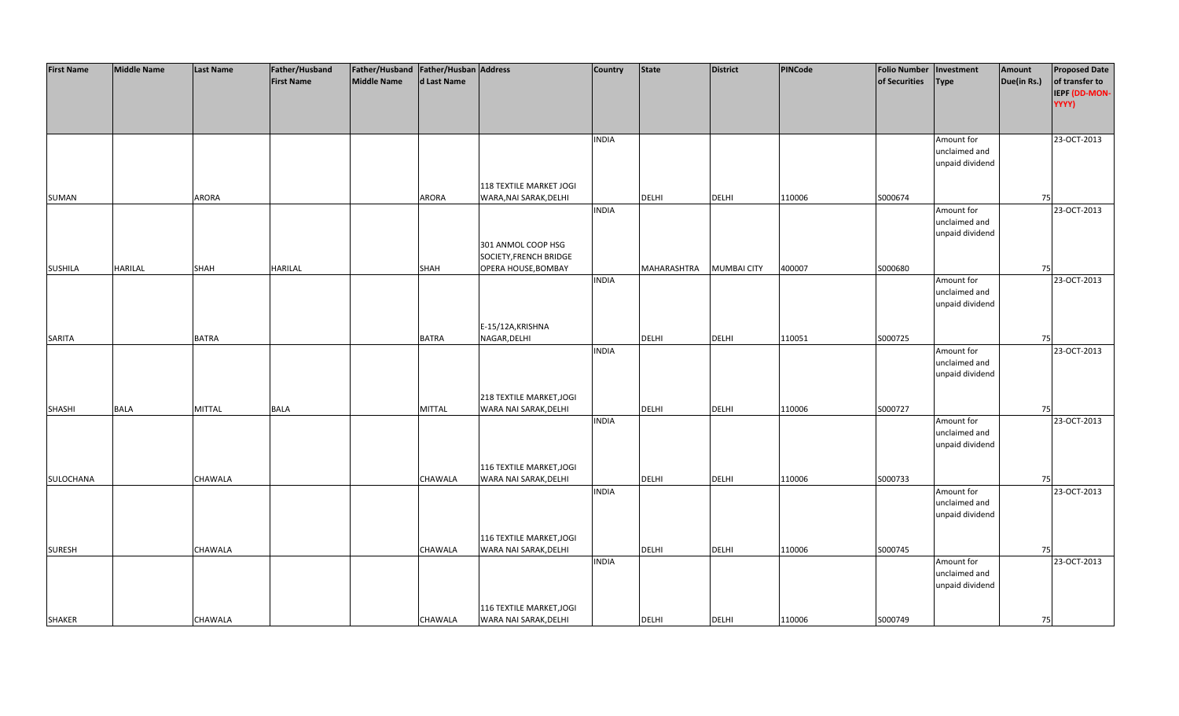| First Name | Middle Name | Last Name | Father/Husband First Name | Father/Husband Middle Name | Father/Husband Last Name | Address | Country | State | District | PINCode | Folio Number of Securities | Investment Type | Amount Due(in Rs.) | Proposed Date of transfer to IEPF (DD-MON-YYYY) |
|---|---|---|---|---|---|---|---|---|---|---|---|---|---|---|
| SUMAN | | ARORA | | | ARORA | 118 TEXTILE MARKET JOGI WARA,NAI SARAK,DELHI | INDIA | DELHI | DELHI | 110006 | S000674 | Amount for unclaimed and unpaid dividend | 75 | 23-OCT-2013 |
| SUSHILA | HARILAL | SHAH | HARILAL | | SHAH | 301 ANMOL COOP HSG SOCIETY,FRENCH BRIDGE OPERA HOUSE,BOMBAY | INDIA | MAHARASHTRA | MUMBAI CITY | 400007 | S000680 | Amount for unclaimed and unpaid dividend | 75 | 23-OCT-2013 |
| SARITA | | BATRA | | | BATRA | E-15/12A,KRISHNA NAGAR,DELHI | INDIA | DELHI | DELHI | 110051 | S000725 | Amount for unclaimed and unpaid dividend | 75 | 23-OCT-2013 |
| SHASHI | BALA | MITTAL | BALA | | MITTAL | 218 TEXTILE MARKET,JOGI WARA NAI SARAK,DELHI | INDIA | DELHI | DELHI | 110006 | S000727 | Amount for unclaimed and unpaid dividend | 75 | 23-OCT-2013 |
| SULOCHANA | | CHAWALA | | | CHAWALA | 116 TEXTILE MARKET,JOGI WARA NAI SARAK,DELHI | INDIA | DELHI | DELHI | 110006 | S000733 | Amount for unclaimed and unpaid dividend | 75 | 23-OCT-2013 |
| SURESH | | CHAWALA | | | CHAWALA | 116 TEXTILE MARKET,JOGI WARA NAI SARAK,DELHI | INDIA | DELHI | DELHI | 110006 | S000745 | Amount for unclaimed and unpaid dividend | 75 | 23-OCT-2013 |
| SHAKER | | CHAWALA | | | CHAWALA | 116 TEXTILE MARKET,JOGI WARA NAI SARAK,DELHI | INDIA | DELHI | DELHI | 110006 | S000749 | Amount for unclaimed and unpaid dividend | 75 | 23-OCT-2013 |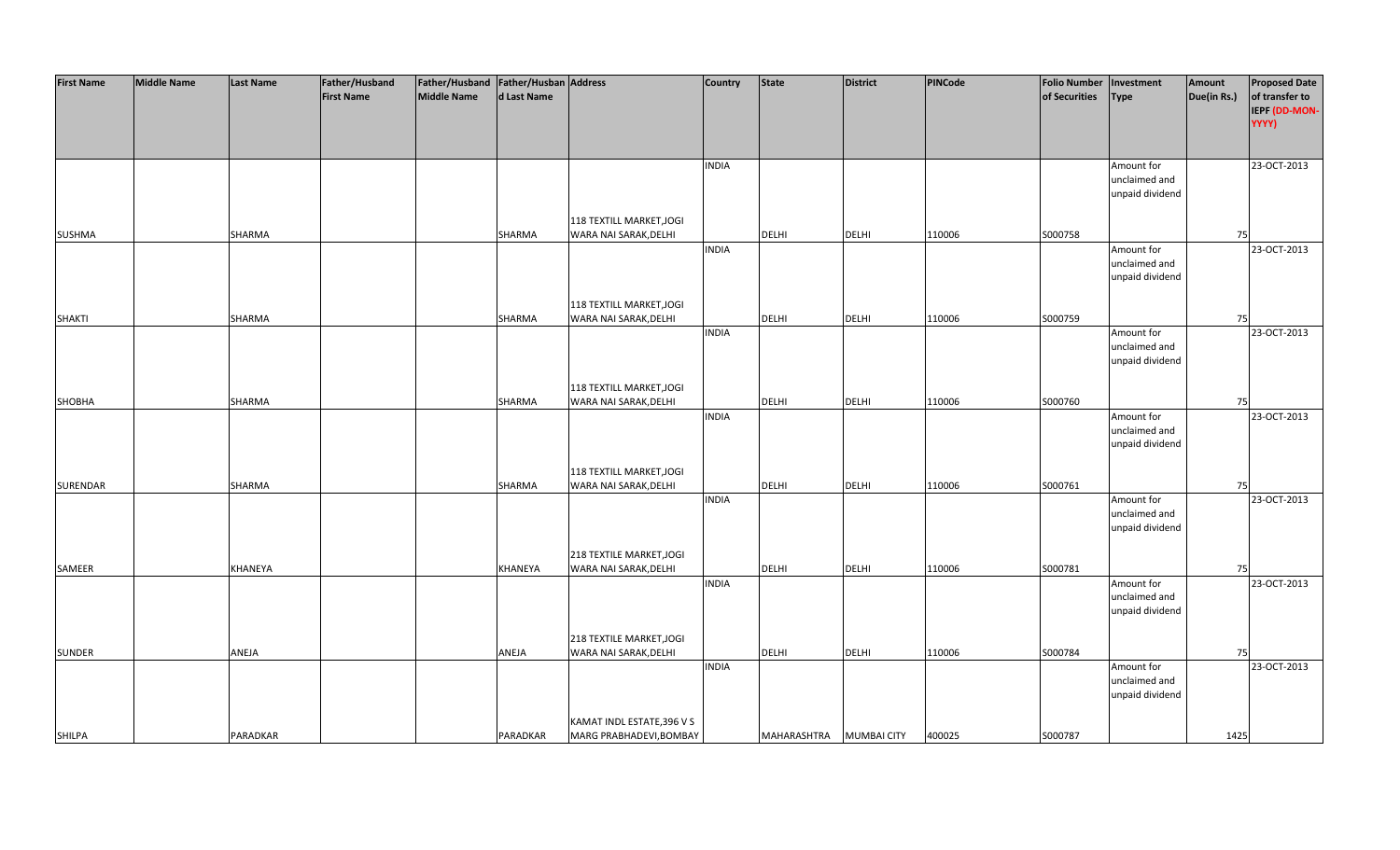| First Name | Middle Name | Last Name | Father/Husband First Name | Father/Husband Middle Name | Father/Husband Last Name | Address | Country | State | District | PINCode | Folio Number of Securities | Investment Type | Amount Due(in Rs.) | Proposed Date of transfer to IEPF (DD-MON-YYYY) |
|---|---|---|---|---|---|---|---|---|---|---|---|---|---|---|
| SUSHMA | | SHARMA | | | SHARMA | 118 TEXTILL MARKET,JOGI WARA NAI SARAK,DELHI | INDIA | DELHI | DELHI | 110006 | S000758 | Amount for unclaimed and unpaid dividend | 75 | 23-OCT-2013 |
| SHAKTI | | SHARMA | | | SHARMA | 118 TEXTILL MARKET,JOGI WARA NAI SARAK,DELHI | INDIA | DELHI | DELHI | 110006 | S000759 | Amount for unclaimed and unpaid dividend | 75 | 23-OCT-2013 |
| SHOBHA | | SHARMA | | | SHARMA | 118 TEXTILL MARKET,JOGI WARA NAI SARAK,DELHI | INDIA | DELHI | DELHI | 110006 | S000760 | Amount for unclaimed and unpaid dividend | 75 | 23-OCT-2013 |
| SURENDAR | | SHARMA | | | SHARMA | 118 TEXTILL MARKET,JOGI WARA NAI SARAK,DELHI | INDIA | DELHI | DELHI | 110006 | S000761 | Amount for unclaimed and unpaid dividend | 75 | 23-OCT-2013 |
| SAMEER | | KHANEYA | | | KHANEYA | 218 TEXTILE MARKET,JOGI WARA NAI SARAK,DELHI | INDIA | DELHI | DELHI | 110006 | S000781 | Amount for unclaimed and unpaid dividend | 75 | 23-OCT-2013 |
| SUNDER | | ANEJA | | | ANEJA | 218 TEXTILE MARKET,JOGI WARA NAI SARAK,DELHI | INDIA | DELHI | DELHI | 110006 | S000784 | Amount for unclaimed and unpaid dividend | 75 | 23-OCT-2013 |
| SHILPA | | PARADKAR | | | PARADKAR | KAMAT INDL ESTATE,396 V S MARG PRABHADEVI,BOMBAY | INDIA | MAHARASHTRA | MUMBAI CITY | 400025 | S000787 | Amount for unclaimed and unpaid dividend | 1425 | 23-OCT-2013 |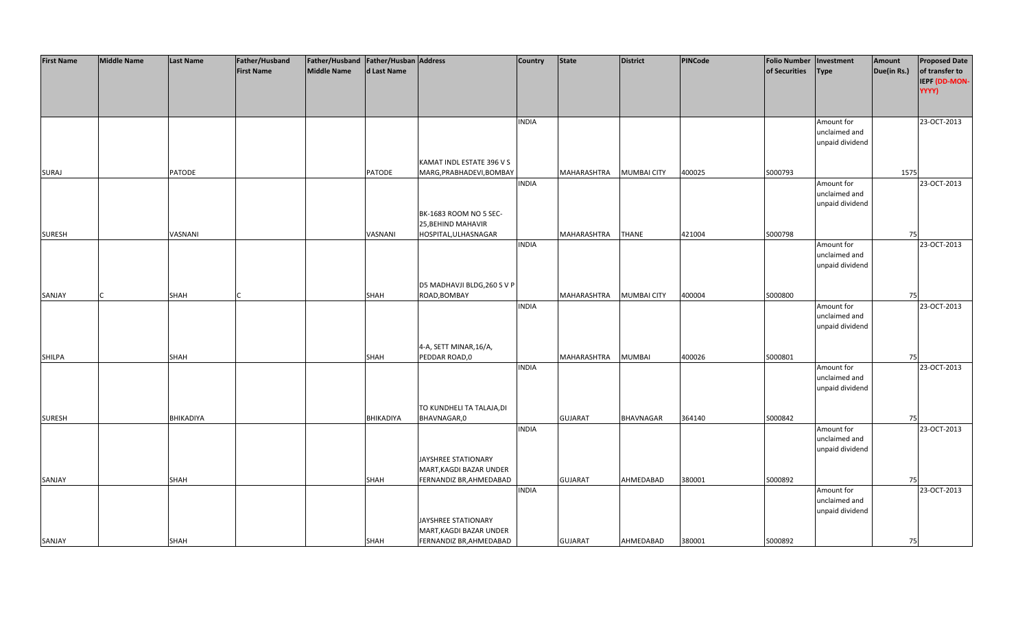| First Name | Middle Name | Last Name | Father/Husband First Name | Father/Husband Middle Name | Father/Husband Last Name | Address | Country | State | District | PINCode | Folio Number of Securities | Investment Type | Amount Due(in Rs.) | Proposed Date of transfer to IEPF (DD-MON-YYYY) |
|---|---|---|---|---|---|---|---|---|---|---|---|---|---|---|
| SURAJ | | PATODE | | | PATODE | KAMAT INDL ESTATE 396 V S MARG,PRABHADEVI,BOMBAY | INDIA | MAHARASHTRA | MUMBAI CITY | 400025 | S000793 | Amount for unclaimed and unpaid dividend | 1575 | 23-OCT-2013 |
| SURESH | | VASNANI | | | VASNANI | BK-1683 ROOM NO 5 SEC-25,BEHIND MAHAVIR HOSPITAL,ULHASNAGAR | INDIA | MAHARASHTRA | THANE | 421004 | S000798 | Amount for unclaimed and unpaid dividend | 75 | 23-OCT-2013 |
| SANJAY | C | SHAH | C | | SHAH | D5 MADHAVJI BLDG,260 S V P ROAD,BOMBAY | INDIA | MAHARASHTRA | MUMBAI CITY | 400004 | S000800 | Amount for unclaimed and unpaid dividend | 75 | 23-OCT-2013 |
| SHILPA | | SHAH | | | SHAH | 4-A, SETT MINAR,16/A, PEDDAR ROAD,0 | INDIA | MAHARASHTRA | MUMBAI | 400026 | S000801 | Amount for unclaimed and unpaid dividend | 75 | 23-OCT-2013 |
| SURESH | | BHIKADIYA | | | BHIKADIYA | TO KUNDHELI TA TALAJA,DI BHAVNAGAR,0 | INDIA | GUJARAT | BHAVNAGAR | 364140 | S000842 | Amount for unclaimed and unpaid dividend | 75 | 23-OCT-2013 |
| SANJAY | | SHAH | | | SHAH | JAYSHREE STATIONARY MART,KAGDI BAZAR UNDER FERNANDIZ BR,AHMEDABAD | INDIA | GUJARAT | AHMEDABAD | 380001 | S000892 | Amount for unclaimed and unpaid dividend | 75 | 23-OCT-2013 |
| SANJAY | | SHAH | | | SHAH | JAYSHREE STATIONARY MART,KAGDI BAZAR UNDER FERNANDIZ BR,AHMEDABAD | INDIA | GUJARAT | AHMEDABAD | 380001 | S000892 | Amount for unclaimed and unpaid dividend | 75 | 23-OCT-2013 |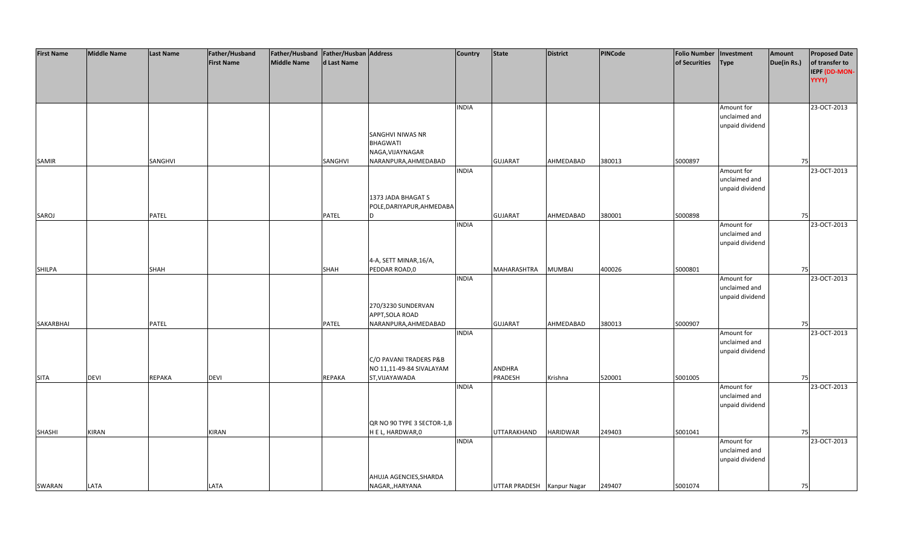| First Name | Middle Name | Last Name | Father/Husband First Name | Father/Husband Middle Name | Father/Husband Last Name | Address | Country | State | District | PINCode | Folio Number of Securities | Investment Type | Amount Due(in Rs.) | Proposed Date of transfer to IEPF (DD-MON-YYYY) |
|---|---|---|---|---|---|---|---|---|---|---|---|---|---|---|
| SAMIR | | SANGHVI | | | SANGHVI | SANGHVI NIWAS NR BHAGWATI NAGA,VIJAYNAGAR NARANPURA,AHMEDABAD | INDIA | GUJARAT | AHMEDABAD | 380013 | S000897 | Amount for unclaimed and unpaid dividend | 75 | 23-OCT-2013 |
| SAROJ | | PATEL | | | PATEL | 1373 JADA BHAGAT S POLE,DARIYAPUR,AHMEDABAD | INDIA | GUJARAT | AHMEDABAD | 380001 | S000898 | Amount for unclaimed and unpaid dividend | 75 | 23-OCT-2013 |
| SHILPA | | SHAH | | | SHAH | 4-A, SETT MINAR,16/A, PEDDAR ROAD,0 | INDIA | MAHARASHTRA | MUMBAI | 400026 | S000801 | Amount for unclaimed and unpaid dividend | 75 | 23-OCT-2013 |
| SAKARBHAI | | PATEL | | | PATEL | 270/3230 SUNDERVAN APPT,SOLA ROAD NARANPURA,AHMEDABAD | INDIA | GUJARAT | AHMEDABAD | 380013 | S000907 | Amount for unclaimed and unpaid dividend | 75 | 23-OCT-2013 |
| SITA | DEVI | REPAKA | DEVI | | REPAKA | C/O PAVANI TRADERS P&B NO 11,11-49-84 SIVALAYAM ST,VIJAYAWADA | INDIA | ANDHRA PRADESH | Krishna | 520001 | S001005 | Amount for unclaimed and unpaid dividend | 75 | 23-OCT-2013 |
| SHASHI | KIRAN | | KIRAN | | | QR NO 90 TYPE 3 SECTOR-1,B H E L, HARDWAR,0 | INDIA | UTTARAKHAND | HARIDWAR | 249403 | S001041 | Amount for unclaimed and unpaid dividend | 75 | 23-OCT-2013 |
| SWARAN | LATA | | LATA | | | AHUJA AGENCIES,SHARDA NAGAR,,HARYANA | INDIA | UTTAR PRADESH | Kanpur Nagar | 249407 | S001074 | Amount for unclaimed and unpaid dividend | 75 | 23-OCT-2013 |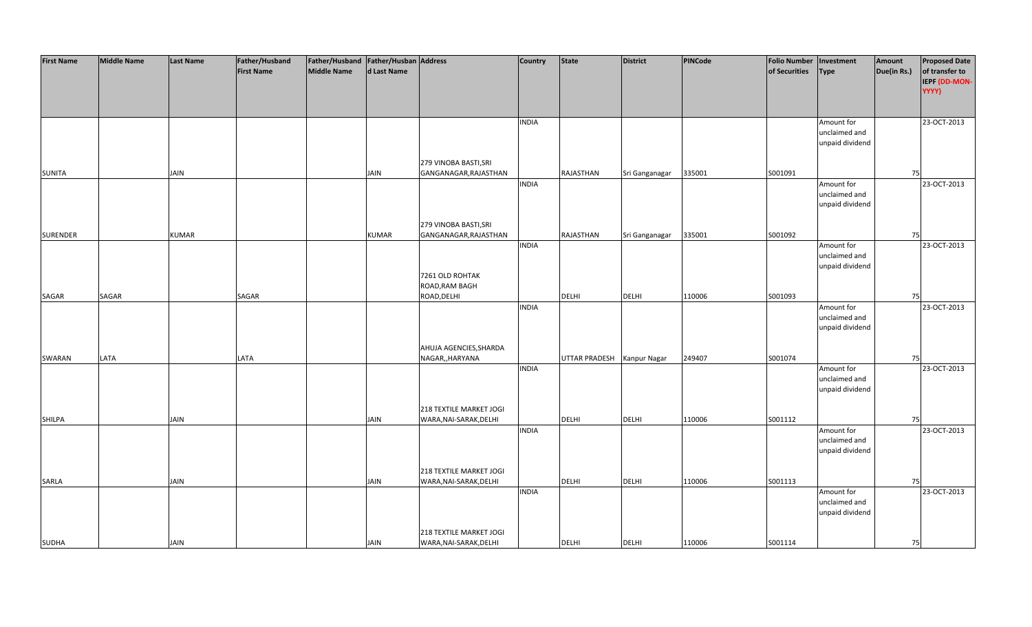| First Name | Middle Name | Last Name | Father/Husband First Name | Father/Husband Middle Name | Father/Husband Last Name | Address | Country | State | District | PINCode | Folio Number of Securities | Investment Type | Amount Due(in Rs.) | Proposed Date of transfer to IEPF (DD-MON-YYYY) |
|---|---|---|---|---|---|---|---|---|---|---|---|---|---|---|
| SUNITA | | JAIN | | | JAIN | 279 VINOBA BASTI,SRI GANGANAGAR,RAJASTHAN | INDIA | RAJASTHAN | Sri Ganganagar | 335001 | S001091 | Amount for unclaimed and unpaid dividend | 75 | 23-OCT-2013 |
| SURENDER | | KUMAR | | | KUMAR | 279 VINOBA BASTI,SRI GANGANAGAR,RAJASTHAN | INDIA | RAJASTHAN | Sri Ganganagar | 335001 | S001092 | Amount for unclaimed and unpaid dividend | 75 | 23-OCT-2013 |
| SAGAR | SAGAR | | SAGAR | | | 7261 OLD ROHTAK ROAD,RAM BAGH ROAD,DELHI | INDIA | DELHI | DELHI | 110006 | S001093 | Amount for unclaimed and unpaid dividend | 75 | 23-OCT-2013 |
| SWARAN | LATA | | LATA | | | AHUJA AGENCIES,SHARDA NAGAR,,HARYANA | INDIA | UTTAR PRADESH | Kanpur Nagar | 249407 | S001074 | Amount for unclaimed and unpaid dividend | 75 | 23-OCT-2013 |
| SHILPA | | JAIN | | | JAIN | 218 TEXTILE MARKET JOGI WARA,NAI-SARAK,DELHI | INDIA | DELHI | DELHI | 110006 | S001112 | Amount for unclaimed and unpaid dividend | 75 | 23-OCT-2013 |
| SARLA | | JAIN | | | JAIN | 218 TEXTILE MARKET JOGI WARA,NAI-SARAK,DELHI | INDIA | DELHI | DELHI | 110006 | S001113 | Amount for unclaimed and unpaid dividend | 75 | 23-OCT-2013 |
| SUDHA | | JAIN | | | JAIN | 218 TEXTILE MARKET JOGI WARA,NAI-SARAK,DELHI | INDIA | DELHI | DELHI | 110006 | S001114 | Amount for unclaimed and unpaid dividend | 75 | 23-OCT-2013 |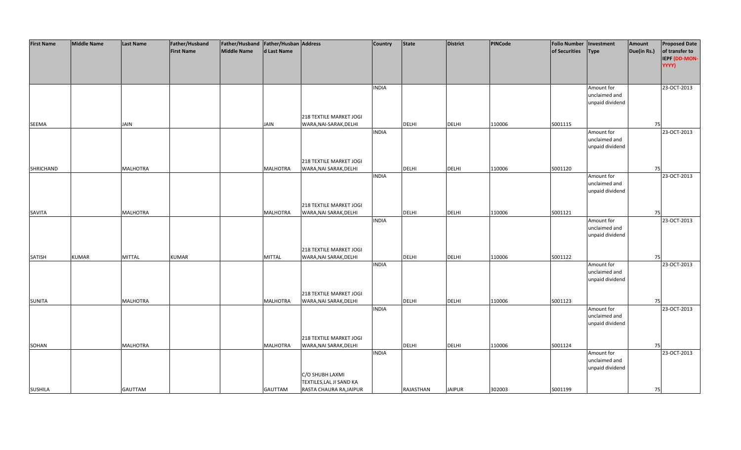| First Name | Middle Name | Last Name | Father/Husband First Name | Father/Husband Middle Name | Father/Husband Last Name | Address | Country | State | District | PINCode | Folio Number of Securities | Investment Type | Amount Due(in Rs.) | Proposed Date of transfer to IEPF (DD-MON-YYYY) |
|---|---|---|---|---|---|---|---|---|---|---|---|---|---|---|
| SEEMA | | JAIN | | | JAIN | 218 TEXTILE MARKET JOGI WARA,NAI-SARAK,DELHI | INDIA | DELHI | DELHI | 110006 | S001115 | Amount for unclaimed and unpaid dividend | 75 | 23-OCT-2013 |
| SHRICHAND | | MALHOTRA | | | MALHOTRA | 218 TEXTILE MARKET JOGI WARA,NAI SARAK,DELHI | INDIA | DELHI | DELHI | 110006 | S001120 | Amount for unclaimed and unpaid dividend | 75 | 23-OCT-2013 |
| SAVITA | | MALHOTRA | | | MALHOTRA | 218 TEXTILE MARKET JOGI WARA,NAI SARAK,DELHI | INDIA | DELHI | DELHI | 110006 | S001121 | Amount for unclaimed and unpaid dividend | 75 | 23-OCT-2013 |
| SATISH | KUMAR | MITTAL | KUMAR | | MITTAL | 218 TEXTILE MARKET JOGI WARA,NAI SARAK,DELHI | INDIA | DELHI | DELHI | 110006 | S001122 | Amount for unclaimed and unpaid dividend | 75 | 23-OCT-2013 |
| SUNITA | | MALHOTRA | | | MALHOTRA | 218 TEXTILE MARKET JOGI WARA,NAI SARAK,DELHI | INDIA | DELHI | DELHI | 110006 | S001123 | Amount for unclaimed and unpaid dividend | 75 | 23-OCT-2013 |
| SOHAN | | MALHOTRA | | | MALHOTRA | 218 TEXTILE MARKET JOGI WARA,NAI SARAK,DELHI | INDIA | DELHI | DELHI | 110006 | S001124 | Amount for unclaimed and unpaid dividend | 75 | 23-OCT-2013 |
| SUSHILA | | GAUTTAM | | | GAUTTAM | C/O SHUBH LAXMI TEXTILES,LAL JI SAND KA RASTA CHAURA RA,JAIPUR | INDIA | RAJASTHAN | JAIPUR | 302003 | S001199 | Amount for unclaimed and unpaid dividend | 75 | 23-OCT-2013 |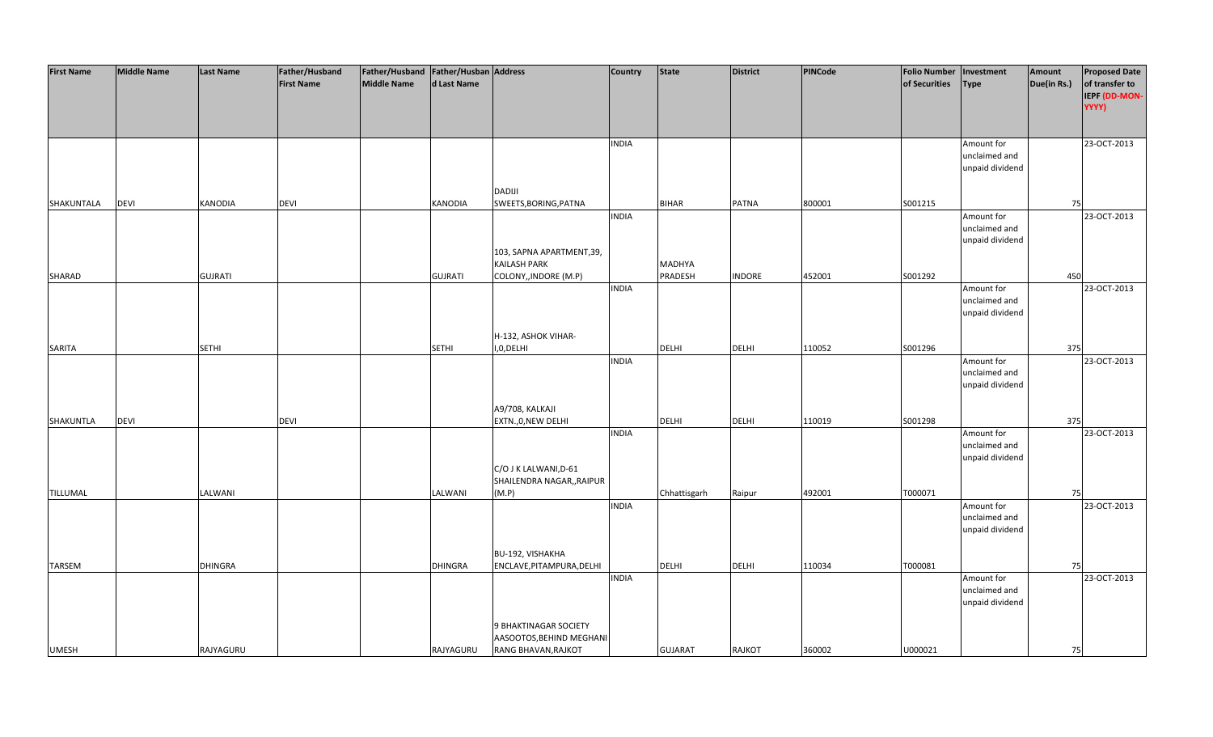| First Name | Middle Name | Last Name | Father/Husband First Name | Father/Husband Middle Name | Father/Husband Last Name | Address | Country | State | District | PINCode | Folio Number of Securities | Investment Type | Amount Due(in Rs.) | Proposed Date of transfer to IEPF (DD-MON-YYYY) |
|---|---|---|---|---|---|---|---|---|---|---|---|---|---|---|
| SHAKUNTALA | DEVI | KANODIA | DEVI | | KANODIA | DADIJI SWEETS,BORING,PATNA | INDIA | BIHAR | PATNA | 800001 | S001215 | Amount for unclaimed and unpaid dividend | 75 | 23-OCT-2013 |
| SHARAD | | GUJRATI | | | GUJRATI | 103, SAPNA APARTMENT,39, KAILASH PARK COLONY,,INDORE (M.P) | INDIA | MADHYA PRADESH | INDORE | 452001 | S001292 | Amount for unclaimed and unpaid dividend | 450 | 23-OCT-2013 |
| SARITA | | SETHI | | | SETHI | H-132, ASHOK VIHAR-I,0,DELHI | INDIA | DELHI | DELHI | 110052 | S001296 | Amount for unclaimed and unpaid dividend | 375 | 23-OCT-2013 |
| SHAKUNTLA | DEVI | | DEVI | | | A9/708, KALKAJI EXTN.,0,NEW DELHI | INDIA | DELHI | DELHI | 110019 | S001298 | Amount for unclaimed and unpaid dividend | 375 | 23-OCT-2013 |
| TILLUMAL | | LALWANI | | | LALWANI | C/O J K LALWANI,D-61 SHAILENDRA NAGAR,,RAIPUR (M.P) | INDIA | Chhattisgarh | Raipur | 492001 | T000071 | Amount for unclaimed and unpaid dividend | 75 | 23-OCT-2013 |
| TARSEM | | DHINGRA | | | DHINGRA | BU-192, VISHAKHA ENCLAVE,PITAMPURA,DELHI | INDIA | DELHI | DELHI | 110034 | T000081 | Amount for unclaimed and unpaid dividend | 75 | 23-OCT-2013 |
| UMESH | | RAJYAGURU | | | RAJYAGURU | 9 BHAKTINAGAR SOCIETY AASOOTOS,BEHIND MEGHANI RANG BHAVAN,RAJKOT | INDIA | GUJARAT | RAJKOT | 360002 | U000021 | Amount for unclaimed and unpaid dividend | 75 | 23-OCT-2013 |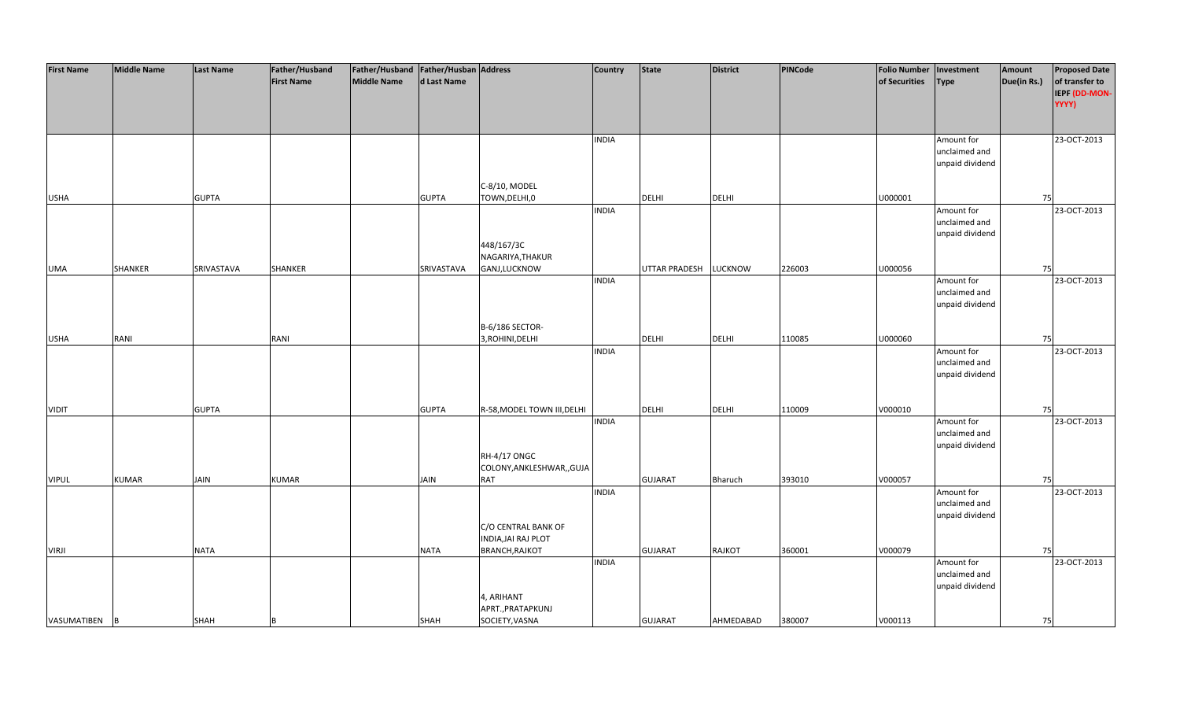| First Name | Middle Name | Last Name | Father/Husband First Name | Father/Husband Middle Name | Father/Husband Last Name | Address | Country | State | District | PINCode | Folio Number of Securities | Investment Type | Amount Due(in Rs.) | Proposed Date of transfer to IEPF (DD-MON-YYYY) |
|---|---|---|---|---|---|---|---|---|---|---|---|---|---|---|
| USHA | | GUPTA | | | GUPTA | C-8/10, MODEL TOWN,DELHI,0 | INDIA | DELHI | DELHI | | U000001 | Amount for unclaimed and unpaid dividend | 75 | 23-OCT-2013 |
| UMA | SHANKER | SRIVASTAVA | SHANKER | | SRIVASTAVA | 448/167/3C NAGARIYA,THAKUR GANJ,LUCKNOW | INDIA | UTTAR PRADESH | LUCKNOW | 226003 | U000056 | Amount for unclaimed and unpaid dividend | 75 | 23-OCT-2013 |
| USHA | RANI | | RANI | | | B-6/186 SECTOR-3,ROHINI,DELHI | INDIA | DELHI | DELHI | 110085 | U000060 | Amount for unclaimed and unpaid dividend | 75 | 23-OCT-2013 |
| VIDIT | | GUPTA | | | GUPTA | R-58,MODEL TOWN III,DELHI | INDIA | DELHI | DELHI | 110009 | V000010 | Amount for unclaimed and unpaid dividend | 75 | 23-OCT-2013 |
| VIPUL | KUMAR | JAIN | KUMAR | | JAIN | RH-4/17 ONGC COLONY,ANKLESHWAR,,GUJARAT | INDIA | GUJARAT | Bharuch | 393010 | V000057 | Amount for unclaimed and unpaid dividend | 75 | 23-OCT-2013 |
| VIRJI | | NATA | | | NATA | C/O CENTRAL BANK OF INDIA,JAI RAJ PLOT BRANCH,RAJKOT | INDIA | GUJARAT | RAJKOT | 360001 | V000079 | Amount for unclaimed and unpaid dividend | 75 | 23-OCT-2013 |
| VASUMATIBEN | B | SHAH | B | | SHAH | 4, ARIHANT APRT.,PRATAPKUNJ SOCIETY,VASNA | INDIA | GUJARAT | AHMEDABAD | 380007 | V000113 | Amount for unclaimed and unpaid dividend | 75 | 23-OCT-2013 |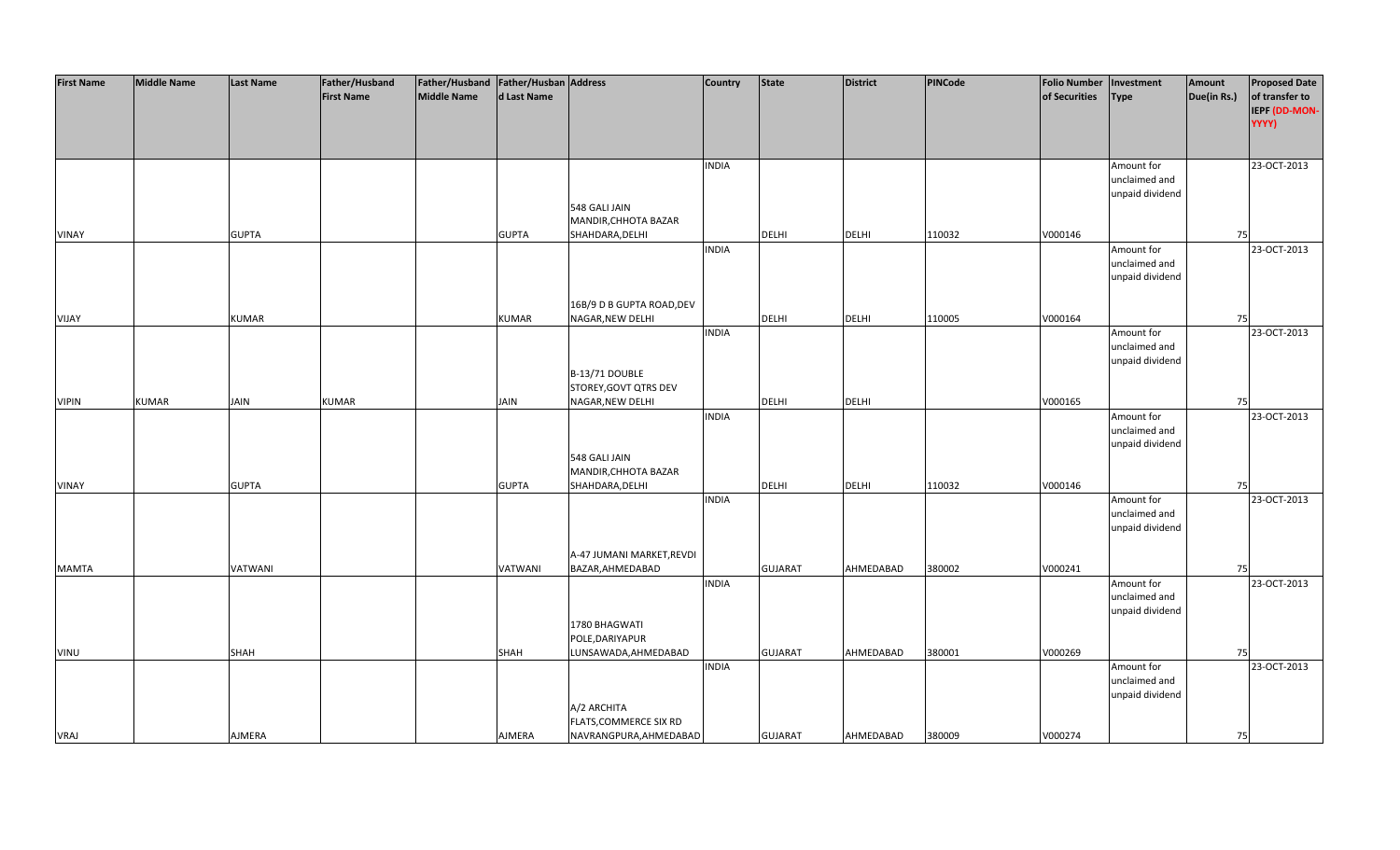| First Name | Middle Name | Last Name | Father/Husband First Name | Father/Husband Middle Name | Father/Husband Last Name | Address | Country | State | District | PINCode | Folio Number of Securities | Investment Type | Amount Due(in Rs.) | Proposed Date of transfer to IEPF (DD-MON-YYYY) |
|---|---|---|---|---|---|---|---|---|---|---|---|---|---|---|
| VINAY | | GUPTA | | | GUPTA | 548 GALI JAIN MANDIR,CHHOTA BAZAR SHAHDARA,DELHI | INDIA | DELHI | DELHI | 110032 | V000146 | Amount for unclaimed and unpaid dividend | 75 | 23-OCT-2013 |
| VIJAY | | KUMAR | | | KUMAR | 16B/9 D B GUPTA ROAD,DEV NAGAR,NEW DELHI | INDIA | DELHI | DELHI | 110005 | V000164 | Amount for unclaimed and unpaid dividend | 75 | 23-OCT-2013 |
| VIPIN | KUMAR | JAIN | KUMAR | | JAIN | B-13/71 DOUBLE STOREY,GOVT QTRS DEV NAGAR,NEW DELHI | INDIA | DELHI | DELHI | | V000165 | Amount for unclaimed and unpaid dividend | 75 | 23-OCT-2013 |
| VINAY | | GUPTA | | | GUPTA | 548 GALI JAIN MANDIR,CHHOTA BAZAR SHAHDARA,DELHI | INDIA | DELHI | DELHI | 110032 | V000146 | Amount for unclaimed and unpaid dividend | 75 | 23-OCT-2013 |
| MAMTA | | VATWANI | | | VATWANI | A-47 JUMANI MARKET,REVDI BAZAR,AHMEDABAD | INDIA | GUJARAT | AHMEDABAD | 380002 | V000241 | Amount for unclaimed and unpaid dividend | 75 | 23-OCT-2013 |
| VINU | | SHAH | | | SHAH | 1780 BHAGWATI POLE,DARIYAPUR LUNSAWADA,AHMEDABAD | INDIA | GUJARAT | AHMEDABAD | 380001 | V000269 | Amount for unclaimed and unpaid dividend | 75 | 23-OCT-2013 |
| VRAJ | | AJMERA | | | AJMERA | A/2 ARCHITA FLATS,COMMERCE SIX RD NAVRANGPURA,AHMEDABAD | INDIA | GUJARAT | AHMEDABAD | 380009 | V000274 | Amount for unclaimed and unpaid dividend | 75 | 23-OCT-2013 |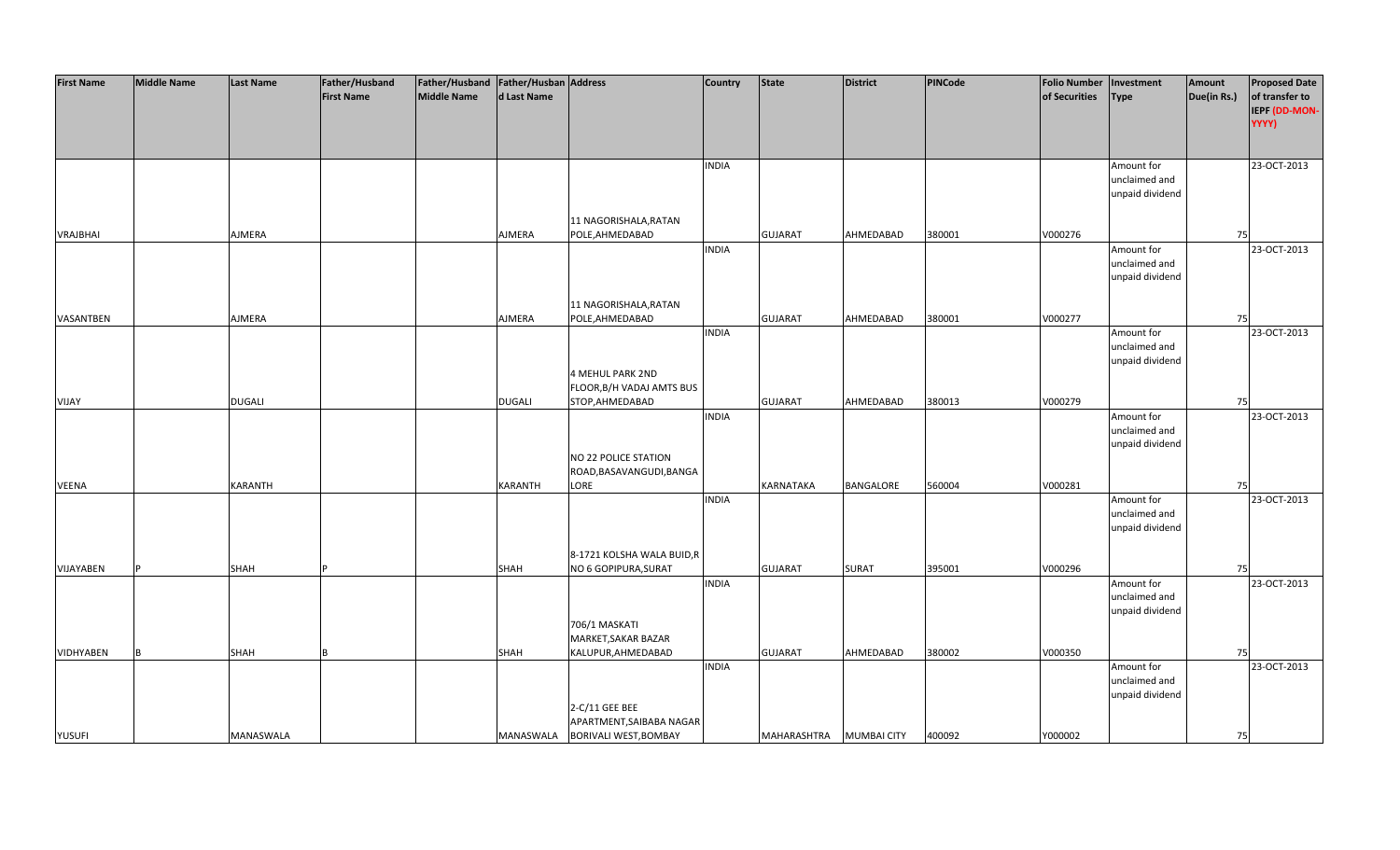| First Name | Middle Name | Last Name | Father/Husband First Name | Father/Husband Middle Name | Father/Husband Last Name | Address | Country | State | District | PINCode | Folio Number of Securities | Investment Type | Amount Due(in Rs.) | Proposed Date of transfer to IEPF (DD-MON-YYYY) |
|---|---|---|---|---|---|---|---|---|---|---|---|---|---|---|
| VRAJBHAI | | AJMERA | | | AJMERA | 11 NAGORISHALA,RATAN POLE,AHMEDABAD | INDIA | GUJARAT | AHMEDABAD | 380001 | V000276 | Amount for unclaimed and unpaid dividend | 75 | 23-OCT-2013 |
| VASANTBEN | | AJMERA | | | AJMERA | 11 NAGORISHALA,RATAN POLE,AHMEDABAD | INDIA | GUJARAT | AHMEDABAD | 380001 | V000277 | Amount for unclaimed and unpaid dividend | 75 | 23-OCT-2013 |
| VIJAY | | DUGALI | | | DUGALI | 4 MEHUL PARK 2ND FLOOR,B/H VADAJ AMTS BUS STOP,AHMEDABAD | INDIA | GUJARAT | AHMEDABAD | 380013 | V000279 | Amount for unclaimed and unpaid dividend | 75 | 23-OCT-2013 |
| VEENA | | KARANTH | | | KARANTH | NO 22 POLICE STATION ROAD,BASAVANGUDI,BANGALORE | INDIA | KARNATAKA | BANGALORE | 560004 | V000281 | Amount for unclaimed and unpaid dividend | 75 | 23-OCT-2013 |
| VIJAYABEN | P | SHAH | P | | SHAH | 8-1721 KOLSHA WALA BUID,R NO 6 GOPIPURA,SURAT | INDIA | GUJARAT | SURAT | 395001 | V000296 | Amount for unclaimed and unpaid dividend | 75 | 23-OCT-2013 |
| VIDHYABEN | B | SHAH | B | | SHAH | 706/1 MASKATI MARKET,SAKAR BAZAR KALUPUR,AHMEDABAD | INDIA | GUJARAT | AHMEDABAD | 380002 | V000350 | Amount for unclaimed and unpaid dividend | 75 | 23-OCT-2013 |
| YUSUFI | | MANASWALA | | | MANASWALA | 2-C/11 GEE BEE APARTMENT,SAIBABA NAGAR BORIVALI WEST,BOMBAY | INDIA | MAHARASHTRA | MUMBAI CITY | 400092 | Y000002 | Amount for unclaimed and unpaid dividend | 75 | 23-OCT-2013 |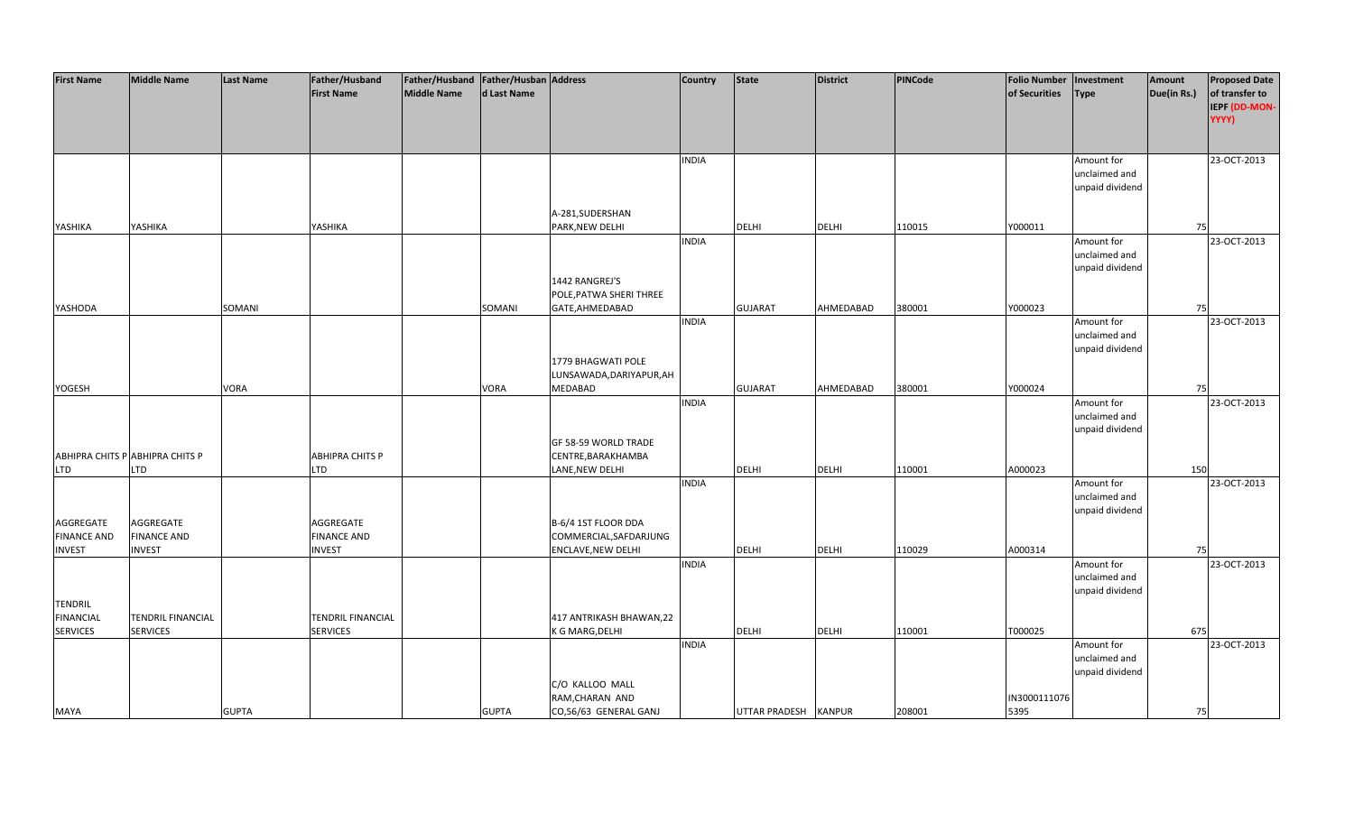| First Name | Middle Name | Last Name | Father/Husband First Name | Father/Husband Middle Name | Father/Husband Last Name | Address | Country | State | District | PINCode | Folio Number of Securities | Investment Type | Amount Due(in Rs.) | Proposed Date of transfer to IEPF (DD-MON-YYYY) |
|---|---|---|---|---|---|---|---|---|---|---|---|---|---|---|
| YASHIKA | YASHIKA | | YASHIKA | | | A-281,SUDERSHAN PARK,NEW DELHI | INDIA | DELHI | DELHI | 110015 | Y000011 | Amount for unclaimed and unpaid dividend | 75 | 23-OCT-2013 |
| YASHODA | | SOMANI | | | SOMANI | 1442 RANGREJ'S POLE,PATWA SHERI THREE GATE,AHMEDABAD | INDIA | GUJARAT | AHMEDABAD | 380001 | Y000023 | Amount for unclaimed and unpaid dividend | 75 | 23-OCT-2013 |
| YOGESH | | VORA | | | VORA | 1779 BHAGWATI POLE LUNSAWADA,DARIYAPUR,AHMEDABAD | INDIA | GUJARAT | AHMEDABAD | 380001 | Y000024 | Amount for unclaimed and unpaid dividend | 75 | 23-OCT-2013 |
| ABHIPRA CHITS P LTD | ABHIPRA CHITS P LTD | | ABHIPRA CHITS P LTD | | | GF 58-59 WORLD TRADE CENTRE,BARAKHAMBA LANE,NEW DELHI | INDIA | DELHI | DELHI | 110001 | A000023 | Amount for unclaimed and unpaid dividend | 150 | 23-OCT-2013 |
| AGGREGATE FINANCE AND INVEST | AGGREGATE FINANCE AND INVEST | | AGGREGATE FINANCE AND INVEST | | | B-6/4 1ST FLOOR DDA COMMERCIAL,SAFDARJUNG ENCLAVE,NEW DELHI | INDIA | DELHI | DELHI | 110029 | A000314 | Amount for unclaimed and unpaid dividend | 75 | 23-OCT-2013 |
| TENDRIL FINANCIAL SERVICES | TENDRIL FINANCIAL SERVICES | | TENDRIL FINANCIAL SERVICES | | | 417 ANTRIKASH BHAWAN,22 K G MARG,DELHI | INDIA | DELHI | DELHI | 110001 | T000025 | Amount for unclaimed and unpaid dividend | 675 | 23-OCT-2013 |
| MAYA | | GUPTA | | | GUPTA | C/O KALLOO MALL RAM,CHARAN AND CO,56/63 GENERAL GANJ | INDIA | UTTAR PRADESH | KANPUR | 208001 | IN3000111076 5395 | Amount for unclaimed and unpaid dividend | 75 | 23-OCT-2013 |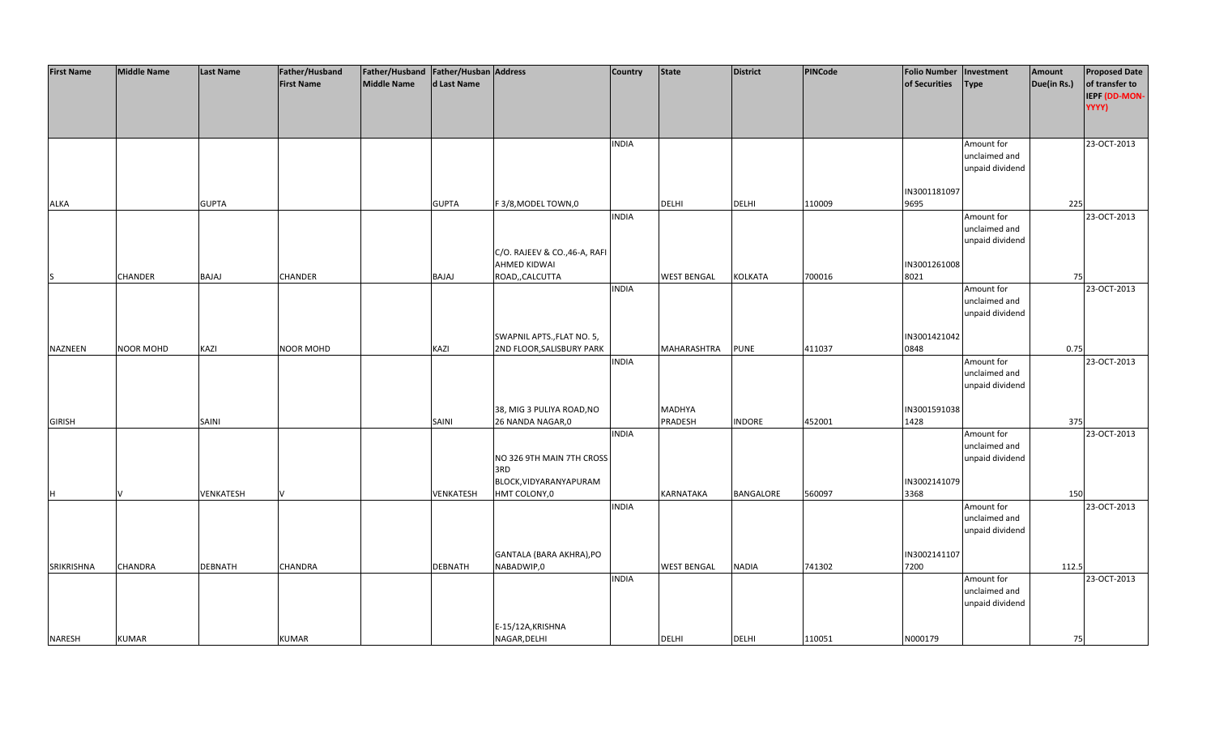| First Name | Middle Name | Last Name | Father/Husband First Name | Father/Husband Middle Name | Father/Husband Last Name | Address | Country | State | District | PINCode | Folio Number of Securities | Investment Type | Amount Due(in Rs.) | Proposed Date of transfer to IEPF (DD-MON-YYYY) |
|---|---|---|---|---|---|---|---|---|---|---|---|---|---|---|
| ALKA | | GUPTA | | | GUPTA | F 3/8,MODEL TOWN,0 | INDIA | DELHI | DELHI | 110009 | IN30011810979695 | Amount for unclaimed and unpaid dividend | 225 | 23-OCT-2013 |
| S | CHANDER | BAJAJ | CHANDER | | BAJAJ | C/O. RAJEEV & CO.,46-A, RAFI AHMED KIDWAI ROAD,,CALCUTTA | INDIA | WEST BENGAL | KOLKATA | 700016 | IN30012610088021 | Amount for unclaimed and unpaid dividend | 75 | 23-OCT-2013 |
| NAZNEEN | NOOR MOHD | KAZI | NOOR MOHD | | KAZI | SWAPNIL APTS.,FLAT NO. 5, 2ND FLOOR,SALISBURY PARK | INDIA | MAHARASHTRA | PUNE | 411037 | IN30014210420848 | Amount for unclaimed and unpaid dividend | 0.75 | 23-OCT-2013 |
| GIRISH | | SAINI | | | SAINI | 38, MIG 3 PULIYA ROAD,NO 26 NANDA NAGAR,0 | INDIA | MADHYA PRADESH | INDORE | 452001 | IN30015910381428 | Amount for unclaimed and unpaid dividend | 375 | 23-OCT-2013 |
| H | V | VENKATESH | V | | VENKATESH | NO 326 9TH MAIN 7TH CROSS 3RD BLOCK,VIDYARANYAPURAM HMT COLONY,0 | INDIA | KARNATAKA | BANGALORE | 560097 | IN30021410793368 | Amount for unclaimed and unpaid dividend | 150 | 23-OCT-2013 |
| SRIKRISHNA | CHANDRA | DEBNATH | CHANDRA | | DEBNATH | GANTALA (BARA AKHRA),PO NABADWIP,0 | INDIA | WEST BENGAL | NADIA | 741302 | IN30021411077200 | Amount for unclaimed and unpaid dividend | 112.5 | 23-OCT-2013 |
| NARESH | KUMAR | | KUMAR | | | E-15/12A,KRISHNA NAGAR,DELHI | INDIA | DELHI | DELHI | 110051 | N000179 | Amount for unclaimed and unpaid dividend | 75 | 23-OCT-2013 |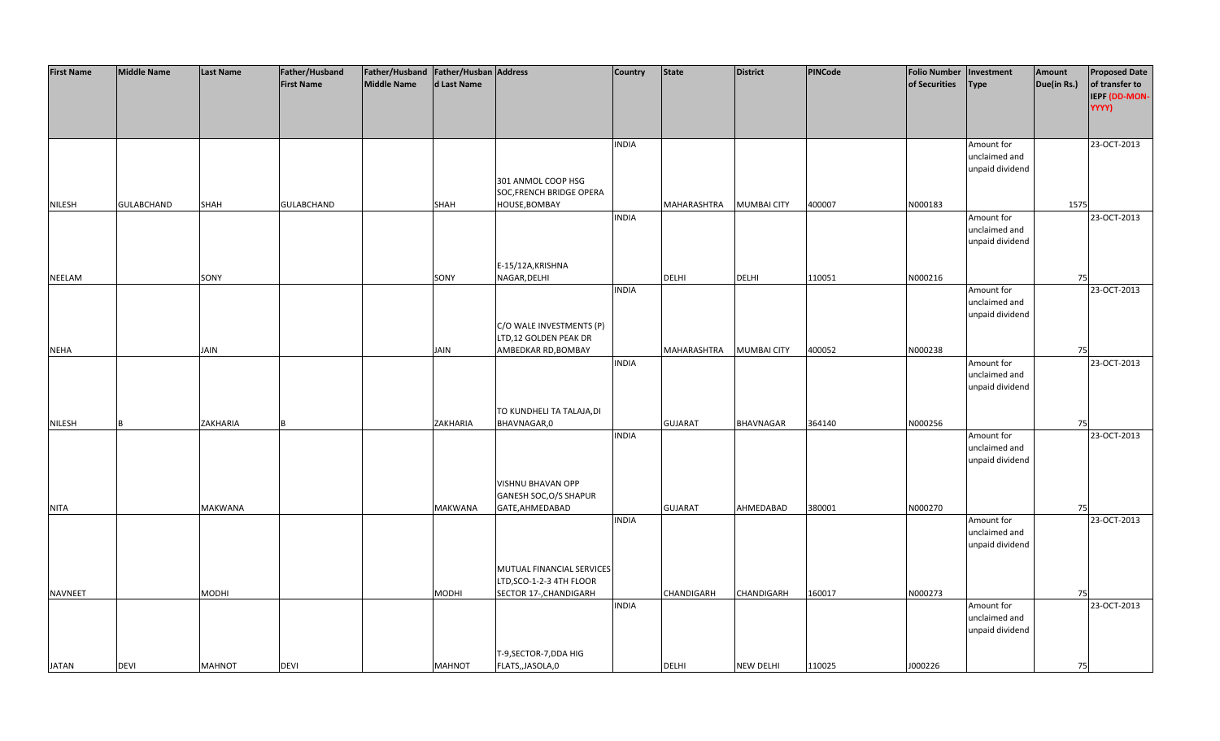| First Name | Middle Name | Last Name | Father/Husband First Name | Father/Husband Middle Name | Father/Husband Last Name | Address | Country | State | District | PINCode | Folio Number of Securities | Investment Type | Amount Due(in Rs.) | Proposed Date of transfer to IEPF (DD-MON-YYYY) |
|---|---|---|---|---|---|---|---|---|---|---|---|---|---|---|
| NILESH | GULABCHAND | SHAH | GULABCHAND | | SHAH | 301 ANMOL COOP HSG SOC,FRENCH BRIDGE OPERA HOUSE,BOMBAY | INDIA | MAHARASHTRA | MUMBAI CITY | 400007 | N000183 | Amount for unclaimed and unpaid dividend | 1575 | 23-OCT-2013 |
| NEELAM | | SONY | | | SONY | E-15/12A,KRISHNA NAGAR,DELHI | INDIA | DELHI | DELHI | 110051 | N000216 | Amount for unclaimed and unpaid dividend | 75 | 23-OCT-2013 |
| NEHA | | JAIN | | | JAIN | C/O WALE INVESTMENTS (P) LTD,12 GOLDEN PEAK DR AMBEDKAR RD,BOMBAY | INDIA | MAHARASHTRA | MUMBAI CITY | 400052 | N000238 | Amount for unclaimed and unpaid dividend | 75 | 23-OCT-2013 |
| NILESH | B | ZAKHARIA | B | | ZAKHARIA | TO KUNDHELI TA TALAJA,DI BHAVNAGAR,0 | INDIA | GUJARAT | BHAVNAGAR | 364140 | N000256 | Amount for unclaimed and unpaid dividend | 75 | 23-OCT-2013 |
| NITA | | MAKWANA | | | MAKWANA | VISHNU BHAVAN OPP GANESH SOC,O/S SHAPUR GATE,AHMEDABAD | INDIA | GUJARAT | AHMEDABAD | 380001 | N000270 | Amount for unclaimed and unpaid dividend | 75 | 23-OCT-2013 |
| NAVNEET | | MODHI | | | MODHI | MUTUAL FINANCIAL SERVICES LTD,SCO-1-2-3 4TH FLOOR SECTOR 17-,CHANDIGARH | INDIA | CHANDIGARH | CHANDIGARH | 160017 | N000273 | Amount for unclaimed and unpaid dividend | 75 | 23-OCT-2013 |
| JATAN | DEVI | MAHNOT | DEVI | | MAHNOT | T-9,SECTOR-7,DDA HIG FLATS,,JASOLA,0 | INDIA | DELHI | NEW DELHI | 110025 | J000226 | Amount for unclaimed and unpaid dividend | 75 | 23-OCT-2013 |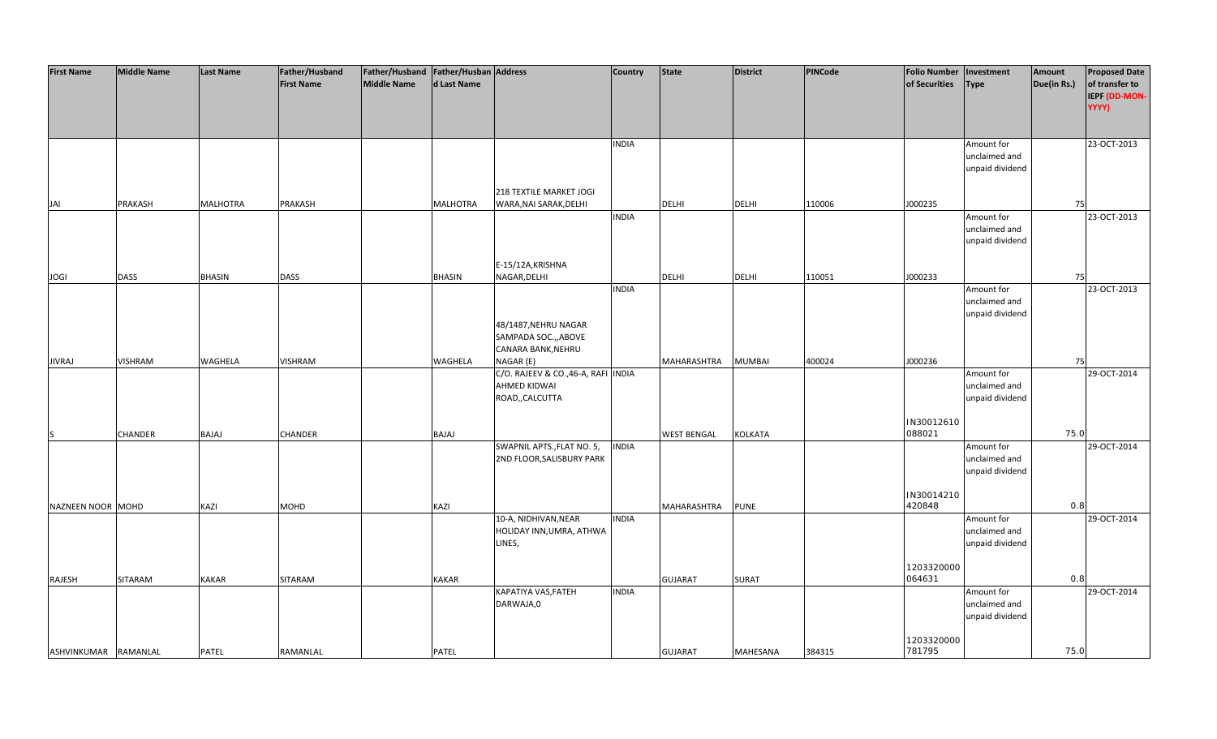| First Name | Middle Name | Last Name | Father/Husband First Name | Father/Husband Middle Name | Father/Husband Last Name | Address | Country | State | District | PINCode | Folio Number of Securities | Investment Type | Amount Due(in Rs.) | Proposed Date of transfer to IEPF (DD-MON-YYYY) |
|---|---|---|---|---|---|---|---|---|---|---|---|---|---|---|
| JAI | PRAKASH | MALHOTRA | PRAKASH | | MALHOTRA | 218 TEXTILE MARKET JOGI WARA,NAI SARAK,DELHI | INDIA | DELHI | DELHI | 110006 | J000235 | Amount for unclaimed and unpaid dividend | 75 | 23-OCT-2013 |
| JOGI | DASS | BHASIN | DASS | | BHASIN | E-15/12A,KRISHNA NAGAR,DELHI | INDIA | DELHI | DELHI | 110051 | J000233 | Amount for unclaimed and unpaid dividend | 75 | 23-OCT-2013 |
| JIVRAJ | VISHRAM | WAGHELA | VISHRAM | | WAGHELA | 48/1487,NEHRU NAGAR SAMPADA SOC.,,ABOVE CANARA BANK,NEHRU NAGAR (E) | INDIA | MAHARASHTRA | MUMBAI | 400024 | J000236 | Amount for unclaimed and unpaid dividend | 75 | 23-OCT-2013 |
| S | CHANDER | BAJAJ | CHANDER | | BAJAJ | C/O. RAJEEV & CO.,46-A, RAFI AHMED KIDWAI ROAD,,CALCUTTA | INDIA | WEST BENGAL | KOLKATA | | IN30012610 088021 | Amount for unclaimed and unpaid dividend | 75.0 | 29-OCT-2014 |
| NAZNEEN NOOR | MOHD | KAZI | MOHD | | KAZI | SWAPNIL APTS.,FLAT NO. 5, 2ND FLOOR,SALISBURY PARK | INDIA | MAHARASHTRA | PUNE | | IN30014210 420848 | Amount for unclaimed and unpaid dividend | 0.8 | 29-OCT-2014 |
| RAJESH | SITARAM | KAKAR | SITARAM | | KAKAR | 10-A, NIDHIVAN,NEAR HOLIDAY INN,UMRA, ATHWA LINES, | INDIA | GUJARAT | SURAT | | 1203320000 064631 | Amount for unclaimed and unpaid dividend | 0.8 | 29-OCT-2014 |
| ASHVINKUMAR | RAMANLAL | PATEL | RAMANLAL | | PATEL | KAPATIYA VAS,FATEH DARWAJA,0 | INDIA | GUJARAT | MAHESANA | 384315 | 1203320000 781795 | Amount for unclaimed and unpaid dividend | 75.0 | 29-OCT-2014 |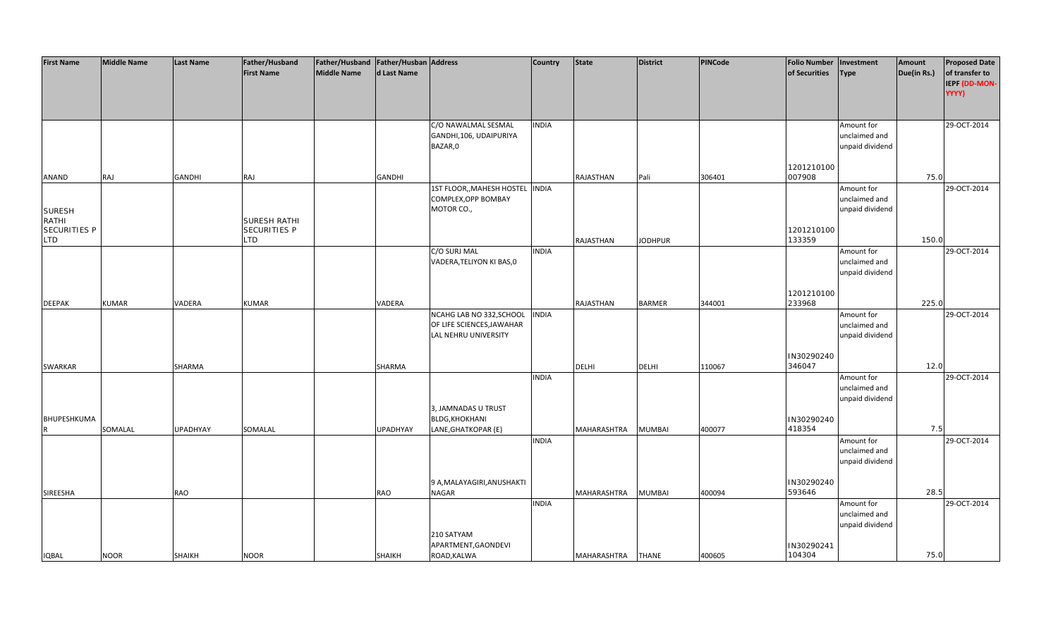| First Name | Middle Name | Last Name | Father/Husband First Name | Father/Husband Middle Name | Father/Husband Last Name | Address | Country | State | District | PINCode | Folio Number of Securities | Investment Type | Amount Due(in Rs.) | Proposed Date of transfer to IEPF (DD-MON-YYYY) |
|---|---|---|---|---|---|---|---|---|---|---|---|---|---|---|
| ANAND | RAJ | GANDHI | RAJ | | GANDHI | C/O NAWALMAL SESMAL GANDHI,106, UDAIPURIYA BAZAR,0 | INDIA | RAJASTHAN | Pali | 306401 | 1201210100 007908 | Amount for unclaimed and unpaid dividend | 75.0 | 29-OCT-2014 |
| SURESH RATHI SECURITIES P LTD | | | SURESH RATHI SECURITIES P LTD | | | 1ST FLOOR,,MAHESH HOSTEL COMPLEX,OPP BOMBAY MOTOR CO., | INDIA | RAJASTHAN | JODHPUR | | 1201210100 133359 | Amount for unclaimed and unpaid dividend | 150.0 | 29-OCT-2014 |
| DEEPAK | KUMAR | VADERA | KUMAR | | VADERA | C/O SURJ MAL VADERA,TELIYON KI BAS,0 | INDIA | RAJASTHAN | BARMER | 344001 | 1201210100 233968 | Amount for unclaimed and unpaid dividend | 225.0 | 29-OCT-2014 |
| SWARKAR | | SHARMA | | | SHARMA | NCAHG LAB NO 332,SCHOOL OF LIFE SCIENCES,JAWAHAR LAL NEHRU UNIVERSITY | INDIA | DELHI | DELHI | 110067 | IN30290240 346047 | Amount for unclaimed and unpaid dividend | 12.0 | 29-OCT-2014 |
| BHUPESHKUMAR | SOMALAL | UPADHYAY | SOMALAL | | UPADHYAY | 3, JAMNADAS U TRUST BLDG,KHOKHANI LANE,GHATKOPAR (E) | INDIA | MAHARASHTRA | MUMBAI | 400077 | IN30290240 418354 | Amount for unclaimed and unpaid dividend | 7.5 | 29-OCT-2014 |
| SIREESHA | | RAO | | | RAO | 9 A,MALAYAGIRI,ANUSHAKTI NAGAR | INDIA | MAHARASHTRA | MUMBAI | 400094 | IN30290240 593646 | Amount for unclaimed and unpaid dividend | 28.5 | 29-OCT-2014 |
| IQBAL | NOOR | SHAIKH | NOOR | | SHAIKH | 210 SATYAM APARTMENT,GAONDEVI ROAD,KALWA | INDIA | MAHARASHTRA | THANE | 400605 | IN30290241 104304 | Amount for unclaimed and unpaid dividend | 75.0 | 29-OCT-2014 |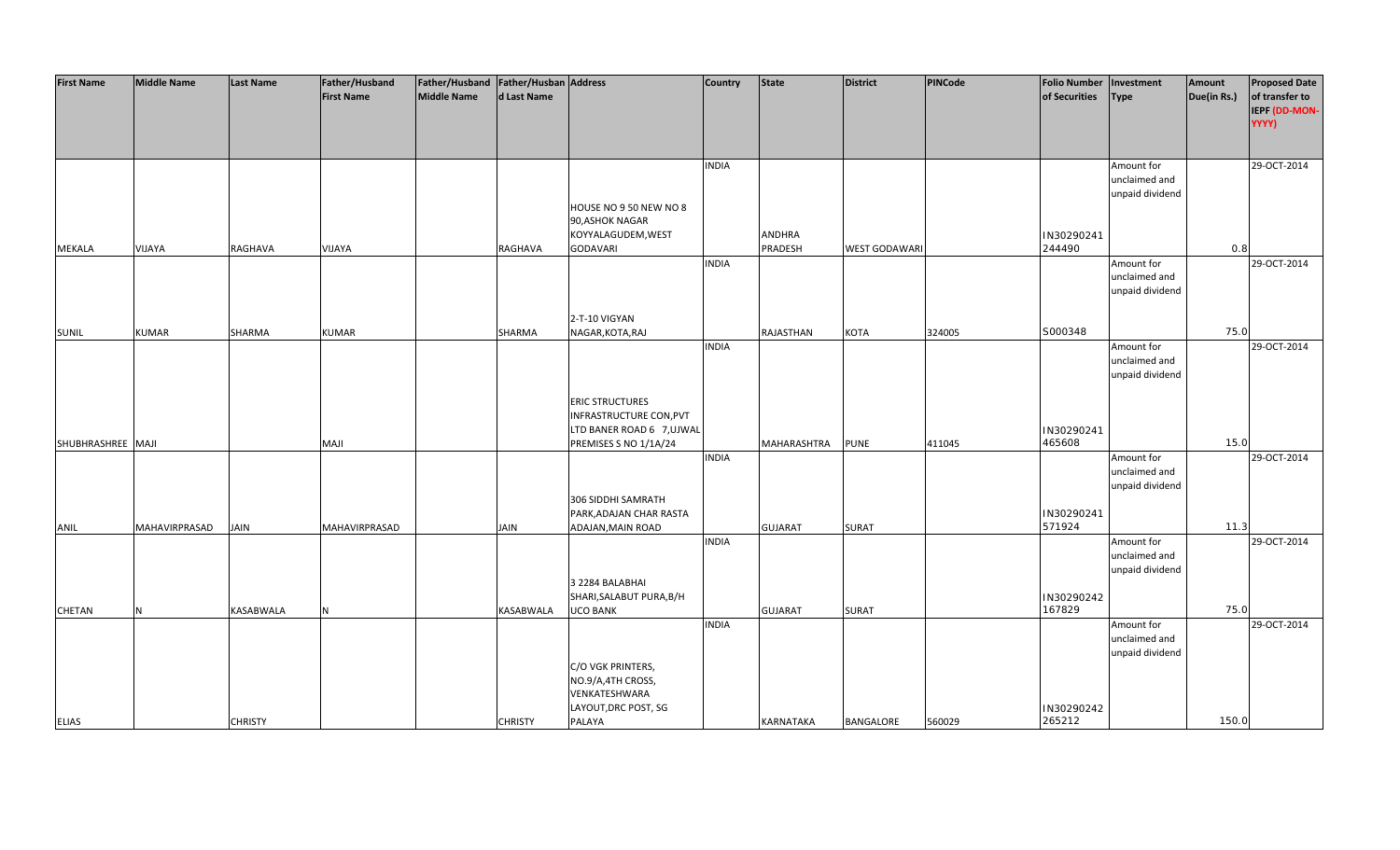| First Name | Middle Name | Last Name | Father/Husband First Name | Father/Husband Middle Name | Father/Husband Last Name | Address | Country | State | District | PINCode | Folio Number of Securities | Investment Type | Amount Due(in Rs.) | Proposed Date of transfer to IEPF (DD-MON-YYYY) |
|---|---|---|---|---|---|---|---|---|---|---|---|---|---|---|
| MEKALA | VIJAYA | RAGHAVA | VIJAYA | | RAGHAVA | HOUSE NO 9 50 NEW NO 8 90,ASHOK NAGAR KOYYALAGUDEM,WEST GODAVARI | INDIA | ANDHRA PRADESH | WEST GODAWARI | | IN30290241244490 | Amount for unclaimed and unpaid dividend | 0.8 | 29-OCT-2014 |
| SUNIL | KUMAR | SHARMA | KUMAR | | SHARMA | 2-T-10 VIGYAN NAGAR,KOTA,RAJ | INDIA | RAJASTHAN | KOTA | 324005 | S000348 | Amount for unclaimed and unpaid dividend | 75.0 | 29-OCT-2014 |
| SHUBHRASHREE | MAJI | | MAJI | | | ERIC STRUCTURES INFRASTRUCTURE CON,PVT LTD BANER ROAD 6 7,UJWAL PREMISES S NO 1/1A/24 | INDIA | MAHARASHTRA | PUNE | 411045 | IN30290241465608 | Amount for unclaimed and unpaid dividend | 15.0 | 29-OCT-2014 |
| ANIL | MAHAVIRPRASAD | JAIN | MAHAVIRPRASAD | | JAIN | 306 SIDDHI SAMRATH PARK,ADAJAN CHAR RASTA ADAJAN,MAIN ROAD | INDIA | GUJARAT | SURAT | | IN30290241571924 | Amount for unclaimed and unpaid dividend | 11.3 | 29-OCT-2014 |
| CHETAN | N | KASABWALA | N | | KASABWALA | 3 2284 BALABHAI SHARI,SALABUT PURA,B/H UCO BANK | INDIA | GUJARAT | SURAT | | IN30290242167829 | Amount for unclaimed and unpaid dividend | 75.0 | 29-OCT-2014 |
| ELIAS | | CHRISTY | | | CHRISTY | C/O VGK PRINTERS, NO.9/A,4TH CROSS, VENKATESHWARA LAYOUT,DRC POST, SG PALAYA | INDIA | KARNATAKA | BANGALORE | 560029 | IN30290242265212 | Amount for unclaimed and unpaid dividend | 150.0 | 29-OCT-2014 |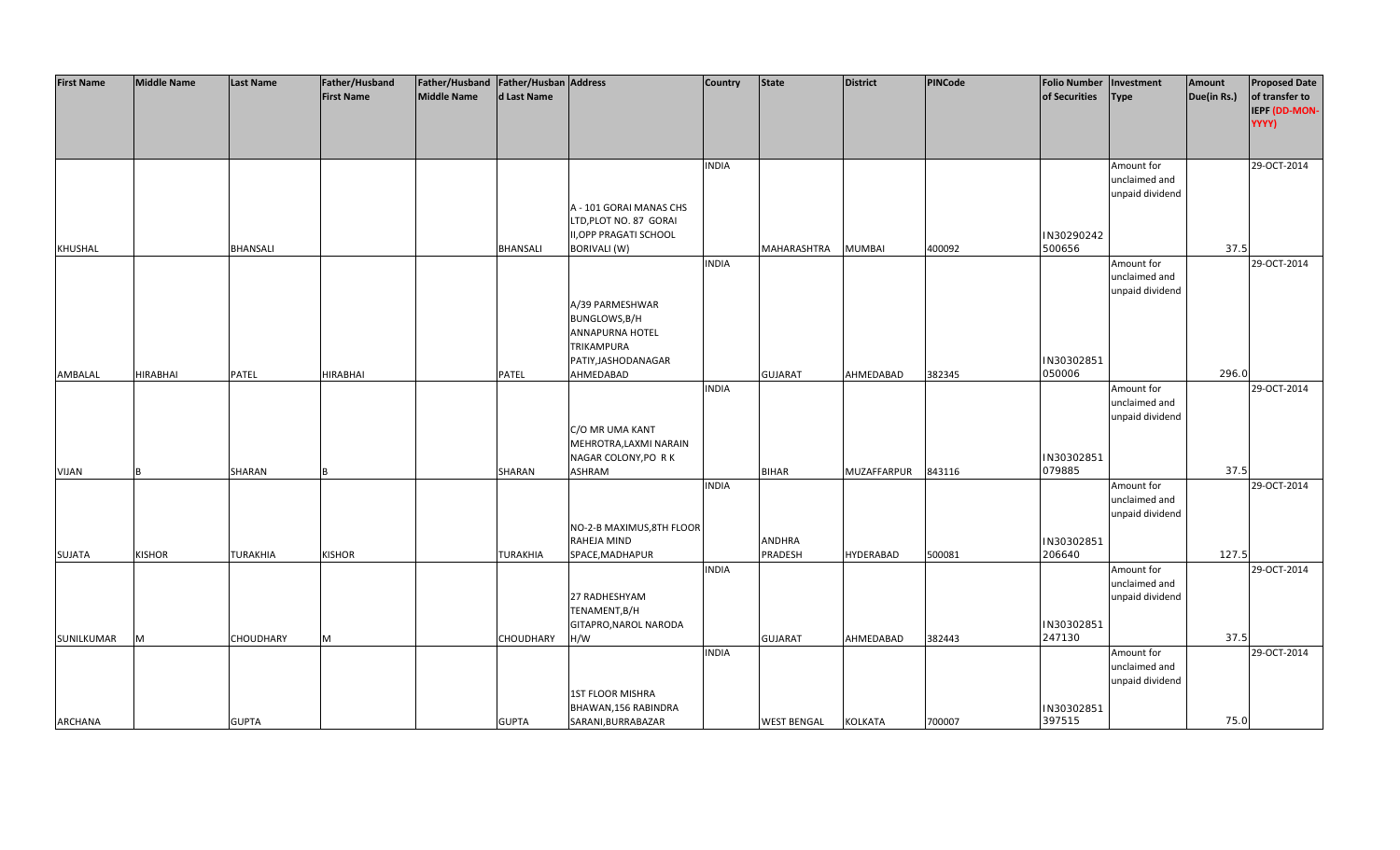| First Name | Middle Name | Last Name | Father/Husband First Name | Father/Husband Middle Name | Father/Husband Last Name | Address | Country | State | District | PINCode | Folio Number of Securities | Investment Type | Amount Due(in Rs.) | Proposed Date of transfer to IEPF (DD-MON-YYYY) |
|---|---|---|---|---|---|---|---|---|---|---|---|---|---|---|
| KHUSHAL | | BHANSALI | | | BHANSALI | A - 101 GORAI MANAS CHS LTD,PLOT NO. 87 GORAI II,OPP PRAGATI SCHOOL BORIVALI (W) | INDIA | MAHARASHTRA | MUMBAI | 400092 | IN30290242 500656 | Amount for unclaimed and unpaid dividend | 37.5 | 29-OCT-2014 |
| AMBALAL | HIRABHAI | PATEL | HIRABHAI | | PATEL | A/39 PARMESHWAR BUNGLOWS,B/H ANNAPURNA HOTEL TRIKAMPURA PATIY,JASHODANAGAR AHMEDABAD | INDIA | GUJARAT | AHMEDABAD | 382345 | IN30302851 050006 | Amount for unclaimed and unpaid dividend | 296.0 | 29-OCT-2014 |
| VIJAN | B | SHARAN | B | | SHARAN | C/O MR UMA KANT MEHROTRA,LAXMI NARAIN NAGAR COLONY,PO R K ASHRAM | INDIA | BIHAR | MUZAFFARPUR | 843116 | IN30302851 079885 | Amount for unclaimed and unpaid dividend | 37.5 | 29-OCT-2014 |
| SUJATA | KISHOR | TURAKHIA | KISHOR | | TURAKHIA | NO-2-B MAXIMUS,8TH FLOOR RAHEJA MIND SPACE,MADHAPUR | INDIA | ANDHRA PRADESH | HYDERABAD | 500081 | IN30302851 206640 | Amount for unclaimed and unpaid dividend | 127.5 | 29-OCT-2014 |
| SUNILKUMAR | M | CHOUDHARY | M | | CHOUDHARY | 27 RADHESHYAM TENAMENT,B/H GITAPRO,NAROL NARODA H/W | INDIA | GUJARAT | AHMEDABAD | 382443 | IN30302851 247130 | Amount for unclaimed and unpaid dividend | 37.5 | 29-OCT-2014 |
| ARCHANA | | GUPTA | | | GUPTA | 1ST FLOOR MISHRA BHAWAN,156 RABINDRA SARANI,BURRABAZAR | INDIA | WEST BENGAL | KOLKATA | 700007 | IN30302851 397515 | Amount for unclaimed and unpaid dividend | 75.0 | 29-OCT-2014 |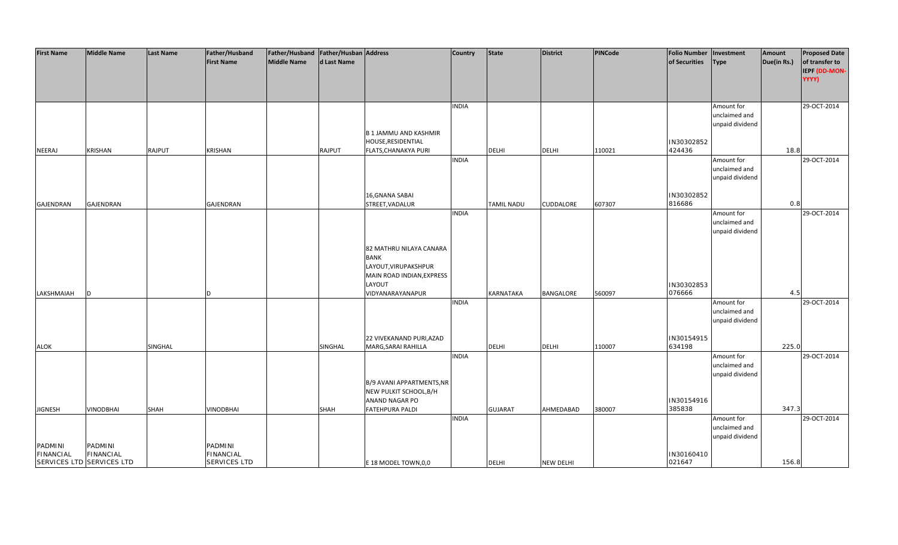| First Name | Middle Name | Last Name | Father/Husband First Name | Father/Husband Middle Name | Father/Husband Last Name | Address | Country | State | District | PINCode | Folio Number of Securities | Investment Type | Amount Due(in Rs.) | Proposed Date of transfer to IEPF (DD-MON-YYYY) |
|---|---|---|---|---|---|---|---|---|---|---|---|---|---|---|
| NEERAJ | KRISHAN | RAJPUT | KRISHAN | | RAJPUT | B 1 JAMMU AND KASHMIR HOUSE,RESIDENTIAL FLATS,CHANAKYA PURI | INDIA | DELHI | DELHI | 110021 | IN30302852 424436 | Amount for unclaimed and unpaid dividend | 18.8 | 29-OCT-2014 |
| GAJENDRAN | GAJENDRAN | | GAJENDRAN | | | 16,GNANA SABAI STREET,VADALUR | INDIA | TAMIL NADU | CUDDALORE | 607307 | IN30302852 816686 | Amount for unclaimed and unpaid dividend | 0.8 | 29-OCT-2014 |
| LAKSHMAIAH | D | | D | | | 82 MATHRU NILAYA CANARA BANK LAYOUT,VIRUPAKSHPUR MAIN ROAD INDIAN,EXPRESS LAYOUT VIDYANARAYANAPUR | INDIA | KARNATAKA | BANGALORE | 560097 | IN30302853 076666 | Amount for unclaimed and unpaid dividend | 4.5 | 29-OCT-2014 |
| ALOK | | SINGHAL | | | SINGHAL | 22 VIVEKANAND PURI,AZAD MARG,SARAI RAHILLA | INDIA | DELHI | DELHI | 110007 | IN30154915 634198 | Amount for unclaimed and unpaid dividend | 225.0 | 29-OCT-2014 |
| JIGNESH | VINODBHAI | SHAH | VINODBHAI | | SHAH | B/9 AVANI APPARTMENTS,NR NEW PULKIT SCHOOL,B/H ANAND NAGAR PO FATEHPURA PALDI | INDIA | GUJARAT | AHMEDABAD | 380007 | IN30154916 385838 | Amount for unclaimed and unpaid dividend | 347.3 | 29-OCT-2014 |
| PADMINI FINANCIAL SERVICES LTD | PADMINI FINANCIAL SERVICES LTD | | PADMINI FINANCIAL SERVICES LTD | | | E 18 MODEL TOWN,0,0 | INDIA | DELHI | NEW DELHI | | IN30160410 021647 | Amount for unclaimed and unpaid dividend | 156.8 | 29-OCT-2014 |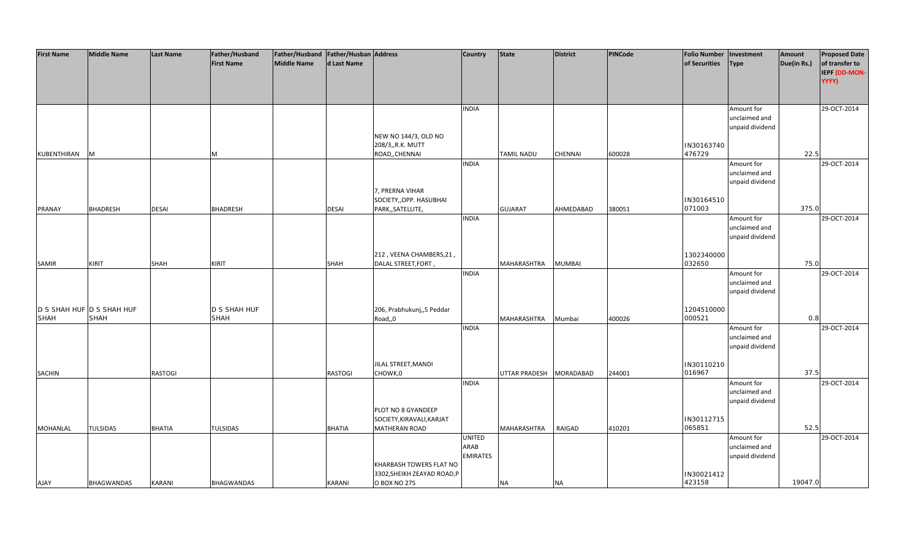| First Name | Middle Name | Last Name | Father/Husband First Name | Father/Husband Middle Name | Father/Husband Last Name | Address | Country | State | District | PINCode | Folio Number of Securities | Investment Type | Amount Due(in Rs.) | Proposed Date of transfer to IEPF (DD-MON-YYYY) |
|---|---|---|---|---|---|---|---|---|---|---|---|---|---|---|
| KUBENTHIRAN | M | | M | | | NEW NO 144/3, OLD NO 208/3,,R.K. MUTT ROAD,,CHENNAI | INDIA | TAMIL NADU | CHENNAI | 600028 | IN30163740476729 | Amount for unclaimed and unpaid dividend | 22.5 | 29-OCT-2014 |
| PRANAY | BHADRESH | DESAI | BHADRESH | | DESAI | 7, PRERNA VIHAR SOCIETY,,OPP. HASUBHAI PARK,,SATELLITE, | INDIA | GUJARAT | AHMEDABAD | 380051 | IN30164510071003 | Amount for unclaimed and unpaid dividend | 375.0 | 29-OCT-2014 |
| SAMIR | KIRIT | SHAH | KIRIT | | SHAH | 212 , VEENA CHAMBERS,21 , DALAL STREET,FORT , | INDIA | MAHARASHTRA | MUMBAI | | 1302340000032650 | Amount for unclaimed and unpaid dividend | 75.0 | 29-OCT-2014 |
| D S SHAH HUF SHAH | D S SHAH HUF SHAH | | D S SHAH HUF SHAH | | | 206, Prabhukunj,,5 Peddar Road,,0 | INDIA | MAHARASHTRA | Mumbai | 400026 | 1204510000000521 | Amount for unclaimed and unpaid dividend | 0.8 | 29-OCT-2014 |
| SACHIN | | RASTOGI | | | RASTOGI | JILAL STREET,MANDI CHOWK,0 | INDIA | UTTAR PRADESH | MORADABAD | 244001 | IN30110210016967 | Amount for unclaimed and unpaid dividend | 37.5 | 29-OCT-2014 |
| MOHANLAL | TULSIDAS | BHATIA | TULSIDAS | | BHATIA | PLOT NO 8 GYANDEEP SOCIETY,KIRAVALI,KARJAT MATHERAN ROAD | INDIA | MAHARASHTRA | RAIGAD | 410201 | IN30112715065851 | Amount for unclaimed and unpaid dividend | 52.5 | 29-OCT-2014 |
| AJAY | BHAGWANDAS | KARANI | BHAGWANDAS | | KARANI | KHARBASH TOWERS FLAT NO 3302,SHEIKH ZEAYAD ROAD,P O BOX NO 275 | UNITED ARAB EMIRATES | NA | NA | | IN30021412423158 | Amount for unclaimed and unpaid dividend | 19047.0 | 29-OCT-2014 |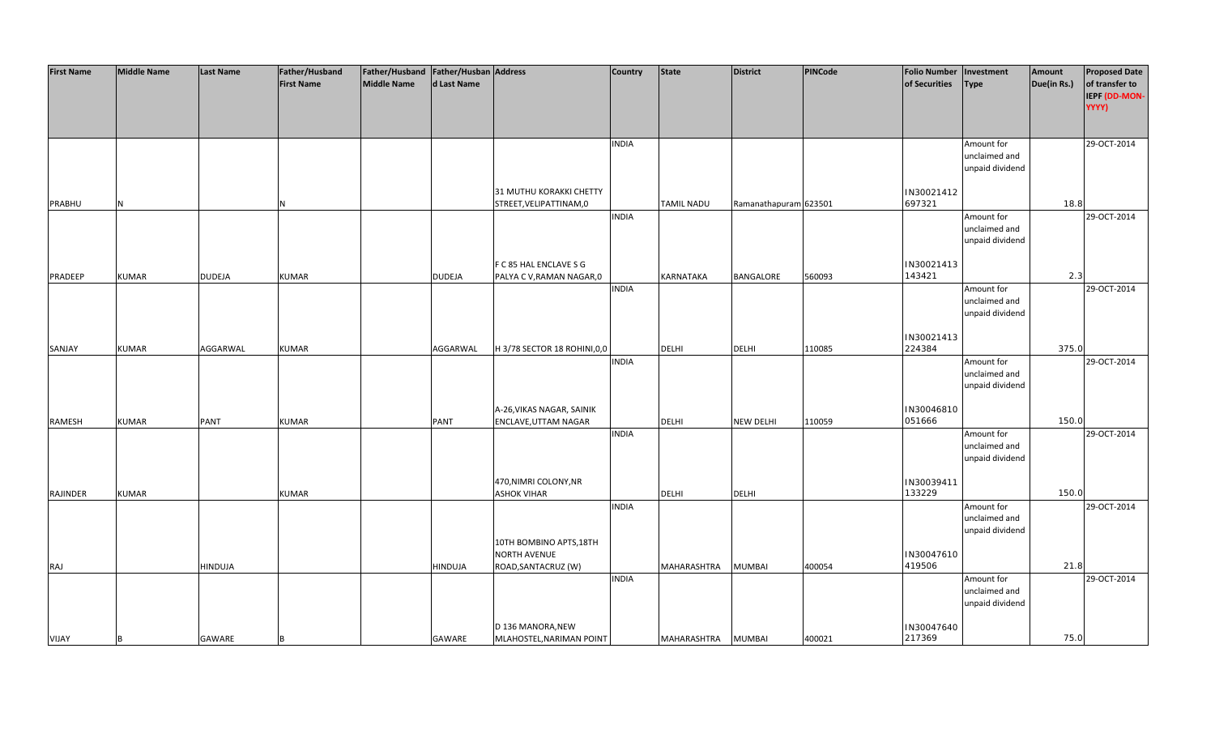| First Name | Middle Name | Last Name | Father/Husband First Name | Father/Husband Middle Name | Father/Husband Last Name | Address | Country | State | District | PINCode | Folio Number of Securities | Investment Type | Amount Due(in Rs.) | Proposed Date of transfer to IEPF (DD-MON-YYYY) |
|---|---|---|---|---|---|---|---|---|---|---|---|---|---|---|
| PRABHU | N | | N | | | 31 MUTHU KORAKKI CHETTY STREET,VELIPATTINAM,0 | INDIA | TAMIL NADU | Ramanathapuram | 623501 | IN30021412 697321 | Amount for unclaimed and unpaid dividend | 18.8 | 29-OCT-2014 |
| PRADEEP | KUMAR | DUDEJA | KUMAR | | DUDEJA | F C 85 HAL ENCLAVE S G PALYA C V,RAMAN NAGAR,0 | INDIA | KARNATAKA | BANGALORE | 560093 | IN30021413 143421 | Amount for unclaimed and unpaid dividend | 2.3 | 29-OCT-2014 |
| SANJAY | KUMAR | AGGARWAL | KUMAR | | AGGARWAL | H 3/78 SECTOR 18 ROHINI,0,0 | INDIA | DELHI | DELHI | 110085 | IN30021413 224384 | Amount for unclaimed and unpaid dividend | 375.0 | 29-OCT-2014 |
| RAMESH | KUMAR | PANT | KUMAR | | PANT | A-26,VIKAS NAGAR, SAINIK ENCLAVE,UTTAM NAGAR | INDIA | DELHI | NEW DELHI | 110059 | IN30046810 051666 | Amount for unclaimed and unpaid dividend | 150.0 | 29-OCT-2014 |
| RAJINDER | KUMAR | | KUMAR | | | 470,NIMRI COLONY,NR ASHOK VIHAR | INDIA | DELHI | DELHI | | IN30039411 133229 | Amount for unclaimed and unpaid dividend | 150.0 | 29-OCT-2014 |
| RAJ | | HINDUJA | | | HINDUJA | 10TH BOMBINO APTS,18TH NORTH AVENUE ROAD,SANTACRUZ (W) | INDIA | MAHARASHTRA | MUMBAI | 400054 | IN30047610 419506 | Amount for unclaimed and unpaid dividend | 21.8 | 29-OCT-2014 |
| VIJAY | B | GAWARE | B | | GAWARE | D 136 MANORA,NEW MLAHOSTEL,NARIMAN POINT | INDIA | MAHARASHTRA | MUMBAI | 400021 | IN30047640 217369 | Amount for unclaimed and unpaid dividend | 75.0 | 29-OCT-2014 |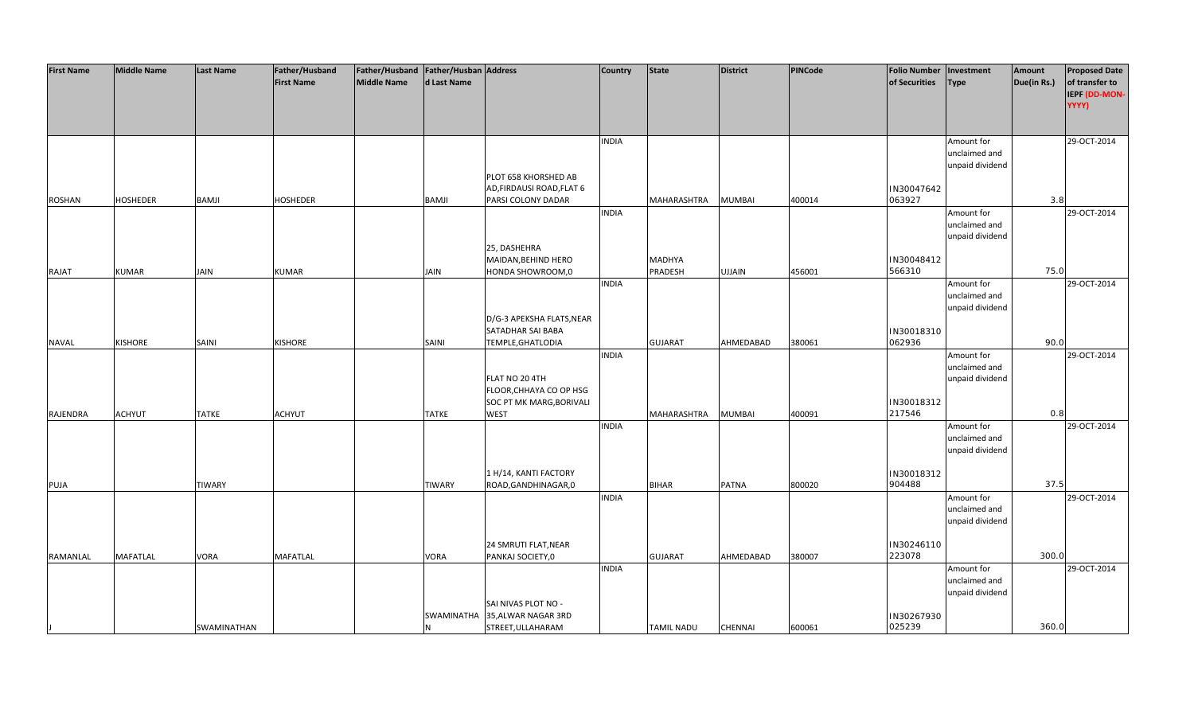| First Name | Middle Name | Last Name | Father/Husband First Name | Father/Husband Middle Name | Father/Husband Last Name | Address | Country | State | District | PINCode | Folio Number of Securities | Investment Type | Amount Due(in Rs.) | Proposed Date of transfer to IEPF (DD-MON-YYYY) |
|---|---|---|---|---|---|---|---|---|---|---|---|---|---|---|
| ROSHAN | HOSHEDER | BAMJI | HOSHEDER | | BAMJI | PLOT 658 KHORSHED AB AD,FIRDAUSI ROAD,FLAT 6 PARSI COLONY DADAR | INDIA | MAHARASHTRA | MUMBAI | 400014 | IN30047642 063927 | Amount for unclaimed and unpaid dividend | 3.8 | 29-OCT-2014 |
| RAJAT | KUMAR | JAIN | KUMAR | | JAIN | 25, DASHEHRA MAIDAN,BEHIND HERO HONDA SHOWROOM,0 | INDIA | MADHYA PRADESH | UJJAIN | 456001 | IN30048412 566310 | Amount for unclaimed and unpaid dividend | 75.0 | 29-OCT-2014 |
| NAVAL | KISHORE | SAINI | KISHORE | | SAINI | D/G-3 APEKSHA FLATS,NEAR SATADHAR SAI BABA TEMPLE,GHATLODIA | INDIA | GUJARAT | AHMEDABAD | 380061 | IN30018310 062936 | Amount for unclaimed and unpaid dividend | 90.0 | 29-OCT-2014 |
| RAJENDRA | ACHYUT | TATKE | ACHYUT | | TATKE | FLAT NO 20 4TH FLOOR,CHHAYA CO OP HSG SOC PT MK MARG,BORIVALI WEST | INDIA | MAHARASHTRA | MUMBAI | 400091 | IN30018312 217546 | Amount for unclaimed and unpaid dividend | 0.8 | 29-OCT-2014 |
| PUJA | | TIWARY | | | TIWARY | 1 H/14, KANTI FACTORY ROAD,GANDHINAGAR,0 | INDIA | BIHAR | PATNA | 800020 | IN30018312 904488 | Amount for unclaimed and unpaid dividend | 37.5 | 29-OCT-2014 |
| RAMANLAL | MAFATLAL | VORA | MAFATLAL | | VORA | 24 SMRUTI FLAT,NEAR PANKAJ SOCIETY,0 | INDIA | GUJARAT | AHMEDABAD | 380007 | IN30246110 223078 | Amount for unclaimed and unpaid dividend | 300.0 | 29-OCT-2014 |
| J | | SWAMINATHAN | | | SWAMINATHA N | SAI NIVAS PLOT NO - 35,ALWAR NAGAR 3RD STREET,ULLAHARAM | INDIA | TAMIL NADU | CHENNAI | 600061 | IN30267930 025239 | Amount for unclaimed and unpaid dividend | 360.0 | 29-OCT-2014 |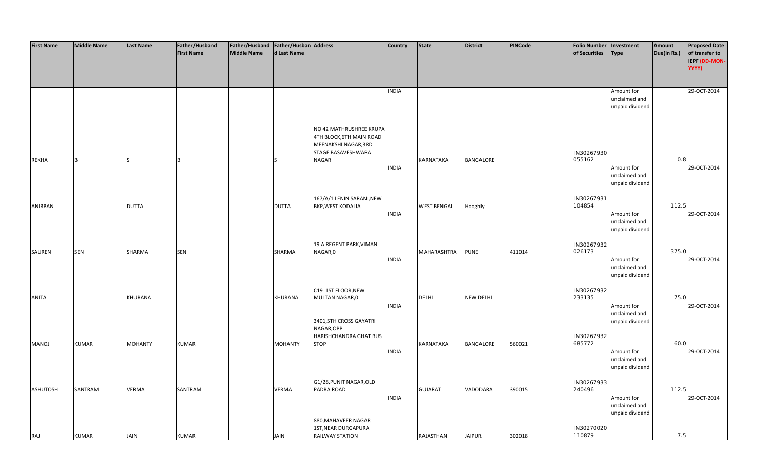| First Name | Middle Name | Last Name | Father/Husband First Name | Father/Husband Middle Name | Father/Husband Last Name | Address | Country | State | District | PINCode | Folio Number of Securities | Investment Type | Amount Due(in Rs.) | Proposed Date of transfer to IEPF (DD-MON-YYYY) |
|---|---|---|---|---|---|---|---|---|---|---|---|---|---|---|
| REKHA | B | S | B | | S | NO 42 MATHRUSHREE KRUPA 4TH BLOCK,6TH MAIN ROAD MEENAKSHI NAGAR,3RD STAGE BASAVESHWARA NAGAR | INDIA | KARNATAKA | BANGALORE | | IN30267930 055162 | Amount for unclaimed and unpaid dividend | 0.8 | 29-OCT-2014 |
| ANIRBAN | | DUTTA | | | DUTTA | 167/A/1 LENIN SARANI,NEW BKP,WEST KODALIA | INDIA | WEST BENGAL | Hooghly | | IN30267931 104854 | Amount for unclaimed and unpaid dividend | 112.5 | 29-OCT-2014 |
| SAUREN | SEN | SHARMA | SEN | | SHARMA | 19 A REGENT PARK,VIMAN NAGAR,0 | INDIA | MAHARASHTRA | PUNE | 411014 | IN30267932 026173 | Amount for unclaimed and unpaid dividend | 375.0 | 29-OCT-2014 |
| ANITA | | KHURANA | | | KHURANA | C19 1ST FLOOR,NEW MULTAN NAGAR,0 | INDIA | DELHI | NEW DELHI | | IN30267932 233135 | Amount for unclaimed and unpaid dividend | 75.0 | 29-OCT-2014 |
| MANOJ | KUMAR | MOHANTY | KUMAR | | MOHANTY | 3401,5TH CROSS GAYATRI NAGAR,OPP HARISHCHANDRA GHAT BUS STOP | INDIA | KARNATAKA | BANGALORE | 560021 | IN30267932 685772 | Amount for unclaimed and unpaid dividend | 60.0 | 29-OCT-2014 |
| ASHUTOSH | SANTRAM | VERMA | SANTRAM | | VERMA | G1/28,PUNIT NAGAR,OLD PADRA ROAD | INDIA | GUJARAT | VADODARA | 390015 | IN30267933 240496 | Amount for unclaimed and unpaid dividend | 112.5 | 29-OCT-2014 |
| RAJ | KUMAR | JAIN | KUMAR | | JAIN | 880,MAHAVEER NAGAR 1ST,NEAR DURGAPURA RAILWAY STATION | INDIA | RAJASTHAN | JAIPUR | 302018 | IN30270020 110879 | Amount for unclaimed and unpaid dividend | 7.5 | 29-OCT-2014 |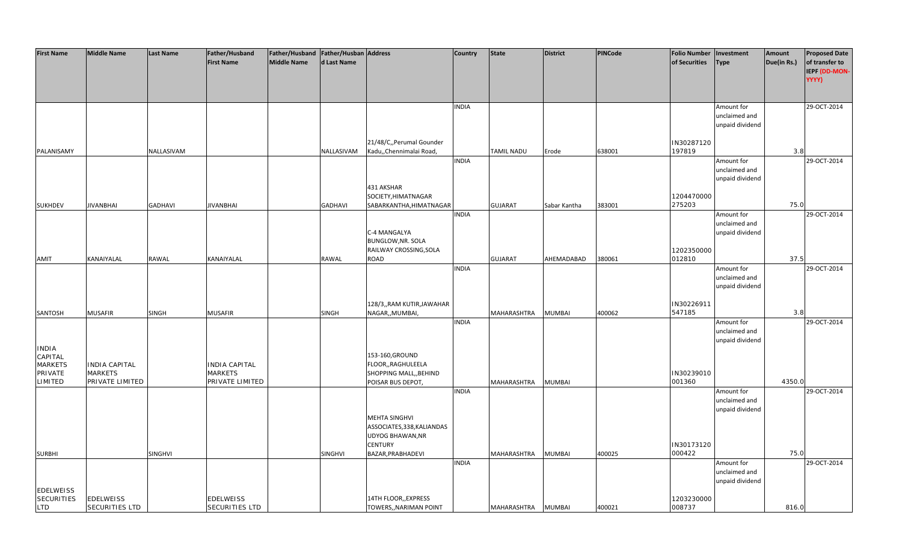| First Name | Middle Name | Last Name | Father/Husband First Name | Father/Husband Middle Name | Father/Husband Last Name | Address | Country | State | District | PINCode | Folio Number of Securities | Investment Type | Amount Due(in Rs.) | Proposed Date of transfer to IEPF (DD-MON-YYYY) |
|---|---|---|---|---|---|---|---|---|---|---|---|---|---|---|
| PALANISAMY | | NALLASIVAM | | | NALLASIVAM | 21/48/C,,Perumal Gounder Kadu,,Chennimalai Road, | INDIA | TAMIL NADU | Erode | 638001 | IN30287120197819 | Amount for unclaimed and unpaid dividend | 3.8 | 29-OCT-2014 |
| SUKHDEV | JIVANBHAI | GADHAVI | JIVANBHAI | | GADHAVI | 431 AKSHAR SOCIETY,HIMATNAGAR SABARKANTHA,HIMATNAGAR | INDIA | GUJARAT | Sabar Kantha | 383001 | 1204470000275203 | Amount for unclaimed and unpaid dividend | 75.0 | 29-OCT-2014 |
| AMIT | KANAIYALAL | RAWAL | KANAIYALAL | | RAWAL | C-4 MANGALYA BUNGLOW,NR. SOLA RAILWAY CROSSING,SOLA ROAD | INDIA | GUJARAT | AHEMADABAD | 380061 | 1202350000012810 | Amount for unclaimed and unpaid dividend | 37.5 | 29-OCT-2014 |
| SANTOSH | MUSAFIR | SINGH | MUSAFIR | | SINGH | 128/3,,RAM KUTIR,JAWAHAR NAGAR,,MUMBAI, | INDIA | MAHARASHTRA | MUMBAI | 400062 | IN30226911547185 | Amount for unclaimed and unpaid dividend | 3.8 | 29-OCT-2014 |
| INDIA CAPITAL MARKETS PRIVATE LIMITED | INDIA CAPITAL MARKETS PRIVATE LIMITED | | INDIA CAPITAL MARKETS PRIVATE LIMITED | | | 153-160,GROUND FLOOR,,RAGHULEELA SHOPPING MALL,,BEHIND POISAR BUS DEPOT, | INDIA | MAHARASHTRA | MUMBAI | | IN30239010001360 | Amount for unclaimed and unpaid dividend | 4350.0 | 29-OCT-2014 |
| SURBHI | | SINGHVI | | | SINGHVI | MEHTA SINGHVI ASSOCIATES,338,KALIANDAS UDYOG BHAWAN,NR CENTURY BAZAR,PRABHADEVI | INDIA | MAHARASHTRA | MUMBAI | 400025 | IN30173120000422 | Amount for unclaimed and unpaid dividend | 75.0 | 29-OCT-2014 |
| EDELWEISS SECURITIES LTD | EDELWEISS SECURITIES LTD | | EDELWEISS SECURITIES LTD | | | 14TH FLOOR,,EXPRESS TOWERS,,NARIMAN POINT | INDIA | MAHARASHTRA | MUMBAI | 400021 | 1203230000008737 | Amount for unclaimed and unpaid dividend | 816.0 | 29-OCT-2014 |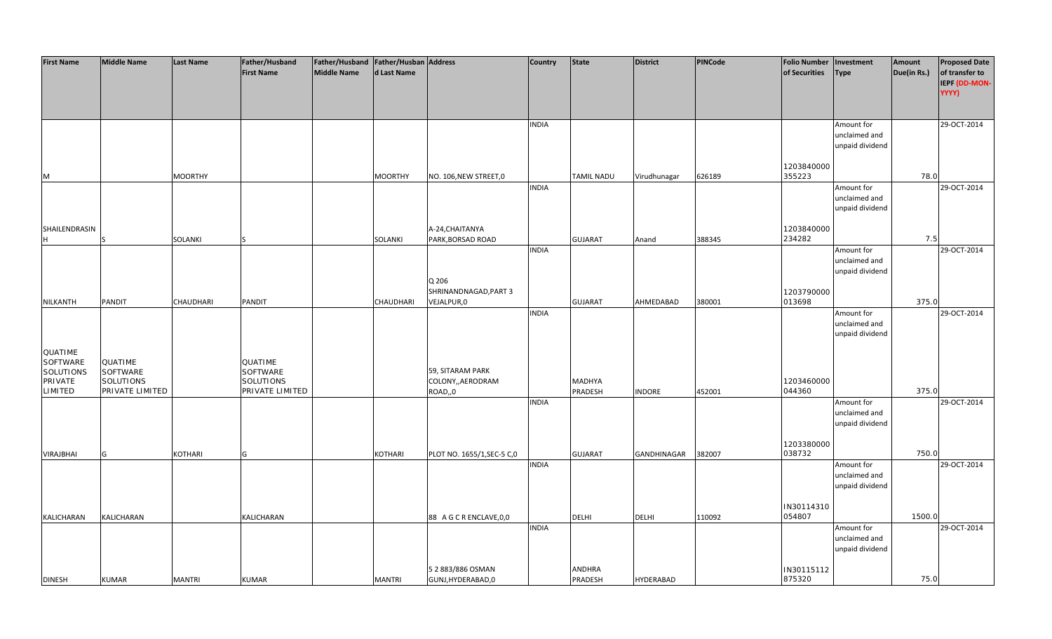| First Name | Middle Name | Last Name | Father/Husband First Name | Father/Husband Middle Name | Father/Husband Last Name | Address | Country | State | District | PINCode | Folio Number of Securities | Investment Type | Amount Due(in Rs.) | Proposed Date of transfer to IEPF (DD-MON-YYYY) |
|---|---|---|---|---|---|---|---|---|---|---|---|---|---|---|
| M | | MOORTHY | | | MOORTHY | NO. 106,NEW STREET,0 | INDIA | TAMIL NADU | Virudhunagar | 626189 | 1203840000355223 | Amount for unclaimed and unpaid dividend | 78.0 | 29-OCT-2014 |
| SHAILENDRASINH | S | SOLANKI | S | | SOLANKI | A-24,CHAITANYA PARK,BORSAD ROAD | INDIA | GUJARAT | Anand | 388345 | 1203840000234282 | Amount for unclaimed and unpaid dividend | 7.5 | 29-OCT-2014 |
| NILKANTH | PANDIT | CHAUDHARI | PANDIT | | CHAUDHARI | Q 206 SHRINANDNAGAD,PART 3 VEJALPUR,0 | INDIA | GUJARAT | AHMEDABAD | 380001 | 1203790000013698 | Amount for unclaimed and unpaid dividend | 375.0 | 29-OCT-2014 |
| QUATIME SOFTWARE SOLUTIONS PRIVATE LIMITED | QUATIME SOFTWARE SOLUTIONS PRIVATE LIMITED | | QUATIME SOFTWARE SOLUTIONS PRIVATE LIMITED | | | 59, SITARAM PARK COLONY,,AERODRAM ROAD,,0 | INDIA | MADHYA PRADESH | INDORE | 452001 | 1203460000044360 | Amount for unclaimed and unpaid dividend | 375.0 | 29-OCT-2014 |
| VIRAJBHAI | G | KOTHARI | G | | KOTHARI | PLOT NO. 1655/1,SEC-5 C,0 | INDIA | GUJARAT | GANDHINAGAR | 382007 | 1203380000038732 | Amount for unclaimed and unpaid dividend | 750.0 | 29-OCT-2014 |
| KALICHARAN | KALICHARAN | | KALICHARAN | | | 88 A G C R ENCLAVE,0,0 | INDIA | DELHI | DELHI | 110092 | IN30114310054807 | Amount for unclaimed and unpaid dividend | 1500.0 | 29-OCT-2014 |
| DINESH | KUMAR | MANTRI | KUMAR | | MANTRI | 5 2 883/886 OSMAN GUNJ,HYDERABAD,0 | INDIA | ANDHRA PRADESH | HYDERABAD | | IN30115112875320 | Amount for unclaimed and unpaid dividend | 75.0 | 29-OCT-2014 |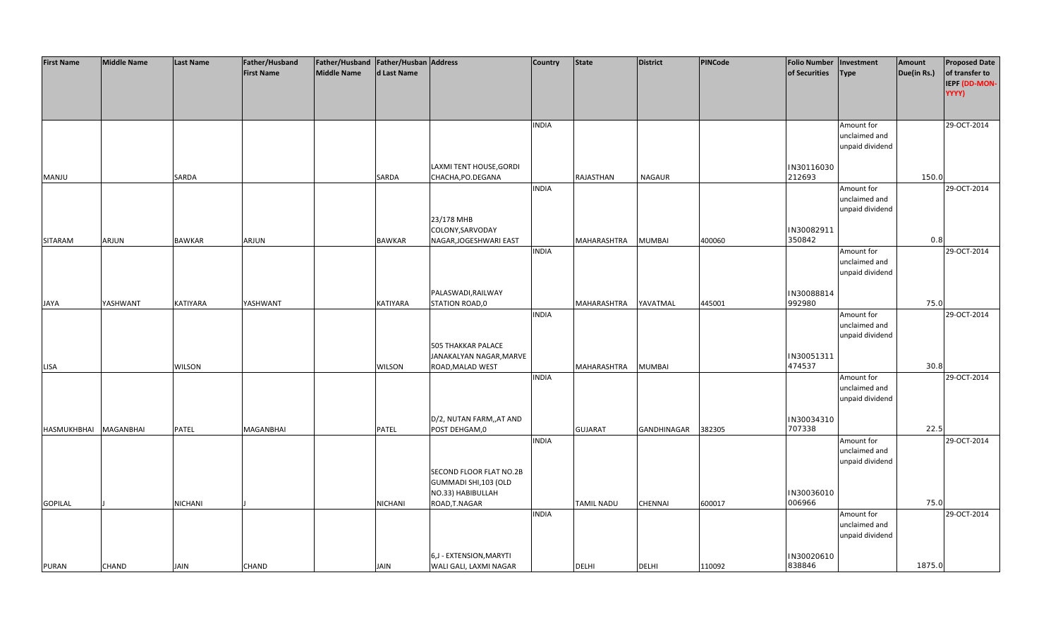| First Name | Middle Name | Last Name | Father/Husband First Name | Father/Husband Middle Name | Father/Husband Last Name | Address | Country | State | District | PINCode | Folio Number of Securities | Investment Type | Amount Due(in Rs.) | Proposed Date of transfer to IEPF (DD-MON-YYYY) |
|---|---|---|---|---|---|---|---|---|---|---|---|---|---|---|
| MANJU | | SARDA | | | SARDA | LAXMI TENT HOUSE,GORDI CHACHA,PO.DEGANA | INDIA | RAJASTHAN | NAGAUR | | IN30116030 212693 | Amount for unclaimed and unpaid dividend | 150.0 | 29-OCT-2014 |
| SITARAM | ARJUN | BAWKAR | ARJUN | | BAWKAR | 23/178 MHB COLONY,SARVODAY NAGAR,JOGESHWARI EAST | INDIA | MAHARASHTRA | MUMBAI | 400060 | IN30082911 350842 | Amount for unclaimed and unpaid dividend | 0.8 | 29-OCT-2014 |
| JAYA | YASHWANT | KATIYARA | YASHWANT | | KATIYARA | PALASWADI,RAILWAY STATION ROAD,0 | INDIA | MAHARASHTRA | YAVATMAL | 445001 | IN30088814 992980 | Amount for unclaimed and unpaid dividend | 75.0 | 29-OCT-2014 |
| LISA | | WILSON | | | WILSON | 505 THAKKAR PALACE JANAKALYAN NAGAR,MARVE ROAD,MALAD WEST | INDIA | MAHARASHTRA | MUMBAI | | IN30051311 474537 | Amount for unclaimed and unpaid dividend | 30.8 | 29-OCT-2014 |
| HASMUKHBHAI | MAGANBHAI | PATEL | MAGANBHAI | | PATEL | D/2, NUTAN FARM,,AT AND POST DEHGAM,0 | INDIA | GUJARAT | GANDHINAGAR | 382305 | IN30034310 707338 | Amount for unclaimed and unpaid dividend | 22.5 | 29-OCT-2014 |
| GOPILAL | J | NICHANI | J | | NICHANI | SECOND FLOOR FLAT NO.2B GUMMADI SHI,103 (OLD NO.33) HABIBULLAH ROAD,T.NAGAR | INDIA | TAMIL NADU | CHENNAI | 600017 | IN30036010 006966 | Amount for unclaimed and unpaid dividend | 75.0 | 29-OCT-2014 |
| PURAN | CHAND | JAIN | CHAND | | JAIN | 6,J - EXTENSION,MARYTI WALI GALI, LAXMI NAGAR | INDIA | DELHI | DELHI | 110092 | IN30020610 838846 | Amount for unclaimed and unpaid dividend | 1875.0 | 29-OCT-2014 |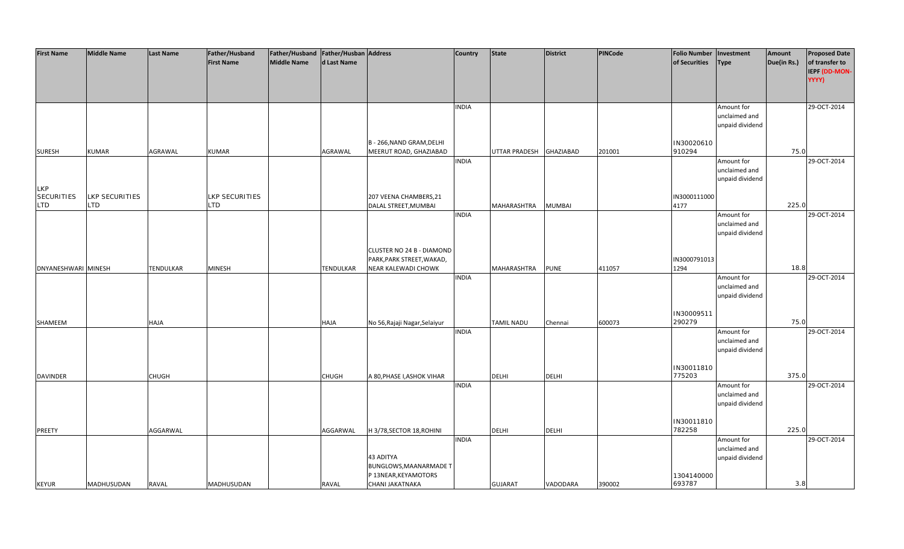| First Name | Middle Name | Last Name | Father/Husband First Name | Father/Husband Middle Name | Father/Husband Last Name | Address | Country | State | District | PINCode | Folio Number of Securities | Investment Type | Amount Due(in Rs.) | Proposed Date of transfer to IEPF (DD-MON-YYYY) |
|---|---|---|---|---|---|---|---|---|---|---|---|---|---|---|
| SURESH | KUMAR | AGRAWAL | KUMAR | | AGRAWAL | B - 266,NAND GRAM,DELHI MEERUT ROAD, GHAZIABAD | INDIA | UTTAR PRADESH | GHAZIABAD | 201001 | IN30020610910294 | Amount for unclaimed and unpaid dividend | 75.0 | 29-OCT-2014 |
| LKP SECURITIES LTD | LKP SECURITIES LTD | | LKP SECURITIES LTD | | | 207 VEENA CHAMBERS,21 DALAL STREET,MUMBAI | INDIA | MAHARASHTRA | MUMBAI | | IN30001110004177 | Amount for unclaimed and unpaid dividend | 225.0 | 29-OCT-2014 |
| DNYANESHWARI | MINESH | TENDULKAR | MINESH | | TENDULKAR | CLUSTER NO 24 B - DIAMOND PARK,PARK STREET,WAKAD, NEAR KALEWADI CHOWK | INDIA | MAHARASHTRA | PUNE | 411057 | IN30007910131294 | Amount for unclaimed and unpaid dividend | 18.8 | 29-OCT-2014 |
| SHAMEEM | | HAJA | | | HAJA | No 56,Rajaji Nagar,Selaiyur | INDIA | TAMIL NADU | Chennai | 600073 | IN30009511290279 | Amount for unclaimed and unpaid dividend | 75.0 | 29-OCT-2014 |
| DAVINDER | | CHUGH | | | CHUGH | A 80,PHASE I,ASHOK VIHAR | INDIA | DELHI | DELHI | | IN30011810775203 | Amount for unclaimed and unpaid dividend | 375.0 | 29-OCT-2014 |
| PREETY | | AGGARWAL | | | AGGARWAL | H 3/78,SECTOR 18,ROHINI | INDIA | DELHI | DELHI | | IN30011810782258 | Amount for unclaimed and unpaid dividend | 225.0 | 29-OCT-2014 |
| KEYUR | MADHUSUDAN | RAVAL | MADHUSUDAN | | RAVAL | 43 ADITYA BUNGLOWS,MAANARMADE TP 13NEAR,KEYAMOTORS CHANI JAKATNAKA | INDIA | GUJARAT | VADODARA | 390002 | 1304140000693787 | Amount for unclaimed and unpaid dividend | 3.8 | 29-OCT-2014 |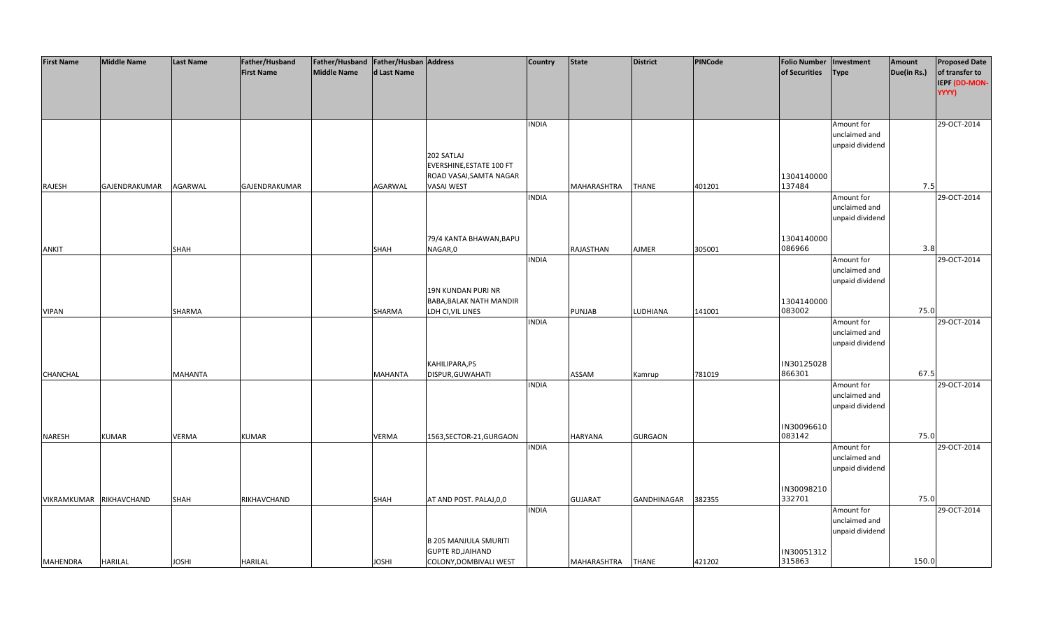| First Name | Middle Name | Last Name | Father/Husband First Name | Father/Husband Middle Name | Father/Husband Last Name | Address | Country | State | District | PINCode | Folio Number of Securities | Investment Type | Amount Due(in Rs.) | Proposed Date of transfer to IEPF (DD-MON-YYYY) |
|---|---|---|---|---|---|---|---|---|---|---|---|---|---|---|
| RAJESH | GAJENDRAKUMAR | AGARWAL | GAJENDRAKUMAR | | AGARWAL | 202 SATLAJ EVERSHINE,ESTATE 100 FT ROAD VASAI,SAMTA NAGAR VASAI WEST | INDIA | MAHARASHTRA | THANE | 401201 | 1304140000137484 | Amount for unclaimed and unpaid dividend | 7.5 | 29-OCT-2014 |
| ANKIT | | SHAH | | | SHAH | 79/4 KANTA BHAWAN,BAPU NAGAR,0 | INDIA | RAJASTHAN | AJMER | 305001 | 1304140000086966 | Amount for unclaimed and unpaid dividend | 3.8 | 29-OCT-2014 |
| VIPAN | | SHARMA | | | SHARMA | 19N KUNDAN PURI NR BABA,BALAK NATH MANDIR LDH CI,VIL LINES | INDIA | PUNJAB | LUDHIANA | 141001 | 1304140000083002 | Amount for unclaimed and unpaid dividend | 75.0 | 29-OCT-2014 |
| CHANCHAL | | MAHANTA | | | MAHANTA | KAHILIPARA,PS DISPUR,GUWAHATI | INDIA | ASSAM | Kamrup | 781019 | IN30125028866301 | Amount for unclaimed and unpaid dividend | 67.5 | 29-OCT-2014 |
| NARESH | KUMAR | VERMA | KUMAR | | VERMA | 1563,SECTOR-21,GURGAON | INDIA | HARYANA | GURGAON | | IN30096610083142 | Amount for unclaimed and unpaid dividend | 75.0 | 29-OCT-2014 |
| VIKRAMKUMAR | RIKHAVCHAND | SHAH | RIKHAVCHAND | | SHAH | AT AND POST. PALAJ,0,0 | INDIA | GUJARAT | GANDHINAGAR | 382355 | IN30098210332701 | Amount for unclaimed and unpaid dividend | 75.0 | 29-OCT-2014 |
| MAHENDRA | HARILAL | JOSHI | HARILAL | | JOSHI | B 205 MANJULA SMURITI GUPTE RD,JAIHAND COLONY,DOMBIVALI WEST | INDIA | MAHARASHTRA | THANE | 421202 | IN30051312315863 | Amount for unclaimed and unpaid dividend | 150.0 | 29-OCT-2014 |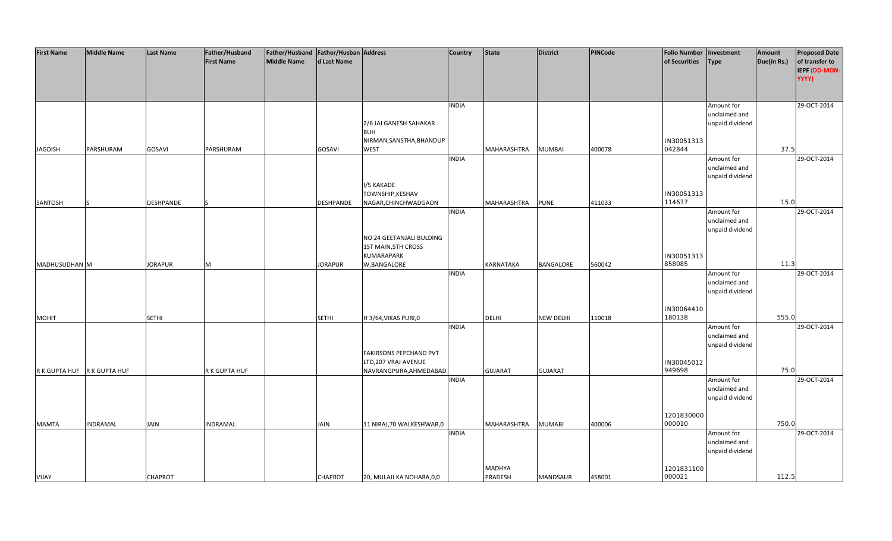| First Name | Middle Name | Last Name | Father/Husband First Name | Father/Husband Middle Name | Father/Husband Last Name | Address | Country | State | District | PINCode | Folio Number of Securities | Investment Type | Amount Due(in Rs.) | Proposed Date of transfer to IEPF (DD-MON-YYYY) |
|---|---|---|---|---|---|---|---|---|---|---|---|---|---|---|
| JAGDISH | PARSHURAM | GOSAVI | PARSHURAM | | GOSAVI | 2/6 JAI GANESH SAHAKAR BUH NIRMAN,SANSTHA,BHANDUP WEST | INDIA | MAHARASHTRA | MUMBAI | 400078 | IN30051313042844 | Amount for unclaimed and unpaid dividend | 37.5 | 29-OCT-2014 |
| SANTOSH | S | DESHPANDE | S | | DESHPANDE | I/5 KAKADE TOWNSHIP,KESHAV NAGAR,CHINCHWADGAON | INDIA | MAHARASHTRA | PUNE | 411033 | IN30051313114637 | Amount for unclaimed and unpaid dividend | 15.0 | 29-OCT-2014 |
| MADHUSUDHAN | M | JORAPUR | M | | JORAPUR | NO 24 GEETANJALI BULDING 1ST MAIN,5TH CROSS KUMARAPARK W,BANGALORE | INDIA | KARNATAKA | BANGALORE | 560042 | IN30051313858085 | Amount for unclaimed and unpaid dividend | 11.3 | 29-OCT-2014 |
| MOHIT | | SETHI | | | SETHI | H 3/64,VIKAS PURI,0 | INDIA | DELHI | NEW DELHI | 110018 | IN30064410180138 | Amount for unclaimed and unpaid dividend | 555.0 | 29-OCT-2014 |
| R K GUPTA HUF | R K GUPTA HUF | | R K GUPTA HUF | | | FAKIRSONS PEPCHAND PVT LTD,207 VRAJ AVENUE NAVRANGPURA,AHMEDABAD | INDIA | GUJARAT | GUJARAT | | IN30045012949698 | Amount for unclaimed and unpaid dividend | 75.0 | 29-OCT-2014 |
| MAMTA | INDRAMAL | JAIN | INDRAMAL | | JAIN | 11 NIRAJ,70 WALKESHWAR,0 | INDIA | MAHARASHTRA | MUMABI | 400006 | 1201830000000010 | Amount for unclaimed and unpaid dividend | 750.0 | 29-OCT-2014 |
| VIJAY | | CHAPROT | | | CHAPROT | 20, MULAJI KA NOHARA,0,0 | INDIA | MADHYA PRADESH | MANDSAUR | 458001 | 1201831100000021 | Amount for unclaimed and unpaid dividend | 112.5 | 29-OCT-2014 |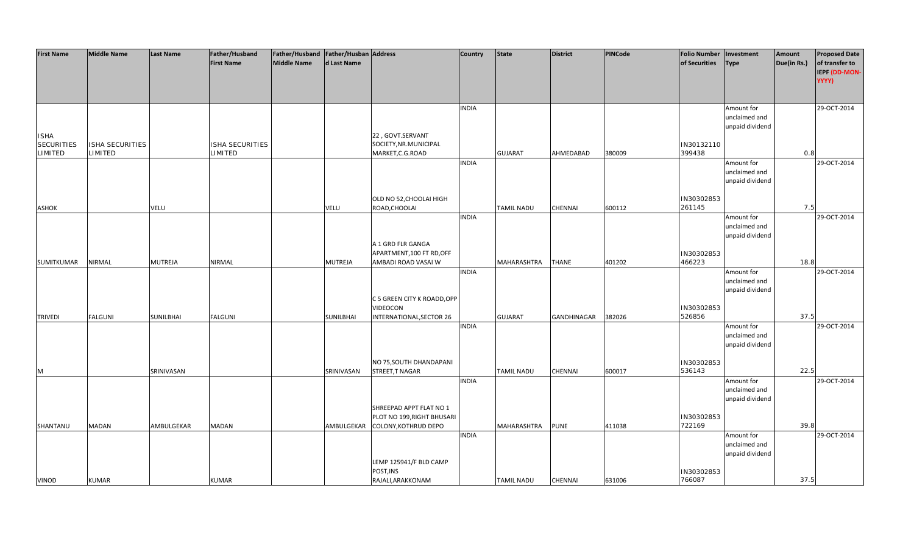| First Name | Middle Name | Last Name | Father/Husband First Name | Father/Husband Middle Name | Father/Husband Last Name | Address | Country | State | District | PINCode | Folio Number of Securities | Investment Type | Amount Due(in Rs.) | Proposed Date of transfer to IEPF (DD-MON-YYYY) |
|---|---|---|---|---|---|---|---|---|---|---|---|---|---|---|
| ISHA SECURITIES LIMITED | ISHA SECURITIES LIMITED | | ISHA SECURITIES LIMITED | | | 22 , GOVT.SERVANT SOCIETY,NR.MUNICIPAL MARKET,C.G.ROAD | INDIA | GUJARAT | AHMEDABAD | 380009 | IN30132110 399438 | Amount for unclaimed and unpaid dividend | 0.8 | 29-OCT-2014 |
| ASHOK | | VELU | | | VELU | OLD NO 52,CHOOLAI HIGH ROAD,CHOOLAI | INDIA | TAMIL NADU | CHENNAI | 600112 | IN30302853 261145 | Amount for unclaimed and unpaid dividend | 7.5 | 29-OCT-2014 |
| SUMITKUMAR | NIRMAL | MUTREJA | NIRMAL | | MUTREJA | A 1 GRD FLR GANGA APARTMENT,100 FT RD,OFF AMBADI ROAD VASAI W | INDIA | MAHARASHTRA | THANE | 401202 | IN30302853 466223 | Amount for unclaimed and unpaid dividend | 18.8 | 29-OCT-2014 |
| TRIVEDI | FALGUNI | SUNILBHAI | FALGUNI | | SUNILBHAI | C 5 GREEN CITY K ROADD,OPP VIDEOCON INTERNATIONAL,SECTOR 26 | INDIA | GUJARAT | GANDHINAGAR | 382026 | IN30302853 526856 | Amount for unclaimed and unpaid dividend | 37.5 | 29-OCT-2014 |
| M | | SRINIVASAN | | | SRINIVASAN | NO 75,SOUTH DHANDAPANI STREET,T NAGAR | INDIA | TAMIL NADU | CHENNAI | 600017 | IN30302853 536143 | Amount for unclaimed and unpaid dividend | 22.5 | 29-OCT-2014 |
| SHANTANU | MADAN | AMBULGEKAR | MADAN | | AMBULGEKAR | SHREEPAD APPT FLAT NO 1 PLOT NO 199,RIGHT BHUSARI COLONY,KOTHRUD DEPO | INDIA | MAHARASHTRA | PUNE | 411038 | IN30302853 722169 | Amount for unclaimed and unpaid dividend | 39.8 | 29-OCT-2014 |
| VINOD | KUMAR | | KUMAR | | | LEMP 125941/F BLD CAMP POST,INS RAJALI,ARAKKONAM | INDIA | TAMIL NADU | CHENNAI | 631006 | IN30302853 766087 | Amount for unclaimed and unpaid dividend | 37.5 | 29-OCT-2014 |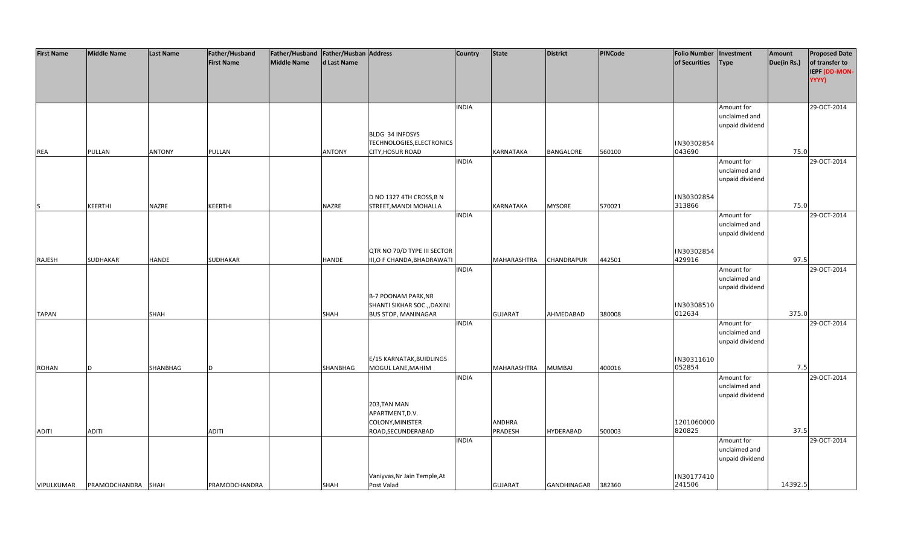| First Name | Middle Name | Last Name | Father/Husband First Name | Father/Husband Middle Name | Father/Husband Last Name | Address | Country | State | District | PINCode | Folio Number of Securities | Investment Type | Amount Due(in Rs.) | Proposed Date of transfer to IEPF (DD-MON-YYYY) |
|---|---|---|---|---|---|---|---|---|---|---|---|---|---|---|
| REA | PULLAN | ANTONY | PULLAN | | ANTONY | BLDG 34 INFOSYS TECHNOLOGIES,ELECTRONICS CITY,HOSUR ROAD | INDIA | KARNATAKA | BANGALORE | 560100 | IN30302854 043690 | Amount for unclaimed and unpaid dividend | 75.0 | 29-OCT-2014 |
| S | KEERTHI | NAZRE | KEERTHI | | NAZRE | D NO 1327 4TH CROSS,B N STREET,MANDI MOHALLA | INDIA | KARNATAKA | MYSORE | 570021 | IN30302854 313866 | Amount for unclaimed and unpaid dividend | 75.0 | 29-OCT-2014 |
| RAJESH | SUDHAKAR | HANDE | SUDHAKAR | | HANDE | QTR NO 70/D TYPE III SECTOR III,O F CHANDA,BHADRAWATI | INDIA | MAHARASHTRA | CHANDRAPUR | 442501 | IN30302854 429916 | Amount for unclaimed and unpaid dividend | 97.5 | 29-OCT-2014 |
| TAPAN | | SHAH | | | SHAH | B-7 POONAM PARK,NR SHANTI SIKHAR SOC.,,DAXINI BUS STOP, MANINAGAR | INDIA | GUJARAT | AHMEDABAD | 380008 | IN30308510 012634 | Amount for unclaimed and unpaid dividend | 375.0 | 29-OCT-2014 |
| ROHAN | D | SHANBHAG | D | | SHANBHAG | E/15 KARNATAK,BUIDLINGS MOGUL LANE,MAHIM | INDIA | MAHARASHTRA | MUMBAI | 400016 | IN30311610 052854 | Amount for unclaimed and unpaid dividend | 7.5 | 29-OCT-2014 |
| ADITI | ADITI | | ADITI | | | 203,TAN MAN APARTMENT,D.V. COLONY,MINISTER ROAD,SECUNDERABAD | INDIA | ANDHRA PRADESH | HYDERABAD | 500003 | 1201060000 820825 | Amount for unclaimed and unpaid dividend | 37.5 | 29-OCT-2014 |
| VIPULKUMAR | PRAMODCHANDRA | SHAH | PRAMODCHANDRA | | SHAH | Vaniyvas,Nr Jain Temple,At Post Valad | INDIA | GUJARAT | GANDHINAGAR | 382360 | IN30177410 241506 | Amount for unclaimed and unpaid dividend | 14392.5 | 29-OCT-2014 |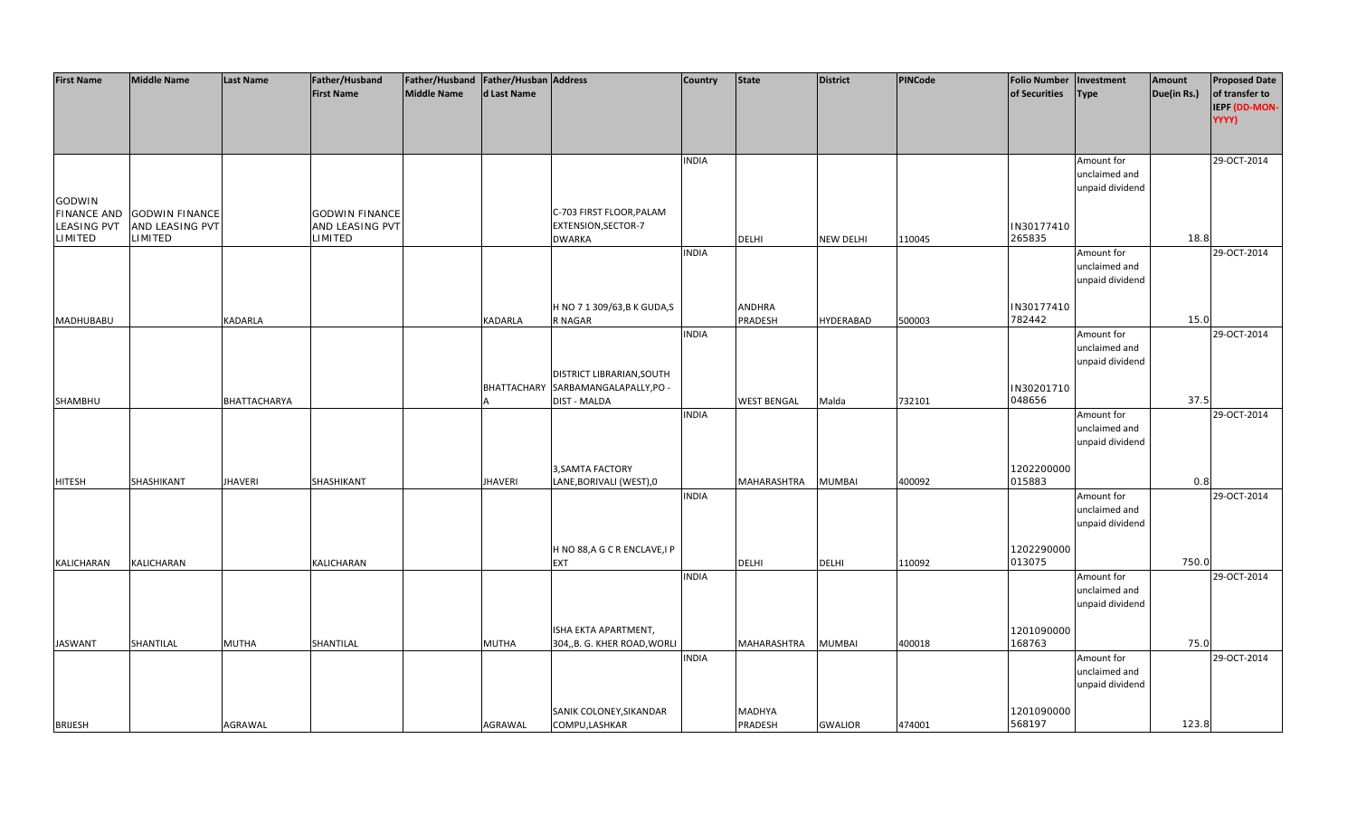| First Name | Middle Name | Last Name | Father/Husband First Name | Father/Husband Middle Name | Father/Husband Last Name | Address | Country | State | District | PINCode | Folio Number of Securities | Investment Type | Amount Due(in Rs.) | Proposed Date of transfer to IEPF (DD-MON-YYYY) |
|---|---|---|---|---|---|---|---|---|---|---|---|---|---|---|
| GODWIN FINANCE AND LEASING PVT LIMITED | GODWIN FINANCE AND LEASING PVT LIMITED | | GODWIN FINANCE AND LEASING PVT LIMITED | | | C-703 FIRST FLOOR,PALAM EXTENSION,SECTOR-7 DWARKA | INDIA | DELHI | NEW DELHI | 110045 | IN30177410 265835 | Amount for unclaimed and unpaid dividend | 18.8 | 29-OCT-2014 |
| MADHUBABU | | KADARLA | | | KADARLA | H NO 7 1 309/63,B K GUDA,S R NAGAR | INDIA | ANDHRA PRADESH | HYDERABAD | 500003 | IN30177410 782442 | Amount for unclaimed and unpaid dividend | 15.0 | 29-OCT-2014 |
| SHAMBHU | | BHATTACHARYA | | | BHATTACHARYA | DISTRICT LIBRARIAN,SOUTH SARBAMANGALAPALLY,PO - DIST - MALDA | INDIA | WEST BENGAL | Malda | 732101 | IN30201710 048656 | Amount for unclaimed and unpaid dividend | 37.5 | 29-OCT-2014 |
| HITESH | SHASHIKANT | JHAVERI | SHASHIKANT | | JHAVERI | 3,SAMTA FACTORY LANE,BORIVALI (WEST),0 | INDIA | MAHARASHTRA | MUMBAI | 400092 | 1202200000 015883 | Amount for unclaimed and unpaid dividend | 0.8 | 29-OCT-2014 |
| KALICHARAN | KALICHARAN | | KALICHARAN | | | H NO 88,A G C R ENCLAVE,I P EXT | INDIA | DELHI | DELHI | 110092 | 1202290000 013075 | Amount for unclaimed and unpaid dividend | 750.0 | 29-OCT-2014 |
| JASWANT | SHANTILAL | MUTHA | SHANTILAL | | MUTHA | ISHA EKTA APARTMENT, 304,,B. G. KHER ROAD,WORLI | INDIA | MAHARASHTRA | MUMBAI | 400018 | 1201090000 168763 | Amount for unclaimed and unpaid dividend | 75.0 | 29-OCT-2014 |
| BRIJESH | | AGRAWAL | | | AGRAWAL | SANIK COLONEY,SIKANDAR COMPU,LASHKAR | INDIA | MADHYA PRADESH | GWALIOR | 474001 | 1201090000 568197 | Amount for unclaimed and unpaid dividend | 123.8 | 29-OCT-2014 |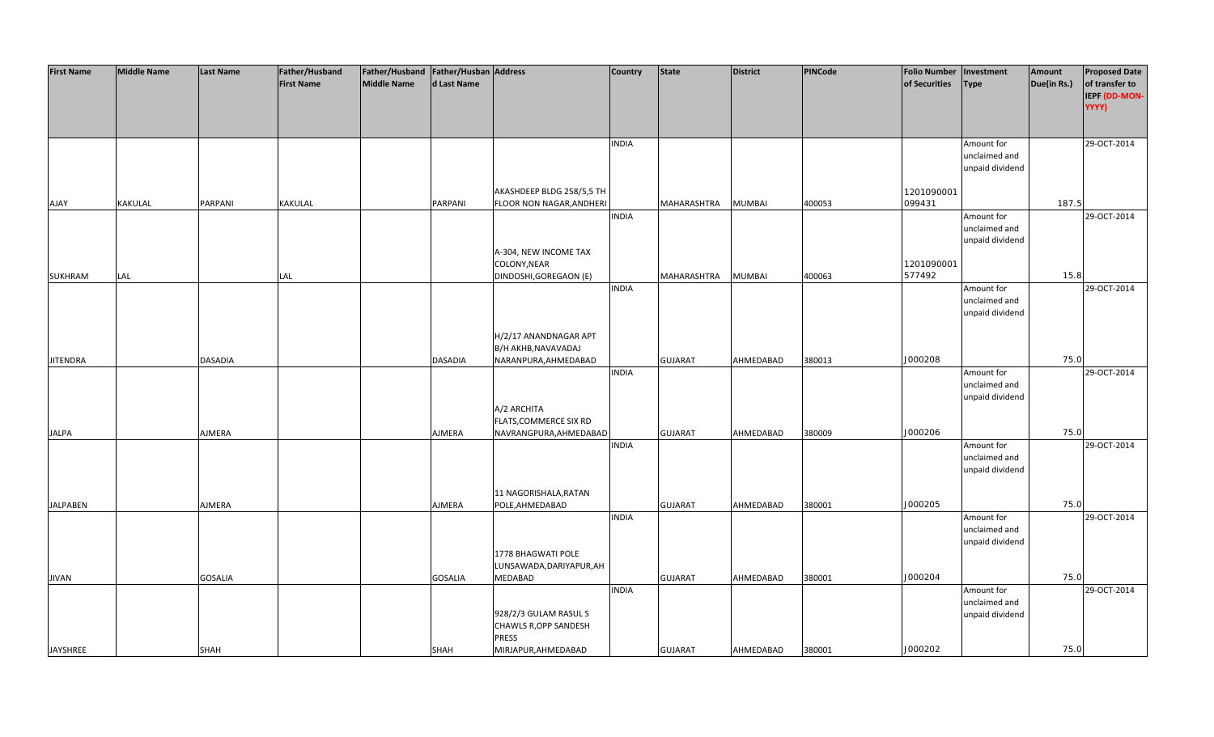| First Name | Middle Name | Last Name | Father/Husband First Name | Father/Husband Middle Name | Father/Husband Last Name | Address | Country | State | District | PINCode | Folio Number of Securities | Investment Type | Amount Due(in Rs.) | Proposed Date of transfer to IEPF (DD-MON-YYYY) |
|---|---|---|---|---|---|---|---|---|---|---|---|---|---|---|
| AJAY | KAKULAL | PARPANI | KAKULAL | | PARPANI | AKASHDEEP BLDG 258/5,5 TH FLOOR NON NAGAR,ANDHERI | INDIA | MAHARASHTRA | MUMBAI | 400053 | 1201090001 099431 | Amount for unclaimed and unpaid dividend | 187.5 | 29-OCT-2014 |
| SUKHRAM | LAL | | LAL | | | A-304, NEW INCOME TAX COLONY,NEAR DINDOSHI,GOREGAON (E) | INDIA | MAHARASHTRA | MUMBAI | 400063 | 1201090001 577492 | Amount for unclaimed and unpaid dividend | 15.8 | 29-OCT-2014 |
| JITENDRA | | DASADIA | | | DASADIA | H/2/17 ANANDNAGAR APT B/H AKHB,NAVAVADAJ NARANPURA,AHMEDABAD | INDIA | GUJARAT | AHMEDABAD | 380013 | J000208 | Amount for unclaimed and unpaid dividend | 75.0 | 29-OCT-2014 |
| JALPA | | AJMERA | | | AJMERA | A/2 ARCHITA FLATS,COMMERCE SIX RD NAVRANGPURA,AHMEDABAD | INDIA | GUJARAT | AHMEDABAD | 380009 | J000206 | Amount for unclaimed and unpaid dividend | 75.0 | 29-OCT-2014 |
| JALPABEN | | AJMERA | | | AJMERA | 11 NAGORISHALA,RATAN POLE,AHMEDABAD | INDIA | GUJARAT | AHMEDABAD | 380001 | J000205 | Amount for unclaimed and unpaid dividend | 75.0 | 29-OCT-2014 |
| JIVAN | | GOSALIA | | | GOSALIA | 1778 BHAGWATI POLE LUNSAWADA,DARIYAPUR,AH MEDABAD | INDIA | GUJARAT | AHMEDABAD | 380001 | J000204 | Amount for unclaimed and unpaid dividend | 75.0 | 29-OCT-2014 |
| JAYSHREE | | SHAH | | | SHAH | 928/2/3 GULAM RASUL S CHAWLS R,OPP SANDESH PRESS MIRJAPUR,AHMEDABAD | INDIA | GUJARAT | AHMEDABAD | 380001 | J000202 | Amount for unclaimed and unpaid dividend | 75.0 | 29-OCT-2014 |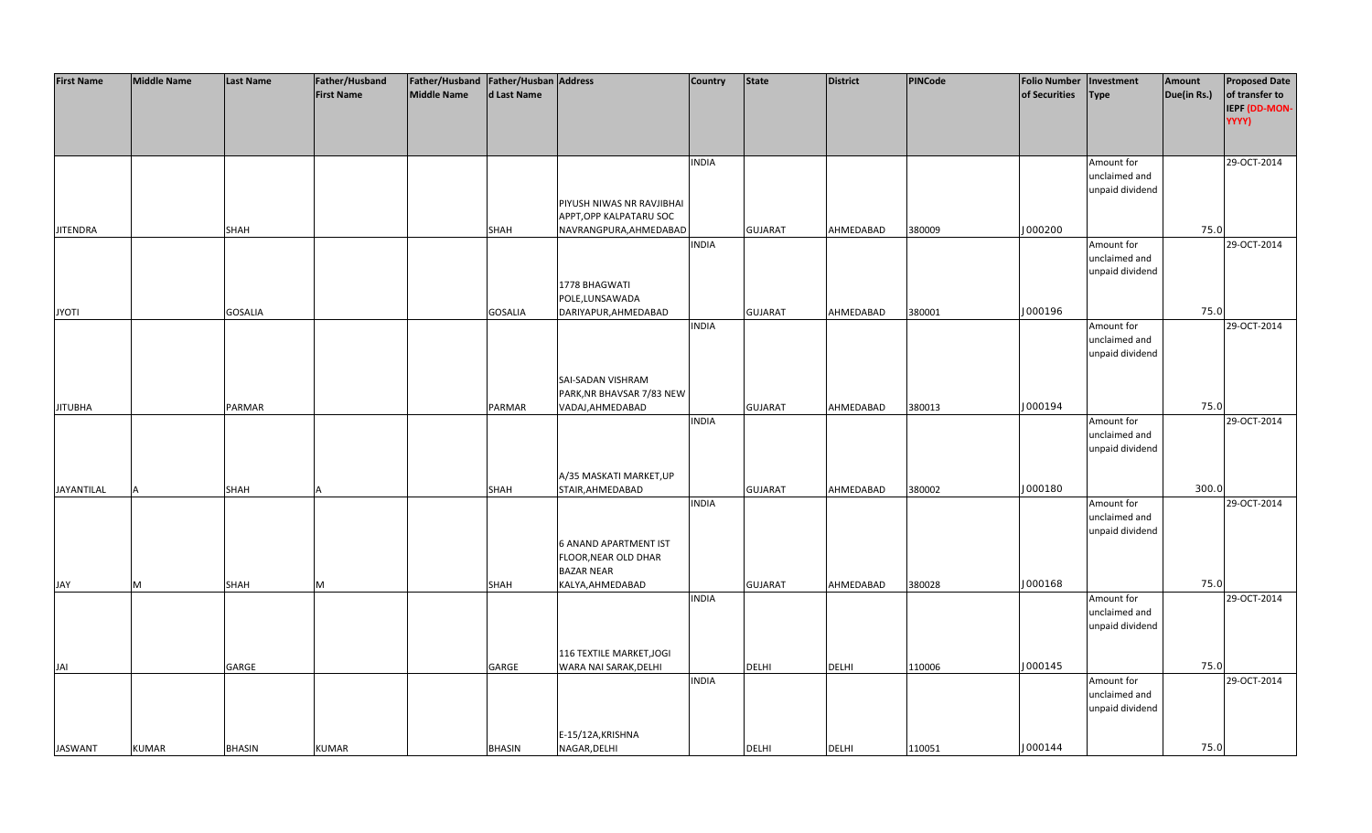| First Name | Middle Name | Last Name | Father/Husband First Name | Father/Husband Middle Name | Father/Husband Last Name | Address | Country | State | District | PINCode | Folio Number of Securities | Investment Type | Amount Due(in Rs.) | Proposed Date of transfer to IEPF (DD-MON-YYYY) |
|---|---|---|---|---|---|---|---|---|---|---|---|---|---|---|
| JITENDRA | | SHAH | | | SHAH | PIYUSH NIWAS NR RAVJIBHAI APPT,OPP KALPATARU SOC NAVRANGPURA,AHMEDABAD | INDIA | GUJARAT | AHMEDABAD | 380009 | J000200 | Amount for unclaimed and unpaid dividend | 75.0 | 29-OCT-2014 |
| JYOTI | | GOSALIA | | | GOSALIA | 1778 BHAGWATI POLE,LUNSAWADA DARIYAPUR,AHMEDABAD | INDIA | GUJARAT | AHMEDABAD | 380001 | J000196 | Amount for unclaimed and unpaid dividend | 75.0 | 29-OCT-2014 |
| JITUBHA | | PARMAR | | | PARMAR | SAI-SADAN VISHRAM PARK,NR BHAVSAR 7/83 NEW VADAJ,AHMEDABAD | INDIA | GUJARAT | AHMEDABAD | 380013 | J000194 | Amount for unclaimed and unpaid dividend | 75.0 | 29-OCT-2014 |
| JAYANTILAL | A | SHAH | A | | SHAH | A/35 MASKATI MARKET,UP STAIR,AHMEDABAD | INDIA | GUJARAT | AHMEDABAD | 380002 | J000180 | Amount for unclaimed and unpaid dividend | 300.0 | 29-OCT-2014 |
| JAY | M | SHAH | M | | SHAH | 6 ANAND APARTMENT IST FLOOR,NEAR OLD DHAR BAZAR NEAR KALYA,AHMEDABAD | INDIA | GUJARAT | AHMEDABAD | 380028 | J000168 | Amount for unclaimed and unpaid dividend | 75.0 | 29-OCT-2014 |
| JAI | | GARGE | | | GARGE | 116 TEXTILE MARKET,JOGI WARA NAI SARAK,DELHI | INDIA | DELHI | DELHI | 110006 | J000145 | Amount for unclaimed and unpaid dividend | 75.0 | 29-OCT-2014 |
| JASWANT | KUMAR | BHASIN | KUMAR | | BHASIN | E-15/12A,KRISHNA NAGAR,DELHI | INDIA | DELHI | DELHI | 110051 | J000144 | Amount for unclaimed and unpaid dividend | 75.0 | 29-OCT-2014 |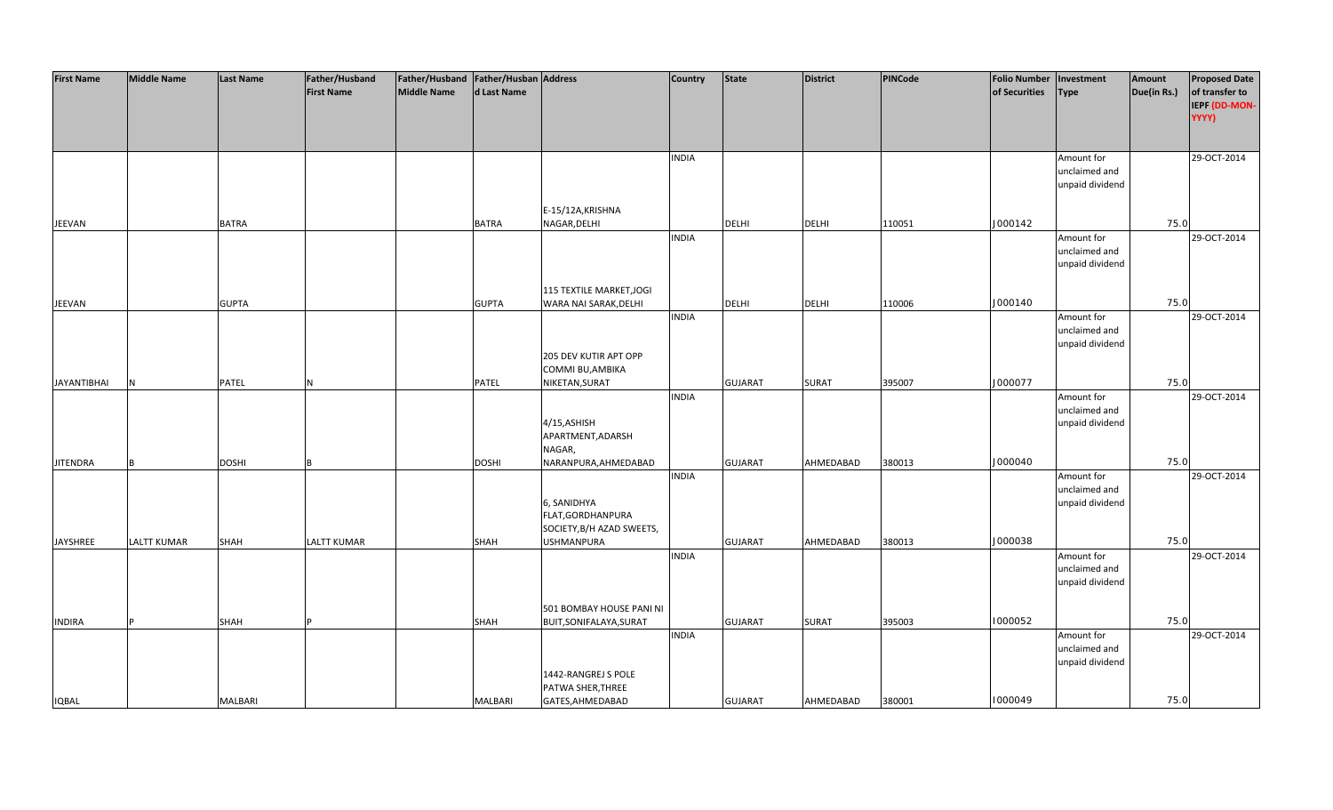| First Name | Middle Name | Last Name | Father/Husband First Name | Father/Husband Middle Name | Father/Husband Last Name | Address | Country | State | District | PINCode | Folio Number of Securities | Investment Type | Amount Due(in Rs.) | Proposed Date of transfer to IEPF (DD-MON-YYYY) |
|---|---|---|---|---|---|---|---|---|---|---|---|---|---|---|
| JEEVAN | | BATRA | | | BATRA | E-15/12A,KRISHNA NAGAR,DELHI | INDIA | DELHI | DELHI | 110051 | J000142 | Amount for unclaimed and unpaid dividend | 75.0 | 29-OCT-2014 |
| JEEVAN | | GUPTA | | | GUPTA | 115 TEXTILE MARKET,JOGI WARA NAI SARAK,DELHI | INDIA | DELHI | DELHI | 110006 | J000140 | Amount for unclaimed and unpaid dividend | 75.0 | 29-OCT-2014 |
| JAYANTIBHAI | N | PATEL | N | | PATEL | 205 DEV KUTIR APT OPP COMMI BU,AMBIKA NIKETAN,SURAT | INDIA | GUJARAT | SURAT | 395007 | J000077 | Amount for unclaimed and unpaid dividend | 75.0 | 29-OCT-2014 |
| JITENDRA | B | DOSHI | B | | DOSHI | 4/15,ASHISH APARTMENT,ADARSH NAGAR, NARANPURA,AHMEDABAD | INDIA | GUJARAT | AHMEDABAD | 380013 | J000040 | Amount for unclaimed and unpaid dividend | 75.0 | 29-OCT-2014 |
| JAYSHREE | LALTT KUMAR | SHAH | LALTT KUMAR | | SHAH | 6, SANIDHYA FLAT,GORDHANPURA SOCIETY,B/H AZAD SWEETS, USHMANPURA | INDIA | GUJARAT | AHMEDABAD | 380013 | J000038 | Amount for unclaimed and unpaid dividend | 75.0 | 29-OCT-2014 |
| INDIRA | P | SHAH | P | | SHAH | 501 BOMBAY HOUSE PANI NI BUIT,SONIFALAYA,SURAT | INDIA | GUJARAT | SURAT | 395003 | I000052 | Amount for unclaimed and unpaid dividend | 75.0 | 29-OCT-2014 |
| IQBAL | | MALBARI | | | MALBARI | 1442-RANGREJ S POLE PATWA SHER,THREE GATES,AHMEDABAD | INDIA | GUJARAT | AHMEDABAD | 380001 | I000049 | Amount for unclaimed and unpaid dividend | 75.0 | 29-OCT-2014 |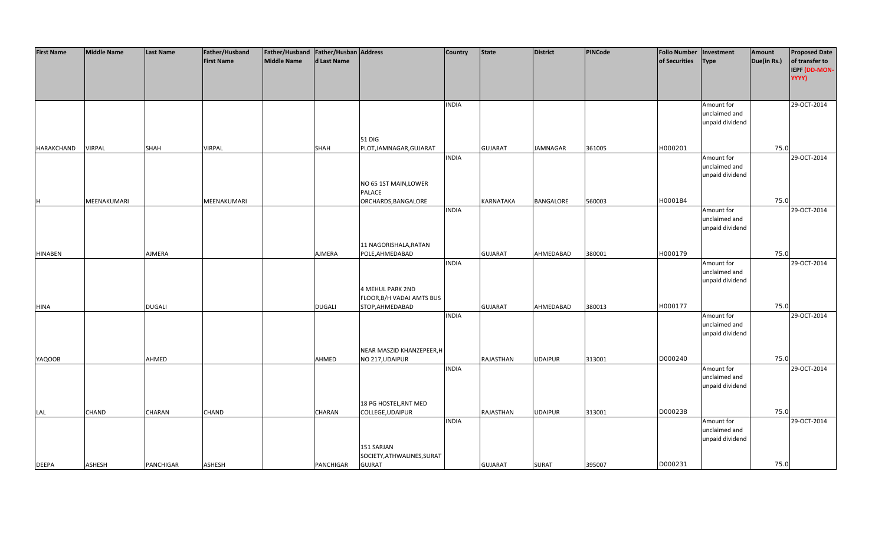| First Name | Middle Name | Last Name | Father/Husband First Name | Father/Husband Middle Name | Father/Husband Last Name | Address | Country | State | District | PINCode | Folio Number of Securities | Investment Type | Amount Due(in Rs.) | Proposed Date of transfer to IEPF (DD-MON-YYYY) |
|---|---|---|---|---|---|---|---|---|---|---|---|---|---|---|
| HARAKCHAND | VIRPAL | SHAH | VIRPAL | | SHAH | 51 DIG PLOT,JAMNAGAR,GUJARAT | INDIA | GUJARAT | JAMNAGAR | 361005 | H000201 | Amount for unclaimed and unpaid dividend | 75.0 | 29-OCT-2014 |
| H | MEENAKUMARI | | MEENAKUMARI | | | NO 65 1ST MAIN,LOWER PALACE ORCHARDS,BANGALORE | INDIA | KARNATAKA | BANGALORE | 560003 | H000184 | Amount for unclaimed and unpaid dividend | 75.0 | 29-OCT-2014 |
| HINABEN | | AJMERA | | | AJMERA | 11 NAGORISHALA,RATAN POLE,AHMEDABAD | INDIA | GUJARAT | AHMEDABAD | 380001 | H000179 | Amount for unclaimed and unpaid dividend | 75.0 | 29-OCT-2014 |
| HINA | | DUGALI | | | DUGALI | 4 MEHUL PARK 2ND FLOOR,B/H VADAJ AMTS BUS STOP,AHMEDABAD | INDIA | GUJARAT | AHMEDABAD | 380013 | H000177 | Amount for unclaimed and unpaid dividend | 75.0 | 29-OCT-2014 |
| YAQOOB | | AHMED | | | AHMED | NEAR MASZID KHANZEPEER,H NO 217,UDAIPUR | INDIA | RAJASTHAN | UDAIPUR | 313001 | D000240 | Amount for unclaimed and unpaid dividend | 75.0 | 29-OCT-2014 |
| LAL | CHAND | CHARAN | CHAND | | CHARAN | 18 PG HOSTEL,RNT MED COLLEGE,UDAIPUR | INDIA | RAJASTHAN | UDAIPUR | 313001 | D000238 | Amount for unclaimed and unpaid dividend | 75.0 | 29-OCT-2014 |
| DEEPA | ASHESH | PANCHIGAR | ASHESH | | PANCHIGAR | 151 SARJAN SOCIETY,ATHWALINES,SURAT GUJRAT | INDIA | GUJARAT | SURAT | 395007 | D000231 | Amount for unclaimed and unpaid dividend | 75.0 | 29-OCT-2014 |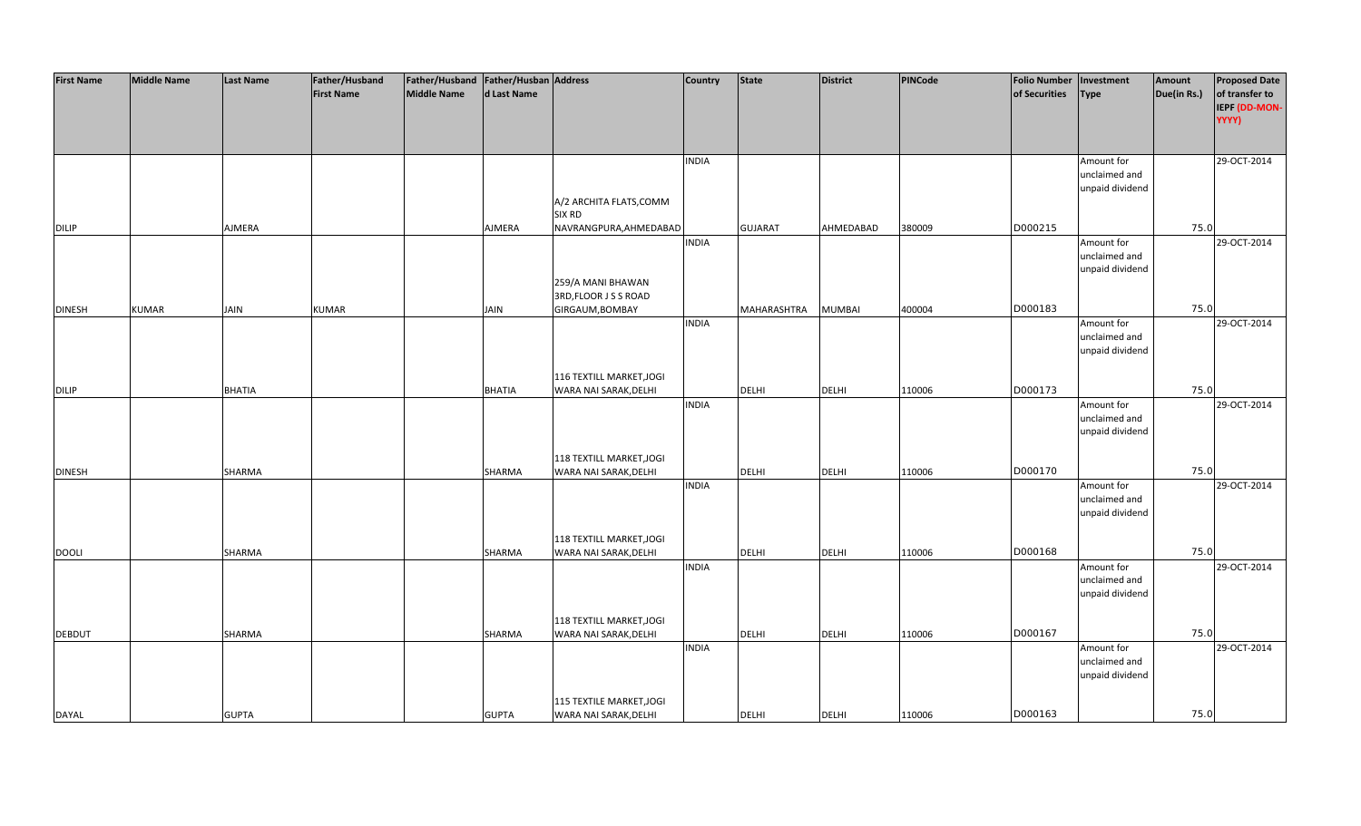| First Name | Middle Name | Last Name | Father/Husband First Name | Father/Husband Middle Name | Father/Husband Last Name | Address | Country | State | District | PINCode | Folio Number of Securities | Investment Type | Amount Due(in Rs.) | Proposed Date of transfer to IEPF (DD-MON-YYYY) |
|---|---|---|---|---|---|---|---|---|---|---|---|---|---|---|
| DILIP | | AJMERA | | | AJMERA | A/2 ARCHITA FLATS,COMM SIX RD NAVRANGPURA,AHMEDABAD | INDIA | GUJARAT | AHMEDABAD | 380009 | D000215 | Amount for unclaimed and unpaid dividend | 75.0 | 29-OCT-2014 |
| DINESH | KUMAR | JAIN | KUMAR | | JAIN | 259/A MANI BHAWAN 3RD,FLOOR J S S ROAD GIRGAUM,BOMBAY | INDIA | MAHARASHTRA | MUMBAI | 400004 | D000183 | Amount for unclaimed and unpaid dividend | 75.0 | 29-OCT-2014 |
| DILIP | | BHATIA | | | BHATIA | 116 TEXTILL MARKET,JOGI WARA NAI SARAK,DELHI | INDIA | DELHI | DELHI | 110006 | D000173 | Amount for unclaimed and unpaid dividend | 75.0 | 29-OCT-2014 |
| DINESH | | SHARMA | | | SHARMA | 118 TEXTILL MARKET,JOGI WARA NAI SARAK,DELHI | INDIA | DELHI | DELHI | 110006 | D000170 | Amount for unclaimed and unpaid dividend | 75.0 | 29-OCT-2014 |
| DOOLI | | SHARMA | | | SHARMA | 118 TEXTILL MARKET,JOGI WARA NAI SARAK,DELHI | INDIA | DELHI | DELHI | 110006 | D000168 | Amount for unclaimed and unpaid dividend | 75.0 | 29-OCT-2014 |
| DEBDUT | | SHARMA | | | SHARMA | 118 TEXTILL MARKET,JOGI WARA NAI SARAK,DELHI | INDIA | DELHI | DELHI | 110006 | D000167 | Amount for unclaimed and unpaid dividend | 75.0 | 29-OCT-2014 |
| DAYAL | | GUPTA | | | GUPTA | 115 TEXTILE MARKET,JOGI WARA NAI SARAK,DELHI | INDIA | DELHI | DELHI | 110006 | D000163 | Amount for unclaimed and unpaid dividend | 75.0 | 29-OCT-2014 |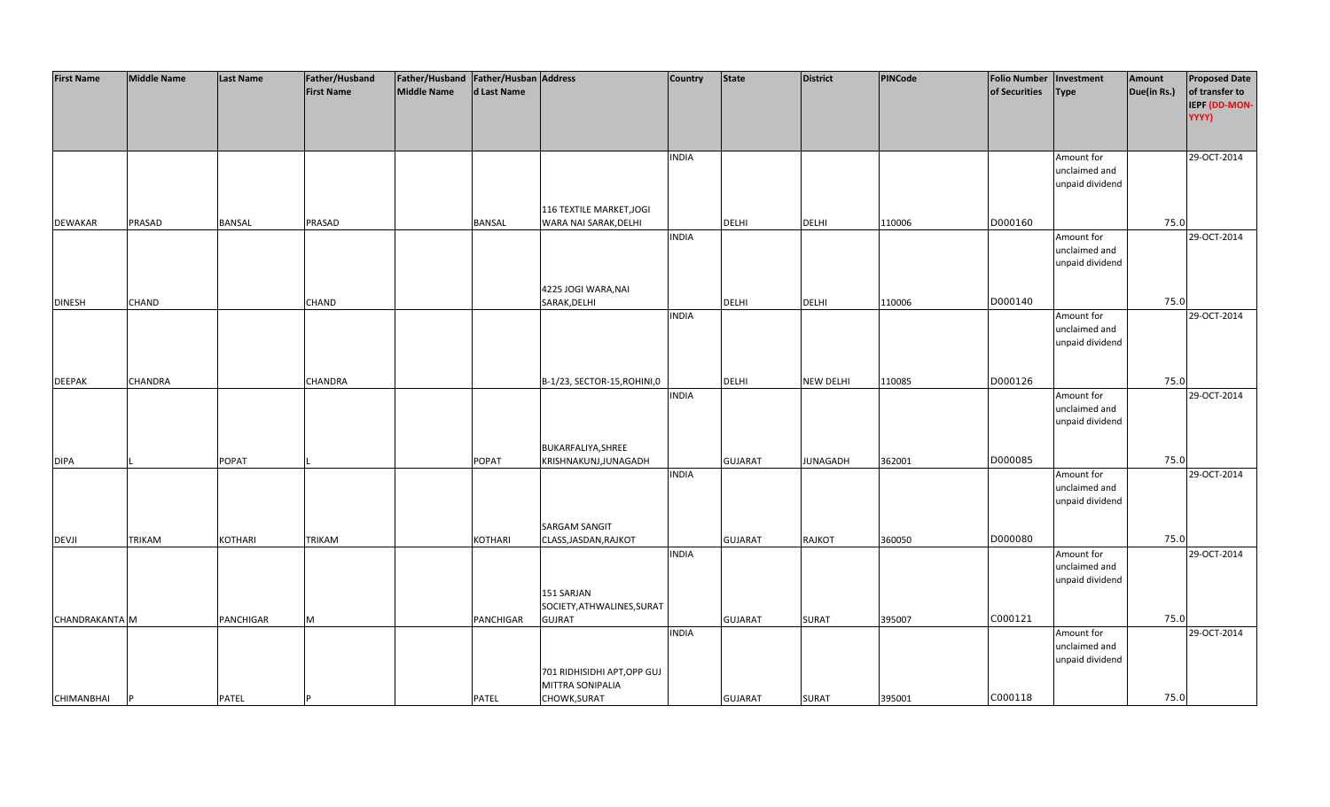| First Name | Middle Name | Last Name | Father/Husband First Name | Father/Husband Middle Name | Father/Husband Last Name | Address | Country | State | District | PINCode | Folio Number of Securities | Investment Type | Amount Due(in Rs.) | Proposed Date of transfer to IEPF (DD-MON-YYYY) |
|---|---|---|---|---|---|---|---|---|---|---|---|---|---|---|
| DEWAKAR | PRASAD | BANSAL | PRASAD | | BANSAL | 116 TEXTILE MARKET,JOGI WARA NAI SARAK,DELHI | INDIA | DELHI | DELHI | 110006 | D000160 | Amount for unclaimed and unpaid dividend | 75.0 | 29-OCT-2014 |
| DINESH | CHAND | | CHAND | | | 4225 JOGI WARA,NAI SARAK,DELHI | INDIA | DELHI | DELHI | 110006 | D000140 | Amount for unclaimed and unpaid dividend | 75.0 | 29-OCT-2014 |
| DEEPAK | CHANDRA | | CHANDRA | | | B-1/23, SECTOR-15,ROHINI,0 | INDIA | DELHI | NEW DELHI | 110085 | D000126 | Amount for unclaimed and unpaid dividend | 75.0 | 29-OCT-2014 |
| DIPA | L | POPAT | L | | POPAT | BUKARFALIYA,SHREE KRISHNAKUNJ,JUNAGADH | INDIA | GUJARAT | JUNAGADH | 362001 | D000085 | Amount for unclaimed and unpaid dividend | 75.0 | 29-OCT-2014 |
| DEVJI | TRIKAM | KOTHARI | TRIKAM | | KOTHARI | SARGAM SANGIT CLASS,JASDAN,RAJKOT | INDIA | GUJARAT | RAJKOT | 360050 | D000080 | Amount for unclaimed and unpaid dividend | 75.0 | 29-OCT-2014 |
| CHANDRAKANTA | M | PANCHIGAR | M | | PANCHIGAR | 151 SARJAN SOCIETY,ATHWALINES,SURAT GUJRAT | INDIA | GUJARAT | SURAT | 395007 | C000121 | Amount for unclaimed and unpaid dividend | 75.0 | 29-OCT-2014 |
| CHIMANBHAI | P | PATEL | P | | PATEL | 701 RIDHISIDHI APT,OPP GUJ MITTRA SONIPALIA CHOWK,SURAT | INDIA | GUJARAT | SURAT | 395001 | C000118 | Amount for unclaimed and unpaid dividend | 75.0 | 29-OCT-2014 |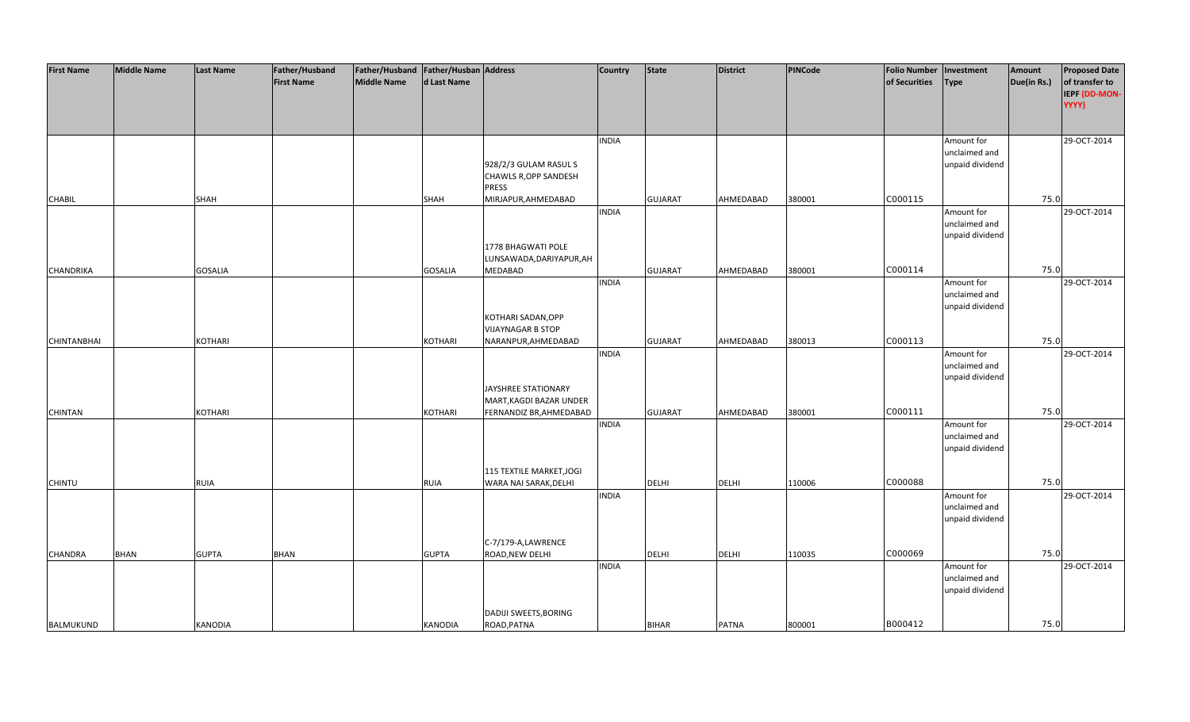| First Name | Middle Name | Last Name | Father/Husband First Name | Father/Husband Middle Name | Father/Husband Last Name | Address | Country | State | District | PINCode | Folio Number of Securities | Investment Type | Amount Due(in Rs.) | Proposed Date of transfer to IEPF (DD-MON-YYYY) |
|---|---|---|---|---|---|---|---|---|---|---|---|---|---|---|
| CHABIL | | SHAH | | | SHAH | 928/2/3 GULAM RASUL S CHAWLS R,OPP SANDESH PRESS MIRJAPUR,AHMEDABAD | INDIA | GUJARAT | AHMEDABAD | 380001 | C000115 | Amount for unclaimed and unpaid dividend | 75.0 | 29-OCT-2014 |
| CHANDRIKA | | GOSALIA | | | GOSALIA | 1778 BHAGWATI POLE LUNSAWADA,DARIYAPUR,AHMEDABAD | INDIA | GUJARAT | AHMEDABAD | 380001 | C000114 | Amount for unclaimed and unpaid dividend | 75.0 | 29-OCT-2014 |
| CHINTANBHAI | | KOTHARI | | | KOTHARI | KOTHARI SADAN,OPP VIJAYNAGAR B STOP NARANPUR,AHMEDABAD | INDIA | GUJARAT | AHMEDABAD | 380013 | C000113 | Amount for unclaimed and unpaid dividend | 75.0 | 29-OCT-2014 |
| CHINTAN | | KOTHARI | | | KOTHARI | JAYSHREE STATIONARY MART,KAGDI BAZAR UNDER FERNANDIZ BR,AHMEDABAD | INDIA | GUJARAT | AHMEDABAD | 380001 | C000111 | Amount for unclaimed and unpaid dividend | 75.0 | 29-OCT-2014 |
| CHINTU | | RUIA | | | RUIA | 115 TEXTILE MARKET,JOGI WARA NAI SARAK,DELHI | INDIA | DELHI | DELHI | 110006 | C000088 | Amount for unclaimed and unpaid dividend | 75.0 | 29-OCT-2014 |
| CHANDRA | BHAN | GUPTA | BHAN | | GUPTA | C-7/179-A,LAWRENCE ROAD,NEW DELHI | INDIA | DELHI | DELHI | 110035 | C000069 | Amount for unclaimed and unpaid dividend | 75.0 | 29-OCT-2014 |
| BALMUKUND | | KANODIA | | | KANODIA | DADIJI SWEETS,BORING ROAD,PATNA | INDIA | BIHAR | PATNA | 800001 | B000412 | Amount for unclaimed and unpaid dividend | 75.0 | 29-OCT-2014 |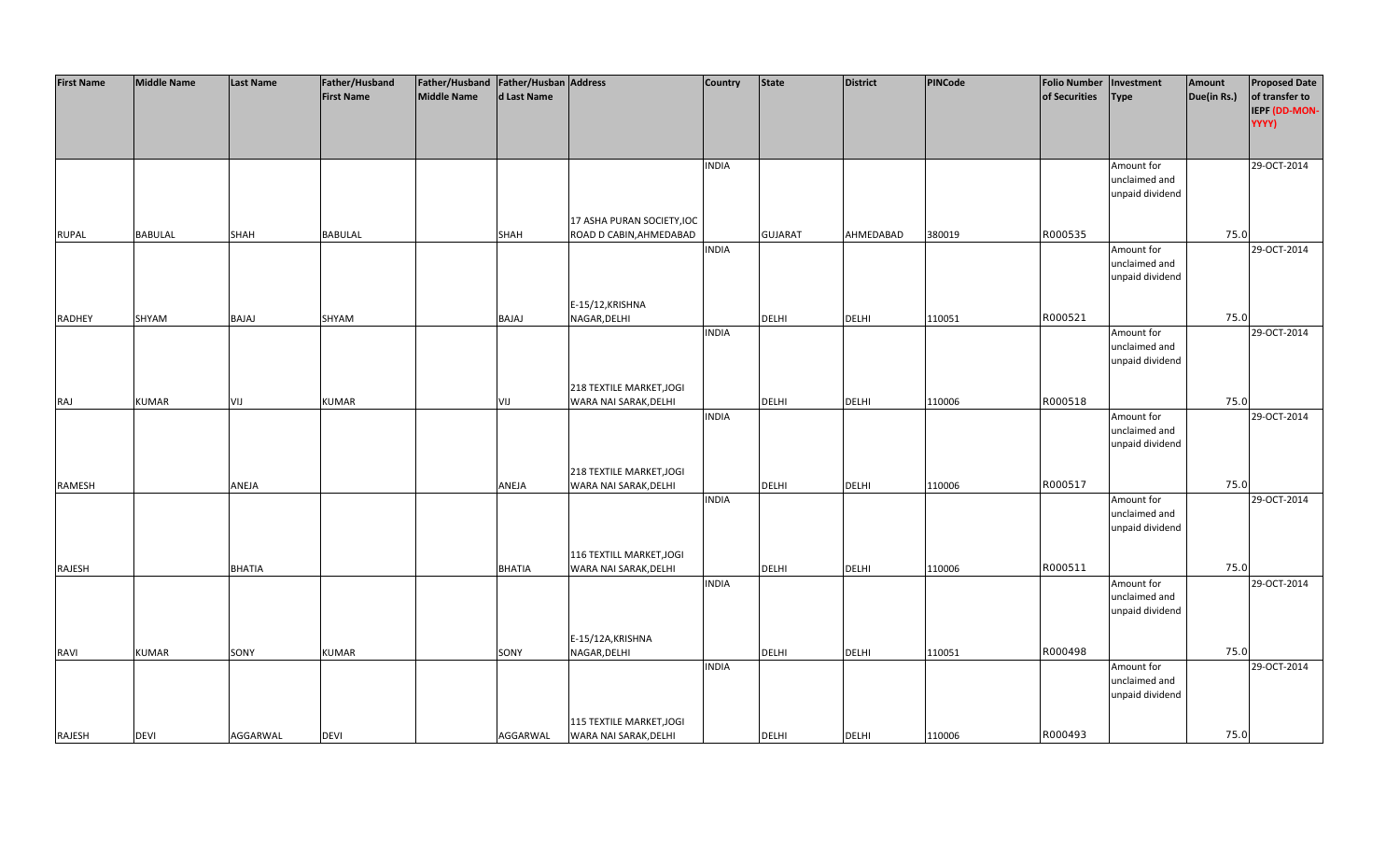| First Name | Middle Name | Last Name | Father/Husband First Name | Father/Husband Middle Name | Father/Husband Last Name | Address | Country | State | District | PINCode | Folio Number of Securities | Investment Type | Amount Due(in Rs.) | Proposed Date of transfer to IEPF (DD-MON-YYYY) |
|---|---|---|---|---|---|---|---|---|---|---|---|---|---|---|
| RUPAL | BABULAL | SHAH | BABULAL | | SHAH | 17 ASHA PURAN SOCIETY,IOC ROAD D CABIN,AHMEDABAD | INDIA | GUJARAT | AHMEDABAD | 380019 | R000535 | Amount for unclaimed and unpaid dividend | 75.0 | 29-OCT-2014 |
| RADHEY | SHYAM | BAJAJ | SHYAM | | BAJAJ | E-15/12,KRISHNA NAGAR,DELHI | INDIA | DELHI | DELHI | 110051 | R000521 | Amount for unclaimed and unpaid dividend | 75.0 | 29-OCT-2014 |
| RAJ | KUMAR | VIJ | KUMAR | | VIJ | 218 TEXTILE MARKET,JOGI WARA NAI SARAK,DELHI | INDIA | DELHI | DELHI | 110006 | R000518 | Amount for unclaimed and unpaid dividend | 75.0 | 29-OCT-2014 |
| RAMESH | | ANEJA | | | ANEJA | 218 TEXTILE MARKET,JOGI WARA NAI SARAK,DELHI | INDIA | DELHI | DELHI | 110006 | R000517 | Amount for unclaimed and unpaid dividend | 75.0 | 29-OCT-2014 |
| RAJESH | | BHATIA | | | BHATIA | 116 TEXTILL MARKET,JOGI WARA NAI SARAK,DELHI | INDIA | DELHI | DELHI | 110006 | R000511 | Amount for unclaimed and unpaid dividend | 75.0 | 29-OCT-2014 |
| RAVI | KUMAR | SONY | KUMAR | | SONY | E-15/12A,KRISHNA NAGAR,DELHI | INDIA | DELHI | DELHI | 110051 | R000498 | Amount for unclaimed and unpaid dividend | 75.0 | 29-OCT-2014 |
| RAJESH | DEVI | AGGARWAL | DEVI | | AGGARWAL | 115 TEXTILE MARKET,JOGI WARA NAI SARAK,DELHI | INDIA | DELHI | DELHI | 110006 | R000493 | Amount for unclaimed and unpaid dividend | 75.0 | 29-OCT-2014 |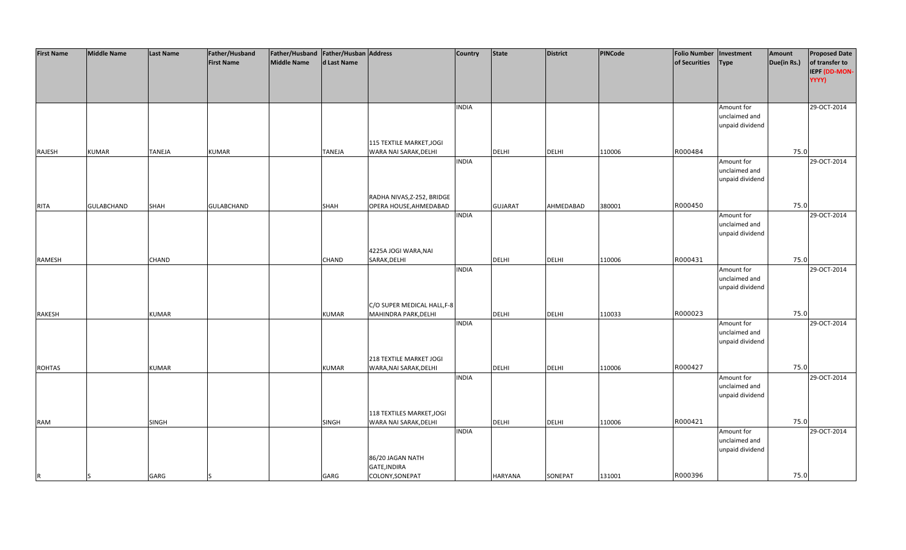| First Name | Middle Name | Last Name | Father/Husband First Name | Father/Husband Middle Name | Father/Husband Last Name | Address | Country | State | District | PINCode | Folio Number of Securities | Investment Type | Amount Due(in Rs.) | Proposed Date of transfer to IEPF (DD-MON-YYYY) |
|---|---|---|---|---|---|---|---|---|---|---|---|---|---|---|
| RAJESH | KUMAR | TANEJA | KUMAR | | TANEJA | 115 TEXTILE MARKET,JOGI WARA NAI SARAK,DELHI | INDIA | DELHI | DELHI | 110006 | R000484 | Amount for unclaimed and unpaid dividend | 75.0 | 29-OCT-2014 |
| RITA | GULABCHAND | SHAH | GULABCHAND | | SHAH | RADHA NIVAS,Z-252, BRIDGE OPERA HOUSE,AHMEDABAD | INDIA | GUJARAT | AHMEDABAD | 380001 | R000450 | Amount for unclaimed and unpaid dividend | 75.0 | 29-OCT-2014 |
| RAMESH | | CHAND | | | CHAND | 4225A JOGI WARA,NAI SARAK,DELHI | INDIA | DELHI | DELHI | 110006 | R000431 | Amount for unclaimed and unpaid dividend | 75.0 | 29-OCT-2014 |
| RAKESH | | KUMAR | | | KUMAR | C/O SUPER MEDICAL HALL,F-8 MAHINDRA PARK,DELHI | INDIA | DELHI | DELHI | 110033 | R000023 | Amount for unclaimed and unpaid dividend | 75.0 | 29-OCT-2014 |
| ROHTAS | | KUMAR | | | KUMAR | 218 TEXTILE MARKET JOGI WARA,NAI SARAK,DELHI | INDIA | DELHI | DELHI | 110006 | R000427 | Amount for unclaimed and unpaid dividend | 75.0 | 29-OCT-2014 |
| RAM | | SINGH | | | SINGH | 118 TEXTILES MARKET,JOGI WARA NAI SARAK,DELHI | INDIA | DELHI | DELHI | 110006 | R000421 | Amount for unclaimed and unpaid dividend | 75.0 | 29-OCT-2014 |
| R | S | GARG | S | | GARG | 86/20 JAGAN NATH GATE,INDIRA COLONY,SONEPAT | INDIA | HARYANA | SONEPAT | 131001 | R000396 | Amount for unclaimed and unpaid dividend | 75.0 | 29-OCT-2014 |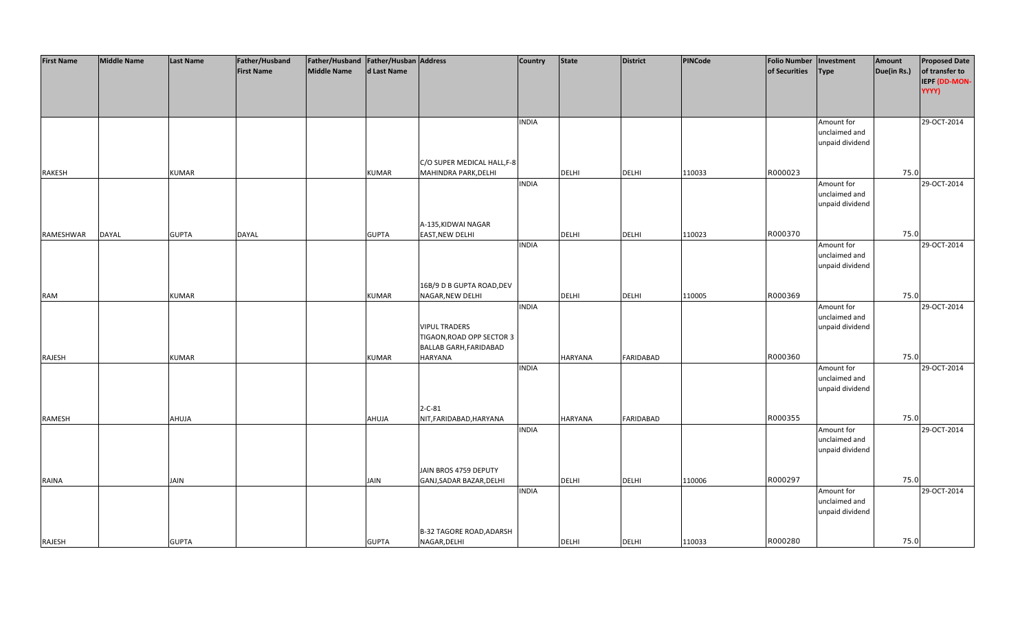| First Name | Middle Name | Last Name | Father/Husband First Name | Father/Husband Middle Name | Father/Husband Last Name | Address | Country | State | District | PINCode | Folio Number of Securities | Investment Type | Amount Due(in Rs.) | Proposed Date of transfer to IEPF (DD-MON-YYYY) |
|---|---|---|---|---|---|---|---|---|---|---|---|---|---|---|
| RAKESH | | KUMAR | | | KUMAR | C/O SUPER MEDICAL HALL,F-8 MAHINDRA PARK,DELHI | INDIA | DELHI | DELHI | 110033 | R000023 | Amount for unclaimed and unpaid dividend | 75.0 | 29-OCT-2014 |
| RAMESHWAR | DAYAL | GUPTA | DAYAL | | GUPTA | A-135,KIDWAI NAGAR EAST,NEW DELHI | INDIA | DELHI | DELHI | 110023 | R000370 | Amount for unclaimed and unpaid dividend | 75.0 | 29-OCT-2014 |
| RAM | | KUMAR | | | KUMAR | 16B/9 D B GUPTA ROAD,DEV NAGAR,NEW DELHI | INDIA | DELHI | DELHI | 110005 | R000369 | Amount for unclaimed and unpaid dividend | 75.0 | 29-OCT-2014 |
| RAJESH | | KUMAR | | | KUMAR | VIPUL TRADERS TIGAON,ROAD OPP SECTOR 3 BALLAB GARH,FARIDABAD HARYANA | INDIA | HARYANA | FARIDABAD | | R000360 | Amount for unclaimed and unpaid dividend | 75.0 | 29-OCT-2014 |
| RAMESH | | AHUJA | | | AHUJA | 2-C-81 NIT,FARIDABAD,HARYANA | INDIA | HARYANA | FARIDABAD | | R000355 | Amount for unclaimed and unpaid dividend | 75.0 | 29-OCT-2014 |
| RAINA | | JAIN | | | JAIN | JAIN BROS 4759 DEPUTY GANJ,SADAR BAZAR,DELHI | INDIA | DELHI | DELHI | 110006 | R000297 | Amount for unclaimed and unpaid dividend | 75.0 | 29-OCT-2014 |
| RAJESH | | GUPTA | | | GUPTA | B-32 TAGORE ROAD,ADARSH NAGAR,DELHI | INDIA | DELHI | DELHI | 110033 | R000280 | Amount for unclaimed and unpaid dividend | 75.0 | 29-OCT-2014 |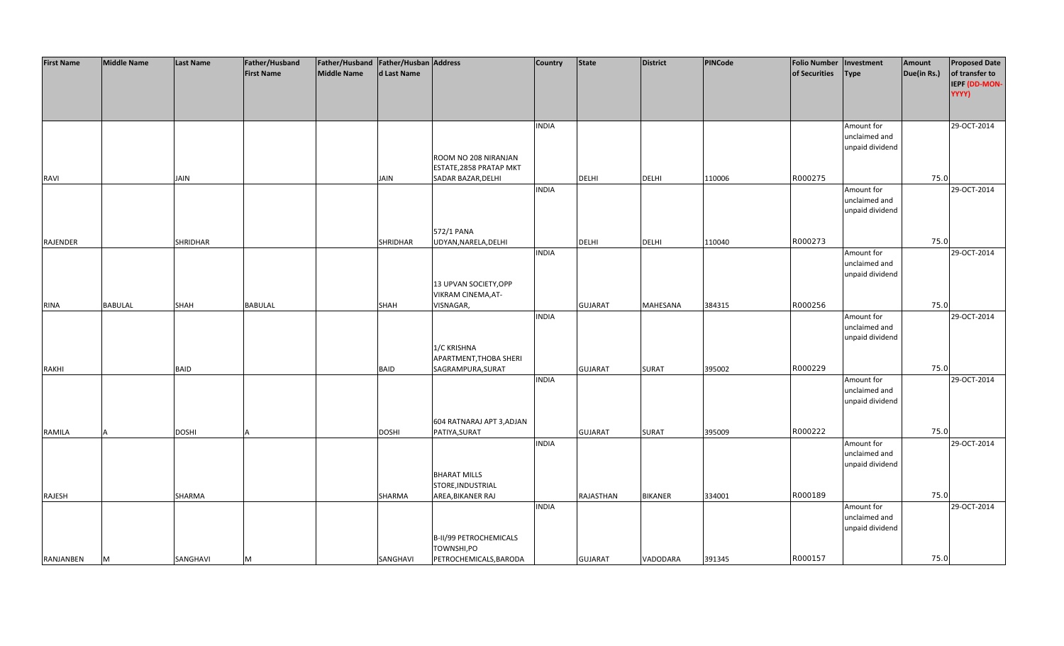| First Name | Middle Name | Last Name | Father/Husband First Name | Father/Husband Middle Name | Father/Husband Last Name | Address | Country | State | District | PINCode | Folio Number of Securities | Investment Type | Amount Due(in Rs.) | Proposed Date of transfer to IEPF (DD-MON-YYYY) |
|---|---|---|---|---|---|---|---|---|---|---|---|---|---|---|
| RAVI | | JAIN | | | JAIN | ROOM NO 208 NIRANJAN ESTATE,2858 PRATAP MKT SADAR BAZAR,DELHI | INDIA | DELHI | DELHI | 110006 | R000275 | Amount for unclaimed and unpaid dividend | 75.0 | 29-OCT-2014 |
| RAJENDER | | SHRIDHAR | | | SHRIDHAR | 572/1 PANA UDYAN,NARELA,DELHI | INDIA | DELHI | DELHI | 110040 | R000273 | Amount for unclaimed and unpaid dividend | 75.0 | 29-OCT-2014 |
| RINA | BABULAL | SHAH | BABULAL | | SHAH | 13 UPVAN SOCIETY,OPP VIKRAM CINEMA,AT-VISNAGAR, | INDIA | GUJARAT | MAHESANA | 384315 | R000256 | Amount for unclaimed and unpaid dividend | 75.0 | 29-OCT-2014 |
| RAKHI | | BAID | | | BAID | 1/C KRISHNA APARTMENT,THOBA SHERI SAGRAMPURA,SURAT | INDIA | GUJARAT | SURAT | 395002 | R000229 | Amount for unclaimed and unpaid dividend | 75.0 | 29-OCT-2014 |
| RAMILA | A | DOSHI | A | | DOSHI | 604 RATNARAJ APT 3,ADJAN PATIYA,SURAT | INDIA | GUJARAT | SURAT | 395009 | R000222 | Amount for unclaimed and unpaid dividend | 75.0 | 29-OCT-2014 |
| RAJESH | | SHARMA | | | SHARMA | BHARAT MILLS STORE,INDUSTRIAL AREA,BIKANER RAJ | INDIA | RAJASTHAN | BIKANER | 334001 | R000189 | Amount for unclaimed and unpaid dividend | 75.0 | 29-OCT-2014 |
| RANJANBEN | M | SANGHAVI | M | | SANGHAVI | B-II/99 PETROCHEMICALS TOWNSHI,PO PETROCHEMICALS,BARODA | INDIA | GUJARAT | VADODARA | 391345 | R000157 | Amount for unclaimed and unpaid dividend | 75.0 | 29-OCT-2014 |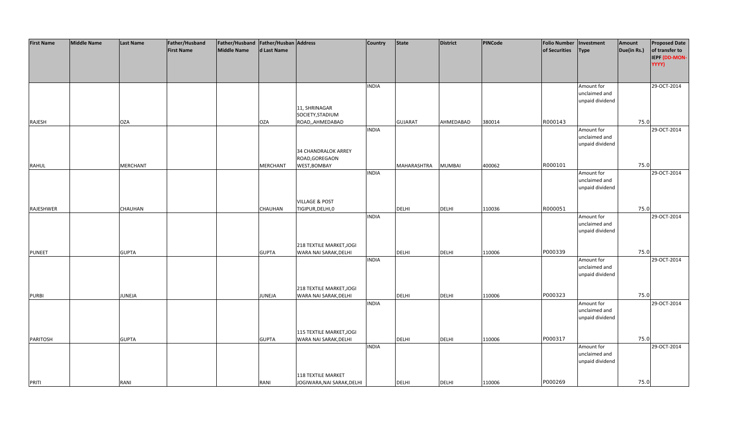| First Name | Middle Name | Last Name | Father/Husband First Name | Father/Husband Middle Name | Father/Husband Last Name | Address | Country | State | District | PINCode | Folio Number of Securities | Investment Type | Amount Due(in Rs.) | Proposed Date of transfer to IEPF (DD-MON-YYYY) |
|---|---|---|---|---|---|---|---|---|---|---|---|---|---|---|
| RAJESH | | OZA | | | OZA | 11, SHRINAGAR SOCIETY,STADIUM ROAD,,AHMEDABAD | INDIA | GUJARAT | AHMEDABAD | 380014 | R000143 | Amount for unclaimed and unpaid dividend | 75.0 | 29-OCT-2014 |
| RAHUL | | MERCHANT | | | MERCHANT | 34 CHANDRALOK ARREY ROAD,GOREGAON WEST,BOMBAY | INDIA | MAHARASHTRA | MUMBAI | 400062 | R000101 | Amount for unclaimed and unpaid dividend | 75.0 | 29-OCT-2014 |
| RAJESHWER | | CHAUHAN | | | CHAUHAN | VILLAGE & POST TIGIPUR,DELHI,0 | INDIA | DELHI | DELHI | 110036 | R000051 | Amount for unclaimed and unpaid dividend | 75.0 | 29-OCT-2014 |
| PUNEET | | GUPTA | | | GUPTA | 218 TEXTILE MARKET,JOGI WARA NAI SARAK,DELHI | INDIA | DELHI | DELHI | 110006 | P000339 | Amount for unclaimed and unpaid dividend | 75.0 | 29-OCT-2014 |
| PURBI | | JUNEJA | | | JUNEJA | 218 TEXTILE MARKET,JOGI WARA NAI SARAK,DELHI | INDIA | DELHI | DELHI | 110006 | P000323 | Amount for unclaimed and unpaid dividend | 75.0 | 29-OCT-2014 |
| PARITOSH | | GUPTA | | | GUPTA | 115 TEXTILE MARKET,JOGI WARA NAI SARAK,DELHI | INDIA | DELHI | DELHI | 110006 | P000317 | Amount for unclaimed and unpaid dividend | 75.0 | 29-OCT-2014 |
| PRITI | | RANI | | | RANI | 118 TEXTILE MARKET JOGIWARA,NAI SARAK,DELHI | INDIA | DELHI | DELHI | 110006 | P000269 | Amount for unclaimed and unpaid dividend | 75.0 | 29-OCT-2014 |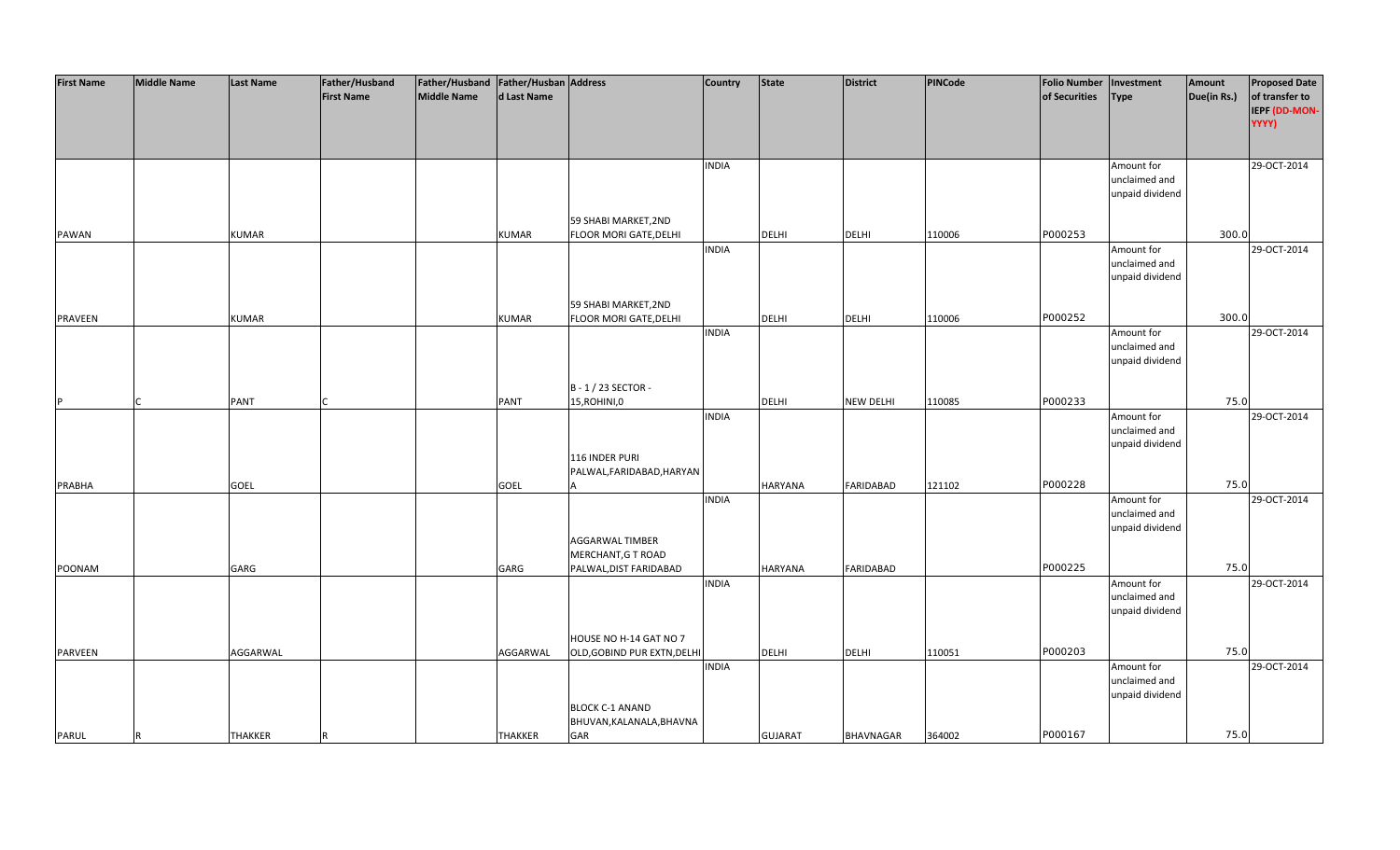| First Name | Middle Name | Last Name | Father/Husband First Name | Father/Husband Middle Name | Father/Husband Last Name | Address | Country | State | District | PINCode | Folio Number of Securities | Investment Type | Amount Due(in Rs.) | Proposed Date of transfer to IEPF (DD-MON-YYYY) |
|---|---|---|---|---|---|---|---|---|---|---|---|---|---|---|
| PAWAN | | KUMAR | | | KUMAR | 59 SHABI MARKET,2ND FLOOR MORI GATE,DELHI | INDIA | DELHI | DELHI | 110006 | P000253 | Amount for unclaimed and unpaid dividend | 300.0 | 29-OCT-2014 |
| PRAVEEN | | KUMAR | | | KUMAR | 59 SHABI MARKET,2ND FLOOR MORI GATE,DELHI | INDIA | DELHI | DELHI | 110006 | P000252 | Amount for unclaimed and unpaid dividend | 300.0 | 29-OCT-2014 |
| P | C | PANT | C | | PANT | B - 1 / 23 SECTOR - 15,ROHINI,0 | INDIA | DELHI | NEW DELHI | 110085 | P000233 | Amount for unclaimed and unpaid dividend | 75.0 | 29-OCT-2014 |
| PRABHA | | GOEL | | | GOEL | 116 INDER PURI PALWAL,FARIDABAD,HARYANA | INDIA | HARYANA | FARIDABAD | 121102 | P000228 | Amount for unclaimed and unpaid dividend | 75.0 | 29-OCT-2014 |
| POONAM | | GARG | | | GARG | AGGARWAL TIMBER MERCHANT,G T ROAD PALWAL,DIST FARIDABAD | INDIA | HARYANA | FARIDABAD | | P000225 | Amount for unclaimed and unpaid dividend | 75.0 | 29-OCT-2014 |
| PARVEEN | | AGGARWAL | | | AGGARWAL | HOUSE NO H-14 GAT NO 7 OLD,GOBIND PUR EXTN,DELHI | INDIA | DELHI | DELHI | 110051 | P000203 | Amount for unclaimed and unpaid dividend | 75.0 | 29-OCT-2014 |
| PARUL | R | THAKKER | R | | THAKKER | BLOCK C-1 ANAND BHUVAN,KALANALA,BHAVNAGAR | INDIA | GUJARAT | BHAVNAGAR | 364002 | P000167 | Amount for unclaimed and unpaid dividend | 75.0 | 29-OCT-2014 |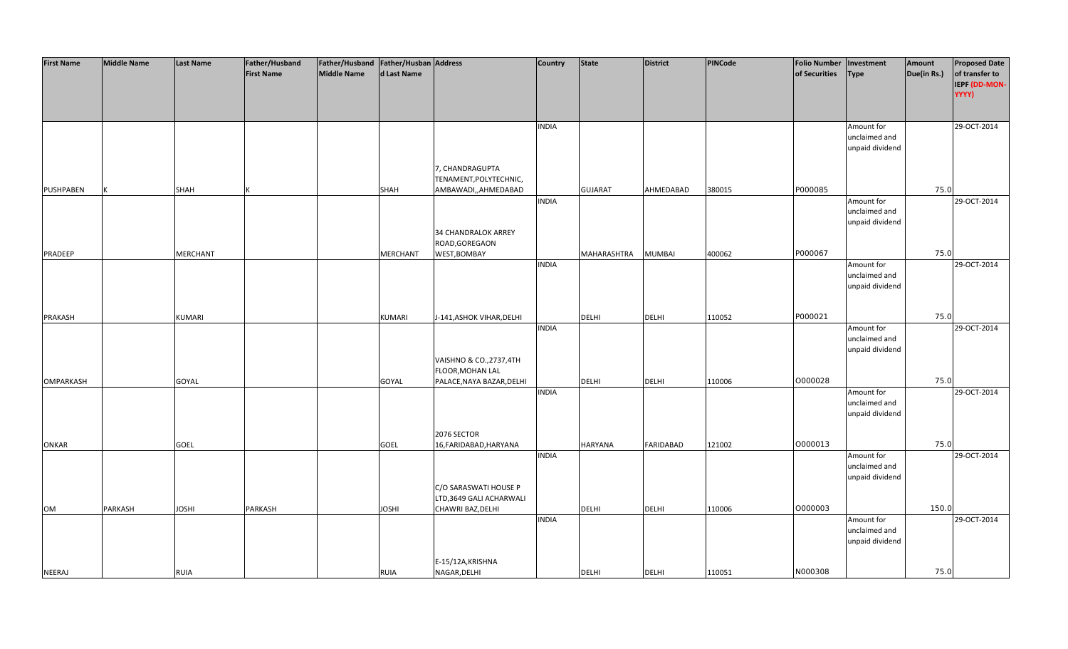| First Name | Middle Name | Last Name | Father/Husband First Name | Father/Husband Middle Name | Father/Husband Last Name | Address | Country | State | District | PINCode | Folio Number of Securities | Investment Type | Amount Due(in Rs.) | Proposed Date of transfer to IEPF (DD-MON-YYYY) |
|---|---|---|---|---|---|---|---|---|---|---|---|---|---|---|
| PUSHPABEN | K | SHAH | K | | SHAH | 7, CHANDRAGUPTA TENAMENT,POLYTECHNIC, AMBAWADI,,AHMEDABAD | INDIA | GUJARAT | AHMEDABAD | 380015 | P000085 | Amount for unclaimed and unpaid dividend | 75.0 | 29-OCT-2014 |
| PRADEEP | | MERCHANT | | | MERCHANT | 34 CHANDRALOK ARREY ROAD,GOREGAON WEST,BOMBAY | INDIA | MAHARASHTRA | MUMBAI | 400062 | P000067 | Amount for unclaimed and unpaid dividend | 75.0 | 29-OCT-2014 |
| PRAKASH | | KUMARI | | | KUMARI | J-141,ASHOK VIHAR,DELHI | INDIA | DELHI | DELHI | 110052 | P000021 | Amount for unclaimed and unpaid dividend | 75.0 | 29-OCT-2014 |
| OMPARKASH | | GOYAL | | | GOYAL | VAISHNO & CO.,2737,4TH FLOOR,MOHAN LAL PALACE,NAYA BAZAR,DELHI | INDIA | DELHI | DELHI | 110006 | O000028 | Amount for unclaimed and unpaid dividend | 75.0 | 29-OCT-2014 |
| ONKAR | | GOEL | | | GOEL | 2076 SECTOR 16,FARIDABAD,HARYANA | INDIA | HARYANA | FARIDABAD | 121002 | O000013 | Amount for unclaimed and unpaid dividend | 75.0 | 29-OCT-2014 |
| OM | PARKASH | JOSHI | PARKASH | | JOSHI | C/O SARASWATI HOUSE P LTD,3649 GALI ACHARWALI CHAWRI BAZ,DELHI | INDIA | DELHI | DELHI | 110006 | O000003 | Amount for unclaimed and unpaid dividend | 150.0 | 29-OCT-2014 |
| NEERAJ | | RUIA | | | RUIA | E-15/12A,KRISHNA NAGAR,DELHI | INDIA | DELHI | DELHI | 110051 | N000308 | Amount for unclaimed and unpaid dividend | 75.0 | 29-OCT-2014 |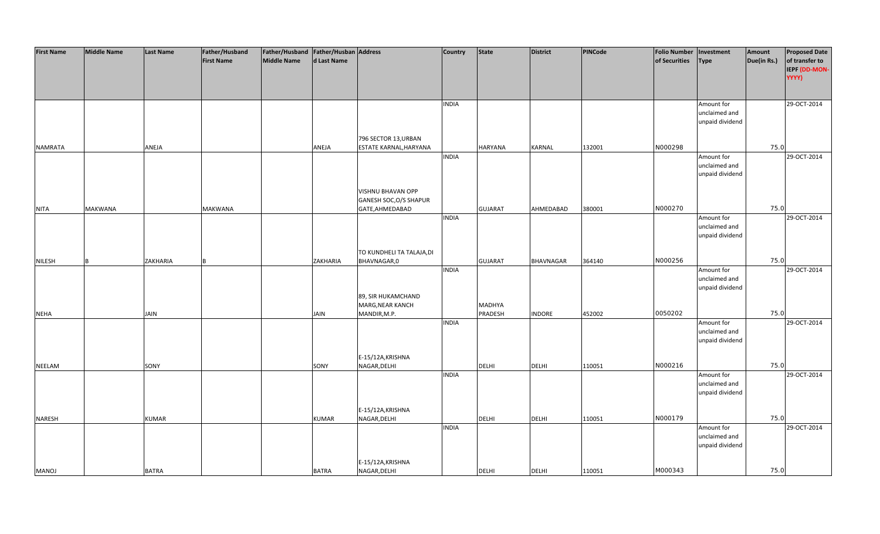| First Name | Middle Name | Last Name | Father/Husband First Name | Father/Husband Middle Name | Father/Husband Last Name | Address | Country | State | District | PINCode | Folio Number of Securities | Investment Type | Amount Due(in Rs.) | Proposed Date of transfer to IEPF (DD-MON-YYYY) |
|---|---|---|---|---|---|---|---|---|---|---|---|---|---|---|
| NAMRATA | | ANEJA | | | ANEJA | 796 SECTOR 13,URBAN ESTATE KARNAL,HARYANA | INDIA | HARYANA | KARNAL | 132001 | N000298 | Amount for unclaimed and unpaid dividend | 75.0 | 29-OCT-2014 |
| NITA | MAKWANA | | MAKWANA | | | VISHNU BHAVAN OPP GANESH SOC,O/S SHAPUR GATE,AHMEDABAD | INDIA | GUJARAT | AHMEDABAD | 380001 | N000270 | Amount for unclaimed and unpaid dividend | 75.0 | 29-OCT-2014 |
| NILESH | B | ZAKHARIA | B | | ZAKHARIA | TO KUNDHELI TA TALAJA,DI BHAVNAGAR,0 | INDIA | GUJARAT | BHAVNAGAR | 364140 | N000256 | Amount for unclaimed and unpaid dividend | 75.0 | 29-OCT-2014 |
| NEHA | | JAIN | | | JAIN | 89, SIR HUKAMCHAND MARG,NEAR KANCH MANDIR,M.P. | INDIA | MADHYA PRADESH | INDORE | 452002 | 0050202 | Amount for unclaimed and unpaid dividend | 75.0 | 29-OCT-2014 |
| NEELAM | | SONY | | | SONY | E-15/12A,KRISHNA NAGAR,DELHI | INDIA | DELHI | DELHI | 110051 | N000216 | Amount for unclaimed and unpaid dividend | 75.0 | 29-OCT-2014 |
| NARESH | | KUMAR | | | KUMAR | E-15/12A,KRISHNA NAGAR,DELHI | INDIA | DELHI | DELHI | 110051 | N000179 | Amount for unclaimed and unpaid dividend | 75.0 | 29-OCT-2014 |
| MANOJ | | BATRA | | | BATRA | E-15/12A,KRISHNA NAGAR,DELHI | INDIA | DELHI | DELHI | 110051 | M000343 | Amount for unclaimed and unpaid dividend | 75.0 | 29-OCT-2014 |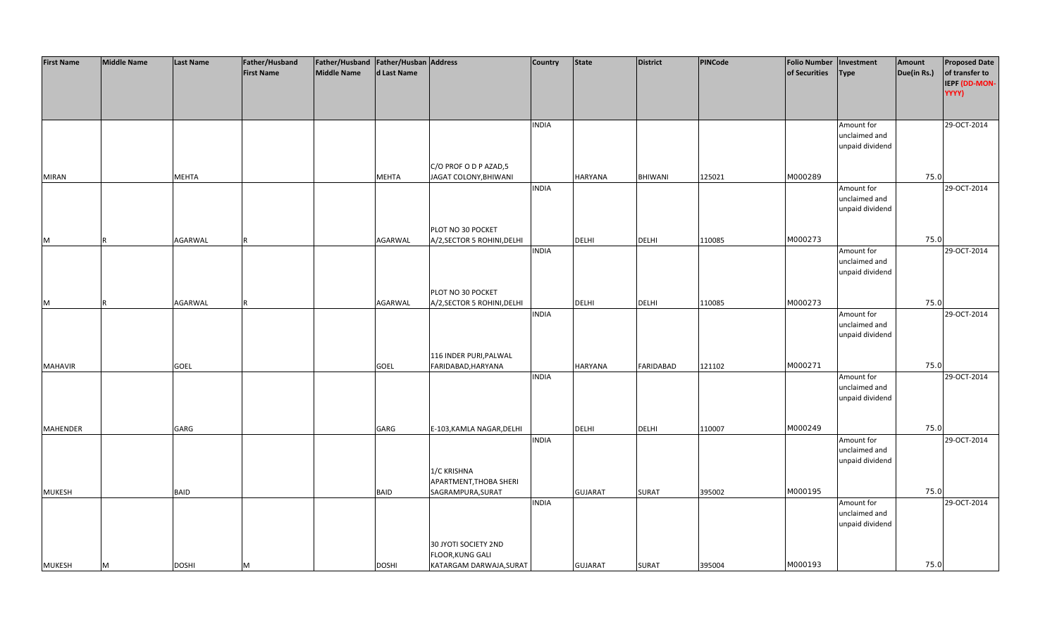| First Name | Middle Name | Last Name | Father/Husband First Name | Father/Husband Middle Name | Father/Husband Last Name | Address | Country | State | District | PINCode | Folio Number of Securities | Investment Type | Amount Due(in Rs.) | Proposed Date of transfer to IEPF (DD-MON-YYYY) |
|---|---|---|---|---|---|---|---|---|---|---|---|---|---|---|
| MIRAN | | MEHTA | | | MEHTA | C/O PROF O D P AZAD,5 JAGAT COLONY,BHIWANI | INDIA | HARYANA | BHIWANI | 125021 | M000289 | Amount for unclaimed and unpaid dividend | 75.0 | 29-OCT-2014 |
| M | R | AGARWAL | R | | AGARWAL | PLOT NO 30 POCKET A/2,SECTOR 5 ROHINI,DELHI | INDIA | DELHI | DELHI | 110085 | M000273 | Amount for unclaimed and unpaid dividend | 75.0 | 29-OCT-2014 |
| M | R | AGARWAL | R | | AGARWAL | PLOT NO 30 POCKET A/2,SECTOR 5 ROHINI,DELHI | INDIA | DELHI | DELHI | 110085 | M000273 | Amount for unclaimed and unpaid dividend | 75.0 | 29-OCT-2014 |
| MAHAVIR | | GOEL | | | GOEL | 116 INDER PURI,PALWAL FARIDABAD,HARYANA | INDIA | HARYANA | FARIDABAD | 121102 | M000271 | Amount for unclaimed and unpaid dividend | 75.0 | 29-OCT-2014 |
| MAHENDER | | GARG | | | GARG | E-103,KAMLA NAGAR,DELHI | INDIA | DELHI | DELHI | 110007 | M000249 | Amount for unclaimed and unpaid dividend | 75.0 | 29-OCT-2014 |
| MUKESH | | BAID | | | BAID | 1/C KRISHNA APARTMENT,THOBA SHERI SAGRAMPURA,SURAT | INDIA | GUJARAT | SURAT | 395002 | M000195 | Amount for unclaimed and unpaid dividend | 75.0 | 29-OCT-2014 |
| MUKESH | M | DOSHI | M | | DOSHI | 30 JYOTI SOCIETY 2ND FLOOR,KUNG GALI KATARGAM DARWAJA,SURAT | INDIA | GUJARAT | SURAT | 395004 | M000193 | Amount for unclaimed and unpaid dividend | 75.0 | 29-OCT-2014 |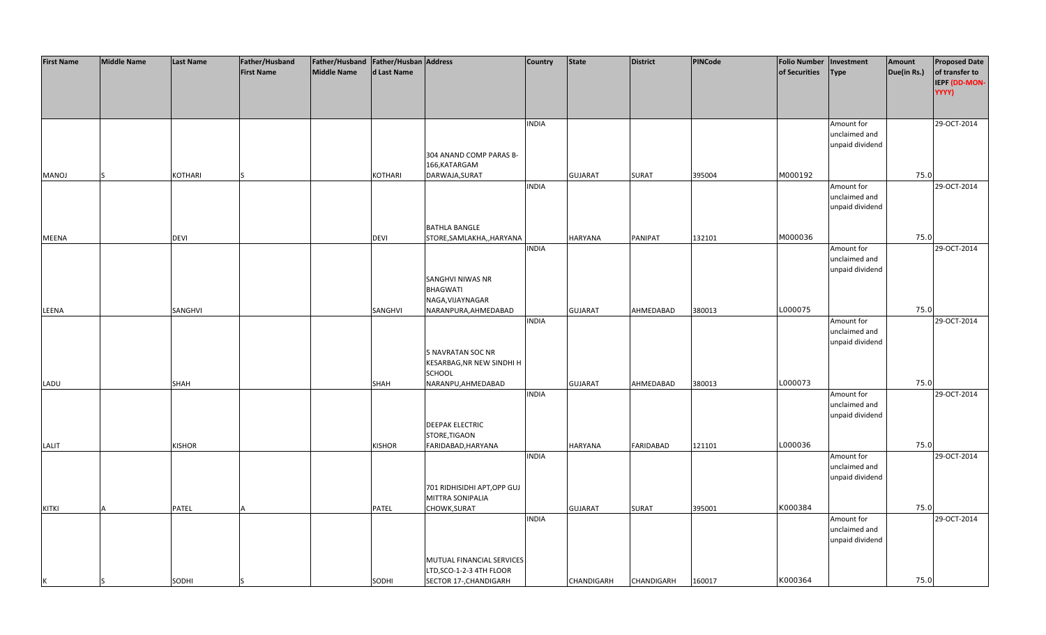| First Name | Middle Name | Last Name | Father/Husband First Name | Father/Husband Middle Name | Father/Husband Last Name | Address | Country | State | District | PINCode | Folio Number of Securities | Investment Type | Amount Due(in Rs.) | Proposed Date of transfer to IEPF (DD-MON-YYYY) |
|---|---|---|---|---|---|---|---|---|---|---|---|---|---|---|
| MANOJ | S | KOTHARI | S | | KOTHARI | 304 ANAND COMP PARAS B-166,KATARGAM DARWAJA,SURAT | INDIA | GUJARAT | SURAT | 395004 | M000192 | Amount for unclaimed and unpaid dividend | 75.0 | 29-OCT-2014 |
| MEENA | | DEVI | | | DEVI | BATHLA BANGLE STORE,SAMLAKHA,,HARYANA | INDIA | HARYANA | PANIPAT | 132101 | M000036 | Amount for unclaimed and unpaid dividend | 75.0 | 29-OCT-2014 |
| LEENA | | SANGHVI | | | SANGHVI | SANGHVI NIWAS NR BHAGWATI NAGA,VIJAYNAGAR NARANPURA,AHMEDABAD | INDIA | GUJARAT | AHMEDABAD | 380013 | L000075 | Amount for unclaimed and unpaid dividend | 75.0 | 29-OCT-2014 |
| LADU | | SHAH | | | SHAH | 5 NAVRATAN SOC NR KESARBAG,NR NEW SINDHI H SCHOOL NARANPU,AHMEDABAD | INDIA | GUJARAT | AHMEDABAD | 380013 | L000073 | Amount for unclaimed and unpaid dividend | 75.0 | 29-OCT-2014 |
| LALIT | | KISHOR | | | KISHOR | DEEPAK ELECTRIC STORE,TIGAON FARIDABAD,HARYANA | INDIA | HARYANA | FARIDABAD | 121101 | L000036 | Amount for unclaimed and unpaid dividend | 75.0 | 29-OCT-2014 |
| KITKI | A | PATEL | A | | PATEL | 701 RIDHISIDHI APT,OPP GUJ MITTRA SONIPALIA CHOWK,SURAT | INDIA | GUJARAT | SURAT | 395001 | K000384 | Amount for unclaimed and unpaid dividend | 75.0 | 29-OCT-2014 |
| K | S | SODHI | S | | SODHI | MUTUAL FINANCIAL SERVICES LTD,SCO-1-2-3 4TH FLOOR SECTOR 17-,CHANDIGARH | INDIA | CHANDIGARH | CHANDIGARH | 160017 | K000364 | Amount for unclaimed and unpaid dividend | 75.0 | 29-OCT-2014 |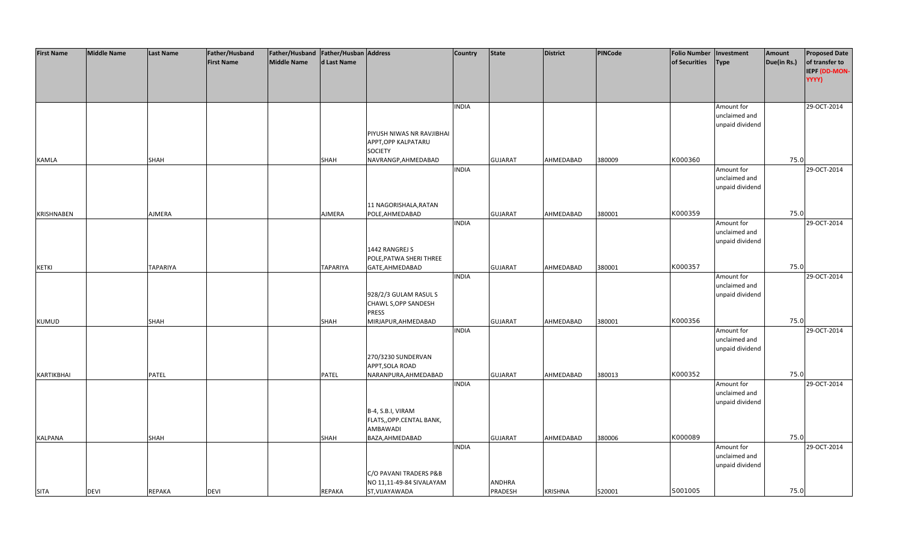| First Name | Middle Name | Last Name | Father/Husband First Name | Father/Husband Middle Name | Father/Husband Last Name | Address | Country | State | District | PINCode | Folio Number of Securities | Investment Type | Amount Due(in Rs.) | Proposed Date of transfer to IEPF (DD-MON-YYYY) |
|---|---|---|---|---|---|---|---|---|---|---|---|---|---|---|
| KAMLA | | SHAH | | | SHAH | PIYUSH NIWAS NR RAVJIBHAI APPT,OPP KALPATARU SOCIETY NAVRANGP,AHMEDABAD | INDIA | GUJARAT | AHMEDABAD | 380009 | K000360 | Amount for unclaimed and unpaid dividend | 75.0 | 29-OCT-2014 |
| KRISHNABEN | | AJMERA | | | AJMERA | 11 NAGORISHALA,RATAN POLE,AHMEDABAD | INDIA | GUJARAT | AHMEDABAD | 380001 | K000359 | Amount for unclaimed and unpaid dividend | 75.0 | 29-OCT-2014 |
| KETKI | | TAPARIYA | | | TAPARIYA | 1442 RANGREJ S POLE,PATWA SHERI THREE GATE,AHMEDABAD | INDIA | GUJARAT | AHMEDABAD | 380001 | K000357 | Amount for unclaimed and unpaid dividend | 75.0 | 29-OCT-2014 |
| KUMUD | | SHAH | | | SHAH | 928/2/3 GULAM RASUL S CHAWL S,OPP SANDESH PRESS MIRJAPUR,AHMEDABAD | INDIA | GUJARAT | AHMEDABAD | 380001 | K000356 | Amount for unclaimed and unpaid dividend | 75.0 | 29-OCT-2014 |
| KARTIKBHAI | | PATEL | | | PATEL | 270/3230 SUNDERVAN APPT,SOLA ROAD NARANPURA,AHMEDABAD | INDIA | GUJARAT | AHMEDABAD | 380013 | K000352 | Amount for unclaimed and unpaid dividend | 75.0 | 29-OCT-2014 |
| KALPANA | | SHAH | | | SHAH | B-4, S.B.I, VIRAM FLATS,,OPP.CENTAL BANK, AMBAWADI BAZA,AHMEDABAD | INDIA | GUJARAT | AHMEDABAD | 380006 | K000089 | Amount for unclaimed and unpaid dividend | 75.0 | 29-OCT-2014 |
| SITA | DEVI | REPAKA | DEVI | | REPAKA | C/O PAVANI TRADERS P&B NO 11,11-49-84 SIVALAYAM ST,VIJAYAWADA | INDIA | ANDHRA PRADESH | KRISHNA | 520001 | S001005 | Amount for unclaimed and unpaid dividend | 75.0 | 29-OCT-2014 |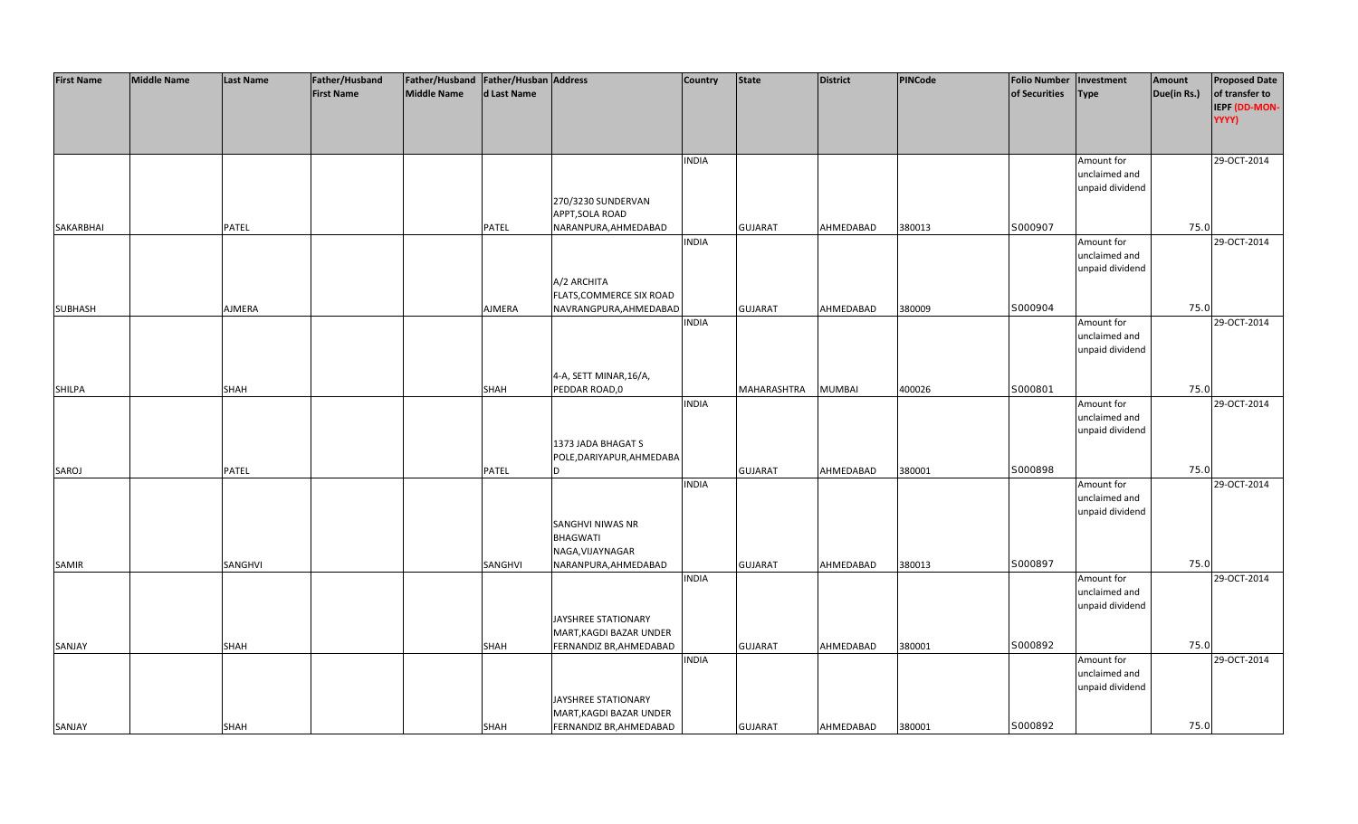| First Name | Middle Name | Last Name | Father/Husband First Name | Father/Husband Middle Name | Father/Husband Last Name | Address | Country | State | District | PINCode | Folio Number of Securities | Investment Type | Amount Due(in Rs.) | Proposed Date of transfer to IEPF (DD-MON-YYYY) |
|---|---|---|---|---|---|---|---|---|---|---|---|---|---|---|
| SAKARBHAI | | PATEL | | | PATEL | 270/3230 SUNDERVAN APPT,SOLA ROAD NARANPURA,AHMEDABAD | INDIA | GUJARAT | AHMEDABAD | 380013 | S000907 | Amount for unclaimed and unpaid dividend | 75.0 | 29-OCT-2014 |
| SUBHASH | | AJMERA | | | AJMERA | A/2 ARCHITA FLATS,COMMERCE SIX ROAD NAVRANGPURA,AHMEDABAD | INDIA | GUJARAT | AHMEDABAD | 380009 | S000904 | Amount for unclaimed and unpaid dividend | 75.0 | 29-OCT-2014 |
| SHILPA | | SHAH | | | SHAH | 4-A, SETT MINAR,16/A, PEDDAR ROAD,0 | INDIA | MAHARASHTRA | MUMBAI | 400026 | S000801 | Amount for unclaimed and unpaid dividend | 75.0 | 29-OCT-2014 |
| SAROJ | | PATEL | | | PATEL | 1373 JADA BHAGAT S POLE,DARIYAPUR,AHMEDABA D | INDIA | GUJARAT | AHMEDABAD | 380001 | S000898 | Amount for unclaimed and unpaid dividend | 75.0 | 29-OCT-2014 |
| SAMIR | | SANGHVI | | | SANGHVI | SANGHVI NIWAS NR BHAGWATI NAGA,VIJAYNAGAR NARANPURA,AHMEDABAD | INDIA | GUJARAT | AHMEDABAD | 380013 | S000897 | Amount for unclaimed and unpaid dividend | 75.0 | 29-OCT-2014 |
| SANJAY | | SHAH | | | SHAH | JAYSHREE STATIONARY MART,KAGDI BAZAR UNDER FERNANDIZ BR,AHMEDABAD | INDIA | GUJARAT | AHMEDABAD | 380001 | S000892 | Amount for unclaimed and unpaid dividend | 75.0 | 29-OCT-2014 |
| SANJAY | | SHAH | | | SHAH | JAYSHREE STATIONARY MART,KAGDI BAZAR UNDER FERNANDIZ BR,AHMEDABAD | INDIA | GUJARAT | AHMEDABAD | 380001 | S000892 | Amount for unclaimed and unpaid dividend | 75.0 | 29-OCT-2014 |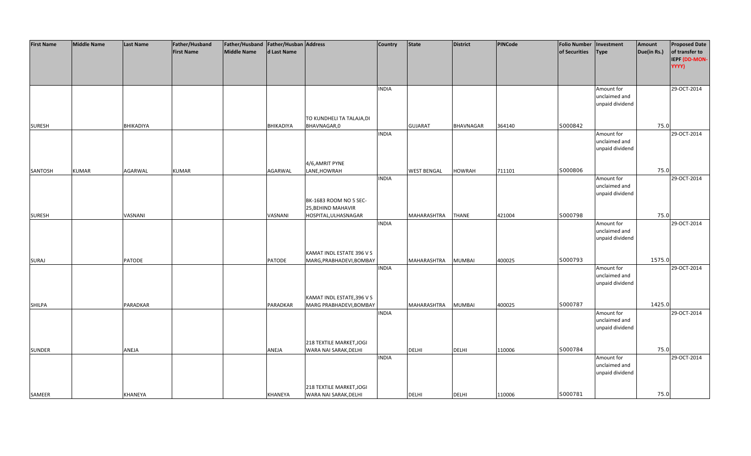| First Name | Middle Name | Last Name | Father/Husband First Name | Father/Husband Middle Name | Father/Husband Last Name | Address | Country | State | District | PINCode | Folio Number of Securities | Investment Type | Amount Due(in Rs.) | Proposed Date of transfer to IEPF (DD-MON-YYYY) |
|---|---|---|---|---|---|---|---|---|---|---|---|---|---|---|
| SURESH | | BHIKADIYA | | | BHIKADIYA | TO KUNDHELI TA TALAJA,DI BHAVNAGAR,0 | INDIA | GUJARAT | BHAVNAGAR | 364140 | S000842 | Amount for unclaimed and unpaid dividend | 75.0 | 29-OCT-2014 |
| SANTOSH | KUMAR | AGARWAL | KUMAR | | AGARWAL | 4/6,AMRIT PYNE LANE,HOWRAH | INDIA | WEST BENGAL | HOWRAH | 711101 | S000806 | Amount for unclaimed and unpaid dividend | 75.0 | 29-OCT-2014 |
| SURESH | | VASNANI | | | VASNANI | BK-1683 ROOM NO 5 SEC-25,BEHIND MAHAVIR HOSPITAL,ULHASNAGAR | INDIA | MAHARASHTRA | THANE | 421004 | S000798 | Amount for unclaimed and unpaid dividend | 75.0 | 29-OCT-2014 |
| SURAJ | | PATODE | | | PATODE | KAMAT INDL ESTATE 396 V S MARG,PRABHADEVI,BOMBAY | INDIA | MAHARASHTRA | MUMBAI | 400025 | S000793 | Amount for unclaimed and unpaid dividend | 1575.0 | 29-OCT-2014 |
| SHILPA | | PARADKAR | | | PARADKAR | KAMAT INDL ESTATE,396 V S MARG PRABHADEVI,BOMBAY | INDIA | MAHARASHTRA | MUMBAI | 400025 | S000787 | Amount for unclaimed and unpaid dividend | 1425.0 | 29-OCT-2014 |
| SUNDER | | ANEJA | | | ANEJA | 218 TEXTILE MARKET,JOGI WARA NAI SARAK,DELHI | INDIA | DELHI | DELHI | 110006 | S000784 | Amount for unclaimed and unpaid dividend | 75.0 | 29-OCT-2014 |
| SAMEER | | KHANEYA | | | KHANEYA | 218 TEXTILE MARKET,JOGI WARA NAI SARAK,DELHI | INDIA | DELHI | DELHI | 110006 | S000781 | Amount for unclaimed and unpaid dividend | 75.0 | 29-OCT-2014 |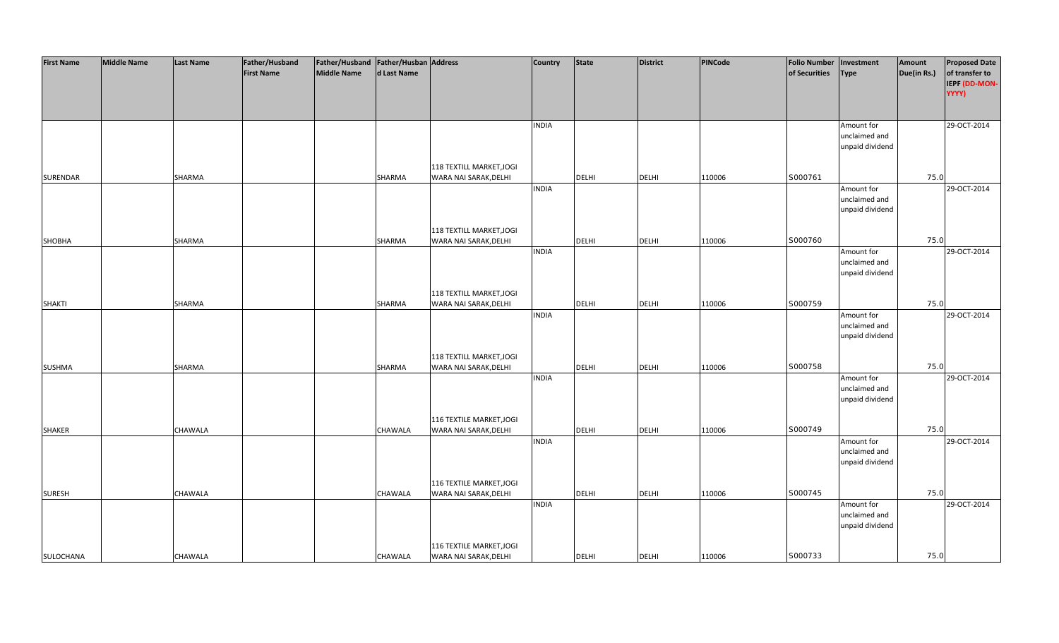| First Name | Middle Name | Last Name | Father/Husband First Name | Father/Husband Middle Name | Father/Husband Last Name | Address | Country | State | District | PINCode | Folio Number of Securities | Investment Type | Amount Due(in Rs.) | Proposed Date of transfer to IEPF (DD-MON-YYYY) |
|---|---|---|---|---|---|---|---|---|---|---|---|---|---|---|
| SURENDAR | | SHARMA | | | SHARMA | 118 TEXTILL MARKET,JOGI WARA NAI SARAK,DELHI | INDIA | DELHI | DELHI | 110006 | S000761 | Amount for unclaimed and unpaid dividend | 75.0 | 29-OCT-2014 |
| SHOBHA | | SHARMA | | | SHARMA | 118 TEXTILL MARKET,JOGI WARA NAI SARAK,DELHI | INDIA | DELHI | DELHI | 110006 | S000760 | Amount for unclaimed and unpaid dividend | 75.0 | 29-OCT-2014 |
| SHAKTI | | SHARMA | | | SHARMA | 118 TEXTILL MARKET,JOGI WARA NAI SARAK,DELHI | INDIA | DELHI | DELHI | 110006 | S000759 | Amount for unclaimed and unpaid dividend | 75.0 | 29-OCT-2014 |
| SUSHMA | | SHARMA | | | SHARMA | 118 TEXTILL MARKET,JOGI WARA NAI SARAK,DELHI | INDIA | DELHI | DELHI | 110006 | S000758 | Amount for unclaimed and unpaid dividend | 75.0 | 29-OCT-2014 |
| SHAKER | | CHAWALA | | | CHAWALA | 116 TEXTILE MARKET,JOGI WARA NAI SARAK,DELHI | INDIA | DELHI | DELHI | 110006 | S000749 | Amount for unclaimed and unpaid dividend | 75.0 | 29-OCT-2014 |
| SURESH | | CHAWALA | | | CHAWALA | 116 TEXTILE MARKET,JOGI WARA NAI SARAK,DELHI | INDIA | DELHI | DELHI | 110006 | S000745 | Amount for unclaimed and unpaid dividend | 75.0 | 29-OCT-2014 |
| SULOCHANA | | CHAWALA | | | CHAWALA | 116 TEXTILE MARKET,JOGI WARA NAI SARAK,DELHI | INDIA | DELHI | DELHI | 110006 | S000733 | Amount for unclaimed and unpaid dividend | 75.0 | 29-OCT-2014 |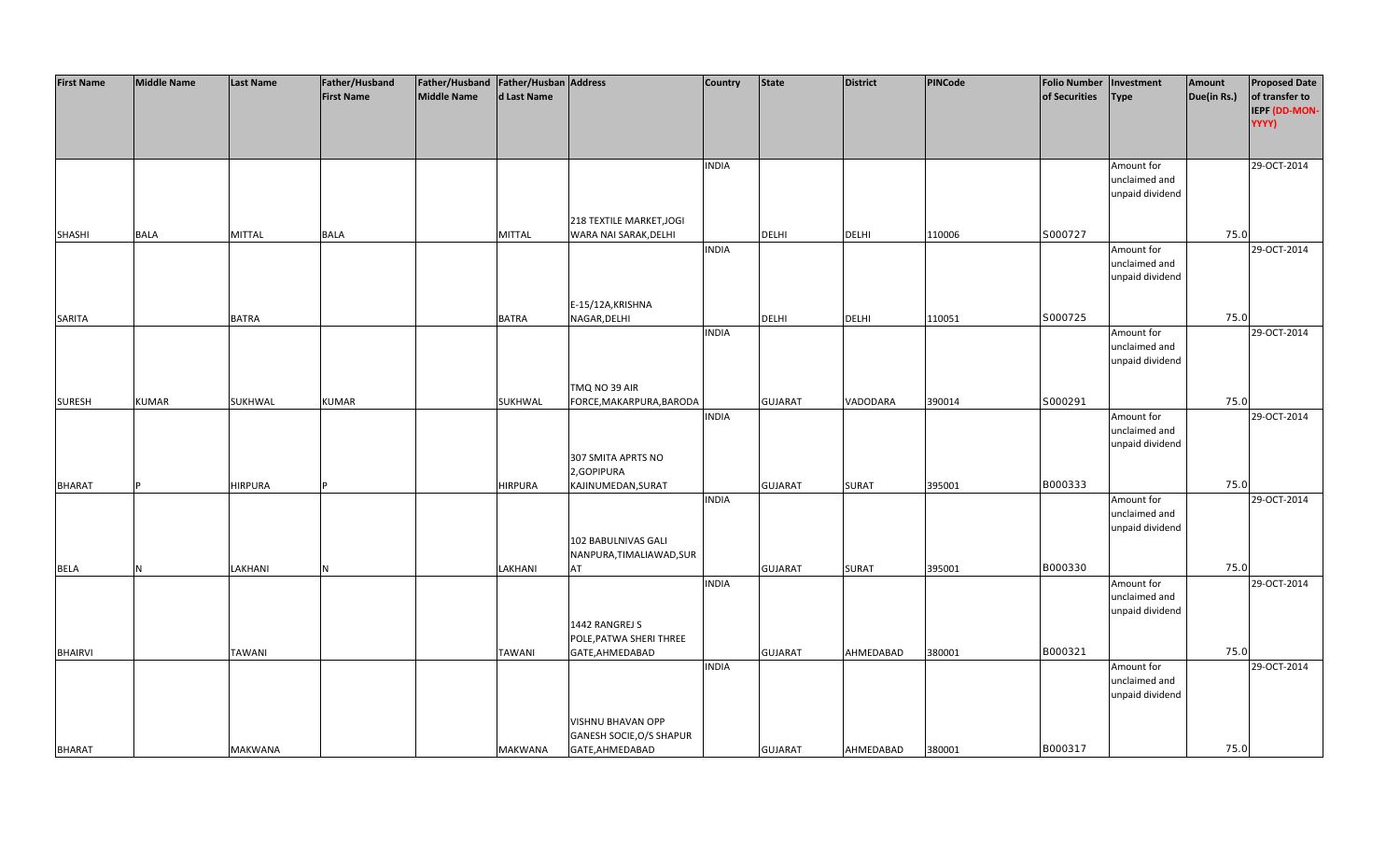| First Name | Middle Name | Last Name | Father/Husband First Name | Father/Husband Middle Name | Father/Husband Last Name | Address | Country | State | District | PINCode | Folio Number of Securities | Investment Type | Amount Due(in Rs.) | Proposed Date of transfer to IEPF (DD-MON-YYYY) |
|---|---|---|---|---|---|---|---|---|---|---|---|---|---|---|
| SHASHI | BALA | MITTAL | BALA | | MITTAL | 218 TEXTILE MARKET,JOGI WARA NAI SARAK,DELHI | INDIA | DELHI | DELHI | 110006 | S000727 | Amount for unclaimed and unpaid dividend | 75.0 | 29-OCT-2014 |
| SARITA | | BATRA | | | BATRA | E-15/12A,KRISHNA NAGAR,DELHI | INDIA | DELHI | DELHI | 110051 | S000725 | Amount for unclaimed and unpaid dividend | 75.0 | 29-OCT-2014 |
| SURESH | KUMAR | SUKHWAL | KUMAR | | SUKHWAL | TMQ NO 39 AIR FORCE,MAKARPURA,BARODA | INDIA | GUJARAT | VADODARA | 390014 | S000291 | Amount for unclaimed and unpaid dividend | 75.0 | 29-OCT-2014 |
| BHARAT | P | HIRPURA | P | | HIRPURA | 307 SMITA APRTS NO 2,GOPIPURA KAJINUMEDAN,SURAT | INDIA | GUJARAT | SURAT | 395001 | B000333 | Amount for unclaimed and unpaid dividend | 75.0 | 29-OCT-2014 |
| BELA | N | LAKHANI | N | | LAKHANI | 102 BABULNIVAS GALI NANPURA,TIMALIAWAD,SURAT | INDIA | GUJARAT | SURAT | 395001 | B000330 | Amount for unclaimed and unpaid dividend | 75.0 | 29-OCT-2014 |
| BHAIRVI | | TAWANI | | | TAWANI | 1442 RANGREJ S POLE,PATWA SHERI THREE GATE,AHMEDABAD | INDIA | GUJARAT | AHMEDABAD | 380001 | B000321 | Amount for unclaimed and unpaid dividend | 75.0 | 29-OCT-2014 |
| BHARAT | | MAKWANA | | | MAKWANA | VISHNU BHAVAN OPP GANESH SOCIE,O/S SHAPUR GATE,AHMEDABAD | INDIA | GUJARAT | AHMEDABAD | 380001 | B000317 | Amount for unclaimed and unpaid dividend | 75.0 | 29-OCT-2014 |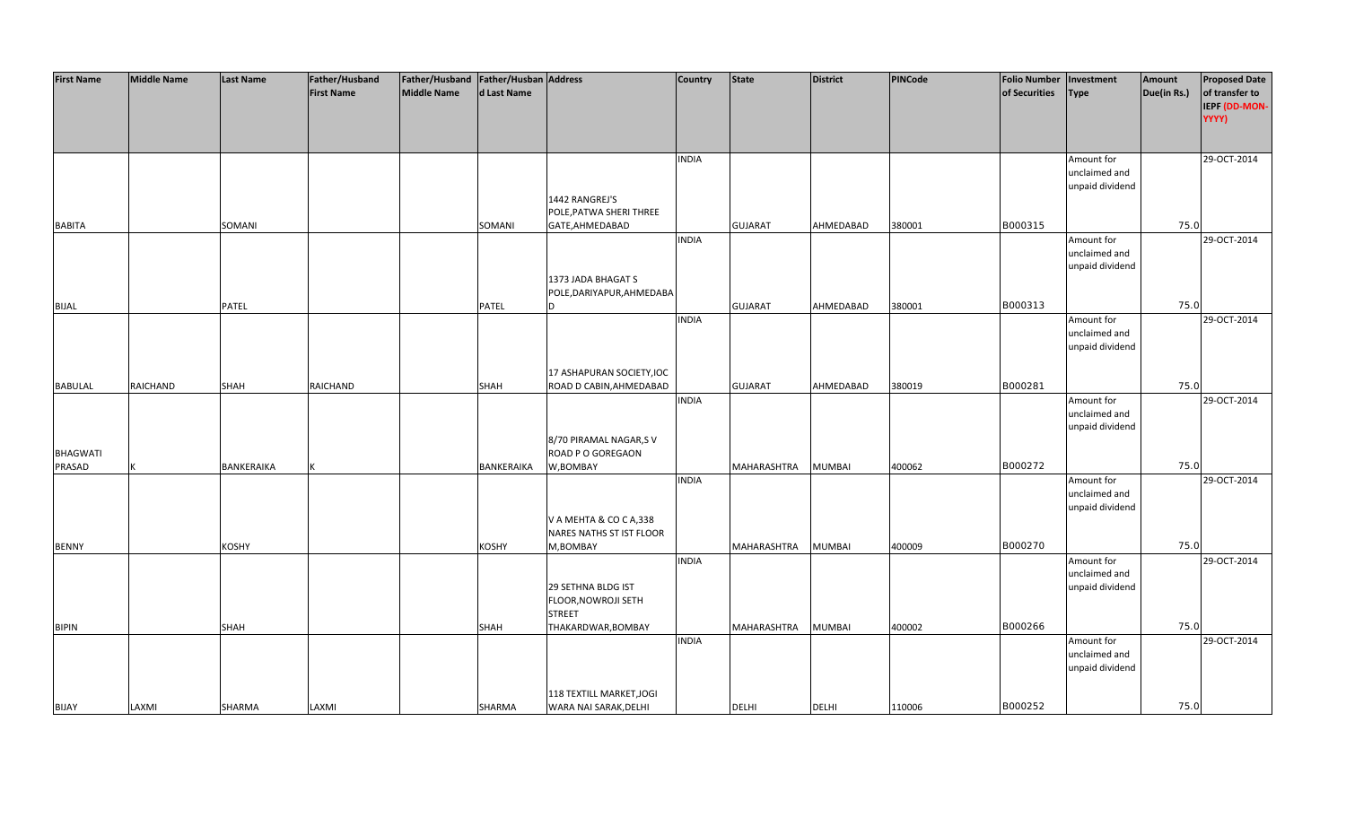| First Name | Middle Name | Last Name | Father/Husband First Name | Father/Husband Middle Name | Father/Husband Last Name | Address | Country | State | District | PINCode | Folio Number of Securities | Investment Type | Amount Due(in Rs.) | Proposed Date of transfer to IEPF (DD-MON-YYYY) |
|---|---|---|---|---|---|---|---|---|---|---|---|---|---|---|
| BABITA | | SOMANI | | | SOMANI | 1442 RANGREJ'S POLE,PATWA SHERI THREE GATE,AHMEDABAD | INDIA | GUJARAT | AHMEDABAD | 380001 | B000315 | Amount for unclaimed and unpaid dividend | 75.0 | 29-OCT-2014 |
| BIJAL | | PATEL | | | PATEL | 1373 JADA BHAGAT S POLE,DARIYAPUR,AHMEDABAD | INDIA | GUJARAT | AHMEDABAD | 380001 | B000313 | Amount for unclaimed and unpaid dividend | 75.0 | 29-OCT-2014 |
| BABULAL | RAICHAND | SHAH | RAICHAND | | SHAH | 17 ASHAPURAN SOCIETY,IOC ROAD D CABIN,AHMEDABAD | INDIA | GUJARAT | AHMEDABAD | 380019 | B000281 | Amount for unclaimed and unpaid dividend | 75.0 | 29-OCT-2014 |
| BHAGWATI PRASAD | K | BANKERAIKA | K | | BANKERAIKA | 8/70 PIRAMAL NAGAR,S V ROAD P O GOREGAON W,BOMBAY | INDIA | MAHARASHTRA | MUMBAI | 400062 | B000272 | Amount for unclaimed and unpaid dividend | 75.0 | 29-OCT-2014 |
| BENNY | | KOSHY | | | KOSHY | V A MEHTA & CO C A,338 NARES NATHS ST IST FLOOR M,BOMBAY | INDIA | MAHARASHTRA | MUMBAI | 400009 | B000270 | Amount for unclaimed and unpaid dividend | 75.0 | 29-OCT-2014 |
| BIPIN | | SHAH | | | SHAH | 29 SETHNA BLDG IST FLOOR,NOWROJI SETH STREET THAKARDWAR,BOMBAY | INDIA | MAHARASHTRA | MUMBAI | 400002 | B000266 | Amount for unclaimed and unpaid dividend | 75.0 | 29-OCT-2014 |
| BIJAY | LAXMI | SHARMA | LAXMI | | SHARMA | 118 TEXTILL MARKET,JOGI WARA NAI SARAK,DELHI | INDIA | DELHI | DELHI | 110006 | B000252 | Amount for unclaimed and unpaid dividend | 75.0 | 29-OCT-2014 |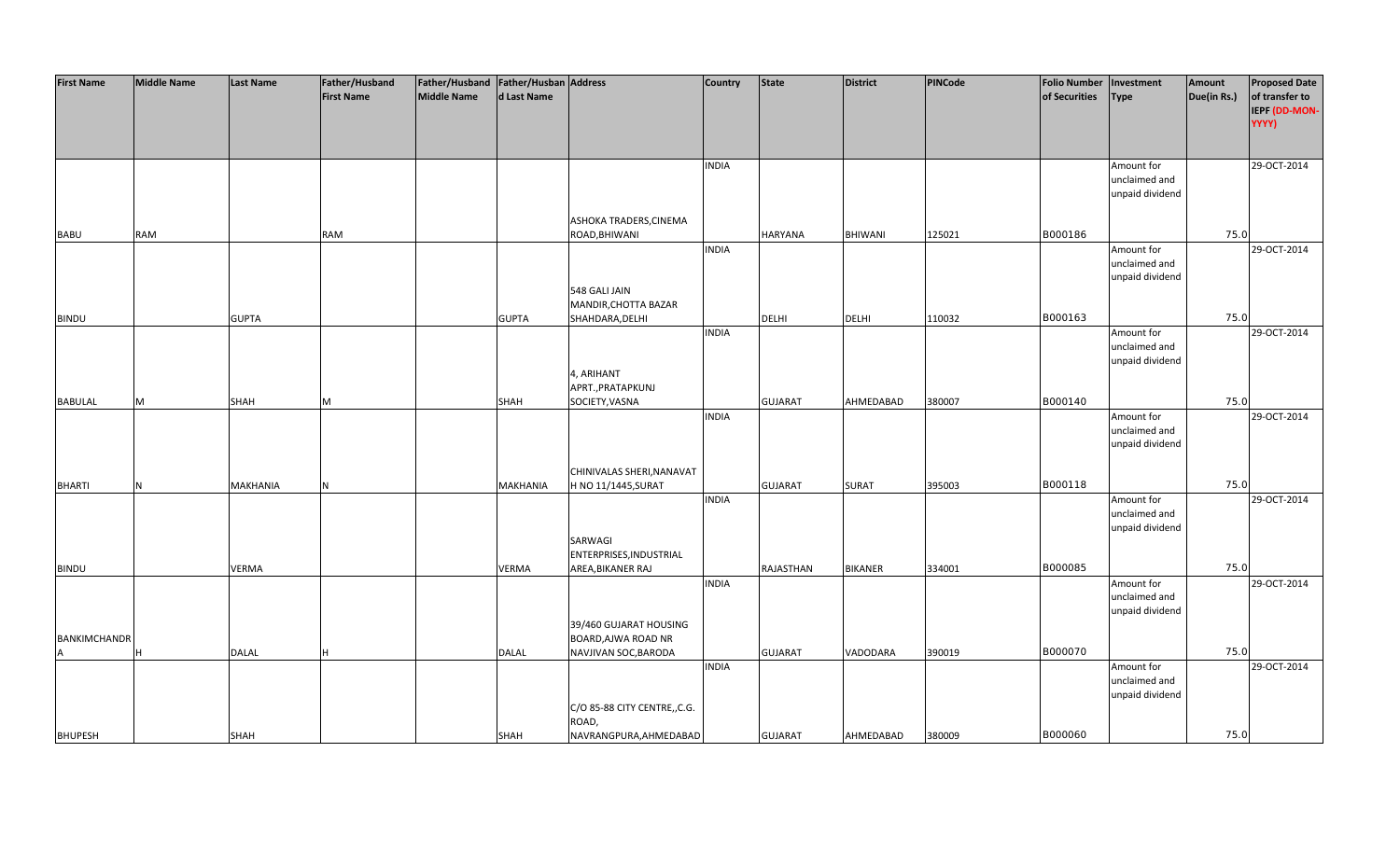| First Name | Middle Name | Last Name | Father/Husband First Name | Father/Husband Middle Name | Father/Husband Last Name | Address | Country | State | District | PINCode | Folio Number of Securities | Investment Type | Amount Due(in Rs.) | Proposed Date of transfer to IEPF (DD-MON-YYYY) |
|---|---|---|---|---|---|---|---|---|---|---|---|---|---|---|
| BABU | RAM | | RAM | | | ASHOKA TRADERS,CINEMA ROAD,BHIWANI | INDIA | HARYANA | BHIWANI | 125021 | B000186 | Amount for unclaimed and unpaid dividend | 75.0 | 29-OCT-2014 |
| BINDU | | GUPTA | | | GUPTA | 548 GALI JAIN MANDIR,CHOTTA BAZAR SHAHDARA,DELHI | INDIA | DELHI | DELHI | 110032 | B000163 | Amount for unclaimed and unpaid dividend | 75.0 | 29-OCT-2014 |
| BABULAL | M | SHAH | M | | SHAH | 4, ARIHANT APRT.,PRATAPKUNJ SOCIETY,VASNA | INDIA | GUJARAT | AHMEDABAD | 380007 | B000140 | Amount for unclaimed and unpaid dividend | 75.0 | 29-OCT-2014 |
| BHARTI | N | MAKHANIA | N | | MAKHANIA | CHINIVALAS SHERI,NANAVAT H NO 11/1445,SURAT | INDIA | GUJARAT | SURAT | 395003 | B000118 | Amount for unclaimed and unpaid dividend | 75.0 | 29-OCT-2014 |
| BINDU | | VERMA | | | VERMA | SARWAGI ENTERPRISES,INDUSTRIAL AREA,BIKANER RAJ | INDIA | RAJASTHAN | BIKANER | 334001 | B000085 | Amount for unclaimed and unpaid dividend | 75.0 | 29-OCT-2014 |
| BANKIMCHANDRA | H | DALAL | H | | DALAL | 39/460 GUJARAT HOUSING BOARD,AJWA ROAD NR NAVJIVAN SOC,BARODA | INDIA | GUJARAT | VADODARA | 390019 | B000070 | Amount for unclaimed and unpaid dividend | 75.0 | 29-OCT-2014 |
| BHUPESH | | SHAH | | | SHAH | C/O 85-88 CITY CENTRE,,C.G. ROAD, NAVRANGPURA,AHMEDABAD | INDIA | GUJARAT | AHMEDABAD | 380009 | B000060 | Amount for unclaimed and unpaid dividend | 75.0 | 29-OCT-2014 |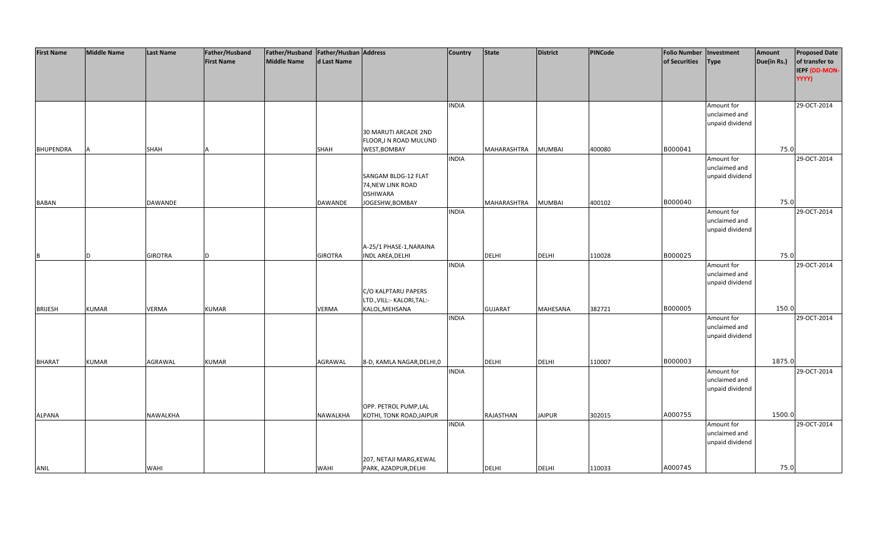| First Name | Middle Name | Last Name | Father/Husband First Name | Father/Husband Middle Name | Father/Husband Last Name | Address | Country | State | District | PINCode | Folio Number of Securities | Investment Type | Amount Due(in Rs.) | Proposed Date of transfer to IEPF (DD-MON-YYYY) |
|---|---|---|---|---|---|---|---|---|---|---|---|---|---|---|
| BHUPENDRA | A | SHAH | A | | SHAH | 30 MARUTI ARCADE 2ND FLOOR,J N ROAD MULUND WEST,BOMBAY | INDIA | MAHARASHTRA | MUMBAI | 400080 | B000041 | Amount for unclaimed and unpaid dividend | 75.0 | 29-OCT-2014 |
| BABAN | | DAWANDE | | | DAWANDE | SANGAM BLDG-12 FLAT 74,NEW LINK ROAD OSHIWARA JOGESHW,BOMBAY | INDIA | MAHARASHTRA | MUMBAI | 400102 | B000040 | Amount for unclaimed and unpaid dividend | 75.0 | 29-OCT-2014 |
| B | D | GIROTRA | D | | GIROTRA | A-25/1 PHASE-1,NARAINA INDL AREA,DELHI | INDIA | DELHI | DELHI | 110028 | B000025 | Amount for unclaimed and unpaid dividend | 75.0 | 29-OCT-2014 |
| BRIJESH | KUMAR | VERMA | KUMAR | | VERMA | C/O KALPTARU PAPERS LTD.,VILL:- KALORI,TAL:- KALOL,MEHSANA | INDIA | GUJARAT | MAHESANA | 382721 | B000005 | Amount for unclaimed and unpaid dividend | 150.0 | 29-OCT-2014 |
| BHARAT | KUMAR | AGRAWAL | KUMAR | | AGRAWAL | 8-D, KAMLA NAGAR,DELHI,0 | INDIA | DELHI | DELHI | 110007 | B000003 | Amount for unclaimed and unpaid dividend | 1875.0 | 29-OCT-2014 |
| ALPANA | | NAWALKHA | | | NAWALKHA | OPP. PETROL PUMP,LAL KOTHI, TONK ROAD,JAIPUR | INDIA | RAJASTHAN | JAIPUR | 302015 | A000755 | Amount for unclaimed and unpaid dividend | 1500.0 | 29-OCT-2014 |
| ANIL | | WAHI | | | WAHI | 207, NETAJI MARG,KEWAL PARK, AZADPUR,DELHI | INDIA | DELHI | DELHI | 110033 | A000745 | Amount for unclaimed and unpaid dividend | 75.0 | 29-OCT-2014 |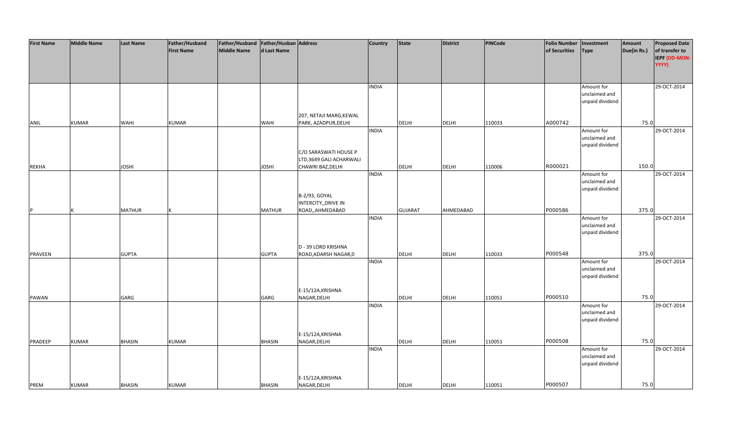| First Name | Middle Name | Last Name | Father/Husband First Name | Father/Husband Middle Name | Father/Husband Last Name | Address | Country | State | District | PINCode | Folio Number of Securities | Investment Type | Amount Due(in Rs.) | Proposed Date of transfer to IEPF (DD-MON-YYYY) |
|---|---|---|---|---|---|---|---|---|---|---|---|---|---|---|
| ANIL | KUMAR | WAHI | KUMAR | | WAHI | 207, NETAJI MARG,KEWAL PARK, AZADPUR,DELHI | INDIA | DELHI | DELHI | 110033 | A000742 | Amount for unclaimed and unpaid dividend | 75.0 | 29-OCT-2014 |
| REKHA | | JOSHI | | | JOSHI | C/O SARASWATI HOUSE P LTD,3649 GALI ACHARWALI CHAWRI BAZ,DELHI | INDIA | DELHI | DELHI | 110006 | R000021 | Amount for unclaimed and unpaid dividend | 150.0 | 29-OCT-2014 |
| P | K | MATHUR | K | | MATHUR | B-2/93, GOYAL INTERCITY,,DRIVE IN ROAD,,AHMEDABAD | INDIA | GUJARAT | AHMEDABAD | | P000586 | Amount for unclaimed and unpaid dividend | 375.0 | 29-OCT-2014 |
| PRAVEEN | | GUPTA | | | GUPTA | D - 39 LORD KRISHNA ROAD,ADARSH NAGAR,0 | INDIA | DELHI | DELHI | 110033 | P000548 | Amount for unclaimed and unpaid dividend | 375.0 | 29-OCT-2014 |
| PAWAN | | GARG | | | GARG | E-15/12A,KRISHNA NAGAR,DELHI | INDIA | DELHI | DELHI | 110051 | P000510 | Amount for unclaimed and unpaid dividend | 75.0 | 29-OCT-2014 |
| PRADEEP | KUMAR | BHASIN | KUMAR | | BHASIN | E-15/12A,KRISHNA NAGAR,DELHI | INDIA | DELHI | DELHI | 110051 | P000508 | Amount for unclaimed and unpaid dividend | 75.0 | 29-OCT-2014 |
| PREM | KUMAR | BHASIN | KUMAR | | BHASIN | E-15/12A,KRISHNA NAGAR,DELHI | INDIA | DELHI | DELHI | 110051 | P000507 | Amount for unclaimed and unpaid dividend | 75.0 | 29-OCT-2014 |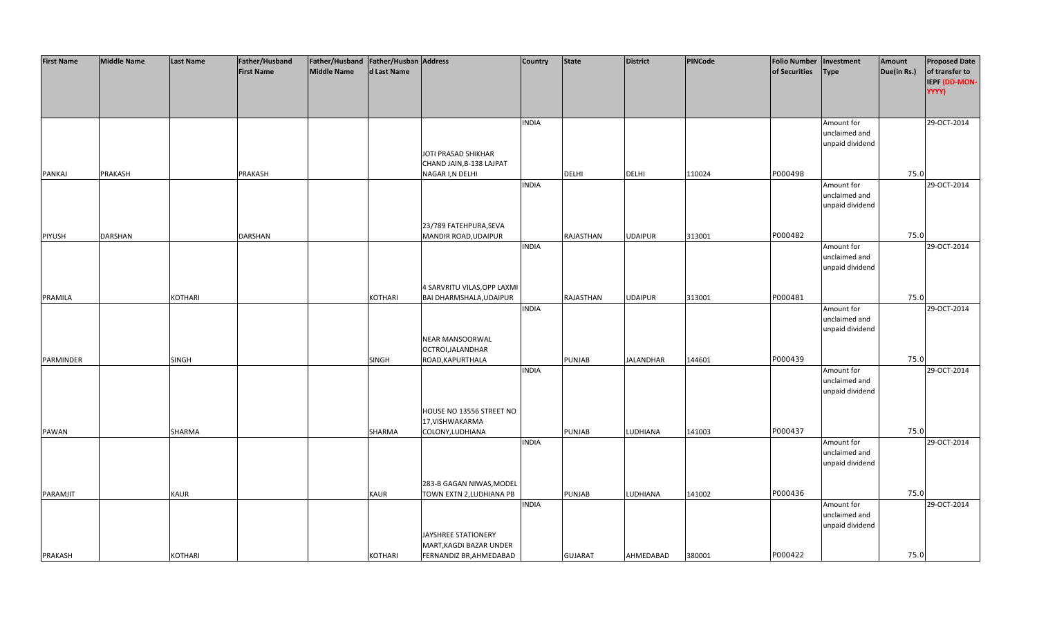| First Name | Middle Name | Last Name | Father/Husband First Name | Father/Husband Middle Name | Father/Husband Last Name | Address | Country | State | District | PINCode | Folio Number of Securities | Investment Type | Amount Due(in Rs.) | Proposed Date of transfer to IEPF (DD-MON-YYYY) |
|---|---|---|---|---|---|---|---|---|---|---|---|---|---|---|
| PANKAJ | PRAKASH | | PRAKASH | | | JOTI PRASAD SHIKHAR CHAND JAIN,B-138 LAJPAT NAGAR I,N DELHI | INDIA | DELHI | DELHI | 110024 | P000498 | Amount for unclaimed and unpaid dividend | 75.0 | 29-OCT-2014 |
| PIYUSH | DARSHAN | | DARSHAN | | | 23/789 FATEHPURA,SEVA MANDIR ROAD,UDAIPUR | INDIA | RAJASTHAN | UDAIPUR | 313001 | P000482 | Amount for unclaimed and unpaid dividend | 75.0 | 29-OCT-2014 |
| PRAMILA | | KOTHARI | | | KOTHARI | 4 SARVRITU VILAS,OPP LAXMI BAI DHARMSHALA,UDAIPUR | INDIA | RAJASTHAN | UDAIPUR | 313001 | P000481 | Amount for unclaimed and unpaid dividend | 75.0 | 29-OCT-2014 |
| PARMINDER | | SINGH | | | SINGH | NEAR MANSOORWAL OCTROI,JALANDHAR ROAD,KAPURTHALA | INDIA | PUNJAB | JALANDHAR | 144601 | P000439 | Amount for unclaimed and unpaid dividend | 75.0 | 29-OCT-2014 |
| PAWAN | | SHARMA | | | SHARMA | HOUSE NO 13556 STREET NO 17,VISHWAKARMA COLONY,LUDHIANA | INDIA | PUNJAB | LUDHIANA | 141003 | P000437 | Amount for unclaimed and unpaid dividend | 75.0 | 29-OCT-2014 |
| PARAMJIT | | KAUR | | | KAUR | 283-B GAGAN NIWAS,MODEL TOWN EXTN 2,LUDHIANA PB | INDIA | PUNJAB | LUDHIANA | 141002 | P000436 | Amount for unclaimed and unpaid dividend | 75.0 | 29-OCT-2014 |
| PRAKASH | | KOTHARI | | | KOTHARI | JAYSHREE STATIONERY MART,KAGDI BAZAR UNDER FERNANDIZ BR,AHMEDABAD | INDIA | GUJARAT | AHMEDABAD | 380001 | P000422 | Amount for unclaimed and unpaid dividend | 75.0 | 29-OCT-2014 |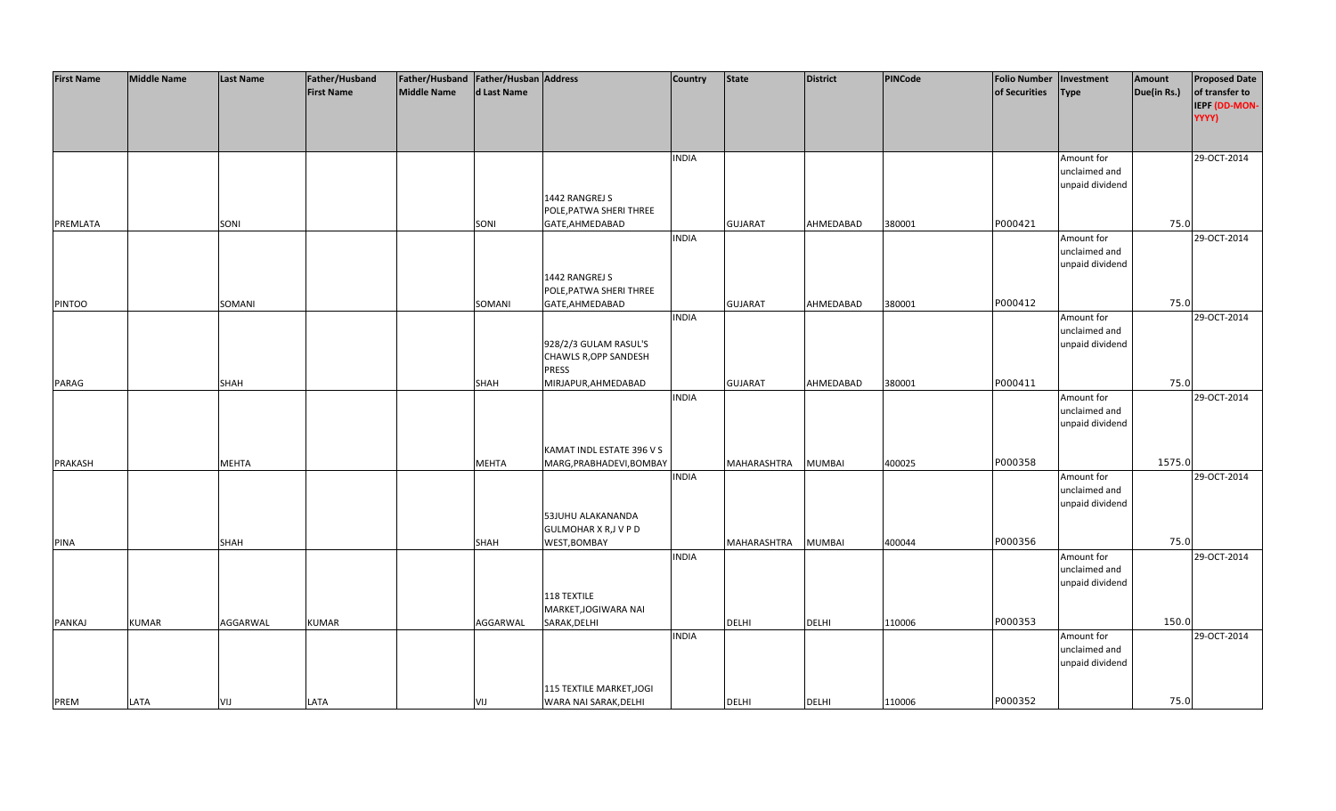| First Name | Middle Name | Last Name | Father/Husband First Name | Father/Husband Middle Name | Father/Husband Last Name | Address | Country | State | District | PINCode | Folio Number of Securities | Investment Type | Amount Due(in Rs.) | Proposed Date of transfer to IEPF (DD-MON-YYYY) |
|---|---|---|---|---|---|---|---|---|---|---|---|---|---|---|
| PREMLATA | | SONI | | | SONI | 1442 RANGREJ S POLE,PATWA SHERI THREE GATE,AHMEDABAD | INDIA | GUJARAT | AHMEDABAD | 380001 | P000421 | Amount for unclaimed and unpaid dividend | 75.0 | 29-OCT-2014 |
| PINTOO | | SOMANI | | | SOMANI | 1442 RANGREJ S POLE,PATWA SHERI THREE GATE,AHMEDABAD | INDIA | GUJARAT | AHMEDABAD | 380001 | P000412 | Amount for unclaimed and unpaid dividend | 75.0 | 29-OCT-2014 |
| PARAG | | SHAH | | | SHAH | 928/2/3 GULAM RASUL'S CHAWLS R,OPP SANDESH PRESS MIRJAPUR,AHMEDABAD | INDIA | GUJARAT | AHMEDABAD | 380001 | P000411 | Amount for unclaimed and unpaid dividend | 75.0 | 29-OCT-2014 |
| PRAKASH | | MEHTA | | | MEHTA | KAMAT INDL ESTATE 396 V S MARG,PRABHADEVI,BOMBAY | INDIA | MAHARASHTRA | MUMBAI | 400025 | P000358 | Amount for unclaimed and unpaid dividend | 1575.0 | 29-OCT-2014 |
| PINA | | SHAH | | | SHAH | 53JUHU ALAKANANDA GULMOHAR X R,J V P D WEST,BOMBAY | INDIA | MAHARASHTRA | MUMBAI | 400044 | P000356 | Amount for unclaimed and unpaid dividend | 75.0 | 29-OCT-2014 |
| PANKAJ | KUMAR | AGGARWAL | KUMAR | | AGGARWAL | 118 TEXTILE MARKET,JOGIWARA NAI SARAK,DELHI | INDIA | DELHI | DELHI | 110006 | P000353 | Amount for unclaimed and unpaid dividend | 150.0 | 29-OCT-2014 |
| PREM | LATA | VIJ | LATA | | VIJ | 115 TEXTILE MARKET,JOGI WARA NAI SARAK,DELHI | INDIA | DELHI | DELHI | 110006 | P000352 | Amount for unclaimed and unpaid dividend | 75.0 | 29-OCT-2014 |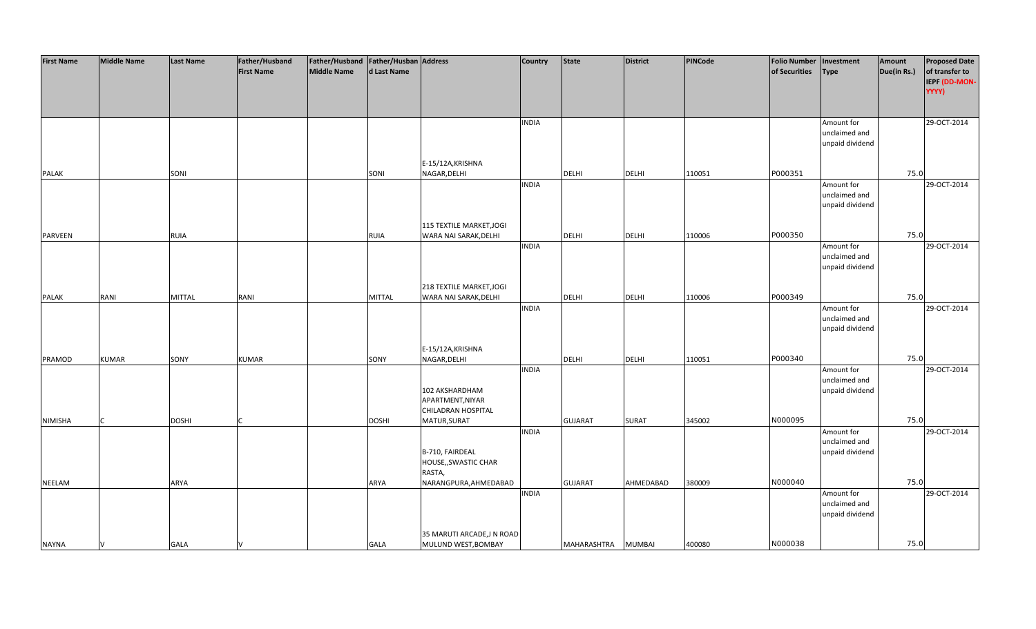| First Name | Middle Name | Last Name | Father/Husband First Name | Father/Husband Middle Name | Father/Husband Last Name | Address | Country | State | District | PINCode | Folio Number of Securities | Investment Type | Amount Due(in Rs.) | Proposed Date of transfer to IEPF (DD-MON-YYYY) |
|---|---|---|---|---|---|---|---|---|---|---|---|---|---|---|
| PALAK | | SONI | | | SONI | E-15/12A,KRISHNA NAGAR,DELHI | INDIA | DELHI | DELHI | 110051 | P000351 | Amount for unclaimed and unpaid dividend | 75.0 | 29-OCT-2014 |
| PARVEEN | | RUIA | | | RUIA | 115 TEXTILE MARKET,JOGI WARA NAI SARAK,DELHI | INDIA | DELHI | DELHI | 110006 | P000350 | Amount for unclaimed and unpaid dividend | 75.0 | 29-OCT-2014 |
| PALAK | RANI | MITTAL | RANI | | MITTAL | 218 TEXTILE MARKET,JOGI WARA NAI SARAK,DELHI | INDIA | DELHI | DELHI | 110006 | P000349 | Amount for unclaimed and unpaid dividend | 75.0 | 29-OCT-2014 |
| PRAMOD | KUMAR | SONY | KUMAR | | SONY | E-15/12A,KRISHNA NAGAR,DELHI | INDIA | DELHI | DELHI | 110051 | P000340 | Amount for unclaimed and unpaid dividend | 75.0 | 29-OCT-2014 |
| NIMISHA | C | DOSHI | C | | DOSHI | 102 AKSHARDHAM APARTMENT,NIYAR CHILADRAN HOSPITAL MATUR,SURAT | INDIA | GUJARAT | SURAT | 345002 | N000095 | Amount for unclaimed and unpaid dividend | 75.0 | 29-OCT-2014 |
| NEELAM | | ARYA | | | ARYA | B-710, FAIRDEAL HOUSE,,SWASTIC CHAR RASTA, NARANGPURA,AHMEDABAD | INDIA | GUJARAT | AHMEDABAD | 380009 | N000040 | Amount for unclaimed and unpaid dividend | 75.0 | 29-OCT-2014 |
| NAYNA | V | GALA | V | | GALA | 35 MARUTI ARCADE,J N ROAD MULUND WEST,BOMBAY | INDIA | MAHARASHTRA | MUMBAI | 400080 | N000038 | Amount for unclaimed and unpaid dividend | 75.0 | 29-OCT-2014 |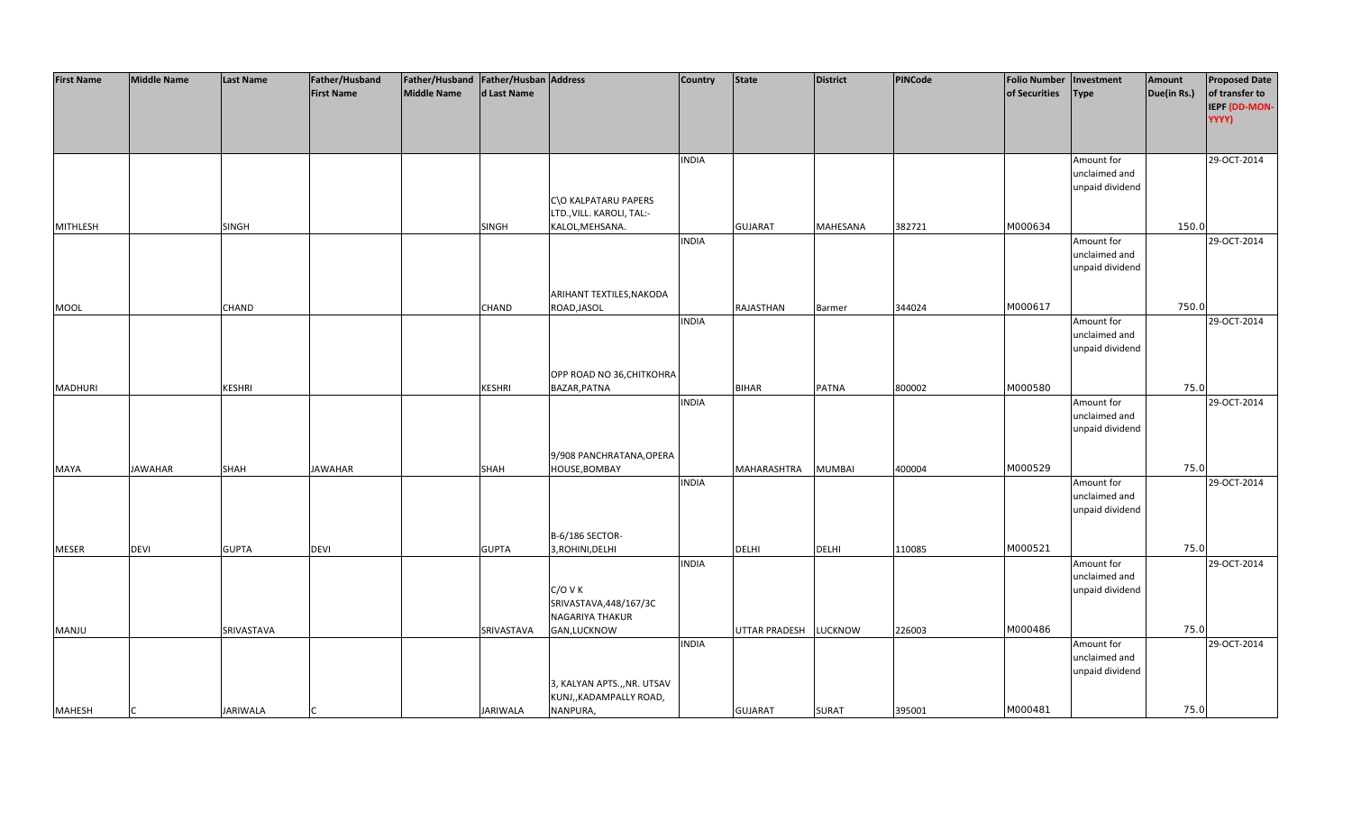| First Name | Middle Name | Last Name | Father/Husband First Name | Father/Husband Middle Name | Father/Husband Last Name | Address | Country | State | District | PINCode | Folio Number of Securities | Investment Type | Amount Due(in Rs.) | Proposed Date of transfer to IEPF (DD-MON-YYYY) |
|---|---|---|---|---|---|---|---|---|---|---|---|---|---|---|
| MITHLESH | | SINGH | | | SINGH | C\O KALPATARU PAPERS LTD.,VILL. KAROLI, TAL:- KALOL,MEHSANA. | INDIA | GUJARAT | MAHESANA | 382721 | M000634 | Amount for unclaimed and unpaid dividend | 150.0 | 29-OCT-2014 |
| MOOL | | CHAND | | | CHAND | ARIHANT TEXTILES,NAKODA ROAD,JASOL | INDIA | RAJASTHAN | Barmer | 344024 | M000617 | Amount for unclaimed and unpaid dividend | 750.0 | 29-OCT-2014 |
| MADHURI | | KESHRI | | | KESHRI | OPP ROAD NO 36,CHITKOHRA BAZAR,PATNA | INDIA | BIHAR | PATNA | 800002 | M000580 | Amount for unclaimed and unpaid dividend | 75.0 | 29-OCT-2014 |
| MAYA | JAWAHAR | SHAH | JAWAHAR | | SHAH | 9/908 PANCHRATANA,OPERA HOUSE,BOMBAY | INDIA | MAHARASHTRA | MUMBAI | 400004 | M000529 | Amount for unclaimed and unpaid dividend | 75.0 | 29-OCT-2014 |
| MESER | DEVI | GUPTA | DEVI | | GUPTA | B-6/186 SECTOR-3,ROHINI,DELHI | INDIA | DELHI | DELHI | 110085 | M000521 | Amount for unclaimed and unpaid dividend | 75.0 | 29-OCT-2014 |
| MANJU | | SRIVASTAVA | | | SRIVASTAVA | C/O V K SRIVASTAVA,448/167/3C NAGARIYA THAKUR GAN,LUCKNOW | INDIA | UTTAR PRADESH | LUCKNOW | 226003 | M000486 | Amount for unclaimed and unpaid dividend | 75.0 | 29-OCT-2014 |
| MAHESH | C | JARIWALA | C | | JARIWALA | 3, KALYAN APTS.,,NR. UTSAV KUNJ,,KADAMPALLY ROAD, NANPURA, | INDIA | GUJARAT | SURAT | 395001 | M000481 | Amount for unclaimed and unpaid dividend | 75.0 | 29-OCT-2014 |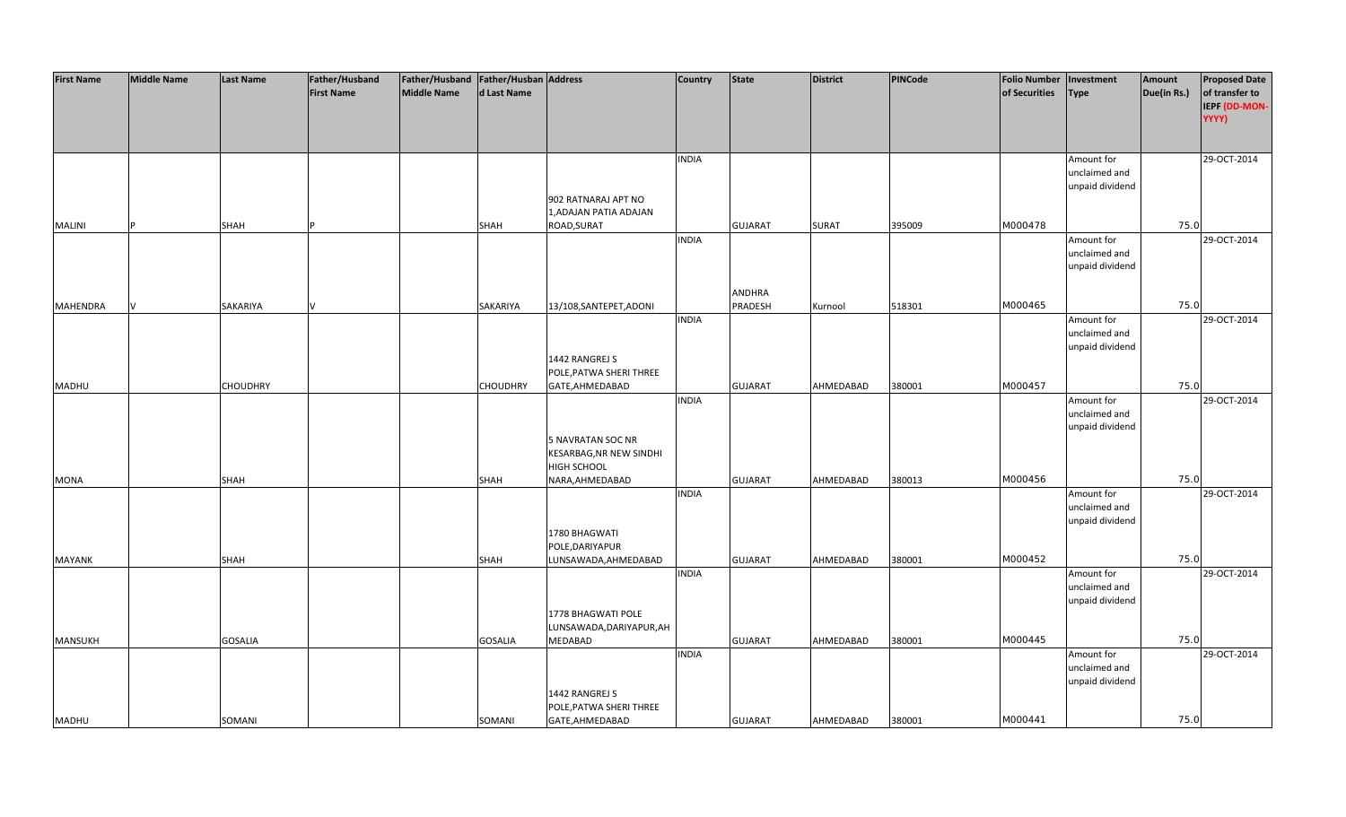| First Name | Middle Name | Last Name | Father/Husband First Name | Father/Husband Middle Name | Father/Husband Last Name | Address | Country | State | District | PINCode | Folio Number of Securities | Investment Type | Amount Due(in Rs.) | Proposed Date of transfer to IEPF (DD-MON-YYYY) |
|---|---|---|---|---|---|---|---|---|---|---|---|---|---|---|
| MALINI | P | SHAH | P | | SHAH | 902 RATNARAJ APT NO 1,ADAJAN PATIA ADAJAN ROAD,SURAT | INDIA | GUJARAT | SURAT | 395009 | M000478 | Amount for unclaimed and unpaid dividend | 75.0 | 29-OCT-2014 |
| MAHENDRA | V | SAKARIYA | V | | SAKARIYA | 13/108,SANTEPET,ADONI | INDIA | ANDHRA PRADESH | Kurnool | 518301 | M000465 | Amount for unclaimed and unpaid dividend | 75.0 | 29-OCT-2014 |
| MADHU | | CHOUDHRY | | | CHOUDHRY | 1442 RANGREJ S POLE,PATWA SHERI THREE GATE,AHMEDABAD | INDIA | GUJARAT | AHMEDABAD | 380001 | M000457 | Amount for unclaimed and unpaid dividend | 75.0 | 29-OCT-2014 |
| MONA | | SHAH | | | SHAH | 5 NAVRATAN SOC NR KESARBAG,NR NEW SINDHI HIGH SCHOOL NARA,AHMEDABAD | INDIA | GUJARAT | AHMEDABAD | 380013 | M000456 | Amount for unclaimed and unpaid dividend | 75.0 | 29-OCT-2014 |
| MAYANK | | SHAH | | | SHAH | 1780 BHAGWATI POLE,DARIYAPUR LUNSAWADA,AHMEDABAD | INDIA | GUJARAT | AHMEDABAD | 380001 | M000452 | Amount for unclaimed and unpaid dividend | 75.0 | 29-OCT-2014 |
| MANSUKH | | GOSALIA | | | GOSALIA | 1778 BHAGWATI POLE LUNSAWADA,DARIYAPUR,AHMEDABAD | INDIA | GUJARAT | AHMEDABAD | 380001 | M000445 | Amount for unclaimed and unpaid dividend | 75.0 | 29-OCT-2014 |
| MADHU | | SOMANI | | | SOMANI | 1442 RANGREJ S POLE,PATWA SHERI THREE GATE,AHMEDABAD | INDIA | GUJARAT | AHMEDABAD | 380001 | M000441 | Amount for unclaimed and unpaid dividend | 75.0 | 29-OCT-2014 |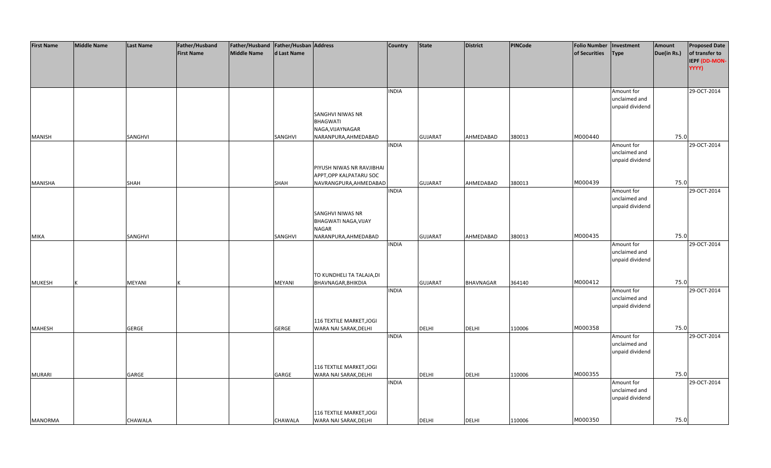| First Name | Middle Name | Last Name | Father/Husband First Name | Father/Husband Middle Name | Father/Husband Last Name | Address | Country | State | District | PINCode | Folio Number of Securities | Investment Type | Amount Due(in Rs.) | Proposed Date of transfer to IEPF (DD-MON-YYYY) |
|---|---|---|---|---|---|---|---|---|---|---|---|---|---|---|
| MANISH | | SANGHVI | | | SANGHVI | SANGHVI NIWAS NR BHAGWATI NAGA,VIJAYNAGAR NARANPURA,AHMEDABAD | INDIA | GUJARAT | AHMEDABAD | 380013 | M000440 | Amount for unclaimed and unpaid dividend | 75.0 | 29-OCT-2014 |
| MANISHA | | SHAH | | | SHAH | PIYUSH NIWAS NR RAVJIBHAI APPT,OPP KALPATARU SOC NAVRANGPURA,AHMEDABAD | INDIA | GUJARAT | AHMEDABAD | 380013 | M000439 | Amount for unclaimed and unpaid dividend | 75.0 | 29-OCT-2014 |
| MIKA | | SANGHVI | | | SANGHVI | SANGHVI NIWAS NR BHAGWATI NAGA,VIJAY NAGAR NARANPURA,AHMEDABAD | INDIA | GUJARAT | AHMEDABAD | 380013 | M000435 | Amount for unclaimed and unpaid dividend | 75.0 | 29-OCT-2014 |
| MUKESH | K | MEYANI | K | | MEYANI | TO KUNDHELI TA TALAJA,DI BHAVNAGAR,BHIKDIA | INDIA | GUJARAT | BHAVNAGAR | 364140 | M000412 | Amount for unclaimed and unpaid dividend | 75.0 | 29-OCT-2014 |
| MAHESH | | GERGE | | | GERGE | 116 TEXTILE MARKET,JOGI WARA NAI SARAK,DELHI | INDIA | DELHI | DELHI | 110006 | M000358 | Amount for unclaimed and unpaid dividend | 75.0 | 29-OCT-2014 |
| MURARI | | GARGE | | | GARGE | 116 TEXTILE MARKET,JOGI WARA NAI SARAK,DELHI | INDIA | DELHI | DELHI | 110006 | M000355 | Amount for unclaimed and unpaid dividend | 75.0 | 29-OCT-2014 |
| MANORMA | | CHAWALA | | | CHAWALA | 116 TEXTILE MARKET,JOGI WARA NAI SARAK,DELHI | INDIA | DELHI | DELHI | 110006 | M000350 | Amount for unclaimed and unpaid dividend | 75.0 | 29-OCT-2014 |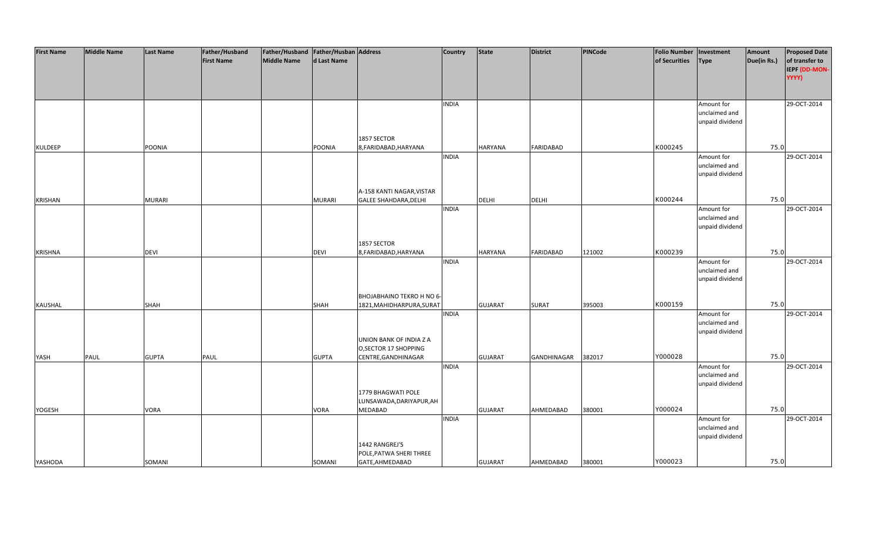| First Name | Middle Name | Last Name | Father/Husband First Name | Father/Husband Middle Name | Father/Husband Last Name | Address | Country | State | District | PINCode | Folio Number of Securities | Investment Type | Amount Due(in Rs.) | Proposed Date of transfer to IEPF (DD-MON-YYYY) |
|---|---|---|---|---|---|---|---|---|---|---|---|---|---|---|
| KULDEEP | | POONIA | | | POONIA | 1857 SECTOR 8,FARIDABAD,HARYANA | INDIA | HARYANA | FARIDABAD | | K000245 | Amount for unclaimed and unpaid dividend | 75.0 | 29-OCT-2014 |
| KRISHAN | | MURARI | | | MURARI | A-158 KANTI NAGAR,VISTAR GALEE SHAHDARA,DELHI | INDIA | DELHI | DELHI | | K000244 | Amount for unclaimed and unpaid dividend | 75.0 | 29-OCT-2014 |
| KRISHNA | | DEVI | | | DEVI | 1857 SECTOR 8,FARIDABAD,HARYANA | INDIA | HARYANA | FARIDABAD | 121002 | K000239 | Amount for unclaimed and unpaid dividend | 75.0 | 29-OCT-2014 |
| KAUSHAL | | SHAH | | | SHAH | BHOJABHAINO TEKRO H NO 6-1821,MAHIDHARPURA,SURAT | INDIA | GUJARAT | SURAT | 395003 | K000159 | Amount for unclaimed and unpaid dividend | 75.0 | 29-OCT-2014 |
| YASH | PAUL | GUPTA | PAUL | | GUPTA | UNION BANK OF INDIA Z A O,SECTOR 17 SHOPPING CENTRE,GANDHINAGAR | INDIA | GUJARAT | GANDHINAGAR | 382017 | Y000028 | Amount for unclaimed and unpaid dividend | 75.0 | 29-OCT-2014 |
| YOGESH | | VORA | | | VORA | 1779 BHAGWATI POLE LUNSAWADA,DARIYAPUR,AHMEDABAD | INDIA | GUJARAT | AHMEDABAD | 380001 | Y000024 | Amount for unclaimed and unpaid dividend | 75.0 | 29-OCT-2014 |
| YASHODA | | SOMANI | | | SOMANI | 1442 RANGREJ'S POLE,PATWA SHERI THREE GATE,AHMEDABAD | INDIA | GUJARAT | AHMEDABAD | 380001 | Y000023 | Amount for unclaimed and unpaid dividend | 75.0 | 29-OCT-2014 |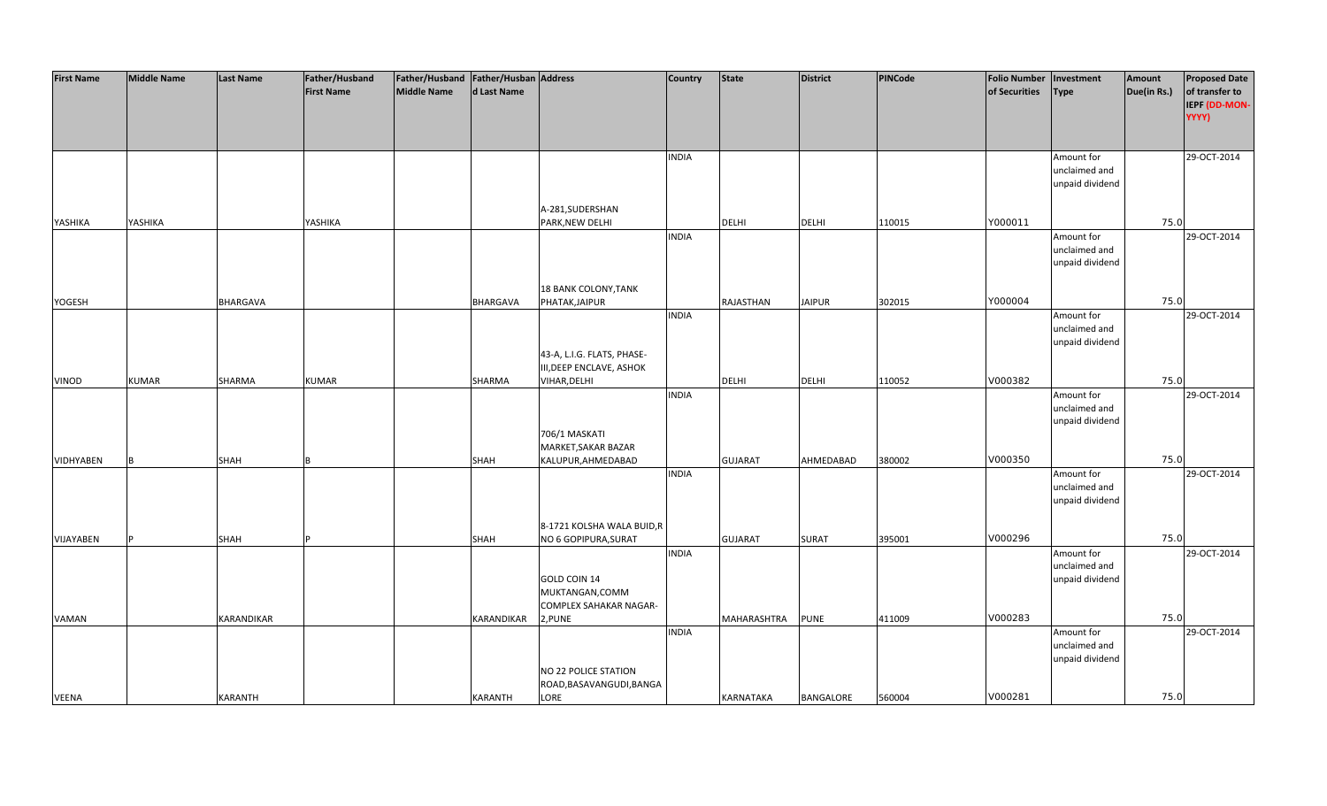| First Name | Middle Name | Last Name | Father/Husband First Name | Father/Husband Middle Name | Father/Husband Last Name | Address | Country | State | District | PINCode | Folio Number of Securities | Investment Type | Amount Due(in Rs.) | Proposed Date of transfer to IEPF (DD-MON-YYYY) |
|---|---|---|---|---|---|---|---|---|---|---|---|---|---|---|
| YASHIKA | YASHIKA | | YASHIKA | | | A-281,SUDERSHAN PARK,NEW DELHI | INDIA | DELHI | DELHI | 110015 | Y000011 | Amount for unclaimed and unpaid dividend | 75.0 | 29-OCT-2014 |
| YOGESH | | BHARGAVA | | | BHARGAVA | 18 BANK COLONY,TANK PHATAK,JAIPUR | INDIA | RAJASTHAN | JAIPUR | 302015 | Y000004 | Amount for unclaimed and unpaid dividend | 75.0 | 29-OCT-2014 |
| VINOD | KUMAR | SHARMA | KUMAR | | SHARMA | 43-A, L.I.G. FLATS, PHASE-III,DEEP ENCLAVE, ASHOK VIHAR,DELHI | INDIA | DELHI | DELHI | 110052 | V000382 | Amount for unclaimed and unpaid dividend | 75.0 | 29-OCT-2014 |
| VIDHYABEN | B | SHAH | B | | SHAH | 706/1 MASKATI MARKET,SAKAR BAZAR KALUPUR,AHMEDABAD | INDIA | GUJARAT | AHMEDABAD | 380002 | V000350 | Amount for unclaimed and unpaid dividend | 75.0 | 29-OCT-2014 |
| VIJAYABEN | P | SHAH | P | | SHAH | 8-1721 KOLSHA WALA BUID,R NO 6 GOPIPURA,SURAT | INDIA | GUJARAT | SURAT | 395001 | V000296 | Amount for unclaimed and unpaid dividend | 75.0 | 29-OCT-2014 |
| VAMAN | | KARANDIKAR | | | KARANDIKAR | GOLD COIN 14 MUKTANGAN,COMM COMPLEX SAHAKAR NAGAR-2,PUNE | INDIA | MAHARASHTRA | PUNE | 411009 | V000283 | Amount for unclaimed and unpaid dividend | 75.0 | 29-OCT-2014 |
| VEENA | | KARANTH | | | KARANTH | NO 22 POLICE STATION ROAD,BASAVANGUDI,BANGALORE | INDIA | KARNATAKA | BANGALORE | 560004 | V000281 | Amount for unclaimed and unpaid dividend | 75.0 | 29-OCT-2014 |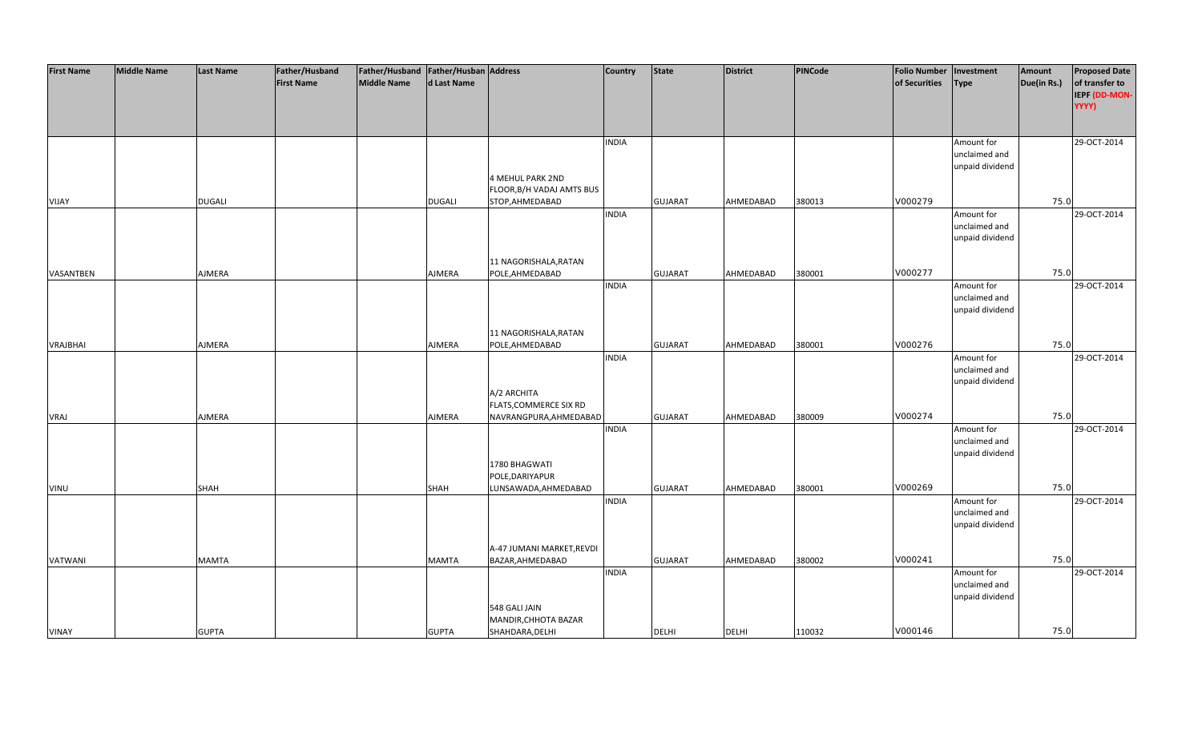| First Name | Middle Name | Last Name | Father/Husband First Name | Father/Husband Middle Name | Father/Husband Last Name | Address | Country | State | District | PINCode | Folio Number of Securities | Investment Type | Amount Due(in Rs.) | Proposed Date of transfer to IEPF (DD-MON-YYYY) |
|---|---|---|---|---|---|---|---|---|---|---|---|---|---|---|
| VIJAY | | DUGALI | | | DUGALI | 4 MEHUL PARK 2ND FLOOR,B/H VADAJ AMTS BUS STOP,AHMEDABAD | INDIA | GUJARAT | AHMEDABAD | 380013 | V000279 | Amount for unclaimed and unpaid dividend | 75.0 | 29-OCT-2014 |
| VASANTBEN | | AJMERA | | | AJMERA | 11 NAGORISHALA,RATAN POLE,AHMEDABAD | INDIA | GUJARAT | AHMEDABAD | 380001 | V000277 | Amount for unclaimed and unpaid dividend | 75.0 | 29-OCT-2014 |
| VRAJBHAI | | AJMERA | | | AJMERA | 11 NAGORISHALA,RATAN POLE,AHMEDABAD | INDIA | GUJARAT | AHMEDABAD | 380001 | V000276 | Amount for unclaimed and unpaid dividend | 75.0 | 29-OCT-2014 |
| VRAJ | | AJMERA | | | AJMERA | A/2 ARCHITA FLATS,COMMERCE SIX RD NAVRANGPURA,AHMEDABAD | INDIA | GUJARAT | AHMEDABAD | 380009 | V000274 | Amount for unclaimed and unpaid dividend | 75.0 | 29-OCT-2014 |
| VINU | | SHAH | | | SHAH | 1780 BHAGWATI POLE,DARIYAPUR LUNSAWADA,AHMEDABAD | INDIA | GUJARAT | AHMEDABAD | 380001 | V000269 | Amount for unclaimed and unpaid dividend | 75.0 | 29-OCT-2014 |
| VATWANI | | MAMTA | | | MAMTA | A-47 JUMANI MARKET,REVDI BAZAR,AHMEDABAD | INDIA | GUJARAT | AHMEDABAD | 380002 | V000241 | Amount for unclaimed and unpaid dividend | 75.0 | 29-OCT-2014 |
| VINAY | | GUPTA | | | GUPTA | 548 GALI JAIN MANDIR,CHHOTA BAZAR SHAHDARA,DELHI | INDIA | DELHI | DELHI | 110032 | V000146 | Amount for unclaimed and unpaid dividend | 75.0 | 29-OCT-2014 |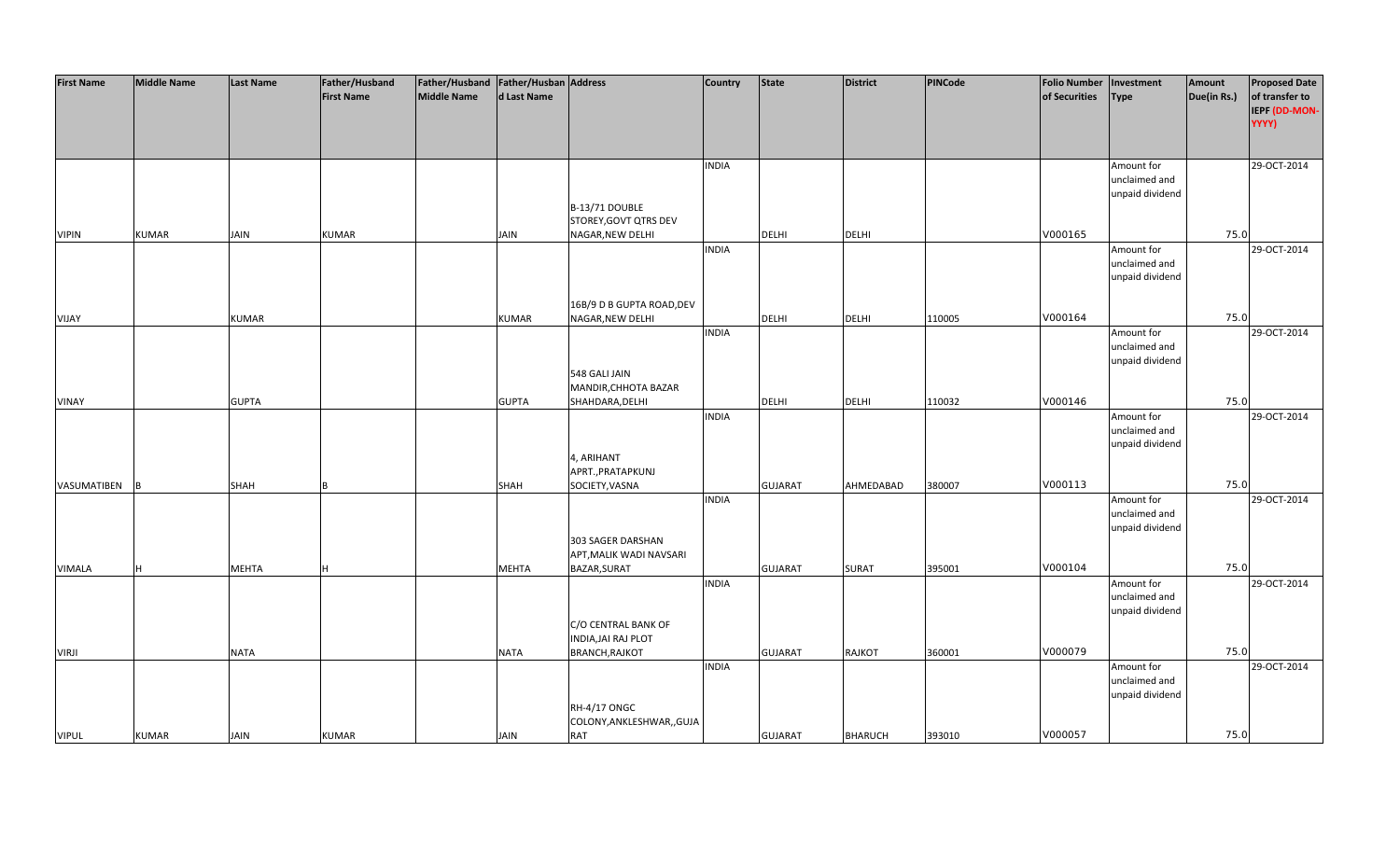| First Name | Middle Name | Last Name | Father/Husband First Name | Father/Husband Middle Name | Father/Husband Last Name | Address | Country | State | District | PINCode | Folio Number of Securities | Investment Type | Amount Due(in Rs.) | Proposed Date of transfer to IEPF (DD-MON-YYYY) |
|---|---|---|---|---|---|---|---|---|---|---|---|---|---|---|
| VIPIN | KUMAR | JAIN | KUMAR | | JAIN | B-13/71 DOUBLE STOREY,GOVT QTRS DEV NAGAR,NEW DELHI | INDIA | DELHI | DELHI | | V000165 | Amount for unclaimed and unpaid dividend | 75.0 | 29-OCT-2014 |
| VIJAY | | KUMAR | | | KUMAR | 16B/9 D B GUPTA ROAD,DEV NAGAR,NEW DELHI | INDIA | DELHI | DELHI | 110005 | V000164 | Amount for unclaimed and unpaid dividend | 75.0 | 29-OCT-2014 |
| VINAY | | GUPTA | | | GUPTA | 548 GALI JAIN MANDIR,CHHOTA BAZAR SHAHDARA,DELHI | INDIA | DELHI | DELHI | 110032 | V000146 | Amount for unclaimed and unpaid dividend | 75.0 | 29-OCT-2014 |
| VASUMATIBEN | B | SHAH | B | | SHAH | 4, ARIHANT APRT.,PRATAPKUNJ SOCIETY,VASNA | INDIA | GUJARAT | AHMEDABAD | 380007 | V000113 | Amount for unclaimed and unpaid dividend | 75.0 | 29-OCT-2014 |
| VIMALA | H | MEHTA | H | | MEHTA | 303 SAGER DARSHAN APT,MALIK WADI NAVSARI BAZAR,SURAT | INDIA | GUJARAT | SURAT | 395001 | V000104 | Amount for unclaimed and unpaid dividend | 75.0 | 29-OCT-2014 |
| VIRJI | | NATA | | | NATA | C/O CENTRAL BANK OF INDIA,JAI RAJ PLOT BRANCH,RAJKOT | INDIA | GUJARAT | RAJKOT | 360001 | V000079 | Amount for unclaimed and unpaid dividend | 75.0 | 29-OCT-2014 |
| VIPUL | KUMAR | JAIN | KUMAR | | JAIN | RH-4/17 ONGC COLONY,ANKLESHWAR,,GUJARAT | INDIA | GUJARAT | BHARUCH | 393010 | V000057 | Amount for unclaimed and unpaid dividend | 75.0 | 29-OCT-2014 |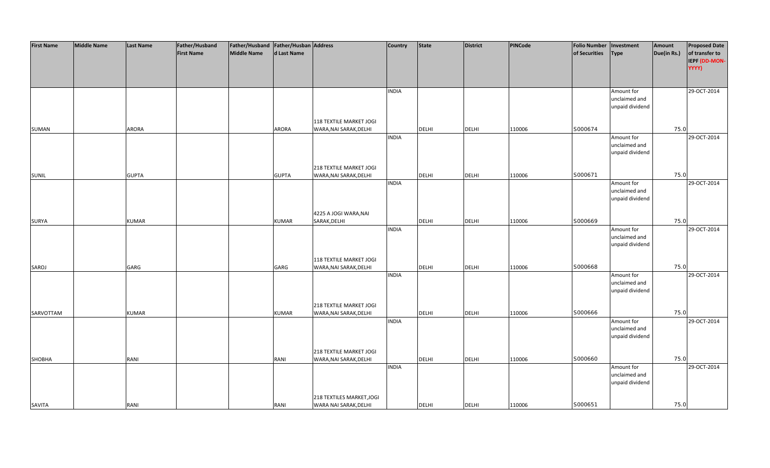| First Name | Middle Name | Last Name | Father/Husband First Name | Father/Husband Middle Name | Father/Husband Last Name | Address | Country | State | District | PINCode | Folio Number of Securities | Investment Type | Amount Due(in Rs.) | Proposed Date of transfer to IEPF (DD-MON-YYYY) |
|---|---|---|---|---|---|---|---|---|---|---|---|---|---|---|
| SUMAN | | ARORA | | | ARORA | 118 TEXTILE MARKET JOGI WARA,NAI SARAK,DELHI | INDIA | DELHI | DELHI | 110006 | S000674 | Amount for unclaimed and unpaid dividend | 75.0 | 29-OCT-2014 |
| SUNIL | | GUPTA | | | GUPTA | 218 TEXTILE MARKET JOGI WARA,NAI SARAK,DELHI | INDIA | DELHI | DELHI | 110006 | S000671 | Amount for unclaimed and unpaid dividend | 75.0 | 29-OCT-2014 |
| SURYA | | KUMAR | | | KUMAR | 4225 A JOGI WARA,NAI SARAK,DELHI | INDIA | DELHI | DELHI | 110006 | S000669 | Amount for unclaimed and unpaid dividend | 75.0 | 29-OCT-2014 |
| SAROJ | | GARG | | | GARG | 118 TEXTILE MARKET JOGI WARA,NAI SARAK,DELHI | INDIA | DELHI | DELHI | 110006 | S000668 | Amount for unclaimed and unpaid dividend | 75.0 | 29-OCT-2014 |
| SARVOTTAM | | KUMAR | | | KUMAR | 218 TEXTILE MARKET JOGI WARA,NAI SARAK,DELHI | INDIA | DELHI | DELHI | 110006 | S000666 | Amount for unclaimed and unpaid dividend | 75.0 | 29-OCT-2014 |
| SHOBHA | | RANI | | | RANI | 218 TEXTILE MARKET JOGI WARA,NAI SARAK,DELHI | INDIA | DELHI | DELHI | 110006 | S000660 | Amount for unclaimed and unpaid dividend | 75.0 | 29-OCT-2014 |
| SAVITA | | RANI | | | RANI | 218 TEXTILES MARKET,JOGI WARA NAI SARAK,DELHI | INDIA | DELHI | DELHI | 110006 | S000651 | Amount for unclaimed and unpaid dividend | 75.0 | 29-OCT-2014 |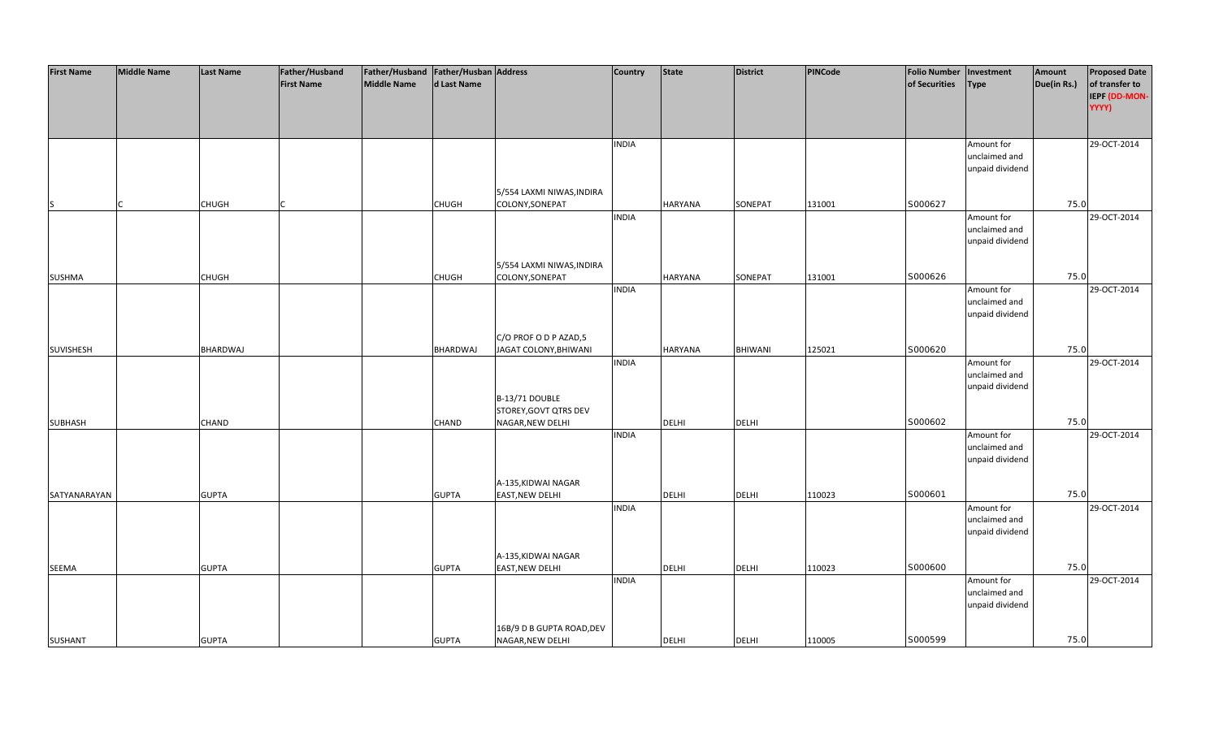| First Name | Middle Name | Last Name | Father/Husband First Name | Father/Husband Middle Name | Father/Husband Last Name | Address | Country | State | District | PINCode | Folio Number of Securities | Investment Type | Amount Due(in Rs.) | Proposed Date of transfer to IEPF (DD-MON-YYYY) |
|---|---|---|---|---|---|---|---|---|---|---|---|---|---|---|
| S | C | CHUGH | C | | CHUGH | 5/554 LAXMI NIWAS,INDIRA COLONY,SONEPAT | INDIA | HARYANA | SONEPAT | 131001 | S000627 | Amount for unclaimed and unpaid dividend | 75.0 | 29-OCT-2014 |
| SUSHMA | | CHUGH | | | CHUGH | 5/554 LAXMI NIWAS,INDIRA COLONY,SONEPAT | INDIA | HARYANA | SONEPAT | 131001 | S000626 | Amount for unclaimed and unpaid dividend | 75.0 | 29-OCT-2014 |
| SUVISHESH | | BHARDWAJ | | | BHARDWAJ | C/O PROF O D P AZAD,5 JAGAT COLONY,BHIWANI | INDIA | HARYANA | BHIWANI | 125021 | S000620 | Amount for unclaimed and unpaid dividend | 75.0 | 29-OCT-2014 |
| SUBHASH | | CHAND | | | CHAND | B-13/71 DOUBLE STOREY,GOVT QTRS DEV NAGAR,NEW DELHI | INDIA | DELHI | DELHI | | S000602 | Amount for unclaimed and unpaid dividend | 75.0 | 29-OCT-2014 |
| SATYANARAYAN | | GUPTA | | | GUPTA | A-135,KIDWAI NAGAR EAST,NEW DELHI | INDIA | DELHI | DELHI | 110023 | S000601 | Amount for unclaimed and unpaid dividend | 75.0 | 29-OCT-2014 |
| SEEMA | | GUPTA | | | GUPTA | A-135,KIDWAI NAGAR EAST,NEW DELHI | INDIA | DELHI | DELHI | 110023 | S000600 | Amount for unclaimed and unpaid dividend | 75.0 | 29-OCT-2014 |
| SUSHANT | | GUPTA | | | GUPTA | 16B/9 D B GUPTA ROAD,DEV NAGAR,NEW DELHI | INDIA | DELHI | DELHI | 110005 | S000599 | Amount for unclaimed and unpaid dividend | 75.0 | 29-OCT-2014 |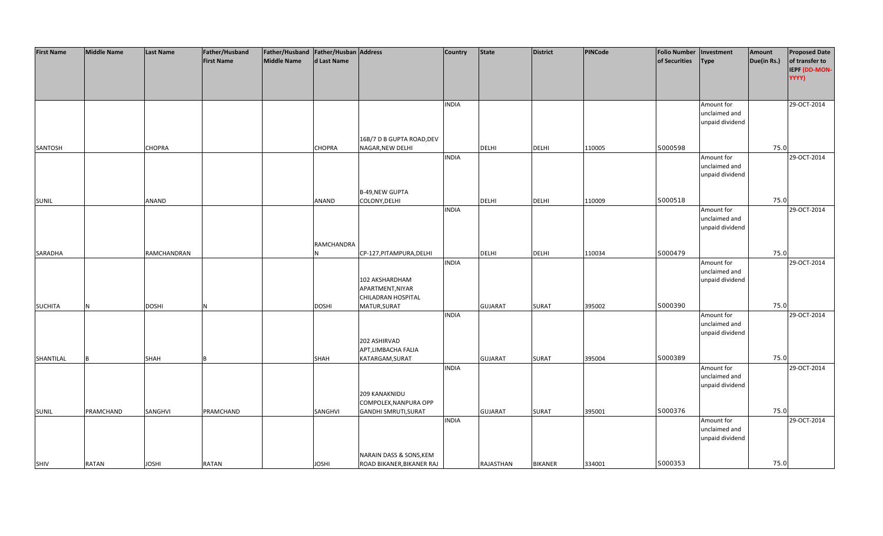| First Name | Middle Name | Last Name | Father/Husband First Name | Father/Husband Middle Name | Father/Husband Last Name | Address | Country | State | District | PINCode | Folio Number of Securities | Investment Type | Amount Due(in Rs.) | Proposed Date of transfer to IEPF (DD-MON-YYYY) |
|---|---|---|---|---|---|---|---|---|---|---|---|---|---|---|
| SANTOSH | | CHOPRA | | | CHOPRA | 16B/7 D B GUPTA ROAD,DEV NAGAR,NEW DELHI | INDIA | DELHI | DELHI | 110005 | S000598 | Amount for unclaimed and unpaid dividend | 75.0 | 29-OCT-2014 |
| SUNIL | | ANAND | | | ANAND | B-49,NEW GUPTA COLONY,DELHI | INDIA | DELHI | DELHI | 110009 | S000518 | Amount for unclaimed and unpaid dividend | 75.0 | 29-OCT-2014 |
| SARADHA | | RAMCHANDRAN | | | RAMCHANDRAN | CP-127,PITAMPURA,DELHI | INDIA | DELHI | DELHI | 110034 | S000479 | Amount for unclaimed and unpaid dividend | 75.0 | 29-OCT-2014 |
| SUCHITA | N | DOSHI | N | | DOSHI | 102 AKSHARDHAM APARTMENT,NIYAR CHILADRAN HOSPITAL MATUR,SURAT | INDIA | GUJARAT | SURAT | 395002 | S000390 | Amount for unclaimed and unpaid dividend | 75.0 | 29-OCT-2014 |
| SHANTILAL | B | SHAH | B | | SHAH | 202 ASHIRVAD APT,LIMBACHA FALIA KATARGAM,SURAT | INDIA | GUJARAT | SURAT | 395004 | S000389 | Amount for unclaimed and unpaid dividend | 75.0 | 29-OCT-2014 |
| SUNIL | PRAMCHAND | SANGHVI | PRAMCHAND | | SANGHVI | 209 KANAKNIDU COMPOLEX,NANPURA OPP GANDHI SMRUTI,SURAT | INDIA | GUJARAT | SURAT | 395001 | S000376 | Amount for unclaimed and unpaid dividend | 75.0 | 29-OCT-2014 |
| SHIV | RATAN | JOSHI | RATAN | | JOSHI | NARAIN DASS & SONS,KEM ROAD BIKANER,BIKANER RAJ | INDIA | RAJASTHAN | BIKANER | 334001 | S000353 | Amount for unclaimed and unpaid dividend | 75.0 | 29-OCT-2014 |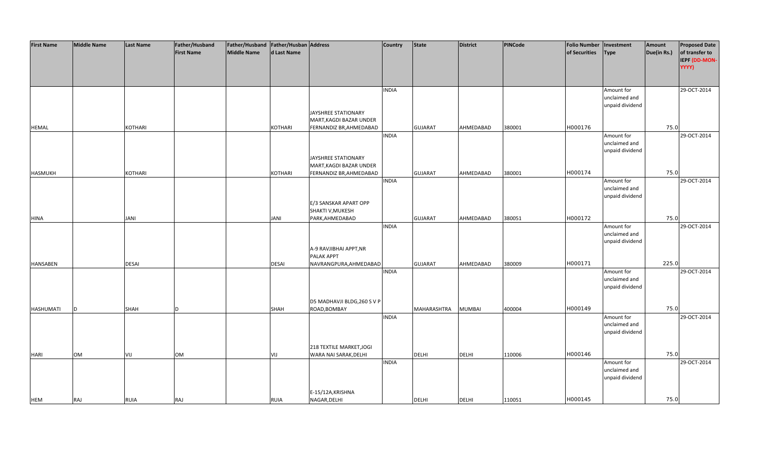| First Name | Middle Name | Last Name | Father/Husband First Name | Father/Husband Middle Name | Father/Husband Last Name | Address | Country | State | District | PINCode | Folio Number of Securities | Investment Type | Amount Due(in Rs.) | Proposed Date of transfer to IEPF (DD-MON-YYYY) |
|---|---|---|---|---|---|---|---|---|---|---|---|---|---|---|
| HEMAL | | KOTHARI | | | KOTHARI | JAYSHREE STATIONARY MART,KAGDI BAZAR UNDER FERNANDIZ BR,AHMEDABAD | INDIA | GUJARAT | AHMEDABAD | 380001 | H000176 | Amount for unclaimed and unpaid dividend | 75.0 | 29-OCT-2014 |
| HASMUKH | | KOTHARI | | | KOTHARI | JAYSHREE STATIONARY MART,KAGDI BAZAR UNDER FERNANDIZ BR,AHMEDABAD | INDIA | GUJARAT | AHMEDABAD | 380001 | H000174 | Amount for unclaimed and unpaid dividend | 75.0 | 29-OCT-2014 |
| HINA | | JANI | | | JANI | E/3 SANSKAR APART OPP SHAKTI V,MUKESH PARK,AHMEDABAD | INDIA | GUJARAT | AHMEDABAD | 380051 | H000172 | Amount for unclaimed and unpaid dividend | 75.0 | 29-OCT-2014 |
| HANSABEN | | DESAI | | | DESAI | A-9 RAVJIBHAI APPT,NR PALAK APPT NAVRANGPURA,AHMEDABAD | INDIA | GUJARAT | AHMEDABAD | 380009 | H000171 | Amount for unclaimed and unpaid dividend | 225.0 | 29-OCT-2014 |
| HASHUMATI | D | SHAH | D | | SHAH | D5 MADHAVJI BLDG,260 S V P ROAD,BOMBAY | INDIA | MAHARASHTRA | MUMBAI | 400004 | H000149 | Amount for unclaimed and unpaid dividend | 75.0 | 29-OCT-2014 |
| HARI | OM | VIJ | OM | | VIJ | 218 TEXTILE MARKET,JOGI WARA NAI SARAK,DELHI | INDIA | DELHI | DELHI | 110006 | H000146 | Amount for unclaimed and unpaid dividend | 75.0 | 29-OCT-2014 |
| HEM | RAJ | RUIA | RAJ | | RUIA | E-15/12A,KRISHNA NAGAR,DELHI | INDIA | DELHI | DELHI | 110051 | H000145 | Amount for unclaimed and unpaid dividend | 75.0 | 29-OCT-2014 |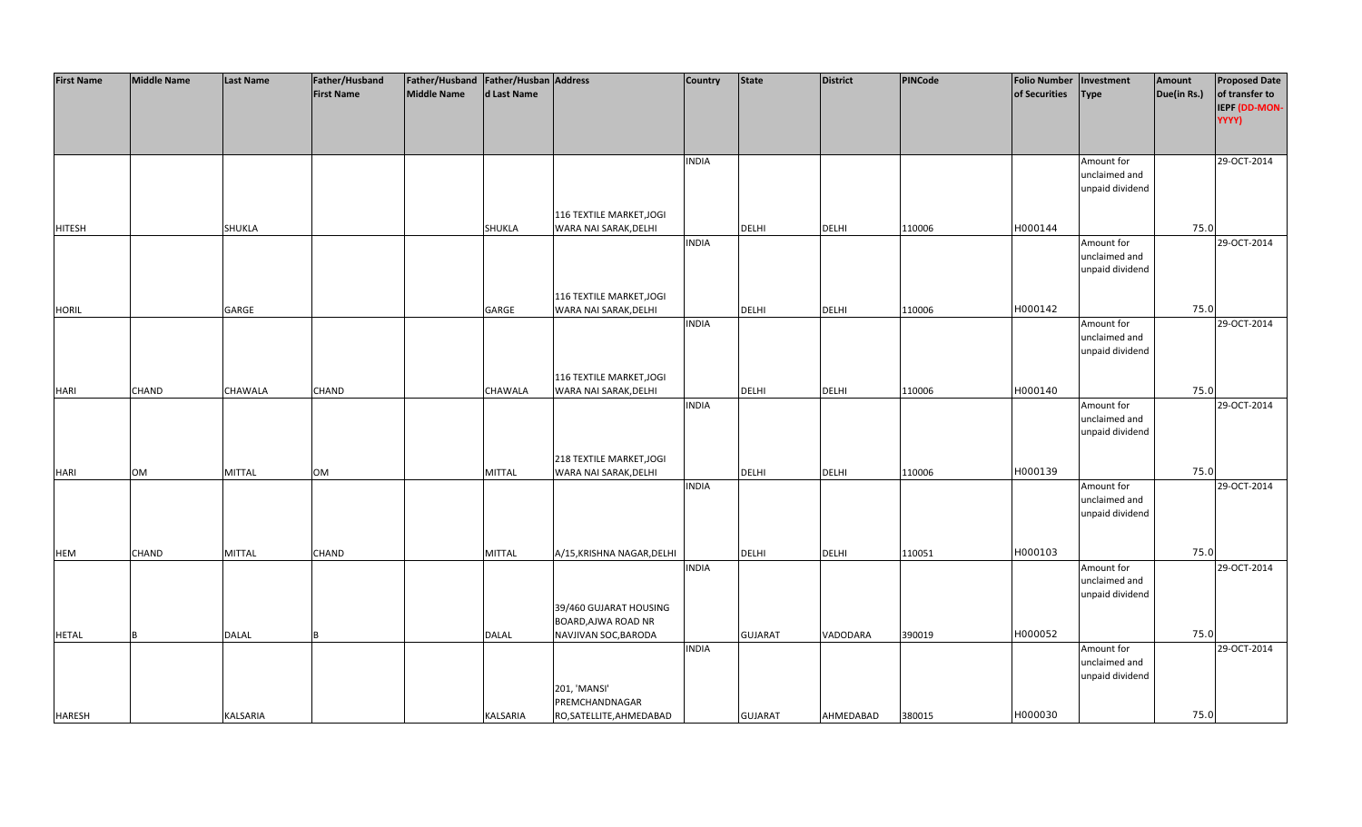| First Name | Middle Name | Last Name | Father/Husband First Name | Father/Husband Middle Name | Father/Husband Last Name | Address | Country | State | District | PINCode | Folio Number of Securities | Investment Type | Amount Due(in Rs.) | Proposed Date of transfer to IEPF (DD-MON-YYYY) |
|---|---|---|---|---|---|---|---|---|---|---|---|---|---|---|
| HITESH | | SHUKLA | | | SHUKLA | 116 TEXTILE MARKET,JOGI WARA NAI SARAK,DELHI | INDIA | DELHI | DELHI | 110006 | H000144 | Amount for unclaimed and unpaid dividend | 75.0 | 29-OCT-2014 |
| HORIL | | GARGE | | | GARGE | 116 TEXTILE MARKET,JOGI WARA NAI SARAK,DELHI | INDIA | DELHI | DELHI | 110006 | H000142 | Amount for unclaimed and unpaid dividend | 75.0 | 29-OCT-2014 |
| HARI | CHAND | CHAWALA | CHAND | | CHAWALA | 116 TEXTILE MARKET,JOGI WARA NAI SARAK,DELHI | INDIA | DELHI | DELHI | 110006 | H000140 | Amount for unclaimed and unpaid dividend | 75.0 | 29-OCT-2014 |
| HARI | OM | MITTAL | OM | | MITTAL | 218 TEXTILE MARKET,JOGI WARA NAI SARAK,DELHI | INDIA | DELHI | DELHI | 110006 | H000139 | Amount for unclaimed and unpaid dividend | 75.0 | 29-OCT-2014 |
| HEM | CHAND | MITTAL | CHAND | | MITTAL | A/15,KRISHNA NAGAR,DELHI | INDIA | DELHI | DELHI | 110051 | H000103 | Amount for unclaimed and unpaid dividend | 75.0 | 29-OCT-2014 |
| HETAL | B | DALAL | B | | DALAL | 39/460 GUJARAT HOUSING BOARD,AJWA ROAD NR NAVJIVAN SOC,BARODA | INDIA | GUJARAT | VADODARA | 390019 | H000052 | Amount for unclaimed and unpaid dividend | 75.0 | 29-OCT-2014 |
| HARESH | | KALSARIA | | | KALSARIA | 201, 'MANSI' PREMCHANDNAGAR RO,SATELLITE,AHMEDABAD | INDIA | GUJARAT | AHMEDABAD | 380015 | H000030 | Amount for unclaimed and unpaid dividend | 75.0 | 29-OCT-2014 |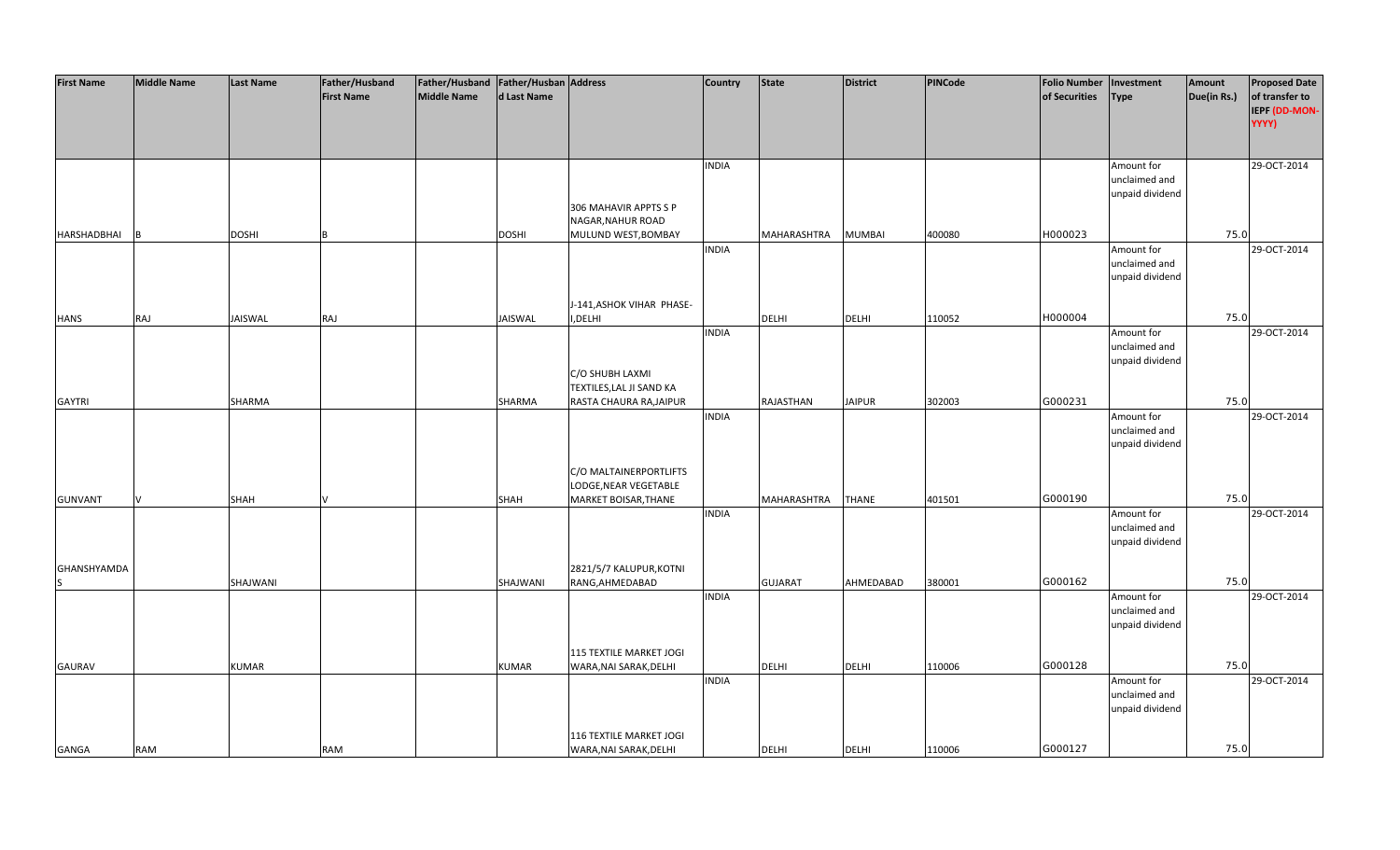| First Name | Middle Name | Last Name | Father/Husband First Name | Father/Husband Middle Name | Father/Husband Last Name | Address | Country | State | District | PINCode | Folio Number of Securities | Investment Type | Amount Due(in Rs.) | Proposed Date of transfer to IEPF (DD-MON-YYYY) |
|---|---|---|---|---|---|---|---|---|---|---|---|---|---|---|
| HARSHADBHAI | B | DOSHI | B | | DOSHI | 306 MAHAVIR APPTS S P NAGAR,NAHUR ROAD MULUND WEST,BOMBAY | INDIA | MAHARASHTRA | MUMBAI | 400080 | H000023 | Amount for unclaimed and unpaid dividend | 75.0 | 29-OCT-2014 |
| HANS | RAJ | JAISWAL | RAJ | | JAISWAL | J-141,ASHOK VIHAR PHASE-I,DELHI | INDIA | DELHI | DELHI | 110052 | H000004 | Amount for unclaimed and unpaid dividend | 75.0 | 29-OCT-2014 |
| GAYTRI | | SHARMA | | | SHARMA | C/O SHUBH LAXMI TEXTILES,LAL JI SAND KA RASTA CHAURA RA,JAIPUR | INDIA | RAJASTHAN | JAIPUR | 302003 | G000231 | Amount for unclaimed and unpaid dividend | 75.0 | 29-OCT-2014 |
| GUNVANT | V | SHAH | V | | SHAH | C/O MALTAINERPORTLIFTS LODGE,NEAR VEGETABLE MARKET BOISAR,THANE | INDIA | MAHARASHTRA | THANE | 401501 | G000190 | Amount for unclaimed and unpaid dividend | 75.0 | 29-OCT-2014 |
| GHANSHYAMDAS | | SHAJWANI | | | SHAJWANI | 2821/5/7 KALUPUR,KOTNI RANG,AHMEDABAD | INDIA | GUJARAT | AHMEDABAD | 380001 | G000162 | Amount for unclaimed and unpaid dividend | 75.0 | 29-OCT-2014 |
| GAURAV | | KUMAR | | | KUMAR | 115 TEXTILE MARKET JOGI WARA,NAI SARAK,DELHI | INDIA | DELHI | DELHI | 110006 | G000128 | Amount for unclaimed and unpaid dividend | 75.0 | 29-OCT-2014 |
| GANGA | RAM | | RAM | | | 116 TEXTILE MARKET JOGI WARA,NAI SARAK,DELHI | INDIA | DELHI | DELHI | 110006 | G000127 | Amount for unclaimed and unpaid dividend | 75.0 | 29-OCT-2014 |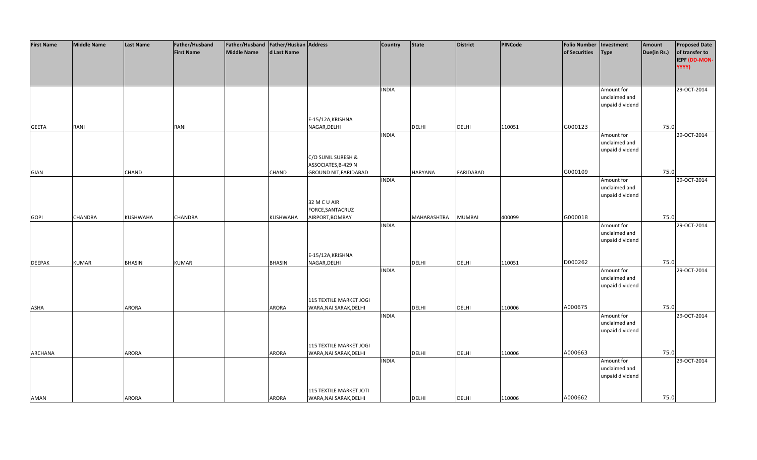| First Name | Middle Name | Last Name | Father/Husband First Name | Father/Husband Middle Name | Father/Husband Last Name | Address | Country | State | District | PINCode | Folio Number of Securities | Investment Type | Amount Due(in Rs.) | Proposed Date of transfer to IEPF (DD-MON-YYYY) |
|---|---|---|---|---|---|---|---|---|---|---|---|---|---|---|
| GEETA | RANI | | RANI | | | E-15/12A,KRISHNA NAGAR,DELHI | INDIA | DELHI | DELHI | 110051 | G000123 | Amount for unclaimed and unpaid dividend | 75.0 | 29-OCT-2014 |
| GIAN | | CHAND | | | CHAND | C/O SUNIL SURESH & ASSOCIATES,B-429 N GROUND NIT,FARIDABAD | INDIA | HARYANA | FARIDABAD | | G000109 | Amount for unclaimed and unpaid dividend | 75.0 | 29-OCT-2014 |
| GOPI | CHANDRA | KUSHWAHA | CHANDRA | | KUSHWAHA | 32 M C U AIR FORCE,SANTACRUZ AIRPORT,BOMBAY | INDIA | MAHARASHTRA | MUMBAI | 400099 | G000018 | Amount for unclaimed and unpaid dividend | 75.0 | 29-OCT-2014 |
| DEEPAK | KUMAR | BHASIN | KUMAR | | BHASIN | E-15/12A,KRISHNA NAGAR,DELHI | INDIA | DELHI | DELHI | 110051 | D000262 | Amount for unclaimed and unpaid dividend | 75.0 | 29-OCT-2014 |
| ASHA | | ARORA | | | ARORA | 115 TEXTILE MARKET JOGI WARA,NAI SARAK,DELHI | INDIA | DELHI | DELHI | 110006 | A000675 | Amount for unclaimed and unpaid dividend | 75.0 | 29-OCT-2014 |
| ARCHANA | | ARORA | | | ARORA | 115 TEXTILE MARKET JOGI WARA,NAI SARAK,DELHI | INDIA | DELHI | DELHI | 110006 | A000663 | Amount for unclaimed and unpaid dividend | 75.0 | 29-OCT-2014 |
| AMAN | | ARORA | | | ARORA | 115 TEXTILE MARKET JOTI WARA,NAI SARAK,DELHI | INDIA | DELHI | DELHI | 110006 | A000662 | Amount for unclaimed and unpaid dividend | 75.0 | 29-OCT-2014 |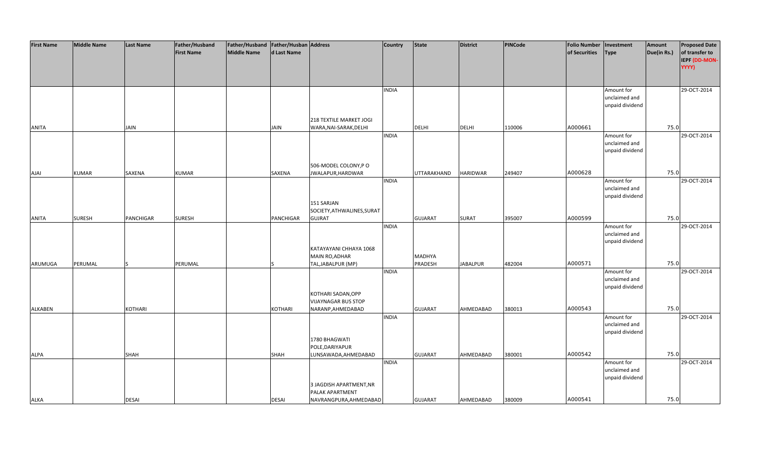| First Name | Middle Name | Last Name | Father/Husband First Name | Father/Husband Middle Name | Father/Husband Last Name | Address | Country | State | District | PINCode | Folio Number of Securities | Investment Type | Amount Due(in Rs.) | Proposed Date of transfer to IEPF (DD-MON-YYYY) |
|---|---|---|---|---|---|---|---|---|---|---|---|---|---|---|
| ANITA | | JAIN | | | JAIN | 218 TEXTILE MARKET JOGI WARA,NAI-SARAK,DELHI | INDIA | DELHI | DELHI | 110006 | A000661 | Amount for unclaimed and unpaid dividend | 75.0 | 29-OCT-2014 |
| AJAI | KUMAR | SAXENA | KUMAR | | SAXENA | 506-MODEL COLONY,P O JWALAPUR,HARDWAR | INDIA | UTTARAKHAND | HARIDWAR | 249407 | A000628 | Amount for unclaimed and unpaid dividend | 75.0 | 29-OCT-2014 |
| ANITA | SURESH | PANCHIGAR | SURESH | | PANCHIGAR | 151 SARJAN SOCIETY,ATHWALINES,SURAT GUJRAT | INDIA | GUJARAT | SURAT | 395007 | A000599 | Amount for unclaimed and unpaid dividend | 75.0 | 29-OCT-2014 |
| ARUMUGA | PERUMAL | S | PERUMAL | | S | KATAYAYANI CHHAYA 1068 MAIN RO,ADHAR TAL,JABALPUR (MP) | INDIA | MADHYA PRADESH | JABALPUR | 482004 | A000571 | Amount for unclaimed and unpaid dividend | 75.0 | 29-OCT-2014 |
| ALKABEN | | KOTHARI | | | KOTHARI | KOTHARI SADAN,OPP VIJAYNAGAR BUS STOP NARANP,AHMEDABAD | INDIA | GUJARAT | AHMEDABAD | 380013 | A000543 | Amount for unclaimed and unpaid dividend | 75.0 | 29-OCT-2014 |
| ALPA | | SHAH | | | SHAH | 1780 BHAGWATI POLE,DARIYAPUR LUNSAWADA,AHMEDABAD | INDIA | GUJARAT | AHMEDABAD | 380001 | A000542 | Amount for unclaimed and unpaid dividend | 75.0 | 29-OCT-2014 |
| ALKA | | DESAI | | | DESAI | 3 JAGDISH APARTMENT,NR PALAK APARTMENT NAVRANGPURA,AHMEDABAD | INDIA | GUJARAT | AHMEDABAD | 380009 | A000541 | Amount for unclaimed and unpaid dividend | 75.0 | 29-OCT-2014 |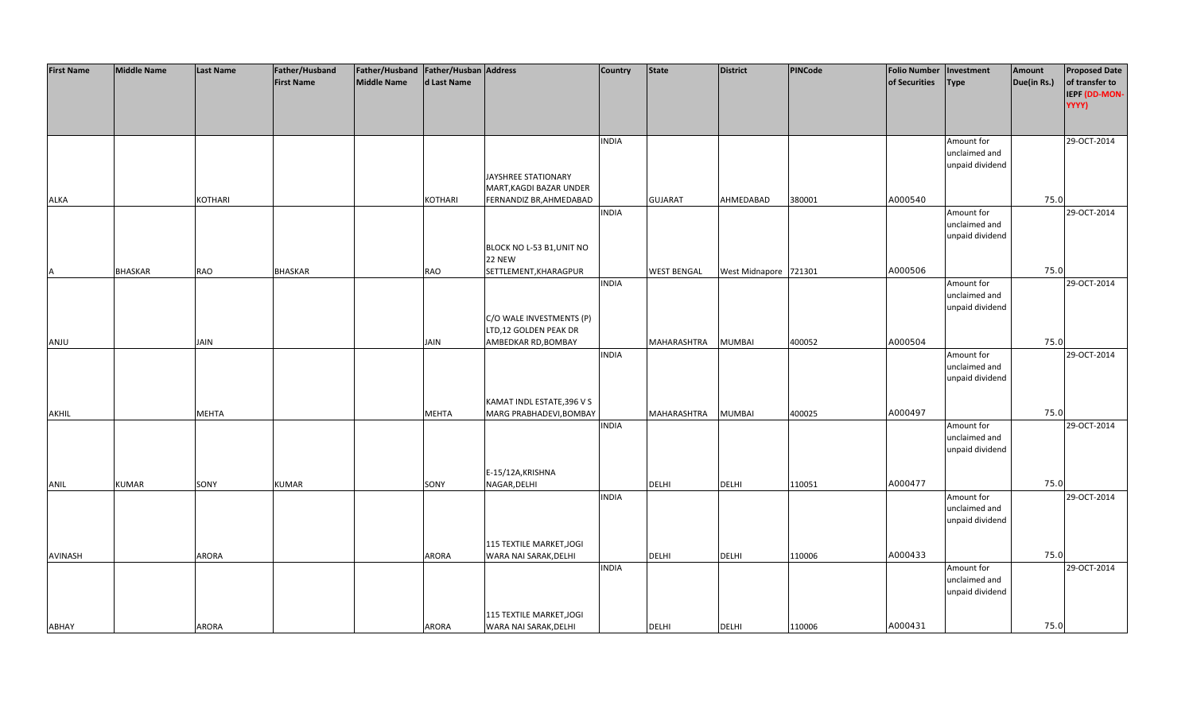| First Name | Middle Name | Last Name | Father/Husband First Name | Father/Husband Middle Name | Father/Husband Last Name | Address | Country | State | District | PINCode | Folio Number of Securities | Investment Type | Amount Due(in Rs.) | Proposed Date of transfer to IEPF (DD-MON-YYYY) |
|---|---|---|---|---|---|---|---|---|---|---|---|---|---|---|
| ALKA | | KOTHARI | | | KOTHARI | JAYSHREE STATIONARY MART,KAGDI BAZAR UNDER FERNANDIZ BR,AHMEDABAD | INDIA | GUJARAT | AHMEDABAD | 380001 | A000540 | Amount for unclaimed and unpaid dividend | 75.0 | 29-OCT-2014 |
| A | BHASKAR | RAO | BHASKAR | | RAO | BLOCK NO L-53 B1,UNIT NO 22 NEW SETTLEMENT,KHARAGPUR | INDIA | WEST BENGAL | West Midnapore | 721301 | A000506 | Amount for unclaimed and unpaid dividend | 75.0 | 29-OCT-2014 |
| ANJU | | JAIN | | | JAIN | C/O WALE INVESTMENTS (P) LTD,12 GOLDEN PEAK DR AMBEDKAR RD,BOMBAY | INDIA | MAHARASHTRA | MUMBAI | 400052 | A000504 | Amount for unclaimed and unpaid dividend | 75.0 | 29-OCT-2014 |
| AKHIL | | MEHTA | | | MEHTA | KAMAT INDL ESTATE,396 V S MARG PRABHADEVI,BOMBAY | INDIA | MAHARASHTRA | MUMBAI | 400025 | A000497 | Amount for unclaimed and unpaid dividend | 75.0 | 29-OCT-2014 |
| ANIL | KUMAR | SONY | KUMAR | | SONY | E-15/12A,KRISHNA NAGAR,DELHI | INDIA | DELHI | DELHI | 110051 | A000477 | Amount for unclaimed and unpaid dividend | 75.0 | 29-OCT-2014 |
| AVINASH | | ARORA | | | ARORA | 115 TEXTILE MARKET,JOGI WARA NAI SARAK,DELHI | INDIA | DELHI | DELHI | 110006 | A000433 | Amount for unclaimed and unpaid dividend | 75.0 | 29-OCT-2014 |
| ABHAY | | ARORA | | | ARORA | 115 TEXTILE MARKET,JOGI WARA NAI SARAK,DELHI | INDIA | DELHI | DELHI | 110006 | A000431 | Amount for unclaimed and unpaid dividend | 75.0 | 29-OCT-2014 |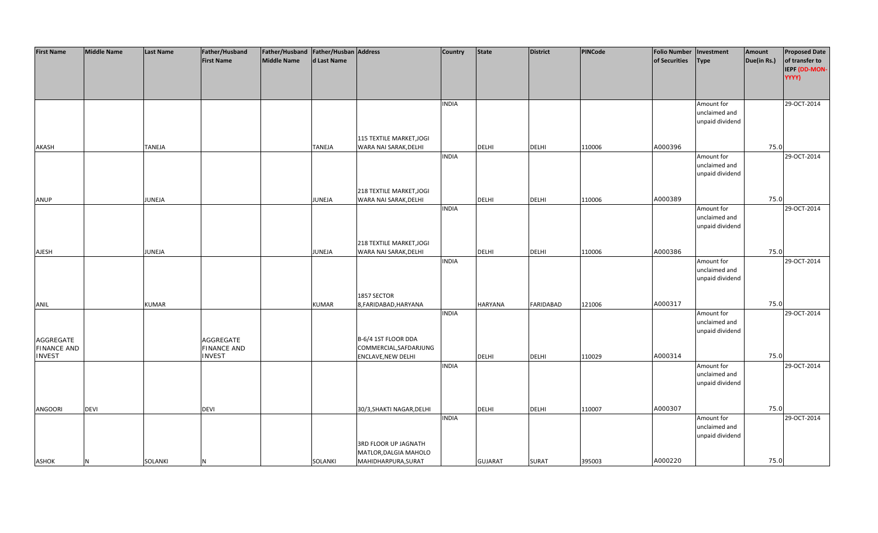| First Name | Middle Name | Last Name | Father/Husband First Name | Father/Husband Middle Name | Father/Husband Last Name | Address | Country | State | District | PINCode | Folio Number of Securities | Investment Type | Amount Due(in Rs.) | Proposed Date of transfer to IEPF (DD-MON-YYYY) |
|---|---|---|---|---|---|---|---|---|---|---|---|---|---|---|
| AKASH | | TANEJA | | | TANEJA | 115 TEXTILE MARKET,JOGI WARA NAI SARAK,DELHI | INDIA | DELHI | DELHI | 110006 | A000396 | Amount for unclaimed and unpaid dividend | 75.0 | 29-OCT-2014 |
| ANUP | | JUNEJA | | | JUNEJA | 218 TEXTILE MARKET,JOGI WARA NAI SARAK,DELHI | INDIA | DELHI | DELHI | 110006 | A000389 | Amount for unclaimed and unpaid dividend | 75.0 | 29-OCT-2014 |
| AJESH | | JUNEJA | | | JUNEJA | 218 TEXTILE MARKET,JOGI WARA NAI SARAK,DELHI | INDIA | DELHI | DELHI | 110006 | A000386 | Amount for unclaimed and unpaid dividend | 75.0 | 29-OCT-2014 |
| ANIL | | KUMAR | | | KUMAR | 1857 SECTOR 8,FARIDABAD,HARYANA | INDIA | HARYANA | FARIDABAD | 121006 | A000317 | Amount for unclaimed and unpaid dividend | 75.0 | 29-OCT-2014 |
| AGGREGATE FINANCE AND INVEST | | | AGGREGATE FINANCE AND INVEST | | | B-6/4 1ST FLOOR DDA COMMERCIAL,SAFDARJUNG ENCLAVE,NEW DELHI | INDIA | DELHI | DELHI | 110029 | A000314 | Amount for unclaimed and unpaid dividend | 75.0 | 29-OCT-2014 |
| ANGOORI | DEVI | | DEVI | | | 30/3,SHAKTI NAGAR,DELHI | INDIA | DELHI | DELHI | 110007 | A000307 | Amount for unclaimed and unpaid dividend | 75.0 | 29-OCT-2014 |
| ASHOK | N | SOLANKI | N | | SOLANKI | 3RD FLOOR UP JAGNATH MATLOR,DALGIA MAHOLO MAHIDHARPURA,SURAT | INDIA | GUJARAT | SURAT | 395003 | A000220 | Amount for unclaimed and unpaid dividend | 75.0 | 29-OCT-2014 |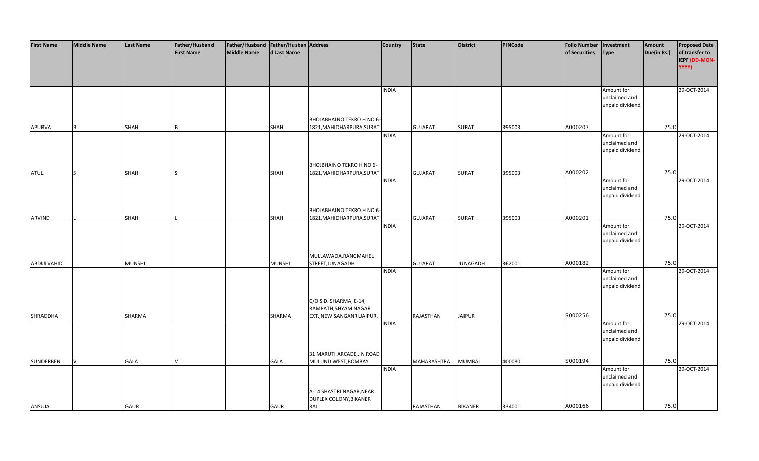| First Name | Middle Name | Last Name | Father/Husband First Name | Father/Husband Middle Name | Father/Husband Last Name | Address | Country | State | District | PINCode | Folio Number of Securities | Investment Type | Amount Due(in Rs.) | Proposed Date of transfer to IEPF (DD-MON-YYYY) |
|---|---|---|---|---|---|---|---|---|---|---|---|---|---|---|
| APURVA | B | SHAH | B | | SHAH | BHOJABHAINO TEKRO H NO 6-1821,MAHIDHARPURA,SURAT | INDIA | GUJARAT | SURAT | 395003 | A000207 | Amount for unclaimed and unpaid dividend | 75.0 | 29-OCT-2014 |
| ATUL | S | SHAH | S | | SHAH | BHOJBHAINO TEKRO H NO 6-1821,MAHIDHARPURA,SURAT | INDIA | GUJARAT | SURAT | 395003 | A000202 | Amount for unclaimed and unpaid dividend | 75.0 | 29-OCT-2014 |
| ARVIND | L | SHAH | L | | SHAH | BHOJABHAINO TEKRO H NO 6-1821,MAHIDHARPURA,SURAT | INDIA | GUJARAT | SURAT | 395003 | A000201 | Amount for unclaimed and unpaid dividend | 75.0 | 29-OCT-2014 |
| ABDULVAHID | | MUNSHI | | | MUNSHI | MULLAWADA,RANGMAHEL STREET,JUNAGADH | INDIA | GUJARAT | JUNAGADH | 362001 | A000182 | Amount for unclaimed and unpaid dividend | 75.0 | 29-OCT-2014 |
| SHRADDHA | | SHARMA | | | SHARMA | C/O S.D. SHARMA, E-14, RAMPATH,SHYAM NAGAR EXT.,NEW SANGANRI,JAIPUR, | INDIA | RAJASTHAN | JAIPUR | | S000256 | Amount for unclaimed and unpaid dividend | 75.0 | 29-OCT-2014 |
| SUNDERBEN | V | GALA | V | | GALA | 31 MARUTI ARCADE,J N ROAD MULUND WEST,BOMBAY | INDIA | MAHARASHTRA | MUMBAI | 400080 | S000194 | Amount for unclaimed and unpaid dividend | 75.0 | 29-OCT-2014 |
| ANSUIA | | GAUR | | | GAUR | A-14 SHASTRI NAGAR,NEAR DUPLEX COLONY,BIKANER RAJ | INDIA | RAJASTHAN | BIKANER | 334001 | A000166 | Amount for unclaimed and unpaid dividend | 75.0 | 29-OCT-2014 |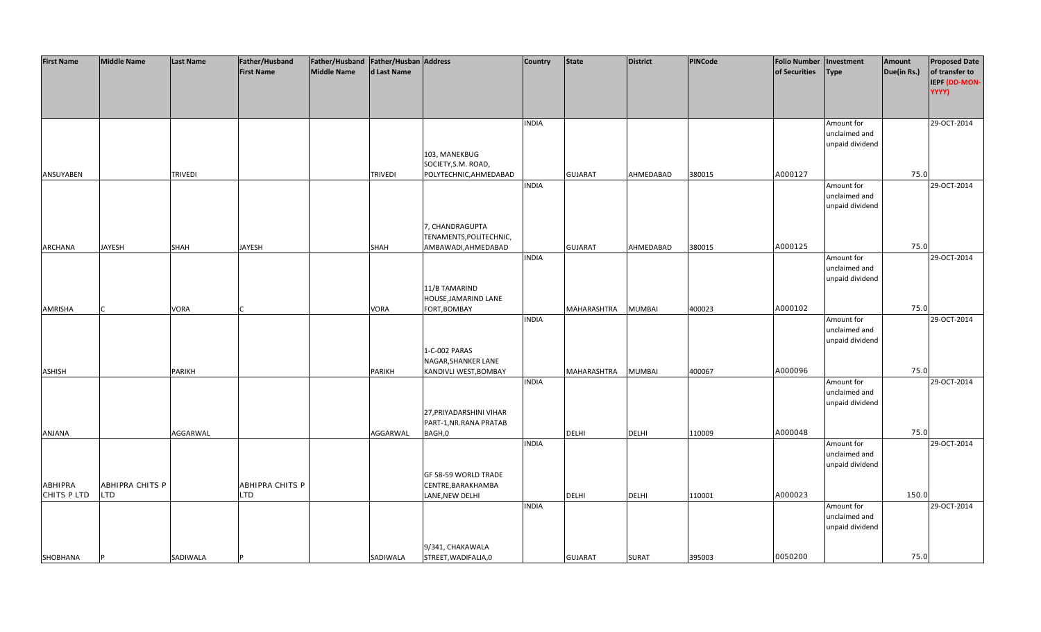| First Name | Middle Name | Last Name | Father/Husband First Name | Father/Husband Middle Name | Father/Husband Last Name | Address | Country | State | District | PINCode | Folio Number of Securities | Investment Type | Amount Due(in Rs.) | Proposed Date of transfer to IEPF (DD-MON-YYYY) |
|---|---|---|---|---|---|---|---|---|---|---|---|---|---|---|
| ANSUYABEN | | TRIVEDI | | | TRIVEDI | 103, MANEKBUG SOCIETY,S.M. ROAD, POLYTECHNIC,AHMEDABAD | INDIA | GUJARAT | AHMEDABAD | 380015 | A000127 | Amount for unclaimed and unpaid dividend | 75.0 | 29-OCT-2014 |
| ARCHANA | JAYESH | SHAH | JAYESH | | SHAH | 7, CHANDRAGUPTA TENAMENTS,POLITECHNIC, AMBAWADI,AHMEDABAD | INDIA | GUJARAT | AHMEDABAD | 380015 | A000125 | Amount for unclaimed and unpaid dividend | 75.0 | 29-OCT-2014 |
| AMRISHA | C | VORA | C | | VORA | 11/B TAMARIND HOUSE,JAMARIND LANE FORT,BOMBAY | INDIA | MAHARASHTRA | MUMBAI | 400023 | A000102 | Amount for unclaimed and unpaid dividend | 75.0 | 29-OCT-2014 |
| ASHISH | | PARIKH | | | PARIKH | 1-C-002 PARAS NAGAR,SHANKER LANE KANDIVLI WEST,BOMBAY | INDIA | MAHARASHTRA | MUMBAI | 400067 | A000096 | Amount for unclaimed and unpaid dividend | 75.0 | 29-OCT-2014 |
| ANJANA | | AGGARWAL | | | AGGARWAL | 27,PRIYADARSHINI VIHAR PART-1,NR.RANA PRATAB BAGH,0 | INDIA | DELHI | DELHI | 110009 | A000048 | Amount for unclaimed and unpaid dividend | 75.0 | 29-OCT-2014 |
| ABHIPRA CHITS P LTD | ABHIPRA CHITS P LTD | | ABHIPRA CHITS P LTD | | | GF 58-59 WORLD TRADE CENTRE,BARAKHAMBA LANE,NEW DELHI | INDIA | DELHI | DELHI | 110001 | A000023 | Amount for unclaimed and unpaid dividend | 150.0 | 29-OCT-2014 |
| SHOBHANA | P | SADIWALA | P | | SADIWALA | 9/341, CHAKAWALA STREET,WADIFALIA,0 | INDIA | GUJARAT | SURAT | 395003 | 0050200 | Amount for unclaimed and unpaid dividend | 75.0 | 29-OCT-2014 |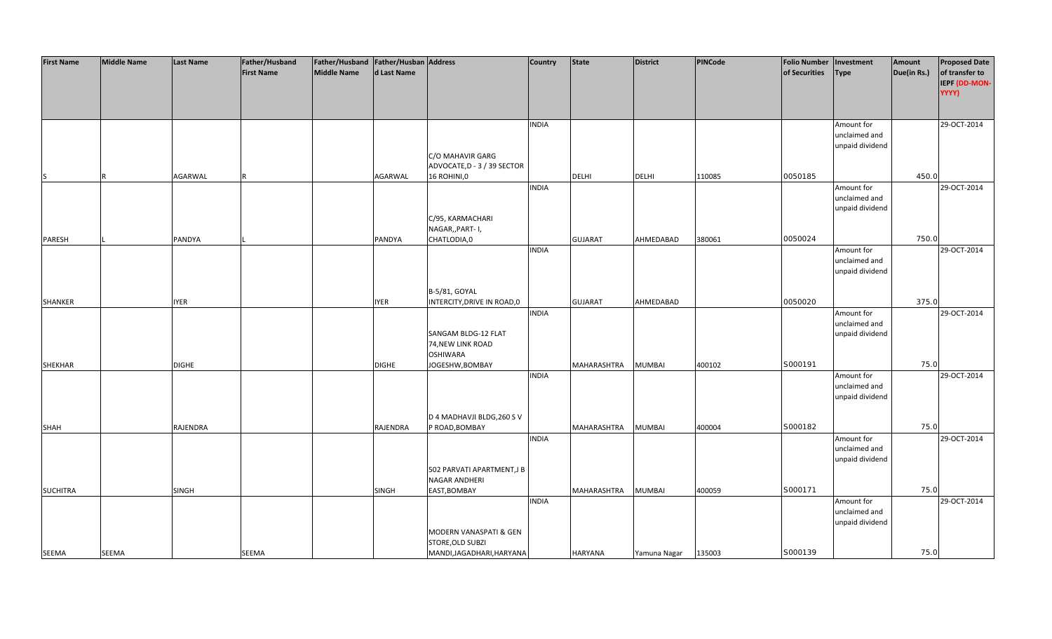| First Name | Middle Name | Last Name | Father/Husband First Name | Father/Husband Middle Name | Father/Husband Last Name | Address | Country | State | District | PINCode | Folio Number of Securities | Investment Type | Amount Due(in Rs.) | Proposed Date of transfer to IEPF (DD-MON-YYYY) |
|---|---|---|---|---|---|---|---|---|---|---|---|---|---|---|
| S | R | AGARWAL | R | | AGARWAL | C/O MAHAVIR GARG ADVOCATE,D - 3 / 39 SECTOR 16 ROHINI,0 | INDIA | DELHI | DELHI | 110085 | 0050185 | Amount for unclaimed and unpaid dividend | 450.0 | 29-OCT-2014 |
| PARESH | L | PANDYA | L | | PANDYA | C/95, KARMACHARI NAGAR,,PART- I, CHATLODIA,0 | INDIA | GUJARAT | AHMEDABAD | 380061 | 0050024 | Amount for unclaimed and unpaid dividend | 750.0 | 29-OCT-2014 |
| SHANKER | | IYER | | | IYER | B-5/81, GOYAL INTERCITY,DRIVE IN ROAD,0 | INDIA | GUJARAT | AHMEDABAD | | 0050020 | Amount for unclaimed and unpaid dividend | 375.0 | 29-OCT-2014 |
| SHEKHAR | | DIGHE | | | DIGHE | SANGAM BLDG-12 FLAT 74,NEW LINK ROAD OSHIWARA JOGESHW,BOMBAY | INDIA | MAHARASHTRA | MUMBAI | 400102 | S000191 | Amount for unclaimed and unpaid dividend | 75.0 | 29-OCT-2014 |
| SHAH | | RAJENDRA | | | RAJENDRA | D 4 MADHAVJI BLDG,260 S V P ROAD,BOMBAY | INDIA | MAHARASHTRA | MUMBAI | 400004 | S000182 | Amount for unclaimed and unpaid dividend | 75.0 | 29-OCT-2014 |
| SUCHITRA | | SINGH | | | SINGH | 502 PARVATI APARTMENT,J B NAGAR ANDHERI EAST,BOMBAY | INDIA | MAHARASHTRA | MUMBAI | 400059 | S000171 | Amount for unclaimed and unpaid dividend | 75.0 | 29-OCT-2014 |
| SEEMA | SEEMA | | SEEMA | | | MODERN VANASPATI & GEN STORE,OLD SUBZI MANDI,JAGADHARI,HARYANA | INDIA | HARYANA | Yamuna Nagar | 135003 | S000139 | Amount for unclaimed and unpaid dividend | 75.0 | 29-OCT-2014 |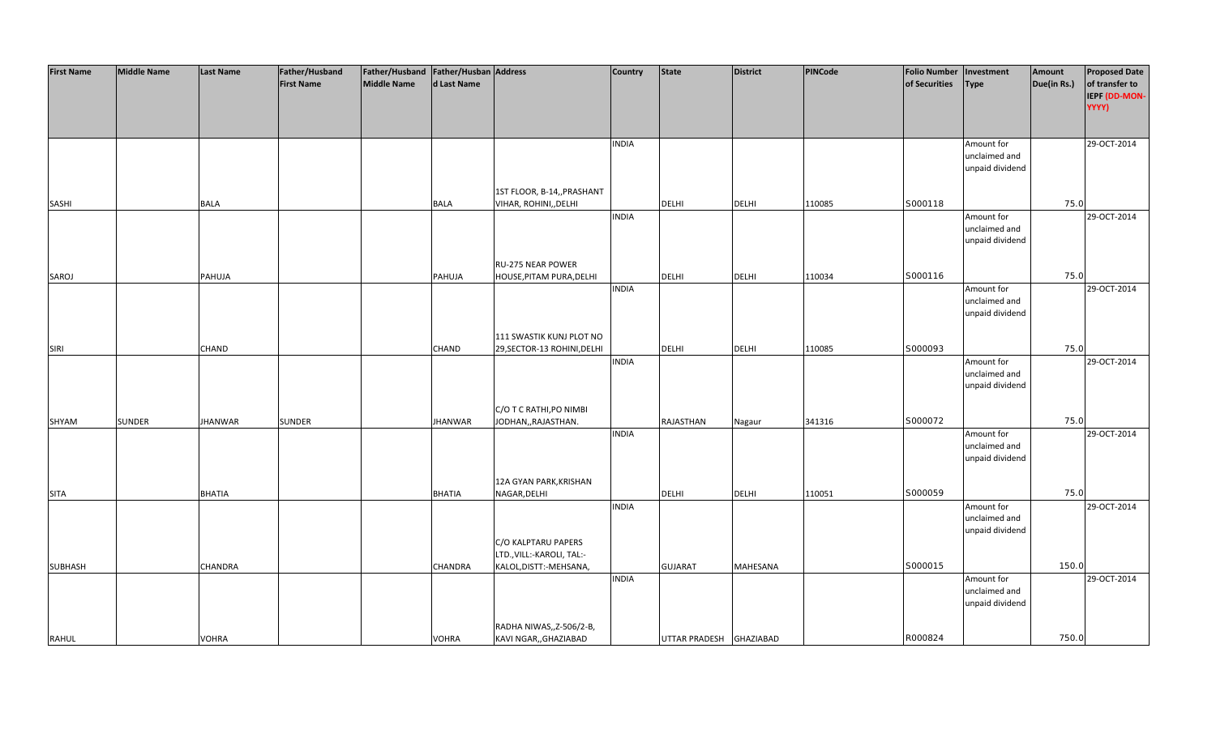| First Name | Middle Name | Last Name | Father/Husband First Name | Father/Husband Middle Name | Father/Husband Last Name | Address | Country | State | District | PINCode | Folio Number of Securities | Investment Type | Amount Due(in Rs.) | Proposed Date of transfer to IEPF (DD-MON-YYYY) |
|---|---|---|---|---|---|---|---|---|---|---|---|---|---|---|
| SASHI | | BALA | | | BALA | 1ST FLOOR, B-14,,PRASHANT VIHAR, ROHINI,,DELHI | INDIA | DELHI | DELHI | 110085 | S000118 | Amount for unclaimed and unpaid dividend | 75.0 | 29-OCT-2014 |
| SAROJ | | PAHUJA | | | PAHUJA | RU-275 NEAR POWER HOUSE,PITAM PURA,DELHI | INDIA | DELHI | DELHI | 110034 | S000116 | Amount for unclaimed and unpaid dividend | 75.0 | 29-OCT-2014 |
| SIRI | | CHAND | | | CHAND | 111 SWASTIK KUNJ PLOT NO 29,SECTOR-13 ROHINI,DELHI | INDIA | DELHI | DELHI | 110085 | S000093 | Amount for unclaimed and unpaid dividend | 75.0 | 29-OCT-2014 |
| SHYAM | SUNDER | JHANWAR | SUNDER | | JHANWAR | C/O T C RATHI,PO NIMBI JODHAN,,RAJASTHAN. | INDIA | RAJASTHAN | Nagaur | 341316 | S000072 | Amount for unclaimed and unpaid dividend | 75.0 | 29-OCT-2014 |
| SITA | | BHATIA | | | BHATIA | 12A GYAN PARK,KRISHAN NAGAR,DELHI | INDIA | DELHI | DELHI | 110051 | S000059 | Amount for unclaimed and unpaid dividend | 75.0 | 29-OCT-2014 |
| SUBHASH | | CHANDRA | | | CHANDRA | C/O KALPTARU PAPERS LTD.,VILL:-KAROLI, TAL:-KALOL,DISTT:-MEHSANA, | INDIA | GUJARAT | MAHESANA | | S000015 | Amount for unclaimed and unpaid dividend | 150.0 | 29-OCT-2014 |
| RAHUL | | VOHRA | | | VOHRA | RADHA NIWAS,,Z-506/2-B, KAVI NAGAR,,GHAZIABAD | INDIA | UTTAR PRADESH | GHAZIABAD | | R000824 | Amount for unclaimed and unpaid dividend | 750.0 | 29-OCT-2014 |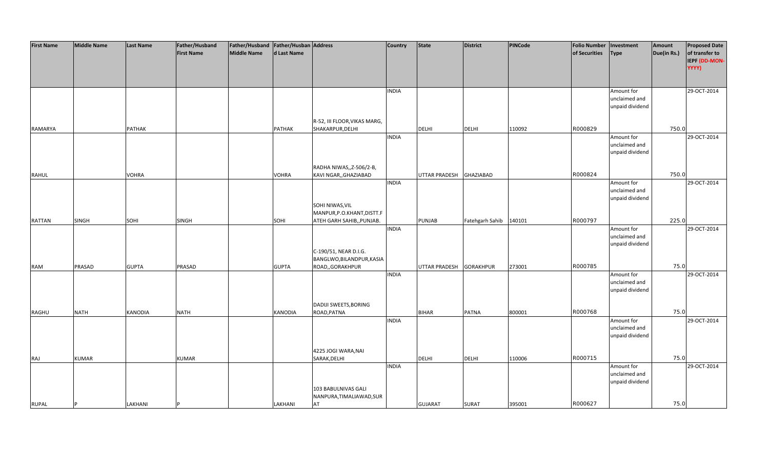| First Name | Middle Name | Last Name | Father/Husband First Name | Father/Husband Middle Name | Father/Husband Last Name | Address | Country | State | District | PINCode | Folio Number of Securities | Investment Type | Amount Due(in Rs.) | Proposed Date of transfer to IEPF (DD-MON-YYYY) |
|---|---|---|---|---|---|---|---|---|---|---|---|---|---|---|
| RAMARYA | | PATHAK | | | PATHAK | R-52, III FLOOR,VIKAS MARG, SHAKARPUR,DELHI | INDIA | DELHI | DELHI | 110092 | R000829 | Amount for unclaimed and unpaid dividend | 750.0 | 29-OCT-2014 |
| RAHUL | | VOHRA | | | VOHRA | RADHA NIWAS,,Z-506/2-B, KAVI NAGAR,,GHAZIABAD | INDIA | UTTAR PRADESH | GHAZIABAD | | R000824 | Amount for unclaimed and unpaid dividend | 750.0 | 29-OCT-2014 |
| RATTAN | SINGH | SOHI | SINGH | | SOHI | SOHI NIWAS,VIL MANPUR,P.O.KHANT,DISTT.F ATEH GARH SAHIB,,PUNJAB. | INDIA | PUNJAB | Fatehgarh Sahib | 140101 | R000797 | Amount for unclaimed and unpaid dividend | 225.0 | 29-OCT-2014 |
| RAM | PRASAD | GUPTA | PRASAD | | GUPTA | C-190/51, NEAR D.I.G. BANGLWO,BILANDPUR,KASIA ROAD,,GORAKHPUR | INDIA | UTTAR PRADESH | GORAKHPUR | 273001 | R000785 | Amount for unclaimed and unpaid dividend | 75.0 | 29-OCT-2014 |
| RAGHU | NATH | KANODIA | NATH | | KANODIA | DADIJI SWEETS,BORING ROAD,PATNA | INDIA | BIHAR | PATNA | 800001 | R000768 | Amount for unclaimed and unpaid dividend | 75.0 | 29-OCT-2014 |
| RAJ | KUMAR | | KUMAR | | | 4225 JOGI WARA,NAI SARAK,DELHI | INDIA | DELHI | DELHI | 110006 | R000715 | Amount for unclaimed and unpaid dividend | 75.0 | 29-OCT-2014 |
| RUPAL | P | LAKHANI | P | | LAKHANI | 103 BABULNIVAS GALI NANPURA,TIMALIAWAD,SUR AT | INDIA | GUJARAT | SURAT | 395001 | R000627 | Amount for unclaimed and unpaid dividend | 75.0 | 29-OCT-2014 |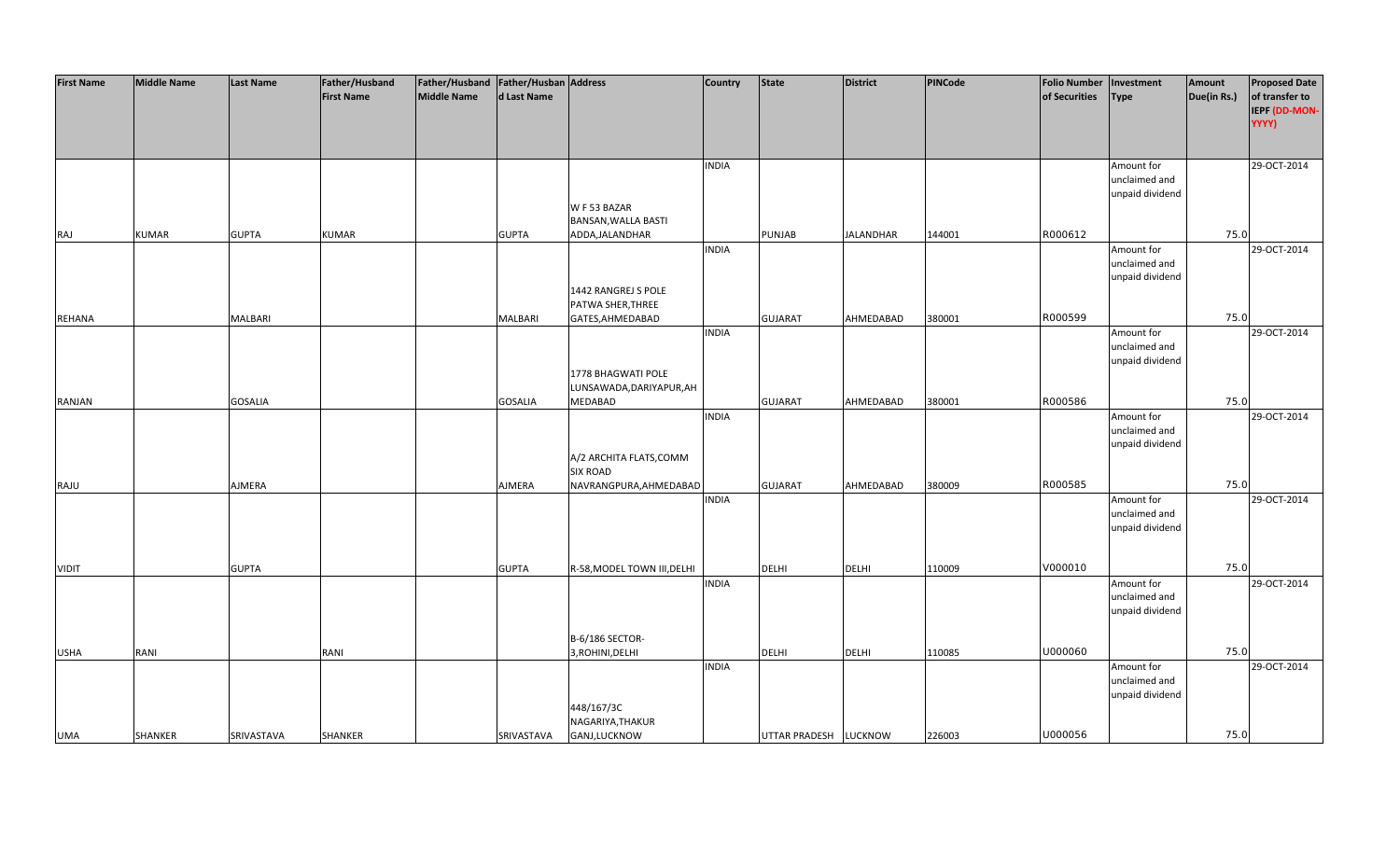| First Name | Middle Name | Last Name | Father/Husband First Name | Father/Husband Middle Name | Father/Husband Last Name | Address | Country | State | District | PINCode | Folio Number of Securities | Investment Type | Amount Due(in Rs.) | Proposed Date of transfer to IEPF (DD-MON-YYYY) |
|---|---|---|---|---|---|---|---|---|---|---|---|---|---|---|
| RAJ | KUMAR | GUPTA | KUMAR | | GUPTA | W F 53 BAZAR BANSAN,WALLA BASTI ADDA,JALANDHAR | INDIA | PUNJAB | JALANDHAR | 144001 | R000612 | Amount for unclaimed and unpaid dividend | 75.0 | 29-OCT-2014 |
| REHANA | | MALBARI | | | MALBARI | 1442 RANGREJ S POLE PATWA SHER,THREE GATES,AHMEDABAD | INDIA | GUJARAT | AHMEDABAD | 380001 | R000599 | Amount for unclaimed and unpaid dividend | 75.0 | 29-OCT-2014 |
| RANJAN | | GOSALIA | | | GOSALIA | 1778 BHAGWATI POLE LUNSAWADA,DARIYAPUR,AHMEDABAD | INDIA | GUJARAT | AHMEDABAD | 380001 | R000586 | Amount for unclaimed and unpaid dividend | 75.0 | 29-OCT-2014 |
| RAJU | | AJMERA | | | AJMERA | A/2 ARCHITA FLATS,COMM SIX ROAD NAVRANGPURA,AHMEDABAD | INDIA | GUJARAT | AHMEDABAD | 380009 | R000585 | Amount for unclaimed and unpaid dividend | 75.0 | 29-OCT-2014 |
| VIDIT | | GUPTA | | | GUPTA | R-58,MODEL TOWN III,DELHI | INDIA | DELHI | DELHI | 110009 | V000010 | Amount for unclaimed and unpaid dividend | 75.0 | 29-OCT-2014 |
| USHA | RANI | | RANI | | | B-6/186 SECTOR-3,ROHINI,DELHI | INDIA | DELHI | DELHI | 110085 | U000060 | Amount for unclaimed and unpaid dividend | 75.0 | 29-OCT-2014 |
| UMA | SHANKER | SRIVASTAVA | SHANKER | | SRIVASTAVA | 448/167/3C NAGARIYA,THAKUR GANJ,LUCKNOW | INDIA | UTTAR PRADESH | LUCKNOW | 226003 | U000056 | Amount for unclaimed and unpaid dividend | 75.0 | 29-OCT-2014 |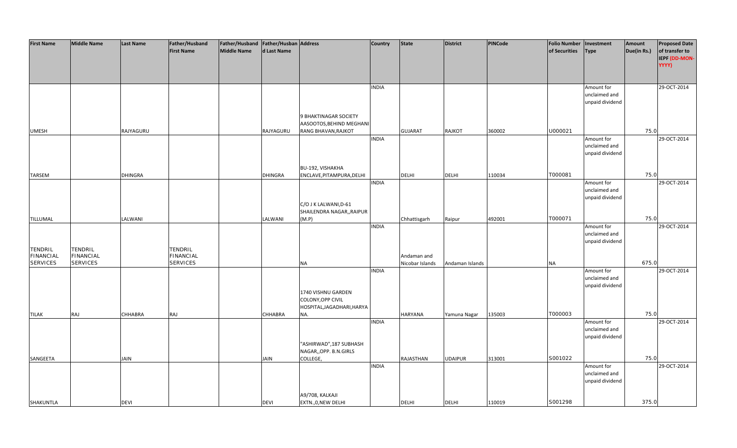| First Name | Middle Name | Last Name | Father/Husband First Name | Father/Husband Middle Name | Father/Husband Last Name | Address | Country | State | District | PINCode | Folio Number of Securities | Investment Type | Amount Due(in Rs.) | Proposed Date of transfer to IEPF (DD-MON-YYYY) |
|---|---|---|---|---|---|---|---|---|---|---|---|---|---|---|
| UMESH | | RAJYAGURU | | | RAJYAGURU | 9 BHAKTINAGAR SOCIETY AASOOTOS,BEHIND MEGHANI RANG BHAVAN,RAJKOT | INDIA | GUJARAT | RAJKOT | 360002 | U000021 | Amount for unclaimed and unpaid dividend | 75.0 | 29-OCT-2014 |
| TARSEM | | DHINGRA | | | DHINGRA | BU-192, VISHAKHA ENCLAVE,PITAMPURA,DELHI | INDIA | DELHI | DELHI | 110034 | T000081 | Amount for unclaimed and unpaid dividend | 75.0 | 29-OCT-2014 |
| TILLUMAL | | LALWANI | | | LALWANI | C/O J K LALWANI,D-61 SHAILENDRA NAGAR,,RAIPUR (M.P) | INDIA | Chhattisgarh | Raipur | 492001 | T000071 | Amount for unclaimed and unpaid dividend | 75.0 | 29-OCT-2014 |
| TENDRIL FINANCIAL SERVICES | TENDRIL FINANCIAL SERVICES | | TENDRIL FINANCIAL SERVICES | | | NA | INDIA | Andaman and Nicobar Islands | Andaman Islands | | NA | Amount for unclaimed and unpaid dividend | 675.0 | 29-OCT-2014 |
| TILAK | RAJ | CHHABRA | RAJ | | CHHABRA | 1740 VISHNU GARDEN COLONY,OPP CIVIL HOSPITAL,JAGADHARI,HARYANA. | INDIA | HARYANA | Yamuna Nagar | 135003 | T000003 | Amount for unclaimed and unpaid dividend | 75.0 | 29-OCT-2014 |
| SANGEETA | | JAIN | | | JAIN | "ASHIRWAD",187 SUBHASH NAGAR,,OPP. B.N.GIRLS COLLEGE, | INDIA | RAJASTHAN | UDAIPUR | 313001 | S001022 | Amount for unclaimed and unpaid dividend | 75.0 | 29-OCT-2014 |
| SHAKUNTLA | | DEVI | | | DEVI | A9/708, KALKAJI EXTN.,0,NEW DELHI | INDIA | DELHI | DELHI | 110019 | S001298 | Amount for unclaimed and unpaid dividend | 375.0 | 29-OCT-2014 |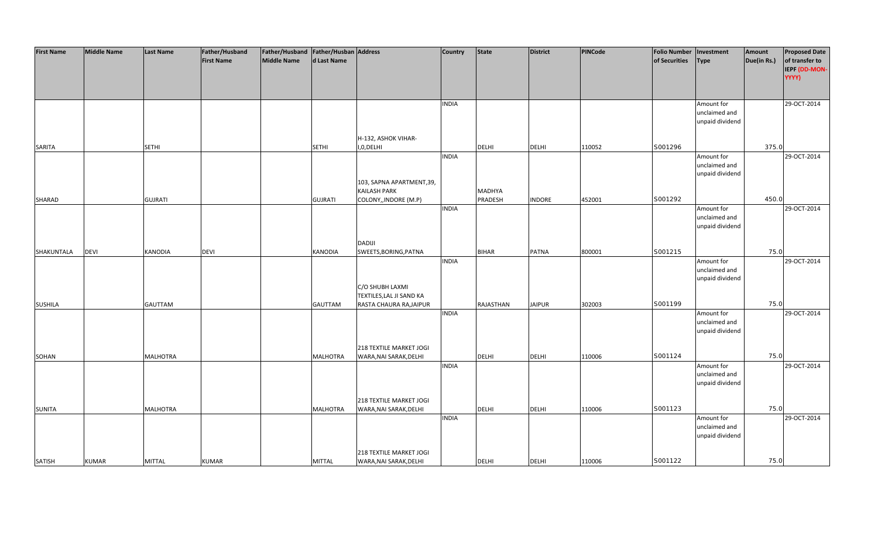| First Name | Middle Name | Last Name | Father/Husband First Name | Father/Husband Middle Name | Father/Husband Last Name | Address | Country | State | District | PINCode | Folio Number of Securities | Investment Type | Amount Due(in Rs.) | Proposed Date of transfer to IEPF (DD-MON-YYYY) |
|---|---|---|---|---|---|---|---|---|---|---|---|---|---|---|
| SARITA | | SETHI | | | SETHI | H-132, ASHOK VIHAR-I,0,DELHI | INDIA | DELHI | DELHI | 110052 | S001296 | Amount for unclaimed and unpaid dividend | 375.0 | 29-OCT-2014 |
| SHARAD | | GUJRATI | | | GUJRATI | 103, SAPNA APARTMENT,39, KAILASH PARK COLONY,,INDORE (M.P) | INDIA | MADHYA PRADESH | INDORE | 452001 | S001292 | Amount for unclaimed and unpaid dividend | 450.0 | 29-OCT-2014 |
| SHAKUNTALA | DEVI | KANODIA | DEVI | | KANODIA | DADIJI SWEETS,BORING,PATNA | INDIA | BIHAR | PATNA | 800001 | S001215 | Amount for unclaimed and unpaid dividend | 75.0 | 29-OCT-2014 |
| SUSHILA | | GAUTTAM | | | GAUTTAM | C/O SHUBH LAXMI TEXTILES,LAL JI SAND KA RASTA CHAURA RA,JAIPUR | INDIA | RAJASTHAN | JAIPUR | 302003 | S001199 | Amount for unclaimed and unpaid dividend | 75.0 | 29-OCT-2014 |
| SOHAN | | MALHOTRA | | | MALHOTRA | 218 TEXTILE MARKET JOGI WARA,NAI SARAK,DELHI | INDIA | DELHI | DELHI | 110006 | S001124 | Amount for unclaimed and unpaid dividend | 75.0 | 29-OCT-2014 |
| SUNITA | | MALHOTRA | | | MALHOTRA | 218 TEXTILE MARKET JOGI WARA,NAI SARAK,DELHI | INDIA | DELHI | DELHI | 110006 | S001123 | Amount for unclaimed and unpaid dividend | 75.0 | 29-OCT-2014 |
| SATISH | KUMAR | MITTAL | KUMAR | | MITTAL | 218 TEXTILE MARKET JOGI WARA,NAI SARAK,DELHI | INDIA | DELHI | DELHI | 110006 | S001122 | Amount for unclaimed and unpaid dividend | 75.0 | 29-OCT-2014 |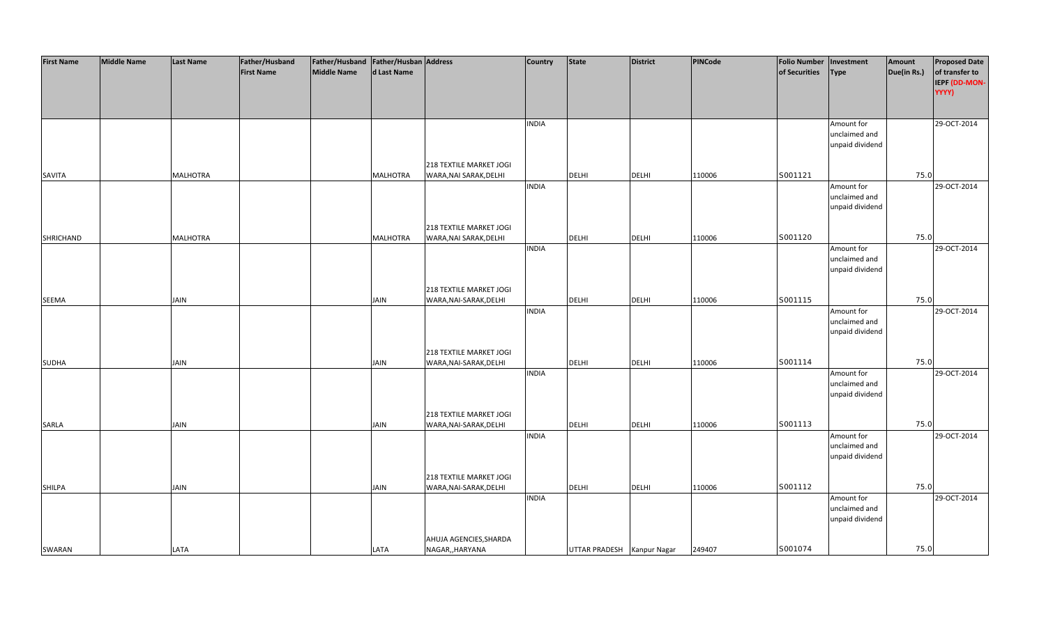| First Name | Middle Name | Last Name | Father/Husband First Name | Father/Husband Middle Name | Father/Husband Last Name | Address | Country | State | District | PINCode | Folio Number of Securities | Investment Type | Amount Due(in Rs.) | Proposed Date of transfer to IEPF (DD-MON-YYYY) |
|---|---|---|---|---|---|---|---|---|---|---|---|---|---|---|
| SAVITA | | MALHOTRA | | | MALHOTRA | 218 TEXTILE MARKET JOGI WARA,NAI SARAK,DELHI | INDIA | DELHI | DELHI | 110006 | S001121 | Amount for unclaimed and unpaid dividend | 75.0 | 29-OCT-2014 |
| SHRICHAND | | MALHOTRA | | | MALHOTRA | 218 TEXTILE MARKET JOGI WARA,NAI SARAK,DELHI | INDIA | DELHI | DELHI | 110006 | S001120 | Amount for unclaimed and unpaid dividend | 75.0 | 29-OCT-2014 |
| SEEMA | | JAIN | | | JAIN | 218 TEXTILE MARKET JOGI WARA,NAI-SARAK,DELHI | INDIA | DELHI | DELHI | 110006 | S001115 | Amount for unclaimed and unpaid dividend | 75.0 | 29-OCT-2014 |
| SUDHA | | JAIN | | | JAIN | 218 TEXTILE MARKET JOGI WARA,NAI-SARAK,DELHI | INDIA | DELHI | DELHI | 110006 | S001114 | Amount for unclaimed and unpaid dividend | 75.0 | 29-OCT-2014 |
| SARLA | | JAIN | | | JAIN | 218 TEXTILE MARKET JOGI WARA,NAI-SARAK,DELHI | INDIA | DELHI | DELHI | 110006 | S001113 | Amount for unclaimed and unpaid dividend | 75.0 | 29-OCT-2014 |
| SHILPA | | JAIN | | | JAIN | 218 TEXTILE MARKET JOGI WARA,NAI-SARAK,DELHI | INDIA | DELHI | DELHI | 110006 | S001112 | Amount for unclaimed and unpaid dividend | 75.0 | 29-OCT-2014 |
| SWARAN | | LATA | | | LATA | AHUJA AGENCIES,SHARDA NAGAR,,HARYANA | INDIA | UTTAR PRADESH | Kanpur Nagar | 249407 | S001074 | Amount for unclaimed and unpaid dividend | 75.0 | 29-OCT-2014 |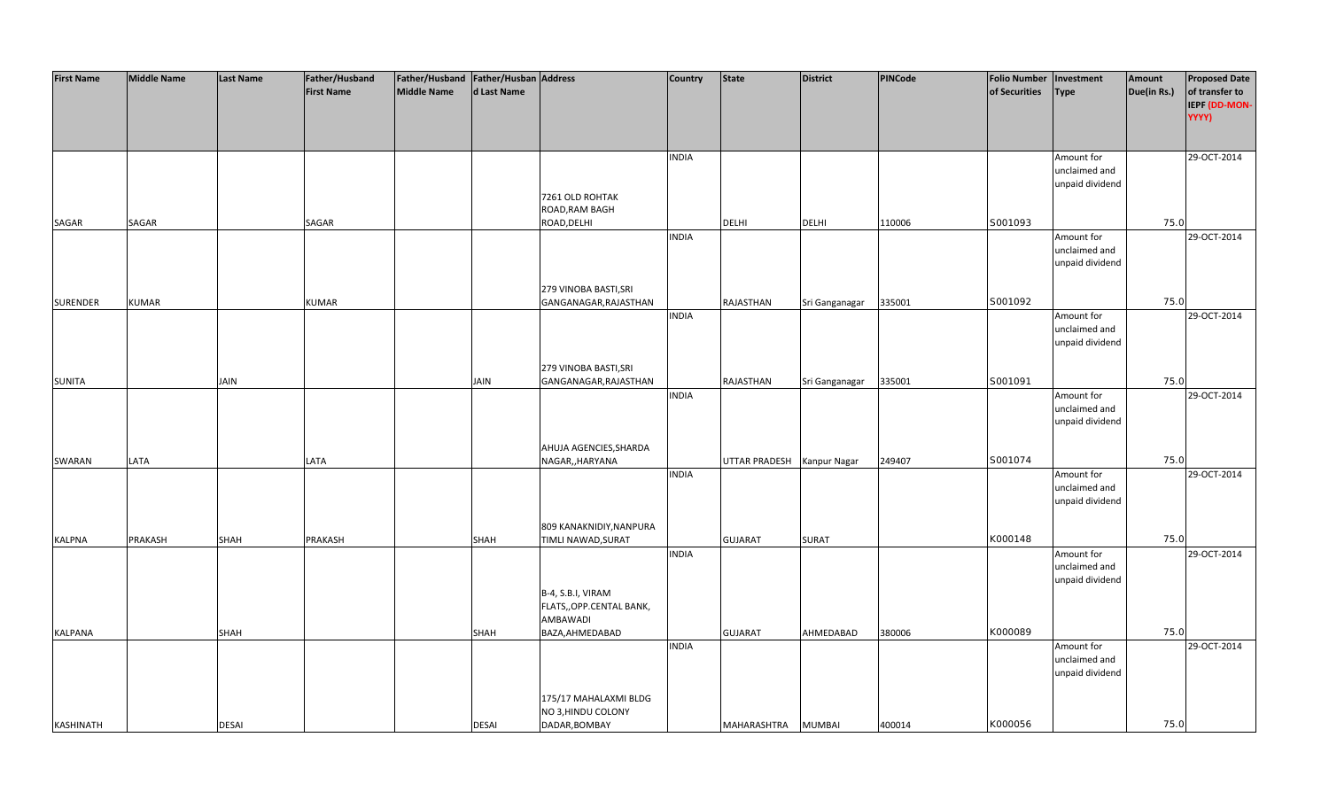| First Name | Middle Name | Last Name | Father/Husband First Name | Father/Husband Middle Name | Father/Husband Last Name | Address | Country | State | District | PINCode | Folio Number of Securities | Investment Type | Amount Due(in Rs.) | Proposed Date of transfer to IEPF (DD-MON-YYYY) |
|---|---|---|---|---|---|---|---|---|---|---|---|---|---|---|
| SAGAR | SAGAR | | SAGAR | | | 7261 OLD ROHTAK ROAD,RAM BAGH ROAD,DELHI | INDIA | DELHI | DELHI | 110006 | S001093 | Amount for unclaimed and unpaid dividend | 75.0 | 29-OCT-2014 |
| SURENDER | KUMAR | | KUMAR | | | 279 VINOBA BASTI,SRI GANGANAGAR,RAJASTHAN | INDIA | RAJASTHAN | Sri Ganganagar | 335001 | S001092 | Amount for unclaimed and unpaid dividend | 75.0 | 29-OCT-2014 |
| SUNITA | | JAIN | | | JAIN | 279 VINOBA BASTI,SRI GANGANAGAR,RAJASTHAN | INDIA | RAJASTHAN | Sri Ganganagar | 335001 | S001091 | Amount for unclaimed and unpaid dividend | 75.0 | 29-OCT-2014 |
| SWARAN | LATA | | LATA | | | AHUJA AGENCIES,SHARDA NAGAR,,HARYANA | INDIA | UTTAR PRADESH | Kanpur Nagar | 249407 | S001074 | Amount for unclaimed and unpaid dividend | 75.0 | 29-OCT-2014 |
| KALPNA | PRAKASH | SHAH | PRAKASH | | SHAH | 809 KANAKNIDIY,NANPURA TIMLI NAWAD,SURAT | INDIA | GUJARAT | SURAT | | K000148 | Amount for unclaimed and unpaid dividend | 75.0 | 29-OCT-2014 |
| KALPANA | | SHAH | | | SHAH | B-4, S.B.I, VIRAM FLATS,,OPP.CENTAL BANK, AMBAWADI BAZA,AHMEDABAD | INDIA | GUJARAT | AHMEDABAD | 380006 | K000089 | Amount for unclaimed and unpaid dividend | 75.0 | 29-OCT-2014 |
| KASHINATH | | DESAI | | | DESAI | 175/17 MAHALAXMI BLDG NO 3,HINDU COLONY DADAR,BOMBAY | INDIA | MAHARASHTRA | MUMBAI | 400014 | K000056 | Amount for unclaimed and unpaid dividend | 75.0 | 29-OCT-2014 |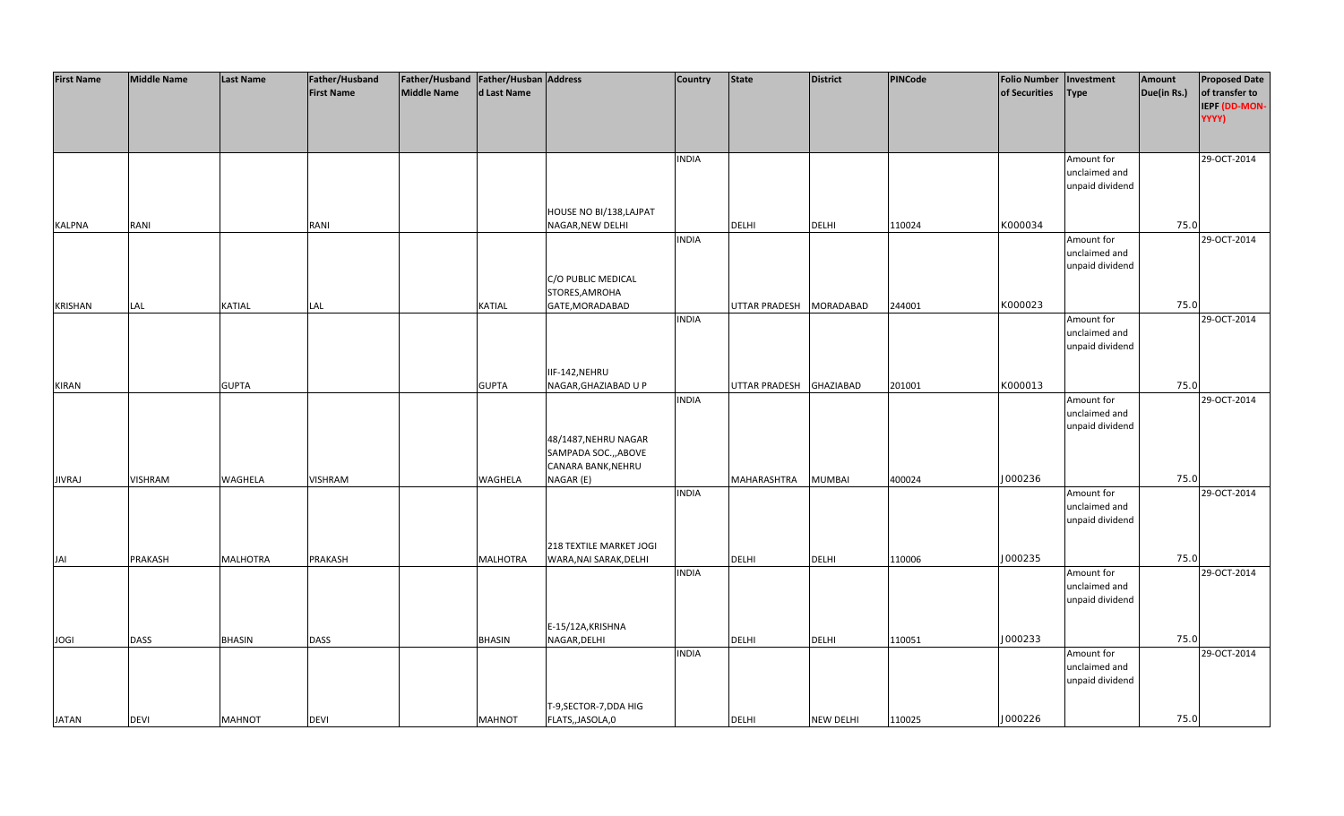| First Name | Middle Name | Last Name | Father/Husband First Name | Father/Husband Middle Name | Father/Husband Last Name | Address | Country | State | District | PINCode | Folio Number of Securities | Investment Type | Amount Due(in Rs.) | Proposed Date of transfer to IEPF (DD-MON-YYYY) |
|---|---|---|---|---|---|---|---|---|---|---|---|---|---|---|
| KALPNA | RANI | | RANI | | | HOUSE NO BI/138,LAJPAT NAGAR,NEW DELHI | INDIA | DELHI | DELHI | 110024 | K000034 | Amount for unclaimed and unpaid dividend | 75.0 | 29-OCT-2014 |
| KRISHAN | LAL | KATIAL | LAL | | KATIAL | C/O PUBLIC MEDICAL STORES,AMROHA GATE,MORADABAD | INDIA | UTTAR PRADESH | MORADABAD | 244001 | K000023 | Amount for unclaimed and unpaid dividend | 75.0 | 29-OCT-2014 |
| KIRAN | | GUPTA | | | GUPTA | IIF-142,NEHRU NAGAR,GHAZIABAD U P | INDIA | UTTAR PRADESH | GHAZIABAD | 201001 | K000013 | Amount for unclaimed and unpaid dividend | 75.0 | 29-OCT-2014 |
| JIVRAJ | VISHRAM | WAGHELA | VISHRAM | | WAGHELA | 48/1487,NEHRU NAGAR SAMPADA SOC.,,ABOVE CANARA BANK,NEHRU NAGAR (E) | INDIA | MAHARASHTRA | MUMBAI | 400024 | J000236 | Amount for unclaimed and unpaid dividend | 75.0 | 29-OCT-2014 |
| JAI | PRAKASH | MALHOTRA | PRAKASH | | MALHOTRA | 218 TEXTILE MARKET JOGI WARA,NAI SARAK,DELHI | INDIA | DELHI | DELHI | 110006 | J000235 | Amount for unclaimed and unpaid dividend | 75.0 | 29-OCT-2014 |
| JOGI | DASS | BHASIN | DASS | | BHASIN | E-15/12A,KRISHNA NAGAR,DELHI | INDIA | DELHI | DELHI | 110051 | J000233 | Amount for unclaimed and unpaid dividend | 75.0 | 29-OCT-2014 |
| JATAN | DEVI | MAHNOT | DEVI | | MAHNOT | T-9,SECTOR-7,DDA HIG FLATS,,JASOLA,0 | INDIA | DELHI | NEW DELHI | 110025 | J000226 | Amount for unclaimed and unpaid dividend | 75.0 | 29-OCT-2014 |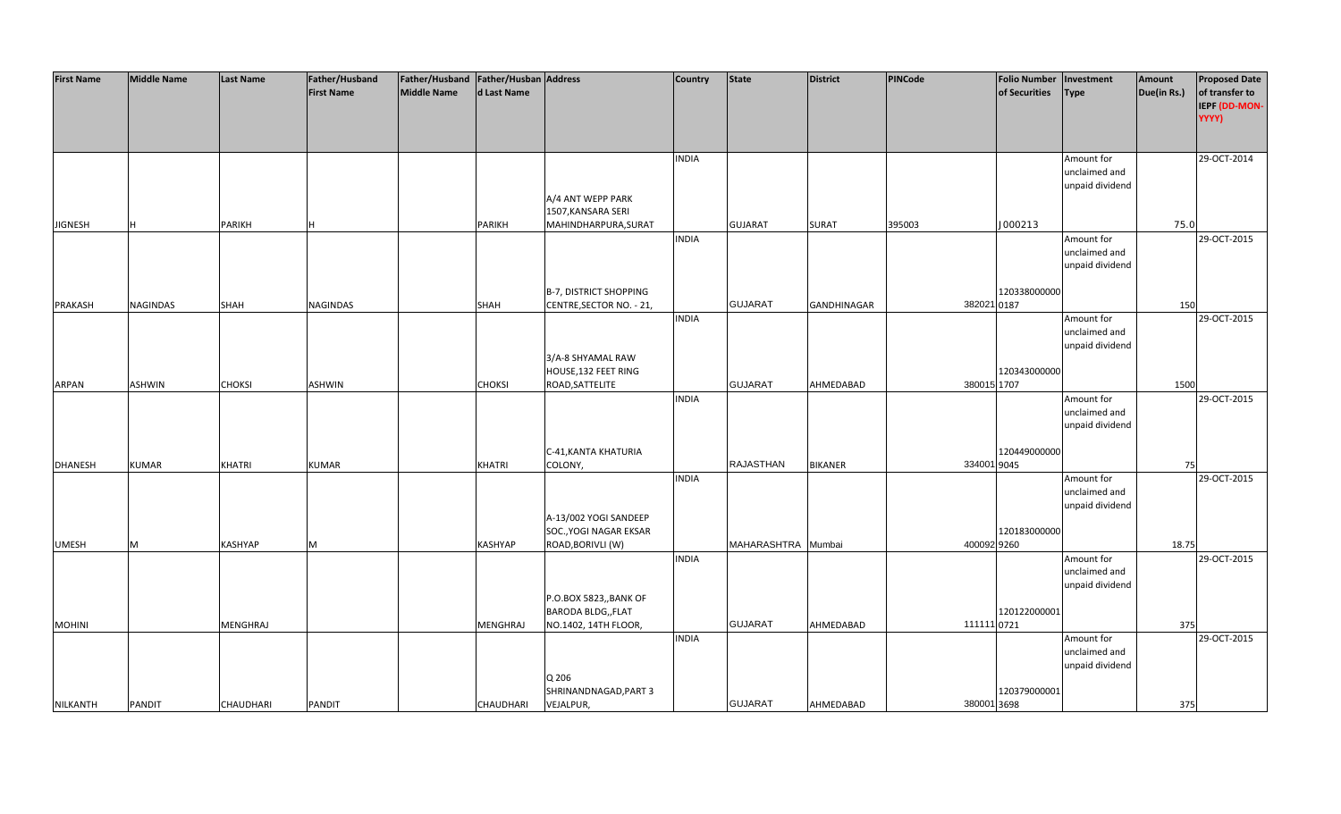| First Name | Middle Name | Last Name | Father/Husband First Name | Father/Husband Middle Name | Father/Husband Last Name | Address | Country | State | District | PINCode | Folio Number of Securities | Investment Type | Amount Due(in Rs.) | Proposed Date of transfer to IEPF (DD-MON-YYYY) |
|---|---|---|---|---|---|---|---|---|---|---|---|---|---|---|
| JIGNESH | H | PARIKH | H | | PARIKH | A/4 ANT WEPP PARK 1507,KANSARA SERI MAHINDHARPURA,SURAT | INDIA | GUJARAT | SURAT | 395003 | J000213 | Amount for unclaimed and unpaid dividend | 75.0 | 29-OCT-2014 |
| PRAKASH | NAGINDAS | SHAH | NAGINDAS | | SHAH | B-7, DISTRICT SHOPPING CENTRE,SECTOR NO. - 21, | INDIA | GUJARAT | GANDHINAGAR | 382021 | 1203380000000187 | Amount for unclaimed and unpaid dividend | 150 | 29-OCT-2015 |
| ARPAN | ASHWIN | CHOKSI | ASHWIN | | CHOKSI | 3/A-8 SHYAMAL RAW HOUSE,132 FEET RING ROAD,SATTELITE | INDIA | GUJARAT | AHMEDABAD | 380015 | 1203430000001707 | Amount for unclaimed and unpaid dividend | 1500 | 29-OCT-2015 |
| DHANESH | KUMAR | KHATRI | KUMAR | | KHATRI | C-41,KANTA KHATURIA COLONY, | INDIA | RAJASTHAN | BIKANER | 334001 | 1204490000009045 | Amount for unclaimed and unpaid dividend | 75 | 29-OCT-2015 |
| UMESH | M | KASHYAP | M | | KASHYAP | A-13/002 YOGI SANDEEP SOC.,YOGI NAGAR EKSAR ROAD,BORIVLI (W) | INDIA | MAHARASHTRA | Mumbai | 400092 | 1201830000009260 | Amount for unclaimed and unpaid dividend | 18.75 | 29-OCT-2015 |
| MOHINI | | MENGHRAJ | | | MENGHRAJ | P.O.BOX 5823,,BANK OF BARODA BLDG,,FLAT NO.1402, 14TH FLOOR, | INDIA | GUJARAT | AHMEDABAD | 111111 | 1201220000010721 | Amount for unclaimed and unpaid dividend | 375 | 29-OCT-2015 |
| NILKANTH | PANDIT | CHAUDHARI | PANDIT | | CHAUDHARI | Q 206 SHRINANDNAGAD,PART 3 VEJALPUR, | INDIA | GUJARAT | AHMEDABAD | 380001 | 1203790000013698 | Amount for unclaimed and unpaid dividend | 375 | 29-OCT-2015 |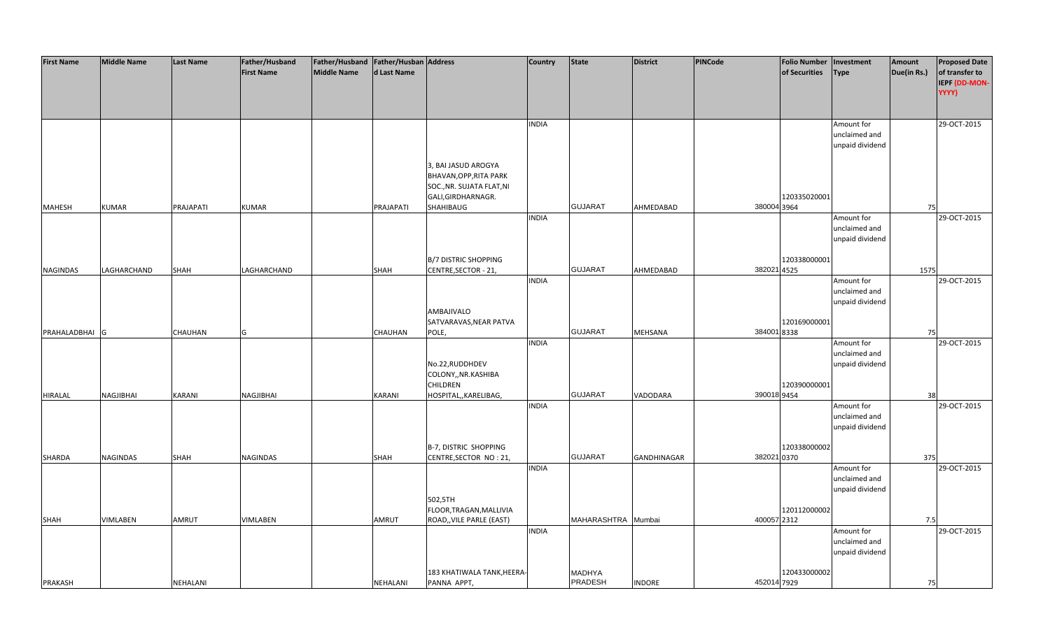| First Name | Middle Name | Last Name | Father/Husband First Name | Father/Husband Middle Name | Father/Husband Last Name | Address | Country | State | District | PINCode | Folio Number of Securities | Investment Type | Amount Due(in Rs.) | Proposed Date of transfer to IEPF (DD-MON-YYYY) |
|---|---|---|---|---|---|---|---|---|---|---|---|---|---|---|
| MAHESH | KUMAR | PRAJAPATI | KUMAR | | PRAJAPATI | 3, BAI JASUD AROGYA BHAVAN,OPP,RITA PARK SOC.,NR. SUJATA FLAT,NI GALI,GIRDHARNAGR. SHAHIBAUG | INDIA | GUJARAT | AHMEDABAD | 380004 | 1203350200013964 | Amount for unclaimed and unpaid dividend | 75 | 29-OCT-2015 |
| NAGINDAS | LAGHARCHAND | SHAH | LAGHARCHAND | | SHAH | B/7 DISTRIC SHOPPING CENTRE,SECTOR - 21, | INDIA | GUJARAT | AHMEDABAD | 382021 | 1203380000014525 | Amount for unclaimed and unpaid dividend | 1575 | 29-OCT-2015 |
| PRAHALADBHAI | G | CHAUHAN | G | | CHAUHAN | AMBAJIVALO SATVARAVAS,NEAR PATVA POLE, | INDIA | GUJARAT | MEHSANA | 384001 | 1201690000018338 | Amount for unclaimed and unpaid dividend | 75 | 29-OCT-2015 |
| HIRALAL | NAGJIBHAI | KARANI | NAGJIBHAI | | KARANI | No.22,RUDDHDEV COLONY,,NR.KASHIBA CHILDREN HOSPITAL,,KARELIBAG, | INDIA | GUJARAT | VADODARA | 390018 | 1203900000019454 | Amount for unclaimed and unpaid dividend | 38 | 29-OCT-2015 |
| SHARDA | NAGINDAS | SHAH | NAGINDAS | | SHAH | B-7, DISTRIC SHOPPING CENTRE,SECTOR NO : 21, | INDIA | GUJARAT | GANDHINAGAR | 382021 | 1203380000020370 | Amount for unclaimed and unpaid dividend | 375 | 29-OCT-2015 |
| SHAH | VIMLABEN | AMRUT | VIMLABEN | | AMRUT | 502,5TH FLOOR,TRAGAN,MALLIVIA ROAD,,VILE PARLE (EAST) | INDIA | MAHARASHTRA | Mumbai | 400057 | 1201120000022312 | Amount for unclaimed and unpaid dividend | 7.5 | 29-OCT-2015 |
| PRAKASH | | NEHALANI | | | NEHALANI | 183 KHATIWALA TANK,HEERA-PANNA APPT, | INDIA | MADHYA PRADESH | INDORE | 452014 | 1204330000027929 | Amount for unclaimed and unpaid dividend | 75 | 29-OCT-2015 |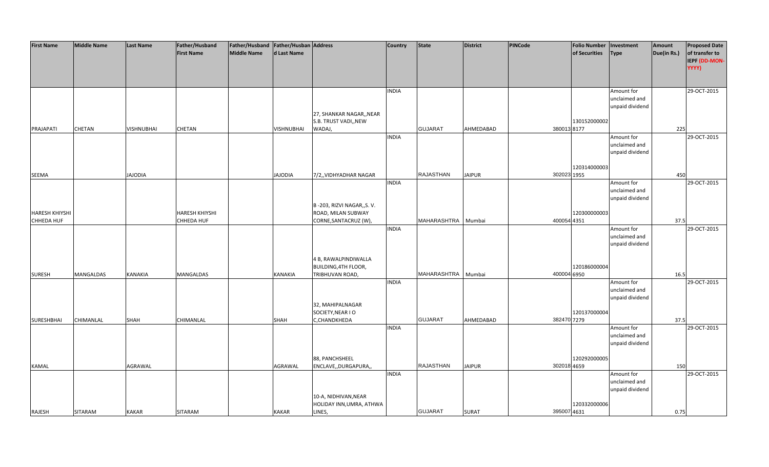| First Name | Middle Name | Last Name | Father/Husband First Name | Father/Husband Middle Name | Father/Husband Last Name | Address | Country | State | District | PINCode | Folio Number of Securities | Investment Type | Amount Due(in Rs.) | Proposed Date of transfer to IEPF (DD-MON-YYYY) |
|---|---|---|---|---|---|---|---|---|---|---|---|---|---|---|
| PRAJAPATI | CHETAN | VISHNUBHAI | CHETAN | | VISHNUBHAI | 27, SHANKAR NAGAR,,NEAR S.B. TRUST VADI,,NEW WADAJ, | INDIA | GUJARAT | AHMEDABAD | 380013 | 1301520000028177 | Amount for unclaimed and unpaid dividend | 225 | 29-OCT-2015 |
| SEEMA | | JAJODIA | | | JAJODIA | 7/2,,VIDHYADHAR NAGAR | INDIA | RAJASTHAN | JAIPUR | 302023 | 1203140000031955 | Amount for unclaimed and unpaid dividend | 450 | 29-OCT-2015 |
| HARESH KHIYSHI CHHEDA HUF | | | HARESH KHIYSHI CHHEDA HUF | | | B -203, RIZVI NAGAR,,S. V. ROAD, MILAN SUBWAY CORNE,SANTACRUZ (W), | INDIA | MAHARASHTRA | Mumbai | 400054 | 1203000000034351 | Amount for unclaimed and unpaid dividend | 37.5 | 29-OCT-2015 |
| SURESH | MANGALDAS | KANAKIA | MANGALDAS | | KANAKIA | 4 B, RAWALPINDIWALLA BUILDING,4TH FLOOR, TRIBHUVAN ROAD, | INDIA | MAHARASHTRA | Mumbai | 400004 | 1201860000046950 | Amount for unclaimed and unpaid dividend | 16.5 | 29-OCT-2015 |
| SURESHBHAI | CHIMANLAL | SHAH | CHIMANLAL | | SHAH | 32, MAHIPALNAGAR SOCIETY,NEAR I O C,CHANDKHEDA | INDIA | GUJARAT | AHMEDABAD | 382470 | 1201370000047279 | Amount for unclaimed and unpaid dividend | 37.5 | 29-OCT-2015 |
| KAMAL | | AGRAWAL | | | AGRAWAL | 88, PANCHSHEEL ENCLAVE,,DURGAPURA,, | INDIA | RAJASTHAN | JAIPUR | 302018 | 1202920000054659 | Amount for unclaimed and unpaid dividend | 150 | 29-OCT-2015 |
| RAJESH | SITARAM | KAKAR | SITARAM | | KAKAR | 10-A, NIDHIVAN,NEAR HOLIDAY INN,UMRA, ATHWA LINES, | INDIA | GUJARAT | SURAT | 395007 | 1203320000064631 | Amount for unclaimed and unpaid dividend | 0.75 | 29-OCT-2015 |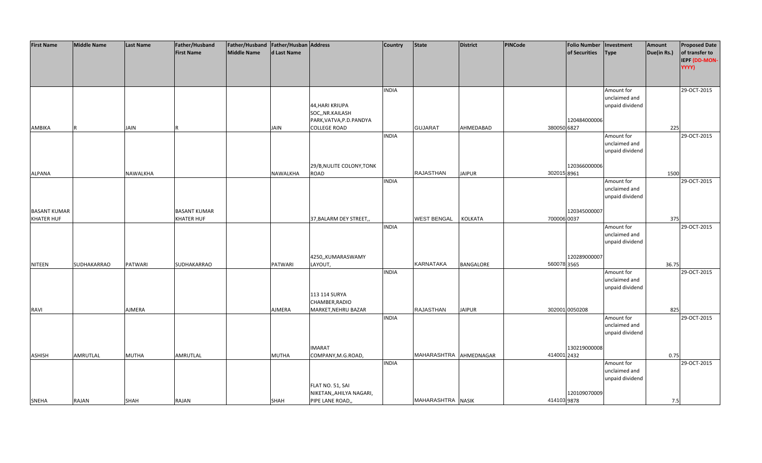| First Name | Middle Name | Last Name | Father/Husband First Name | Father/Husband Middle Name | Father/Husband Last Name | Address | Country | State | District | PINCode | Folio Number of Securities | Investment Type | Amount Due(in Rs.) | Proposed Date of transfer to IEPF (DD-MON-YYYY) |
|---|---|---|---|---|---|---|---|---|---|---|---|---|---|---|
| AMBIKA | R | JAIN | R | | JAIN | 44,HARI KRIUPA SOC,,NR.KAILASH PARK,VATVA,P.D.PANDYA COLLEGE ROAD | INDIA | GUJARAT | AHMEDABAD | 380050 | 1204840000066827 | Amount for unclaimed and unpaid dividend | 225 | 29-OCT-2015 |
| ALPANA | | NAWALKHA | | | NAWALKHA | 29/B,NULITE COLONY,TONK ROAD | INDIA | RAJASTHAN | JAIPUR | 302015 | 1203660000068961 | Amount for unclaimed and unpaid dividend | 1500 | 29-OCT-2015 |
| BASANT KUMAR KHATER HUF | | | BASANT KUMAR KHATER HUF | | | 37,BALARM DEY STREET,, | INDIA | WEST BENGAL | KOLKATA | 700006 | 1203450000070037 | Amount for unclaimed and unpaid dividend | 375 | 29-OCT-2015 |
| NITEEN | SUDHAKARRAO | PATWARI | SUDHAKARRAO | | PATWARI | 4250,,KUMARASWAMY LAYOUT, | INDIA | KARNATAKA | BANGALORE | 560078 | 1202890000073565 | Amount for unclaimed and unpaid dividend | 36.75 | 29-OCT-2015 |
| RAVI | | AJMERA | | | AJMERA | 113 114 SURYA CHAMBER,RADIO MARKET,NEHRU BAZAR | INDIA | RAJASTHAN | JAIPUR | 302001 | 0050208 | Amount for unclaimed and unpaid dividend | 825 | 29-OCT-2015 |
| ASHISH | AMRUTLAL | MUTHA | AMRUTLAL | | MUTHA | IMARAT COMPANY,M.G.ROAD, | INDIA | MAHARASHTRA | AHMEDNAGAR | 414001 | 1302190000082432 | Amount for unclaimed and unpaid dividend | 0.75 | 29-OCT-2015 |
| SNEHA | RAJAN | SHAH | RAJAN | | SHAH | FLAT NO. 51, SAI NIKETAN,,AHILYA NAGARI, PIPE LANE ROAD,, | INDIA | MAHARASHTRA | NASIK | 414103 | 1201090700099878 | Amount for unclaimed and unpaid dividend | 7.5 | 29-OCT-2015 |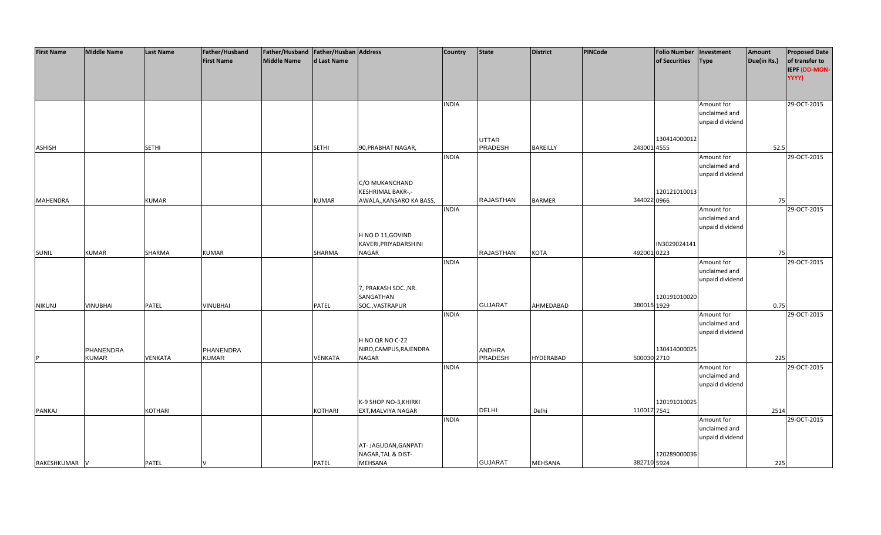| First Name | Middle Name | Last Name | Father/Husband First Name | Father/Husband Middle Name | Father/Husband Last Name | Address | Country | State | District | PINCode | Folio Number of Securities | Investment Type | Amount Due(in Rs.) | Proposed Date of transfer to IEPF (DD-MON-YYYY) |
|---|---|---|---|---|---|---|---|---|---|---|---|---|---|---|
| ASHISH | | SETHI | | | SETHI | 90,PRABHAT NAGAR, | INDIA | UTTAR PRADESH | BAREILLY | 243001 | 1304140000124555 | Amount for unclaimed and unpaid dividend | 52.5 | 29-OCT-2015 |
| MAHENDRA | | KUMAR | | | KUMAR | C/O MUKANCHAND KESHRIMAL BAKR-,-AWALA,,KANSARO KA BASS, | INDIA | RAJASTHAN | BARMER | 344022 | 1201210100130966 | Amount for unclaimed and unpaid dividend | 75 | 29-OCT-2015 |
| SUNIL | KUMAR | SHARMA | KUMAR | | SHARMA | H NO D 11,GOVIND KAVERI,PRIYADARSHINI NAGAR | INDIA | RAJASTHAN | KOTA | 492001 | IN30290241410223 | Amount for unclaimed and unpaid dividend | 75 | 29-OCT-2015 |
| NIKUNJ | VINUBHAI | PATEL | VINUBHAI | | PATEL | 7, PRAKASH SOC.,NR. SANGATHAN SOC.,VASTRAPUR | INDIA | GUJARAT | AHMEDABAD | 380015 | 1201910100201929 | Amount for unclaimed and unpaid dividend | 0.75 | 29-OCT-2015 |
| P | PHANENDRA KUMAR | VENKATA | PHANENDRA KUMAR | | VENKATA | H NO QR NO C-22 NIRO,CAMPUS,RAJENDRA NAGAR | INDIA | ANDHRA PRADESH | HYDERABAD | 500030 | 1304140000252710 | Amount for unclaimed and unpaid dividend | 225 | 29-OCT-2015 |
| PANKAJ | | KOTHARI | | | KOTHARI | K-9 SHOP NO-3,KHIRKI EXT,MALVIYA NAGAR | INDIA | DELHI | Delhi | 110017 | 1201910100257541 | Amount for unclaimed and unpaid dividend | 2514 | 29-OCT-2015 |
| RAKESHKUMAR | V | PATEL | V | | PATEL | AT- JAGUDAN,GANPATI NAGAR,TAL & DIST-MEHSANA | INDIA | GUJARAT | MEHSANA | 382710 | 1202890000365924 | Amount for unclaimed and unpaid dividend | 225 | 29-OCT-2015 |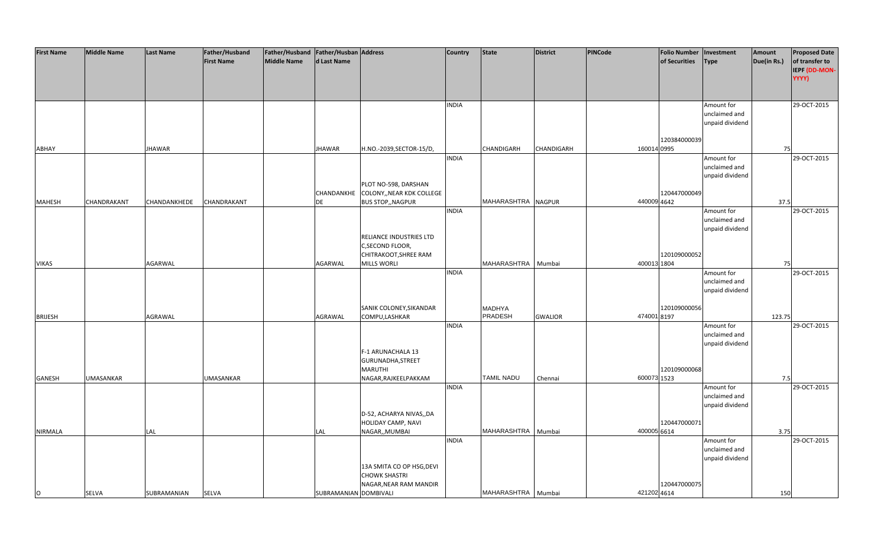| First Name | Middle Name | Last Name | Father/Husband First Name | Father/Husband Middle Name | Father/Husband Last Name | Address | Country | State | District | PINCode | Folio Number of Securities | Investment Type | Amount Due(in Rs.) | Proposed Date of transfer to IEPF (DD-MON-YYYY) |
|---|---|---|---|---|---|---|---|---|---|---|---|---|---|---|
| ABHAY | | JHAWAR | | | JHAWAR | H.NO.-2039,SECTOR-15/D, | INDIA | CHANDIGARH | CHANDIGARH | 160014 | 1203840000390995 | Amount for unclaimed and unpaid dividend | 75 | 29-OCT-2015 |
| MAHESH | CHANDRAKANT | CHANDANKHEDE | CHANDRAKANT | | CHANDANKHEDE | PLOT NO-598, DARSHAN COLONY,,NEAR KDK COLLEGE BUS STOP,,NAGPUR | INDIA | MAHARASHTRA | NAGPUR | 440009 | 1204470000494642 | Amount for unclaimed and unpaid dividend | 37.5 | 29-OCT-2015 |
| VIKAS | | AGARWAL | | | AGARWAL | RELIANCE INDUSTRIES LTD C,SECOND FLOOR, CHITRAKOOT,SHREE RAM MILLS WORLI | INDIA | MAHARASHTRA | Mumbai | 400013 | 1201090000521804 | Amount for unclaimed and unpaid dividend | 75 | 29-OCT-2015 |
| BRIJESH | | AGRAWAL | | | AGRAWAL | SANIK COLONEY,SIKANDAR COMPU,LASHKAR | INDIA | MADHYA PRADESH | GWALIOR | 474001 | 1201090000568197 | Amount for unclaimed and unpaid dividend | 123.75 | 29-OCT-2015 |
| GANESH | UMASANKAR | | UMASANKAR | | | F-1 ARUNACHALA 13 GURUNADHA,STREET MARUTHI NAGAR,RAJKEELPAKKAM | INDIA | TAMIL NADU | Chennai | 600073 | 1201090000681523 | Amount for unclaimed and unpaid dividend | 7.5 | 29-OCT-2015 |
| NIRMALA | | LAL | | | LAL | D-52, ACHARYA NIVAS,,DA HOLIDAY CAMP, NAVI NAGAR,,MUMBAI | INDIA | MAHARASHTRA | Mumbai | 400005 | 1204470000716614 | Amount for unclaimed and unpaid dividend | 3.75 | 29-OCT-2015 |
| O | SELVA | SUBRAMANIAN | SELVA | | SUBRAMANIAN | 13A SMITA CO OP HSG,DEVI CHOWK SHASTRI NAGAR,NEAR RAM MANDIR DOMBIVALI | INDIA | MAHARASHTRA | Mumbai | 421202 | 1204470000754614 | Amount for unclaimed and unpaid dividend | 150 | 29-OCT-2015 |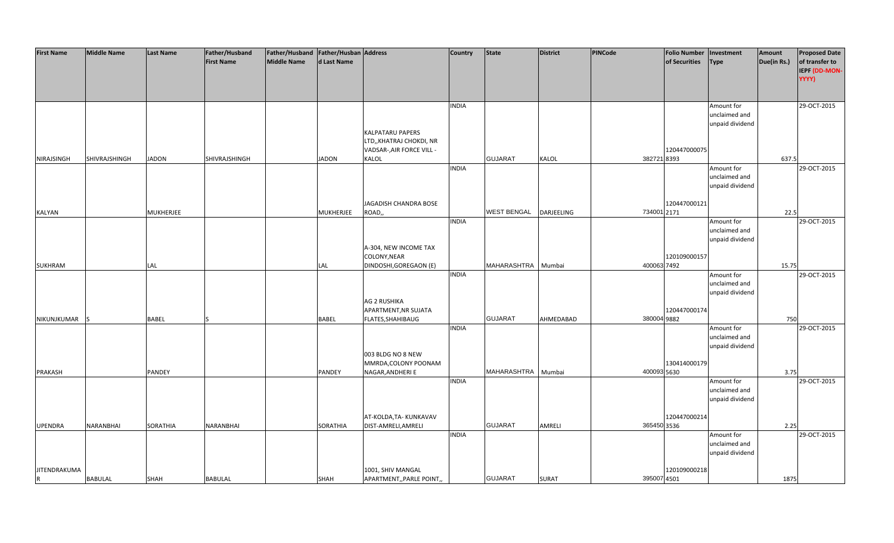| First Name | Middle Name | Last Name | Father/Husband First Name | Father/Husband Middle Name | Father/Husband Last Name | Address | Country | State | District | PINCode | Folio Number of Securities | Investment Type | Amount Due(in Rs.) | Proposed Date of transfer to IEPF (DD-MON-YYYY) |
|---|---|---|---|---|---|---|---|---|---|---|---|---|---|---|
| NIRAJSINGH | SHIVRAJSHINGH | JADON | SHIVRAJSHINGH | | JADON | KALPATARU PAPERS LTD,,KHATRAJ CHOKDI, NR VADSAR-,AIR FORCE VILL - KALOL | INDIA | GUJARAT | KALOL | 382721 | 1204470000758393 | Amount for unclaimed and unpaid dividend | 637.5 | 29-OCT-2015 |
| KALYAN | | MUKHERJEE | | | MUKHERJEE | JAGADISH CHANDRA BOSE ROAD,, | INDIA | WEST BENGAL | DARJEELING | 734001 | 1204470001212171 | Amount for unclaimed and unpaid dividend | 22.5 | 29-OCT-2015 |
| SUKHRAM | | LAL | | | LAL | A-304, NEW INCOME TAX COLONY,NEAR DINDOSHI,GOREGAON (E) | INDIA | MAHARASHTRA | Mumbai | 400063 | 1201090001577492 | Amount for unclaimed and unpaid dividend | 15.75 | 29-OCT-2015 |
| NIKUNJKUMAR | S | BABEL | S | | BABEL | AG 2 RUSHIKA APARTMENT,NR SUJATA FLATES,SHAHIBAUG | INDIA | GUJARAT | AHMEDABAD | 380004 | 1204470001749882 | Amount for unclaimed and unpaid dividend | 750 | 29-OCT-2015 |
| PRAKASH | | PANDEY | | | PANDEY | 003 BLDG NO 8 NEW MMRDA,COLONY POONAM NAGAR,ANDHERI E | INDIA | MAHARASHTRA | Mumbai | 400093 | 1304140001795630 | Amount for unclaimed and unpaid dividend | 3.75 | 29-OCT-2015 |
| UPENDRA | NARANBHAI | SORATHIA | NARANBHAI | | SORATHIA | AT-KOLDA,TA- KUNKAVAV DIST-AMRELI,AMRELI | INDIA | GUJARAT | AMRELI | 365450 | 1204470002143536 | Amount for unclaimed and unpaid dividend | 2.25 | 29-OCT-2015 |
| JITENDRAKUMAR R | BABULAL | SHAH | BABULAL | | SHAH | 1001, SHIV MANGAL APARTMENT,,PARLE POINT,, | INDIA | GUJARAT | SURAT | 395007 | 1201090002184501 | Amount for unclaimed and unpaid dividend | 1875 | 29-OCT-2015 |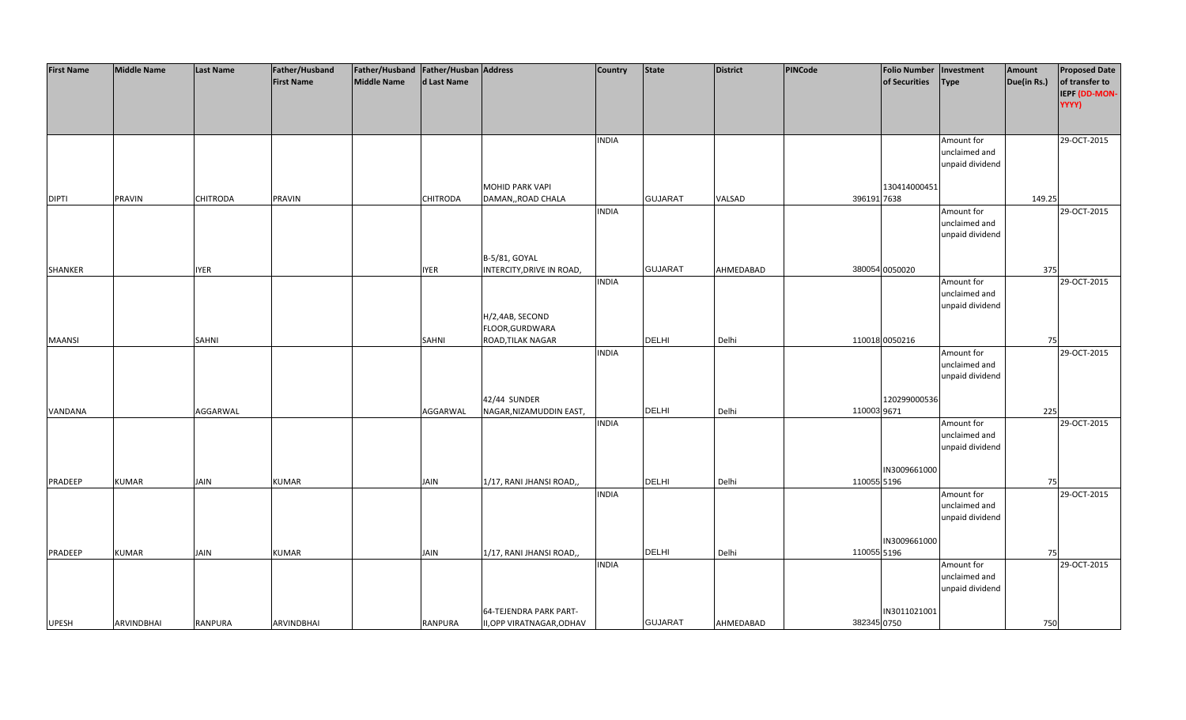| First Name | Middle Name | Last Name | Father/Husband First Name | Father/Husband Middle Name | Father/Husband Last Name | Address | Country | State | District | PINCode | Folio Number of Securities | Investment Type | Amount Due(in Rs.) | Proposed Date of transfer to IEPF (DD-MON-YYYY) |
|---|---|---|---|---|---|---|---|---|---|---|---|---|---|---|
| DIPTI | PRAVIN | CHITRODA | PRAVIN | | CHITRODA | MOHID PARK VAPI DAMAN,,ROAD CHALA | INDIA | GUJARAT | VALSAD | 396191 | 1304140004517638 | Amount for unclaimed and unpaid dividend | 149.25 | 29-OCT-2015 |
| SHANKER | | IYER | | | IYER | B-5/81, GOYAL INTERCITY,DRIVE IN ROAD, | INDIA | GUJARAT | AHMEDABAD | 380054 | 0050020 | Amount for unclaimed and unpaid dividend | 375 | 29-OCT-2015 |
| MAANSI | | SAHNI | | | SAHNI | H/2,4AB, SECOND FLOOR,GURDWARA ROAD,TILAK NAGAR | INDIA | DELHI | Delhi | 110018 | 0050216 | Amount for unclaimed and unpaid dividend | 75 | 29-OCT-2015 |
| VANDANA | | AGGARWAL | | | AGGARWAL | 42/44 SUNDER NAGAR,NIZAMUDDIN EAST, | INDIA | DELHI | Delhi | 110003 | 1202990005369671 | Amount for unclaimed and unpaid dividend | 225 | 29-OCT-2015 |
| PRADEEP | KUMAR | JAIN | KUMAR | | JAIN | 1/17, RANI JHANSI ROAD,, | INDIA | DELHI | Delhi | 110055 | IN30096610005196 | Amount for unclaimed and unpaid dividend | 75 | 29-OCT-2015 |
| PRADEEP | KUMAR | JAIN | KUMAR | | JAIN | 1/17, RANI JHANSI ROAD,, | INDIA | DELHI | Delhi | 110055 | IN30096610005196 | Amount for unclaimed and unpaid dividend | 75 | 29-OCT-2015 |
| UPESH | ARVINDBHAI | RANPURA | ARVINDBHAI | | RANPURA | 64-TEJENDRA PARK PART-II,OPP VIRATNAGAR,ODHAV | INDIA | GUJARAT | AHMEDABAD | 382345 | IN30110210010750 | Amount for unclaimed and unpaid dividend | 750 | 29-OCT-2015 |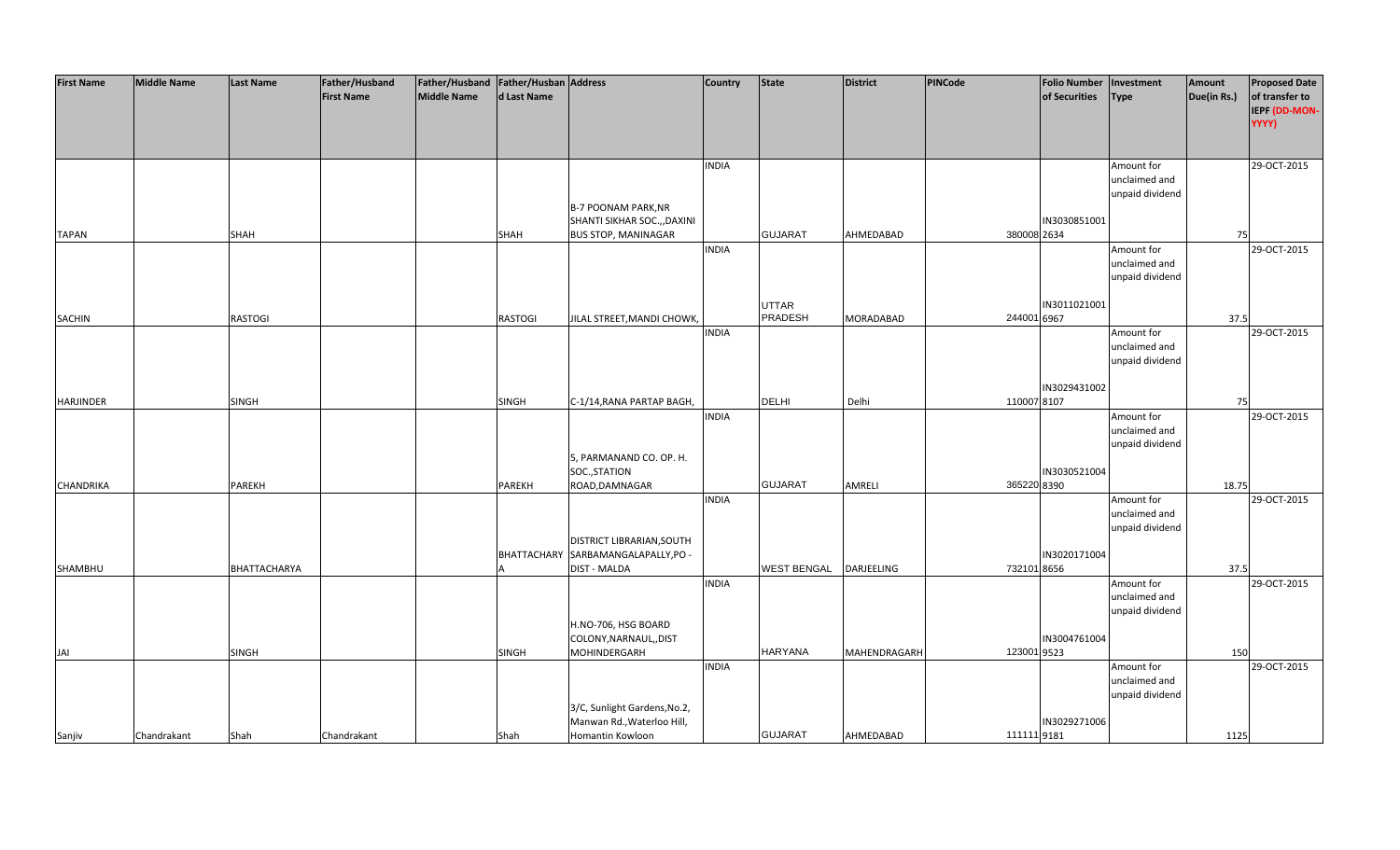| First Name | Middle Name | Last Name | Father/Husband First Name | Father/Husband Middle Name | Father/Husband Last Name | Address | Country | State | District | PINCode | Folio Number of Securities | Investment Type | Amount Due(in Rs.) | Proposed Date of transfer to IEPF (DD-MON-YYYY) |
|---|---|---|---|---|---|---|---|---|---|---|---|---|---|---|
| TAPAN | | SHAH | | | SHAH | B-7 POONAM PARK,NR SHANTI SIKHAR SOC.,,DAXINI BUS STOP, MANINAGAR | INDIA | GUJARAT | AHMEDABAD | 380008 | IN30308510012634 | Amount for unclaimed and unpaid dividend | 75 | 29-OCT-2015 |
| SACHIN | | RASTOGI | | | RASTOGI | JILAL STREET,MANDI CHOWK, | INDIA | UTTAR PRADESH | MORADABAD | 244001 | IN30110210016967 | Amount for unclaimed and unpaid dividend | 37.5 | 29-OCT-2015 |
| HARJINDER | | SINGH | | | SINGH | C-1/14,RANA PARTAP BAGH, | INDIA | DELHI | Delhi | 110007 | IN30294310028107 | Amount for unclaimed and unpaid dividend | 75 | 29-OCT-2015 |
| CHANDRIKA | | PAREKH | | | PAREKH | 5, PARMANAND CO. OP. H. SOC.,STATION ROAD,DAMNAGAR | INDIA | GUJARAT | AMRELI | 365220 | IN30305210048390 | Amount for unclaimed and unpaid dividend | 18.75 | 29-OCT-2015 |
| SHAMBHU | | BHATTACHARYA | | | BHATTACHARYA | DISTRICT LIBRARIAN,SOUTH SARBAMANGALAPALLY,PO - DIST - MALDA | INDIA | WEST BENGAL | DARJEELING | 732101 | IN30201710048656 | Amount for unclaimed and unpaid dividend | 37.5 | 29-OCT-2015 |
| JAI | | SINGH | | | SINGH | H.NO-706, HSG BOARD COLONY,NARNAUL,,DIST MOHINDERGARH | INDIA | HARYANA | MAHENDRAGARH | 123001 | IN30047610049523 | Amount for unclaimed and unpaid dividend | 150 | 29-OCT-2015 |
| Sanjiv | Chandrakant | Shah | Chandrakant | | Shah | 3/C, Sunlight Gardens,No.2, Manwan Rd.,Waterloo Hill, Homantin Kowloon | INDIA | GUJARAT | AHMEDABAD | 111111 | IN30292710069181 | Amount for unclaimed and unpaid dividend | 1125 | 29-OCT-2015 |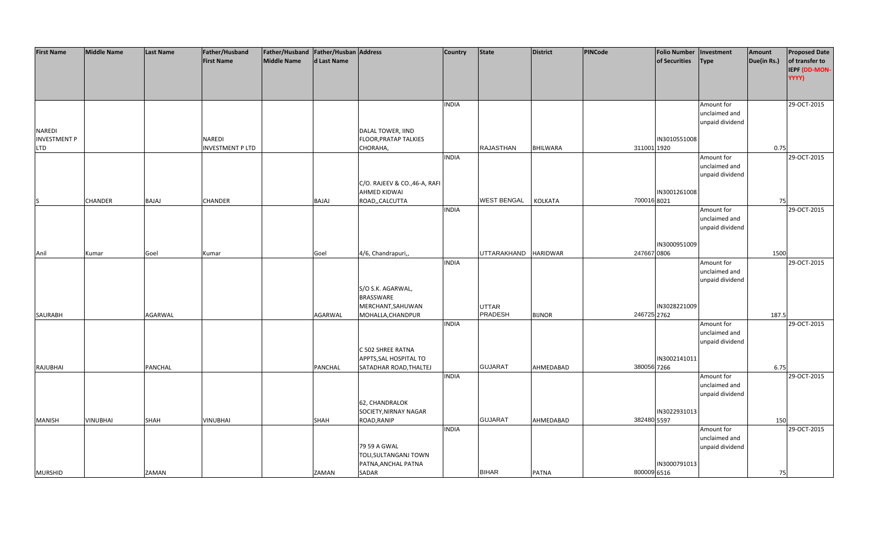| First Name | Middle Name | Last Name | Father/Husband First Name | Father/Husband Middle Name | Father/Husband Last Name | Address | Country | State | District | PINCode | Folio Number of Securities | Investment Type | Amount Due(in Rs.) | Proposed Date of transfer to IEPF (DD-MON-YYYY) |
|---|---|---|---|---|---|---|---|---|---|---|---|---|---|---|
| NAREDI INVESTMENT P LTD | | | NAREDI INVESTMENT P LTD | | | DALAL TOWER, IIND FLOOR,PRATAP TALKIES CHORAHA, | INDIA | RAJASTHAN | BHILWARA | 311001 | IN30105510081920 | Amount for unclaimed and unpaid dividend | 0.75 | 29-OCT-2015 |
| S | CHANDER | BAJAJ | CHANDER | | BAJAJ | C/O. RAJEEV & CO.,46-A, RAFI AHMED KIDWAI ROAD,,CALCUTTA | INDIA | WEST BENGAL | KOLKATA | 700016 | IN30012610088021 | Amount for unclaimed and unpaid dividend | 75 | 29-OCT-2015 |
| Anil | Kumar | Goel | Kumar | | Goel | 4/6, Chandrapuri,, | INDIA | UTTARAKHAND | HARIDWAR | 247667 | IN30009510090806 | Amount for unclaimed and unpaid dividend | 1500 | 29-OCT-2015 |
| SAURABH | | AGARWAL | | | AGARWAL | S/O S.K. AGARWAL, BRASSWARE MERCHANT,SAHUWAN MOHALLA,CHANDPUR | INDIA | UTTAR PRADESH | BIJNOR | 246725 | IN30282210092762 | Amount for unclaimed and unpaid dividend | 187.5 | 29-OCT-2015 |
| RAJUBHAI | | PANCHAL | | | PANCHAL | C 502 SHREE RATNA APPTS,SAL HOSPITAL TO SATADHAR ROAD,THALTEJ | INDIA | GUJARAT | AHMEDABAD | 380056 | IN30021410117266 | Amount for unclaimed and unpaid dividend | 6.75 | 29-OCT-2015 |
| MANISH | VINUBHAI | SHAH | VINUBHAI | | SHAH | 62, CHANDRALOK SOCIETY,NIRNAY NAGAR ROAD,RANIP | INDIA | GUJARAT | AHMEDABAD | 382480 | IN30229310135597 | Amount for unclaimed and unpaid dividend | 150 | 29-OCT-2015 |
| MURSHID | | ZAMAN | | | ZAMAN | 79 59 A GWAL TOLI,SULTANGANJ TOWN PATNA,ANCHAL PATNA SADAR | INDIA | BIHAR | PATNA | 800009 | IN30007910136516 | Amount for unclaimed and unpaid dividend | 75 | 29-OCT-2015 |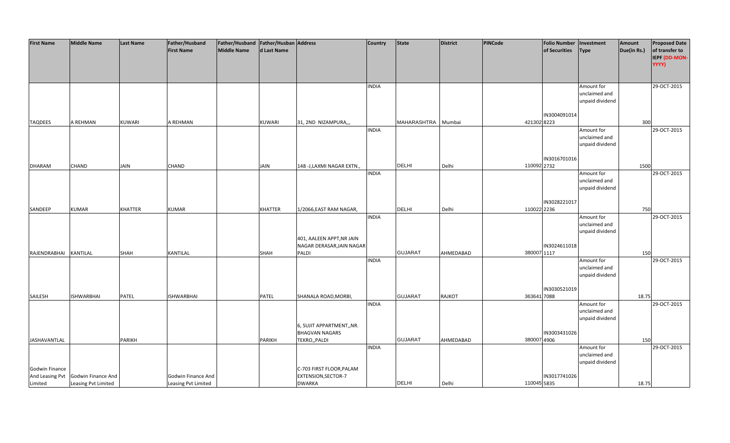| First Name | Middle Name | Last Name | Father/Husband First Name | Father/Husband Middle Name | Father/Husband Last Name | Address | Country | State | District | PINCode | Folio Number of Securities | Investment Type | Amount Due(in Rs.) | Proposed Date of transfer to IEPF (DD-MON-YYYY) |
|---|---|---|---|---|---|---|---|---|---|---|---|---|---|---|
| TAQDEES | A REHMAN | KUWARI | A REHMAN | | KUWARI | 31, 2ND NIZAMPURA,,, | INDIA | MAHARASHTRA | Mumbai | 421302 | IN30040910148223 | Amount for unclaimed and unpaid dividend | 300 | 29-OCT-2015 |
| DHARAM | CHAND | JAIN | CHAND | | JAIN | 148 -J,LAXMI NAGAR EXTN., | INDIA | DELHI | Delhi | 110092 | IN30167010162732 | Amount for unclaimed and unpaid dividend | 1500 | 29-OCT-2015 |
| SANDEEP | KUMAR | KHATTER | KUMAR | | KHATTER | 1/2066,EAST RAM NAGAR, | INDIA | DELHI | Delhi | 110022 | IN30282210172236 | Amount for unclaimed and unpaid dividend | 750 | 29-OCT-2015 |
| RAJENDRABHAI | KANTILAL | SHAH | KANTILAL | | SHAH | 401, AALEEN APPT,NR JAIN NAGAR DERASAR,JAIN NAGAR PALDI | INDIA | GUJARAT | AHMEDABAD | 380007 | IN30246110181117 | Amount for unclaimed and unpaid dividend | 150 | 29-OCT-2015 |
| SAILESH | ISHWARBHAI | PATEL | ISHWARBHAI | | PATEL | SHANALA ROAD,MORBI, | INDIA | GUJARAT | RAJKOT | 363641 | IN30305210197088 | Amount for unclaimed and unpaid dividend | 18.75 | 29-OCT-2015 |
| JASHAVANTLAL | | PARIKH | | | PARIKH | 6, SUJIT APPARTMENT,,NR. BHAGVAN NAGARS TEKRO,,PALDI | INDIA | GUJARAT | AHMEDABAD | 380007 | IN30034310264906 | Amount for unclaimed and unpaid dividend | 150 | 29-OCT-2015 |
| Godwin Finance And Leasing Pvt Limited | Godwin Finance And Leasing Pvt Limited | | Godwin Finance And Leasing Pvt Limited | | | C-703 FIRST FLOOR,PALAM EXTENSION,SECTOR-7 DWARKA | INDIA | DELHI | Delhi | 110045 | IN30177410265835 | Amount for unclaimed and unpaid dividend | 18.75 | 29-OCT-2015 |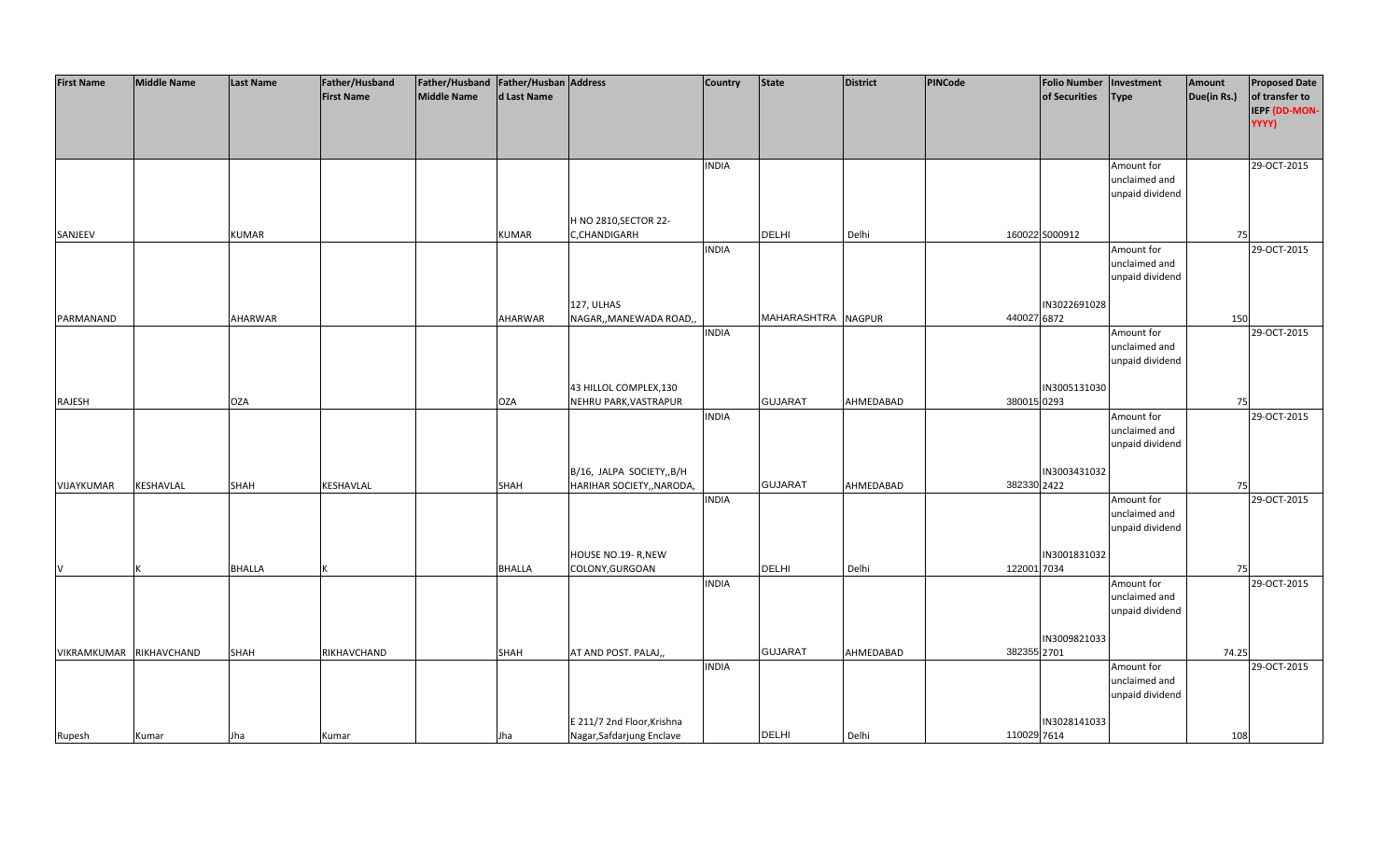| First Name | Middle Name | Last Name | Father/Husband First Name | Father/Husband Middle Name | Father/Husband Last Name | Address | Country | State | District | PINCode | Folio Number of Securities | Investment Type | Amount Due(in Rs.) | Proposed Date of transfer to IEPF (DD-MON-YYYY) |
|---|---|---|---|---|---|---|---|---|---|---|---|---|---|---|
| SANJEEV | | KUMAR | | | KUMAR | H NO 2810,SECTOR 22-C,CHANDIGARH | INDIA | DELHI | Delhi | 160022 | S000912 | Amount for unclaimed and unpaid dividend | 75 | 29-OCT-2015 |
| PARMANAND | | AHARWAR | | | AHARWAR | 127, ULHAS NAGAR,,MANEWADA ROAD,, | INDIA | MAHARASHTRA | NAGPUR | 440027 | IN30226910286872 | Amount for unclaimed and unpaid dividend | 150 | 29-OCT-2015 |
| RAJESH | | OZA | | | OZA | 43 HILLOL COMPLEX,130 NEHRU PARK,VASTRAPUR | INDIA | GUJARAT | AHMEDABAD | 380015 | IN30051310300293 | Amount for unclaimed and unpaid dividend | 75 | 29-OCT-2015 |
| VIJAYKUMAR | KESHAVLAL | SHAH | KESHAVLAL | | SHAH | B/16, JALPA SOCIETY,,B/H HARIHAR SOCIETY,,NARODA, | INDIA | GUJARAT | AHMEDABAD | 382330 | IN30034310322422 | Amount for unclaimed and unpaid dividend | 75 | 29-OCT-2015 |
| V | K | BHALLA | K | | BHALLA | HOUSE NO.19- R,NEW COLONY,GURGOAN | INDIA | DELHI | Delhi | 122001 | IN30018310327034 | Amount for unclaimed and unpaid dividend | 75 | 29-OCT-2015 |
| VIKRAMKUMAR | RIKHAVCHAND | SHAH | RIKHAVCHAND | | SHAH | AT AND POST. PALAJ,, | INDIA | GUJARAT | AHMEDABAD | 382355 | IN30098210332701 | Amount for unclaimed and unpaid dividend | 74.25 | 29-OCT-2015 |
| Rupesh | Kumar | Jha | Kumar | | Jha | E 211/7 2nd Floor,Krishna Nagar,Safdarjung Enclave | INDIA | DELHI | Delhi | 110029 | IN30281410337614 | Amount for unclaimed and unpaid dividend | 108 | 29-OCT-2015 |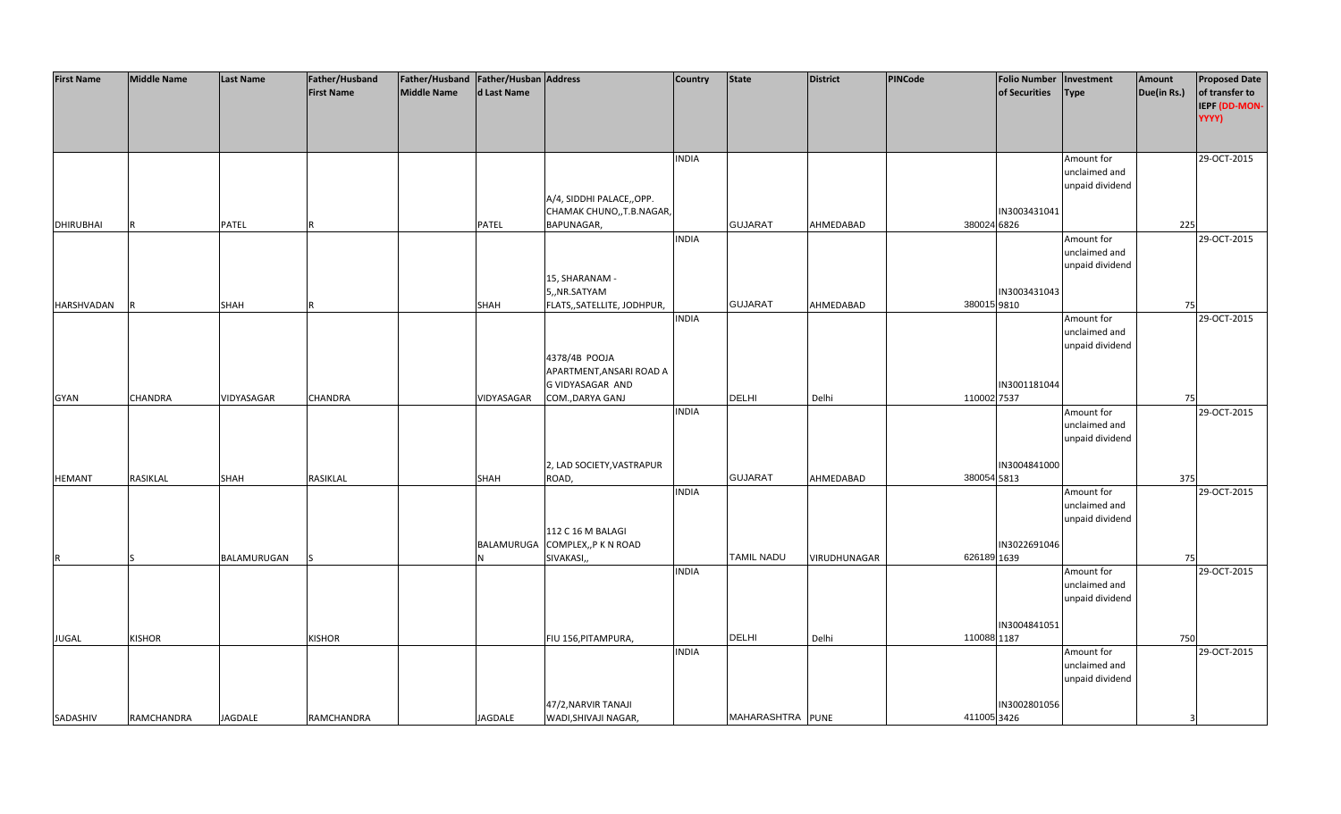| First Name | Middle Name | Last Name | Father/Husband First Name | Father/Husband Middle Name | Father/Husband Last Name | Address | Country | State | District | PINCode | Folio Number of Securities | Investment Type | Amount Due(in Rs.) | Proposed Date of transfer to IEPF (DD-MON-YYYY) |
|---|---|---|---|---|---|---|---|---|---|---|---|---|---|---|
| DHIRUBHAI | R | PATEL | R | | PATEL | A/4, SIDDHI PALACE,,OPP. CHAMAK CHUNO,,T.B.NAGAR, BAPUNAGAR, | INDIA | GUJARAT | AHMEDABAD | 380024 | IN30034310416826 | Amount for unclaimed and unpaid dividend | 225 | 29-OCT-2015 |
| HARSHVADAN | R | SHAH | R | | SHAH | 15, SHARANAM - 5,,NR.SATYAM FLATS,,SATELLITE, JODHPUR, | INDIA | GUJARAT | AHMEDABAD | 380015 | IN30034310439810 | Amount for unclaimed and unpaid dividend | 75 | 29-OCT-2015 |
| GYAN | CHANDRA | VIDYASAGAR | CHANDRA | | VIDYASAGAR | 4378/4B POOJA APARTMENT,ANSARI ROAD A G VIDYASAGAR AND COM.,DARYA GANJ | INDIA | DELHI | Delhi | 110002 | IN30011810447537 | Amount for unclaimed and unpaid dividend | 75 | 29-OCT-2015 |
| HEMANT | RASIKLAL | SHAH | RASIKLAL | | SHAH | 2, LAD SOCIETY,VASTRAPUR ROAD, | INDIA | GUJARAT | AHMEDABAD | 380054 | IN30048410005813 | Amount for unclaimed and unpaid dividend | 375 | 29-OCT-2015 |
| R | S | BALAMURUGAN | S | | BALAMURUGAN | 112 C 16 M BALAGI COMPLEX,,P K N ROAD SIVAKASI,, | INDIA | TAMIL NADU | VIRUDHUNAGAR | 626189 | IN30226910461639 | Amount for unclaimed and unpaid dividend | 75 | 29-OCT-2015 |
| JUGAL | KISHOR | | KISHOR | | | FIU 156,PITAMPURA, | INDIA | DELHI | Delhi | 110088 | IN30048410511187 | Amount for unclaimed and unpaid dividend | 750 | 29-OCT-2015 |
| SADASHIV | RAMCHANDRA | JAGDALE | RAMCHANDRA | | JAGDALE | 47/2,NARVIR TANAJI WADI,SHIVAJI NAGAR, | INDIA | MAHARASHTRA | PUNE | 411005 | IN30028010563426 | Amount for unclaimed and unpaid dividend | 3 | 29-OCT-2015 |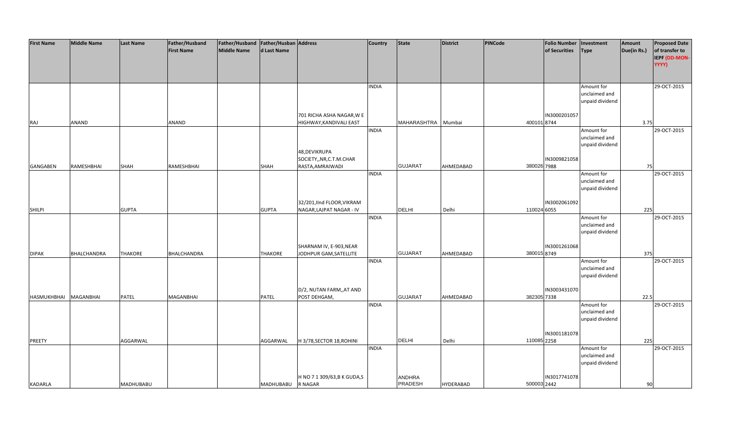| First Name | Middle Name | Last Name | Father/Husband First Name | Father/Husband Middle Name | Father/Husband Last Name | Address | Country | State | District | PINCode | Folio Number of Securities | Investment Type | Amount Due(in Rs.) | Proposed Date of transfer to IEPF (DD-MON-YYYY) |
|---|---|---|---|---|---|---|---|---|---|---|---|---|---|---|
| RAJ | ANAND | | ANAND | | | 701 RICHA ASHA NAGAR,W E HIGHWAY,KANDIVALI EAST | INDIA | MAHARASHTRA | Mumbai | 400101 | IN30002010578744 | Amount for unclaimed and unpaid dividend | 3.75 | 29-OCT-2015 |
| GANGABEN | RAMESHBHAI | SHAH | RAMESHBHAI | | SHAH | 48,DEVIKRUPA SOCIETY,,NR,C.T.M.CHAR RASTA,AMRAIWADI | INDIA | GUJARAT | AHMEDABAD | 380026 | IN30098210587988 | Amount for unclaimed and unpaid dividend | 75 | 29-OCT-2015 |
| SHILPI | | GUPTA | | | GUPTA | 32/201,IInd FLOOR,VIKRAM NAGAR,LAJPAT NAGAR - IV | INDIA | DELHI | Delhi | 110024 | IN30020610926055 | Amount for unclaimed and unpaid dividend | 225 | 29-OCT-2015 |
| DIPAK | BHALCHANDRA | THAKORE | BHALCHANDRA | | THAKORE | SHARNAM IV, E-903,NEAR JODHPUR GAM,SATELLITE | INDIA | GUJARAT | AHMEDABAD | 380015 | IN30012610688749 | Amount for unclaimed and unpaid dividend | 375 | 29-OCT-2015 |
| HASMUKHBHAI | MAGANBHAI | PATEL | MAGANBHAI | | PATEL | D/2, NUTAN FARM,,AT AND POST DEHGAM, | INDIA | GUJARAT | AHMEDABAD | 382305 | IN30034310707338 | Amount for unclaimed and unpaid dividend | 22.5 | 29-OCT-2015 |
| PREETY | | AGGARWAL | | | AGGARWAL | H 3/78,SECTOR 18,ROHINI | INDIA | DELHI | Delhi | 110085 | IN30011810782258 | Amount for unclaimed and unpaid dividend | 225 | 29-OCT-2015 |
| KADARLA | | MADHUBABU | | | MADHUBABU | H NO 7 1 309/63,B K GUDA,S R NAGAR | INDIA | ANDHRA PRADESH | HYDERABAD | 500003 | IN30177410782442 | Amount for unclaimed and unpaid dividend | 90 | 29-OCT-2015 |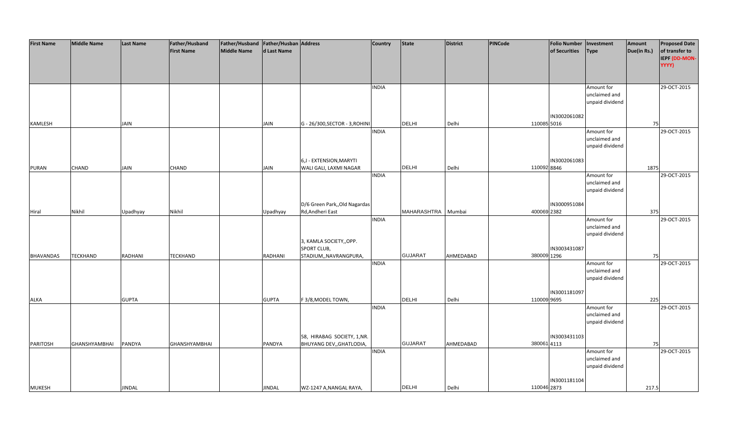| First Name | Middle Name | Last Name | Father/Husband First Name | Father/Husband Middle Name | Father/Husband Last Name | Address | Country | State | District | PINCode | Folio Number of Securities | Investment Type | Amount Due(in Rs.) | Proposed Date of transfer to IEPF (DD-MON-YYYY) |
|---|---|---|---|---|---|---|---|---|---|---|---|---|---|---|
| KAMLESH | | JAIN | | | JAIN | G - 26/300,SECTOR - 3,ROHINI | INDIA | DELHI | Delhi | 110085 | IN30020610825016 | Amount for unclaimed and unpaid dividend | 75 | 29-OCT-2015 |
| PURAN | CHAND | JAIN | CHAND | | JAIN | 6,J - EXTENSION,MARYTI WALI GALI, LAXMI NAGAR | INDIA | DELHI | Delhi | 110092 | IN30020610838846 | Amount for unclaimed and unpaid dividend | 1875 | 29-OCT-2015 |
| Hiral | Nikhil | Upadhyay | Nikhil | | Upadhyay | D/6 Green Park,,Old Nagardas Rd,Andheri East | INDIA | MAHARASHTRA | Mumbai | 400069 | IN30009510842382 | Amount for unclaimed and unpaid dividend | 375 | 29-OCT-2015 |
| BHAVANDAS | TECKHAND | RADHANI | TECKHAND | | RADHANI | 3, KAMLA SOCIETY,,OPP. SPORT CLUB, STADIUM,,NAVRANGPURA, | INDIA | GUJARAT | AHMEDABAD | 380009 | IN30034310871296 | Amount for unclaimed and unpaid dividend | 75 | 29-OCT-2015 |
| ALKA | | GUPTA | | | GUPTA | F 3/8,MODEL TOWN, | INDIA | DELHI | Delhi | 110009 | IN30011810979695 | Amount for unclaimed and unpaid dividend | 225 | 29-OCT-2015 |
| PARITOSH | GHANSHYAMBHAI | PANDYA | GHANSHYAMBHAI | | PANDYA | 58, HIRABAG SOCIETY, 1,NR. BHUYANG DEV,,GHATLODIA, | INDIA | GUJARAT | AHMEDABAD | 380061 | IN30034311034113 | Amount for unclaimed and unpaid dividend | 75 | 29-OCT-2015 |
| MUKESH | | JINDAL | | | JINDAL | WZ-1247 A,NANGAL RAYA, | INDIA | DELHI | Delhi | 110046 | IN30011811042873 | Amount for unclaimed and unpaid dividend | 217.5 | 29-OCT-2015 |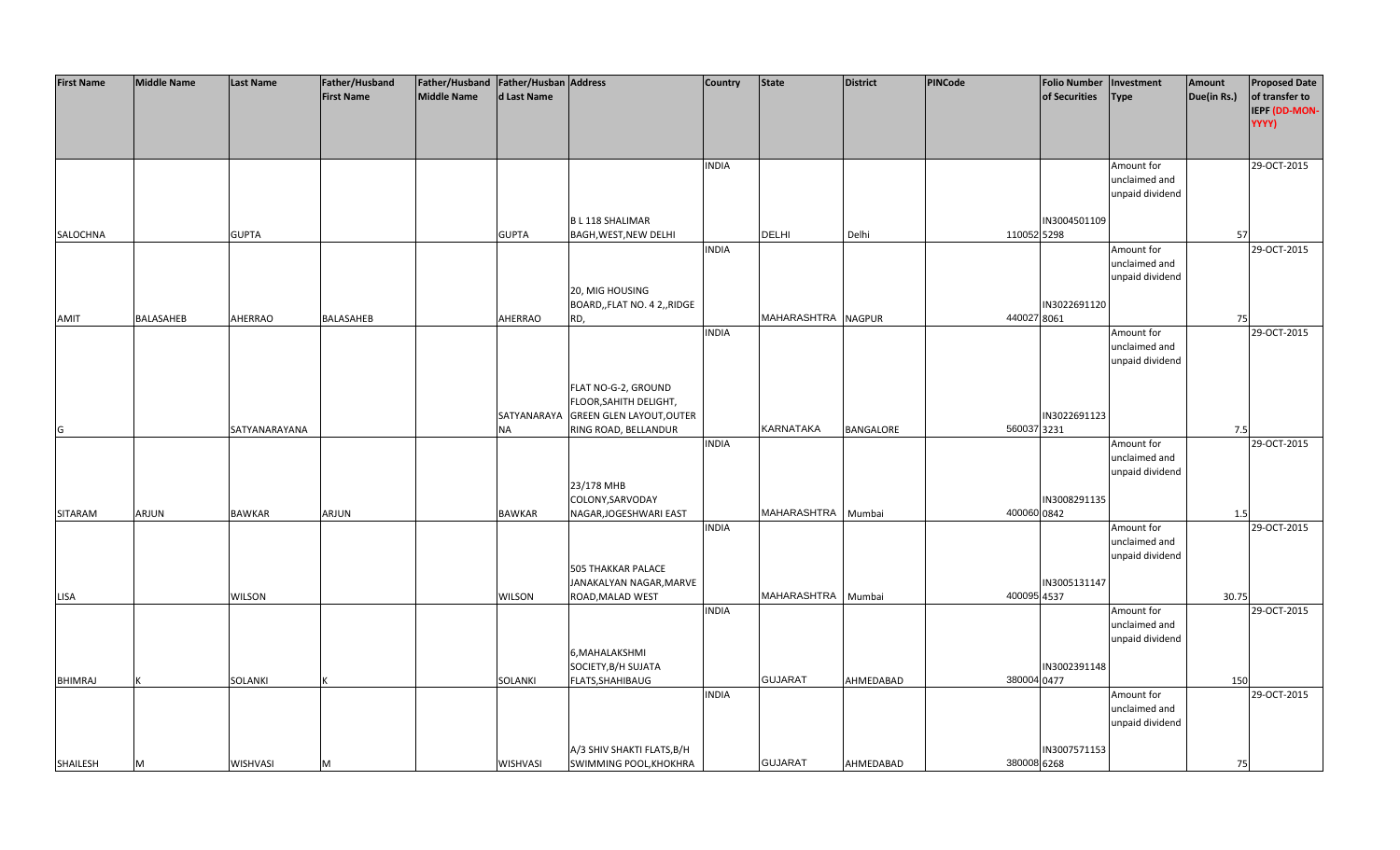| First Name | Middle Name | Last Name | Father/Husband First Name | Father/Husband Middle Name | Father/Husband Last Name | Address | Country | State | District | PINCode | Folio Number of Securities | Investment Type | Amount Due(in Rs.) | Proposed Date of transfer to IEPF (DD-MON-YYYY) |
|---|---|---|---|---|---|---|---|---|---|---|---|---|---|---|
| SALOCHNA | | GUPTA | | | GUPTA | B L 118 SHALIMAR BAGH,WEST,NEW DELHI | INDIA | DELHI | Delhi | 110052 | IN30045011095298 | Amount for unclaimed and unpaid dividend | 57 | 29-OCT-2015 |
| AMIT | BALASAHEB | AHERRAO | BALASAHEB | | AHERRAO | 20, MIG HOUSING BOARD,,FLAT NO. 4 2,,RIDGE RD, | INDIA | MAHARASHTRA | NAGPUR | 440027 | IN30226911208061 | Amount for unclaimed and unpaid dividend | 75 | 29-OCT-2015 |
| G | | SATYANARAYANA | | | SATYANARAYANA | FLAT NO-G-2, GROUND FLOOR,SAHITH DELIGHT, GREEN GLEN LAYOUT,OUTER RING ROAD, BELLANDUR | INDIA | KARNATAKA | BANGALORE | 560037 | IN30226911233231 | Amount for unclaimed and unpaid dividend | 7.5 | 29-OCT-2015 |
| SITARAM | ARJUN | BAWKAR | ARJUN | | BAWKAR | 23/178 MHB COLONY,SARVODAY NAGAR,JOGESHWARI EAST | INDIA | MAHARASHTRA | Mumbai | 400060 | IN30082911350842 | Amount for unclaimed and unpaid dividend | 1.5 | 29-OCT-2015 |
| LISA | | WILSON | | | WILSON | 505 THAKKAR PALACE JANAKALYAN NAGAR,MARVE ROAD,MALAD WEST | INDIA | MAHARASHTRA | Mumbai | 400095 | IN30051311474537 | Amount for unclaimed and unpaid dividend | 30.75 | 29-OCT-2015 |
| BHIMRAJ | K | SOLANKI | K | | SOLANKI | 6,MAHALAKSHMI SOCIETY,B/H SUJATA FLATS,SHAHIBAUG | INDIA | GUJARAT | AHMEDABAD | 380004 | IN30023911480477 | Amount for unclaimed and unpaid dividend | 150 | 29-OCT-2015 |
| SHAILESH | M | WISHVASI | M | | WISHVASI | A/3 SHIV SHAKTI FLATS,B/H SWIMMING POOL,KHOKHRA | INDIA | GUJARAT | AHMEDABAD | 380008 | IN30075711536268 | Amount for unclaimed and unpaid dividend | 75 | 29-OCT-2015 |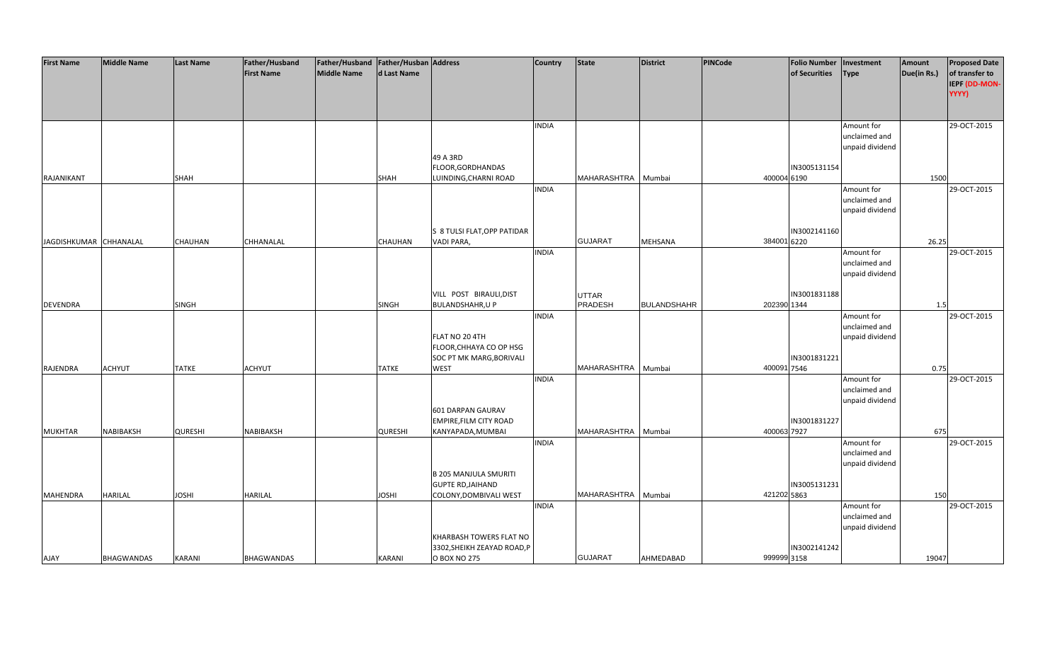| First Name | Middle Name | Last Name | Father/Husband First Name | Father/Husband Middle Name | Father/Husband Last Name | Address | Country | State | District | PINCode | Folio Number of Securities | Investment Type | Amount Due(in Rs.) | Proposed Date of transfer to IEPF (DD-MON-YYYY) |
|---|---|---|---|---|---|---|---|---|---|---|---|---|---|---|
| RAJANIKANT | | SHAH | | | SHAH | 49 A 3RD FLOOR,GORDHANDAS LUINDING,CHARNI ROAD | INDIA | MAHARASHTRA | Mumbai | 400004 | IN30051311546190 | Amount for unclaimed and unpaid dividend | 1500 | 29-OCT-2015 |
| JAGDISHKUMAR | CHHANALAL | CHAUHAN | CHHANALAL | | CHAUHAN | S 8 TULSI FLAT,OPP PATIDAR VADI PARA, | INDIA | GUJARAT | MEHSANA | 384001 | IN30021411606220 | Amount for unclaimed and unpaid dividend | 26.25 | 29-OCT-2015 |
| DEVENDRA | | SINGH | | | SINGH | VILL POST BIRAULI,DIST BULANDSHAHR,U P | INDIA | UTTAR PRADESH | BULANDSHAHR | 202390 | IN30018311881344 | Amount for unclaimed and unpaid dividend | 1.5 | 29-OCT-2015 |
| RAJENDRA | ACHYUT | TATKE | ACHYUT | | TATKE | FLAT NO 20 4TH FLOOR,CHHAYA CO OP HSG SOC PT MK MARG,BORIVALI WEST | INDIA | MAHARASHTRA | Mumbai | 400091 | IN30018312217546 | Amount for unclaimed and unpaid dividend | 0.75 | 29-OCT-2015 |
| MUKHTAR | NABIBAKSH | QURESHI | NABIBAKSH | | QURESHI | 601 DARPAN GAURAV EMPIRE,FILM CITY ROAD KANYAPADA,MUMBAI | INDIA | MAHARASHTRA | Mumbai | 400063 | IN30018312277927 | Amount for unclaimed and unpaid dividend | 675 | 29-OCT-2015 |
| MAHENDRA | HARILAL | JOSHI | HARILAL | | JOSHI | B 205 MANJULA SMURITI GUPTE RD,JAIHAND COLONY,DOMBIVALI WEST | INDIA | MAHARASHTRA | Mumbai | 421202 | IN30051312315863 | Amount for unclaimed and unpaid dividend | 150 | 29-OCT-2015 |
| AJAY | BHAGWANDAS | KARANI | BHAGWANDAS | | KARANI | KHARBASH TOWERS FLAT NO 3302,SHEIKH ZEAYAD ROAD,P O BOX NO 275 | INDIA | GUJARAT | AHMEDABAD | 999999 | IN30021412423158 | Amount for unclaimed and unpaid dividend | 19047 | 29-OCT-2015 |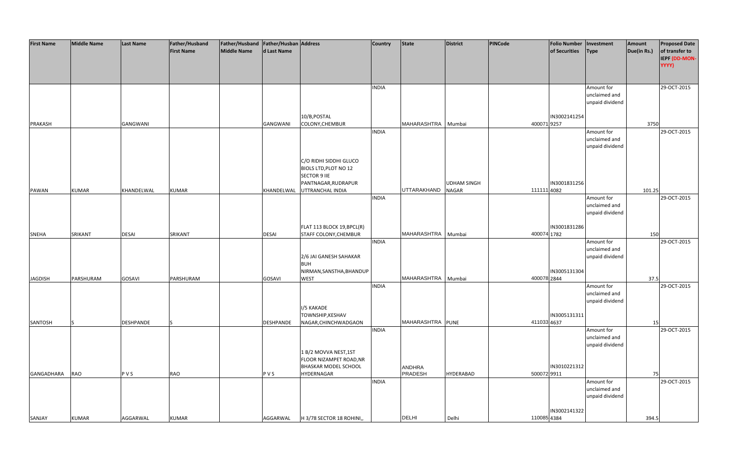| First Name | Middle Name | Last Name | Father/Husband First Name | Father/Husband Middle Name | Father/Husband Last Name | Address | Country | State | District | PINCode | Folio Number of Securities | Investment Type | Amount Due(in Rs.) | Proposed Date of transfer to IEPF (DD-MON-YYYY) |
|---|---|---|---|---|---|---|---|---|---|---|---|---|---|---|
| PRAKASH | | GANGWANI | | | GANGWANI | 10/B,POSTAL COLONY,CHEMBUR | INDIA | MAHARASHTRA | Mumbai | 400071 | IN30021412549257 | Amount for unclaimed and unpaid dividend | 3750 | 29-OCT-2015 |
| PAWAN | KUMAR | KHANDELWAL | KUMAR | | KHANDELWAL | C/O RIDHI SIDDHI GLUCO BIOLS LTD,PLOT NO 12 SECTOR 9 IIE PANTNAGAR,RUDRAPUR UTTRANCHAL INDIA | INDIA | UTTARAKHAND | UDHAM SINGH NAGAR | 111111 | IN30018312564082 | Amount for unclaimed and unpaid dividend | 101.25 | 29-OCT-2015 |
| SNEHA | SRIKANT | DESAI | SRIKANT | | DESAI | FLAT 113 BLOCK 19,BPCL(R) STAFF COLONY,CHEMBUR | INDIA | MAHARASHTRA | Mumbai | 400074 | IN30018312861782 | Amount for unclaimed and unpaid dividend | 150 | 29-OCT-2015 |
| JAGDISH | PARSHURAM | GOSAVI | PARSHURAM | | GOSAVI | 2/6 JAI GANESH SAHAKAR BUH NIRMAN,SANSTHA,BHANDUP WEST | INDIA | MAHARASHTRA | Mumbai | 400078 | IN30051313042844 | Amount for unclaimed and unpaid dividend | 37.5 | 29-OCT-2015 |
| SANTOSH | S | DESHPANDE | S | | DESHPANDE | I/5 KAKADE TOWNSHIP,KESHAV NAGAR,CHINCHWADGAON | INDIA | MAHARASHTRA | PUNE | 411033 | IN30051313114637 | Amount for unclaimed and unpaid dividend | 15 | 29-OCT-2015 |
| GANGADHARA | RAO | P V S | RAO | | P V S | 1 B/2 MOVVA NEST,1ST FLOOR NIZAMPET ROAD,NR BHASKAR MODEL SCHOOL HYDERNAGAR | INDIA | ANDHRA PRADESH | HYDERABAD | 500072 | IN30102213129911 | Amount for unclaimed and unpaid dividend | 75 | 29-OCT-2015 |
| SANJAY | KUMAR | AGGARWAL | KUMAR | | AGGARWAL | H 3/78 SECTOR 18 ROHINI,, | INDIA | DELHI | Delhi | 110085 | IN30021413224384 | Amount for unclaimed and unpaid dividend | 394.5 | 29-OCT-2015 |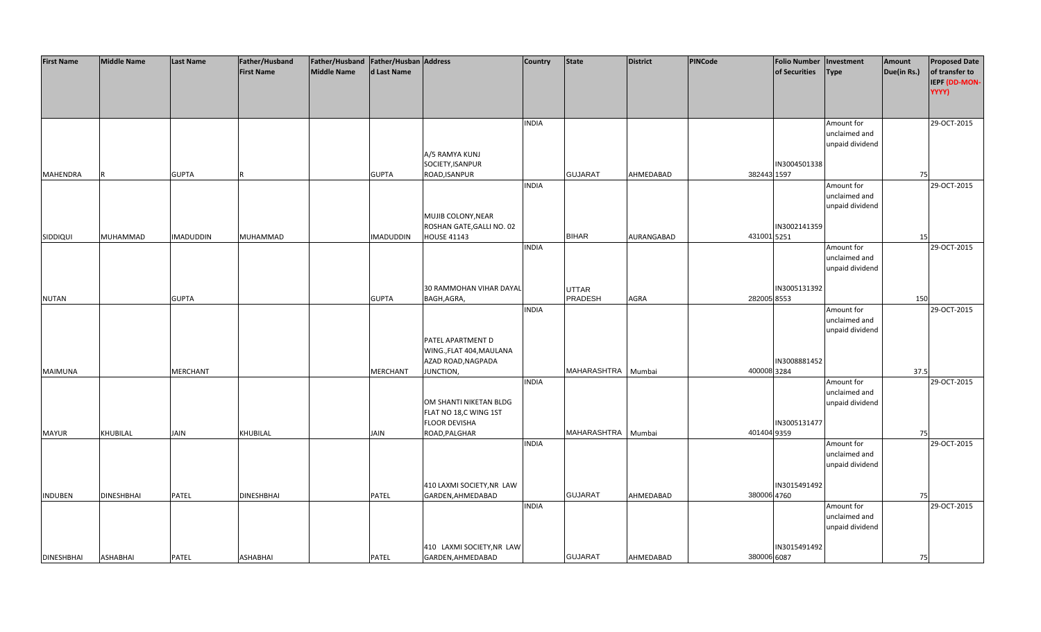| First Name | Middle Name | Last Name | Father/Husband First Name | Father/Husband Middle Name | Father/Husband Last Name | Address | Country | State | District | PINCode | Folio Number of Securities | Investment Type | Amount Due(in Rs.) | Proposed Date of transfer to IEPF (DD-MON-YYYY) |
|---|---|---|---|---|---|---|---|---|---|---|---|---|---|---|
| MAHENDRA | R | GUPTA | R | | GUPTA | A/5 RAMYA KUNJ SOCIETY,ISANPUR ROAD,ISANPUR | INDIA | GUJARAT | AHMEDABAD | 382443 | IN30045013381597 | Amount for unclaimed and unpaid dividend | 75 | 29-OCT-2015 |
| SIDDIQUI | MUHAMMAD | IMADUDDIN | MUHAMMAD | | IMADUDDIN | MUJIB COLONY,NEAR ROSHAN GATE,GALLI NO. 02 HOUSE 41143 | INDIA | BIHAR | AURANGABAD | 431001 | IN30021413595251 | Amount for unclaimed and unpaid dividend | 15 | 29-OCT-2015 |
| NUTAN | | GUPTA | | | GUPTA | 30 RAMMOHAN VIHAR DAYAL BAGH,AGRA, | INDIA | UTTAR PRADESH | AGRA | 282005 | IN30051313928553 | Amount for unclaimed and unpaid dividend | 150 | 29-OCT-2015 |
| MAIMUNA | | MERCHANT | | | MERCHANT | PATEL APARTMENT D WING.,FLAT 404,MAULANA AZAD ROAD,NAGPADA JUNCTION, | INDIA | MAHARASHTRA | Mumbai | 400008 | IN30088814523284 | Amount for unclaimed and unpaid dividend | 37.5 | 29-OCT-2015 |
| MAYUR | KHUBILAL | JAIN | KHUBILAL | | JAIN | OM SHANTI NIKETAN BLDG FLAT NO 18,C WING 1ST FLOOR DEVISHA ROAD,PALGHAR | INDIA | MAHARASHTRA | Mumbai | 401404 | IN30051314779359 | Amount for unclaimed and unpaid dividend | 75 | 29-OCT-2015 |
| INDUBEN | DINESHBHAI | PATEL | DINESHBHAI | | PATEL | 410 LAXMI SOCIETY,NR LAW GARDEN,AHMEDABAD | INDIA | GUJARAT | AHMEDABAD | 380006 | IN30154914924760 | Amount for unclaimed and unpaid dividend | 75 | 29-OCT-2015 |
| DINESHBHAI | ASHABHAI | PATEL | ASHABHAI | | PATEL | 410 LAXMI SOCIETY,NR LAW GARDEN,AHMEDABAD | INDIA | GUJARAT | AHMEDABAD | 380006 | IN30154914926087 | Amount for unclaimed and unpaid dividend | 75 | 29-OCT-2015 |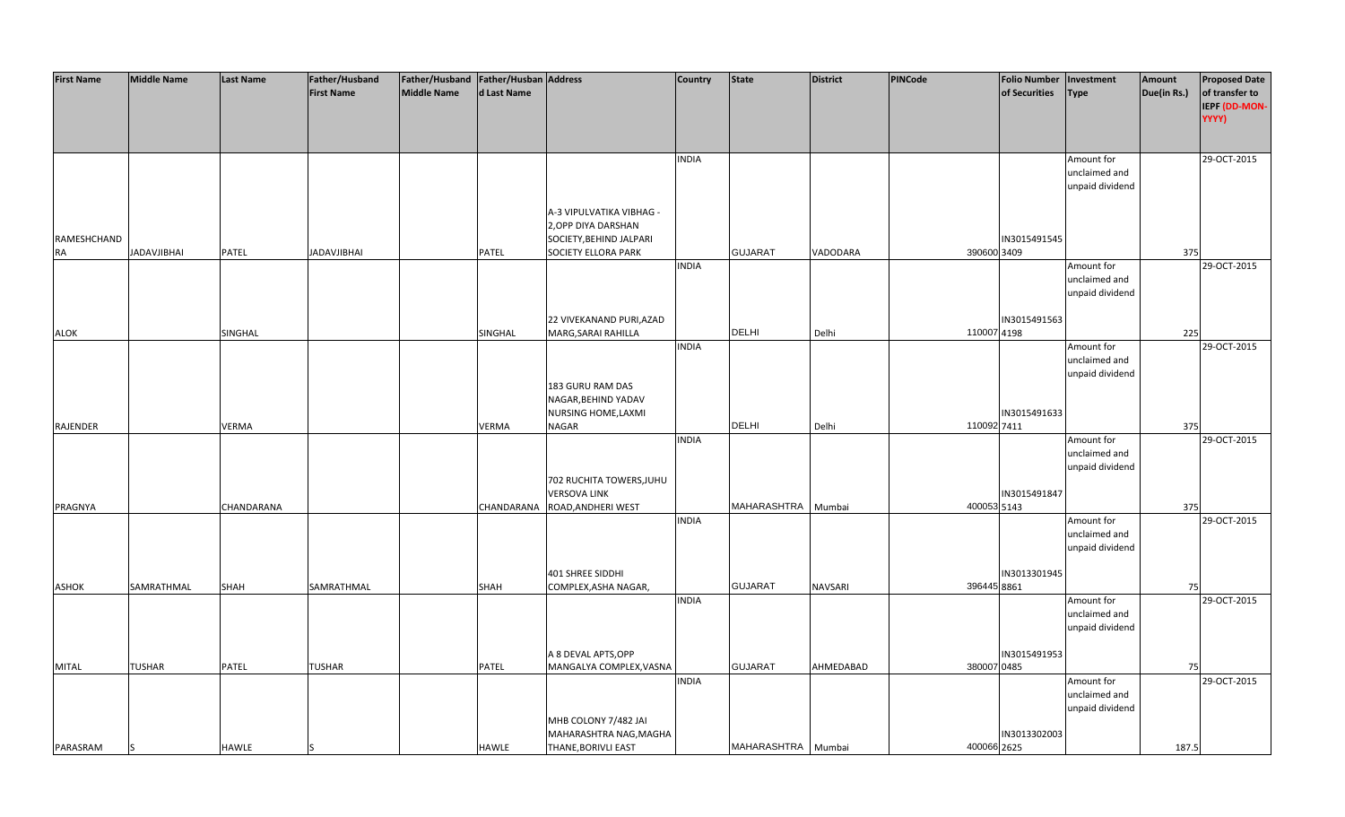| First Name | Middle Name | Last Name | Father/Husband First Name | Father/Husband Middle Name | Father/Husband Last Name | Address | Country | State | District | PINCode | Folio Number of Securities | Investment Type | Amount Due(in Rs.) | Proposed Date of transfer to IEPF (DD-MON-YYYY) |
|---|---|---|---|---|---|---|---|---|---|---|---|---|---|---|
| RAMESHCHAND RA | JADAVJIBHAI | PATEL | JADAVJIBHAI | | PATEL | A-3 VIPULVATIKA VIBHAG - 2,OPP DIYA DARSHAN SOCIETY,BEHIND JALPARI SOCIETY ELLORA PARK | INDIA | GUJARAT | VADODARA | 390600 | IN30154915453409 | Amount for unclaimed and unpaid dividend | 375 | 29-OCT-2015 |
| ALOK | | SINGHAL | | | SINGHAL | 22 VIVEKANAND PURI,AZAD MARG,SARAI RAHILLA | INDIA | DELHI | Delhi | 110007 | IN30154915634198 | Amount for unclaimed and unpaid dividend | 225 | 29-OCT-2015 |
| RAJENDER | | VERMA | | | VERMA | 183 GURU RAM DAS NAGAR,BEHIND YADAV NURSING HOME,LAXMI NAGAR | INDIA | DELHI | Delhi | 110092 | IN30154916337411 | Amount for unclaimed and unpaid dividend | 375 | 29-OCT-2015 |
| PRAGNYA | | CHANDARANA | | | CHANDARANA | 702 RUCHITA TOWERS,JUHU VERSOVA LINK ROAD,ANDHERI WEST | INDIA | MAHARASHTRA | Mumbai | 400053 | IN30154918475143 | Amount for unclaimed and unpaid dividend | 375 | 29-OCT-2015 |
| ASHOK | SAMRATHMAL | SHAH | SAMRATHMAL | | SHAH | 401 SHREE SIDDHI COMPLEX,ASHA NAGAR, | INDIA | GUJARAT | NAVSARI | 396445 | IN30133019458861 | Amount for unclaimed and unpaid dividend | 75 | 29-OCT-2015 |
| MITAL | TUSHAR | PATEL | TUSHAR | | PATEL | A 8 DEVAL APTS,OPP MANGALYA COMPLEX,VASNA | INDIA | GUJARAT | AHMEDABAD | 380007 | IN30154919530485 | Amount for unclaimed and unpaid dividend | 75 | 29-OCT-2015 |
| PARASRAM | S | HAWLE | S | | HAWLE | MHB COLONY 7/482 JAI MAHARASHTRA NAG,MAGHA THANE,BORIVLI EAST | INDIA | MAHARASHTRA | Mumbai | 400066 | IN30133020032625 | Amount for unclaimed and unpaid dividend | 187.5 | 29-OCT-2015 |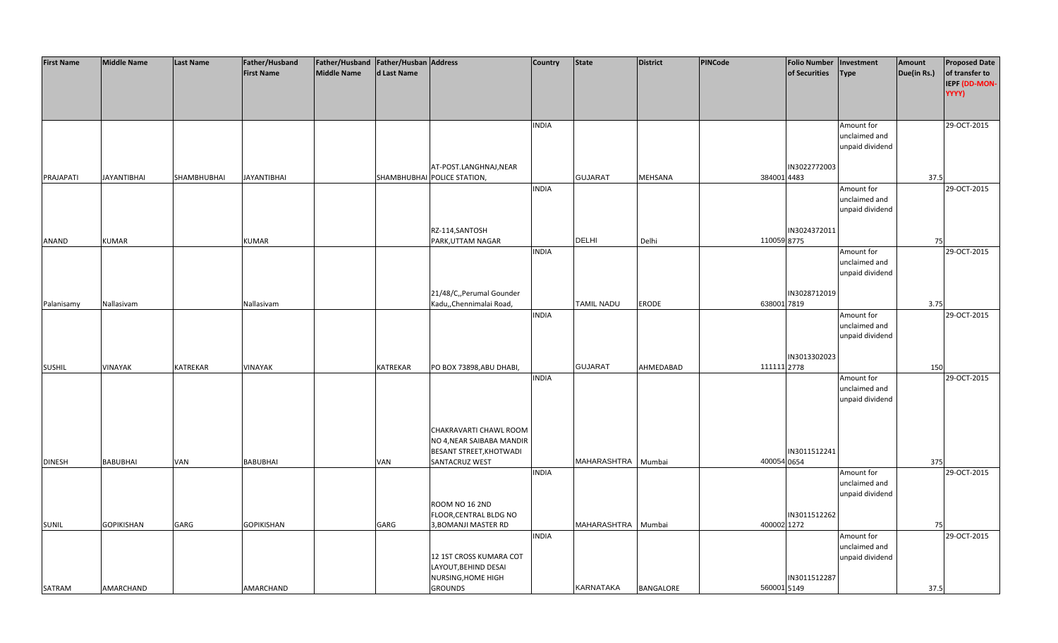| First Name | Middle Name | Last Name | Father/Husband First Name | Father/Husband Middle Name | Father/Husband Last Name | Address | Country | State | District | PINCode | Folio Number of Securities | Investment Type | Amount Due(in Rs.) | Proposed Date of transfer to IEPF (DD-MON-YYYY) |
|---|---|---|---|---|---|---|---|---|---|---|---|---|---|---|
| PRAJAPATI | JAYANTIBHAI | SHAMBHUBHAI | JAYANTIBHAI | | SHAMBHUBHAI | AT-POST.LANGHNAJ,NEAR POLICE STATION, | INDIA | GUJARAT | MEHSANA | 384001 | IN30227720034483 | Amount for unclaimed and unpaid dividend | 37.5 | 29-OCT-2015 |
| ANAND | KUMAR | | KUMAR | | | RZ-114,SANTOSH PARK,UTTAM NAGAR | INDIA | DELHI | Delhi | 110059 | IN30243720118775 | Amount for unclaimed and unpaid dividend | 75 | 29-OCT-2015 |
| Palanisamy | Nallasivam | | Nallasivam | | | 21/48/C,,Perumal Gounder Kadu,,Chennimalai Road, | INDIA | TAMIL NADU | ERODE | 638001 | IN30287120197819 | Amount for unclaimed and unpaid dividend | 3.75 | 29-OCT-2015 |
| SUSHIL | VINAYAK | KATREKAR | VINAYAK | | KATREKAR | PO BOX 73898,ABU DHABI, | INDIA | GUJARAT | AHMEDABAD | 111111 | IN30133020232778 | Amount for unclaimed and unpaid dividend | 150 | 29-OCT-2015 |
| DINESH | BABUBHAI | VAN | BABUBHAI | | VAN | CHAKRAVARTI CHAWL ROOM NO 4,NEAR SAIBABA MANDIR BESANT STREET,KHOTWADI SANTACRUZ WEST | INDIA | MAHARASHTRA | Mumbai | 400054 | IN30115122410654 | Amount for unclaimed and unpaid dividend | 375 | 29-OCT-2015 |
| SUNIL | GOPIKISHAN | GARG | GOPIKISHAN | | GARG | ROOM NO 16 2ND FLOOR,CENTRAL BLDG NO 3,BOMANJI MASTER RD | INDIA | MAHARASHTRA | Mumbai | 400002 | IN30115122621272 | Amount for unclaimed and unpaid dividend | 75 | 29-OCT-2015 |
| SATRAM | AMARCHAND | | AMARCHAND | | | 12 1ST CROSS KUMARA COT LAYOUT,BEHIND DESAI NURSING,HOME HIGH GROUNDS | INDIA | KARNATAKA | BANGALORE | 560001 | IN30115122875149 | Amount for unclaimed and unpaid dividend | 37.5 | 29-OCT-2015 |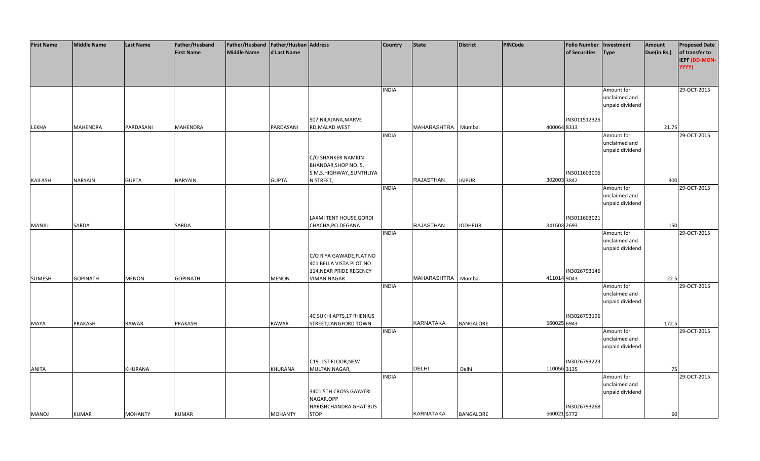| First Name | Middle Name | Last Name | Father/Husband First Name | Father/Husband Middle Name | Father/Husband Last Name | Address | Country | State | District | PINCode | Folio Number of Securities | Investment Type | Amount Due(in Rs.) | Proposed Date of transfer to IEPF (DD-MON-YYYY) |
|---|---|---|---|---|---|---|---|---|---|---|---|---|---|---|
| LEKHA | MAHENDRA | PARDASANI | MAHENDRA | | PARDASANI | 507 NILAJANA,MARVE RD,MALAD WEST | INDIA | MAHARASHTRA | Mumbai | 400064 | IN30115123268313 | Amount for unclaimed and unpaid dividend | 21.75 | 29-OCT-2015 |
| KAILASH | NARYAIN | GUPTA | NARYAIN | | GUPTA | C/O SHANKER NAMKIN BHANDAR,SHOP NO. 5, S.M.S.HIGHWAY,,SUNTHLIYA N STREET, | INDIA | RAJASTHAN | JAIPUR | 302003 | IN30116030063842 | Amount for unclaimed and unpaid dividend | 300 | 29-OCT-2015 |
| MANJU | SARDA | | SARDA | | | LAXMI TENT HOUSE,GORDI CHACHA,PO.DEGANA | INDIA | RAJASTHAN | JODHPUR | 341503 | IN30116030212693 | Amount for unclaimed and unpaid dividend | 150 | 29-OCT-2015 |
| SUMESH | GOPINATH | MENON | GOPINATH | | MENON | C/O RIYA GAWADE,FLAT NO 401 BELLA VISTA PLOT NO 114,NEAR PRIDE REGENCY VIMAN NAGAR | INDIA | MAHARASHTRA | Mumbai | 411014 | IN30267931469043 | Amount for unclaimed and unpaid dividend | 22.5 | 29-OCT-2015 |
| MAYA | PRAKASH | RAWAR | PRAKASH | | RAWAR | 4C SUKHI APTS,17 RHENIUS STREET,LANGFORD TOWN | INDIA | KARNATAKA | BANGALORE | 560025 | IN30267931966943 | Amount for unclaimed and unpaid dividend | 172.5 | 29-OCT-2015 |
| ANITA | | KHURANA | | | KHURANA | C19 1ST FLOOR,NEW MULTAN NAGAR, | INDIA | DELHI | Delhi | 110056 | IN30267932233135 | Amount for unclaimed and unpaid dividend | 75 | 29-OCT-2015 |
| MANOJ | KUMAR | MOHANTY | KUMAR | | MOHANTY | 3401,5TH CROSS GAYATRI NAGAR,OPP HARISHCHANDRA GHAT BUS STOP | INDIA | KARNATAKA | BANGALORE | 560021 | IN30267932685772 | Amount for unclaimed and unpaid dividend | 60 | 29-OCT-2015 |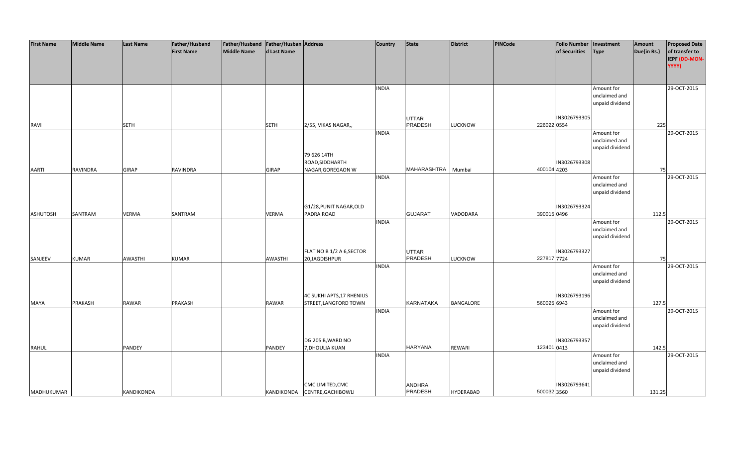| First Name | Middle Name | Last Name | Father/Husband First Name | Father/Husband Middle Name | Father/Husband Last Name | Address | Country | State | District | PINCode | Folio Number of Securities | Investment Type | Amount Due(in Rs.) | Proposed Date of transfer to IEPF (DD-MON-YYYY) |
|---|---|---|---|---|---|---|---|---|---|---|---|---|---|---|
| RAVI | | SETH | | | SETH | 2/55, VIKAS NAGAR,, | INDIA | UTTAR PRADESH | LUCKNOW | 226022 | IN30267933050554 | Amount for unclaimed and unpaid dividend | 225 | 29-OCT-2015 |
| AARTI | RAVINDRA | GIRAP | RAVINDRA | | GIRAP | 79 626 14TH ROAD,SIDDHARTH NAGAR,GOREGAON W | INDIA | MAHARASHTRA | Mumbai | 400104 | IN30267933084203 | Amount for unclaimed and unpaid dividend | 75 | 29-OCT-2015 |
| ASHUTOSH | SANTRAM | VERMA | SANTRAM | | VERMA | G1/28,PUNIT NAGAR,OLD PADRA ROAD | INDIA | GUJARAT | VADODARA | 390015 | IN30267933240496 | Amount for unclaimed and unpaid dividend | 112.5 | 29-OCT-2015 |
| SANJEEV | KUMAR | AWASTHI | KUMAR | | AWASTHI | FLAT NO B 1/2 A 6,SECTOR 20,JAGDISHPUR | INDIA | UTTAR PRADESH | LUCKNOW | 227817 | IN30267933277724 | Amount for unclaimed and unpaid dividend | 75 | 29-OCT-2015 |
| MAYA | PRAKASH | RAWAR | PRAKASH | | RAWAR | 4C SUKHI APTS,17 RHENIUS STREET,LANGFORD TOWN | INDIA | KARNATAKA | BANGALORE | 560025 | IN30267931966943 | Amount for unclaimed and unpaid dividend | 127.5 | 29-OCT-2015 |
| RAHUL | | PANDEY | | | PANDEY | DG 205 B,WARD NO 7,DHOULIA KUAN | INDIA | HARYANA | REWARI | 123401 | IN30267933570413 | Amount for unclaimed and unpaid dividend | 142.5 | 29-OCT-2015 |
| MADHUKUMAR | | KANDIKONDA | | | KANDIKONDA | CMC LIMITED,CMC CENTRE,GACHIBOWLI | INDIA | ANDHRA PRADESH | HYDERABAD | 500032 | IN30267936413560 | Amount for unclaimed and unpaid dividend | 131.25 | 29-OCT-2015 |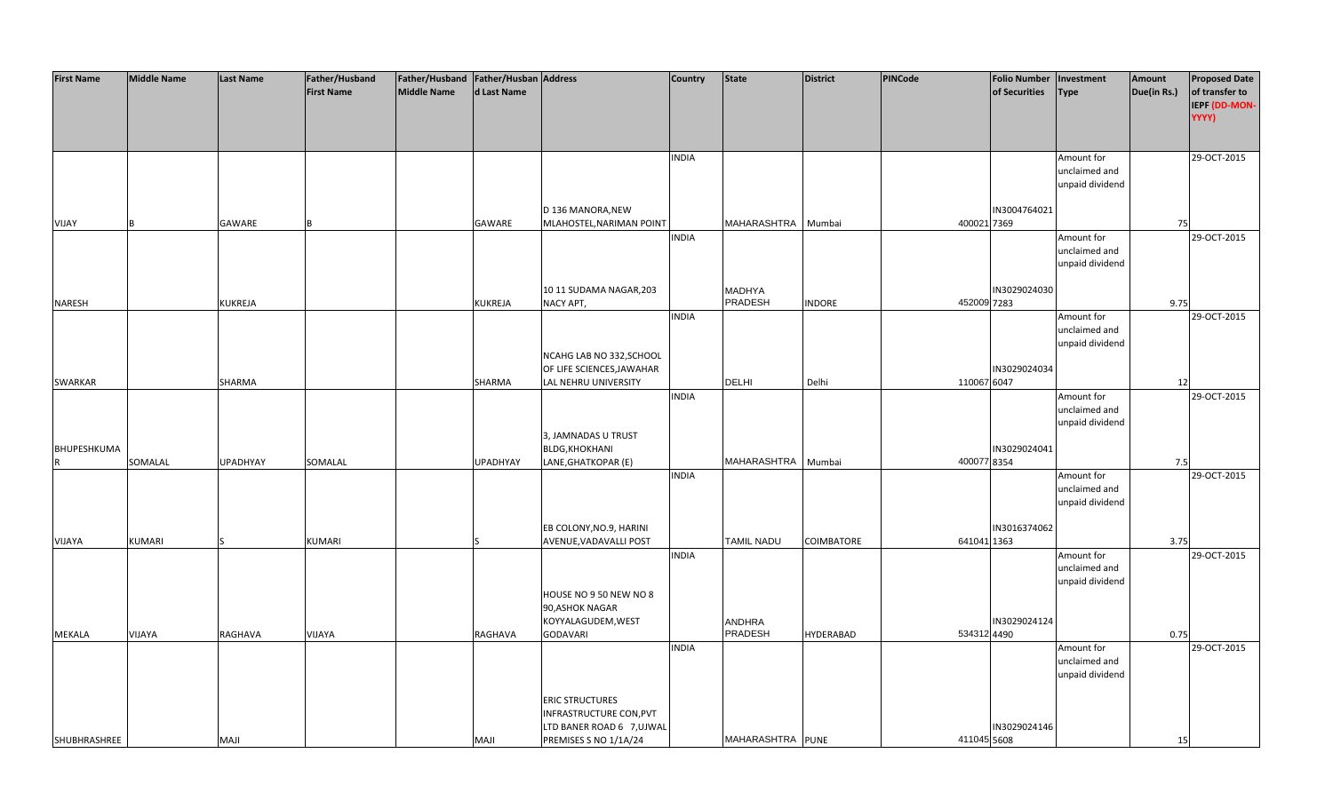| First Name | Middle Name | Last Name | Father/Husband First Name | Father/Husband Middle Name | Father/Husband Last Name | Address | Country | State | District | PINCode | Folio Number of Securities | Investment Type | Amount Due(in Rs.) | Proposed Date of transfer to IEPF (DD-MON-YYYY) |
|---|---|---|---|---|---|---|---|---|---|---|---|---|---|---|
| VIJAY | B | GAWARE | B | | GAWARE | D 136 MANORA,NEW MLAHOSTEL,NARIMAN POINT | INDIA | MAHARASHTRA | Mumbai | 400021 | IN30047640217369 | Amount for unclaimed and unpaid dividend | 75 | 29-OCT-2015 |
| NARESH | | KUKREJA | | | KUKREJA | 10 11 SUDAMA NAGAR,203 NACY APT, | INDIA | MADHYA PRADESH | INDORE | 452009 | IN30290240307283 | Amount for unclaimed and unpaid dividend | 9.75 | 29-OCT-2015 |
| SWARKAR | | SHARMA | | | SHARMA | NCAHG LAB NO 332,SCHOOL OF LIFE SCIENCES,JAWAHAR LAL NEHRU UNIVERSITY | INDIA | DELHI | Delhi | 110067 | IN30290240346047 | Amount for unclaimed and unpaid dividend | 12 | 29-OCT-2015 |
| BHUPESHKUMAR | SOMALAL | UPADHYAY | SOMALAL | | UPADHYAY | 3, JAMNADAS U TRUST BLDG,KHOKHANI LANE,GHATKOPAR (E) | INDIA | MAHARASHTRA | Mumbai | 400077 | IN30290240418354 | Amount for unclaimed and unpaid dividend | 7.5 | 29-OCT-2015 |
| VIJAYA | KUMARI | S | KUMARI | | S | EB COLONY,NO.9, HARINI AVENUE,VADAVALLI POST | INDIA | TAMIL NADU | COIMBATORE | 641041 | IN30163740621363 | Amount for unclaimed and unpaid dividend | 3.75 | 29-OCT-2015 |
| MEKALA | VIJAYA | RAGHAVA | VIJAYA | | RAGHAVA | HOUSE NO 9 50 NEW NO 8 90,ASHOK NAGAR KOYYALAGUDEM,WEST GODAVARI | INDIA | ANDHRA PRADESH | HYDERABAD | 534312 | IN30290241244490 | Amount for unclaimed and unpaid dividend | 0.75 | 29-OCT-2015 |
| SHUBHRASHREE | | MAJI | | | MAJI | ERIC STRUCTURES INFRASTRUCTURE CON,PVT LTD BANER ROAD 6 7,UJWAL PREMISES S NO 1/1A/24 | INDIA | MAHARASHTRA | PUNE | 411045 | IN30290241465608 | Amount for unclaimed and unpaid dividend | 15 | 29-OCT-2015 |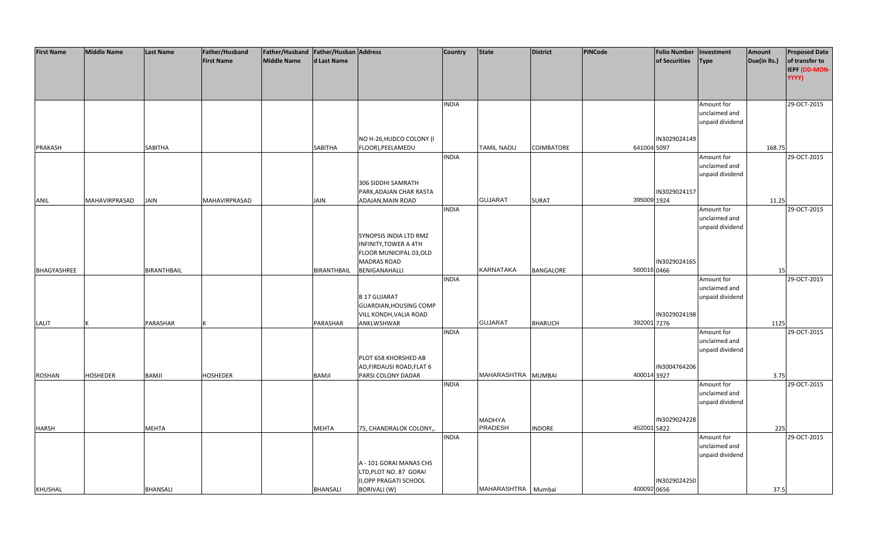| First Name | Middle Name | Last Name | Father/Husband First Name | Father/Husband Middle Name | Father/Husband Last Name | Address | Country | State | District | PINCode | Folio Number of Securities | Investment Type | Amount Due(in Rs.) | Proposed Date of transfer to IEPF (DD-MON-YYYY) |
|---|---|---|---|---|---|---|---|---|---|---|---|---|---|---|
| PRAKASH | | SABITHA | | | SABITHA | NO H-26,HUDCO COLONY (I FLOOR),PEELAMEDU | INDIA | TAMIL NADU | COIMBATORE | 641004 | IN30290241495097 | Amount for unclaimed and unpaid dividend | 168.75 | 29-OCT-2015 |
| ANIL | MAHAVIRPRASAD | JAIN | MAHAVIRPRASAD | | JAIN | 306 SIDDHI SAMRATH PARK,ADAJAN CHAR RASTA ADAJAN,MAIN ROAD | INDIA | GUJARAT | SURAT | 395009 | IN30290241571924 | Amount for unclaimed and unpaid dividend | 11.25 | 29-OCT-2015 |
| BHAGYASHREE | | BIRANTHBAIL | | | BIRANTHBAIL | SYNOPSIS INDIA LTD RMZ INFINITY,TOWER A 4TH FLOOR MUNICIPAL 03,OLD MADRAS ROAD BENIGANAHALLI | INDIA | KARNATAKA | BANGALORE | 560016 | IN30290241650466 | Amount for unclaimed and unpaid dividend | 15 | 29-OCT-2015 |
| LALIT | K | PARASHAR | K | | PARASHAR | B 17 GUJARAT GUARDIAN,HOUSING COMP VILL KONDH,VALIA ROAD ANKLWSHWAR | INDIA | GUJARAT | BHARUCH | 392001 | IN30290241987276 | Amount for unclaimed and unpaid dividend | 1125 | 29-OCT-2015 |
| ROSHAN | HOSHEDER | BAMJI | HOSHEDER | | BAMJI | PLOT 658 KHORSHED AB AD,FIRDAUSI ROAD,FLAT 6 PARSI COLONY DADAR | INDIA | MAHARASHTRA | MUMBAI | 400014 | IN30047642063927 | Amount for unclaimed and unpaid dividend | 3.75 | 29-OCT-2015 |
| HARSH | | MEHTA | | | MEHTA | 75, CHANDRALOK COLONY,, | INDIA | MADHYA PRADESH | INDORE | 452001 | IN30290242285822 | Amount for unclaimed and unpaid dividend | 225 | 29-OCT-2015 |
| KHUSHAL | | BHANSALI | | | BHANSALI | A - 101 GORAI MANAS CHS LTD,PLOT NO. 87 GORAI II,OPP PRAGATI SCHOOL BORIVALI (W) | INDIA | MAHARASHTRA | Mumbai | 400092 | IN30290242500656 | Amount for unclaimed and unpaid dividend | 37.5 | 29-OCT-2015 |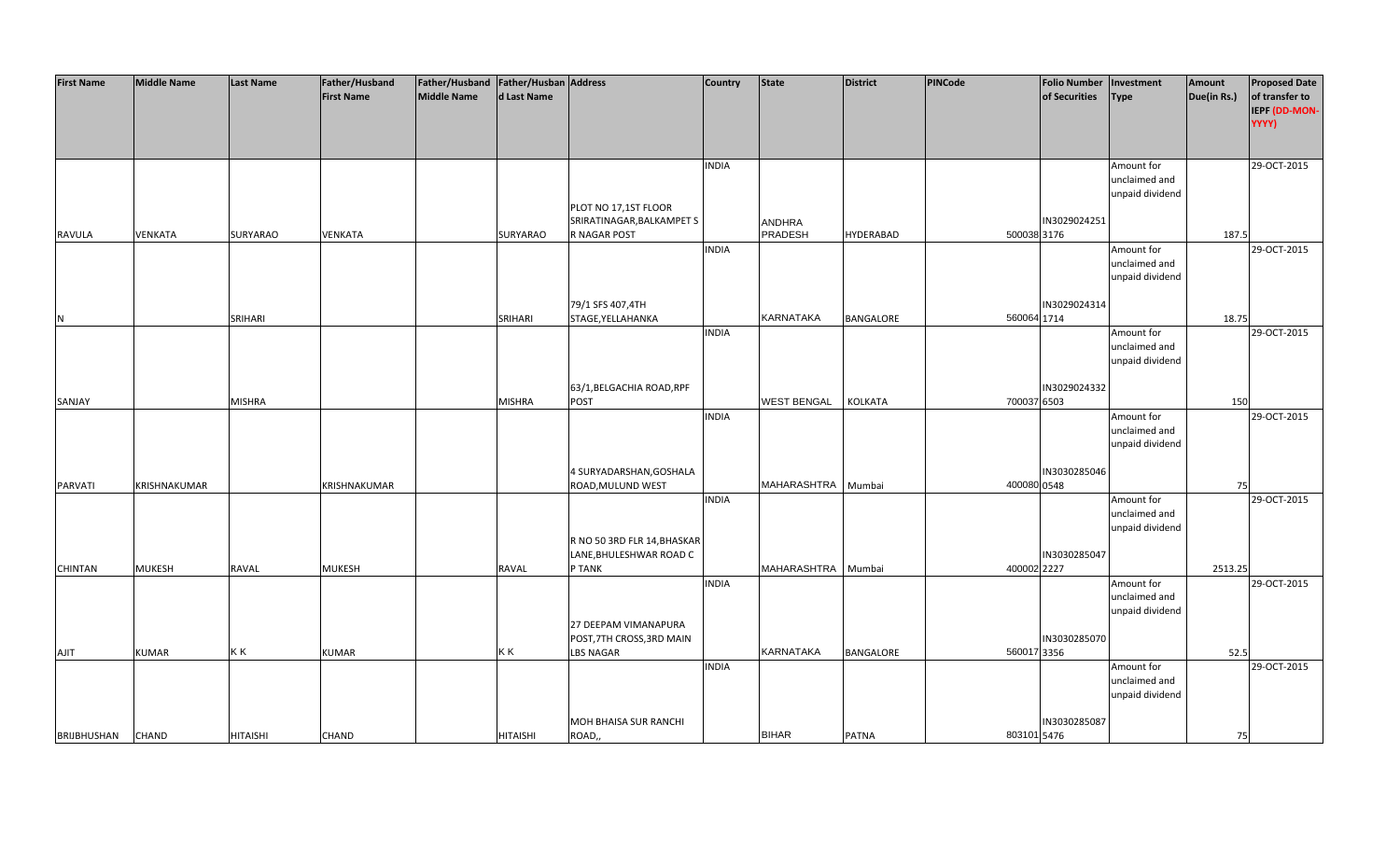| First Name | Middle Name | Last Name | Father/Husband First Name | Father/Husband Middle Name | Father/Husband Last Name | Address | Country | State | District | PINCode | Folio Number of Securities | Investment Type | Amount Due(in Rs.) | Proposed Date of transfer to IEPF (DD-MON-YYYY) |
|---|---|---|---|---|---|---|---|---|---|---|---|---|---|---|
| RAVULA | VENKATA | SURYARAO | VENKATA | | SURYARAO | PLOT NO 17,1ST FLOOR SRIRATINAGAR,BALKAMPET S R NAGAR POST | INDIA | ANDHRA PRADESH | HYDERABAD | 500038 | IN30290242513176 | Amount for unclaimed and unpaid dividend | 187.5 | 29-OCT-2015 |
| N | | SRIHARI | | | SRIHARI | 79/1 SFS 407,4TH STAGE,YELLAHANKA | INDIA | KARNATAKA | BANGALORE | 560064 | IN30290243141714 | Amount for unclaimed and unpaid dividend | 18.75 | 29-OCT-2015 |
| SANJAY | | MISHRA | | | MISHRA | 63/1,BELGACHIA ROAD,RPF POST | INDIA | WEST BENGAL | KOLKATA | 700037 | IN30290243326503 | Amount for unclaimed and unpaid dividend | 150 | 29-OCT-2015 |
| PARVATI | KRISHNAKUMAR | | KRISHNAKUMAR | | | 4 SURYADARSHAN,GOSHALA ROAD,MULUND WEST | INDIA | MAHARASHTRA | Mumbai | 400080 | IN30302850460548 | Amount for unclaimed and unpaid dividend | 75 | 29-OCT-2015 |
| CHINTAN | MUKESH | RAVAL | MUKESH | | RAVAL | R NO 50 3RD FLR 14,BHASKAR LANE,BHULESHWAR ROAD C P TANK | INDIA | MAHARASHTRA | Mumbai | 400002 | IN30302850472227 | Amount for unclaimed and unpaid dividend | 2513.25 | 29-OCT-2015 |
| AJIT | KUMAR | K K | KUMAR | | K K | 27 DEEPAM VIMANAPURA POST,7TH CROSS,3RD MAIN LBS NAGAR | INDIA | KARNATAKA | BANGALORE | 560017 | IN30302850703356 | Amount for unclaimed and unpaid dividend | 52.5 | 29-OCT-2015 |
| BRIJBHUSHAN | CHAND | HITAISHI | CHAND | | HITAISHI | MOH BHAISA SUR RANCHI ROAD,, | INDIA | BIHAR | PATNA | 803101 | IN30302850875476 | Amount for unclaimed and unpaid dividend | 75 | 29-OCT-2015 |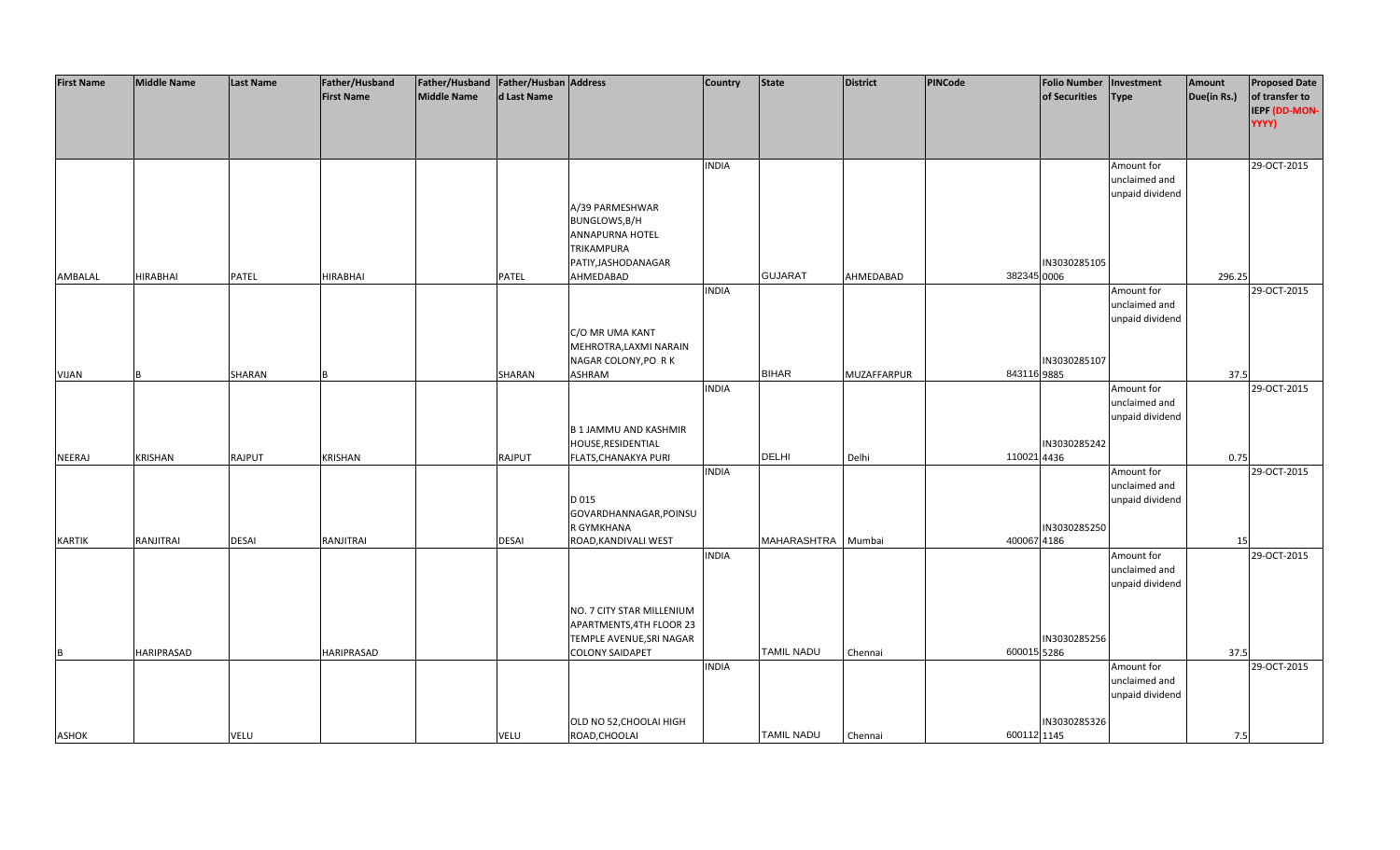| First Name | Middle Name | Last Name | Father/Husband First Name | Father/Husband Middle Name | Father/Husband Last Name | Address | Country | State | District | PINCode | Folio Number of Securities | Investment Type | Amount Due(in Rs.) | Proposed Date of transfer to IEPF (DD-MON-YYYY) |
|---|---|---|---|---|---|---|---|---|---|---|---|---|---|---|
| AMBALAL | HIRABHAI | PATEL | HIRABHAI | | PATEL | A/39 PARMESHWAR BUNGLOWS,B/H ANNAPURNA HOTEL TRIKAMPURA PATIY,JASHODANAGAR AHMEDABAD | INDIA | GUJARAT | AHMEDABAD | 382345 | IN30302851050006 | Amount for unclaimed and unpaid dividend | 296.25 | 29-OCT-2015 |
| VIJAN | B | SHARAN | B | | SHARAN | C/O MR UMA KANT MEHROTRA,LAXMI NARAIN NAGAR COLONY,PO R K ASHRAM | INDIA | BIHAR | MUZAFFARPUR | 843116 | IN30302851079885 | Amount for unclaimed and unpaid dividend | 37.5 | 29-OCT-2015 |
| NEERAJ | KRISHAN | RAJPUT | KRISHAN | | RAJPUT | B 1 JAMMU AND KASHMIR HOUSE,RESIDENTIAL FLATS,CHANAKYA PURI | INDIA | DELHI | Delhi | 110021 | IN30302852424436 | Amount for unclaimed and unpaid dividend | 0.75 | 29-OCT-2015 |
| KARTIK | RANJITRAI | DESAI | RANJITRAI | | DESAI | D 015 GOVARDHANNAGAR,POINSUR GYMKHANA ROAD,KANDIVALI WEST | INDIA | MAHARASHTRA | Mumbai | 400067 | IN30302852504186 | Amount for unclaimed and unpaid dividend | 15 | 29-OCT-2015 |
| B | HARIPRASAD | | HARIPRASAD | | | NO. 7 CITY STAR MILLENIUM APARTMENTS,4TH FLOOR 23 TEMPLE AVENUE,SRI NAGAR COLONY SAIDAPET | INDIA | TAMIL NADU | Chennai | 600015 | IN30302852565286 | Amount for unclaimed and unpaid dividend | 37.5 | 29-OCT-2015 |
| ASHOK | | VELU | | | VELU | OLD NO 52,CHOOLAI HIGH ROAD,CHOOLAI | INDIA | TAMIL NADU | Chennai | 600112 | IN30302853261145 | Amount for unclaimed and unpaid dividend | 7.5 | 29-OCT-2015 |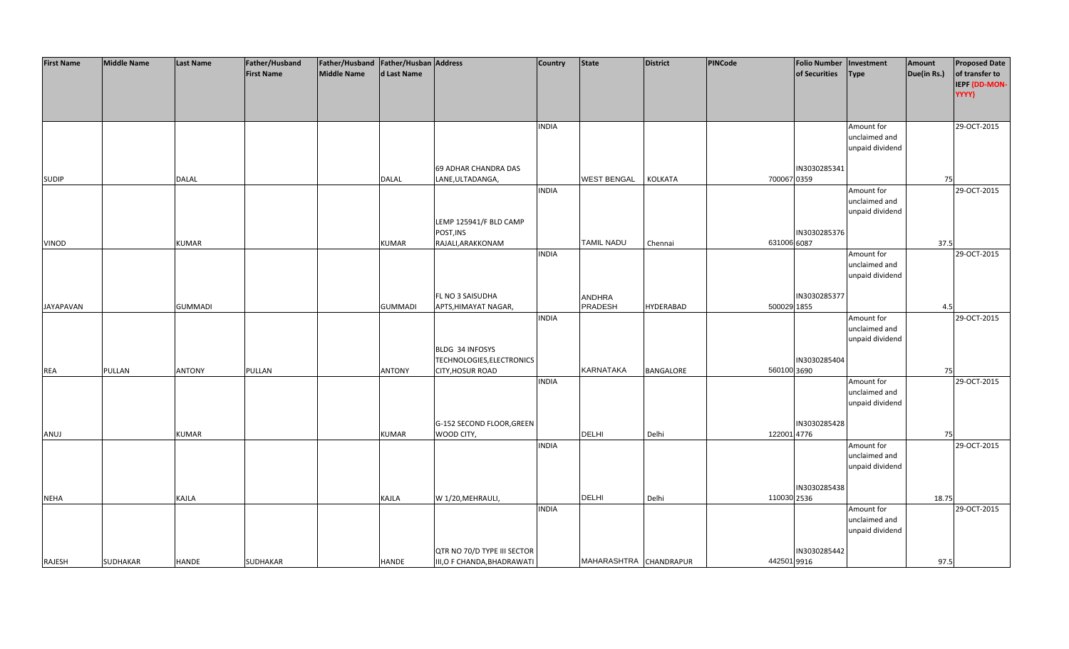| First Name | Middle Name | Last Name | Father/Husband First Name | Father/Husband Middle Name | Father/Husband Last Name | Address | Country | State | District | PINCode | Folio Number of Securities | Investment Type | Amount Due(in Rs.) | Proposed Date of transfer to IEPF (DD-MON-YYYY) |
|---|---|---|---|---|---|---|---|---|---|---|---|---|---|---|
| SUDIP | | DALAL | | | DALAL | 69 ADHAR CHANDRA DAS LANE,ULTADANGA, | INDIA | WEST BENGAL | KOLKATA | 700067 | IN30302853410359 | Amount for unclaimed and unpaid dividend | 75 | 29-OCT-2015 |
| VINOD | | KUMAR | | | KUMAR | LEMP 125941/F BLD CAMP POST,INS RAJALI,ARAKKONAM | INDIA | TAMIL NADU | Chennai | 631006 | IN30302853766087 | Amount for unclaimed and unpaid dividend | 37.5 | 29-OCT-2015 |
| JAYAPAVAN | | GUMMADI | | | GUMMADI | FL NO 3 SAISUDHA APTS,HIMAYAT NAGAR, | INDIA | ANDHRA PRADESH | HYDERABAD | 500029 | IN30302853771855 | Amount for unclaimed and unpaid dividend | 4.5 | 29-OCT-2015 |
| REA | PULLAN | ANTONY | PULLAN | | ANTONY | BLDG 34 INFOSYS TECHNOLOGIES,ELECTRONICS CITY,HOSUR ROAD | INDIA | KARNATAKA | BANGALORE | 560100 | IN30302854043690 | Amount for unclaimed and unpaid dividend | 75 | 29-OCT-2015 |
| ANUJ | | KUMAR | | | KUMAR | G-152 SECOND FLOOR,GREEN WOOD CITY, | INDIA | DELHI | Delhi | 122001 | IN30302854284776 | Amount for unclaimed and unpaid dividend | 75 | 29-OCT-2015 |
| NEHA | | KAJLA | | | KAJLA | W 1/20,MEHRAULI, | INDIA | DELHI | Delhi | 110030 | IN30302854382536 | Amount for unclaimed and unpaid dividend | 18.75 | 29-OCT-2015 |
| RAJESH | SUDHAKAR | HANDE | SUDHAKAR | | HANDE | QTR NO 70/D TYPE III SECTOR III,O F CHANDA,BHADRAWATI | INDIA | MAHARASHTRA | CHANDRAPUR | 442501 | IN30302854429916 | Amount for unclaimed and unpaid dividend | 97.5 | 29-OCT-2015 |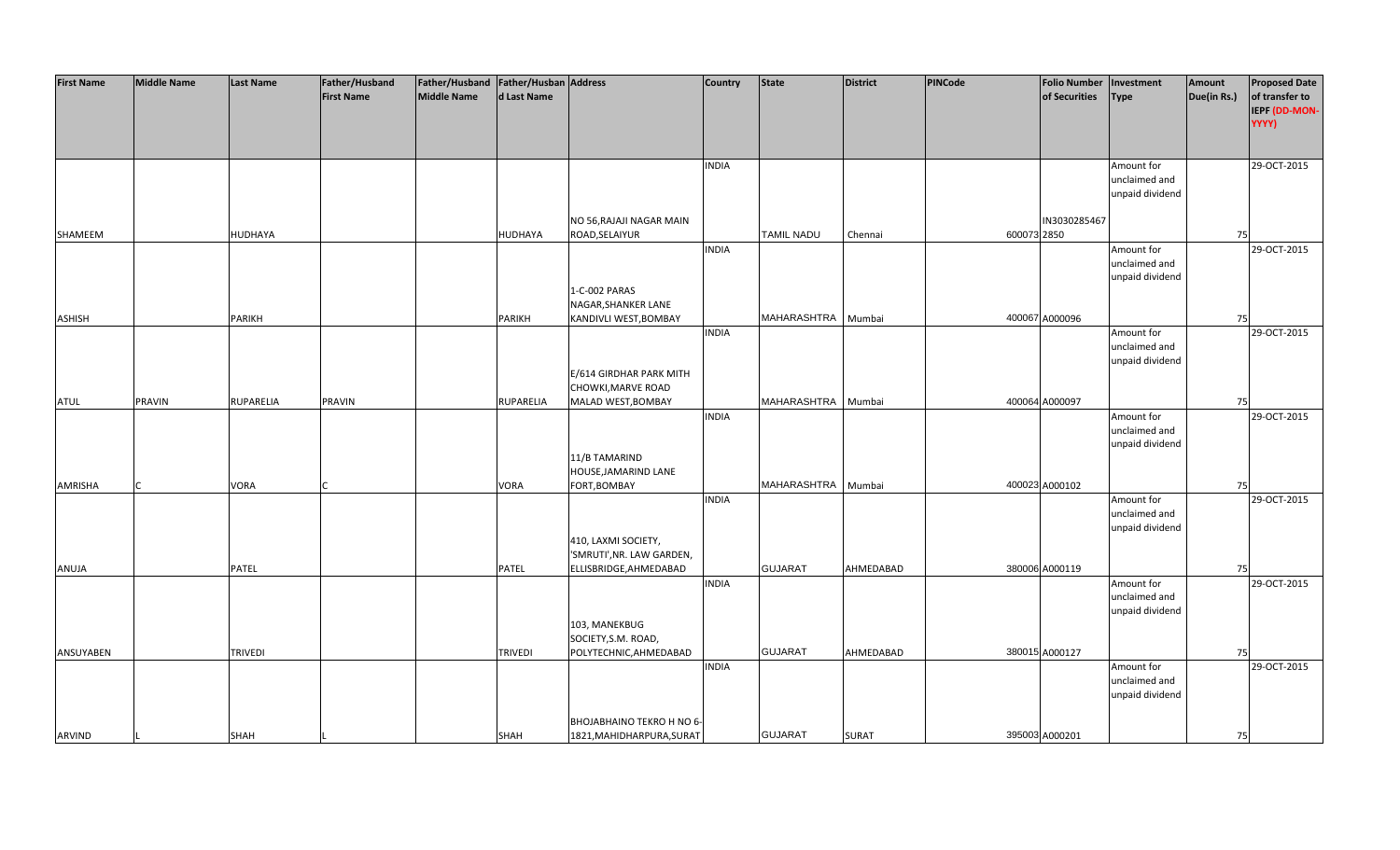| First Name | Middle Name | Last Name | Father/Husband First Name | Father/Husband Middle Name | Father/Husband Last Name | Address | Country | State | District | PINCode | Folio Number of Securities | Investment Type | Amount Due(in Rs.) | Proposed Date of transfer to IEPF (DD-MON-YYYY) |
|---|---|---|---|---|---|---|---|---|---|---|---|---|---|---|
| SHAMEEM | | HUDHAYA | | | HUDHAYA | NO 56,RAJAJI NAGAR MAIN ROAD,SELAIYUR | INDIA | TAMIL NADU | Chennai | 600073 | IN30302854672850 | Amount for unclaimed and unpaid dividend | 75 | 29-OCT-2015 |
| ASHISH | | PARIKH | | | PARIKH | 1-C-002 PARAS NAGAR,SHANKER LANE KANDIVLI WEST,BOMBAY | INDIA | MAHARASHTRA | Mumbai | 400067 | A000096 | Amount for unclaimed and unpaid dividend | 75 | 29-OCT-2015 |
| ATUL | PRAVIN | RUPARELIA | PRAVIN | | RUPARELIA | E/614 GIRDHAR PARK MITH CHOWKI,MARVE ROAD MALAD WEST,BOMBAY | INDIA | MAHARASHTRA | Mumbai | 400064 | A000097 | Amount for unclaimed and unpaid dividend | 75 | 29-OCT-2015 |
| AMRISHA | C | VORA | C | | VORA | 11/B TAMARIND HOUSE,JAMARIND LANE FORT,BOMBAY | INDIA | MAHARASHTRA | Mumbai | 400023 | A000102 | Amount for unclaimed and unpaid dividend | 75 | 29-OCT-2015 |
| ANUJA | | PATEL | | | PATEL | 410, LAXMI SOCIETY, 'SMRUTI',NR. LAW GARDEN, ELLISBRIDGE,AHMEDABAD | INDIA | GUJARAT | AHMEDABAD | 380006 | A000119 | Amount for unclaimed and unpaid dividend | 75 | 29-OCT-2015 |
| ANSUYABEN | | TRIVEDI | | | TRIVEDI | 103, MANEKBUG SOCIETY,S.M. ROAD, POLYTECHNIC,AHMEDABAD | INDIA | GUJARAT | AHMEDABAD | 380015 | A000127 | Amount for unclaimed and unpaid dividend | 75 | 29-OCT-2015 |
| ARVIND | L | SHAH | L | | SHAH | BHOJABHAINO TEKRO H NO 6-1821,MAHIDHARPURA,SURAT | INDIA | GUJARAT | SURAT | 395003 | A000201 | Amount for unclaimed and unpaid dividend | 75 | 29-OCT-2015 |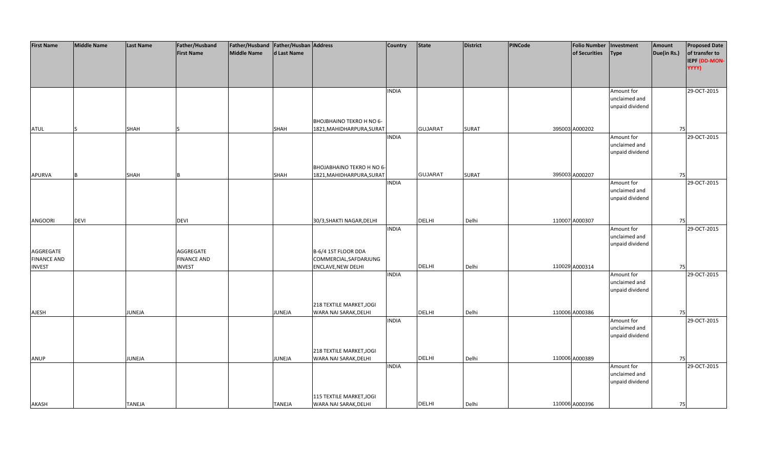| First Name | Middle Name | Last Name | Father/Husband First Name | Father/Husband Middle Name | Father/Husband Last Name | Address | Country | State | District | PINCode | Folio Number of Securities | Investment Type | Amount Due(in Rs.) | Proposed Date of transfer to IEPF (DD-MON-YYYY) |
|---|---|---|---|---|---|---|---|---|---|---|---|---|---|---|
| ATUL | S | SHAH | S | | SHAH | BHOJBHAINO TEKRO H NO 6-1821,MAHIDHARPURA,SURAT | INDIA | GUJARAT | SURAT | 395003 | A000202 | Amount for unclaimed and unpaid dividend | 75 | 29-OCT-2015 |
| APURVA | B | SHAH | B | | SHAH | BHOJABHAINO TEKRO H NO 6-1821,MAHIDHARPURA,SURAT | INDIA | GUJARAT | SURAT | 395003 | A000207 | Amount for unclaimed and unpaid dividend | 75 | 29-OCT-2015 |
| ANGOORI | DEVI | | DEVI | | | 30/3,SHAKTI NAGAR,DELHI | INDIA | DELHI | Delhi | 110007 | A000307 | Amount for unclaimed and unpaid dividend | 75 | 29-OCT-2015 |
| AGGREGATE FINANCE AND INVEST | | | AGGREGATE FINANCE AND INVEST | | | B-6/4 1ST FLOOR DDA COMMERCIAL,SAFDARJUNG ENCLAVE,NEW DELHI | INDIA | DELHI | Delhi | 110029 | A000314 | Amount for unclaimed and unpaid dividend | 75 | 29-OCT-2015 |
| AJESH | | JUNEJA | | | JUNEJA | 218 TEXTILE MARKET,JOGI WARA NAI SARAK,DELHI | INDIA | DELHI | Delhi | 110006 | A000386 | Amount for unclaimed and unpaid dividend | 75 | 29-OCT-2015 |
| ANUP | | JUNEJA | | | JUNEJA | 218 TEXTILE MARKET,JOGI WARA NAI SARAK,DELHI | INDIA | DELHI | Delhi | 110006 | A000389 | Amount for unclaimed and unpaid dividend | 75 | 29-OCT-2015 |
| AKASH | | TANEJA | | | TANEJA | 115 TEXTILE MARKET,JOGI WARA NAI SARAK,DELHI | INDIA | DELHI | Delhi | 110006 | A000396 | Amount for unclaimed and unpaid dividend | 75 | 29-OCT-2015 |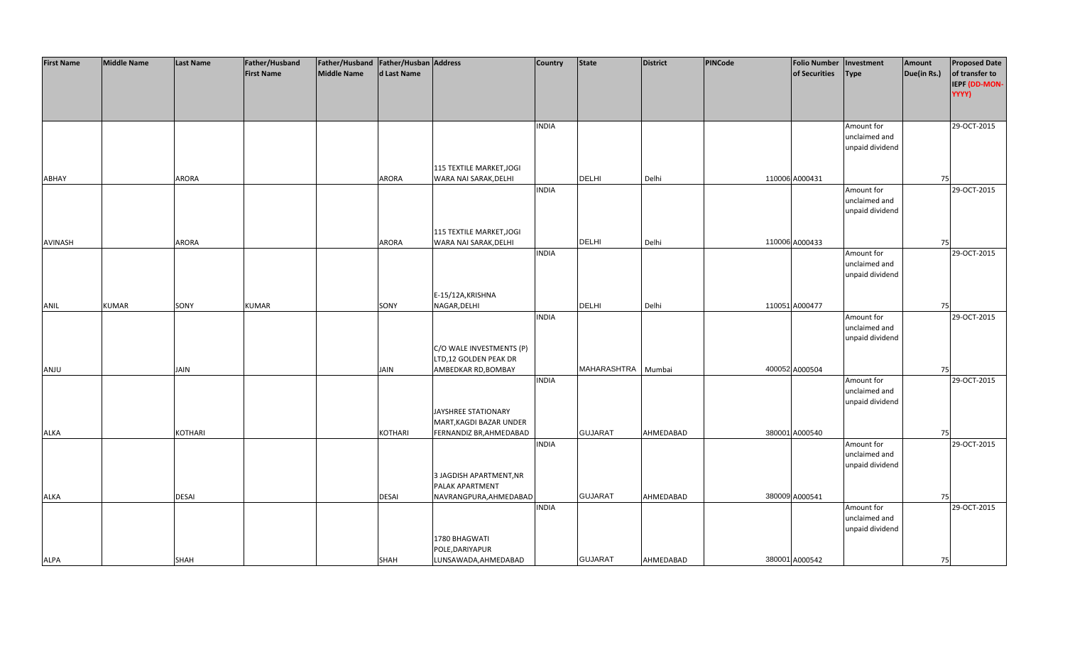| First Name | Middle Name | Last Name | Father/Husband First Name | Father/Husband Middle Name | Father/Husband Last Name | Address | Country | State | District | PINCode | Folio Number of Securities | Investment Type | Amount Due(in Rs.) | Proposed Date of transfer to IEPF (DD-MON-YYYY) |
|---|---|---|---|---|---|---|---|---|---|---|---|---|---|---|
| ABHAY | | ARORA | | | ARORA | 115 TEXTILE MARKET,JOGI WARA NAI SARAK,DELHI | INDIA | DELHI | Delhi | 110006 | A000431 | Amount for unclaimed and unpaid dividend | 75 | 29-OCT-2015 |
| AVINASH | | ARORA | | | ARORA | 115 TEXTILE MARKET,JOGI WARA NAI SARAK,DELHI | INDIA | DELHI | Delhi | 110006 | A000433 | Amount for unclaimed and unpaid dividend | 75 | 29-OCT-2015 |
| ANIL | KUMAR | SONY | KUMAR | | SONY | E-15/12A,KRISHNA NAGAR,DELHI | INDIA | DELHI | Delhi | 110051 | A000477 | Amount for unclaimed and unpaid dividend | 75 | 29-OCT-2015 |
| ANJU | | JAIN | | | JAIN | C/O WALE INVESTMENTS (P) LTD,12 GOLDEN PEAK DR AMBEDKAR RD,BOMBAY | INDIA | MAHARASHTRA | Mumbai | 400052 | A000504 | Amount for unclaimed and unpaid dividend | 75 | 29-OCT-2015 |
| ALKA | | KOTHARI | | | KOTHARI | JAYSHREE STATIONARY MART,KAGDI BAZAR UNDER FERNANDIZ BR,AHMEDABAD | INDIA | GUJARAT | AHMEDABAD | 380001 | A000540 | Amount for unclaimed and unpaid dividend | 75 | 29-OCT-2015 |
| ALKA | | DESAI | | | DESAI | 3 JAGDISH APARTMENT,NR PALAK APARTMENT NAVRANGPURA,AHMEDABAD | INDIA | GUJARAT | AHMEDABAD | 380009 | A000541 | Amount for unclaimed and unpaid dividend | 75 | 29-OCT-2015 |
| ALPA | | SHAH | | | SHAH | 1780 BHAGWATI POLE,DARIYAPUR LUNSAWADA,AHMEDABAD | INDIA | GUJARAT | AHMEDABAD | 380001 | A000542 | Amount for unclaimed and unpaid dividend | 75 | 29-OCT-2015 |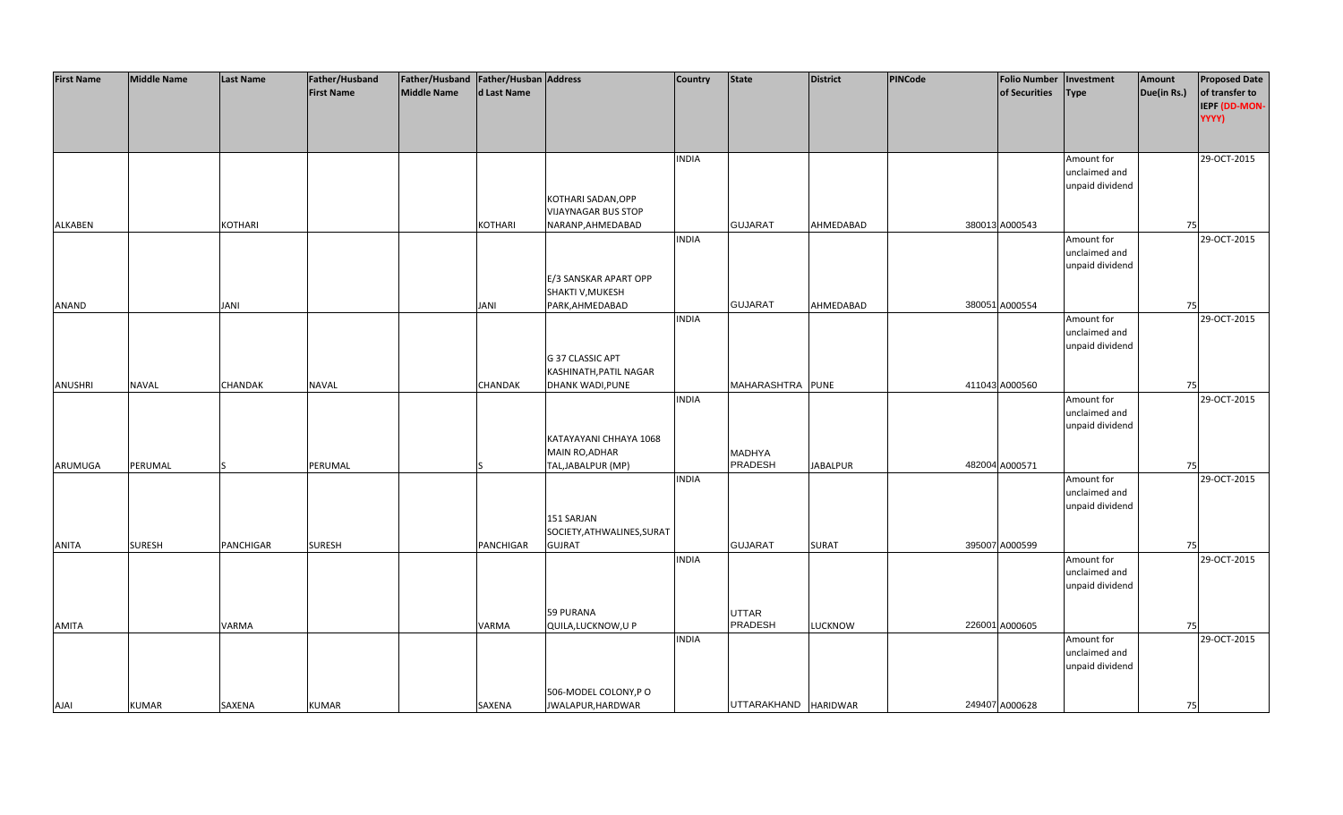| First Name | Middle Name | Last Name | Father/Husband First Name | Father/Husband Middle Name | Father/Husband Last Name | Address | Country | State | District | PINCode | Folio Number of Securities | Investment Type | Amount Due(in Rs.) | Proposed Date of transfer to IEPF (DD-MON-YYYY) |
|---|---|---|---|---|---|---|---|---|---|---|---|---|---|---|
| ALKABEN | | KOTHARI | | | KOTHARI | KOTHARI SADAN,OPP VIJAYNAGAR BUS STOP NARANP,AHMEDABAD | INDIA | GUJARAT | AHMEDABAD | 380013 | A000543 | Amount for unclaimed and unpaid dividend | 75 | 29-OCT-2015 |
| ANAND | | JANI | | | JANI | E/3 SANSKAR APART OPP SHAKTI V,MUKESH PARK,AHMEDABAD | INDIA | GUJARAT | AHMEDABAD | 380051 | A000554 | Amount for unclaimed and unpaid dividend | 75 | 29-OCT-2015 |
| ANUSHRI | NAVAL | CHANDAK | NAVAL | | CHANDAK | G 37 CLASSIC APT KASHINATH,PATIL NAGAR DHANK WADI,PUNE | INDIA | MAHARASHTRA | PUNE | 411043 | A000560 | Amount for unclaimed and unpaid dividend | 75 | 29-OCT-2015 |
| ARUMUGA | PERUMAL | S | PERUMAL | | S | KATAYAYANI CHHAYA 1068 MAIN RO,ADHAR TAL,JABALPUR (MP) | INDIA | MADHYA PRADESH | JABALPUR | 482004 | A000571 | Amount for unclaimed and unpaid dividend | 75 | 29-OCT-2015 |
| ANITA | SURESH | PANCHIGAR | SURESH | | PANCHIGAR | 151 SARJAN SOCIETY,ATHWALINES,SURAT GUJRAT | INDIA | GUJARAT | SURAT | 395007 | A000599 | Amount for unclaimed and unpaid dividend | 75 | 29-OCT-2015 |
| AMITA | | VARMA | | | VARMA | 59 PURANA QUILA,LUCKNOW,U P | INDIA | UTTAR PRADESH | LUCKNOW | 226001 | A000605 | Amount for unclaimed and unpaid dividend | 75 | 29-OCT-2015 |
| AJAI | KUMAR | SAXENA | KUMAR | | SAXENA | 506-MODEL COLONY,P O JWALAPUR,HARDWAR | INDIA | UTTARAKHAND | HARIDWAR | 249407 | A000628 | Amount for unclaimed and unpaid dividend | 75 | 29-OCT-2015 |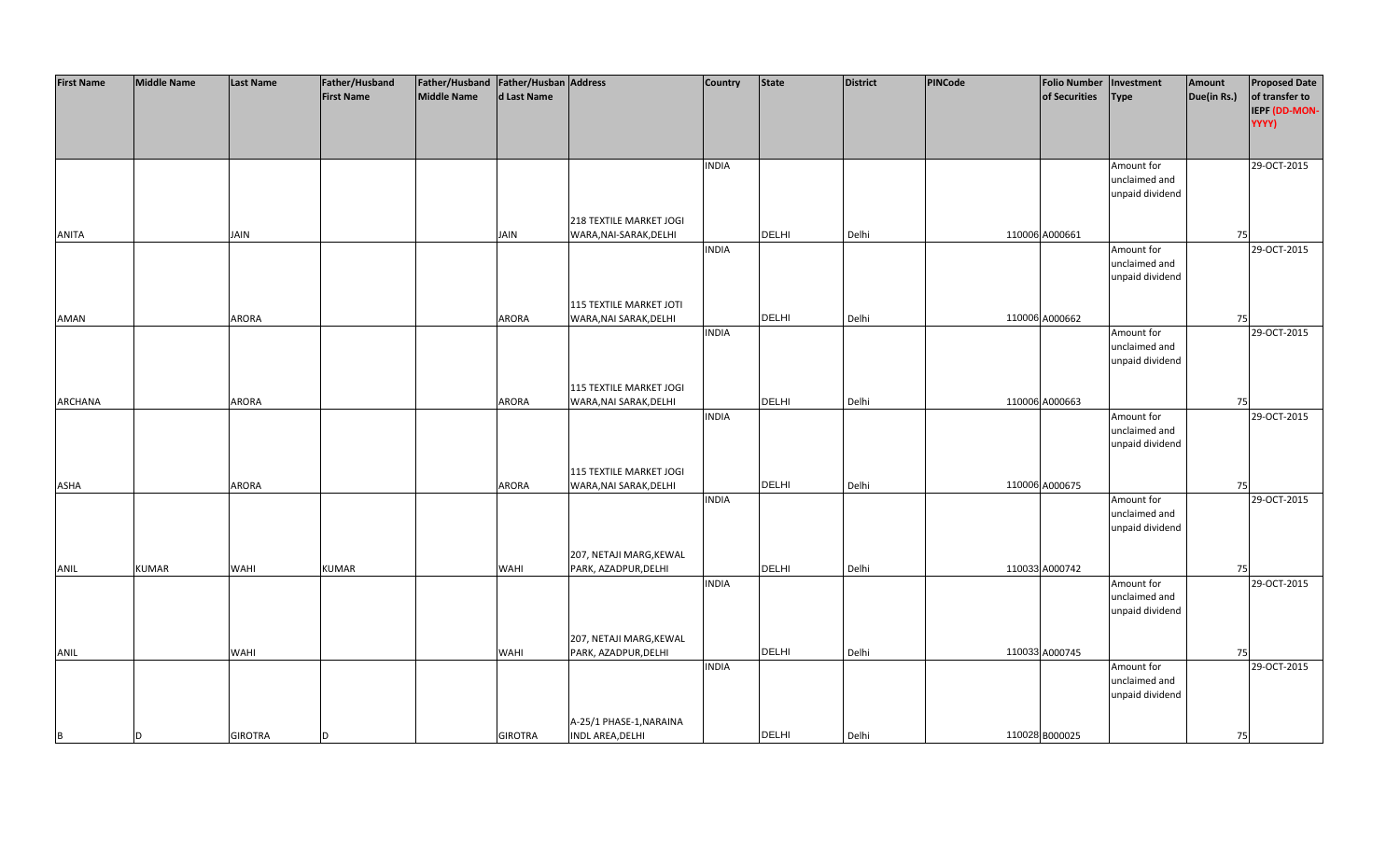| First Name | Middle Name | Last Name | Father/Husband First Name | Father/Husband Middle Name | Father/Husband Last Name | Address | Country | State | District | PINCode | Folio Number of Securities | Investment Type | Amount Due(in Rs.) | Proposed Date of transfer to IEPF (DD-MON-YYYY) |
|---|---|---|---|---|---|---|---|---|---|---|---|---|---|---|
| ANITA | | JAIN | | | JAIN | 218 TEXTILE MARKET JOGI WARA,NAI-SARAK,DELHI | INDIA | DELHI | Delhi | 110006 | A000661 | Amount for unclaimed and unpaid dividend | 75 | 29-OCT-2015 |
| AMAN | | ARORA | | | ARORA | 115 TEXTILE MARKET JOTI WARA,NAI SARAK,DELHI | INDIA | DELHI | Delhi | 110006 | A000662 | Amount for unclaimed and unpaid dividend | 75 | 29-OCT-2015 |
| ARCHANA | | ARORA | | | ARORA | 115 TEXTILE MARKET JOGI WARA,NAI SARAK,DELHI | INDIA | DELHI | Delhi | 110006 | A000663 | Amount for unclaimed and unpaid dividend | 75 | 29-OCT-2015 |
| ASHA | | ARORA | | | ARORA | 115 TEXTILE MARKET JOGI WARA,NAI SARAK,DELHI | INDIA | DELHI | Delhi | 110006 | A000675 | Amount for unclaimed and unpaid dividend | 75 | 29-OCT-2015 |
| ANIL | KUMAR | WAHI | KUMAR | | WAHI | 207, NETAJI MARG,KEWAL PARK, AZADPUR,DELHI | INDIA | DELHI | Delhi | 110033 | A000742 | Amount for unclaimed and unpaid dividend | 75 | 29-OCT-2015 |
| ANIL | | WAHI | | | WAHI | 207, NETAJI MARG,KEWAL PARK, AZADPUR,DELHI | INDIA | DELHI | Delhi | 110033 | A000745 | Amount for unclaimed and unpaid dividend | 75 | 29-OCT-2015 |
| B | D | GIROTRA | D | | GIROTRA | A-25/1 PHASE-1,NARAINA INDL AREA,DELHI | INDIA | DELHI | Delhi | 110028 | B000025 | Amount for unclaimed and unpaid dividend | 75 | 29-OCT-2015 |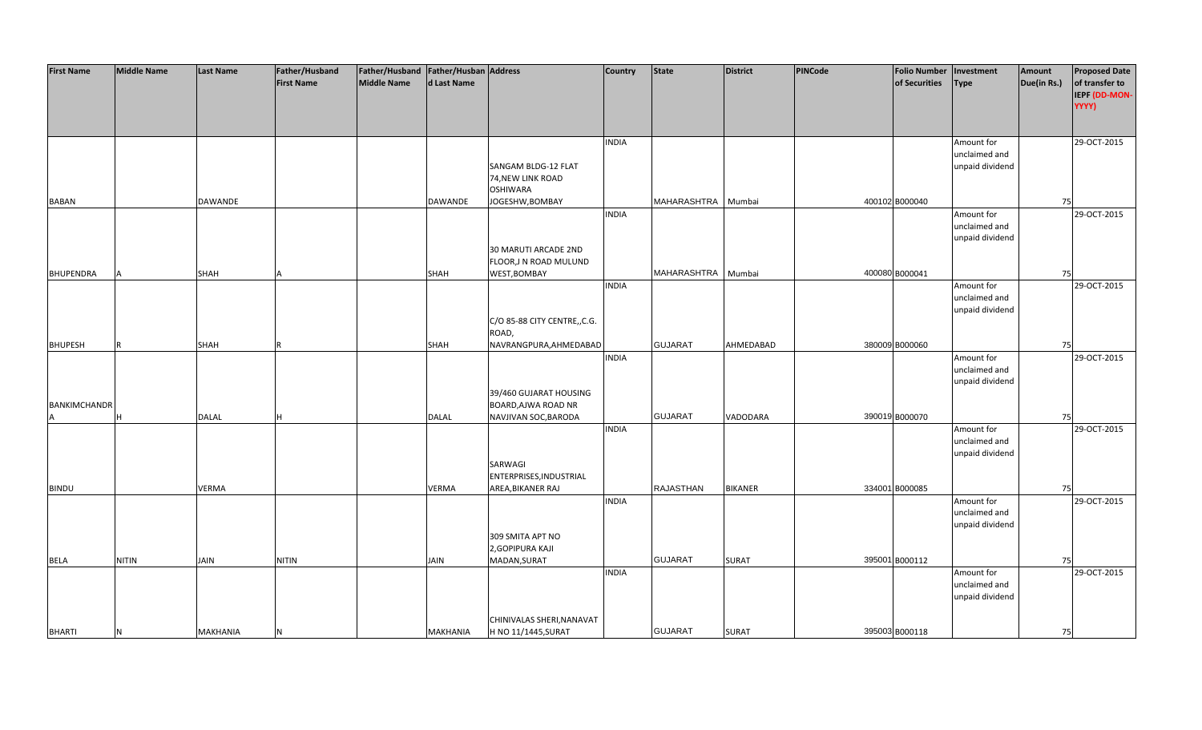| First Name | Middle Name | Last Name | Father/Husband First Name | Father/Husband Middle Name | Father/Husband Last Name | Address | Country | State | District | PINCode | Folio Number of Securities | Investment Type | Amount Due(in Rs.) | Proposed Date of transfer to IEPF (DD-MON-YYYY) |
|---|---|---|---|---|---|---|---|---|---|---|---|---|---|---|
| BABAN | | DAWANDE | | | DAWANDE | SANGAM BLDG-12 FLAT 74,NEW LINK ROAD OSHIWARA JOGESHW,BOMBAY | INDIA | MAHARASHTRA | Mumbai | 400102 | B000040 | Amount for unclaimed and unpaid dividend | 75 | 29-OCT-2015 |
| BHUPENDRA | A | SHAH | A | | SHAH | 30 MARUTI ARCADE 2ND FLOOR,J N ROAD MULUND WEST,BOMBAY | INDIA | MAHARASHTRA | Mumbai | 400080 | B000041 | Amount for unclaimed and unpaid dividend | 75 | 29-OCT-2015 |
| BHUPESH | R | SHAH | R | | SHAH | C/O 85-88 CITY CENTRE,,C.G. ROAD, NAVRANGPURA,AHMEDABAD | INDIA | GUJARAT | AHMEDABAD | 380009 | B000060 | Amount for unclaimed and unpaid dividend | 75 | 29-OCT-2015 |
| BANKIMCHANDRA | H | DALAL | H | | DALAL | 39/460 GUJARAT HOUSING BOARD,AJWA ROAD NR NAVJIVAN SOC,BARODA | INDIA | GUJARAT | VADODARA | 390019 | B000070 | Amount for unclaimed and unpaid dividend | 75 | 29-OCT-2015 |
| BINDU | | VERMA | | | VERMA | SARWAGI ENTERPRISES,INDUSTRIAL AREA,BIKANER RAJ | INDIA | RAJASTHAN | BIKANER | 334001 | B000085 | Amount for unclaimed and unpaid dividend | 75 | 29-OCT-2015 |
| BELA | NITIN | JAIN | NITIN | | JAIN | 309 SMITA APT NO 2,GOPIPURA KAJI MADAN,SURAT | INDIA | GUJARAT | SURAT | 395001 | B000112 | Amount for unclaimed and unpaid dividend | 75 | 29-OCT-2015 |
| BHARTI | N | MAKHANIA | N | | MAKHANIA | CHINIVALAS SHERI,NANAVAT H NO 11/1445,SURAT | INDIA | GUJARAT | SURAT | 395003 | B000118 | Amount for unclaimed and unpaid dividend | 75 | 29-OCT-2015 |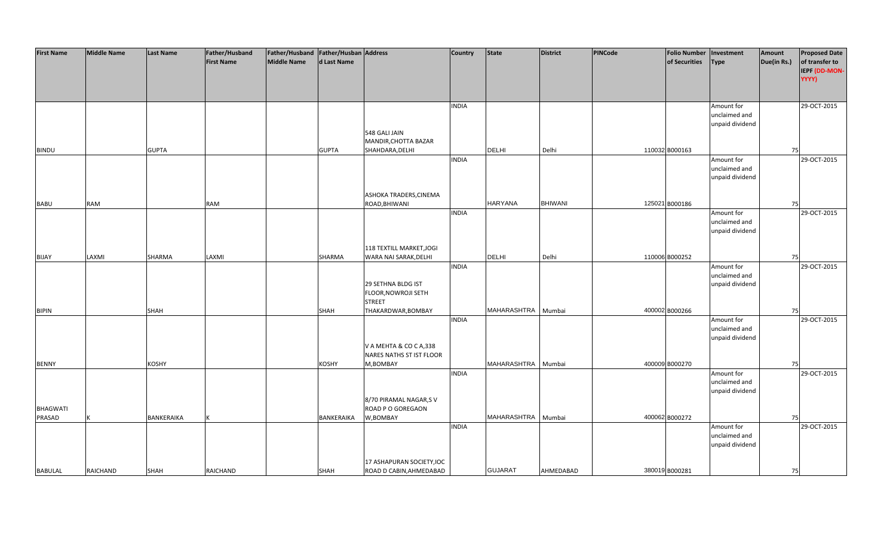| First Name | Middle Name | Last Name | Father/Husband First Name | Father/Husband Middle Name | Father/Husband Last Name | Address | Country | State | District | PINCode | Folio Number of Securities | Investment Type | Amount Due(in Rs.) | Proposed Date of transfer to IEPF (DD-MON-YYYY) |
|---|---|---|---|---|---|---|---|---|---|---|---|---|---|---|
| BINDU | | GUPTA | | | GUPTA | 548 GALI JAIN MANDIR,CHOTTA BAZAR SHAHDARA,DELHI | INDIA | DELHI | Delhi | 110032 | B000163 | Amount for unclaimed and unpaid dividend | 75 | 29-OCT-2015 |
| BABU | RAM | | RAM | | | ASHOKA TRADERS,CINEMA ROAD,BHIWANI | INDIA | HARYANA | BHIWANI | 125021 | B000186 | Amount for unclaimed and unpaid dividend | 75 | 29-OCT-2015 |
| BIJAY | LAXMI | SHARMA | LAXMI | | SHARMA | 118 TEXTILL MARKET,JOGI WARA NAI SARAK,DELHI | INDIA | DELHI | Delhi | 110006 | B000252 | Amount for unclaimed and unpaid dividend | 75 | 29-OCT-2015 |
| BIPIN | | SHAH | | | SHAH | 29 SETHNA BLDG IST FLOOR,NOWROJI SETH STREET THAKARDWAR,BOMBAY | INDIA | MAHARASHTRA | Mumbai | 400002 | B000266 | Amount for unclaimed and unpaid dividend | 75 | 29-OCT-2015 |
| BENNY | | KOSHY | | | KOSHY | V A MEHTA & CO C A,338 NARES NATHS ST IST FLOOR M,BOMBAY | INDIA | MAHARASHTRA | Mumbai | 400009 | B000270 | Amount for unclaimed and unpaid dividend | 75 | 29-OCT-2015 |
| BHAGWATI PRASAD | K | BANKERAIKA | K | | BANKERAIKA | 8/70 PIRAMAL NAGAR,S V ROAD P O GOREGAON W,BOMBAY | INDIA | MAHARASHTRA | Mumbai | 400062 | B000272 | Amount for unclaimed and unpaid dividend | 75 | 29-OCT-2015 |
| BABULAL | RAICHAND | SHAH | RAICHAND | | SHAH | 17 ASHAPURAN SOCIETY,IOC ROAD D CABIN,AHMEDABAD | INDIA | GUJARAT | AHMEDABAD | 380019 | B000281 | Amount for unclaimed and unpaid dividend | 75 | 29-OCT-2015 |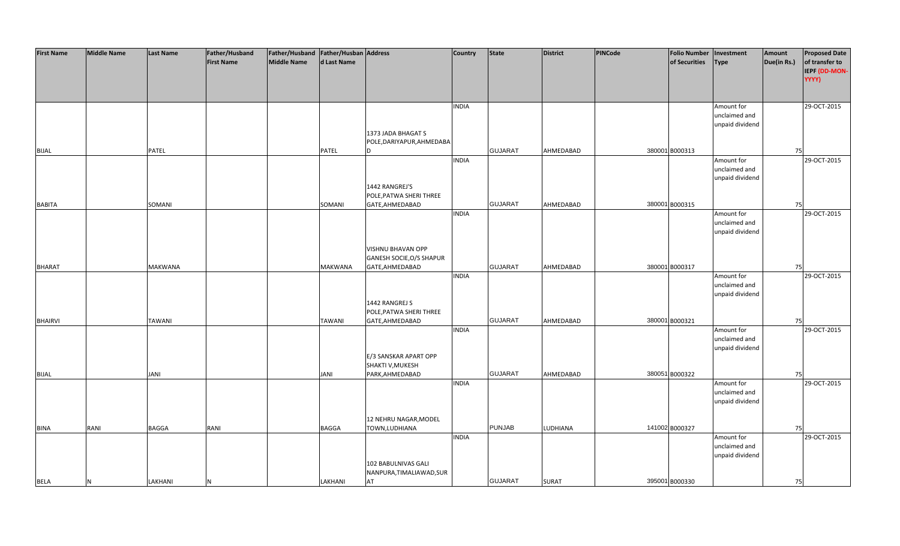| First Name | Middle Name | Last Name | Father/Husband First Name | Father/Husband Middle Name | Father/Husband Last Name | Address | Country | State | District | PINCode | Folio Number of Securities | Investment Type | Amount Due(in Rs.) | Proposed Date of transfer to IEPF (DD-MON-YYYY) |
|---|---|---|---|---|---|---|---|---|---|---|---|---|---|---|
| BIJAL | | PATEL | | | PATEL | 1373 JADA BHAGAT S POLE,DARIYAPUR,AHMEDABAD | INDIA | GUJARAT | AHMEDABAD | 380001 | B000313 | Amount for unclaimed and unpaid dividend | 75 | 29-OCT-2015 |
| BABITA | | SOMANI | | | SOMANI | 1442 RANGREJ'S POLE,PATWA SHERI THREE GATE,AHMEDABAD | INDIA | GUJARAT | AHMEDABAD | 380001 | B000315 | Amount for unclaimed and unpaid dividend | 75 | 29-OCT-2015 |
| BHARAT | | MAKWANA | | | MAKWANA | VISHNU BHAVAN OPP GANESH SOCIE,O/S SHAPUR GATE,AHMEDABAD | INDIA | GUJARAT | AHMEDABAD | 380001 | B000317 | Amount for unclaimed and unpaid dividend | 75 | 29-OCT-2015 |
| BHAIRVI | | TAWANI | | | TAWANI | 1442 RANGREJ S POLE,PATWA SHERI THREE GATE,AHMEDABAD | INDIA | GUJARAT | AHMEDABAD | 380001 | B000321 | Amount for unclaimed and unpaid dividend | 75 | 29-OCT-2015 |
| BIJAL | | JANI | | | JANI | E/3 SANSKAR APART OPP SHAKTI V,MUKESH PARK,AHMEDABAD | INDIA | GUJARAT | AHMEDABAD | 380051 | B000322 | Amount for unclaimed and unpaid dividend | 75 | 29-OCT-2015 |
| BINA | RANI | BAGGA | RANI | | BAGGA | 12 NEHRU NAGAR,MODEL TOWN,LUDHIANA | INDIA | PUNJAB | LUDHIANA | 141002 | B000327 | Amount for unclaimed and unpaid dividend | 75 | 29-OCT-2015 |
| BELA | N | LAKHANI | N | | LAKHANI | 102 BABULNIVAS GALI NANPURA,TIMALIAWAD,SURAT | INDIA | GUJARAT | SURAT | 395001 | B000330 | Amount for unclaimed and unpaid dividend | 75 | 29-OCT-2015 |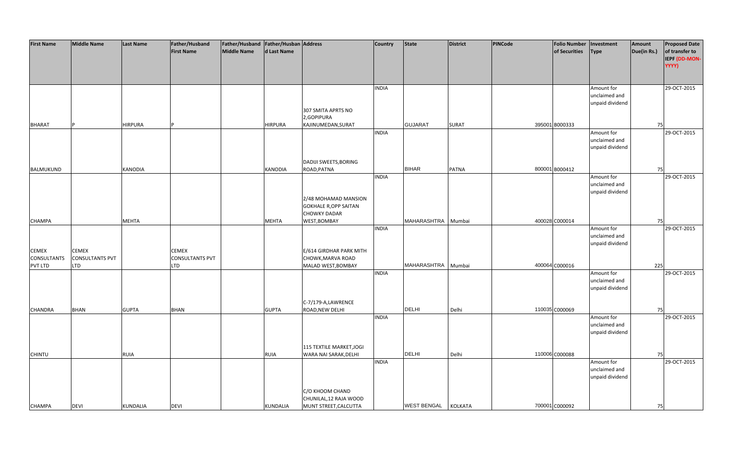| First Name | Middle Name | Last Name | Father/Husband First Name | Father/Husband Middle Name | Father/Husband Last Name | Address | Country | State | District | PINCode | Folio Number of Securities | Investment Type | Amount Due(in Rs.) | Proposed Date of transfer to IEPF (DD-MON-YYYY) |
|---|---|---|---|---|---|---|---|---|---|---|---|---|---|---|
| BHARAT | P | HIRPURA | P | | HIRPURA | 307 SMITA APRTS NO 2,GOPIPURA KAJINUMEDAN,SURAT | INDIA | GUJARAT | SURAT | 395001 | B000333 | Amount for unclaimed and unpaid dividend | 75 | 29-OCT-2015 |
| BALMUKUND | | KANODIA | | | KANODIA | DADIJI SWEETS,BORING ROAD,PATNA | INDIA | BIHAR | PATNA | 800001 | B000412 | Amount for unclaimed and unpaid dividend | 75 | 29-OCT-2015 |
| CHAMPA | | MEHTA | | | MEHTA | 2/48 MOHAMAD MANSION GOKHALE R,OPP SAITAN CHOWKY DADAR WEST,BOMBAY | INDIA | MAHARASHTRA | Mumbai | 400028 | C000014 | Amount for unclaimed and unpaid dividend | 75 | 29-OCT-2015 |
| CEMEX CONSULTANTS PVT LTD | CEMEX CONSULTANTS PVT LTD | | CEMEX CONSULTANTS PVT LTD | | | E/614 GIRDHAR PARK MITH CHOWK,MARVA ROAD MALAD WEST,BOMBAY | INDIA | MAHARASHTRA | Mumbai | 400064 | C000016 | Amount for unclaimed and unpaid dividend | 225 | 29-OCT-2015 |
| CHANDRA | BHAN | GUPTA | BHAN | | GUPTA | C-7/179-A,LAWRENCE ROAD,NEW DELHI | INDIA | DELHI | Delhi | 110035 | C000069 | Amount for unclaimed and unpaid dividend | 75 | 29-OCT-2015 |
| CHINTU | | RUIA | | | RUIA | 115 TEXTILE MARKET,JOGI WARA NAI SARAK,DELHI | INDIA | DELHI | Delhi | 110006 | C000088 | Amount for unclaimed and unpaid dividend | 75 | 29-OCT-2015 |
| CHAMPA | DEVI | KUNDALIA | DEVI | | KUNDALIA | C/O KHOOM CHAND CHUNILAL,12 RAJA WOOD MUNT STREET,CALCUTTA | INDIA | WEST BENGAL | KOLKATA | 700001 | C000092 | Amount for unclaimed and unpaid dividend | 75 | 29-OCT-2015 |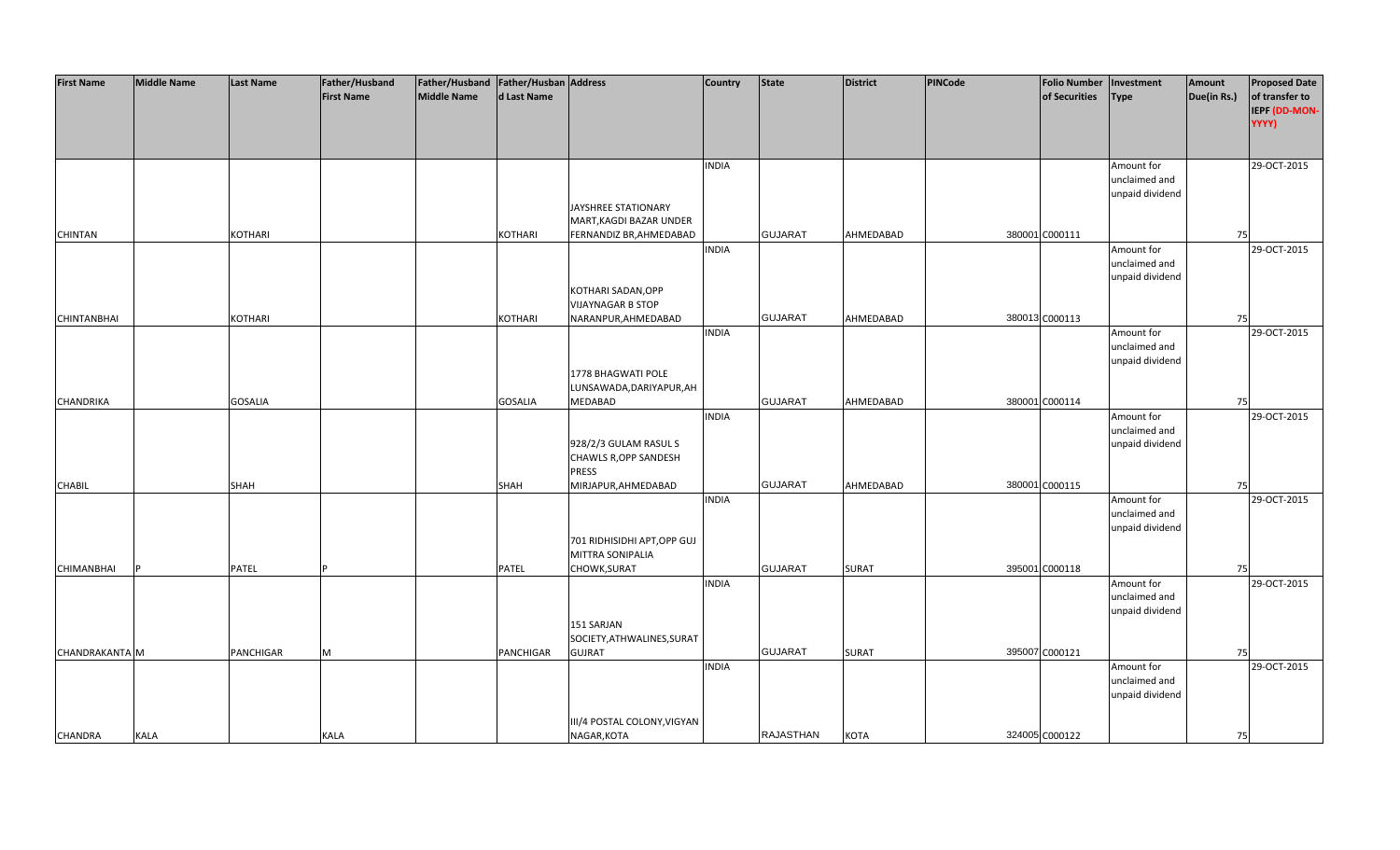| First Name | Middle Name | Last Name | Father/Husband First Name | Father/Husband Middle Name | Father/Husband Last Name | Address | Country | State | District | PINCode | Folio Number of Securities | Investment Type | Amount Due(in Rs.) | Proposed Date of transfer to IEPF (DD-MON-YYYY) |
|---|---|---|---|---|---|---|---|---|---|---|---|---|---|---|
| CHINTAN | | KOTHARI | | | KOTHARI | JAYSHREE STATIONARY MART,KAGDI BAZAR UNDER FERNANDIZ BR,AHMEDABAD | INDIA | GUJARAT | AHMEDABAD | 380001 | C000111 | Amount for unclaimed and unpaid dividend | 75 | 29-OCT-2015 |
| CHINTANBHAI | | KOTHARI | | | KOTHARI | KOTHARI SADAN,OPP VIJAYNAGAR B STOP NARANPUR,AHMEDABAD | INDIA | GUJARAT | AHMEDABAD | 380013 | C000113 | Amount for unclaimed and unpaid dividend | 75 | 29-OCT-2015 |
| CHANDRIKA | | GOSALIA | | | GOSALIA | 1778 BHAGWATI POLE LUNSAWADA,DARIYAPUR,AHMEDABAD | INDIA | GUJARAT | AHMEDABAD | 380001 | C000114 | Amount for unclaimed and unpaid dividend | 75 | 29-OCT-2015 |
| CHABIL | | SHAH | | | SHAH | 928/2/3 GULAM RASUL S CHAWLS R,OPP SANDESH PRESS MIRJAPUR,AHMEDABAD | INDIA | GUJARAT | AHMEDABAD | 380001 | C000115 | Amount for unclaimed and unpaid dividend | 75 | 29-OCT-2015 |
| CHIMANBHAI | P | PATEL | P | | PATEL | 701 RIDHISIDHI APT,OPP GUJ MITTRA SONIPALIA CHOWK,SURAT | INDIA | GUJARAT | SURAT | 395001 | C000118 | Amount for unclaimed and unpaid dividend | 75 | 29-OCT-2015 |
| CHANDRAKANTA | M | PANCHIGAR | M | | PANCHIGAR | 151 SARJAN SOCIETY,ATHWALINES,SURAT GUJRAT | INDIA | GUJARAT | SURAT | 395007 | C000121 | Amount for unclaimed and unpaid dividend | 75 | 29-OCT-2015 |
| CHANDRA | KALA | | KALA | | | III/4 POSTAL COLONY,VIGYAN NAGAR,KOTA | INDIA | RAJASTHAN | KOTA | 324005 | C000122 | Amount for unclaimed and unpaid dividend | 75 | 29-OCT-2015 |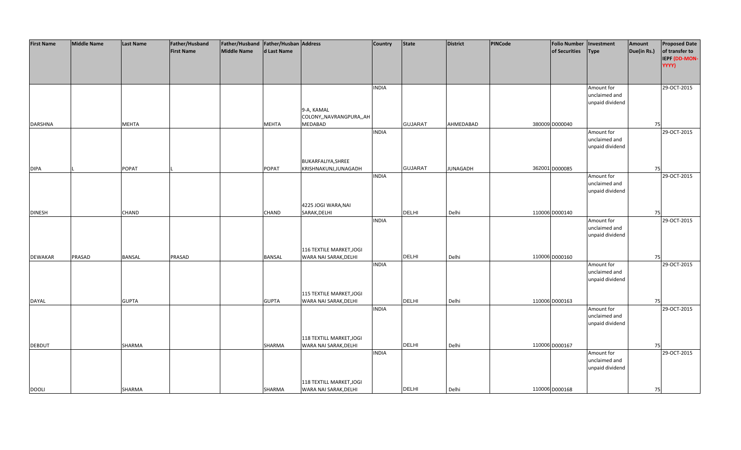| First Name | Middle Name | Last Name | Father/Husband First Name | Father/Husband Middle Name | Father/Husband Last Name | Address | Country | State | District | PINCode | Folio Number of Securities | Investment Type | Amount Due(in Rs.) | Proposed Date of transfer to IEPF (DD-MON-YYYY) |
|---|---|---|---|---|---|---|---|---|---|---|---|---|---|---|
| DARSHNA | | MEHTA | | | MEHTA | 9-A, KAMAL COLONY,,NAVRANGPURA,,AHMEDABAD | INDIA | GUJARAT | AHMEDABAD | 380009 | D000040 | Amount for unclaimed and unpaid dividend | 75 | 29-OCT-2015 |
| DIPA | L | POPAT | L | | POPAT | BUKARFALIYA,SHREE KRISHNAKUNJ,JUNAGADH | INDIA | GUJARAT | JUNAGADH | 362001 | D000085 | Amount for unclaimed and unpaid dividend | 75 | 29-OCT-2015 |
| DINESH | | CHAND | | | CHAND | 4225 JOGI WARA,NAI SARAK,DELHI | INDIA | DELHI | Delhi | 110006 | D000140 | Amount for unclaimed and unpaid dividend | 75 | 29-OCT-2015 |
| DEWAKAR | PRASAD | BANSAL | PRASAD | | BANSAL | 116 TEXTILE MARKET,JOGI WARA NAI SARAK,DELHI | INDIA | DELHI | Delhi | 110006 | D000160 | Amount for unclaimed and unpaid dividend | 75 | 29-OCT-2015 |
| DAYAL | | GUPTA | | | GUPTA | 115 TEXTILE MARKET,JOGI WARA NAI SARAK,DELHI | INDIA | DELHI | Delhi | 110006 | D000163 | Amount for unclaimed and unpaid dividend | 75 | 29-OCT-2015 |
| DEBDUT | | SHARMA | | | SHARMA | 118 TEXTILL MARKET,JOGI WARA NAI SARAK,DELHI | INDIA | DELHI | Delhi | 110006 | D000167 | Amount for unclaimed and unpaid dividend | 75 | 29-OCT-2015 |
| DOOLI | | SHARMA | | | SHARMA | 118 TEXTILL MARKET,JOGI WARA NAI SARAK,DELHI | INDIA | DELHI | Delhi | 110006 | D000168 | Amount for unclaimed and unpaid dividend | 75 | 29-OCT-2015 |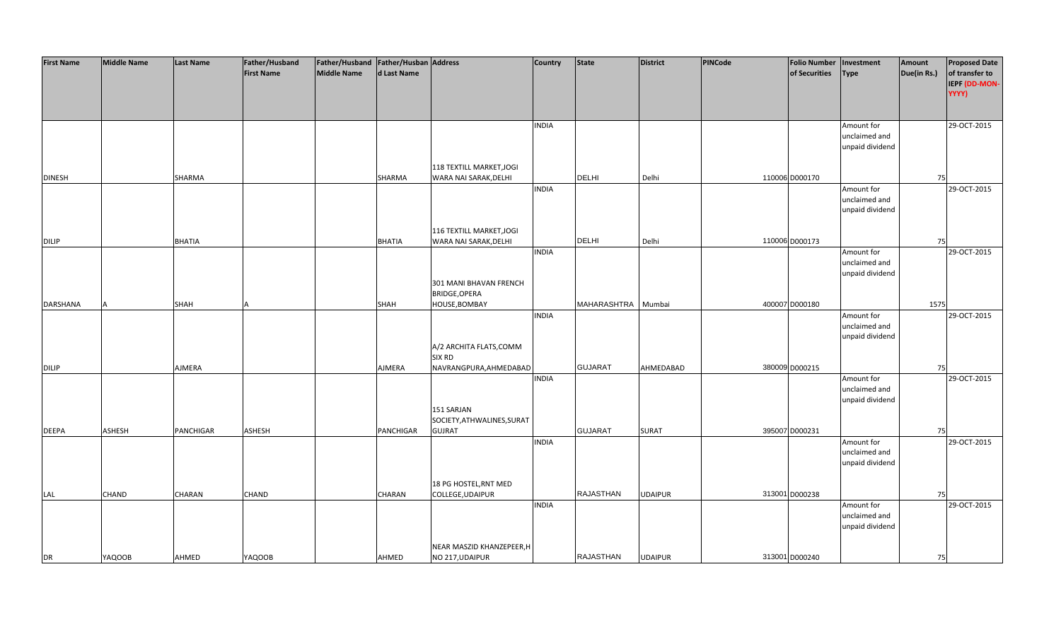| First Name | Middle Name | Last Name | Father/Husband First Name | Father/Husband Middle Name | Father/Husband Last Name | Address | Country | State | District | PINCode | Folio Number of Securities | Investment Type | Amount Due(in Rs.) | Proposed Date of transfer to IEPF (DD-MON-YYYY) |
|---|---|---|---|---|---|---|---|---|---|---|---|---|---|---|
| DINESH | | SHARMA | | | SHARMA | 118 TEXTILL MARKET,JOGI WARA NAI SARAK,DELHI | INDIA | DELHI | Delhi | 110006 | D000170 | Amount for unclaimed and unpaid dividend | 75 | 29-OCT-2015 |
| DILIP | | BHATIA | | | BHATIA | 116 TEXTILL MARKET,JOGI WARA NAI SARAK,DELHI | INDIA | DELHI | Delhi | 110006 | D000173 | Amount for unclaimed and unpaid dividend | 75 | 29-OCT-2015 |
| DARSHANA | A | SHAH | A | | SHAH | 301 MANI BHAVAN FRENCH BRIDGE,OPERA HOUSE,BOMBAY | INDIA | MAHARASHTRA | Mumbai | 400007 | D000180 | Amount for unclaimed and unpaid dividend | 1575 | 29-OCT-2015 |
| DILIP | | AJMERA | | | AJMERA | A/2 ARCHITA FLATS,COMM SIX RD NAVRANGPURA,AHMEDABAD | INDIA | GUJARAT | AHMEDABAD | 380009 | D000215 | Amount for unclaimed and unpaid dividend | 75 | 29-OCT-2015 |
| DEEPA | ASHESH | PANCHIGAR | ASHESH | | PANCHIGAR | 151 SARJAN SOCIETY,ATHWALINES,SURAT GUJRAT | INDIA | GUJARAT | SURAT | 395007 | D000231 | Amount for unclaimed and unpaid dividend | 75 | 29-OCT-2015 |
| LAL | CHAND | CHARAN | CHAND | | CHARAN | 18 PG HOSTEL,RNT MED COLLEGE,UDAIPUR | INDIA | RAJASTHAN | UDAIPUR | 313001 | D000238 | Amount for unclaimed and unpaid dividend | 75 | 29-OCT-2015 |
| DR | YAQOOB | AHMED | YAQOOB | | AHMED | NEAR MASZID KHANZEPEER,H NO 217,UDAIPUR | INDIA | RAJASTHAN | UDAIPUR | 313001 | D000240 | Amount for unclaimed and unpaid dividend | 75 | 29-OCT-2015 |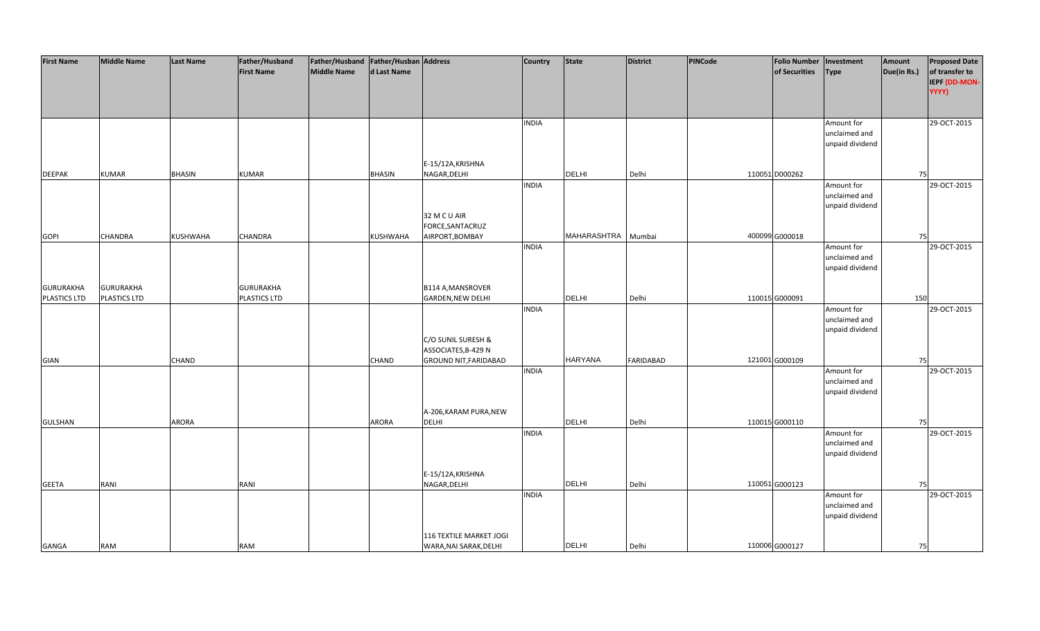| First Name | Middle Name | Last Name | Father/Husband First Name | Father/Husband Middle Name | Father/Husband Last Name | Address | Country | State | District | PINCode | Folio Number of Securities | Investment Type | Amount Due(in Rs.) | Proposed Date of transfer to IEPF (DD-MON-YYYY) |
|---|---|---|---|---|---|---|---|---|---|---|---|---|---|---|
| DEEPAK | KUMAR | BHASIN | KUMAR | | BHASIN | E-15/12A,KRISHNA NAGAR,DELHI | INDIA | DELHI | Delhi | 110051 | D000262 | Amount for unclaimed and unpaid dividend | 75 | 29-OCT-2015 |
| GOPI | CHANDRA | KUSHWAHA | CHANDRA | | KUSHWAHA | 32 M C U AIR FORCE,SANTACRUZ AIRPORT,BOMBAY | INDIA | MAHARASHTRA | Mumbai | 400099 | G000018 | Amount for unclaimed and unpaid dividend | 75 | 29-OCT-2015 |
| GURURAKHA PLASTICS LTD | GURURAKHA PLASTICS LTD | | GURURAKHA PLASTICS LTD | | | B114 A,MANSROVER GARDEN,NEW DELHI | INDIA | DELHI | Delhi | 110015 | G000091 | Amount for unclaimed and unpaid dividend | 150 | 29-OCT-2015 |
| GIAN | | CHAND | | | CHAND | C/O SUNIL SURESH & ASSOCIATES,B-429 N GROUND NIT,FARIDABAD | INDIA | HARYANA | FARIDABAD | 121001 | G000109 | Amount for unclaimed and unpaid dividend | 75 | 29-OCT-2015 |
| GULSHAN | | ARORA | | | ARORA | A-206,KARAM PURA,NEW DELHI | INDIA | DELHI | Delhi | 110015 | G000110 | Amount for unclaimed and unpaid dividend | 75 | 29-OCT-2015 |
| GEETA | RANI | | RANI | | | E-15/12A,KRISHNA NAGAR,DELHI | INDIA | DELHI | Delhi | 110051 | G000123 | Amount for unclaimed and unpaid dividend | 75 | 29-OCT-2015 |
| GANGA | RAM | | RAM | | | 116 TEXTILE MARKET JOGI WARA,NAI SARAK,DELHI | INDIA | DELHI | Delhi | 110006 | G000127 | Amount for unclaimed and unpaid dividend | 75 | 29-OCT-2015 |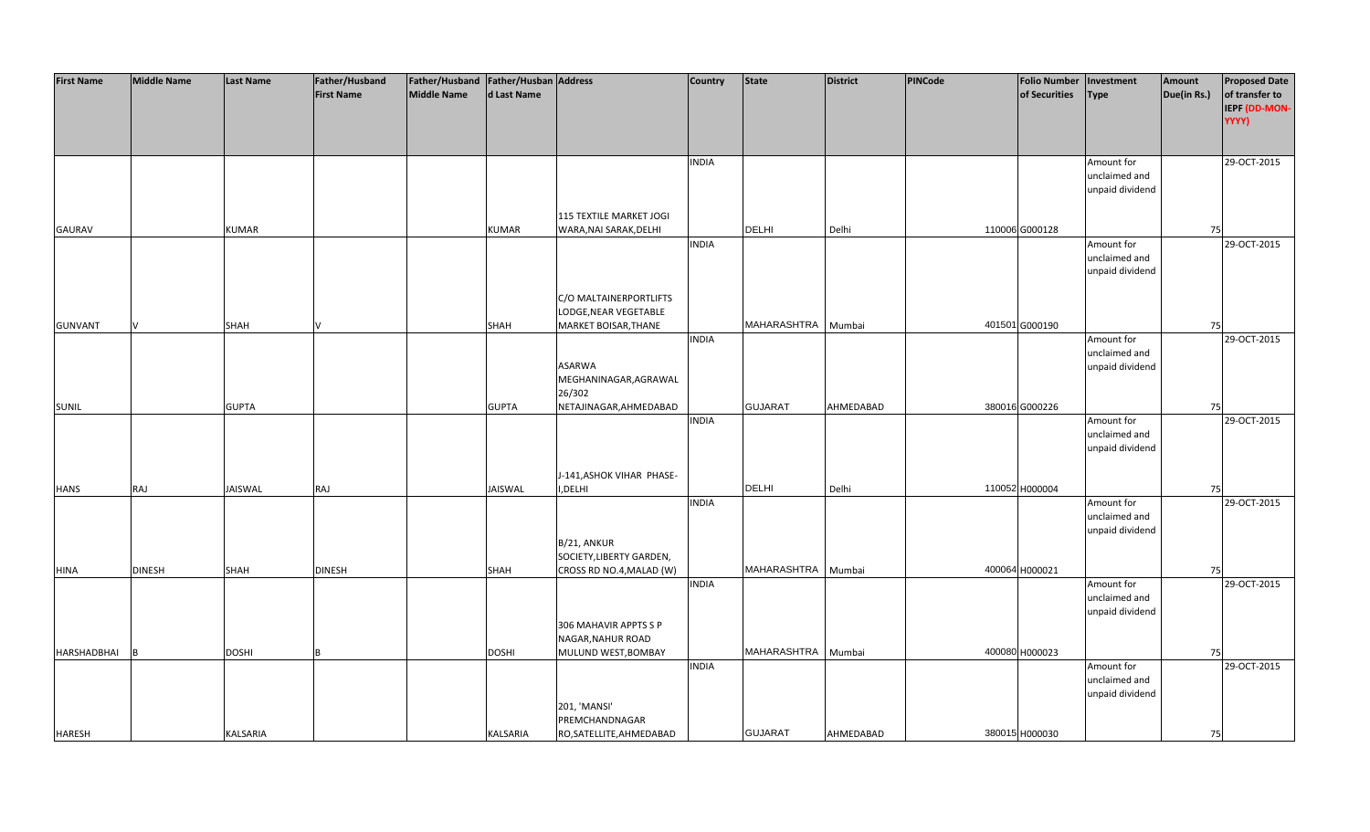| First Name | Middle Name | Last Name | Father/Husband First Name | Father/Husband Middle Name | Father/Husband Last Name | Address | Country | State | District | PINCode | Folio Number of Securities | Investment Type | Amount Due(in Rs.) | Proposed Date of transfer to IEPF (DD-MON-YYYY) |
|---|---|---|---|---|---|---|---|---|---|---|---|---|---|---|
| GAURAV | | KUMAR | | | KUMAR | 115 TEXTILE MARKET JOGI WARA,NAI SARAK,DELHI | INDIA | DELHI | Delhi | 110006 | G000128 | Amount for unclaimed and unpaid dividend | 75 | 29-OCT-2015 |
| GUNVANT | V | SHAH | V | | SHAH | C/O MALTAINERPORTLIFTS LODGE,NEAR VEGETABLE MARKET BOISAR,THANE | INDIA | MAHARASHTRA | Mumbai | 401501 | G000190 | Amount for unclaimed and unpaid dividend | 75 | 29-OCT-2015 |
| SUNIL | | GUPTA | | | GUPTA | ASARWA MEGHANINAGAR,AGRAWAL 26/302 NETAJINAGAR,AHMEDABAD | INDIA | GUJARAT | AHMEDABAD | 380016 | G000226 | Amount for unclaimed and unpaid dividend | 75 | 29-OCT-2015 |
| HANS | RAJ | JAISWAL | RAJ | | JAISWAL | J-141,ASHOK VIHAR PHASE-I,DELHI | INDIA | DELHI | Delhi | 110052 | H000004 | Amount for unclaimed and unpaid dividend | 75 | 29-OCT-2015 |
| HINA | DINESH | SHAH | DINESH | | SHAH | B/21, ANKUR SOCIETY,LIBERTY GARDEN, CROSS RD NO.4,MALAD (W) | INDIA | MAHARASHTRA | Mumbai | 400064 | H000021 | Amount for unclaimed and unpaid dividend | 75 | 29-OCT-2015 |
| HARSHADBHAI | B | DOSHI | B | | DOSHI | 306 MAHAVIR APPTS S P NAGAR,NAHUR ROAD MULUND WEST,BOMBAY | INDIA | MAHARASHTRA | Mumbai | 400080 | H000023 | Amount for unclaimed and unpaid dividend | 75 | 29-OCT-2015 |
| HARESH | | KALSARIA | | | KALSARIA | 201, 'MANSI' PREMCHANDNAGAR RO,SATELLITE,AHMEDABAD | INDIA | GUJARAT | AHMEDABAD | 380015 | H000030 | Amount for unclaimed and unpaid dividend | 75 | 29-OCT-2015 |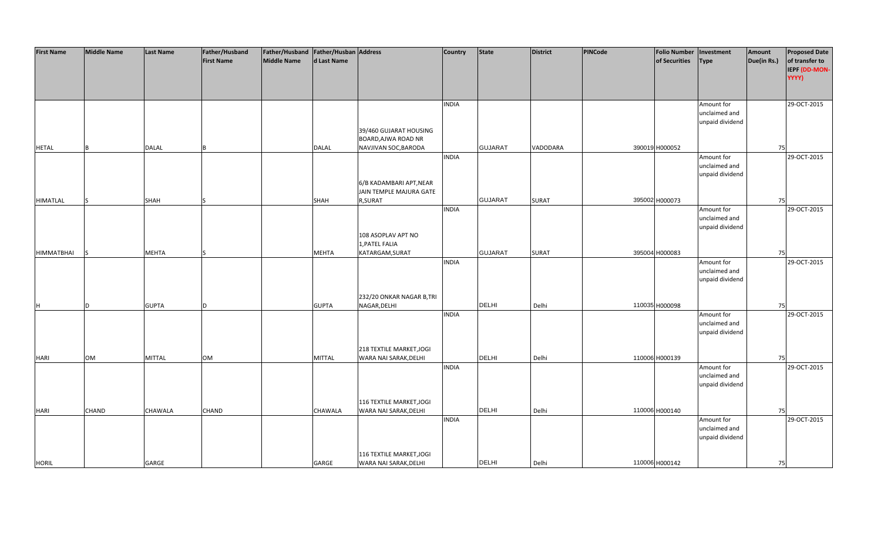| First Name | Middle Name | Last Name | Father/Husband First Name | Father/Husband Middle Name | Father/Husband Last Name | Address | Country | State | District | PINCode | Folio Number of Securities | Investment Type | Amount Due(in Rs.) | Proposed Date of transfer to IEPF (DD-MON-YYYY) |
|---|---|---|---|---|---|---|---|---|---|---|---|---|---|---|
| HETAL | B | DALAL | B | | DALAL | 39/460 GUJARAT HOUSING BOARD,AJWA ROAD NR NAVJIVAN SOC,BARODA | INDIA | GUJARAT | VADODARA | 390019 | H000052 | Amount for unclaimed and unpaid dividend | 75 | 29-OCT-2015 |
| HIMATLAL | S | SHAH | S | | SHAH | 6/B KADAMBARI APT,NEAR JAIN TEMPLE MAJURA GATE R,SURAT | INDIA | GUJARAT | SURAT | 395002 | H000073 | Amount for unclaimed and unpaid dividend | 75 | 29-OCT-2015 |
| HIMMATBHAI | S | MEHTA | S | | MEHTA | 108 ASOPLAV APT NO 1,PATEL FALIA KATARGAM,SURAT | INDIA | GUJARAT | SURAT | 395004 | H000083 | Amount for unclaimed and unpaid dividend | 75 | 29-OCT-2015 |
| H | D | GUPTA | D | | GUPTA | 232/20 ONKAR NAGAR B,TRI NAGAR,DELHI | INDIA | DELHI | Delhi | 110035 | H000098 | Amount for unclaimed and unpaid dividend | 75 | 29-OCT-2015 |
| HARI | OM | MITTAL | OM | | MITTAL | 218 TEXTILE MARKET,JOGI WARA NAI SARAK,DELHI | INDIA | DELHI | Delhi | 110006 | H000139 | Amount for unclaimed and unpaid dividend | 75 | 29-OCT-2015 |
| HARI | CHAND | CHAWALA | CHAND | | CHAWALA | 116 TEXTILE MARKET,JOGI WARA NAI SARAK,DELHI | INDIA | DELHI | Delhi | 110006 | H000140 | Amount for unclaimed and unpaid dividend | 75 | 29-OCT-2015 |
| HORIL | | GARGE | | | GARGE | 116 TEXTILE MARKET,JOGI WARA NAI SARAK,DELHI | INDIA | DELHI | Delhi | 110006 | H000142 | Amount for unclaimed and unpaid dividend | 75 | 29-OCT-2015 |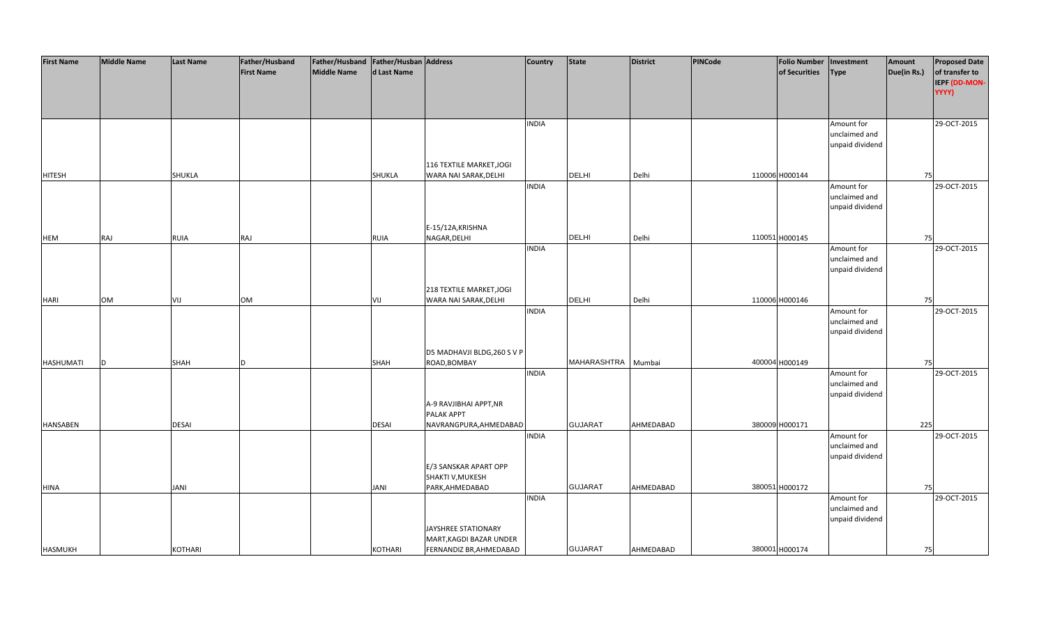| First Name | Middle Name | Last Name | Father/Husband First Name | Father/Husband Middle Name | Father/Husband Last Name | Address | Country | State | District | PINCode | Folio Number of Securities | Investment Type | Amount Due(in Rs.) | Proposed Date of transfer to IEPF (DD-MON-YYYY) |
|---|---|---|---|---|---|---|---|---|---|---|---|---|---|---|
| HITESH | | SHUKLA | | | SHUKLA | 116 TEXTILE MARKET,JOGI WARA NAI SARAK,DELHI | INDIA | DELHI | Delhi | 110006 | H000144 | Amount for unclaimed and unpaid dividend | 75 | 29-OCT-2015 |
| HEM | RAJ | RUIA | RAJ | | RUIA | E-15/12A,KRISHNA NAGAR,DELHI | INDIA | DELHI | Delhi | 110051 | H000145 | Amount for unclaimed and unpaid dividend | 75 | 29-OCT-2015 |
| HARI | OM | VIJ | OM | | VIJ | 218 TEXTILE MARKET,JOGI WARA NAI SARAK,DELHI | INDIA | DELHI | Delhi | 110006 | H000146 | Amount for unclaimed and unpaid dividend | 75 | 29-OCT-2015 |
| HASHUMATI | D | SHAH | D | | SHAH | D5 MADHAVJI BLDG,260 S V P ROAD,BOMBAY | INDIA | MAHARASHTRA | Mumbai | 400004 | H000149 | Amount for unclaimed and unpaid dividend | 75 | 29-OCT-2015 |
| HANSABEN | | DESAI | | | DESAI | A-9 RAVJIBHAI APPT,NR PALAK APPT NAVRANGPURA,AHMEDABAD | INDIA | GUJARAT | AHMEDABAD | 380009 | H000171 | Amount for unclaimed and unpaid dividend | 225 | 29-OCT-2015 |
| HINA | | JANI | | | JANI | E/3 SANSKAR APART OPP SHAKTI V,MUKESH PARK,AHMEDABAD | INDIA | GUJARAT | AHMEDABAD | 380051 | H000172 | Amount for unclaimed and unpaid dividend | 75 | 29-OCT-2015 |
| HASMUKH | | KOTHARI | | | KOTHARI | JAYSHREE STATIONARY MART,KAGDI BAZAR UNDER FERNANDIZ BR,AHMEDABAD | INDIA | GUJARAT | AHMEDABAD | 380001 | H000174 | Amount for unclaimed and unpaid dividend | 75 | 29-OCT-2015 |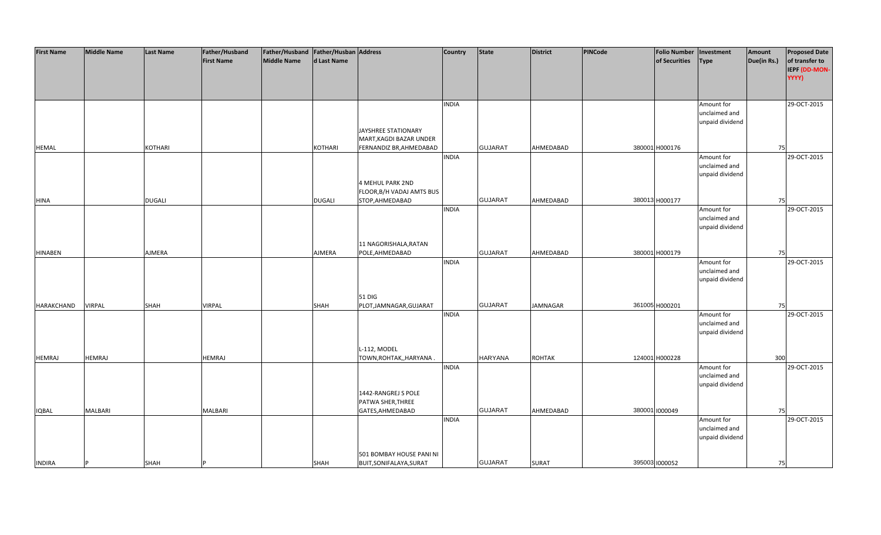| First Name | Middle Name | Last Name | Father/Husband First Name | Father/Husband Middle Name | Father/Husband Last Name | Address | Country | State | District | PINCode | Folio Number of Securities | Investment Type | Amount Due(in Rs.) | Proposed Date of transfer to IEPF (DD-MON-YYYY) |
|---|---|---|---|---|---|---|---|---|---|---|---|---|---|---|
| HEMAL | | KOTHARI | | | KOTHARI | JAYSHREE STATIONARY MART,KAGDI BAZAR UNDER FERNANDIZ BR,AHMEDABAD | INDIA | GUJARAT | AHMEDABAD | 380001 | H000176 | Amount for unclaimed and unpaid dividend | 75 | 29-OCT-2015 |
| HINA | | DUGALI | | | DUGALI | 4 MEHUL PARK 2ND FLOOR,B/H VADAJ AMTS BUS STOP,AHMEDABAD | INDIA | GUJARAT | AHMEDABAD | 380013 | H000177 | Amount for unclaimed and unpaid dividend | 75 | 29-OCT-2015 |
| HINABEN | | AJMERA | | | AJMERA | 11 NAGORISHALA,RATAN POLE,AHMEDABAD | INDIA | GUJARAT | AHMEDABAD | 380001 | H000179 | Amount for unclaimed and unpaid dividend | 75 | 29-OCT-2015 |
| HARAKCHAND | VIRPAL | SHAH | VIRPAL | | SHAH | 51 DIG PLOT,JAMNAGAR,GUJARAT | INDIA | GUJARAT | JAMNAGAR | 361005 | H000201 | Amount for unclaimed and unpaid dividend | 75 | 29-OCT-2015 |
| HEMRAJ | HEMRAJ | | HEMRAJ | | | L-112, MODEL TOWN,ROHTAK,,HARYANA . | INDIA | HARYANA | ROHTAK | 124001 | H000228 | Amount for unclaimed and unpaid dividend | 300 | 29-OCT-2015 |
| IQBAL | MALBARI | | MALBARI | | | 1442-RANGREJ S POLE PATWA SHER,THREE GATES,AHMEDABAD | INDIA | GUJARAT | AHMEDABAD | 380001 | I000049 | Amount for unclaimed and unpaid dividend | 75 | 29-OCT-2015 |
| INDIRA | P | SHAH | P | | SHAH | 501 BOMBAY HOUSE PANI NI BUIT,SONIFALAYA,SURAT | INDIA | GUJARAT | SURAT | 395003 | I000052 | Amount for unclaimed and unpaid dividend | 75 | 29-OCT-2015 |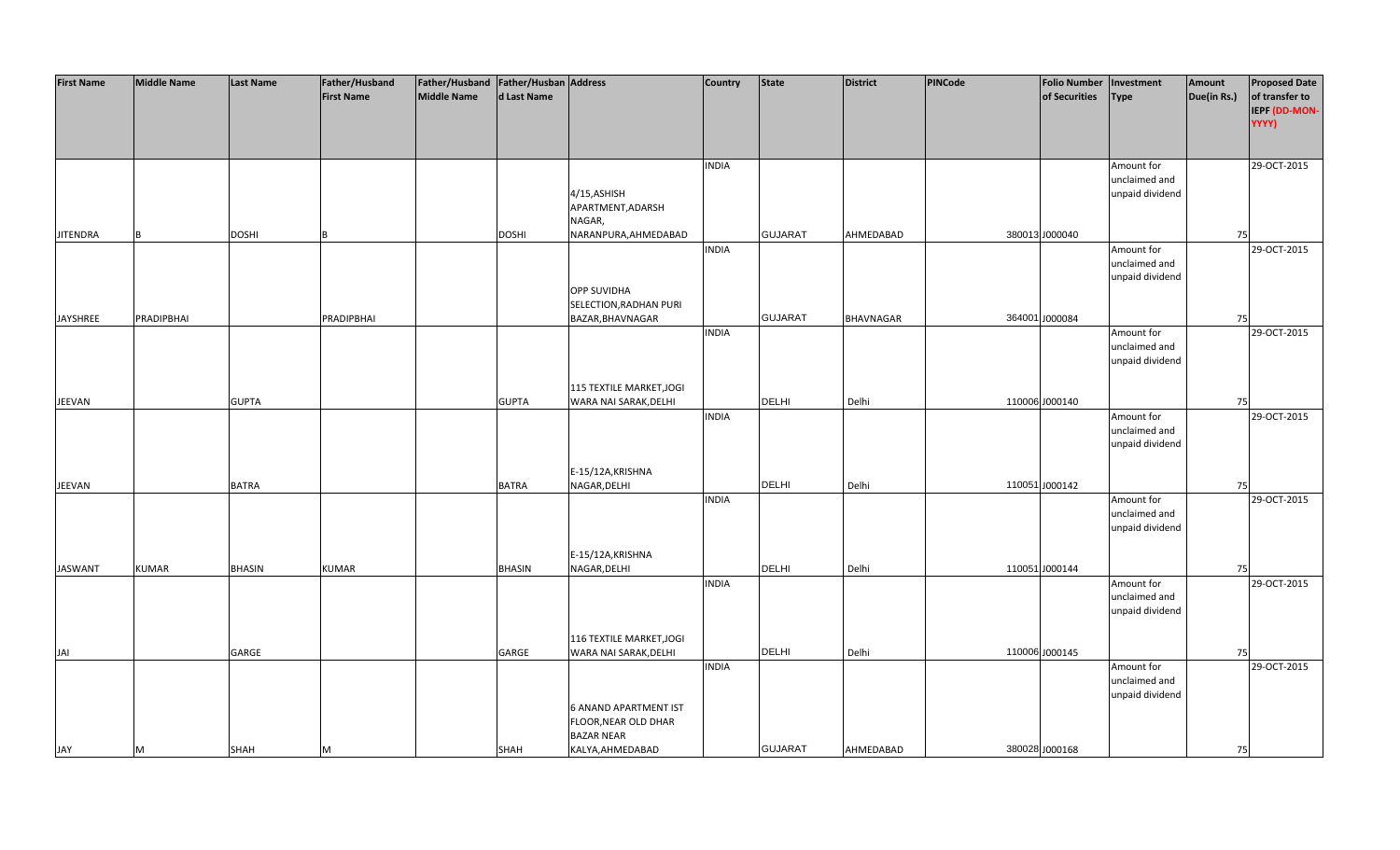| First Name | Middle Name | Last Name | Father/Husband First Name | Father/Husband Middle Name | Father/Husband Last Name | Address | Country | State | District | PINCode | Folio Number of Securities | Investment Type | Amount Due(in Rs.) | Proposed Date of transfer to IEPF (DD-MON-YYYY) |
|---|---|---|---|---|---|---|---|---|---|---|---|---|---|---|
| JITENDRA | B | DOSHI | B | | DOSHI | 4/15,ASHISH APARTMENT,ADARSH NAGAR, NARANPURA,AHMEDABAD | INDIA | GUJARAT | AHMEDABAD | 380013 | J000040 | Amount for unclaimed and unpaid dividend | 75 | 29-OCT-2015 |
| JAYSHREE | PRADIPBHAI | | PRADIPBHAI | | | OPP SUVIDHA SELECTION,RADHAN PURI BAZAR,BHAVNAGAR | INDIA | GUJARAT | BHAVNAGAR | 364001 | J000084 | Amount for unclaimed and unpaid dividend | 75 | 29-OCT-2015 |
| JEEVAN | | GUPTA | | | GUPTA | 115 TEXTILE MARKET,JOGI WARA NAI SARAK,DELHI | INDIA | DELHI | Delhi | 110006 | J000140 | Amount for unclaimed and unpaid dividend | 75 | 29-OCT-2015 |
| JEEVAN | | BATRA | | | BATRA | E-15/12A,KRISHNA NAGAR,DELHI | INDIA | DELHI | Delhi | 110051 | J000142 | Amount for unclaimed and unpaid dividend | 75 | 29-OCT-2015 |
| JASWANT | KUMAR | BHASIN | KUMAR | | BHASIN | E-15/12A,KRISHNA NAGAR,DELHI | INDIA | DELHI | Delhi | 110051 | J000144 | Amount for unclaimed and unpaid dividend | 75 | 29-OCT-2015 |
| JAI | | GARGE | | | GARGE | 116 TEXTILE MARKET,JOGI WARA NAI SARAK,DELHI | INDIA | DELHI | Delhi | 110006 | J000145 | Amount for unclaimed and unpaid dividend | 75 | 29-OCT-2015 |
| JAY | M | SHAH | M | | SHAH | 6 ANAND APARTMENT IST FLOOR,NEAR OLD DHAR BAZAR NEAR KALYA,AHMEDABAD | INDIA | GUJARAT | AHMEDABAD | 380028 | J000168 | Amount for unclaimed and unpaid dividend | 75 | 29-OCT-2015 |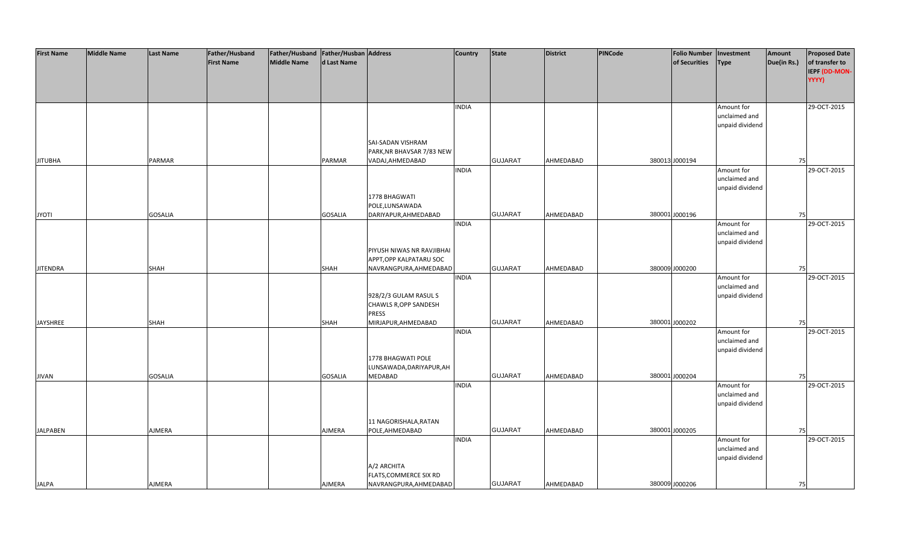| First Name | Middle Name | Last Name | Father/Husband First Name | Father/Husband Middle Name | Father/Husband Last Name | Address | Country | State | District | PINCode | Folio Number of Securities | Investment Type | Amount Due(in Rs.) | Proposed Date of transfer to IEPF (DD-MON-YYYY) |
|---|---|---|---|---|---|---|---|---|---|---|---|---|---|---|
| JITUBHA | | PARMAR | | | PARMAR | SAI-SADAN VISHRAM PARK,NR BHAVSAR 7/83 NEW VADAJ,AHMEDABAD | INDIA | GUJARAT | AHMEDABAD | 380013 | J000194 | Amount for unclaimed and unpaid dividend | 75 | 29-OCT-2015 |
| JYOTI | | GOSALIA | | | GOSALIA | 1778 BHAGWATI POLE,LUNSAWADA DARIYAPUR,AHMEDABAD | INDIA | GUJARAT | AHMEDABAD | 380001 | J000196 | Amount for unclaimed and unpaid dividend | 75 | 29-OCT-2015 |
| JITENDRA | | SHAH | | | SHAH | PIYUSH NIWAS NR RAVJIBHAI APPT,OPP KALPATARU SOC NAVRANGPURA,AHMEDABAD | INDIA | GUJARAT | AHMEDABAD | 380009 | J000200 | Amount for unclaimed and unpaid dividend | 75 | 29-OCT-2015 |
| JAYSHREE | | SHAH | | | SHAH | 928/2/3 GULAM RASUL S CHAWLS R,OPP SANDESH PRESS MIRJAPUR,AHMEDABAD | INDIA | GUJARAT | AHMEDABAD | 380001 | J000202 | Amount for unclaimed and unpaid dividend | 75 | 29-OCT-2015 |
| JIVAN | | GOSALIA | | | GOSALIA | 1778 BHAGWATI POLE LUNSAWADA,DARIYAPUR,AHMEDABAD | INDIA | GUJARAT | AHMEDABAD | 380001 | J000204 | Amount for unclaimed and unpaid dividend | 75 | 29-OCT-2015 |
| JALPABEN | | AJMERA | | | AJMERA | 11 NAGORISHALA,RATAN POLE,AHMEDABAD | INDIA | GUJARAT | AHMEDABAD | 380001 | J000205 | Amount for unclaimed and unpaid dividend | 75 | 29-OCT-2015 |
| JALPA | | AJMERA | | | AJMERA | A/2 ARCHITA FLATS,COMMERCE SIX RD NAVRANGPURA,AHMEDABAD | INDIA | GUJARAT | AHMEDABAD | 380009 | J000206 | Amount for unclaimed and unpaid dividend | 75 | 29-OCT-2015 |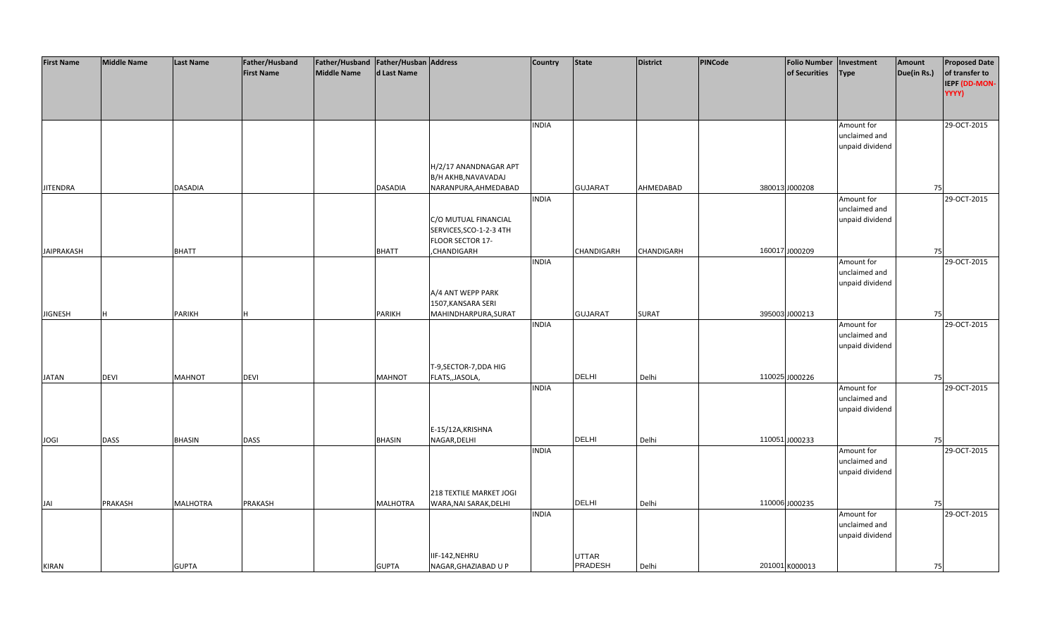| First Name | Middle Name | Last Name | Father/Husband First Name | Father/Husband Middle Name | Father/Husband Last Name | Address | Country | State | District | PINCode | Folio Number of Securities | Investment Type | Amount Due(in Rs.) | Proposed Date of transfer to IEPF (DD-MON-YYYY) |
|---|---|---|---|---|---|---|---|---|---|---|---|---|---|---|
| JITENDRA | | DASADIA | | | DASADIA | H/2/17 ANANDNAGAR APT B/H AKHB,NAVAVADAJ NARANPURA,AHMEDABAD | INDIA | GUJARAT | AHMEDABAD | 380013 | J000208 | Amount for unclaimed and unpaid dividend | 75 | 29-OCT-2015 |
| JAIPRAKASH | | BHATT | | | BHATT | C/O MUTUAL FINANCIAL SERVICES,SCO-1-2-3 4TH FLOOR SECTOR 17- ,CHANDIGARH | INDIA | CHANDIGARH | CHANDIGARH | 160017 | J000209 | Amount for unclaimed and unpaid dividend | 75 | 29-OCT-2015 |
| JIGNESH | H | PARIKH | H | | PARIKH | A/4 ANT WEPP PARK 1507,KANSARA SERI MAHINDHARPURA,SURAT | INDIA | GUJARAT | SURAT | 395003 | J000213 | Amount for unclaimed and unpaid dividend | 75 | 29-OCT-2015 |
| JATAN | DEVI | MAHNOT | DEVI | | MAHNOT | T-9,SECTOR-7,DDA HIG FLATS,,JASOLA, | INDIA | DELHI | Delhi | 110025 | J000226 | Amount for unclaimed and unpaid dividend | 75 | 29-OCT-2015 |
| JOGI | DASS | BHASIN | DASS | | BHASIN | E-15/12A,KRISHNA NAGAR,DELHI | INDIA | DELHI | Delhi | 110051 | J000233 | Amount for unclaimed and unpaid dividend | 75 | 29-OCT-2015 |
| JAI | PRAKASH | MALHOTRA | PRAKASH | | MALHOTRA | 218 TEXTILE MARKET JOGI WARA,NAI SARAK,DELHI | INDIA | DELHI | Delhi | 110006 | J000235 | Amount for unclaimed and unpaid dividend | 75 | 29-OCT-2015 |
| KIRAN | | GUPTA | | | GUPTA | IIF-142,NEHRU NAGAR,GHAZIABAD U P | INDIA | UTTAR PRADESH | Delhi | 201001 | K000013 | Amount for unclaimed and unpaid dividend | 75 | 29-OCT-2015 |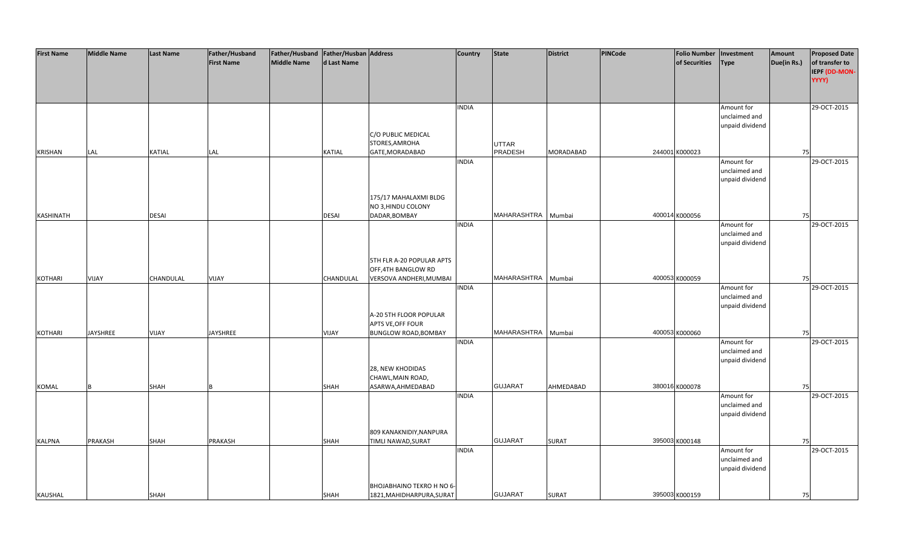| First Name | Middle Name | Last Name | Father/Husband First Name | Father/Husband Middle Name | Father/Husband Last Name | Address | Country | State | District | PINCode | Folio Number of Securities | Investment Type | Amount Due(in Rs.) | Proposed Date of transfer to IEPF (DD-MON-YYYY) |
|---|---|---|---|---|---|---|---|---|---|---|---|---|---|---|
| KRISHAN | LAL | KATIAL | LAL | | KATIAL | C/O PUBLIC MEDICAL STORES,AMROHA GATE,MORADABAD | INDIA | UTTAR PRADESH | MORADABAD | 244001 | K000023 | Amount for unclaimed and unpaid dividend | 75 | 29-OCT-2015 |
| KASHINATH | | DESAI | | | DESAI | 175/17 MAHALAXMI BLDG NO 3,HINDU COLONY DADAR,BOMBAY | INDIA | MAHARASHTRA | Mumbai | 400014 | K000056 | Amount for unclaimed and unpaid dividend | 75 | 29-OCT-2015 |
| KOTHARI | VIJAY | CHANDULAL | VIJAY | | CHANDULAL | 5TH FLR A-20 POPULAR APTS OFF,4TH BANGLOW RD VERSOVA ANDHERI,MUMBAI | INDIA | MAHARASHTRA | Mumbai | 400053 | K000059 | Amount for unclaimed and unpaid dividend | 75 | 29-OCT-2015 |
| KOTHARI | JAYSHREE | VIJAY | JAYSHREE | | VIJAY | A-20 5TH FLOOR POPULAR APTS VE,OFF FOUR BUNGLOW ROAD,BOMBAY | INDIA | MAHARASHTRA | Mumbai | 400053 | K000060 | Amount for unclaimed and unpaid dividend | 75 | 29-OCT-2015 |
| KOMAL | B | SHAH | B | | SHAH | 28, NEW KHODIDAS CHAWL,MAIN ROAD, ASARWA,AHMEDABAD | INDIA | GUJARAT | AHMEDABAD | 380016 | K000078 | Amount for unclaimed and unpaid dividend | 75 | 29-OCT-2015 |
| KALPNA | PRAKASH | SHAH | PRAKASH | | SHAH | 809 KANAKNIDIY,NANPURA TIMLI NAWAD,SURAT | INDIA | GUJARAT | SURAT | 395003 | K000148 | Amount for unclaimed and unpaid dividend | 75 | 29-OCT-2015 |
| KAUSHAL | | SHAH | | | SHAH | BHOJABHAINO TEKRO H NO 6-1821,MAHIDHARPURA,SURAT | INDIA | GUJARAT | SURAT | 395003 | K000159 | Amount for unclaimed and unpaid dividend | 75 | 29-OCT-2015 |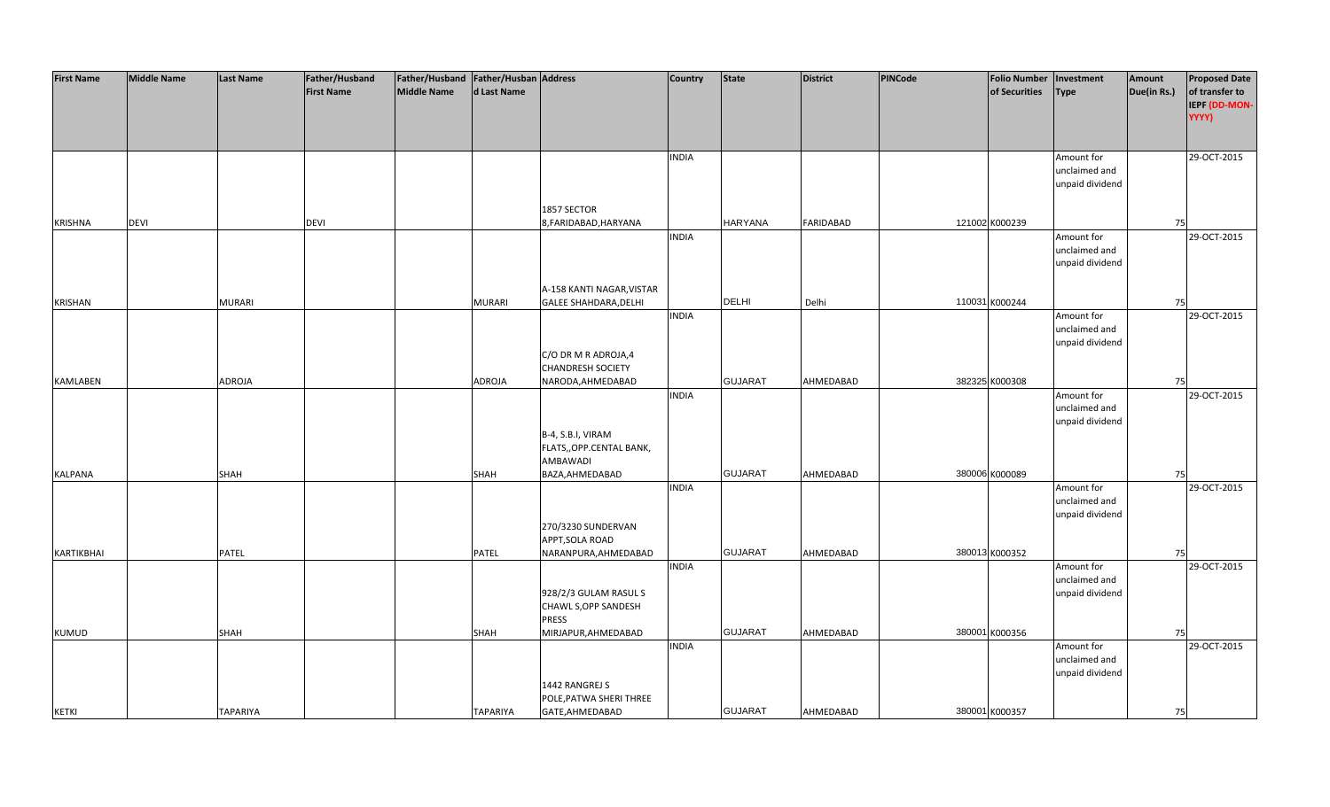| First Name | Middle Name | Last Name | Father/Husband First Name | Father/Husband Middle Name | Father/Husband Last Name | Address | Country | State | District | PINCode | Folio Number of Securities | Investment Type | Amount Due(in Rs.) | Proposed Date of transfer to IEPF (DD-MON-YYYY) |
|---|---|---|---|---|---|---|---|---|---|---|---|---|---|---|
| KRISHNA | DEVI | | DEVI | | | 1857 SECTOR 8,FARIDABAD,HARYANA | INDIA | HARYANA | FARIDABAD | 121002 | K000239 | Amount for unclaimed and unpaid dividend | 75 | 29-OCT-2015 |
| KRISHAN | | MURARI | | | MURARI | A-158 KANTI NAGAR,VISTAR GALEE SHAHDARA,DELHI | INDIA | DELHI | Delhi | 110031 | K000244 | Amount for unclaimed and unpaid dividend | 75 | 29-OCT-2015 |
| KAMLABEN | | ADROJA | | | ADROJA | C/O DR M R ADROJA,4 CHANDRESH SOCIETY NARODA,AHMEDABAD | INDIA | GUJARAT | AHMEDABAD | 382325 | K000308 | Amount for unclaimed and unpaid dividend | 75 | 29-OCT-2015 |
| KALPANA | | SHAH | | | SHAH | B-4, S.B.I, VIRAM FLATS,,OPP.CENTAL BANK, AMBAWADI BAZA,AHMEDABAD | INDIA | GUJARAT | AHMEDABAD | 380006 | K000089 | Amount for unclaimed and unpaid dividend | 75 | 29-OCT-2015 |
| KARTIKBHAI | | PATEL | | | PATEL | 270/3230 SUNDERVAN APPT,SOLA ROAD NARANPURA,AHMEDABAD | INDIA | GUJARAT | AHMEDABAD | 380013 | K000352 | Amount for unclaimed and unpaid dividend | 75 | 29-OCT-2015 |
| KUMUD | | SHAH | | | SHAH | 928/2/3 GULAM RASUL S CHAWL S,OPP SANDESH PRESS MIRJAPUR,AHMEDABAD | INDIA | GUJARAT | AHMEDABAD | 380001 | K000356 | Amount for unclaimed and unpaid dividend | 75 | 29-OCT-2015 |
| KETKI | | TAPARIYA | | | TAPARIYA | 1442 RANGREJ S POLE,PATWA SHERI THREE GATE,AHMEDABAD | INDIA | GUJARAT | AHMEDABAD | 380001 | K000357 | Amount for unclaimed and unpaid dividend | 75 | 29-OCT-2015 |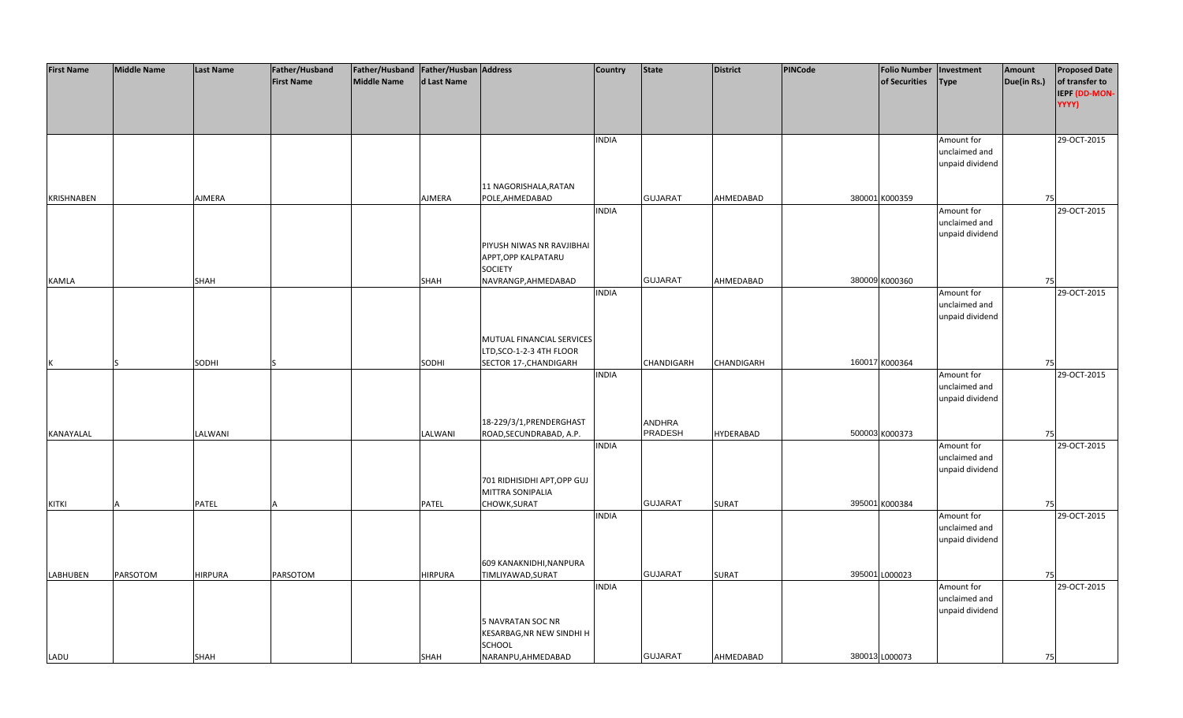| First Name | Middle Name | Last Name | Father/Husband First Name | Father/Husband Middle Name | Father/Husband Last Name | Address | Country | State | District | PINCode | Folio Number of Securities | Investment Type | Amount Due(in Rs.) | Proposed Date of transfer to IEPF (DD-MON-YYYY) |
|---|---|---|---|---|---|---|---|---|---|---|---|---|---|---|
| KRISHNABEN | | AJMERA | | | AJMERA | 11 NAGORISHALA,RATAN POLE,AHMEDABAD | INDIA | GUJARAT | AHMEDABAD | 380001 | K000359 | Amount for unclaimed and unpaid dividend | 75 | 29-OCT-2015 |
| KAMLA | | SHAH | | | SHAH | PIYUSH NIWAS NR RAVJIBHAI APPT,OPP KALPATARU SOCIETY NAVRANGP,AHMEDABAD | INDIA | GUJARAT | AHMEDABAD | 380009 | K000360 | Amount for unclaimed and unpaid dividend | 75 | 29-OCT-2015 |
| K | S | SODHI | S | | SODHI | MUTUAL FINANCIAL SERVICES LTD,SCO-1-2-3 4TH FLOOR SECTOR 17-,CHANDIGARH | INDIA | CHANDIGARH | CHANDIGARH | 160017 | K000364 | Amount for unclaimed and unpaid dividend | 75 | 29-OCT-2015 |
| KANAYALAL | | LALWANI | | | LALWANI | 18-229/3/1,PRENDERGHAST ROAD,SECUNDRABAD, A.P. | INDIA | ANDHRA PRADESH | HYDERABAD | 500003 | K000373 | Amount for unclaimed and unpaid dividend | 75 | 29-OCT-2015 |
| KITKI | A | PATEL | A | | PATEL | 701 RIDHISIDHI APT,OPP GUJ MITTRA SONIPALIA CHOWK,SURAT | INDIA | GUJARAT | SURAT | 395001 | K000384 | Amount for unclaimed and unpaid dividend | 75 | 29-OCT-2015 |
| LABHUBEN | PARSOTOM | HIRPURA | PARSOTOM | | HIRPURA | 609 KANAKNIDHI,NANPURA TIMLIYAWAD,SURAT | INDIA | GUJARAT | SURAT | 395001 | L000023 | Amount for unclaimed and unpaid dividend | 75 | 29-OCT-2015 |
| LADU | | SHAH | | | SHAH | 5 NAVRATAN SOC NR KESARBAG,NR NEW SINDHI H SCHOOL NARANPU,AHMEDABAD | INDIA | GUJARAT | AHMEDABAD | 380013 | L000073 | Amount for unclaimed and unpaid dividend | 75 | 29-OCT-2015 |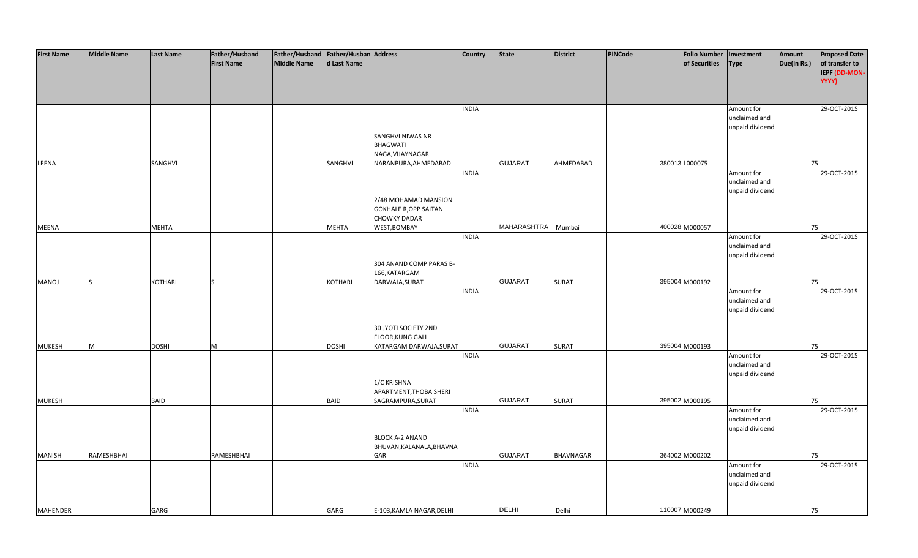| First Name | Middle Name | Last Name | Father/Husband First Name | Father/Husband Middle Name | Father/Husband Last Name | Address | Country | State | District | PINCode | Folio Number of Securities | Investment Type | Amount Due(in Rs.) | Proposed Date of transfer to IEPF (DD-MON-YYYY) |
|---|---|---|---|---|---|---|---|---|---|---|---|---|---|---|
| LEENA | | SANGHVI | | | SANGHVI | SANGHVI NIWAS NR BHAGWATI NAGA,VIJAYNAGAR NARANPURA,AHMEDABAD | INDIA | GUJARAT | AHMEDABAD | 380013 | L000075 | Amount for unclaimed and unpaid dividend | 75 | 29-OCT-2015 |
| MEENA | | MEHTA | | | MEHTA | 2/48 MOHAMAD MANSION GOKHALE R,OPP SAITAN CHOWKY DADAR WEST,BOMBAY | INDIA | MAHARASHTRA | Mumbai | 400028 | M000057 | Amount for unclaimed and unpaid dividend | 75 | 29-OCT-2015 |
| MANOJ | S | KOTHARI | S | | KOTHARI | 304 ANAND COMP PARAS B-166,KATARGAM DARWAJA,SURAT | INDIA | GUJARAT | SURAT | 395004 | M000192 | Amount for unclaimed and unpaid dividend | 75 | 29-OCT-2015 |
| MUKESH | M | DOSHI | M | | DOSHI | 30 JYOTI SOCIETY 2ND FLOOR,KUNG GALI KATARGAM DARWAJA,SURAT | INDIA | GUJARAT | SURAT | 395004 | M000193 | Amount for unclaimed and unpaid dividend | 75 | 29-OCT-2015 |
| MUKESH | | BAID | | | BAID | 1/C KRISHNA APARTMENT,THOBA SHERI SAGRAMPURA,SURAT | INDIA | GUJARAT | SURAT | 395002 | M000195 | Amount for unclaimed and unpaid dividend | 75 | 29-OCT-2015 |
| MANISH | RAMESHBHAI | | RAMESHBHAI | | | BLOCK A-2 ANAND BHUVAN,KALANALA,BHAVNAGAR | INDIA | GUJARAT | BHAVNAGAR | 364002 | M000202 | Amount for unclaimed and unpaid dividend | 75 | 29-OCT-2015 |
| MAHENDER | | GARG | | | GARG | E-103,KAMLA NAGAR,DELHI | INDIA | DELHI | Delhi | 110007 | M000249 | Amount for unclaimed and unpaid dividend | 75 | 29-OCT-2015 |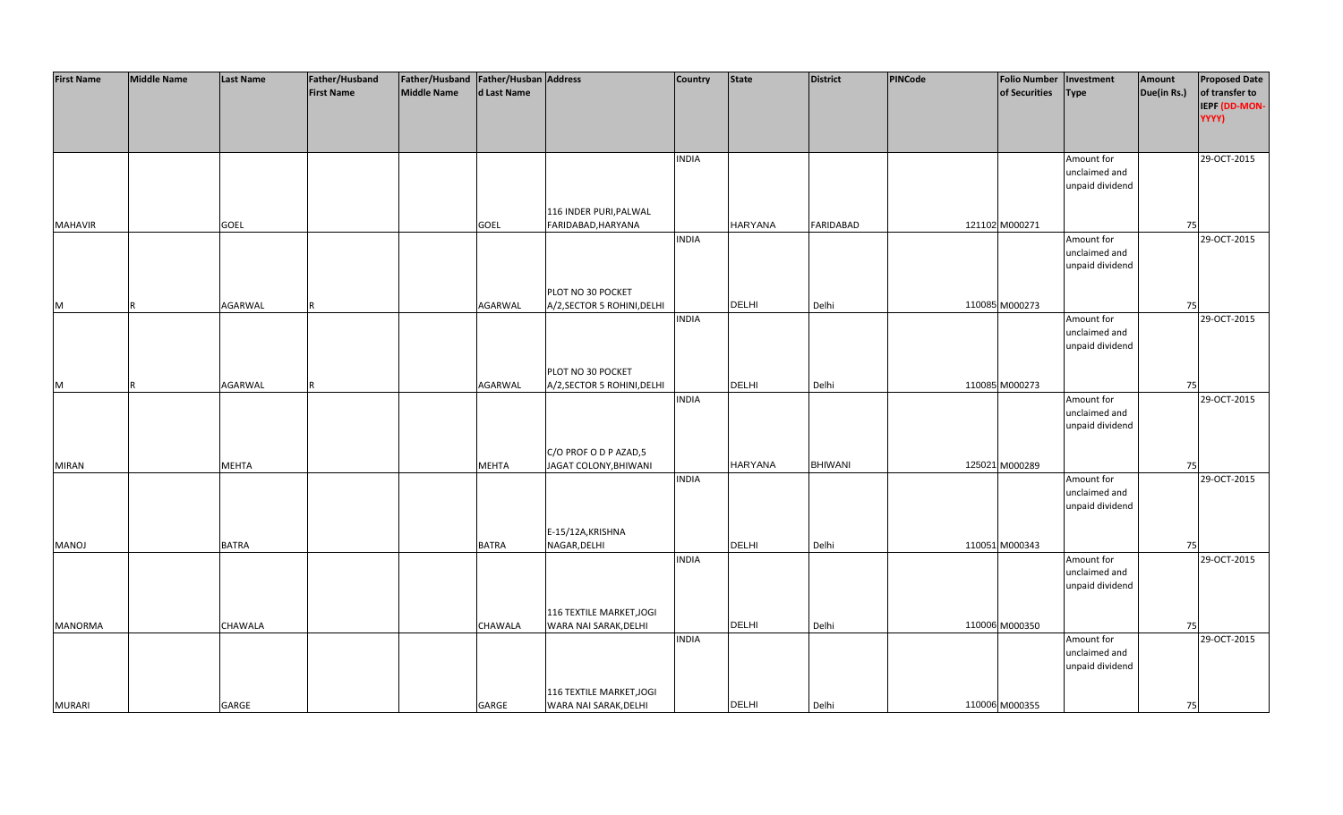| First Name | Middle Name | Last Name | Father/Husband First Name | Father/Husband Middle Name | Father/Husband Last Name | Address | Country | State | District | PINCode | Folio Number of Securities | Investment Type | Amount Due(in Rs.) | Proposed Date of transfer to IEPF (DD-MON-YYYY) |
|---|---|---|---|---|---|---|---|---|---|---|---|---|---|---|
| MAHAVIR | | GOEL | | | GOEL | 116 INDER PURI,PALWAL FARIDABAD,HARYANA | INDIA | HARYANA | FARIDABAD | 121102 | M000271 | Amount for unclaimed and unpaid dividend | 75 | 29-OCT-2015 |
| M | R | AGARWAL | R | | AGARWAL | PLOT NO 30 POCKET A/2,SECTOR 5 ROHINI,DELHI | INDIA | DELHI | Delhi | 110085 | M000273 | Amount for unclaimed and unpaid dividend | 75 | 29-OCT-2015 |
| M | R | AGARWAL | R | | AGARWAL | PLOT NO 30 POCKET A/2,SECTOR 5 ROHINI,DELHI | INDIA | DELHI | Delhi | 110085 | M000273 | Amount for unclaimed and unpaid dividend | 75 | 29-OCT-2015 |
| MIRAN | | MEHTA | | | MEHTA | C/O PROF O D P AZAD,5 JAGAT COLONY,BHIWANI | INDIA | HARYANA | BHIWANI | 125021 | M000289 | Amount for unclaimed and unpaid dividend | 75 | 29-OCT-2015 |
| MANOJ | | BATRA | | | BATRA | E-15/12A,KRISHNA NAGAR,DELHI | INDIA | DELHI | Delhi | 110051 | M000343 | Amount for unclaimed and unpaid dividend | 75 | 29-OCT-2015 |
| MANORMA | | CHAWALA | | | CHAWALA | 116 TEXTILE MARKET,JOGI WARA NAI SARAK,DELHI | INDIA | DELHI | Delhi | 110006 | M000350 | Amount for unclaimed and unpaid dividend | 75 | 29-OCT-2015 |
| MURARI | | GARGE | | | GARGE | 116 TEXTILE MARKET,JOGI WARA NAI SARAK,DELHI | INDIA | DELHI | Delhi | 110006 | M000355 | Amount for unclaimed and unpaid dividend | 75 | 29-OCT-2015 |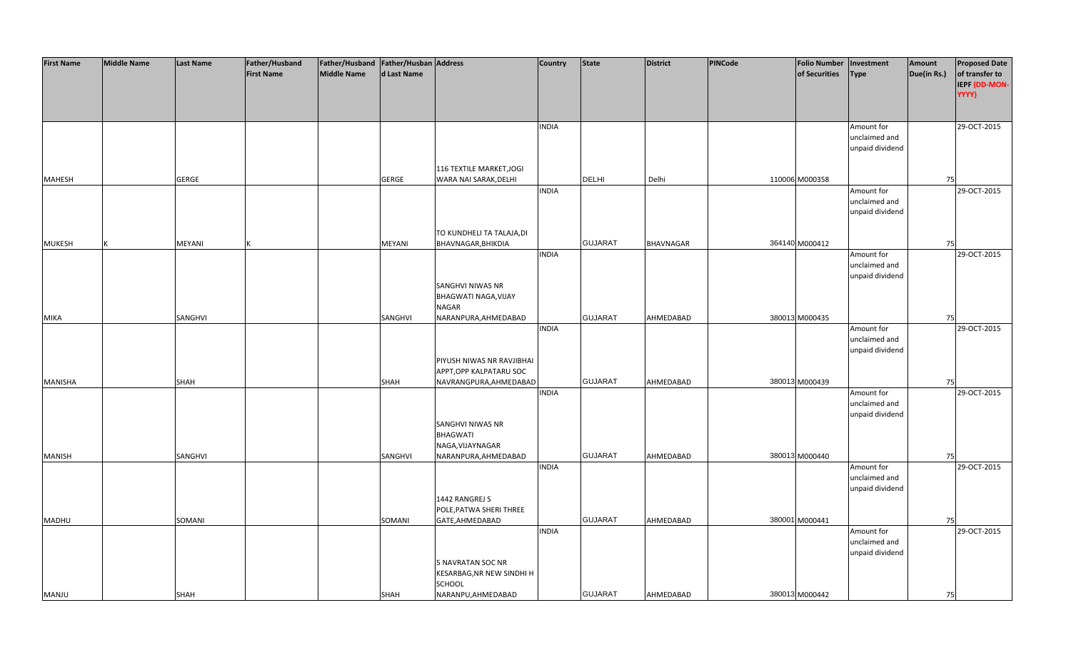| First Name | Middle Name | Last Name | Father/Husband First Name | Father/Husband Middle Name | Father/Husband Last Name | Address | Country | State | District | PINCode | Folio Number of Securities | Investment Type | Amount Due(in Rs.) | Proposed Date of transfer to IEPF (DD-MON-YYYY) |
|---|---|---|---|---|---|---|---|---|---|---|---|---|---|---|
| MAHESH | | GERGE | | | GERGE | 116 TEXTILE MARKET,JOGI WARA NAI SARAK,DELHI | INDIA | DELHI | Delhi | 110006 | M000358 | Amount for unclaimed and unpaid dividend | 75 | 29-OCT-2015 |
| MUKESH | K | MEYANI | K | | MEYANI | TO KUNDHELI TA TALAJA,DI BHAVNAGAR,BHIKDIA | INDIA | GUJARAT | BHAVNAGAR | 364140 | M000412 | Amount for unclaimed and unpaid dividend | 75 | 29-OCT-2015 |
| MIKA | | SANGHVI | | | SANGHVI | SANGHVI NIWAS NR BHAGWATI NAGA,VIJAY NAGAR NARANPURA,AHMEDABAD | INDIA | GUJARAT | AHMEDABAD | 380013 | M000435 | Amount for unclaimed and unpaid dividend | 75 | 29-OCT-2015 |
| MANISHA | | SHAH | | | SHAH | PIYUSH NIWAS NR RAVJIBHAI APPT,OPP KALPATARU SOC NAVRANGPURA,AHMEDABAD | INDIA | GUJARAT | AHMEDABAD | 380013 | M000439 | Amount for unclaimed and unpaid dividend | 75 | 29-OCT-2015 |
| MANISH | | SANGHVI | | | SANGHVI | SANGHVI NIWAS NR BHAGWATI NAGA,VIJAYNAGAR NARANPURA,AHMEDABAD | INDIA | GUJARAT | AHMEDABAD | 380013 | M000440 | Amount for unclaimed and unpaid dividend | 75 | 29-OCT-2015 |
| MADHU | | SOMANI | | | SOMANI | 1442 RANGREJ S POLE,PATWA SHERI THREE GATE,AHMEDABAD | INDIA | GUJARAT | AHMEDABAD | 380001 | M000441 | Amount for unclaimed and unpaid dividend | 75 | 29-OCT-2015 |
| MANJU | | SHAH | | | SHAH | 5 NAVRATAN SOC NR KESARBAG,NR NEW SINDHI H SCHOOL NARANPU,AHMEDABAD | INDIA | GUJARAT | AHMEDABAD | 380013 | M000442 | Amount for unclaimed and unpaid dividend | 75 | 29-OCT-2015 |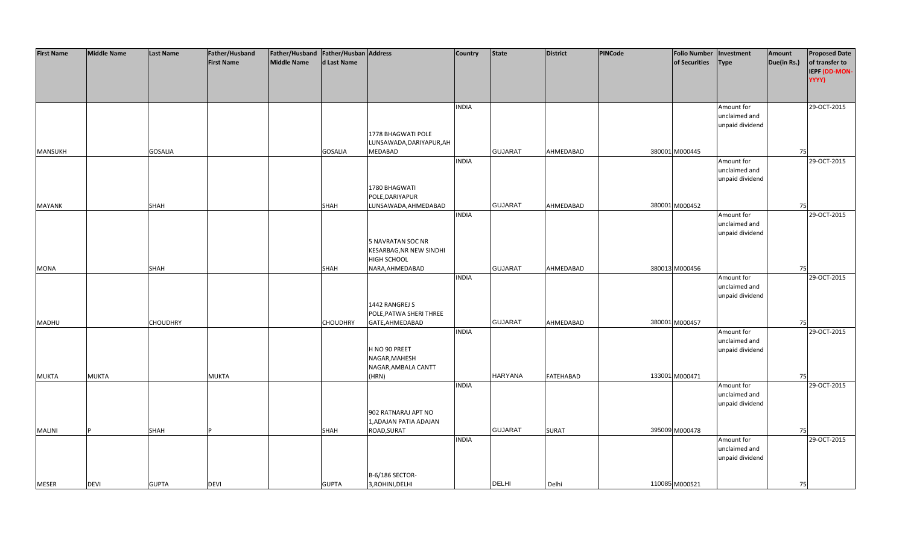| First Name | Middle Name | Last Name | Father/Husband First Name | Father/Husband Middle Name | Father/Husband Last Name | Address | Country | State | District | PINCode | Folio Number of Securities | Investment Type | Amount Due(in Rs.) | Proposed Date of transfer to IEPF (DD-MON-YYYY) |
|---|---|---|---|---|---|---|---|---|---|---|---|---|---|---|
| MANSUKH | | GOSALIA | | | GOSALIA | 1778 BHAGWATI POLE LUNSAWADA,DARIYAPUR,AHMEDABAD | INDIA | GUJARAT | AHMEDABAD | 380001 | M000445 | Amount for unclaimed and unpaid dividend | 75 | 29-OCT-2015 |
| MAYANK | | SHAH | | | SHAH | 1780 BHAGWATI POLE,DARIYAPUR LUNSAWADA,AHMEDABAD | INDIA | GUJARAT | AHMEDABAD | 380001 | M000452 | Amount for unclaimed and unpaid dividend | 75 | 29-OCT-2015 |
| MONA | | SHAH | | | SHAH | 5 NAVRATAN SOC NR KESARBAG,NR NEW SINDHI HIGH SCHOOL NARA,AHMEDABAD | INDIA | GUJARAT | AHMEDABAD | 380013 | M000456 | Amount for unclaimed and unpaid dividend | 75 | 29-OCT-2015 |
| MADHU | | CHOUDHRY | | | CHOUDHRY | 1442 RANGREJ S POLE,PATWA SHERI THREE GATE,AHMEDABAD | INDIA | GUJARAT | AHMEDABAD | 380001 | M000457 | Amount for unclaimed and unpaid dividend | 75 | 29-OCT-2015 |
| MUKTA | MUKTA | | MUKTA | | | H NO 90 PREET NAGAR,MAHESH NAGAR,AMBALA CANTT (HRN) | INDIA | HARYANA | FATEHABAD | 133001 | M000471 | Amount for unclaimed and unpaid dividend | 75 | 29-OCT-2015 |
| MALINI | P | SHAH | P | | SHAH | 902 RATNARAJ APT NO 1,ADAJAN PATIA ADAJAN ROAD,SURAT | INDIA | GUJARAT | SURAT | 395009 | M000478 | Amount for unclaimed and unpaid dividend | 75 | 29-OCT-2015 |
| MESER | DEVI | GUPTA | DEVI | | GUPTA | B-6/186 SECTOR-3,ROHINI,DELHI | INDIA | DELHI | Delhi | 110085 | M000521 | Amount for unclaimed and unpaid dividend | 75 | 29-OCT-2015 |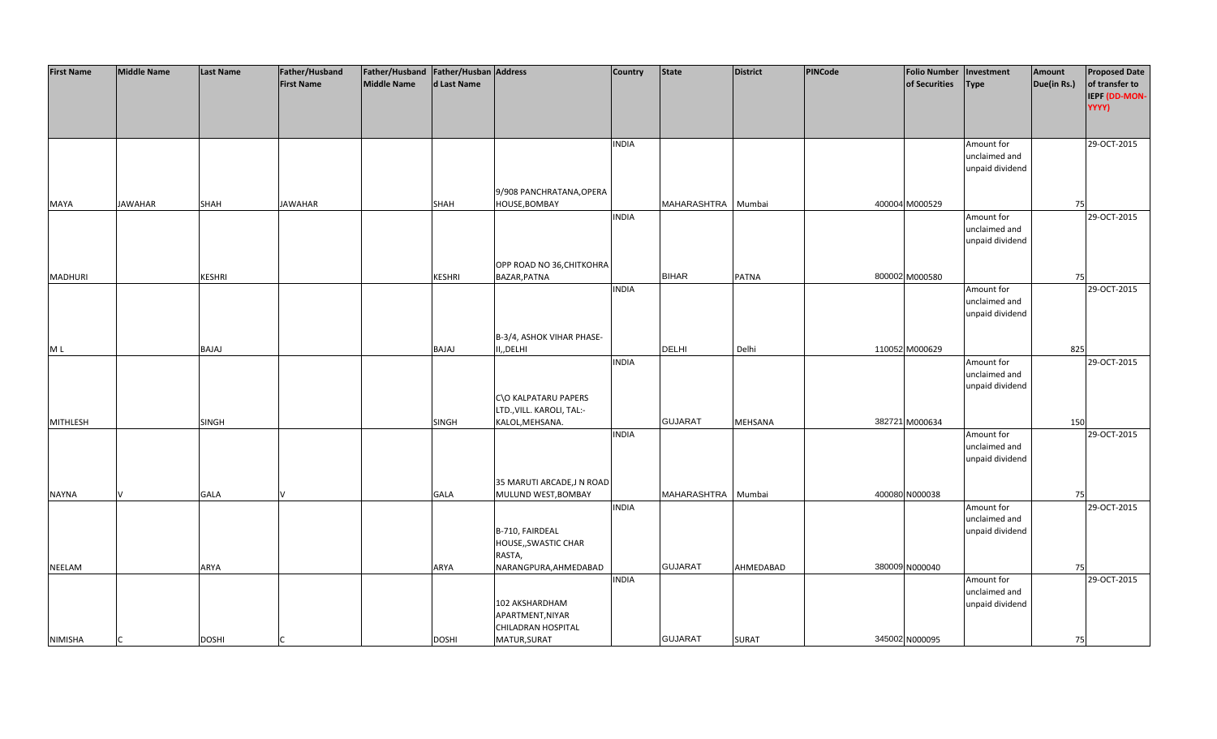| First Name | Middle Name | Last Name | Father/Husband First Name | Father/Husband Middle Name | Father/Husband Last Name | Address | Country | State | District | PINCode | Folio Number of Securities | Investment Type | Amount Due(in Rs.) | Proposed Date of transfer to IEPF (DD-MON-YYYY) |
|---|---|---|---|---|---|---|---|---|---|---|---|---|---|---|
| MAYA | JAWAHAR | SHAH | JAWAHAR | | SHAH | 9/908 PANCHRATANA,OPERA HOUSE,BOMBAY | INDIA | MAHARASHTRA | Mumbai | 400004 | M000529 | Amount for unclaimed and unpaid dividend | 75 | 29-OCT-2015 |
| MADHURI | | KESHRI | | | KESHRI | OPP ROAD NO 36,CHITKOHRA BAZAR,PATNA | INDIA | BIHAR | PATNA | 800002 | M000580 | Amount for unclaimed and unpaid dividend | 75 | 29-OCT-2015 |
| M L | | BAJAJ | | | BAJAJ | B-3/4, ASHOK VIHAR PHASE-II,,DELHI | INDIA | DELHI | Delhi | 110052 | M000629 | Amount for unclaimed and unpaid dividend | 825 | 29-OCT-2015 |
| MITHLESH | | SINGH | | | SINGH | C\O KALPATARU PAPERS LTD.,VILL. KAROLI, TAL:-KALOL,MEHSANA. | INDIA | GUJARAT | MEHSANA | 382721 | M000634 | Amount for unclaimed and unpaid dividend | 150 | 29-OCT-2015 |
| NAYNA | V | GALA | V | | GALA | 35 MARUTI ARCADE,J N ROAD MULUND WEST,BOMBAY | INDIA | MAHARASHTRA | Mumbai | 400080 | N000038 | Amount for unclaimed and unpaid dividend | 75 | 29-OCT-2015 |
| NEELAM | | ARYA | | | ARYA | B-710, FAIRDEAL HOUSE,,SWASTIC CHAR RASTA, NARANGPURA,AHMEDABAD | INDIA | GUJARAT | AHMEDABAD | 380009 | N000040 | Amount for unclaimed and unpaid dividend | 75 | 29-OCT-2015 |
| NIMISHA | C | DOSHI | C | | DOSHI | 102 AKSHARDHAM APARTMENT,NIYAR CHILADRAN HOSPITAL MATUR,SURAT | INDIA | GUJARAT | SURAT | 345002 | N000095 | Amount for unclaimed and unpaid dividend | 75 | 29-OCT-2015 |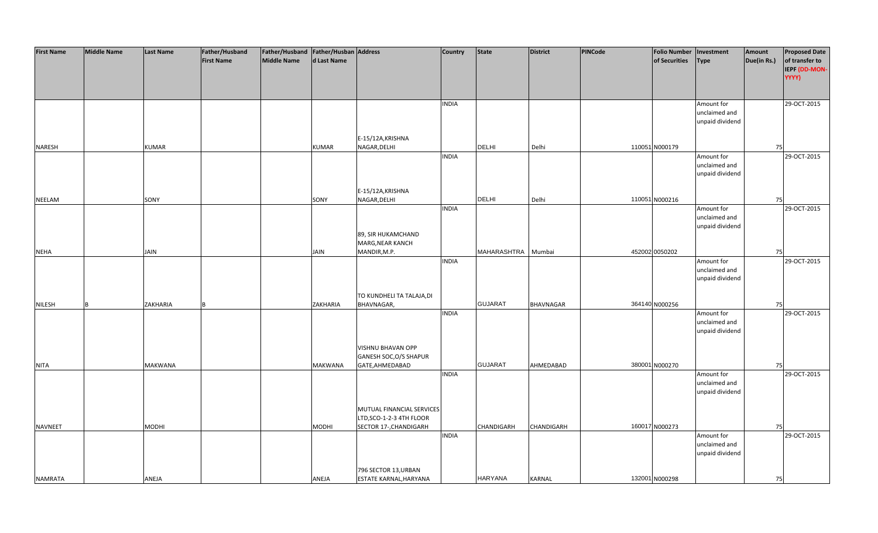| First Name | Middle Name | Last Name | Father/Husband First Name | Father/Husband Middle Name | Father/Husband Last Name | Address | Country | State | District | PINCode | Folio Number of Securities | Investment Type | Amount Due(in Rs.) | Proposed Date of transfer to IEPF (DD-MON-YYYY) |
|---|---|---|---|---|---|---|---|---|---|---|---|---|---|---|
| NARESH | | KUMAR | | | KUMAR | E-15/12A,KRISHNA NAGAR,DELHI | INDIA | DELHI | Delhi | 110051 | N000179 | Amount for unclaimed and unpaid dividend | 75 | 29-OCT-2015 |
| NEELAM | | SONY | | | SONY | E-15/12A,KRISHNA NAGAR,DELHI | INDIA | DELHI | Delhi | 110051 | N000216 | Amount for unclaimed and unpaid dividend | 75 | 29-OCT-2015 |
| NEHA | | JAIN | | | JAIN | 89, SIR HUKAMCHAND MARG,NEAR KANCH MANDIR,M.P. | INDIA | MAHARASHTRA | Mumbai | 452002 | 0050202 | Amount for unclaimed and unpaid dividend | 75 | 29-OCT-2015 |
| NILESH | B | ZAKHARIA | B | | ZAKHARIA | TO KUNDHELI TA TALAJA,DI BHAVNAGAR, | INDIA | GUJARAT | BHAVNAGAR | 364140 | N000256 | Amount for unclaimed and unpaid dividend | 75 | 29-OCT-2015 |
| NITA | | MAKWANA | | | MAKWANA | VISHNU BHAVAN OPP GANESH SOC,O/S SHAPUR GATE,AHMEDABAD | INDIA | GUJARAT | AHMEDABAD | 380001 | N000270 | Amount for unclaimed and unpaid dividend | 75 | 29-OCT-2015 |
| NAVNEET | | MODHI | | | MODHI | MUTUAL FINANCIAL SERVICES LTD,SCO-1-2-3 4TH FLOOR SECTOR 17-,CHANDIGARH | INDIA | CHANDIGARH | CHANDIGARH | 160017 | N000273 | Amount for unclaimed and unpaid dividend | 75 | 29-OCT-2015 |
| NAMRATA | | ANEJA | | | ANEJA | 796 SECTOR 13,URBAN ESTATE KARNAL,HARYANA | INDIA | HARYANA | KARNAL | 132001 | N000298 | Amount for unclaimed and unpaid dividend | 75 | 29-OCT-2015 |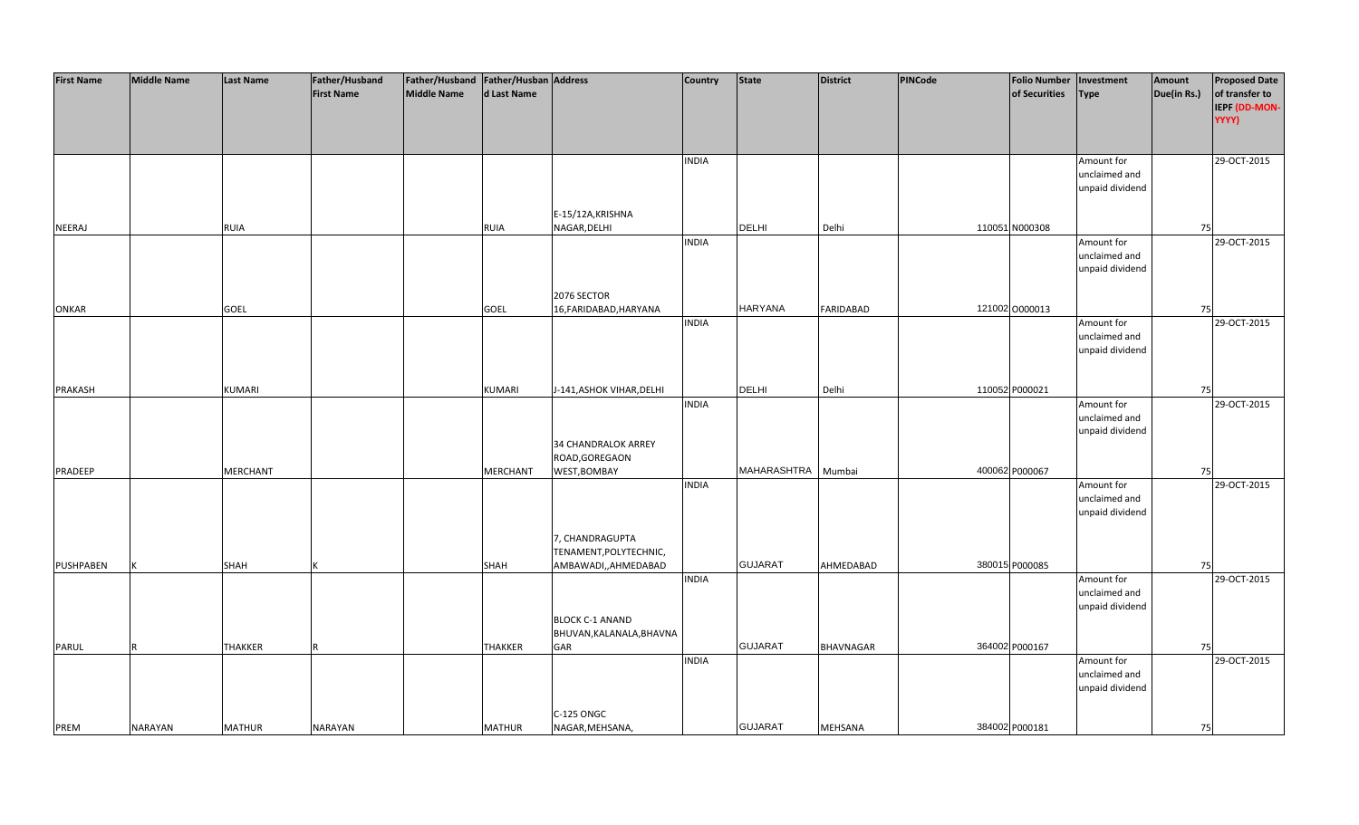| First Name | Middle Name | Last Name | Father/Husband First Name | Father/Husband Middle Name | Father/Husband Last Name | Address | Country | State | District | PINCode | Folio Number of Securities | Investment Type | Amount Due(in Rs.) | Proposed Date of transfer to IEPF (DD-MON-YYYY) |
|---|---|---|---|---|---|---|---|---|---|---|---|---|---|---|
| NEERAJ | | RUIA | | | RUIA | E-15/12A,KRISHNA NAGAR,DELHI | INDIA | DELHI | Delhi | 110051 | N000308 | Amount for unclaimed and unpaid dividend | 75 | 29-OCT-2015 |
| ONKAR | | GOEL | | | GOEL | 2076 SECTOR 16,FARIDABAD,HARYANA | INDIA | HARYANA | FARIDABAD | 121002 | O000013 | Amount for unclaimed and unpaid dividend | 75 | 29-OCT-2015 |
| PRAKASH | | KUMARI | | | KUMARI | J-141,ASHOK VIHAR,DELHI | INDIA | DELHI | Delhi | 110052 | P000021 | Amount for unclaimed and unpaid dividend | 75 | 29-OCT-2015 |
| PRADEEP | | MERCHANT | | | MERCHANT | 34 CHANDRALOK ARREY ROAD,GOREGAON WEST,BOMBAY | INDIA | MAHARASHTRA | Mumbai | 400062 | P000067 | Amount for unclaimed and unpaid dividend | 75 | 29-OCT-2015 |
| PUSHPABEN | K | SHAH | K | | SHAH | 7, CHANDRAGUPTA TENAMENT,POLYTECHNIC, AMBAWADI,,AHMEDABAD | INDIA | GUJARAT | AHMEDABAD | 380015 | P000085 | Amount for unclaimed and unpaid dividend | 75 | 29-OCT-2015 |
| PARUL | R | THAKKER | R | | THAKKER | BLOCK C-1 ANAND BHUVAN,KALANALA,BHAVNA GAR | INDIA | GUJARAT | BHAVNAGAR | 364002 | P000167 | Amount for unclaimed and unpaid dividend | 75 | 29-OCT-2015 |
| PREM | NARAYAN | MATHUR | NARAYAN | | MATHUR | C-125 ONGC NAGAR,MEHSANA, | INDIA | GUJARAT | MEHSANA | 384002 | P000181 | Amount for unclaimed and unpaid dividend | 75 | 29-OCT-2015 |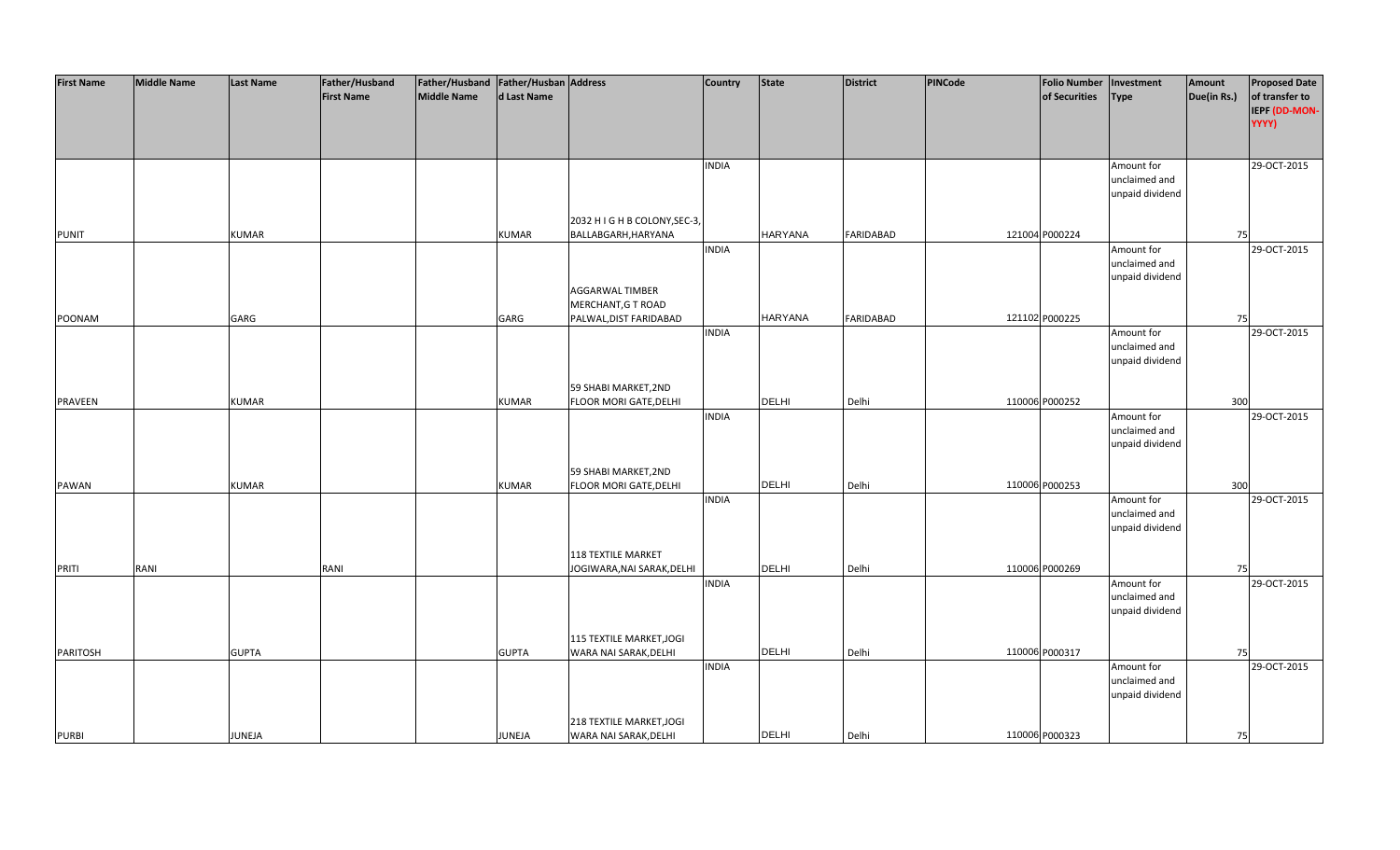| First Name | Middle Name | Last Name | Father/Husband First Name | Father/Husband Middle Name | Father/Husband Last Name | Address | Country | State | District | PINCode | Folio Number of Securities | Investment Type | Amount Due(in Rs.) | Proposed Date of transfer to IEPF (DD-MON-YYYY) |
|---|---|---|---|---|---|---|---|---|---|---|---|---|---|---|
| PUNIT | | KUMAR | | | KUMAR | 2032 H I G H B COLONY,SEC-3, BALLABGARH,HARYANA | INDIA | HARYANA | FARIDABAD | 121004 | P000224 | Amount for unclaimed and unpaid dividend | 75 | 29-OCT-2015 |
| POONAM | | GARG | | | GARG | AGGARWAL TIMBER MERCHANT,G T ROAD PALWAL,DIST FARIDABAD | INDIA | HARYANA | FARIDABAD | 121102 | P000225 | Amount for unclaimed and unpaid dividend | 75 | 29-OCT-2015 |
| PRAVEEN | | KUMAR | | | KUMAR | 59 SHABI MARKET,2ND FLOOR MORI GATE,DELHI | INDIA | DELHI | Delhi | 110006 | P000252 | Amount for unclaimed and unpaid dividend | 300 | 29-OCT-2015 |
| PAWAN | | KUMAR | | | KUMAR | 59 SHABI MARKET,2ND FLOOR MORI GATE,DELHI | INDIA | DELHI | Delhi | 110006 | P000253 | Amount for unclaimed and unpaid dividend | 300 | 29-OCT-2015 |
| PRITI | RANI | | RANI | | | 118 TEXTILE MARKET JOGIWARA,NAI SARAK,DELHI | INDIA | DELHI | Delhi | 110006 | P000269 | Amount for unclaimed and unpaid dividend | 75 | 29-OCT-2015 |
| PARITOSH | | GUPTA | | | GUPTA | 115 TEXTILE MARKET,JOGI WARA NAI SARAK,DELHI | INDIA | DELHI | Delhi | 110006 | P000317 | Amount for unclaimed and unpaid dividend | 75 | 29-OCT-2015 |
| PURBI | | JUNEJA | | | JUNEJA | 218 TEXTILE MARKET,JOGI WARA NAI SARAK,DELHI | INDIA | DELHI | Delhi | 110006 | P000323 | Amount for unclaimed and unpaid dividend | 75 | 29-OCT-2015 |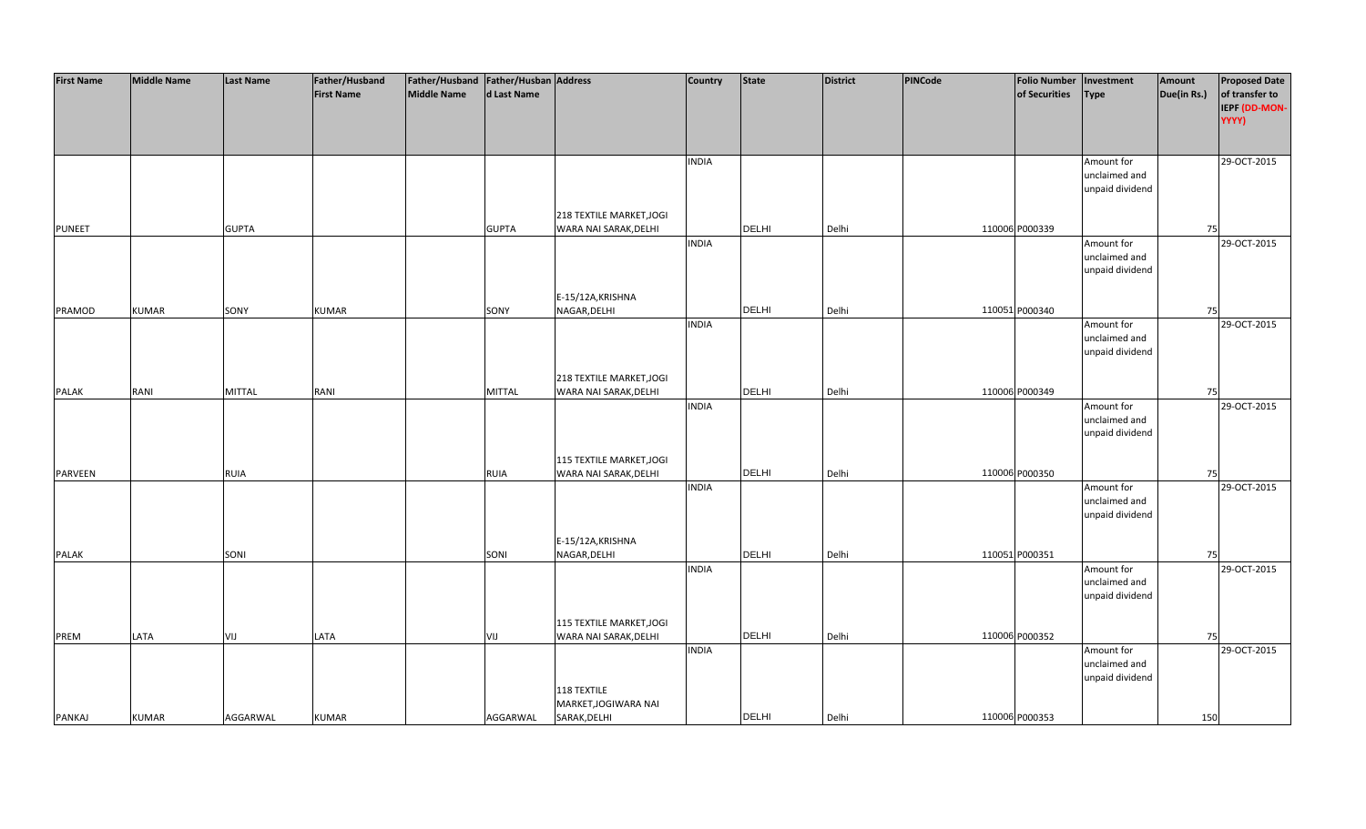| First Name | Middle Name | Last Name | Father/Husband First Name | Father/Husband Middle Name | Father/Husband Last Name | Address | Country | State | District | PINCode | Folio Number of Securities | Investment Type | Amount Due(in Rs.) | Proposed Date of transfer to IEPF (DD-MON-YYYY) |
|---|---|---|---|---|---|---|---|---|---|---|---|---|---|---|
| PUNEET | | GUPTA | | | GUPTA | 218 TEXTILE MARKET,JOGI WARA NAI SARAK,DELHI | INDIA | DELHI | Delhi | 110006 | P000339 | Amount for unclaimed and unpaid dividend | 75 | 29-OCT-2015 |
| PRAMOD | KUMAR | SONY | KUMAR | | SONY | E-15/12A,KRISHNA NAGAR,DELHI | INDIA | DELHI | Delhi | 110051 | P000340 | Amount for unclaimed and unpaid dividend | 75 | 29-OCT-2015 |
| PALAK | RANI | MITTAL | RANI | | MITTAL | 218 TEXTILE MARKET,JOGI WARA NAI SARAK,DELHI | INDIA | DELHI | Delhi | 110006 | P000349 | Amount for unclaimed and unpaid dividend | 75 | 29-OCT-2015 |
| PARVEEN | | RUIA | | | RUIA | 115 TEXTILE MARKET,JOGI WARA NAI SARAK,DELHI | INDIA | DELHI | Delhi | 110006 | P000350 | Amount for unclaimed and unpaid dividend | 75 | 29-OCT-2015 |
| PALAK | | SONI | | | SONI | E-15/12A,KRISHNA NAGAR,DELHI | INDIA | DELHI | Delhi | 110051 | P000351 | Amount for unclaimed and unpaid dividend | 75 | 29-OCT-2015 |
| PREM | LATA | VIJ | LATA | | VIJ | 115 TEXTILE MARKET,JOGI WARA NAI SARAK,DELHI | INDIA | DELHI | Delhi | 110006 | P000352 | Amount for unclaimed and unpaid dividend | 75 | 29-OCT-2015 |
| PANKAJ | KUMAR | AGGARWAL | KUMAR | | AGGARWAL | 118 TEXTILE MARKET,JOGIWARA NAI SARAK,DELHI | INDIA | DELHI | Delhi | 110006 | P000353 | Amount for unclaimed and unpaid dividend | 150 | 29-OCT-2015 |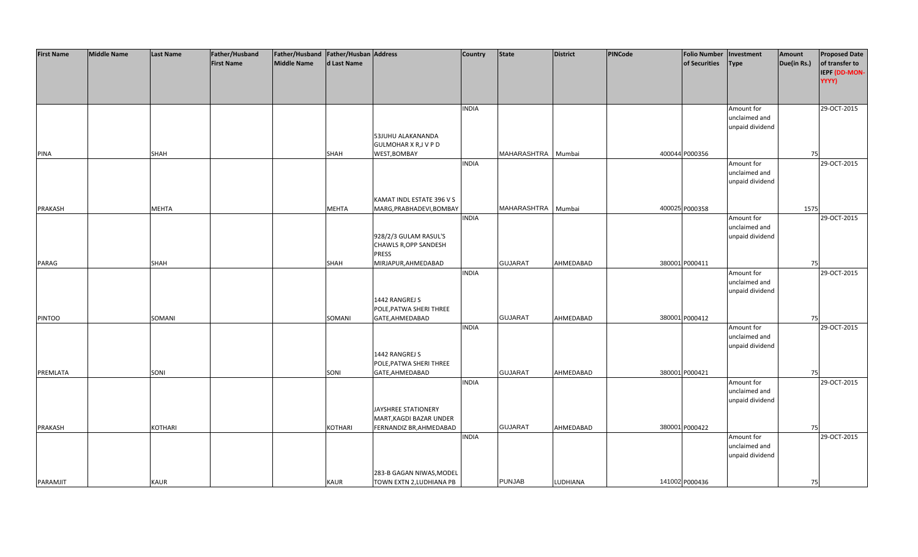| First Name | Middle Name | Last Name | Father/Husband First Name | Father/Husband Middle Name | Father/Husband Last Name | Address | Country | State | District | PINCode | Folio Number of Securities | Investment Type | Amount Due(in Rs.) | Proposed Date of transfer to IEPF (DD-MON-YYYY) |
|---|---|---|---|---|---|---|---|---|---|---|---|---|---|---|
| PINA | | SHAH | | | SHAH | 53JUHU ALAKANANDA GULMOHAR X R,J V P D WEST,BOMBAY | INDIA | MAHARASHTRA | Mumbai | 400044 | P000356 | Amount for unclaimed and unpaid dividend | 75 | 29-OCT-2015 |
| PRAKASH | | MEHTA | | | MEHTA | KAMAT INDL ESTATE 396 V S MARG,PRABHADEVI,BOMBAY | INDIA | MAHARASHTRA | Mumbai | 400025 | P000358 | Amount for unclaimed and unpaid dividend | 1575 | 29-OCT-2015 |
| PARAG | | SHAH | | | SHAH | 928/2/3 GULAM RASUL'S CHAWLS R,OPP SANDESH PRESS MIRJAPUR,AHMEDABAD | INDIA | GUJARAT | AHMEDABAD | 380001 | P000411 | Amount for unclaimed and unpaid dividend | 75 | 29-OCT-2015 |
| PINTOO | | SOMANI | | | SOMANI | 1442 RANGREJ S POLE,PATWA SHERI THREE GATE,AHMEDABAD | INDIA | GUJARAT | AHMEDABAD | 380001 | P000412 | Amount for unclaimed and unpaid dividend | 75 | 29-OCT-2015 |
| PREMLATA | | SONI | | | SONI | 1442 RANGREJ S POLE,PATWA SHERI THREE GATE,AHMEDABAD | INDIA | GUJARAT | AHMEDABAD | 380001 | P000421 | Amount for unclaimed and unpaid dividend | 75 | 29-OCT-2015 |
| PRAKASH | | KOTHARI | | | KOTHARI | JAYSHREE STATIONERY MART,KAGDI BAZAR UNDER FERNANDIZ BR,AHMEDABAD | INDIA | GUJARAT | AHMEDABAD | 380001 | P000422 | Amount for unclaimed and unpaid dividend | 75 | 29-OCT-2015 |
| PARAMJIT | | KAUR | | | KAUR | 283-B GAGAN NIWAS,MODEL TOWN EXTN 2,LUDHIANA PB | INDIA | PUNJAB | LUDHIANA | 141002 | P000436 | Amount for unclaimed and unpaid dividend | 75 | 29-OCT-2015 |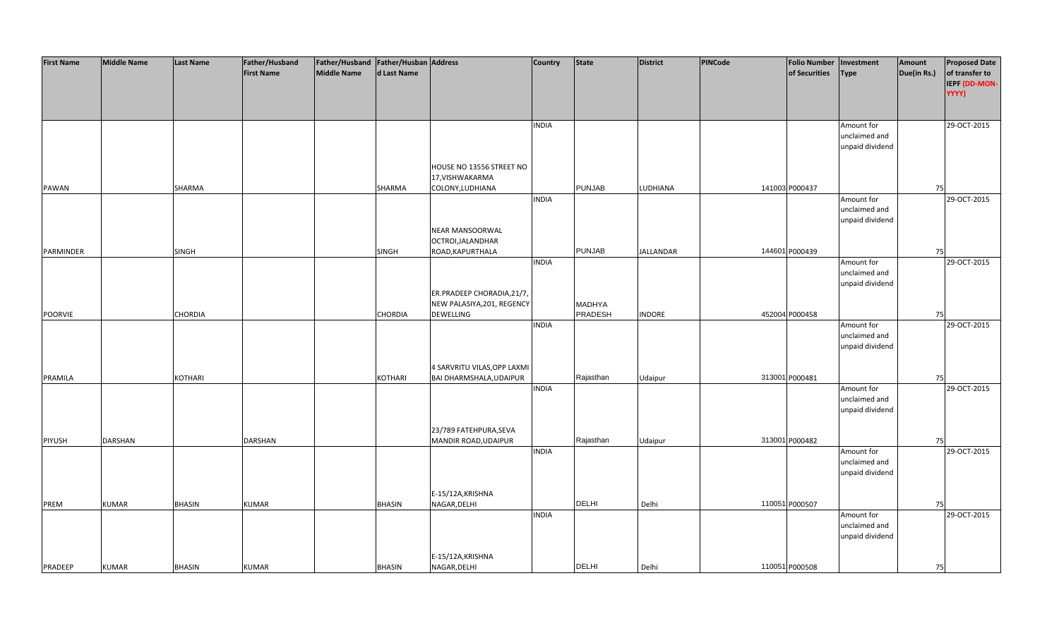| First Name | Middle Name | Last Name | Father/Husband First Name | Father/Husband Middle Name | Father/Husband Last Name | Address | Country | State | District | PINCode | Folio Number of Securities | Investment Type | Amount Due(in Rs.) | Proposed Date of transfer to IEPF (DD-MON-YYYY) |
|---|---|---|---|---|---|---|---|---|---|---|---|---|---|---|
| PAWAN | | SHARMA | | | SHARMA | HOUSE NO 13556 STREET NO 17,VISHWAKARMA COLONY,LUDHIANA | INDIA | PUNJAB | LUDHIANA | 141003 | P000437 | Amount for unclaimed and unpaid dividend | 75 | 29-OCT-2015 |
| PARMINDER | | SINGH | | | SINGH | NEAR MANSOORWAL OCTROI,JALANDHAR ROAD,KAPURTHALA | INDIA | PUNJAB | JALLANDAR | 144601 | P000439 | Amount for unclaimed and unpaid dividend | 75 | 29-OCT-2015 |
| POORVIE | | CHORDIA | | | CHORDIA | ER.PRADEEP CHORADIA,21/7, NEW PALASIYA,201, REGENCY DEWELLING | INDIA | MADHYA PRADESH | INDORE | 452004 | P000458 | Amount for unclaimed and unpaid dividend | 75 | 29-OCT-2015 |
| PRAMILA | | KOTHARI | | | KOTHARI | 4 SARVRITU VILAS,OPP LAXMI BAI DHARMSHALA,UDAIPUR | INDIA | Rajasthan | Udaipur | 313001 | P000481 | Amount for unclaimed and unpaid dividend | 75 | 29-OCT-2015 |
| PIYUSH | DARSHAN | | DARSHAN | | | 23/789 FATEHPURA,SEVA MANDIR ROAD,UDAIPUR | INDIA | Rajasthan | Udaipur | 313001 | P000482 | Amount for unclaimed and unpaid dividend | 75 | 29-OCT-2015 |
| PREM | KUMAR | BHASIN | KUMAR | | BHASIN | E-15/12A,KRISHNA NAGAR,DELHI | INDIA | DELHI | Delhi | 110051 | P000507 | Amount for unclaimed and unpaid dividend | 75 | 29-OCT-2015 |
| PRADEEP | KUMAR | BHASIN | KUMAR | | BHASIN | E-15/12A,KRISHNA NAGAR,DELHI | INDIA | DELHI | Delhi | 110051 | P000508 | Amount for unclaimed and unpaid dividend | 75 | 29-OCT-2015 |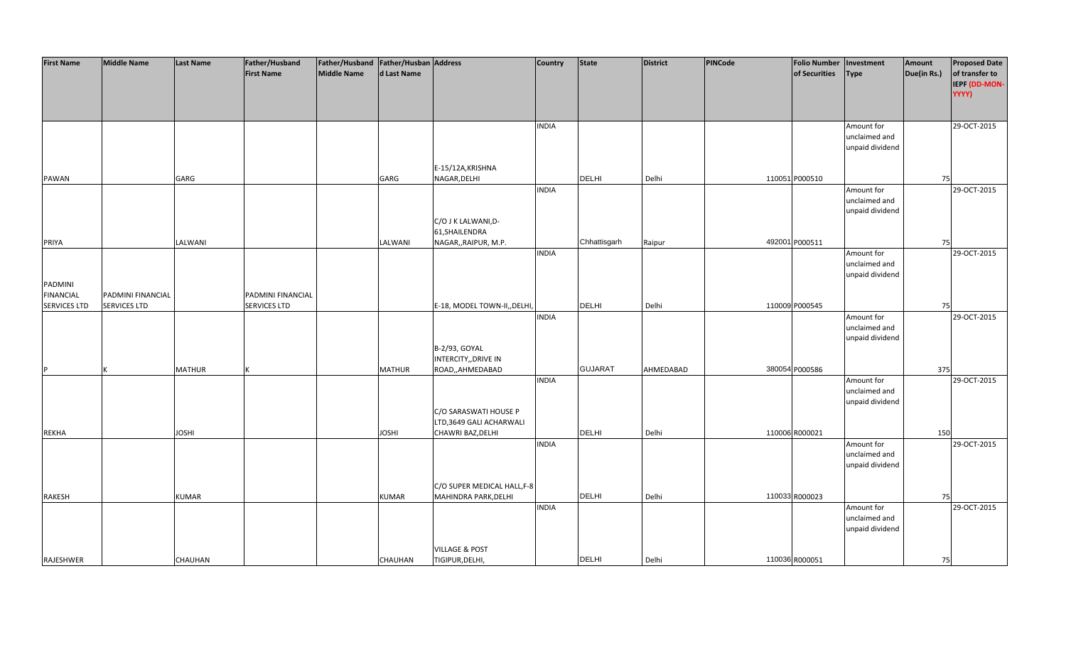| First Name | Middle Name | Last Name | Father/Husband First Name | Father/Husband Middle Name | Father/Husband Last Name | Address | Country | State | District | PINCode | Folio Number of Securities | Investment Type | Amount Due(in Rs.) | Proposed Date of transfer to IEPF (DD-MON-YYYY) |
|---|---|---|---|---|---|---|---|---|---|---|---|---|---|---|
| PAWAN | | GARG | | | GARG | E-15/12A,KRISHNA NAGAR,DELHI | INDIA | DELHI | Delhi | 110051 | P000510 | Amount for unclaimed and unpaid dividend | 75 | 29-OCT-2015 |
| PRIYA | | LALWANI | | | LALWANI | C/O J K LALWANI,D-61,SHAILENDRA NAGAR,,RAIPUR, M.P. | INDIA | Chhattisgarh | Raipur | 492001 | P000511 | Amount for unclaimed and unpaid dividend | 75 | 29-OCT-2015 |
| PADMINI FINANCIAL SERVICES LTD | PADMINI FINANCIAL SERVICES LTD | | PADMINI FINANCIAL SERVICES LTD | | | E-18, MODEL TOWN-II,,DELHI, | INDIA | DELHI | Delhi | 110009 | P000545 | Amount for unclaimed and unpaid dividend | 75 | 29-OCT-2015 |
| P | K | MATHUR | K | | MATHUR | B-2/93, GOYAL INTERCITY,,DRIVE IN ROAD,,AHMEDABAD | INDIA | GUJARAT | AHMEDABAD | 380054 | P000586 | Amount for unclaimed and unpaid dividend | 375 | 29-OCT-2015 |
| REKHA | | JOSHI | | | JOSHI | C/O SARASWATI HOUSE P LTD,3649 GALI ACHARWALI CHAWRI BAZ,DELHI | INDIA | DELHI | Delhi | 110006 | R000021 | Amount for unclaimed and unpaid dividend | 150 | 29-OCT-2015 |
| RAKESH | | KUMAR | | | KUMAR | C/O SUPER MEDICAL HALL,F-8 MAHINDRA PARK,DELHI | INDIA | DELHI | Delhi | 110033 | R000023 | Amount for unclaimed and unpaid dividend | 75 | 29-OCT-2015 |
| RAJESHWER | | CHAUHAN | | | CHAUHAN | VILLAGE & POST TIGIPUR,DELHI, | INDIA | DELHI | Delhi | 110036 | R000051 | Amount for unclaimed and unpaid dividend | 75 | 29-OCT-2015 |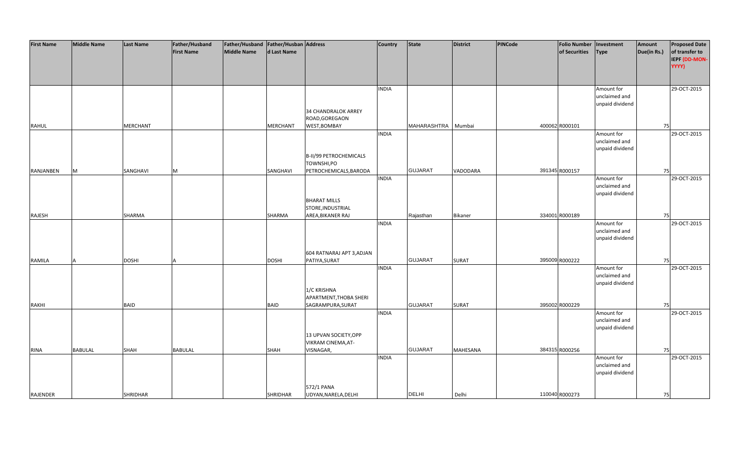| First Name | Middle Name | Last Name | Father/Husband First Name | Father/Husband Middle Name | Father/Husband Last Name | Address | Country | State | District | PINCode | Folio Number of Securities | Investment Type | Amount Due(in Rs.) | Proposed Date of transfer to IEPF (DD-MON-YYYY) |
|---|---|---|---|---|---|---|---|---|---|---|---|---|---|---|
| RAHUL | | MERCHANT | | | MERCHANT | 34 CHANDRALOK ARREY ROAD,GOREGAON WEST,BOMBAY | INDIA | MAHARASHTRA | Mumbai | 400062 | R000101 | Amount for unclaimed and unpaid dividend | 75 | 29-OCT-2015 |
| RANJANBEN | M | SANGHAVI | M | | SANGHAVI | B-II/99 PETROCHEMICALS TOWNSHI,PO PETROCHEMICALS,BARODA | INDIA | GUJARAT | VADODARA | 391345 | R000157 | Amount for unclaimed and unpaid dividend | 75 | 29-OCT-2015 |
| RAJESH | | SHARMA | | | SHARMA | BHARAT MILLS STORE,INDUSTRIAL AREA,BIKANER RAJ | INDIA | Rajasthan | Bikaner | 334001 | R000189 | Amount for unclaimed and unpaid dividend | 75 | 29-OCT-2015 |
| RAMILA | A | DOSHI | A | | DOSHI | 604 RATNARAJ APT 3,ADJAN PATIYA,SURAT | INDIA | GUJARAT | SURAT | 395009 | R000222 | Amount for unclaimed and unpaid dividend | 75 | 29-OCT-2015 |
| RAKHI | | BAID | | | BAID | 1/C KRISHNA APARTMENT,THOBA SHERI SAGRAMPURA,SURAT | INDIA | GUJARAT | SURAT | 395002 | R000229 | Amount for unclaimed and unpaid dividend | 75 | 29-OCT-2015 |
| RINA | BABULAL | SHAH | BABULAL | | SHAH | 13 UPVAN SOCIETY,OPP VIKRAM CINEMA,AT-VISNAGAR, | INDIA | GUJARAT | MAHESANA | 384315 | R000256 | Amount for unclaimed and unpaid dividend | 75 | 29-OCT-2015 |
| RAJENDER | | SHRIDHAR | | | SHRIDHAR | 572/1 PANA UDYAN,NARELA,DELHI | INDIA | DELHI | Delhi | 110040 | R000273 | Amount for unclaimed and unpaid dividend | 75 | 29-OCT-2015 |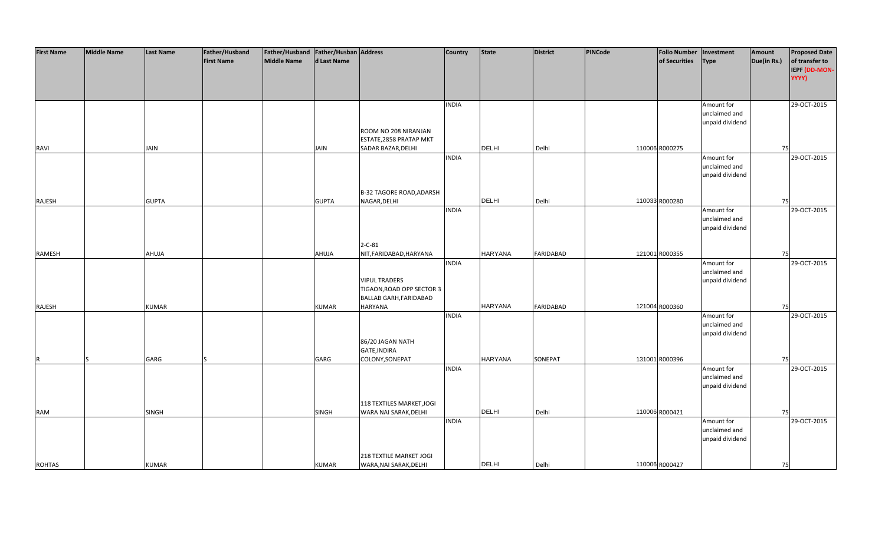| First Name | Middle Name | Last Name | Father/Husband First Name | Father/Husband Middle Name | Father/Husband Last Name | Address | Country | State | District | PINCode | Folio Number of Securities | Investment Type | Amount Due(in Rs.) | Proposed Date of transfer to IEPF (DD-MON-YYYY) |
|---|---|---|---|---|---|---|---|---|---|---|---|---|---|---|
| RAVI | | JAIN | | | JAIN | ROOM NO 208 NIRANJAN ESTATE,2858 PRATAP MKT SADAR BAZAR,DELHI | INDIA | DELHI | Delhi | 110006 | R000275 | Amount for unclaimed and unpaid dividend | 75 | 29-OCT-2015 |
| RAJESH | | GUPTA | | | GUPTA | B-32 TAGORE ROAD,ADARSH NAGAR,DELHI | INDIA | DELHI | Delhi | 110033 | R000280 | Amount for unclaimed and unpaid dividend | 75 | 29-OCT-2015 |
| RAMESH | | AHUJA | | | AHUJA | 2-C-81 NIT,FARIDABAD,HARYANA | INDIA | HARYANA | FARIDABAD | 121001 | R000355 | Amount for unclaimed and unpaid dividend | 75 | 29-OCT-2015 |
| RAJESH | | KUMAR | | | KUMAR | VIPUL TRADERS TIGAON,ROAD OPP SECTOR 3 BALLAB GARH,FARIDABAD HARYANA | INDIA | HARYANA | FARIDABAD | 121004 | R000360 | Amount for unclaimed and unpaid dividend | 75 | 29-OCT-2015 |
| R | S | GARG | S | | GARG | 86/20 JAGAN NATH GATE,INDIRA COLONY,SONEPAT | INDIA | HARYANA | SONEPAT | 131001 | R000396 | Amount for unclaimed and unpaid dividend | 75 | 29-OCT-2015 |
| RAM | | SINGH | | | SINGH | 118 TEXTILES MARKET,JOGI WARA NAI SARAK,DELHI | INDIA | DELHI | Delhi | 110006 | R000421 | Amount for unclaimed and unpaid dividend | 75 | 29-OCT-2015 |
| ROHTAS | | KUMAR | | | KUMAR | 218 TEXTILE MARKET JOGI WARA,NAI SARAK,DELHI | INDIA | DELHI | Delhi | 110006 | R000427 | Amount for unclaimed and unpaid dividend | 75 | 29-OCT-2015 |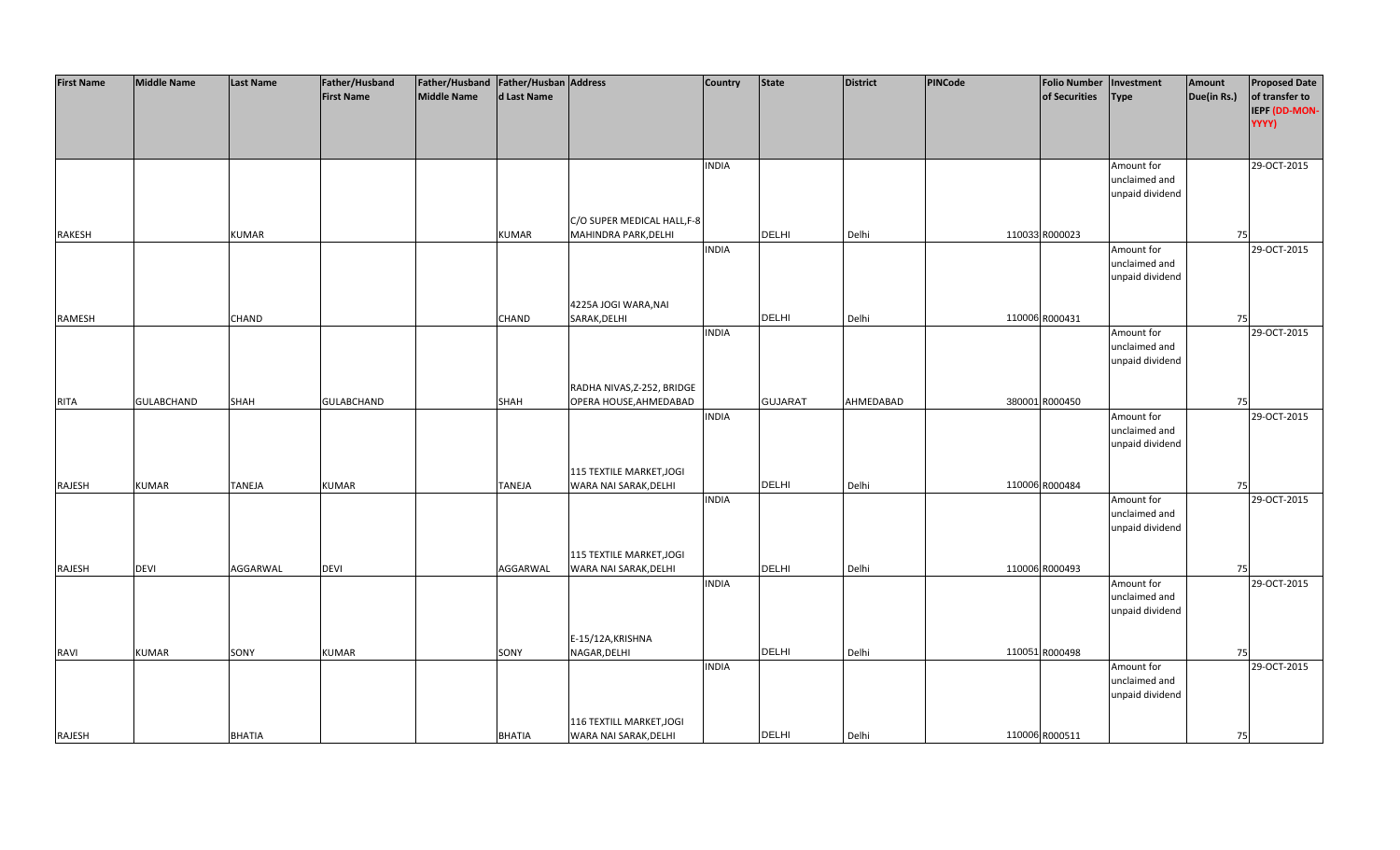| First Name | Middle Name | Last Name | Father/Husband First Name | Father/Husband Middle Name | Father/Husband Last Name | Address | Country | State | District | PINCode | Folio Number of Securities | Investment Type | Amount Due(in Rs.) | Proposed Date of transfer to IEPF (DD-MON-YYYY) |
|---|---|---|---|---|---|---|---|---|---|---|---|---|---|---|
| RAKESH | | KUMAR | | | KUMAR | C/O SUPER MEDICAL HALL,F-8 MAHINDRA PARK,DELHI | INDIA | DELHI | Delhi | 110033 | R000023 | Amount for unclaimed and unpaid dividend | 75 | 29-OCT-2015 |
| RAMESH | | CHAND | | | CHAND | 4225A JOGI WARA,NAI SARAK,DELHI | INDIA | DELHI | Delhi | 110006 | R000431 | Amount for unclaimed and unpaid dividend | 75 | 29-OCT-2015 |
| RITA | GULABCHAND | SHAH | GULABCHAND | | SHAH | RADHA NIVAS,Z-252, BRIDGE OPERA HOUSE,AHMEDABAD | INDIA | GUJARAT | AHMEDABAD | 380001 | R000450 | Amount for unclaimed and unpaid dividend | 75 | 29-OCT-2015 |
| RAJESH | KUMAR | TANEJA | KUMAR | | TANEJA | 115 TEXTILE MARKET,JOGI WARA NAI SARAK,DELHI | INDIA | DELHI | Delhi | 110006 | R000484 | Amount for unclaimed and unpaid dividend | 75 | 29-OCT-2015 |
| RAJESH | DEVI | AGGARWAL | DEVI | | AGGARWAL | 115 TEXTILE MARKET,JOGI WARA NAI SARAK,DELHI | INDIA | DELHI | Delhi | 110006 | R000493 | Amount for unclaimed and unpaid dividend | 75 | 29-OCT-2015 |
| RAVI | KUMAR | SONY | KUMAR | | SONY | E-15/12A,KRISHNA NAGAR,DELHI | INDIA | DELHI | Delhi | 110051 | R000498 | Amount for unclaimed and unpaid dividend | 75 | 29-OCT-2015 |
| RAJESH | | BHATIA | | | BHATIA | 116 TEXTILL MARKET,JOGI WARA NAI SARAK,DELHI | INDIA | DELHI | Delhi | 110006 | R000511 | Amount for unclaimed and unpaid dividend | 75 | 29-OCT-2015 |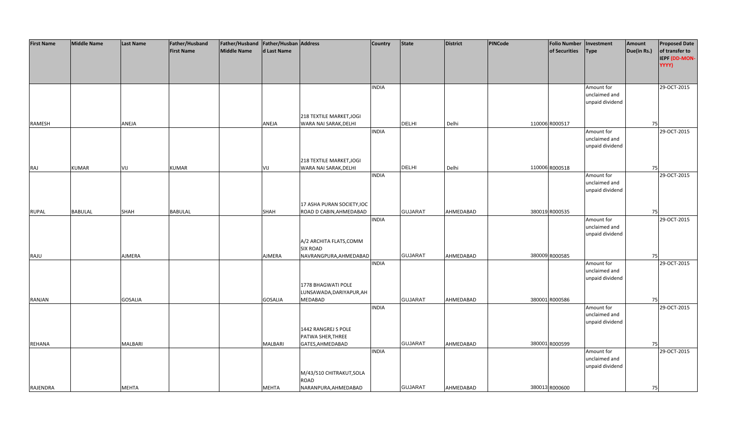| First Name | Middle Name | Last Name | Father/Husband First Name | Father/Husband Middle Name | Father/Husband Last Name | Address | Country | State | District | PINCode | Folio Number of Securities | Investment Type | Amount Due(in Rs.) | Proposed Date of transfer to IEPF (DD-MON-YYYY) |
|---|---|---|---|---|---|---|---|---|---|---|---|---|---|---|
| RAMESH | | ANEJA | | | ANEJA | 218 TEXTILE MARKET,JOGI WARA NAI SARAK,DELHI | INDIA | DELHI | Delhi | 110006 | R000517 | Amount for unclaimed and unpaid dividend | 75 | 29-OCT-2015 |
| RAJ | KUMAR | VIJ | KUMAR | | VIJ | 218 TEXTILE MARKET,JOGI WARA NAI SARAK,DELHI | INDIA | DELHI | Delhi | 110006 | R000518 | Amount for unclaimed and unpaid dividend | 75 | 29-OCT-2015 |
| RUPAL | BABULAL | SHAH | BABULAL | | SHAH | 17 ASHA PURAN SOCIETY,IOC ROAD D CABIN,AHMEDABAD | INDIA | GUJARAT | AHMEDABAD | 380019 | R000535 | Amount for unclaimed and unpaid dividend | 75 | 29-OCT-2015 |
| RAJU | | AJMERA | | | AJMERA | A/2 ARCHITA FLATS,COMM SIX ROAD NAVRANGPURA,AHMEDABAD | INDIA | GUJARAT | AHMEDABAD | 380009 | R000585 | Amount for unclaimed and unpaid dividend | 75 | 29-OCT-2015 |
| RANJAN | | GOSALIA | | | GOSALIA | 1778 BHAGWATI POLE LUNSAWADA,DARIYAPUR,AH MEDABAD | INDIA | GUJARAT | AHMEDABAD | 380001 | R000586 | Amount for unclaimed and unpaid dividend | 75 | 29-OCT-2015 |
| REHANA | | MALBARI | | | MALBARI | 1442 RANGREJ S POLE PATWA SHER,THREE GATES,AHMEDABAD | INDIA | GUJARAT | AHMEDABAD | 380001 | R000599 | Amount for unclaimed and unpaid dividend | 75 | 29-OCT-2015 |
| RAJENDRA | | MEHTA | | | MEHTA | M/43/510 CHITRAKUT,SOLA ROAD NARANPURA,AHMEDABAD | INDIA | GUJARAT | AHMEDABAD | 380013 | R000600 | Amount for unclaimed and unpaid dividend | 75 | 29-OCT-2015 |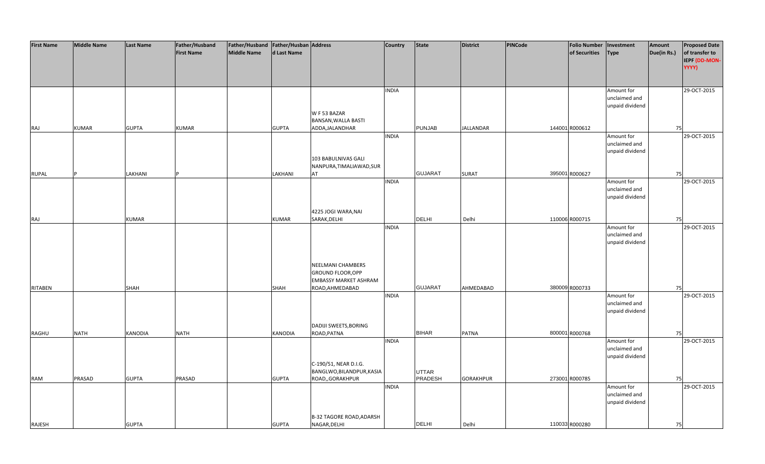| First Name | Middle Name | Last Name | Father/Husband First Name | Father/Husband Middle Name | Father/Husband Last Name | Address | Country | State | District | PINCode | Folio Number of Securities | Investment Type | Amount Due(in Rs.) | Proposed Date of transfer to IEPF (DD-MON-YYYY) |
|---|---|---|---|---|---|---|---|---|---|---|---|---|---|---|
| RAJ | KUMAR | GUPTA | KUMAR | | GUPTA | W F 53 BAZAR BANSAN,WALLA BASTI ADDA,JALANDHAR | INDIA | PUNJAB | JALLANDAR | 144001 | R000612 | Amount for unclaimed and unpaid dividend | 75 | 29-OCT-2015 |
| RUPAL | P | LAKHANI | P | | LAKHANI | 103 BABULNIVAS GALI NANPURA,TIMALIAWAD,SURAT | INDIA | GUJARAT | SURAT | 395001 | R000627 | Amount for unclaimed and unpaid dividend | 75 | 29-OCT-2015 |
| RAJ | | KUMAR | | | KUMAR | 4225 JOGI WARA,NAI SARAK,DELHI | INDIA | DELHI | Delhi | 110006 | R000715 | Amount for unclaimed and unpaid dividend | 75 | 29-OCT-2015 |
| RITABEN | | SHAH | | | SHAH | NEELMANI CHAMBERS GROUND FLOOR,OPP EMBASSY MARKET ASHRAM ROAD,AHMEDABAD | INDIA | GUJARAT | AHMEDABAD | 380009 | R000733 | Amount for unclaimed and unpaid dividend | 75 | 29-OCT-2015 |
| RAGHU | NATH | KANODIA | NATH | | KANODIA | DADIJI SWEETS,BORING ROAD,PATNA | INDIA | BIHAR | PATNA | 800001 | R000768 | Amount for unclaimed and unpaid dividend | 75 | 29-OCT-2015 |
| RAM | PRASAD | GUPTA | PRASAD | | GUPTA | C-190/51, NEAR D.I.G. BANGLWO,BILANDPUR,KASIA ROAD,,GORAKHPUR | INDIA | UTTAR PRADESH | GORAKHPUR | 273001 | R000785 | Amount for unclaimed and unpaid dividend | 75 | 29-OCT-2015 |
| RAJESH | | GUPTA | | | GUPTA | B-32 TAGORE ROAD,ADARSH NAGAR,DELHI | INDIA | DELHI | Delhi | 110033 | R000280 | Amount for unclaimed and unpaid dividend | 75 | 29-OCT-2015 |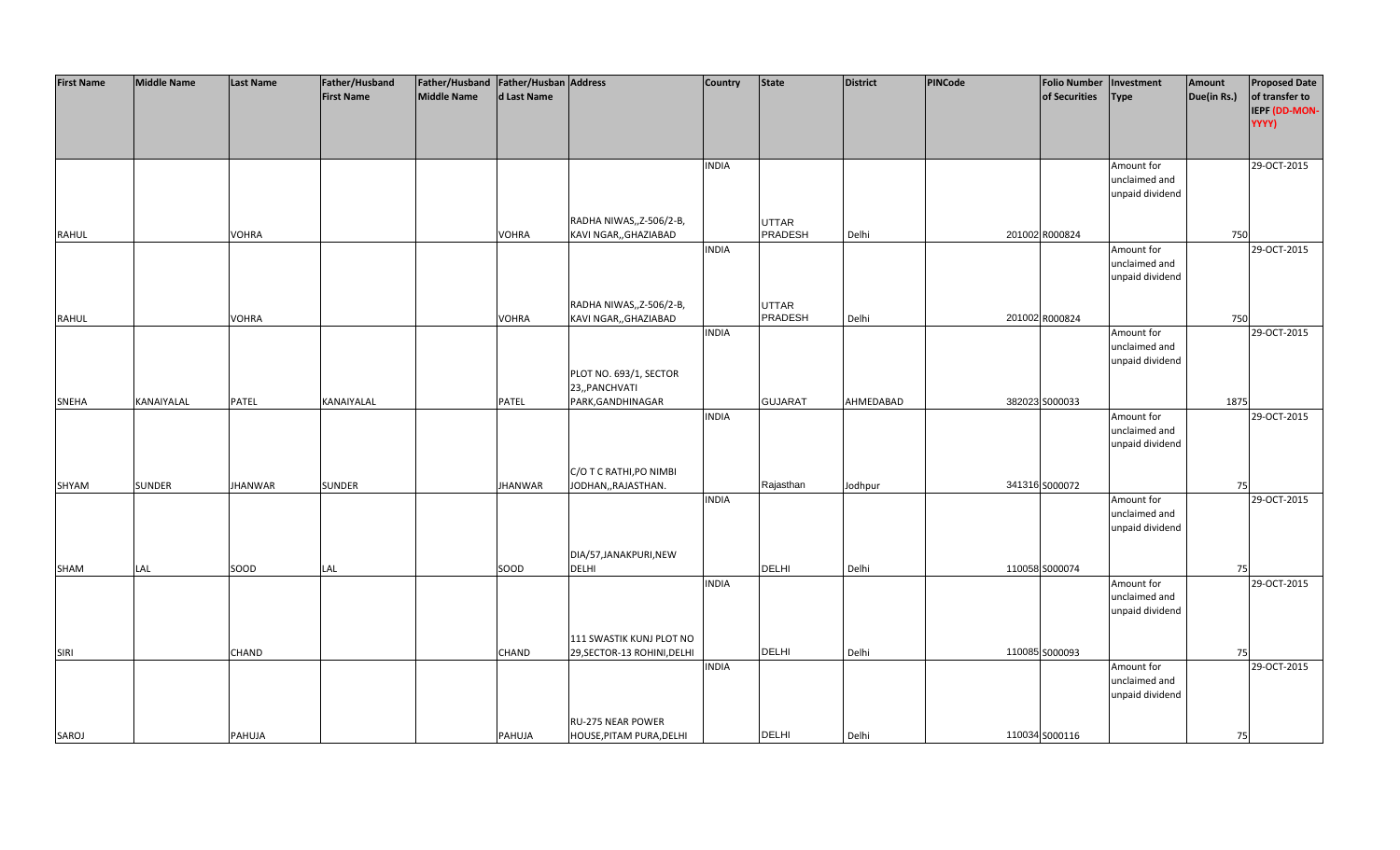| First Name | Middle Name | Last Name | Father/Husband First Name | Father/Husband Middle Name | Father/Husband Last Name | Address | Country | State | District | PINCode | Folio Number of Securities | Investment Type | Amount Due(in Rs.) | Proposed Date of transfer to IEPF (DD-MON-YYYY) |
|---|---|---|---|---|---|---|---|---|---|---|---|---|---|---|
| RAHUL | | VOHRA | | | VOHRA | RADHA NIWAS,,Z-506/2-B, KAVI NGAR,,GHAZIABAD | INDIA | UTTAR PRADESH | Delhi | 201002 | R000824 | Amount for unclaimed and unpaid dividend | 750 | 29-OCT-2015 |
| RAHUL | | VOHRA | | | VOHRA | RADHA NIWAS,,Z-506/2-B, KAVI NGAR,,GHAZIABAD | INDIA | UTTAR PRADESH | Delhi | 201002 | R000824 | Amount for unclaimed and unpaid dividend | 750 | 29-OCT-2015 |
| SNEHA | KANAIYALAL | PATEL | KANAIYALAL | | PATEL | PLOT NO. 693/1, SECTOR 23,,PANCHVATI PARK,GANDHINAGAR | INDIA | GUJARAT | AHMEDABAD | 382023 | S000033 | Amount for unclaimed and unpaid dividend | 1875 | 29-OCT-2015 |
| SHYAM | SUNDER | JHANWAR | SUNDER | | JHANWAR | C/O T C RATHI,PO NIMBI JODHAN,,RAJASTHAN. | INDIA | Rajasthan | Jodhpur | 341316 | S000072 | Amount for unclaimed and unpaid dividend | 75 | 29-OCT-2015 |
| SHAM | LAL | SOOD | LAL | | SOOD | DIA/57,JANAKPURI,NEW DELHI | INDIA | DELHI | Delhi | 110058 | S000074 | Amount for unclaimed and unpaid dividend | 75 | 29-OCT-2015 |
| SIRI | | CHAND | | | CHAND | 111 SWASTIK KUNJ PLOT NO 29,SECTOR-13 ROHINI,DELHI | INDIA | DELHI | Delhi | 110085 | S000093 | Amount for unclaimed and unpaid dividend | 75 | 29-OCT-2015 |
| SAROJ | | PAHUJA | | | PAHUJA | RU-275 NEAR POWER HOUSE,PITAM PURA,DELHI | INDIA | DELHI | Delhi | 110034 | S000116 | Amount for unclaimed and unpaid dividend | 75 | 29-OCT-2015 |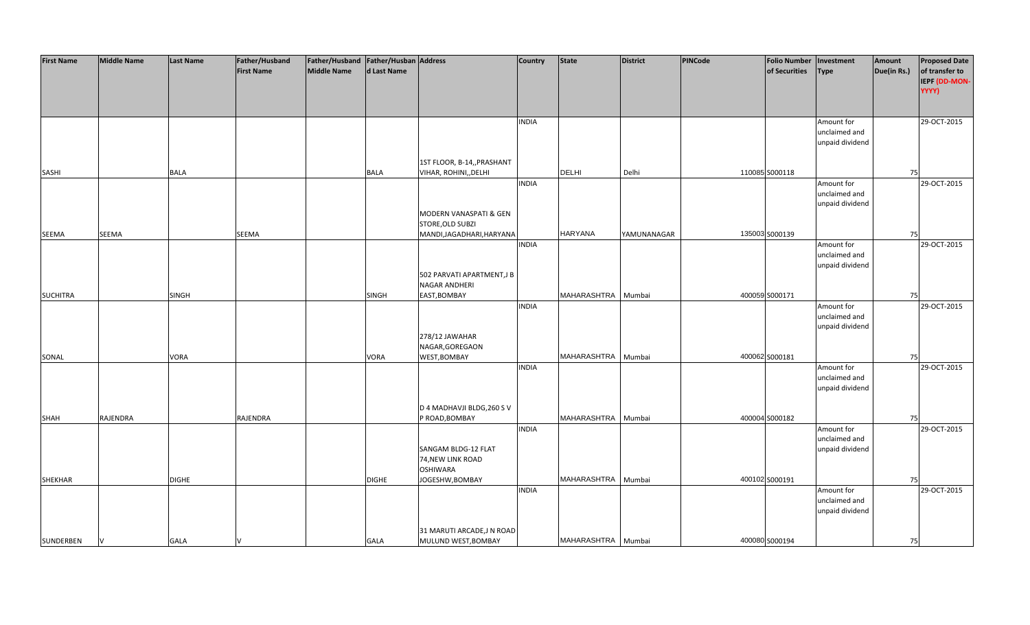| First Name | Middle Name | Last Name | Father/Husband First Name | Father/Husband Middle Name | Father/Husband Last Name | Address | Country | State | District | PINCode | Folio Number of Securities | Investment Type | Amount Due(in Rs.) | Proposed Date of transfer to IEPF (DD-MON-YYYY) |
|---|---|---|---|---|---|---|---|---|---|---|---|---|---|---|
| SASHI | | BALA | | | BALA | 1ST FLOOR, B-14,,PRASHANT VIHAR, ROHINI,,DELHI | INDIA | DELHI | Delhi | 110085 | S000118 | Amount for unclaimed and unpaid dividend | 75 | 29-OCT-2015 |
| SEEMA | SEEMA | | SEEMA | | | MODERN VANASPATI & GEN STORE,OLD SUBZI MANDI,JAGADHARI,HARYANA | INDIA | HARYANA | YAMUNANAGAR | 135003 | S000139 | Amount for unclaimed and unpaid dividend | 75 | 29-OCT-2015 |
| SUCHITRA | | SINGH | | | SINGH | 502 PARVATI APARTMENT,J B NAGAR ANDHERI EAST,BOMBAY | INDIA | MAHARASHTRA | Mumbai | 400059 | S000171 | Amount for unclaimed and unpaid dividend | 75 | 29-OCT-2015 |
| SONAL | | VORA | | | VORA | 278/12 JAWAHAR NAGAR,GOREGAON WEST,BOMBAY | INDIA | MAHARASHTRA | Mumbai | 400062 | S000181 | Amount for unclaimed and unpaid dividend | 75 | 29-OCT-2015 |
| SHAH | RAJENDRA | | RAJENDRA | | | D 4 MADHAVJI BLDG,260 S V P ROAD,BOMBAY | INDIA | MAHARASHTRA | Mumbai | 400004 | S000182 | Amount for unclaimed and unpaid dividend | 75 | 29-OCT-2015 |
| SHEKHAR | | DIGHE | | | DIGHE | SANGAM BLDG-12 FLAT 74,NEW LINK ROAD OSHIWARA JOGESHW,BOMBAY | INDIA | MAHARASHTRA | Mumbai | 400102 | S000191 | Amount for unclaimed and unpaid dividend | 75 | 29-OCT-2015 |
| SUNDERBEN | V | GALA | V | | GALA | 31 MARUTI ARCADE,J N ROAD MULUND WEST,BOMBAY | INDIA | MAHARASHTRA | Mumbai | 400080 | S000194 | Amount for unclaimed and unpaid dividend | 75 | 29-OCT-2015 |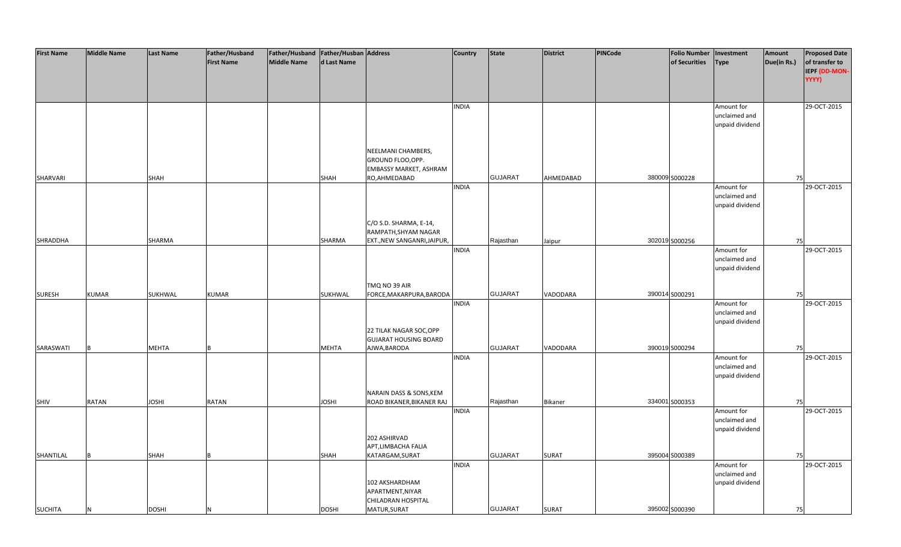| First Name | Middle Name | Last Name | Father/Husband First Name | Father/Husband Middle Name | Father/Husband Last Name | Address | Country | State | District | PINCode | Folio Number of Securities | Investment Type | Amount Due(in Rs.) | Proposed Date of transfer to IEPF (DD-MON-YYYY) |
|---|---|---|---|---|---|---|---|---|---|---|---|---|---|---|
| SHARVARI | | SHAH | | | SHAH | NEELMANI CHAMBERS, GROUND FLOO,OPP. EMBASSY MARKET, ASHRAM RO,AHMEDABAD | INDIA | GUJARAT | AHMEDABAD | 380009 | S000228 | Amount for unclaimed and unpaid dividend | 75 | 29-OCT-2015 |
| SHRADDHA | | SHARMA | | | SHARMA | C/O S.D. SHARMA, E-14, RAMPATH,SHYAM NAGAR EXT.,NEW SANGANRI,JAIPUR, | INDIA | Rajasthan | Jaipur | 302019 | S000256 | Amount for unclaimed and unpaid dividend | 75 | 29-OCT-2015 |
| SURESH | KUMAR | SUKHWAL | KUMAR | | SUKHWAL | TMQ NO 39 AIR FORCE,MAKARPURA,BARODA | INDIA | GUJARAT | VADODARA | 390014 | S000291 | Amount for unclaimed and unpaid dividend | 75 | 29-OCT-2015 |
| SARASWATI | B | MEHTA | B | | MEHTA | 22 TILAK NAGAR SOC,OPP GUJARAT HOUSING BOARD AJWA,BARODA | INDIA | GUJARAT | VADODARA | 390019 | S000294 | Amount for unclaimed and unpaid dividend | 75 | 29-OCT-2015 |
| SHIV | RATAN | JOSHI | RATAN | | JOSHI | NARAIN DASS & SONS,KEM ROAD BIKANER,BIKANER RAJ | INDIA | Rajasthan | Bikaner | 334001 | S000353 | Amount for unclaimed and unpaid dividend | 75 | 29-OCT-2015 |
| SHANTILAL | B | SHAH | B | | SHAH | 202 ASHIRVAD APT,LIMBACHA FALIA KATARGAM,SURAT | INDIA | GUJARAT | SURAT | 395004 | S000389 | Amount for unclaimed and unpaid dividend | 75 | 29-OCT-2015 |
| SUCHITA | N | DOSHI | N | | DOSHI | 102 AKSHARDHAM APARTMENT,NIYAR CHILADRAN HOSPITAL MATUR,SURAT | INDIA | GUJARAT | SURAT | 395002 | S000390 | Amount for unclaimed and unpaid dividend | 75 | 29-OCT-2015 |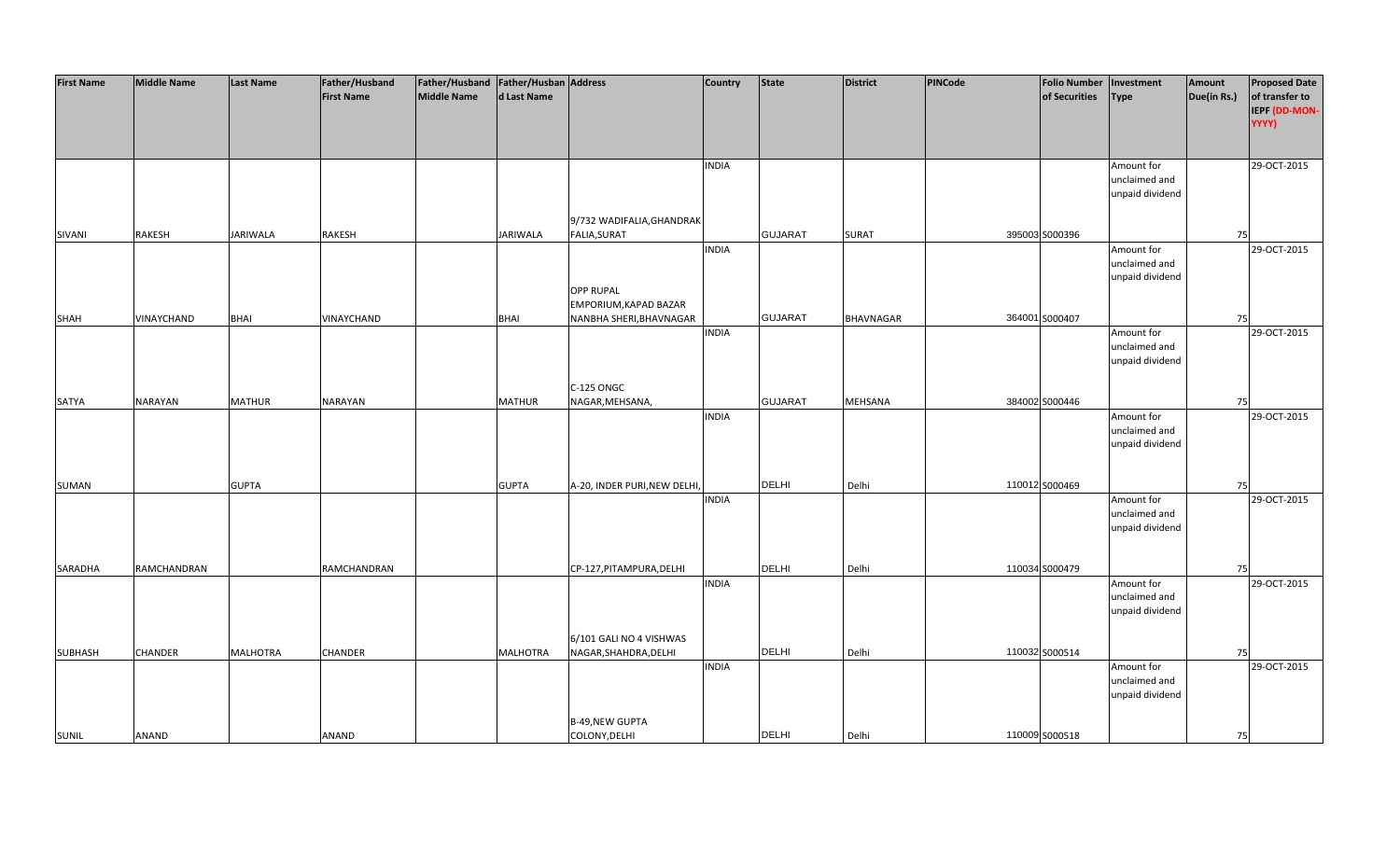| First Name | Middle Name | Last Name | Father/Husband First Name | Father/Husband Middle Name | Father/Husband Last Name | Address | Country | State | District | PINCode | Folio Number of Securities | Investment Type | Amount Due(in Rs.) | Proposed Date of transfer to IEPF (DD-MON-YYYY) |
|---|---|---|---|---|---|---|---|---|---|---|---|---|---|---|
| SIVANI | RAKESH | JARIWALA | RAKESH | | JARIWALA | 9/732 WADIFALIA,GHANDRAK FALIA,SURAT | INDIA | GUJARAT | SURAT | 395003 | S000396 | Amount for unclaimed and unpaid dividend | 75 | 29-OCT-2015 |
| SHAH | VINAYCHAND | BHAI | VINAYCHAND | | BHAI | OPP RUPAL EMPORIUM,KAPAD BAZAR NANBHA SHERI,BHAVNAGAR | INDIA | GUJARAT | BHAVNAGAR | 364001 | S000407 | Amount for unclaimed and unpaid dividend | 75 | 29-OCT-2015 |
| SATYA | NARAYAN | MATHUR | NARAYAN | | MATHUR | C-125 ONGC NAGAR,MEHSANA, | INDIA | GUJARAT | MEHSANA | 384002 | S000446 | Amount for unclaimed and unpaid dividend | 75 | 29-OCT-2015 |
| SUMAN | | GUPTA | | | GUPTA | A-20, INDER PURI,NEW DELHI, | INDIA | DELHI | Delhi | 110012 | S000469 | Amount for unclaimed and unpaid dividend | 75 | 29-OCT-2015 |
| SARADHA | RAMCHANDRAN | | RAMCHANDRAN | | | CP-127,PITAMPURA,DELHI | INDIA | DELHI | Delhi | 110034 | S000479 | Amount for unclaimed and unpaid dividend | 75 | 29-OCT-2015 |
| SUBHASH | CHANDER | MALHOTRA | CHANDER | | MALHOTRA | 6/101 GALI NO 4 VISHWAS NAGAR,SHAHDRA,DELHI | INDIA | DELHI | Delhi | 110032 | S000514 | Amount for unclaimed and unpaid dividend | 75 | 29-OCT-2015 |
| SUNIL | ANAND | | ANAND | | | B-49,NEW GUPTA COLONY,DELHI | INDIA | DELHI | Delhi | 110009 | S000518 | Amount for unclaimed and unpaid dividend | 75 | 29-OCT-2015 |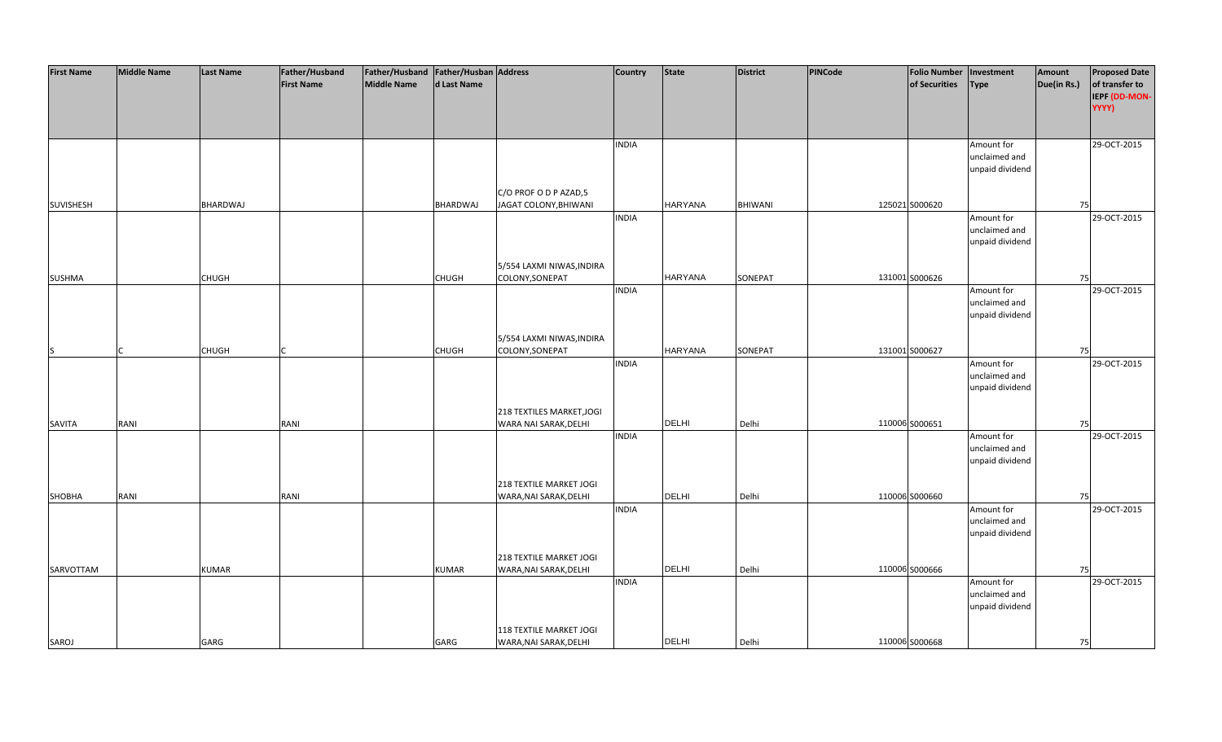| First Name | Middle Name | Last Name | Father/Husband First Name | Father/Husband Middle Name | Father/Husband Last Name | Address | Country | State | District | PINCode | Folio Number of Securities | Investment Type | Amount Due(in Rs.) | Proposed Date of transfer to IEPF (DD-MON-YYYY) |
|---|---|---|---|---|---|---|---|---|---|---|---|---|---|---|
| SUVISHESH | | BHARDWAJ | | | BHARDWAJ | C/O PROF O D P AZAD,5 JAGAT COLONY,BHIWANI | INDIA | HARYANA | BHIWANI | 125021 | S000620 | Amount for unclaimed and unpaid dividend | 75 | 29-OCT-2015 |
| SUSHMA | | CHUGH | | | CHUGH | 5/554 LAXMI NIWAS,INDIRA COLONY,SONEPAT | INDIA | HARYANA | SONEPAT | 131001 | S000626 | Amount for unclaimed and unpaid dividend | 75 | 29-OCT-2015 |
| S | C | CHUGH | C | | CHUGH | 5/554 LAXMI NIWAS,INDIRA COLONY,SONEPAT | INDIA | HARYANA | SONEPAT | 131001 | S000627 | Amount for unclaimed and unpaid dividend | 75 | 29-OCT-2015 |
| SAVITA | RANI | | RANI | | | 218 TEXTILES MARKET,JOGI WARA NAI SARAK,DELHI | INDIA | DELHI | Delhi | 110006 | S000651 | Amount for unclaimed and unpaid dividend | 75 | 29-OCT-2015 |
| SHOBHA | RANI | | RANI | | | 218 TEXTILE MARKET JOGI WARA,NAI SARAK,DELHI | INDIA | DELHI | Delhi | 110006 | S000660 | Amount for unclaimed and unpaid dividend | 75 | 29-OCT-2015 |
| SARVOTTAM | | KUMAR | | | KUMAR | 218 TEXTILE MARKET JOGI WARA,NAI SARAK,DELHI | INDIA | DELHI | Delhi | 110006 | S000666 | Amount for unclaimed and unpaid dividend | 75 | 29-OCT-2015 |
| SAROJ | | GARG | | | GARG | 118 TEXTILE MARKET JOGI WARA,NAI SARAK,DELHI | INDIA | DELHI | Delhi | 110006 | S000668 | Amount for unclaimed and unpaid dividend | 75 | 29-OCT-2015 |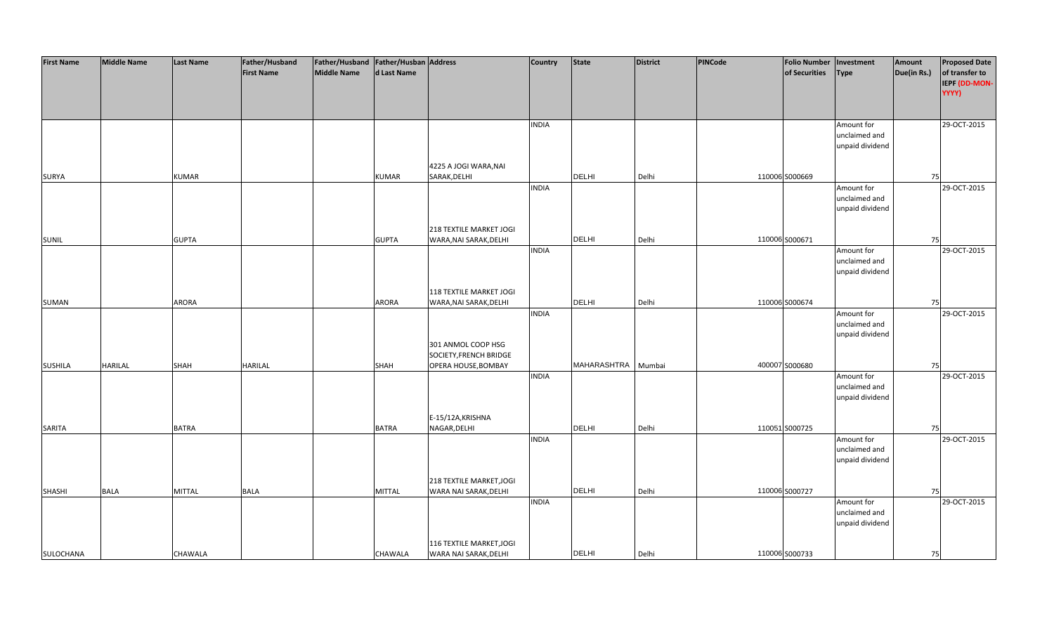| First Name | Middle Name | Last Name | Father/Husband First Name | Father/Husband Middle Name | Father/Husband Last Name | Address | Country | State | District | PINCode | Folio Number of Securities | Investment Type | Amount Due(in Rs.) | Proposed Date of transfer to IEPF (DD-MON-YYYY) |
|---|---|---|---|---|---|---|---|---|---|---|---|---|---|---|
| SURYA | | KUMAR | | | KUMAR | 4225 A JOGI WARA,NAI SARAK,DELHI | INDIA | DELHI | Delhi | 110006 | S000669 | Amount for unclaimed and unpaid dividend | 75 | 29-OCT-2015 |
| SUNIL | | GUPTA | | | GUPTA | 218 TEXTILE MARKET JOGI WARA,NAI SARAK,DELHI | INDIA | DELHI | Delhi | 110006 | S000671 | Amount for unclaimed and unpaid dividend | 75 | 29-OCT-2015 |
| SUMAN | | ARORA | | | ARORA | 118 TEXTILE MARKET JOGI WARA,NAI SARAK,DELHI | INDIA | DELHI | Delhi | 110006 | S000674 | Amount for unclaimed and unpaid dividend | 75 | 29-OCT-2015 |
| SUSHILA | HARILAL | SHAH | HARILAL | | SHAH | 301 ANMOL COOP HSG SOCIETY,FRENCH BRIDGE OPERA HOUSE,BOMBAY | INDIA | MAHARASHTRA | Mumbai | 400007 | S000680 | Amount for unclaimed and unpaid dividend | 75 | 29-OCT-2015 |
| SARITA | | BATRA | | | BATRA | E-15/12A,KRISHNA NAGAR,DELHI | INDIA | DELHI | Delhi | 110051 | S000725 | Amount for unclaimed and unpaid dividend | 75 | 29-OCT-2015 |
| SHASHI | BALA | MITTAL | BALA | | MITTAL | 218 TEXTILE MARKET,JOGI WARA NAI SARAK,DELHI | INDIA | DELHI | Delhi | 110006 | S000727 | Amount for unclaimed and unpaid dividend | 75 | 29-OCT-2015 |
| SULOCHANA | | CHAWALA | | | CHAWALA | 116 TEXTILE MARKET,JOGI WARA NAI SARAK,DELHI | INDIA | DELHI | Delhi | 110006 | S000733 | Amount for unclaimed and unpaid dividend | 75 | 29-OCT-2015 |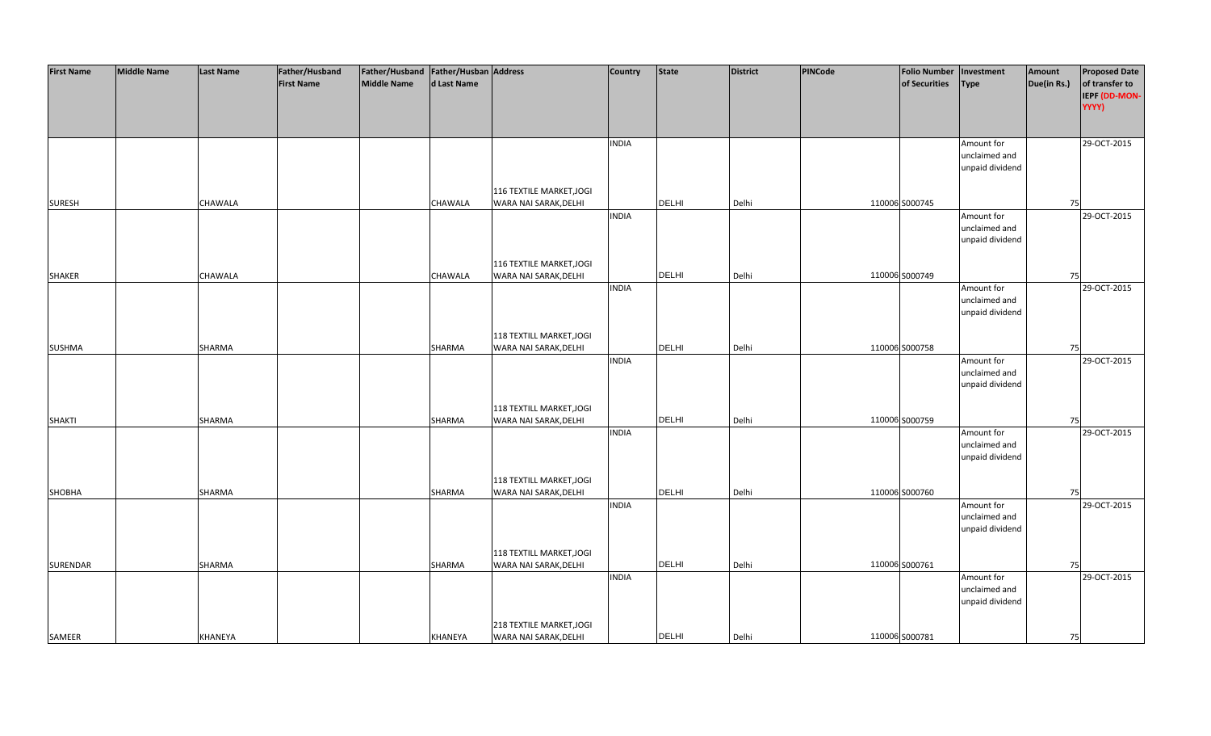| First Name | Middle Name | Last Name | Father/Husband First Name | Father/Husband Middle Name | Father/Husband Last Name | Address | Country | State | District | PINCode | Folio Number of Securities | Investment Type | Amount Due(in Rs.) | Proposed Date of transfer to IEPF (DD-MON-YYYY) |
|---|---|---|---|---|---|---|---|---|---|---|---|---|---|---|
| SURESH | | CHAWALA | | | CHAWALA | 116 TEXTILE MARKET,JOGI WARA NAI SARAK,DELHI | INDIA | DELHI | Delhi | 110006 | S000745 | Amount for unclaimed and unpaid dividend | 75 | 29-OCT-2015 |
| SHAKER | | CHAWALA | | | CHAWALA | 116 TEXTILE MARKET,JOGI WARA NAI SARAK,DELHI | INDIA | DELHI | Delhi | 110006 | S000749 | Amount for unclaimed and unpaid dividend | 75 | 29-OCT-2015 |
| SUSHMA | | SHARMA | | | SHARMA | 118 TEXTILL MARKET,JOGI WARA NAI SARAK,DELHI | INDIA | DELHI | Delhi | 110006 | S000758 | Amount for unclaimed and unpaid dividend | 75 | 29-OCT-2015 |
| SHAKTI | | SHARMA | | | SHARMA | 118 TEXTILL MARKET,JOGI WARA NAI SARAK,DELHI | INDIA | DELHI | Delhi | 110006 | S000759 | Amount for unclaimed and unpaid dividend | 75 | 29-OCT-2015 |
| SHOBHA | | SHARMA | | | SHARMA | 118 TEXTILL MARKET,JOGI WARA NAI SARAK,DELHI | INDIA | DELHI | Delhi | 110006 | S000760 | Amount for unclaimed and unpaid dividend | 75 | 29-OCT-2015 |
| SURENDAR | | SHARMA | | | SHARMA | 118 TEXTILL MARKET,JOGI WARA NAI SARAK,DELHI | INDIA | DELHI | Delhi | 110006 | S000761 | Amount for unclaimed and unpaid dividend | 75 | 29-OCT-2015 |
| SAMEER | | KHANEYA | | | KHANEYA | 218 TEXTILE MARKET,JOGI WARA NAI SARAK,DELHI | INDIA | DELHI | Delhi | 110006 | S000781 | Amount for unclaimed and unpaid dividend | 75 | 29-OCT-2015 |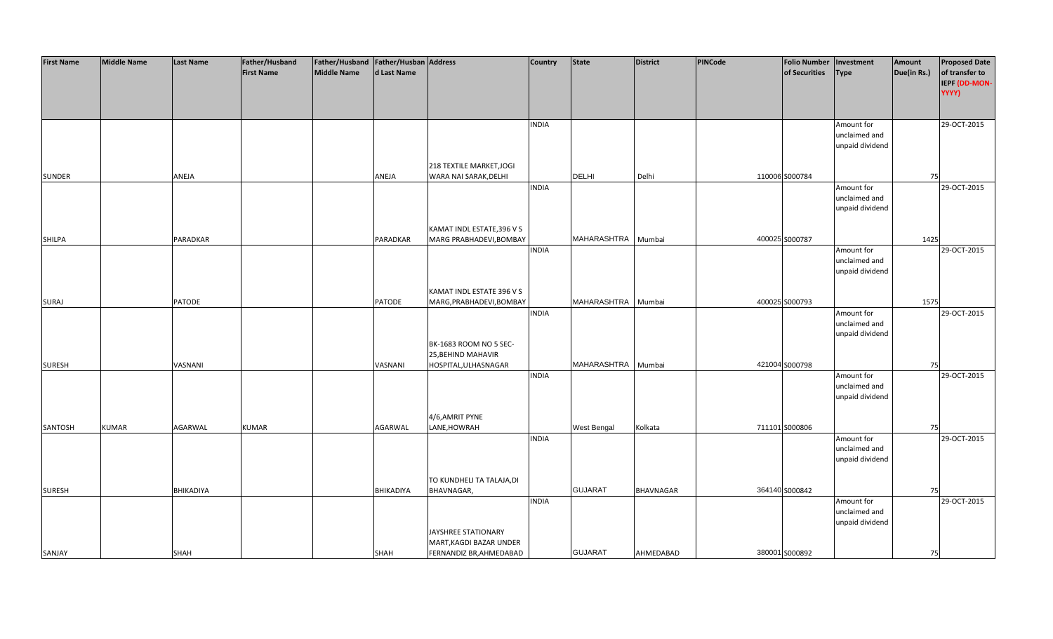| First Name | Middle Name | Last Name | Father/Husband First Name | Father/Husband Middle Name | Father/Husband Last Name | Address | Country | State | District | PINCode | Folio Number of Securities | Investment Type | Amount Due(in Rs.) | Proposed Date of transfer to IEPF (DD-MON-YYYY) |
|---|---|---|---|---|---|---|---|---|---|---|---|---|---|---|
| SUNDER | | ANEJA | | | ANEJA | 218 TEXTILE MARKET,JOGI WARA NAI SARAK,DELHI | INDIA | DELHI | Delhi | 110006 | S000784 | Amount for unclaimed and unpaid dividend | 75 | 29-OCT-2015 |
| SHILPA | | PARADKAR | | | PARADKAR | KAMAT INDL ESTATE,396 V S MARG PRABHADEVI,BOMBAY | INDIA | MAHARASHTRA | Mumbai | 400025 | S000787 | Amount for unclaimed and unpaid dividend | 1425 | 29-OCT-2015 |
| SURAJ | | PATODE | | | PATODE | KAMAT INDL ESTATE 396 V S MARG,PRABHADEVI,BOMBAY | INDIA | MAHARASHTRA | Mumbai | 400025 | S000793 | Amount for unclaimed and unpaid dividend | 1575 | 29-OCT-2015 |
| SURESH | | VASNANI | | | VASNANI | BK-1683 ROOM NO 5 SEC-25,BEHIND MAHAVIR HOSPITAL,ULHASNAGAR | INDIA | MAHARASHTRA | Mumbai | 421004 | S000798 | Amount for unclaimed and unpaid dividend | 75 | 29-OCT-2015 |
| SANTOSH | KUMAR | AGARWAL | KUMAR | | AGARWAL | 4/6,AMRIT PYNE LANE,HOWRAH | INDIA | West Bengal | Kolkata | 711101 | S000806 | Amount for unclaimed and unpaid dividend | 75 | 29-OCT-2015 |
| SURESH | | BHIKADIYA | | | BHIKADIYA | TO KUNDHELI TA TALAJA,DI BHAVNAGAR, | INDIA | GUJARAT | BHAVNAGAR | 364140 | S000842 | Amount for unclaimed and unpaid dividend | 75 | 29-OCT-2015 |
| SANJAY | | SHAH | | | SHAH | JAYSHREE STATIONARY MART,KAGDI BAZAR UNDER FERNANDIZ BR,AHMEDABAD | INDIA | GUJARAT | AHMEDABAD | 380001 | S000892 | Amount for unclaimed and unpaid dividend | 75 | 29-OCT-2015 |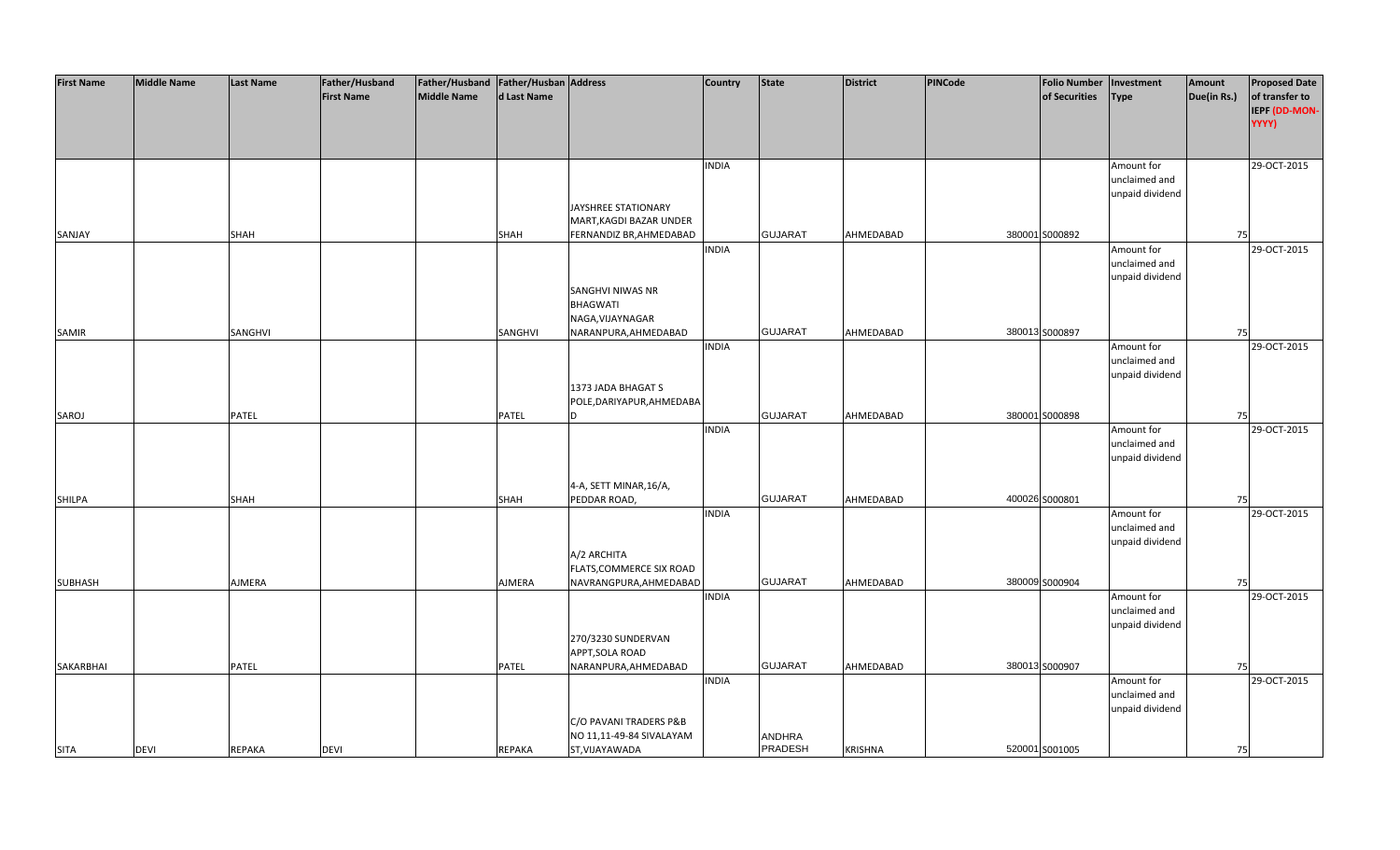| First Name | Middle Name | Last Name | Father/Husband First Name | Father/Husband Middle Name | Father/Husband Last Name | Address | Country | State | District | PINCode | Folio Number of Securities | Investment Type | Amount Due(in Rs.) | Proposed Date of transfer to IEPF (DD-MON-YYYY) |
|---|---|---|---|---|---|---|---|---|---|---|---|---|---|---|
| SANJAY | | SHAH | | | SHAH | JAYSHREE STATIONARY MART,KAGDI BAZAR UNDER FERNANDIZ BR,AHMEDABAD | INDIA | GUJARAT | AHMEDABAD | 380001 | S000892 | Amount for unclaimed and unpaid dividend | 75 | 29-OCT-2015 |
| SAMIR | | SANGHVI | | | SANGHVI | SANGHVI NIWAS NR BHAGWATI NAGA,VIJAYNAGAR NARANPURA,AHMEDABAD | INDIA | GUJARAT | AHMEDABAD | 380013 | S000897 | Amount for unclaimed and unpaid dividend | 75 | 29-OCT-2015 |
| SAROJ | | PATEL | | | PATEL | 1373 JADA BHAGAT S POLE,DARIYAPUR,AHMEDABAD | INDIA | GUJARAT | AHMEDABAD | 380001 | S000898 | Amount for unclaimed and unpaid dividend | 75 | 29-OCT-2015 |
| SHILPA | | SHAH | | | SHAH | 4-A, SETT MINAR,16/A, PEDDAR ROAD, | INDIA | GUJARAT | AHMEDABAD | 400026 | S000801 | Amount for unclaimed and unpaid dividend | 75 | 29-OCT-2015 |
| SUBHASH | | AJMERA | | | AJMERA | A/2 ARCHITA FLATS,COMMERCE SIX ROAD NAVRANGPURA,AHMEDABAD | INDIA | GUJARAT | AHMEDABAD | 380009 | S000904 | Amount for unclaimed and unpaid dividend | 75 | 29-OCT-2015 |
| SAKARBHAI | | PATEL | | | PATEL | 270/3230 SUNDERVAN APPT,SOLA ROAD NARANPURA,AHMEDABAD | INDIA | GUJARAT | AHMEDABAD | 380013 | S000907 | Amount for unclaimed and unpaid dividend | 75 | 29-OCT-2015 |
| SITA | DEVI | REPAKA | DEVI | | REPAKA | C/O PAVANI TRADERS P&B NO 11,11-49-84 SIVALAYAM ST,VIJAYAWADA | INDIA | ANDHRA PRADESH | KRISHNA | 520001 | S001005 | Amount for unclaimed and unpaid dividend | 75 | 29-OCT-2015 |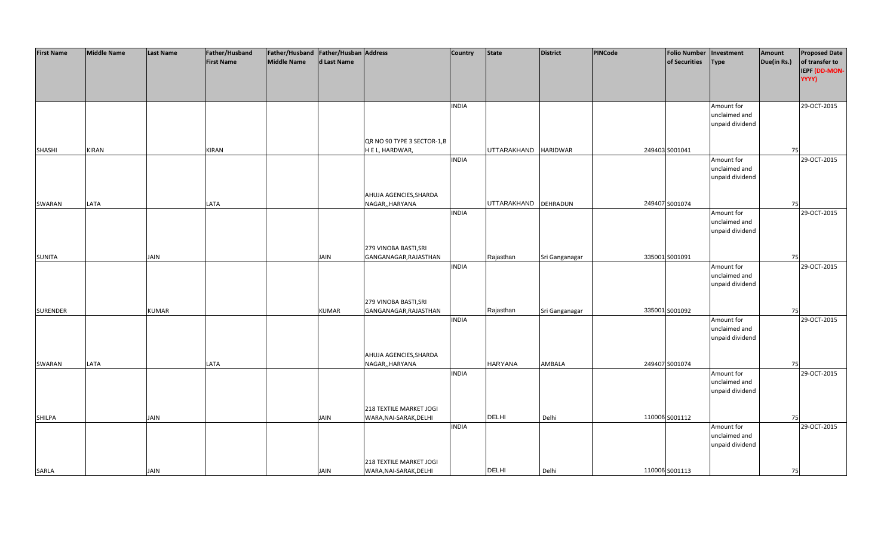| First Name | Middle Name | Last Name | Father/Husband First Name | Father/Husband Middle Name | Father/Husband Last Name | Address | Country | State | District | PINCode | Folio Number of Securities | Investment Type | Amount Due(in Rs.) | Proposed Date of transfer to IEPF (DD-MON-YYYY) |
|---|---|---|---|---|---|---|---|---|---|---|---|---|---|---|
| SHASHI | KIRAN | | KIRAN | | | QR NO 90 TYPE 3 SECTOR-1,B H E L, HARDWAR, | INDIA | UTTARAKHAND | HARIDWAR | 249403 | S001041 | Amount for unclaimed and unpaid dividend | 75 | 29-OCT-2015 |
| SWARAN | LATA | | LATA | | | AHUJA AGENCIES,SHARDA NAGAR,,HARYANA | INDIA | UTTARAKHAND | DEHRADUN | 249407 | S001074 | Amount for unclaimed and unpaid dividend | 75 | 29-OCT-2015 |
| SUNITA | | JAIN | | | JAIN | 279 VINOBA BASTI,SRI GANGANAGAR,RAJASTHAN | INDIA | Rajasthan | Sri Ganganagar | 335001 | S001091 | Amount for unclaimed and unpaid dividend | 75 | 29-OCT-2015 |
| SURENDER | | KUMAR | | | KUMAR | 279 VINOBA BASTI,SRI GANGANAGAR,RAJASTHAN | INDIA | Rajasthan | Sri Ganganagar | 335001 | S001092 | Amount for unclaimed and unpaid dividend | 75 | 29-OCT-2015 |
| SWARAN | LATA | | LATA | | | AHUJA AGENCIES,SHARDA NAGAR,,HARYANA | INDIA | HARYANA | AMBALA | 249407 | S001074 | Amount for unclaimed and unpaid dividend | 75 | 29-OCT-2015 |
| SHILPA | | JAIN | | | JAIN | 218 TEXTILE MARKET JOGI WARA,NAI-SARAK,DELHI | INDIA | DELHI | Delhi | 110006 | S001112 | Amount for unclaimed and unpaid dividend | 75 | 29-OCT-2015 |
| SARLA | | JAIN | | | JAIN | 218 TEXTILE MARKET JOGI WARA,NAI-SARAK,DELHI | INDIA | DELHI | Delhi | 110006 | S001113 | Amount for unclaimed and unpaid dividend | 75 | 29-OCT-2015 |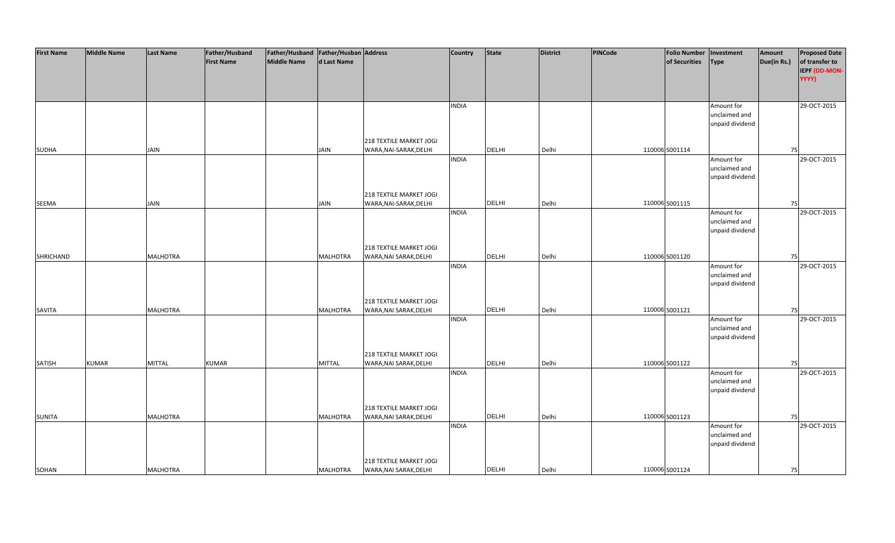| First Name | Middle Name | Last Name | Father/Husband First Name | Father/Husband Middle Name | Father/Husband Last Name | Address | Country | State | District | PINCode | Folio Number of Securities | Investment Type | Amount Due(in Rs.) | Proposed Date of transfer to IEPF (DD-MON-YYYY) |
|---|---|---|---|---|---|---|---|---|---|---|---|---|---|---|
| SUDHA | | JAIN | | | JAIN | 218 TEXTILE MARKET JOGI WARA,NAI-SARAK,DELHI | INDIA | DELHI | Delhi | 110006 | S001114 | Amount for unclaimed and unpaid dividend | 75 | 29-OCT-2015 |
| SEEMA | | JAIN | | | JAIN | 218 TEXTILE MARKET JOGI WARA,NAI-SARAK,DELHI | INDIA | DELHI | Delhi | 110006 | S001115 | Amount for unclaimed and unpaid dividend | 75 | 29-OCT-2015 |
| SHRICHAND | | MALHOTRA | | | MALHOTRA | 218 TEXTILE MARKET JOGI WARA,NAI SARAK,DELHI | INDIA | DELHI | Delhi | 110006 | S001120 | Amount for unclaimed and unpaid dividend | 75 | 29-OCT-2015 |
| SAVITA | | MALHOTRA | | | MALHOTRA | 218 TEXTILE MARKET JOGI WARA,NAI SARAK,DELHI | INDIA | DELHI | Delhi | 110006 | S001121 | Amount for unclaimed and unpaid dividend | 75 | 29-OCT-2015 |
| SATISH | KUMAR | MITTAL | KUMAR | | MITTAL | 218 TEXTILE MARKET JOGI WARA,NAI SARAK,DELHI | INDIA | DELHI | Delhi | 110006 | S001122 | Amount for unclaimed and unpaid dividend | 75 | 29-OCT-2015 |
| SUNITA | | MALHOTRA | | | MALHOTRA | 218 TEXTILE MARKET JOGI WARA,NAI SARAK,DELHI | INDIA | DELHI | Delhi | 110006 | S001123 | Amount for unclaimed and unpaid dividend | 75 | 29-OCT-2015 |
| SOHAN | | MALHOTRA | | | MALHOTRA | 218 TEXTILE MARKET JOGI WARA,NAI SARAK,DELHI | INDIA | DELHI | Delhi | 110006 | S001124 | Amount for unclaimed and unpaid dividend | 75 | 29-OCT-2015 |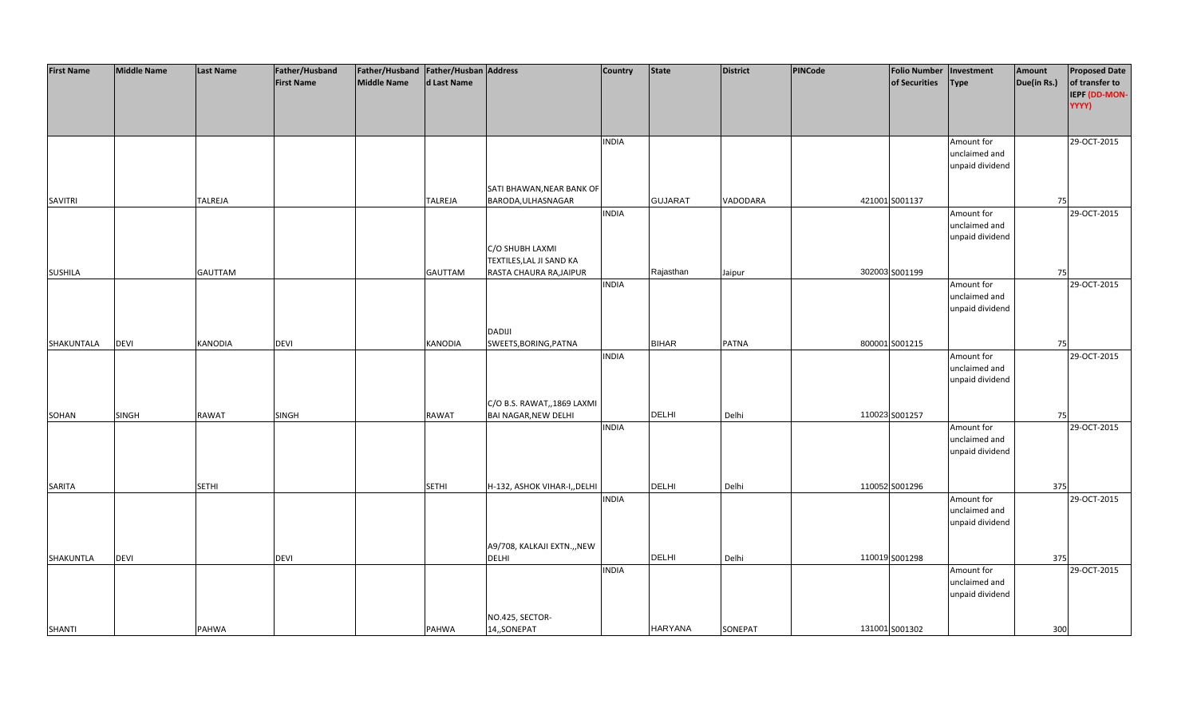| First Name | Middle Name | Last Name | Father/Husband First Name | Father/Husband Middle Name | Father/Husband Last Name | Address | Country | State | District | PINCode | Folio Number of Securities | Investment Type | Amount Due(in Rs.) | Proposed Date of transfer to IEPF (DD-MON-YYYY) |
|---|---|---|---|---|---|---|---|---|---|---|---|---|---|---|
| SAVITRI | | TALREJA | | | TALREJA | SATI BHAWAN,NEAR BANK OF BARODA,ULHASNAGAR | INDIA | GUJARAT | VADODARA | 421001 | S001137 | Amount for unclaimed and unpaid dividend | 75 | 29-OCT-2015 |
| SUSHILA | | GAUTTAM | | | GAUTTAM | C/O SHUBH LAXMI TEXTILES,LAL JI SAND KA RASTA CHAURA RA,JAIPUR | INDIA | Rajasthan | Jaipur | 302003 | S001199 | Amount for unclaimed and unpaid dividend | 75 | 29-OCT-2015 |
| SHAKUNTALA | DEVI | KANODIA | DEVI | | KANODIA | DADIJI SWEETS,BORING,PATNA | INDIA | BIHAR | PATNA | 800001 | S001215 | Amount for unclaimed and unpaid dividend | 75 | 29-OCT-2015 |
| SOHAN | SINGH | RAWAT | SINGH | | RAWAT | C/O B.S. RAWAT,,1869 LAXMI BAI NAGAR,NEW DELHI | INDIA | DELHI | Delhi | 110023 | S001257 | Amount for unclaimed and unpaid dividend | 75 | 29-OCT-2015 |
| SARITA | | SETHI | | | SETHI | H-132, ASHOK VIHAR-I,,DELHI | INDIA | DELHI | Delhi | 110052 | S001296 | Amount for unclaimed and unpaid dividend | 375 | 29-OCT-2015 |
| SHAKUNTLA | DEVI | | DEVI | | | A9/708, KALKAJI EXTN.,,NEW DELHI | INDIA | DELHI | Delhi | 110019 | S001298 | Amount for unclaimed and unpaid dividend | 375 | 29-OCT-2015 |
| SHANTI | | PAHWA | | | PAHWA | NO.425, SECTOR-14,,SONEPAT | INDIA | HARYANA | SONEPAT | 131001 | S001302 | Amount for unclaimed and unpaid dividend | 300 | 29-OCT-2015 |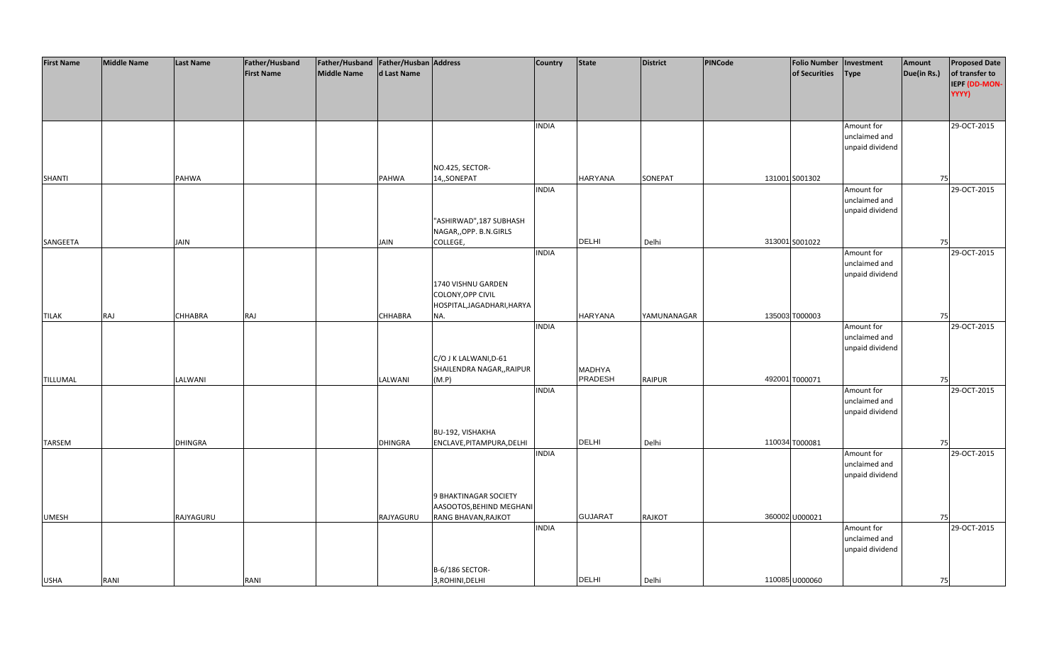| First Name | Middle Name | Last Name | Father/Husband First Name | Father/Husband Middle Name | Father/Husband Last Name | Address | Country | State | District | PINCode | Folio Number of Securities | Investment Type | Amount Due(in Rs.) | Proposed Date of transfer to IEPF (DD-MON-YYYY) |
|---|---|---|---|---|---|---|---|---|---|---|---|---|---|---|
| SHANTI | | PAHWA | | | PAHWA | NO.425, SECTOR-14,,SONEPAT | INDIA | HARYANA | SONEPAT | 131001 | S001302 | Amount for unclaimed and unpaid dividend | 75 | 29-OCT-2015 |
| SANGEETA | | JAIN | | | JAIN | "ASHIRWAD",187 SUBHASH NAGAR,,OPP. B.N.GIRLS COLLEGE, | INDIA | DELHI | Delhi | 313001 | S001022 | Amount for unclaimed and unpaid dividend | 75 | 29-OCT-2015 |
| TILAK | RAJ | CHHABRA | RAJ | | CHHABRA | 1740 VISHNU GARDEN COLONY,OPP CIVIL HOSPITAL,JAGADHARI,HARYANA. | INDIA | HARYANA | YAMUNANAGAR | 135003 | T000003 | Amount for unclaimed and unpaid dividend | 75 | 29-OCT-2015 |
| TILLUMAL | | LALWANI | | | LALWANI | C/O J K LALWANI,D-61 SHAILENDRA NAGAR,,RAIPUR (M.P) | INDIA | MADHYA PRADESH | RAIPUR | 492001 | T000071 | Amount for unclaimed and unpaid dividend | 75 | 29-OCT-2015 |
| TARSEM | | DHINGRA | | | DHINGRA | BU-192, VISHAKHA ENCLAVE,PITAMPURA,DELHI | INDIA | DELHI | Delhi | 110034 | T000081 | Amount for unclaimed and unpaid dividend | 75 | 29-OCT-2015 |
| UMESH | | RAJYAGURU | | | RAJYAGURU | 9 BHAKTINAGAR SOCIETY AASOOTOS,BEHIND MEGHANI RANG BHAVAN,RAJKOT | INDIA | GUJARAT | RAJKOT | 360002 | U000021 | Amount for unclaimed and unpaid dividend | 75 | 29-OCT-2015 |
| USHA | RANI | | RANI | | | B-6/186 SECTOR-3,ROHINI,DELHI | INDIA | DELHI | Delhi | 110085 | U000060 | Amount for unclaimed and unpaid dividend | 75 | 29-OCT-2015 |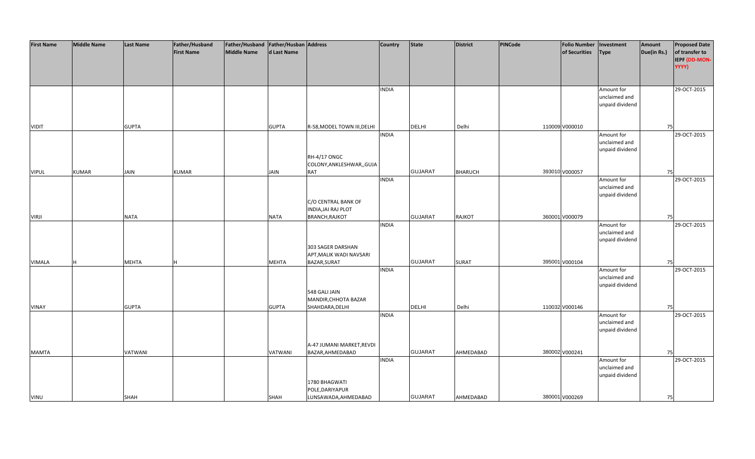| First Name | Middle Name | Last Name | Father/Husband First Name | Father/Husband Middle Name | Father/Husband Last Name | Address | Country | State | District | PINCode | Folio Number of Securities | Investment Type | Amount Due(in Rs.) | Proposed Date of transfer to IEPF (DD-MON-YYYY) |
|---|---|---|---|---|---|---|---|---|---|---|---|---|---|---|
| VIDIT | | GUPTA | | | GUPTA | R-58,MODEL TOWN III,DELHI | INDIA | DELHI | Delhi | 110009 | V000010 | Amount for unclaimed and unpaid dividend | 75 | 29-OCT-2015 |
| VIPUL | KUMAR | JAIN | KUMAR | | JAIN | RH-4/17 ONGC COLONY,ANKLESHWAR,,GUJARAT | INDIA | GUJARAT | BHARUCH | 393010 | V000057 | Amount for unclaimed and unpaid dividend | 75 | 29-OCT-2015 |
| VIRJI | | NATA | | | NATA | C/O CENTRAL BANK OF INDIA,JAI RAJ PLOT BRANCH,RAJKOT | INDIA | GUJARAT | RAJKOT | 360001 | V000079 | Amount for unclaimed and unpaid dividend | 75 | 29-OCT-2015 |
| VIMALA | H | MEHTA | H | | MEHTA | 303 SAGER DARSHAN APT,MALIK WADI NAVSARI BAZAR,SURAT | INDIA | GUJARAT | SURAT | 395001 | V000104 | Amount for unclaimed and unpaid dividend | 75 | 29-OCT-2015 |
| VINAY | | GUPTA | | | GUPTA | 548 GALI JAIN MANDIR,CHHOTA BAZAR SHAHDARA,DELHI | INDIA | DELHI | Delhi | 110032 | V000146 | Amount for unclaimed and unpaid dividend | 75 | 29-OCT-2015 |
| MAMTA | | VATWANI | | | VATWANI | A-47 JUMANI MARKET,REVDI BAZAR,AHMEDABAD | INDIA | GUJARAT | AHMEDABAD | 380002 | V000241 | Amount for unclaimed and unpaid dividend | 75 | 29-OCT-2015 |
| VINU | | SHAH | | | SHAH | 1780 BHAGWATI POLE,DARIYAPUR LUNSAWADA,AHMEDABAD | INDIA | GUJARAT | AHMEDABAD | 380001 | V000269 | Amount for unclaimed and unpaid dividend | 75 | 29-OCT-2015 |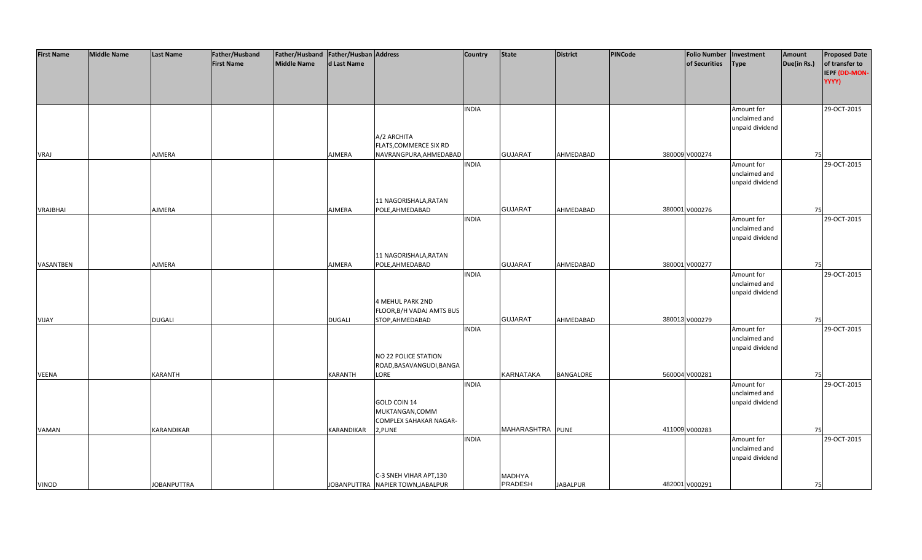| First Name | Middle Name | Last Name | Father/Husband First Name | Father/Husband Middle Name | Father/Husband Last Name | Address | Country | State | District | PINCode | Folio Number of Securities | Investment Type | Amount Due(in Rs.) | Proposed Date of transfer to IEPF (DD-MON-YYYY) |
|---|---|---|---|---|---|---|---|---|---|---|---|---|---|---|
| VRAJ | | AJMERA | | | AJMERA | A/2 ARCHITA FLATS,COMMERCE SIX RD NAVRANGPURA,AHMEDABAD | INDIA | GUJARAT | AHMEDABAD | 380009 | V000274 | Amount for unclaimed and unpaid dividend | 75 | 29-OCT-2015 |
| VRAJBHAI | | AJMERA | | | AJMERA | 11 NAGORISHALA,RATAN POLE,AHMEDABAD | INDIA | GUJARAT | AHMEDABAD | 380001 | V000276 | Amount for unclaimed and unpaid dividend | 75 | 29-OCT-2015 |
| VASANTBEN | | AJMERA | | | AJMERA | 11 NAGORISHALA,RATAN POLE,AHMEDABAD | INDIA | GUJARAT | AHMEDABAD | 380001 | V000277 | Amount for unclaimed and unpaid dividend | 75 | 29-OCT-2015 |
| VIJAY | | DUGALI | | | DUGALI | 4 MEHUL PARK 2ND FLOOR,B/H VADAJ AMTS BUS STOP,AHMEDABAD | INDIA | GUJARAT | AHMEDABAD | 380013 | V000279 | Amount for unclaimed and unpaid dividend | 75 | 29-OCT-2015 |
| VEENA | | KARANTH | | | KARANTH | NO 22 POLICE STATION ROAD,BASAVANGUDI,BANGALORE | INDIA | KARNATAKA | BANGALORE | 560004 | V000281 | Amount for unclaimed and unpaid dividend | 75 | 29-OCT-2015 |
| VAMAN | | KARANDIKAR | | | KARANDIKAR | GOLD COIN 14 MUKTANGAN,COMM COMPLEX SAHAKAR NAGAR-2,PUNE | INDIA | MAHARASHTRA | PUNE | 411009 | V000283 | Amount for unclaimed and unpaid dividend | 75 | 29-OCT-2015 |
| VINOD | | JOBANPUTTRA | | | JOBANPUTTRA | C-3 SNEH VIHAR APT,130 NAPIER TOWN,JABALPUR | INDIA | MADHYA PRADESH | JABALPUR | 482001 | V000291 | Amount for unclaimed and unpaid dividend | 75 | 29-OCT-2015 |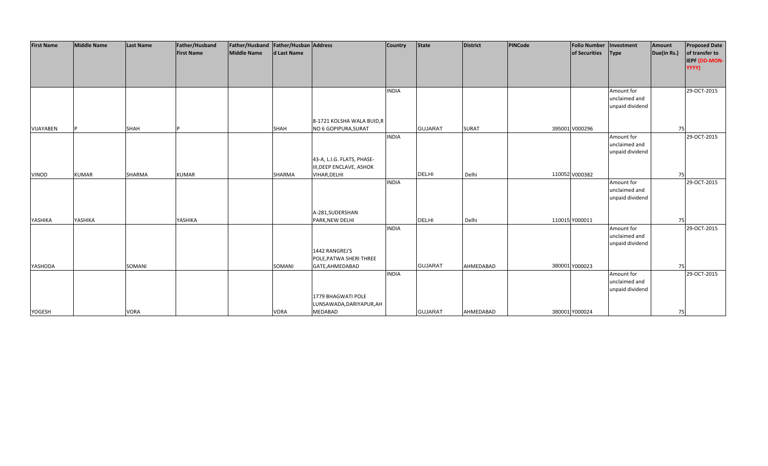| First Name | Middle Name | Last Name | Father/Husband First Name | Father/Husband Middle Name | Father/Husband Last Name | Address | Country | State | District | PINCode | Folio Number of Securities | Investment Type | Amount Due(in Rs.) | Proposed Date of transfer to IEPF (DD-MON-YYYY) |
|---|---|---|---|---|---|---|---|---|---|---|---|---|---|---|
| VIJAYABEN | P | SHAH | P | | SHAH | 8-1721 KOLSHA WALA BUID,R NO 6 GOPIPURA,SURAT | INDIA | GUJARAT | SURAT | 395001 | V000296 | Amount for unclaimed and unpaid dividend | 75 | 29-OCT-2015 |
| VINOD | KUMAR | SHARMA | KUMAR | | SHARMA | 43-A, L.I.G. FLATS, PHASE-III,DEEP ENCLAVE, ASHOK VIHAR,DELHI | INDIA | DELHI | Delhi | 110052 | V000382 | Amount for unclaimed and unpaid dividend | 75 | 29-OCT-2015 |
| YASHIKA | YASHIKA | | YASHIKA | | | A-281,SUDERSHAN PARK,NEW DELHI | INDIA | DELHI | Delhi | 110015 | Y000011 | Amount for unclaimed and unpaid dividend | 75 | 29-OCT-2015 |
| YASHODA | | SOMANI | | | SOMANI | 1442 RANGREJ'S POLE,PATWA SHERI THREE GATE,AHMEDABAD | INDIA | GUJARAT | AHMEDABAD | 380001 | Y000023 | Amount for unclaimed and unpaid dividend | 75 | 29-OCT-2015 |
| YOGESH | | VORA | | | VORA | 1779 BHAGWATI POLE LUNSAWADA,DARIYAPUR,AHMEDABAD | INDIA | GUJARAT | AHMEDABAD | 380001 | Y000024 | Amount for unclaimed and unpaid dividend | 75 | 29-OCT-2015 |